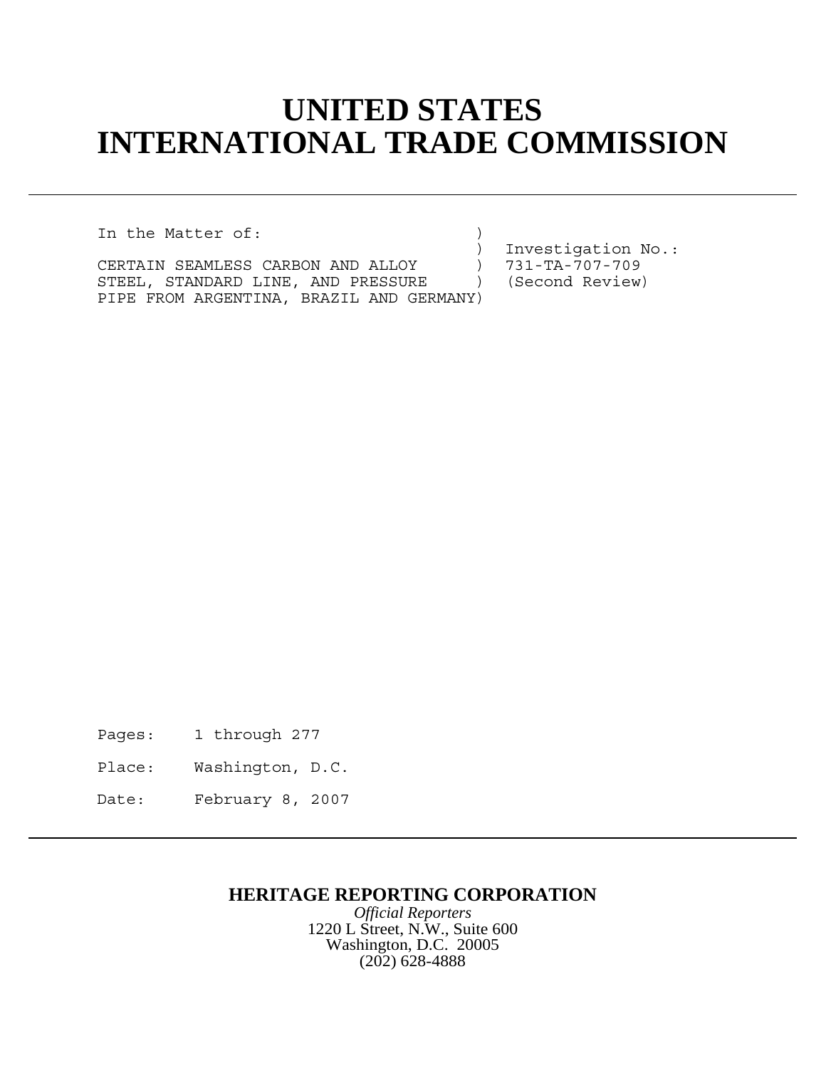# UNITED STATES
# INTERNATIONAL TRADE COMMISSION

```
In the Matter of:                       )
                                        )  Investigation No.:
CERTAIN SEAMLESS CARBON AND ALLOY       )  731-TA-707-709
STEEL, STANDARD LINE, AND PRESSURE      )  (Second Review)
PIPE FROM ARGENTINA, BRAZIL AND GERMANY)
```

Pages: 1 through 277

Place: Washington, D.C.

Date: February 8, 2007

**HERITAGE REPORTING CORPORATION**

*Official Reporters*

1220 L Street, N.W., Suite 600

Washington, D.C. 20005

(202) 628-4888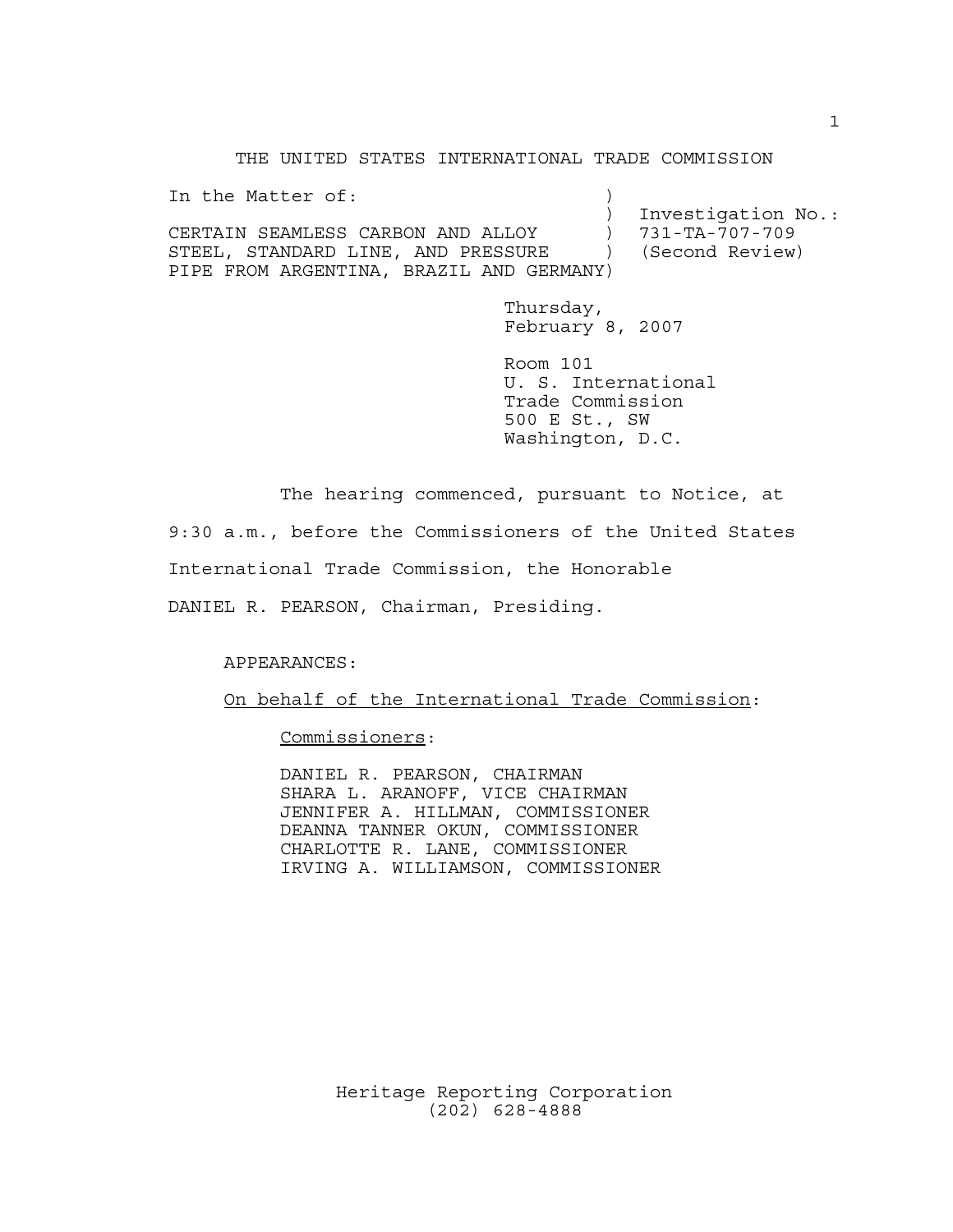THE UNITED STATES INTERNATIONAL TRADE COMMISSION

In the Matter of:

CERTAIN SEAMLESS CARBON AND ALLOY STEEL, STANDARD LINE, AND PRESSURE PIPE FROM ARGENTINA, BRAZIL AND GERMANY

Investigation No.: 731-TA-707-709 (Second Review)

Thursday,
February 8, 2007

Room 101
U. S. International
Trade Commission
500 E St., SW
Washington, D.C.

The hearing commenced, pursuant to Notice, at 9:30 a.m., before the Commissioners of the United States International Trade Commission, the Honorable DANIEL R. PEARSON, Chairman, Presiding.

APPEARANCES:

On behalf of the International Trade Commission:

Commissioners:

DANIEL R. PEARSON, CHAIRMAN
SHARA L. ARANOFF, VICE CHAIRMAN
JENNIFER A. HILLMAN, COMMISSIONER
DEANNA TANNER OKUN, COMMISSIONER
CHARLOTTE R. LANE, COMMISSIONER
IRVING A. WILLIAMSON, COMMISSIONER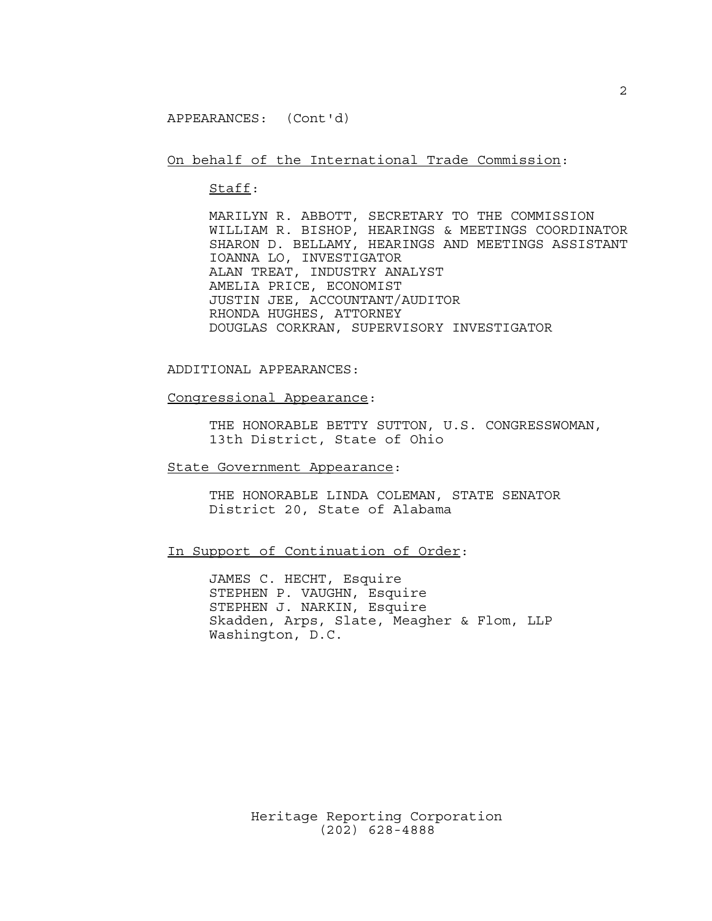APPEARANCES: (Cont'd)

On behalf of the International Trade Commission:

Staff:

MARILYN R. ABBOTT, SECRETARY TO THE COMMISSION
WILLIAM R. BISHOP, HEARINGS & MEETINGS COORDINATOR
SHARON D. BELLAMY, HEARINGS AND MEETINGS ASSISTANT
IOANNA LO, INVESTIGATOR
ALAN TREAT, INDUSTRY ANALYST
AMELIA PRICE, ECONOMIST
JUSTIN JEE, ACCOUNTANT/AUDITOR
RHONDA HUGHES, ATTORNEY
DOUGLAS CORKRAN, SUPERVISORY INVESTIGATOR

ADDITIONAL APPEARANCES:

Congressional Appearance:

THE HONORABLE BETTY SUTTON, U.S. CONGRESSWOMAN,
13th District, State of Ohio

State Government Appearance:

THE HONORABLE LINDA COLEMAN, STATE SENATOR
District 20, State of Alabama

In Support of Continuation of Order:

JAMES C. HECHT, Esquire
STEPHEN P. VAUGHN, Esquire
STEPHEN J. NARKIN, Esquire
Skadden, Arps, Slate, Meagher & Flom, LLP
Washington, D.C.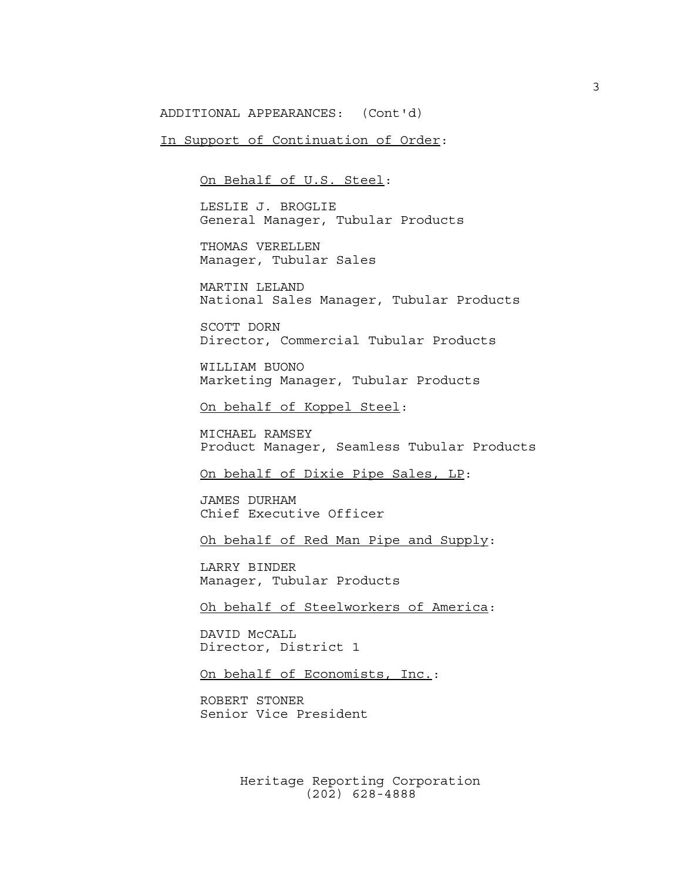ADDITIONAL APPEARANCES: (Cont'd)

In Support of Continuation of Order:

On Behalf of U.S. Steel:

LESLIE J. BROGLIE
General Manager, Tubular Products

THOMAS VERELLEN
Manager, Tubular Sales

MARTIN LELAND
National Sales Manager, Tubular Products

SCOTT DORN
Director, Commercial Tubular Products

WILLIAM BUONO
Marketing Manager, Tubular Products

On behalf of Koppel Steel:

MICHAEL RAMSEY
Product Manager, Seamless Tubular Products

On behalf of Dixie Pipe Sales, LP:

JAMES DURHAM
Chief Executive Officer

Oh behalf of Red Man Pipe and Supply:

LARRY BINDER
Manager, Tubular Products

Oh behalf of Steelworkers of America:

DAVID McCALL
Director, District 1

On behalf of Economists, Inc.:

ROBERT STONER
Senior Vice President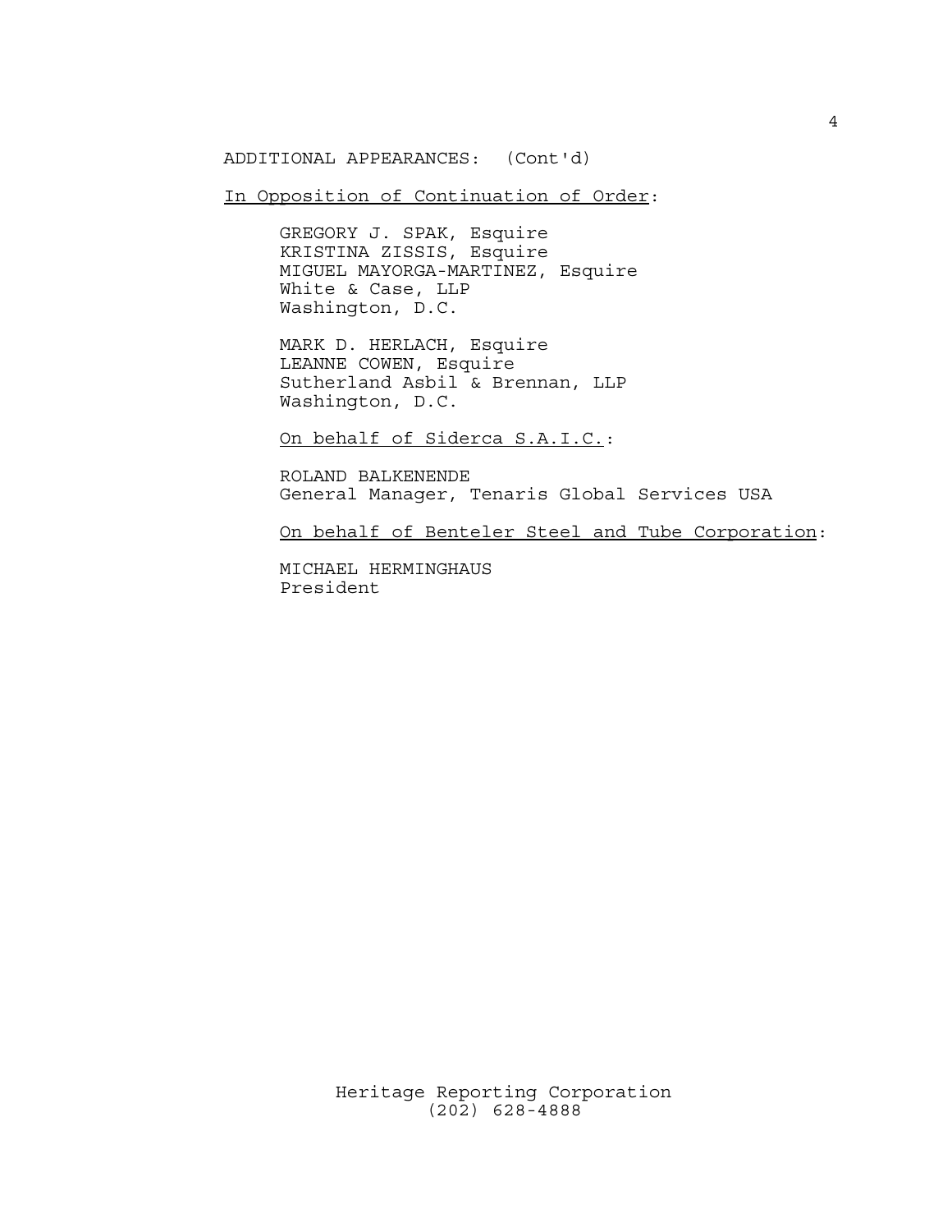ADDITIONAL APPEARANCES: (Cont'd)

In Opposition of Continuation of Order:

GREGORY J. SPAK, Esquire
KRISTINA ZISSIS, Esquire
MIGUEL MAYORGA-MARTINEZ, Esquire
White & Case, LLP
Washington, D.C.

MARK D. HERLACH, Esquire
LEANNE COWEN, Esquire
Sutherland Asbil & Brennan, LLP
Washington, D.C.

On behalf of Siderca S.A.I.C.:

ROLAND BALKENENDE
General Manager, Tenaris Global Services USA

On behalf of Benteler Steel and Tube Corporation:

MICHAEL HERMINGHAUS
President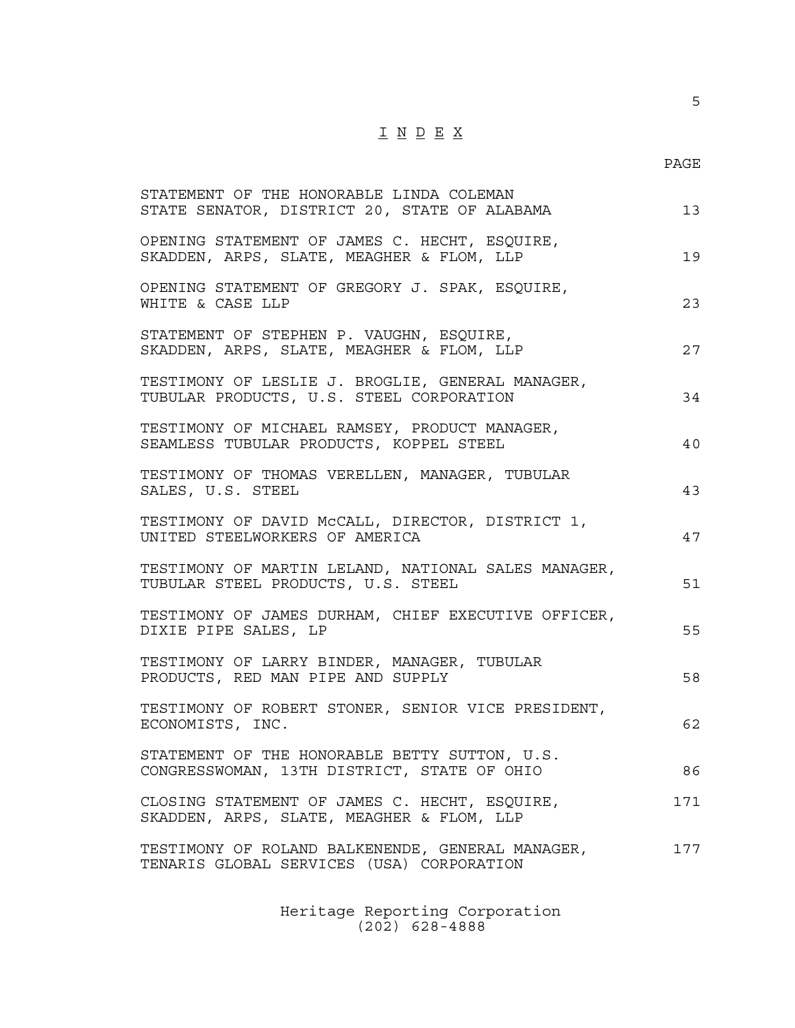# I N D E X

| | PAGE |
|---|---|
| STATEMENT OF THE HONORABLE LINDA COLEMAN STATE SENATOR, DISTRICT 20, STATE OF ALABAMA | 13 |
| OPENING STATEMENT OF JAMES C. HECHT, ESQUIRE, SKADDEN, ARPS, SLATE, MEAGHER & FLOM, LLP | 19 |
| OPENING STATEMENT OF GREGORY J. SPAK, ESQUIRE, WHITE & CASE LLP | 23 |
| STATEMENT OF STEPHEN P. VAUGHN, ESQUIRE, SKADDEN, ARPS, SLATE, MEAGHER & FLOM, LLP | 27 |
| TESTIMONY OF LESLIE J. BROGLIE, GENERAL MANAGER, TUBULAR PRODUCTS, U.S. STEEL CORPORATION | 34 |
| TESTIMONY OF MICHAEL RAMSEY, PRODUCT MANAGER, SEAMLESS TUBULAR PRODUCTS, KOPPEL STEEL | 40 |
| TESTIMONY OF THOMAS VERELLEN, MANAGER, TUBULAR SALES, U.S. STEEL | 43 |
| TESTIMONY OF DAVID McCALL, DIRECTOR, DISTRICT 1, UNITED STEELWORKERS OF AMERICA | 47 |
| TESTIMONY OF MARTIN LELAND, NATIONAL SALES MANAGER, TUBULAR STEEL PRODUCTS, U.S. STEEL | 51 |
| TESTIMONY OF JAMES DURHAM, CHIEF EXECUTIVE OFFICER, DIXIE PIPE SALES, LP | 55 |
| TESTIMONY OF LARRY BINDER, MANAGER, TUBULAR PRODUCTS, RED MAN PIPE AND SUPPLY | 58 |
| TESTIMONY OF ROBERT STONER, SENIOR VICE PRESIDENT, ECONOMISTS, INC. | 62 |
| STATEMENT OF THE HONORABLE BETTY SUTTON, U.S. CONGRESSWOMAN, 13TH DISTRICT, STATE OF OHIO | 86 |
| CLOSING STATEMENT OF JAMES C. HECHT, ESQUIRE, SKADDEN, ARPS, SLATE, MEAGHER & FLOM, LLP | 171 |
| TESTIMONY OF ROLAND BALKENENDE, GENERAL MANAGER, TENARIS GLOBAL SERVICES (USA) CORPORATION | 177 |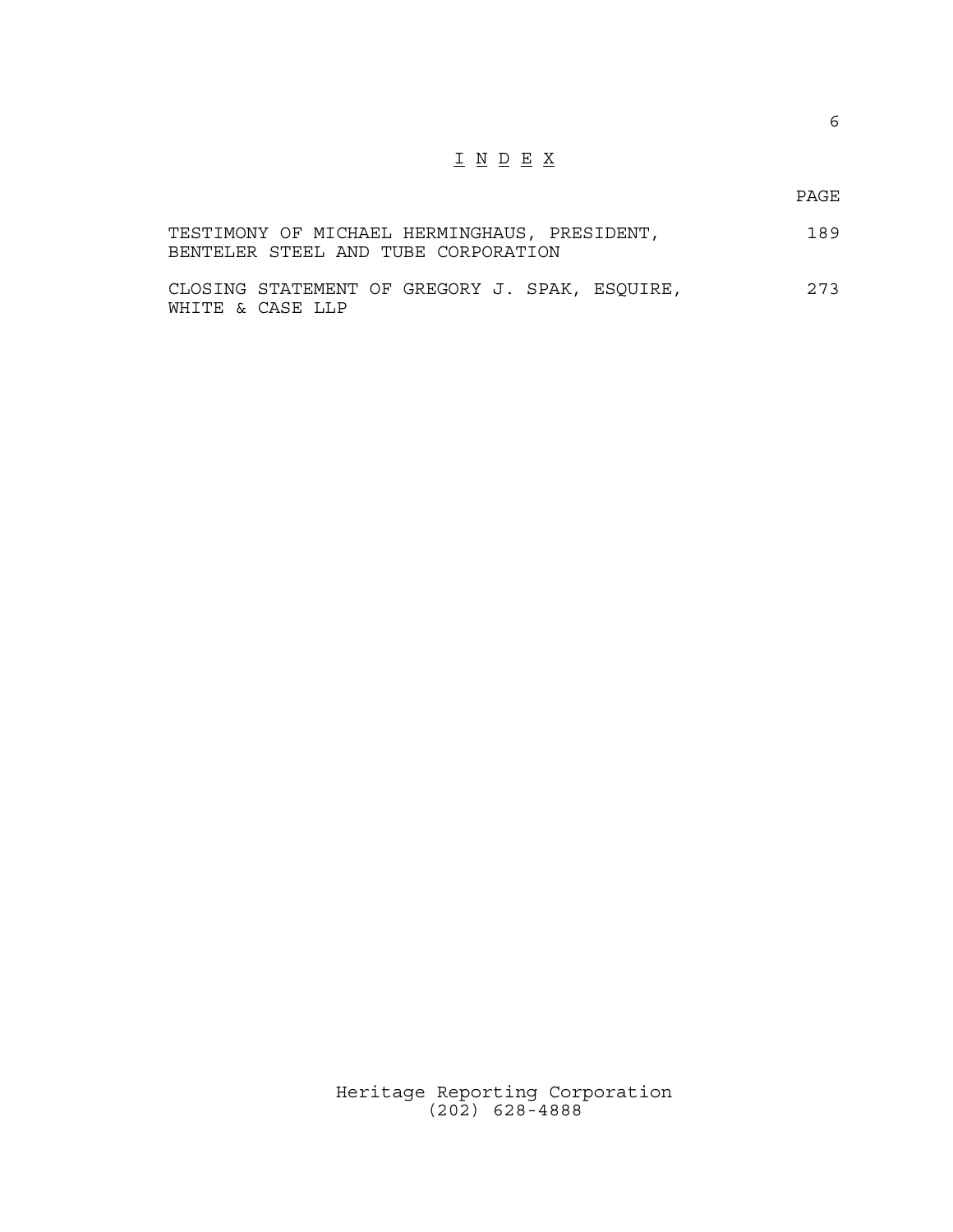# I N D E X

| | PAGE |
|---|---|
| TESTIMONY OF MICHAEL HERMINGHAUS, PRESIDENT, BENTELER STEEL AND TUBE CORPORATION | 189 |
| CLOSING STATEMENT OF GREGORY J. SPAK, ESQUIRE, WHITE & CASE LLP | 273 |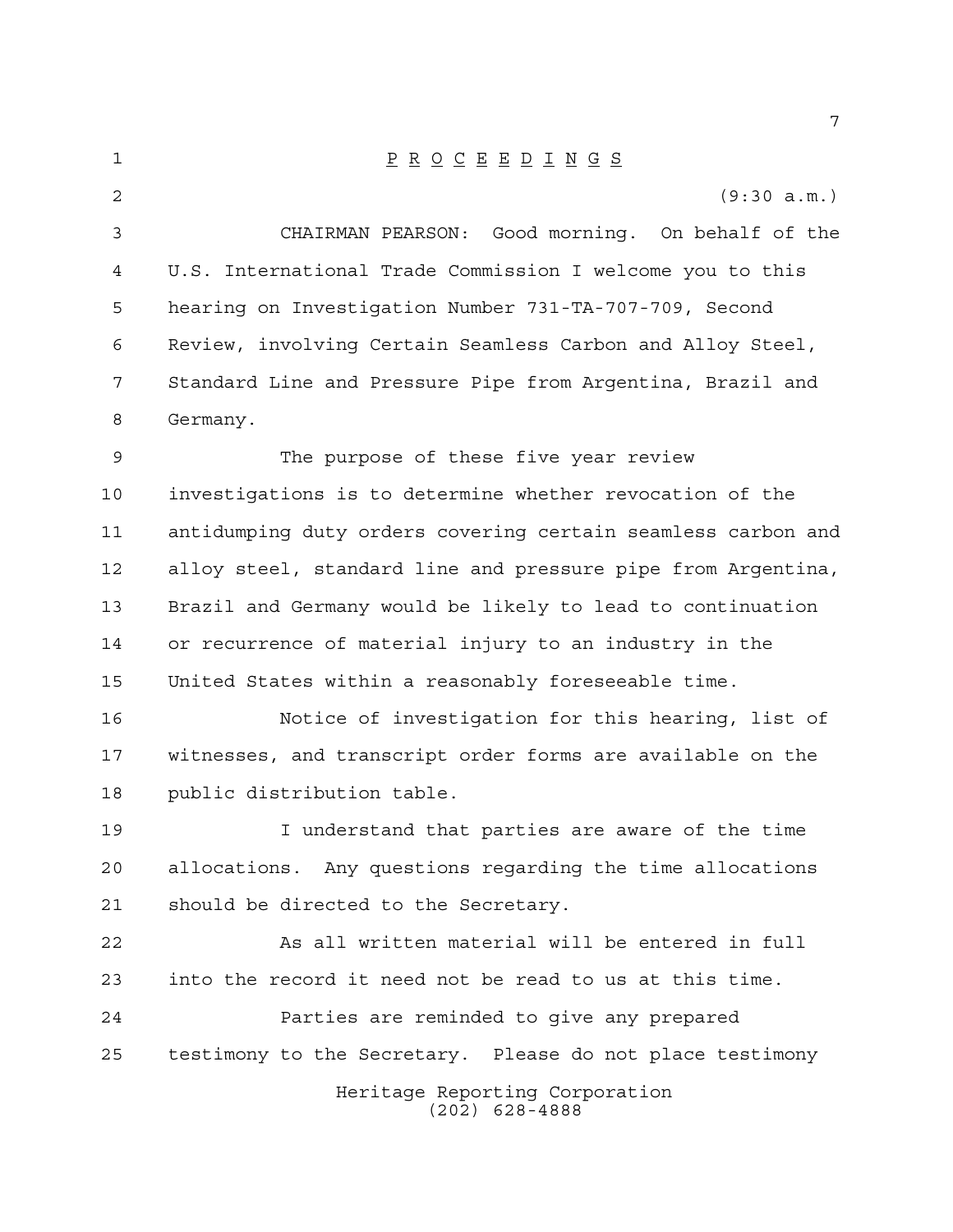P R O C E E D I N G S

(9:30 a.m.)

CHAIRMAN PEARSON: Good morning. On behalf of the U.S. International Trade Commission I welcome you to this hearing on Investigation Number 731-TA-707-709, Second Review, involving Certain Seamless Carbon and Alloy Steel, Standard Line and Pressure Pipe from Argentina, Brazil and Germany.

The purpose of these five year review investigations is to determine whether revocation of the antidumping duty orders covering certain seamless carbon and alloy steel, standard line and pressure pipe from Argentina, Brazil and Germany would be likely to lead to continuation or recurrence of material injury to an industry in the United States within a reasonably foreseeable time.

Notice of investigation for this hearing, list of witnesses, and transcript order forms are available on the public distribution table.

I understand that parties are aware of the time allocations. Any questions regarding the time allocations should be directed to the Secretary.

As all written material will be entered in full into the record it need not be read to us at this time.

Parties are reminded to give any prepared testimony to the Secretary. Please do not place testimony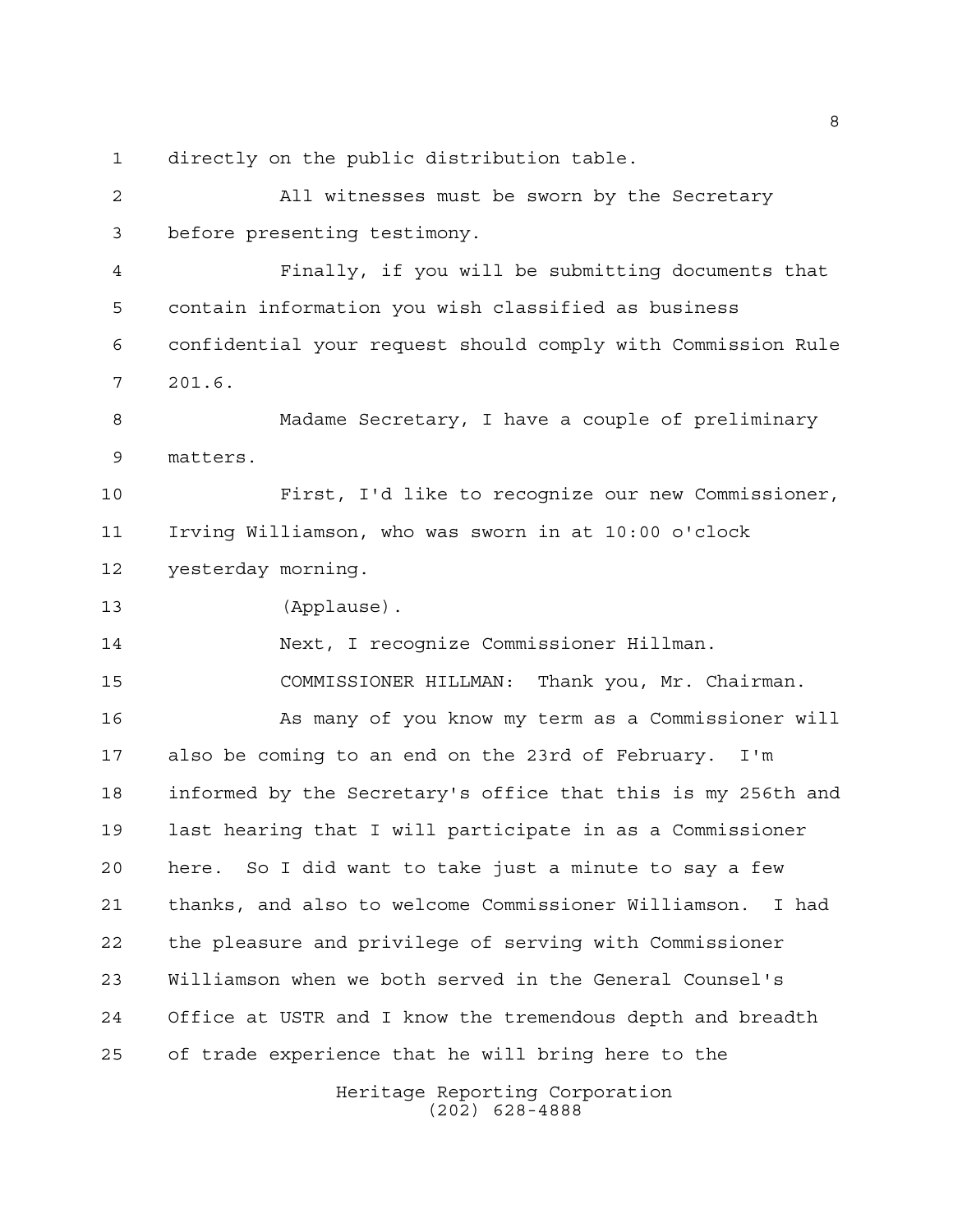directly on the public distribution table.

All witnesses must be sworn by the Secretary before presenting testimony.

Finally, if you will be submitting documents that contain information you wish classified as business confidential your request should comply with Commission Rule 201.6.

Madame Secretary, I have a couple of preliminary matters.

First, I'd like to recognize our new Commissioner, Irving Williamson, who was sworn in at 10:00 o'clock yesterday morning.

(Applause).

Next, I recognize Commissioner Hillman.

COMMISSIONER HILLMAN: Thank you, Mr. Chairman.

As many of you know my term as a Commissioner will also be coming to an end on the 23rd of February. I'm informed by the Secretary's office that this is my 256th and last hearing that I will participate in as a Commissioner here. So I did want to take just a minute to say a few thanks, and also to welcome Commissioner Williamson. I had the pleasure and privilege of serving with Commissioner Williamson when we both served in the General Counsel's Office at USTR and I know the tremendous depth and breadth of trade experience that he will bring here to the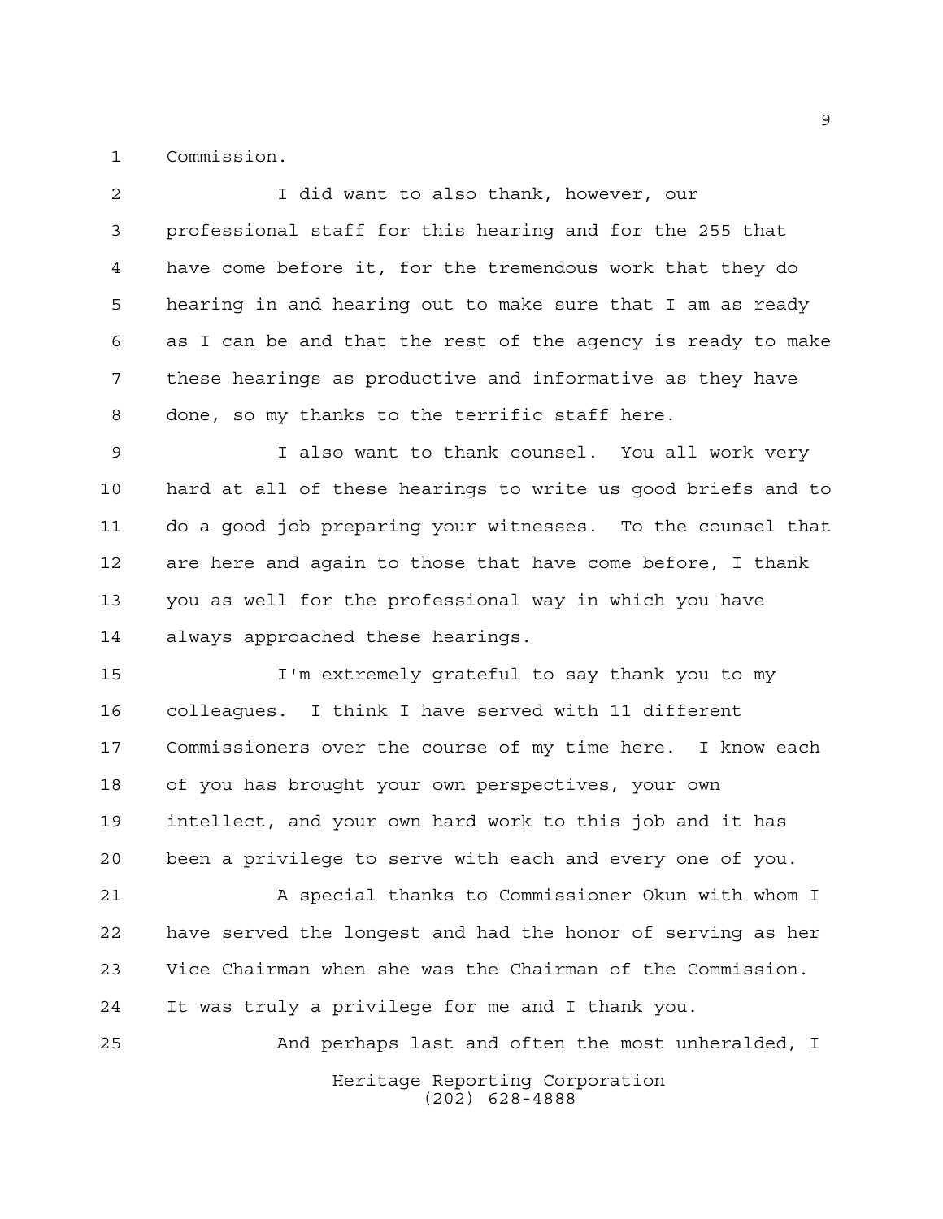Commission.

I did want to also thank, however, our professional staff for this hearing and for the 255 that have come before it, for the tremendous work that they do hearing in and hearing out to make sure that I am as ready as I can be and that the rest of the agency is ready to make these hearings as productive and informative as they have done, so my thanks to the terrific staff here.

I also want to thank counsel. You all work very hard at all of these hearings to write us good briefs and to do a good job preparing your witnesses. To the counsel that are here and again to those that have come before, I thank you as well for the professional way in which you have always approached these hearings.

I'm extremely grateful to say thank you to my colleagues. I think I have served with 11 different Commissioners over the course of my time here. I know each of you has brought your own perspectives, your own intellect, and your own hard work to this job and it has been a privilege to serve with each and every one of you.

A special thanks to Commissioner Okun with whom I have served the longest and had the honor of serving as her Vice Chairman when she was the Chairman of the Commission. It was truly a privilege for me and I thank you.

And perhaps last and often the most unheralded, I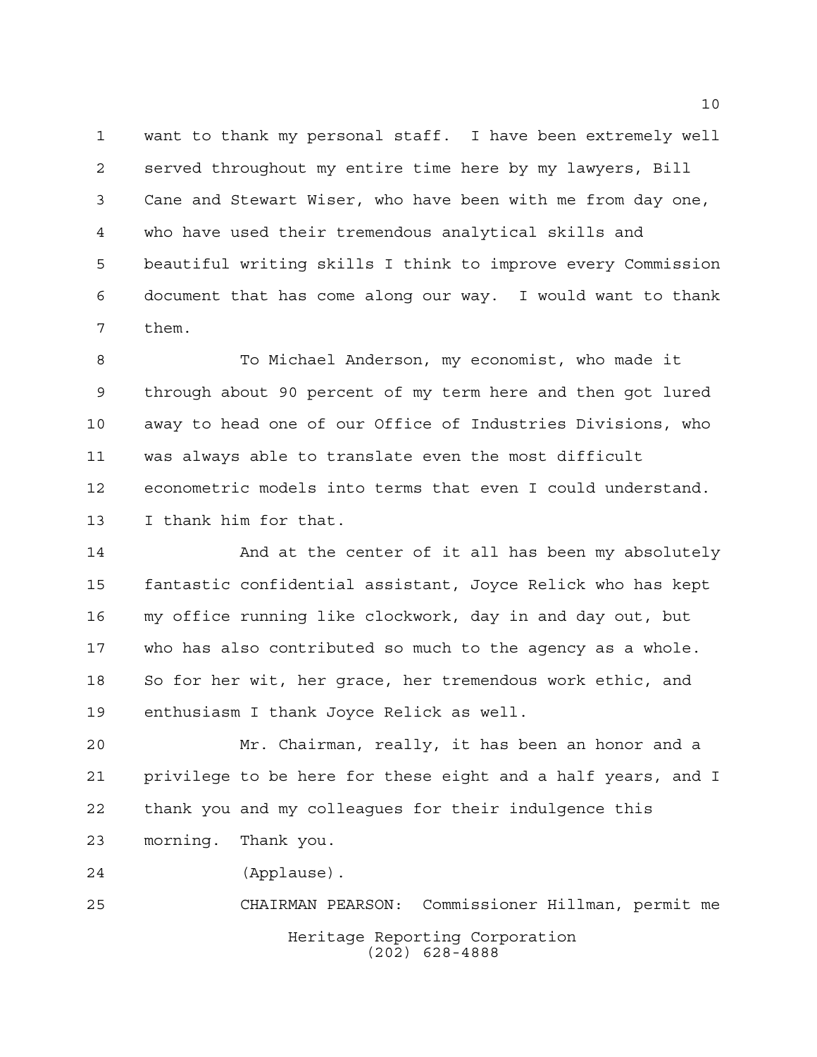want to thank my personal staff. I have been extremely well served throughout my entire time here by my lawyers, Bill Cane and Stewart Wiser, who have been with me from day one, who have used their tremendous analytical skills and beautiful writing skills I think to improve every Commission document that has come along our way. I would want to thank them.

To Michael Anderson, my economist, who made it through about 90 percent of my term here and then got lured away to head one of our Office of Industries Divisions, who was always able to translate even the most difficult econometric models into terms that even I could understand. I thank him for that.

And at the center of it all has been my absolutely fantastic confidential assistant, Joyce Relick who has kept my office running like clockwork, day in and day out, but who has also contributed so much to the agency as a whole. So for her wit, her grace, her tremendous work ethic, and enthusiasm I thank Joyce Relick as well.

Mr. Chairman, really, it has been an honor and a privilege to be here for these eight and a half years, and I thank you and my colleagues for their indulgence this morning. Thank you.

(Applause).

CHAIRMAN PEARSON: Commissioner Hillman, permit me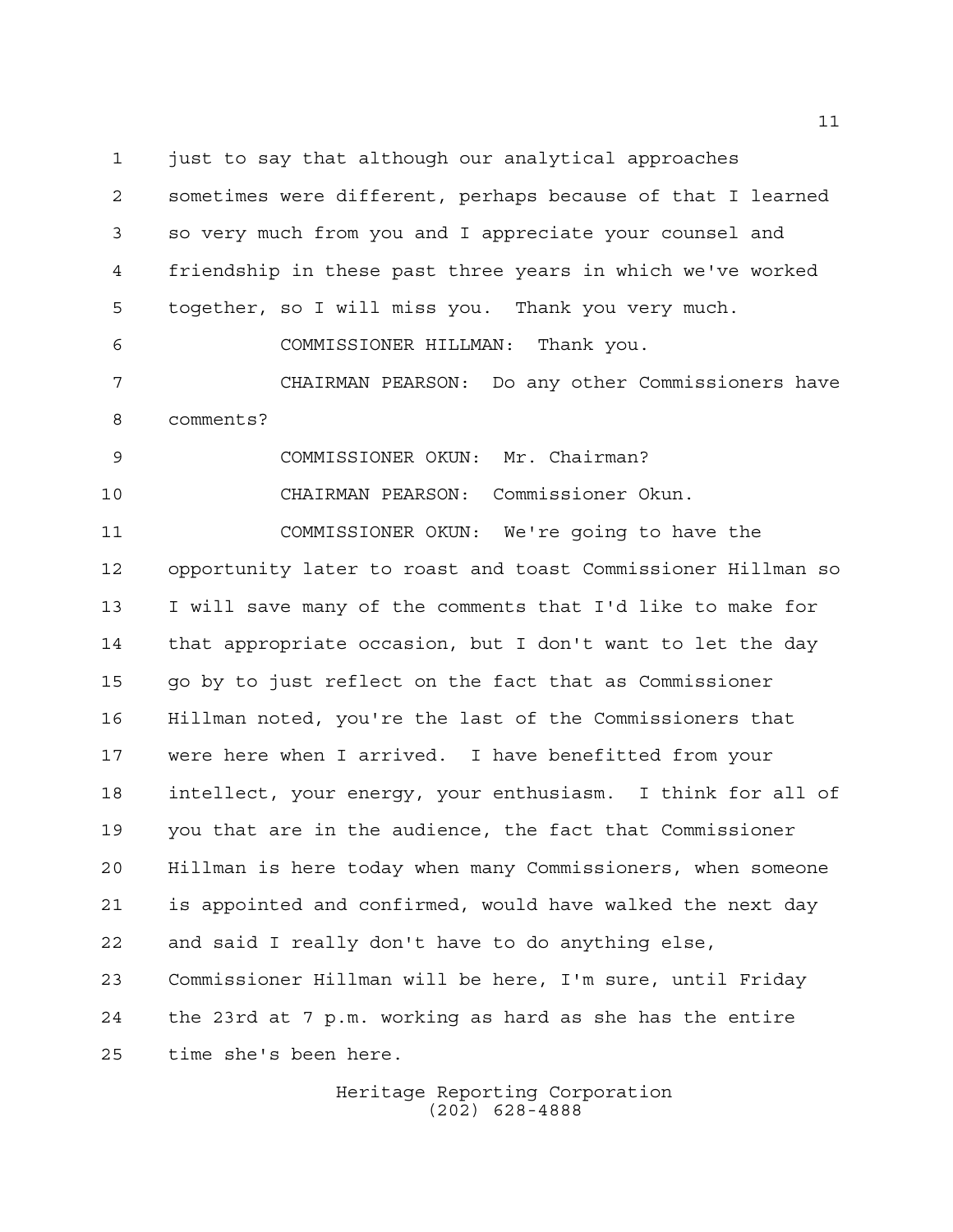just to say that although our analytical approaches sometimes were different, perhaps because of that I learned so very much from you and I appreciate your counsel and friendship in these past three years in which we've worked together, so I will miss you. Thank you very much.

COMMISSIONER HILLMAN: Thank you.

CHAIRMAN PEARSON: Do any other Commissioners have comments?

COMMISSIONER OKUN: Mr. Chairman?

CHAIRMAN PEARSON: Commissioner Okun.

COMMISSIONER OKUN: We're going to have the opportunity later to roast and toast Commissioner Hillman so I will save many of the comments that I'd like to make for that appropriate occasion, but I don't want to let the day go by to just reflect on the fact that as Commissioner Hillman noted, you're the last of the Commissioners that were here when I arrived. I have benefitted from your intellect, your energy, your enthusiasm. I think for all of you that are in the audience, the fact that Commissioner Hillman is here today when many Commissioners, when someone is appointed and confirmed, would have walked the next day and said I really don't have to do anything else, Commissioner Hillman will be here, I'm sure, until Friday the 23rd at 7 p.m. working as hard as she has the entire time she's been here.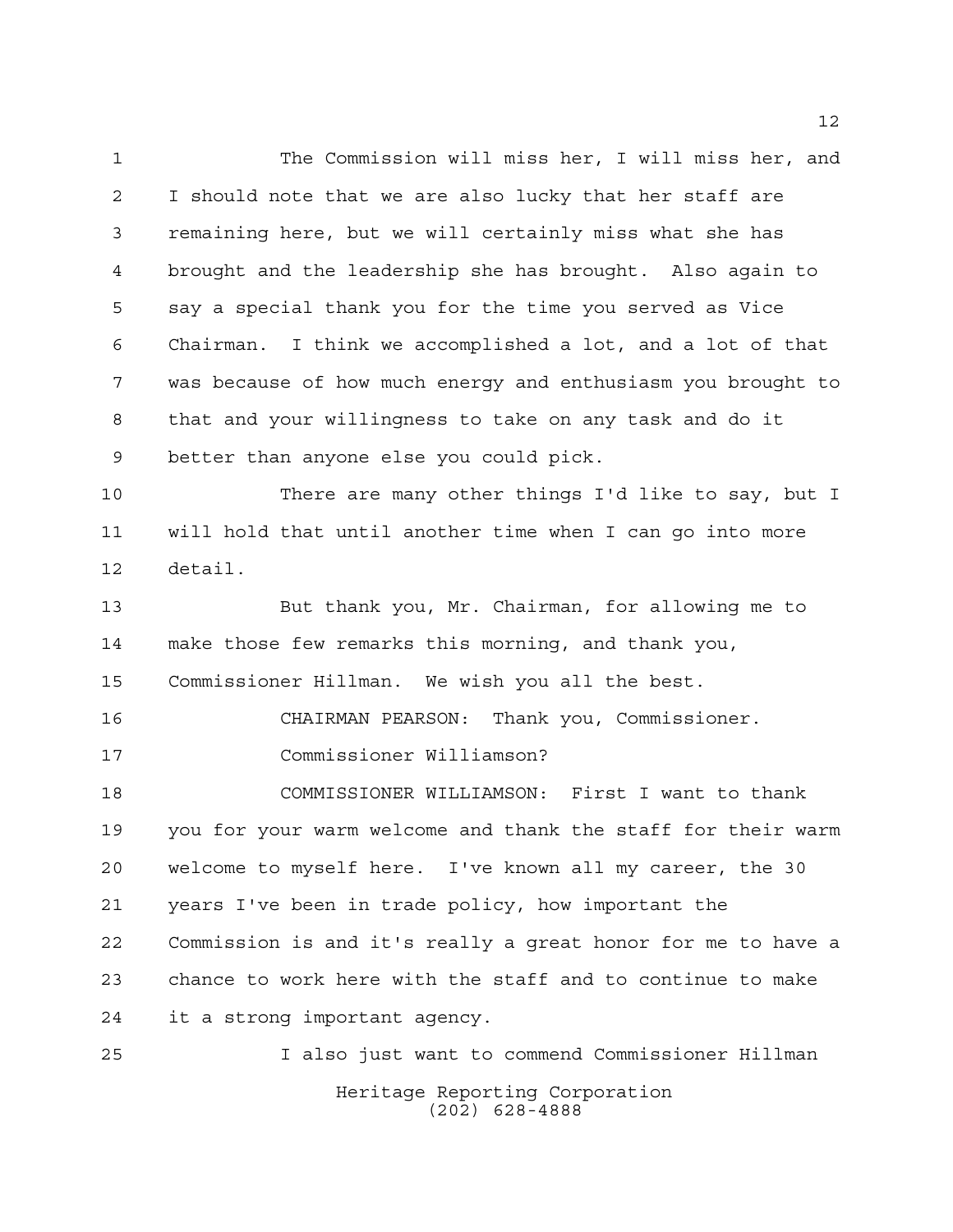The Commission will miss her, I will miss her, and I should note that we are also lucky that her staff are remaining here, but we will certainly miss what she has brought and the leadership she has brought. Also again to say a special thank you for the time you served as Vice Chairman. I think we accomplished a lot, and a lot of that was because of how much energy and enthusiasm you brought to that and your willingness to take on any task and do it better than anyone else you could pick.

There are many other things I'd like to say, but I will hold that until another time when I can go into more detail.

But thank you, Mr. Chairman, for allowing me to make those few remarks this morning, and thank you, Commissioner Hillman. We wish you all the best.

CHAIRMAN PEARSON: Thank you, Commissioner.

Commissioner Williamson?

COMMISSIONER WILLIAMSON: First I want to thank you for your warm welcome and thank the staff for their warm welcome to myself here. I've known all my career, the 30 years I've been in trade policy, how important the Commission is and it's really a great honor for me to have a chance to work here with the staff and to continue to make it a strong important agency.

I also just want to commend Commissioner Hillman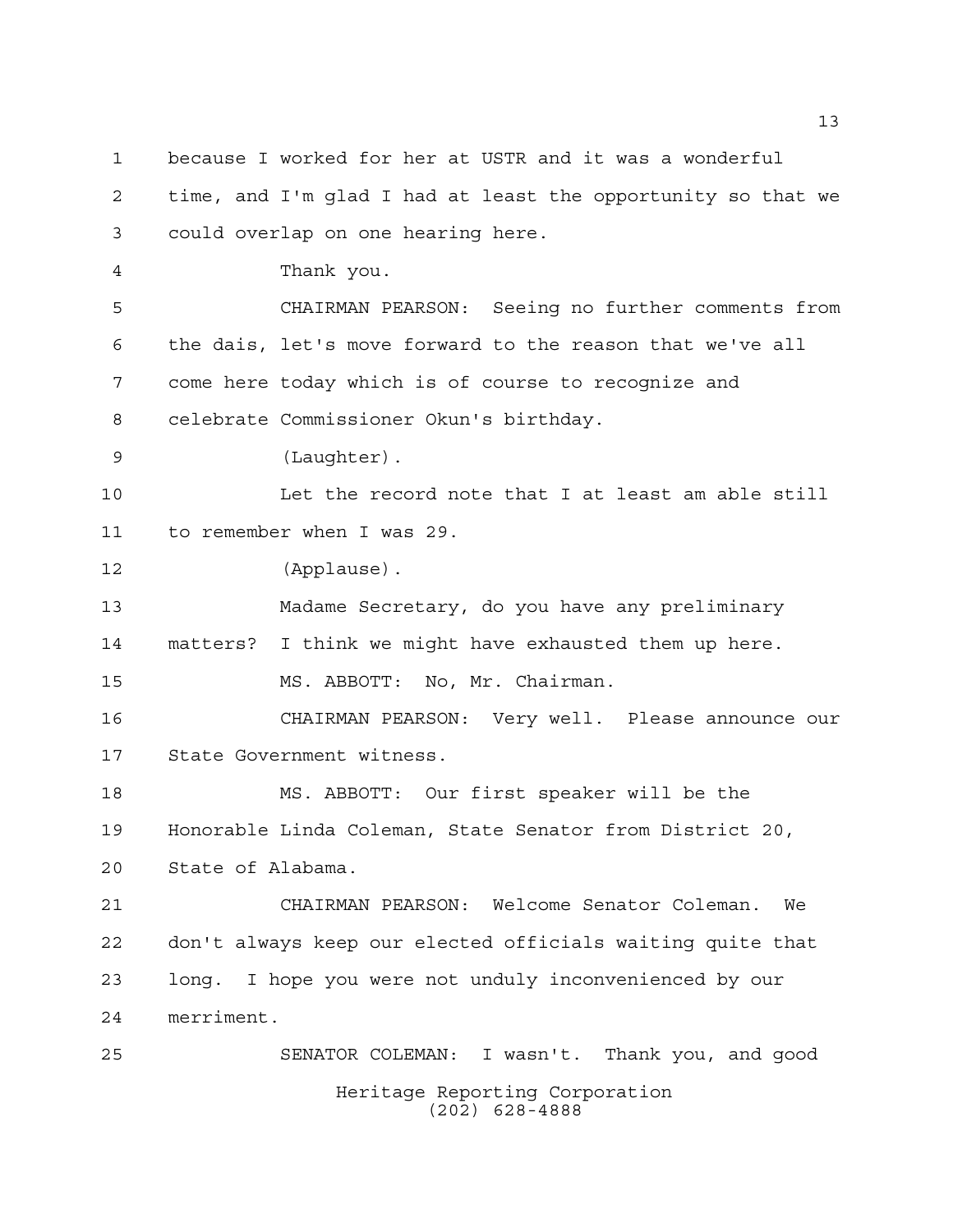because I worked for her at USTR and it was a wonderful time, and I'm glad I had at least the opportunity so that we could overlap on one hearing here.

Thank you.

CHAIRMAN PEARSON: Seeing no further comments from the dais, let's move forward to the reason that we've all come here today which is of course to recognize and celebrate Commissioner Okun's birthday.

(Laughter).

Let the record note that I at least am able still to remember when I was 29.

(Applause).

Madame Secretary, do you have any preliminary matters? I think we might have exhausted them up here.

MS. ABBOTT: No, Mr. Chairman.

CHAIRMAN PEARSON: Very well. Please announce our State Government witness.

MS. ABBOTT: Our first speaker will be the Honorable Linda Coleman, State Senator from District 20, State of Alabama.

CHAIRMAN PEARSON: Welcome Senator Coleman. We don't always keep our elected officials waiting quite that long. I hope you were not unduly inconvenienced by our merriment.

SENATOR COLEMAN: I wasn't. Thank you, and good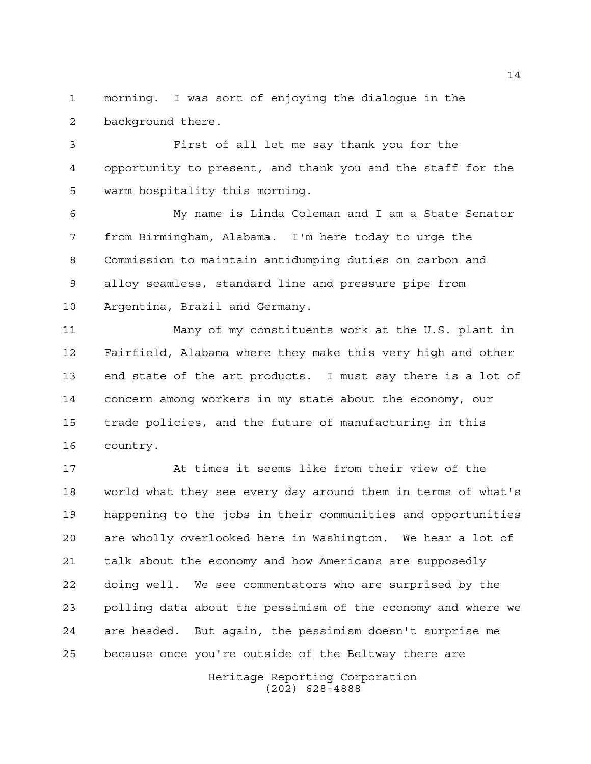morning. I was sort of enjoying the dialogue in the background there.

First of all let me say thank you for the opportunity to present, and thank you and the staff for the warm hospitality this morning.

My name is Linda Coleman and I am a State Senator from Birmingham, Alabama. I'm here today to urge the Commission to maintain antidumping duties on carbon and alloy seamless, standard line and pressure pipe from Argentina, Brazil and Germany.

Many of my constituents work at the U.S. plant in Fairfield, Alabama where they make this very high and other end state of the art products. I must say there is a lot of concern among workers in my state about the economy, our trade policies, and the future of manufacturing in this country.

At times it seems like from their view of the world what they see every day around them in terms of what's happening to the jobs in their communities and opportunities are wholly overlooked here in Washington. We hear a lot of talk about the economy and how Americans are supposedly doing well. We see commentators who are surprised by the polling data about the pessimism of the economy and where we are headed. But again, the pessimism doesn't surprise me because once you're outside of the Beltway there are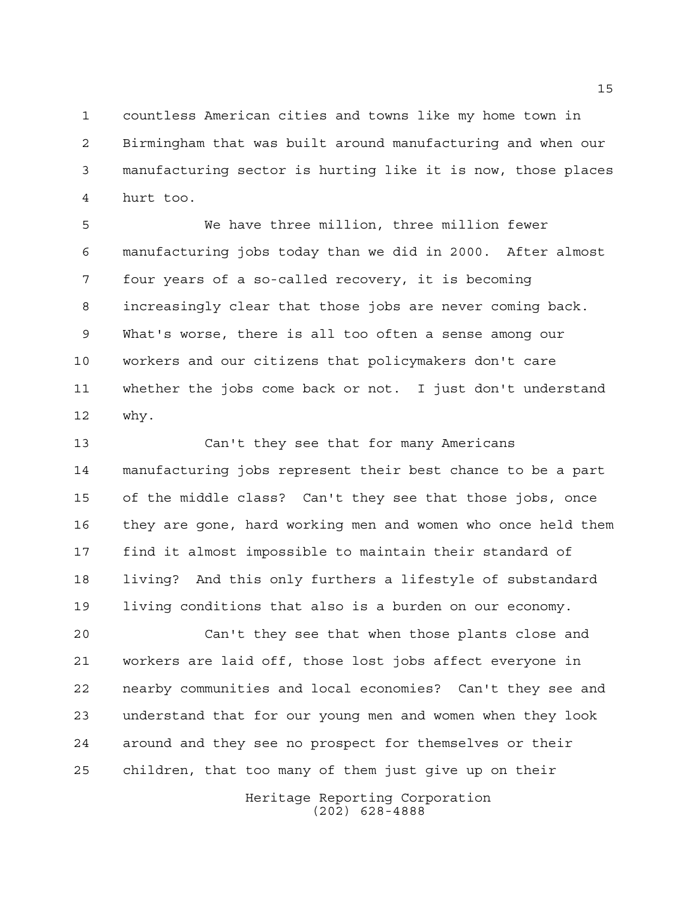countless American cities and towns like my home town in Birmingham that was built around manufacturing and when our manufacturing sector is hurting like it is now, those places hurt too.

We have three million, three million fewer manufacturing jobs today than we did in 2000. After almost four years of a so-called recovery, it is becoming increasingly clear that those jobs are never coming back. What's worse, there is all too often a sense among our workers and our citizens that policymakers don't care whether the jobs come back or not. I just don't understand why.

Can't they see that for many Americans manufacturing jobs represent their best chance to be a part of the middle class? Can't they see that those jobs, once they are gone, hard working men and women who once held them find it almost impossible to maintain their standard of living? And this only furthers a lifestyle of substandard living conditions that also is a burden on our economy.

Can't they see that when those plants close and workers are laid off, those lost jobs affect everyone in nearby communities and local economies? Can't they see and understand that for our young men and women when they look around and they see no prospect for themselves or their children, that too many of them just give up on their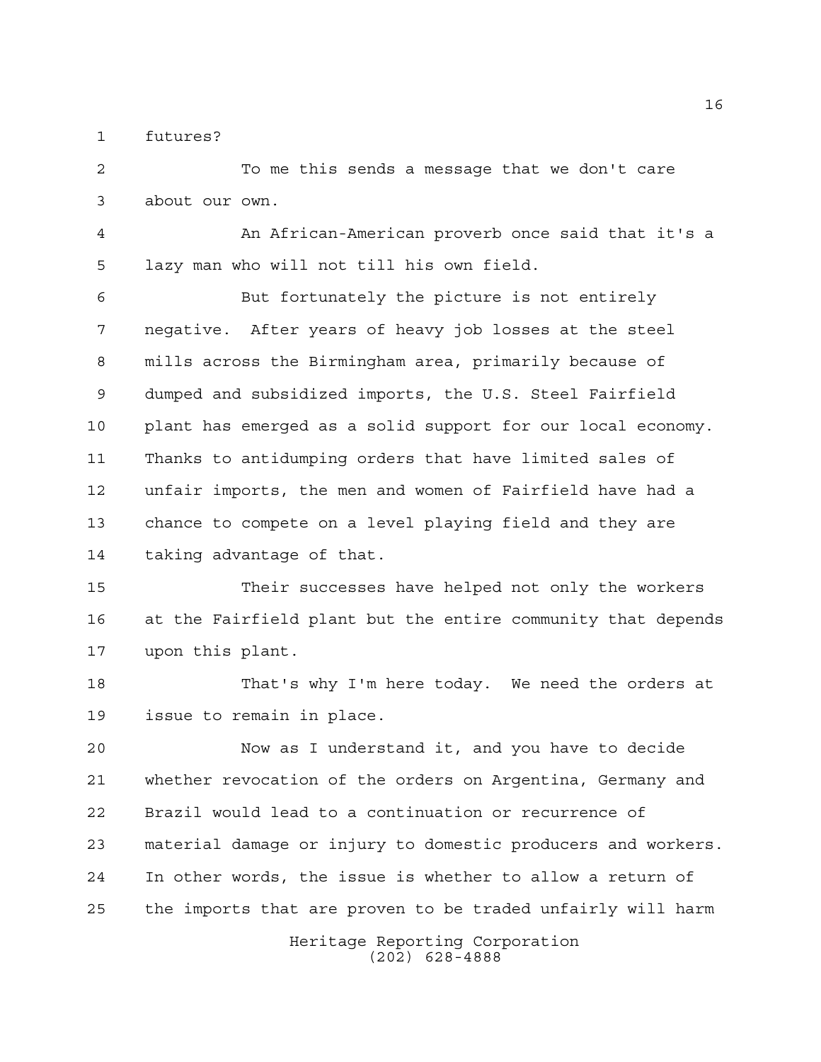futures?

To me this sends a message that we don't care about our own.

An African-American proverb once said that it's a lazy man who will not till his own field.

But fortunately the picture is not entirely negative. After years of heavy job losses at the steel mills across the Birmingham area, primarily because of dumped and subsidized imports, the U.S. Steel Fairfield plant has emerged as a solid support for our local economy. Thanks to antidumping orders that have limited sales of unfair imports, the men and women of Fairfield have had a chance to compete on a level playing field and they are taking advantage of that.

Their successes have helped not only the workers at the Fairfield plant but the entire community that depends upon this plant.

That's why I'm here today. We need the orders at issue to remain in place.

Now as I understand it, and you have to decide whether revocation of the orders on Argentina, Germany and Brazil would lead to a continuation or recurrence of material damage or injury to domestic producers and workers. In other words, the issue is whether to allow a return of the imports that are proven to be traded unfairly will harm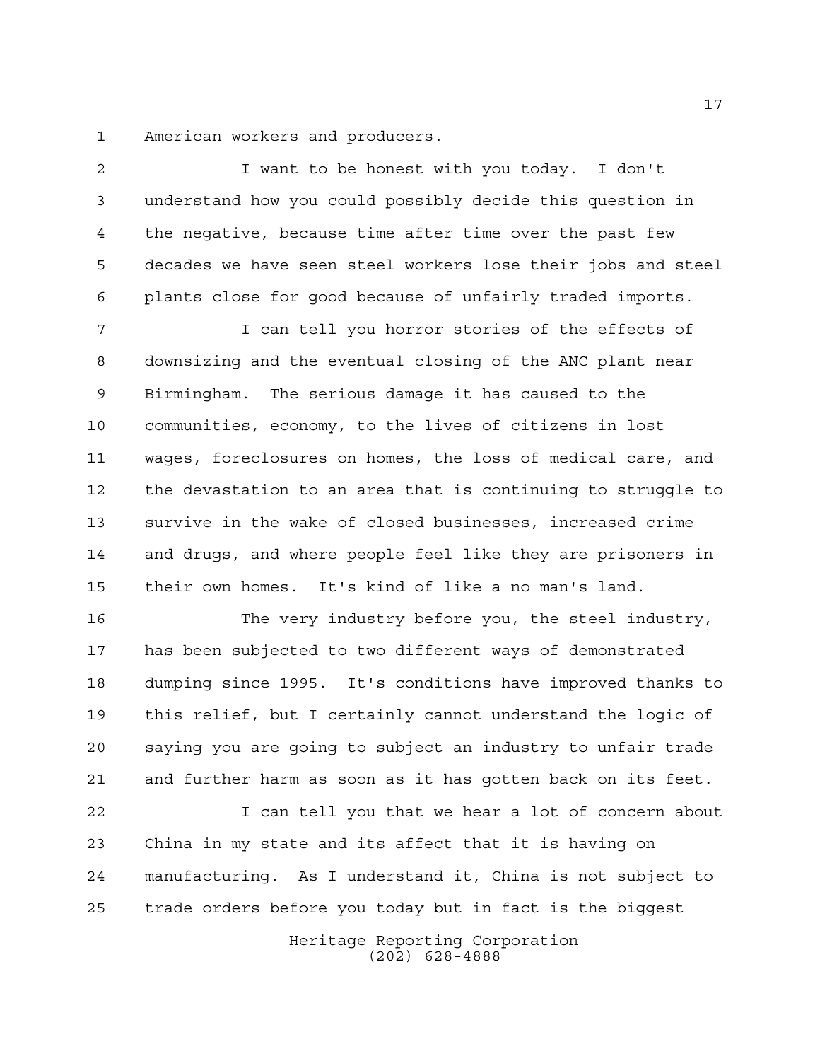American workers and producers.

I want to be honest with you today. I don't understand how you could possibly decide this question in the negative, because time after time over the past few decades we have seen steel workers lose their jobs and steel plants close for good because of unfairly traded imports.

I can tell you horror stories of the effects of downsizing and the eventual closing of the ANC plant near Birmingham. The serious damage it has caused to the communities, economy, to the lives of citizens in lost wages, foreclosures on homes, the loss of medical care, and the devastation to an area that is continuing to struggle to survive in the wake of closed businesses, increased crime and drugs, and where people feel like they are prisoners in their own homes. It's kind of like a no man's land.

The very industry before you, the steel industry, has been subjected to two different ways of demonstrated dumping since 1995. It's conditions have improved thanks to this relief, but I certainly cannot understand the logic of saying you are going to subject an industry to unfair trade and further harm as soon as it has gotten back on its feet.

I can tell you that we hear a lot of concern about China in my state and its affect that it is having on manufacturing. As I understand it, China is not subject to trade orders before you today but in fact is the biggest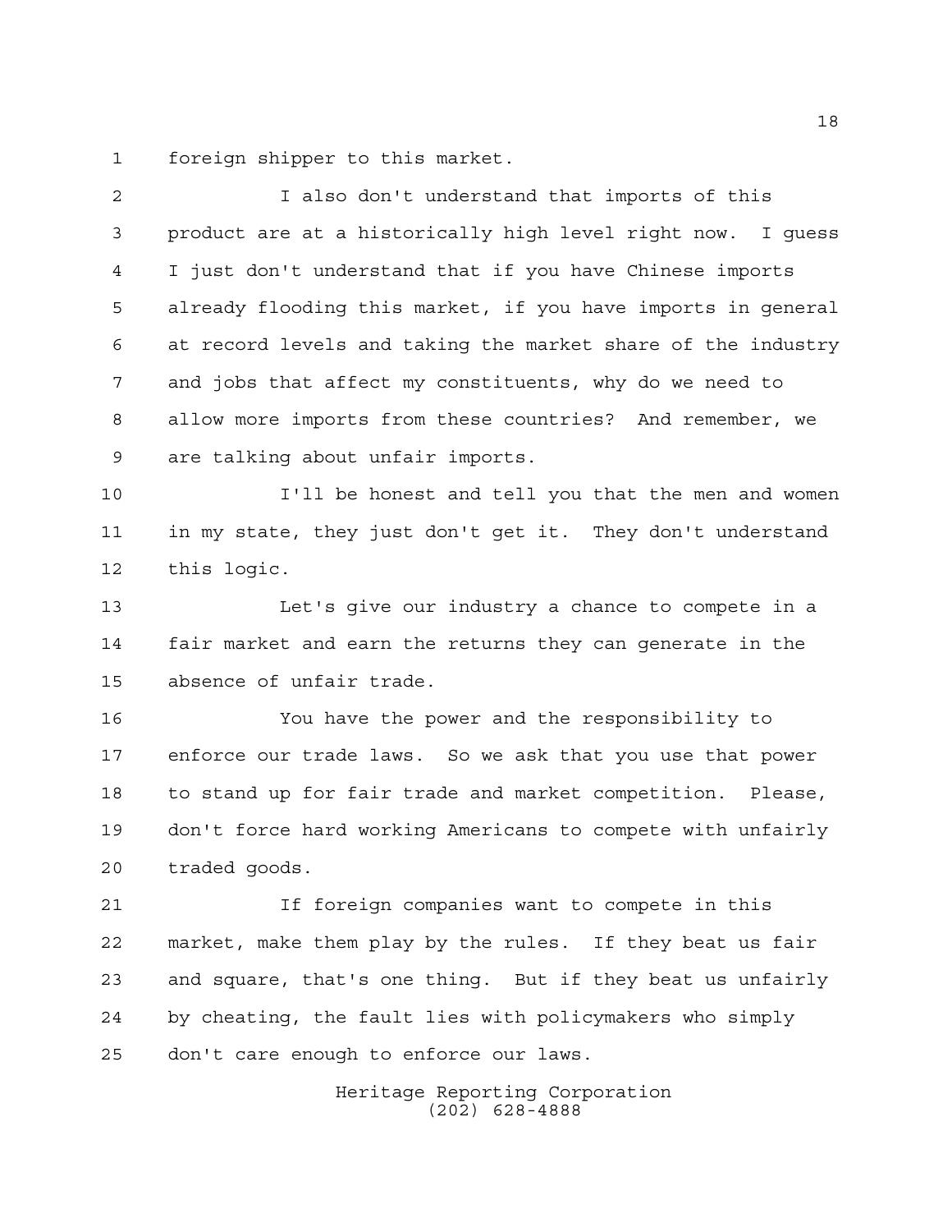foreign shipper to this market.

I also don't understand that imports of this product are at a historically high level right now. I guess I just don't understand that if you have Chinese imports already flooding this market, if you have imports in general at record levels and taking the market share of the industry and jobs that affect my constituents, why do we need to allow more imports from these countries? And remember, we are talking about unfair imports.

I'll be honest and tell you that the men and women in my state, they just don't get it. They don't understand this logic.

Let's give our industry a chance to compete in a fair market and earn the returns they can generate in the absence of unfair trade.

You have the power and the responsibility to enforce our trade laws. So we ask that you use that power to stand up for fair trade and market competition. Please, don't force hard working Americans to compete with unfairly traded goods.

If foreign companies want to compete in this market, make them play by the rules. If they beat us fair and square, that's one thing. But if they beat us unfairly by cheating, the fault lies with policymakers who simply don't care enough to enforce our laws.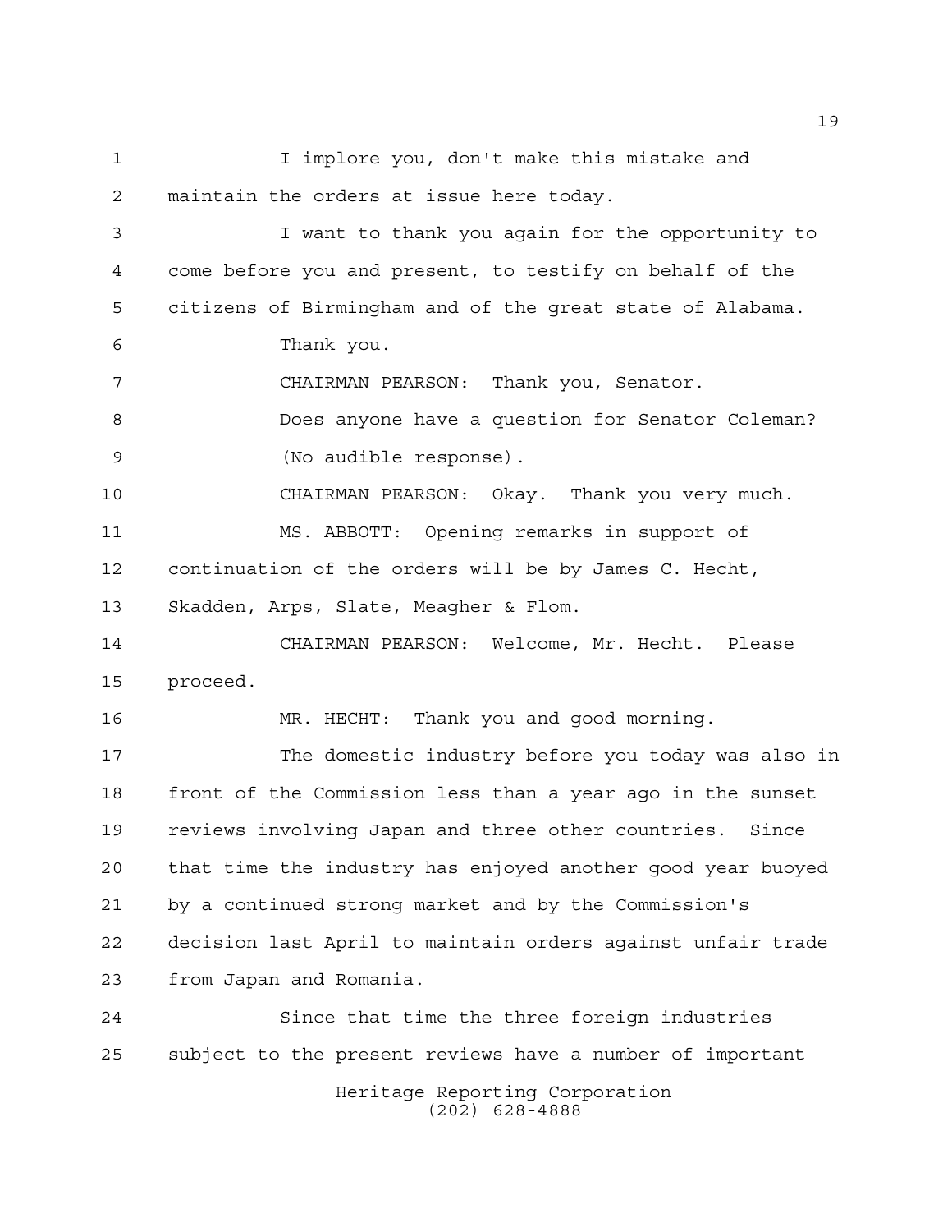I implore you, don't make this mistake and maintain the orders at issue here today.

I want to thank you again for the opportunity to come before you and present, to testify on behalf of the citizens of Birmingham and of the great state of Alabama.

Thank you.

CHAIRMAN PEARSON: Thank you, Senator.

Does anyone have a question for Senator Coleman?

(No audible response).

CHAIRMAN PEARSON: Okay. Thank you very much.

MS. ABBOTT: Opening remarks in support of continuation of the orders will be by James C. Hecht, Skadden, Arps, Slate, Meagher & Flom.

CHAIRMAN PEARSON: Welcome, Mr. Hecht. Please proceed.

MR. HECHT: Thank you and good morning.

The domestic industry before you today was also in front of the Commission less than a year ago in the sunset reviews involving Japan and three other countries. Since that time the industry has enjoyed another good year buoyed by a continued strong market and by the Commission's decision last April to maintain orders against unfair trade from Japan and Romania.

Since that time the three foreign industries subject to the present reviews have a number of important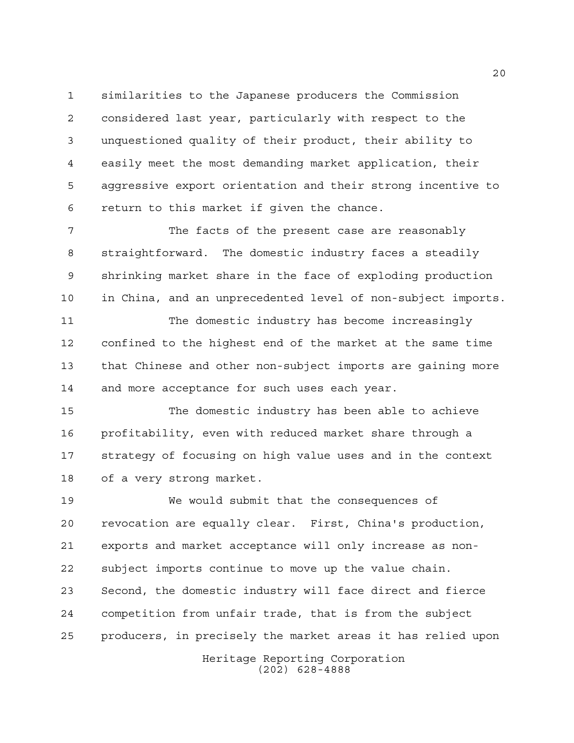similarities to the Japanese producers the Commission considered last year, particularly with respect to the unquestioned quality of their product, their ability to easily meet the most demanding market application, their aggressive export orientation and their strong incentive to return to this market if given the chance.

The facts of the present case are reasonably straightforward. The domestic industry faces a steadily shrinking market share in the face of exploding production in China, and an unprecedented level of non-subject imports.

The domestic industry has become increasingly confined to the highest end of the market at the same time that Chinese and other non-subject imports are gaining more and more acceptance for such uses each year.

The domestic industry has been able to achieve profitability, even with reduced market share through a strategy of focusing on high value uses and in the context of a very strong market.

We would submit that the consequences of revocation are equally clear. First, China's production, exports and market acceptance will only increase as non-subject imports continue to move up the value chain. Second, the domestic industry will face direct and fierce competition from unfair trade, that is from the subject producers, in precisely the market areas it has relied upon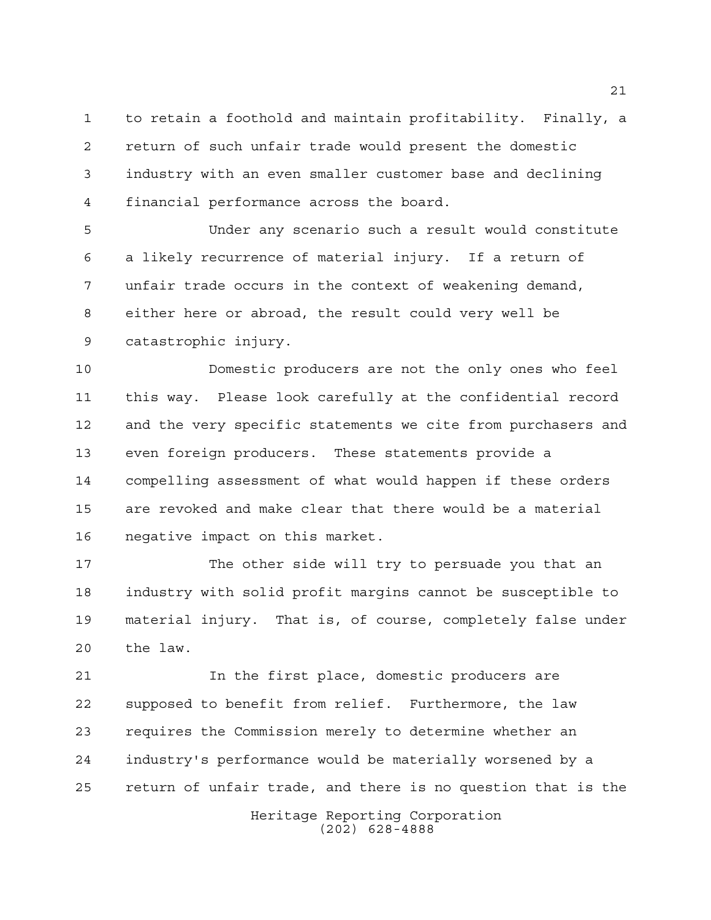to retain a foothold and maintain profitability. Finally, a return of such unfair trade would present the domestic industry with an even smaller customer base and declining financial performance across the board.

Under any scenario such a result would constitute a likely recurrence of material injury. If a return of unfair trade occurs in the context of weakening demand, either here or abroad, the result could very well be catastrophic injury.

Domestic producers are not the only ones who feel this way. Please look carefully at the confidential record and the very specific statements we cite from purchasers and even foreign producers. These statements provide a compelling assessment of what would happen if these orders are revoked and make clear that there would be a material negative impact on this market.

The other side will try to persuade you that an industry with solid profit margins cannot be susceptible to material injury. That is, of course, completely false under the law.

In the first place, domestic producers are supposed to benefit from relief. Furthermore, the law requires the Commission merely to determine whether an industry's performance would be materially worsened by a return of unfair trade, and there is no question that is the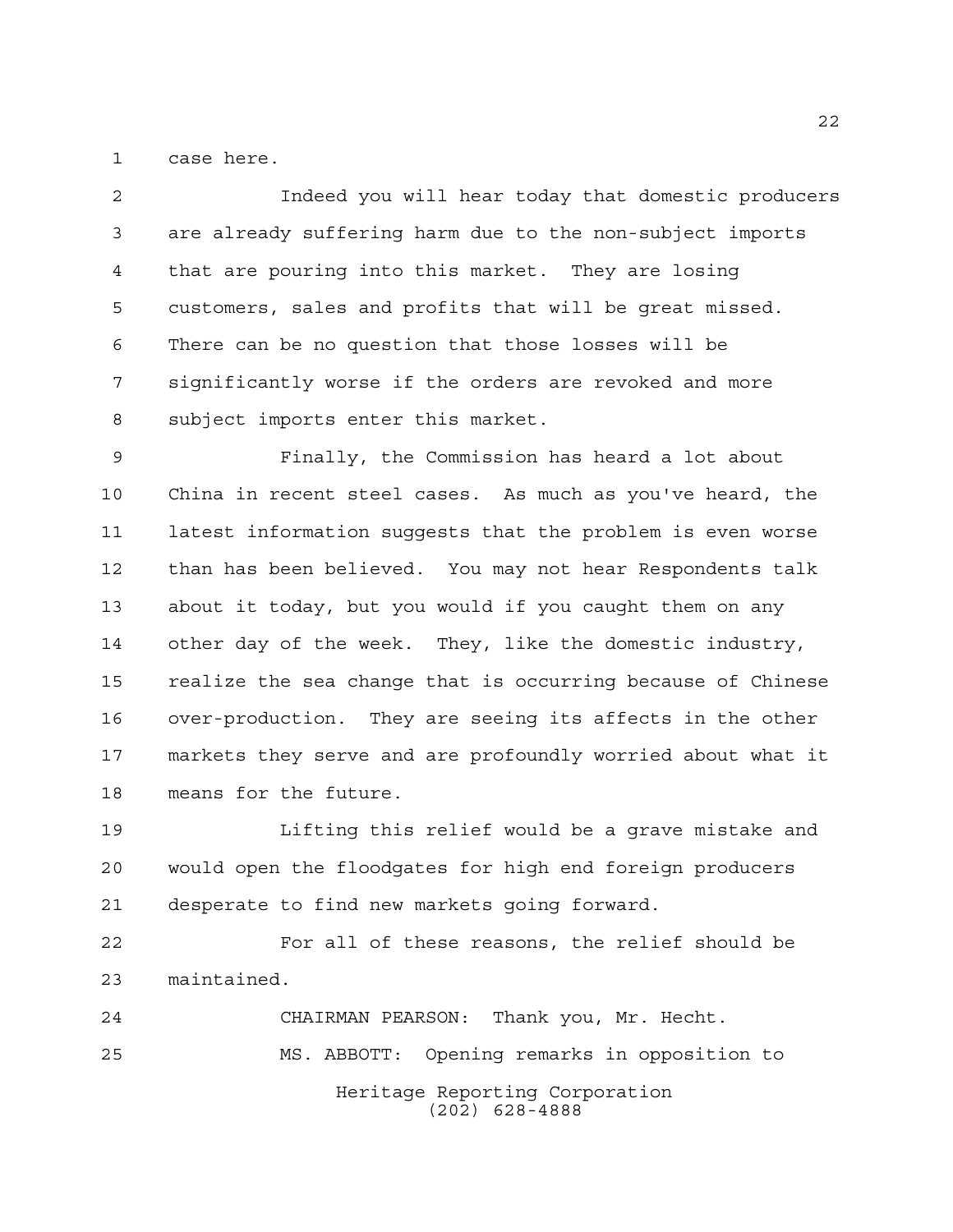case here.

Indeed you will hear today that domestic producers are already suffering harm due to the non-subject imports that are pouring into this market. They are losing customers, sales and profits that will be great missed. There can be no question that those losses will be significantly worse if the orders are revoked and more subject imports enter this market.

Finally, the Commission has heard a lot about China in recent steel cases. As much as you've heard, the latest information suggests that the problem is even worse than has been believed. You may not hear Respondents talk about it today, but you would if you caught them on any other day of the week. They, like the domestic industry, realize the sea change that is occurring because of Chinese over-production. They are seeing its affects in the other markets they serve and are profoundly worried about what it means for the future.

Lifting this relief would be a grave mistake and would open the floodgates for high end foreign producers desperate to find new markets going forward.

For all of these reasons, the relief should be maintained.

CHAIRMAN PEARSON: Thank you, Mr. Hecht.

MS. ABBOTT: Opening remarks in opposition to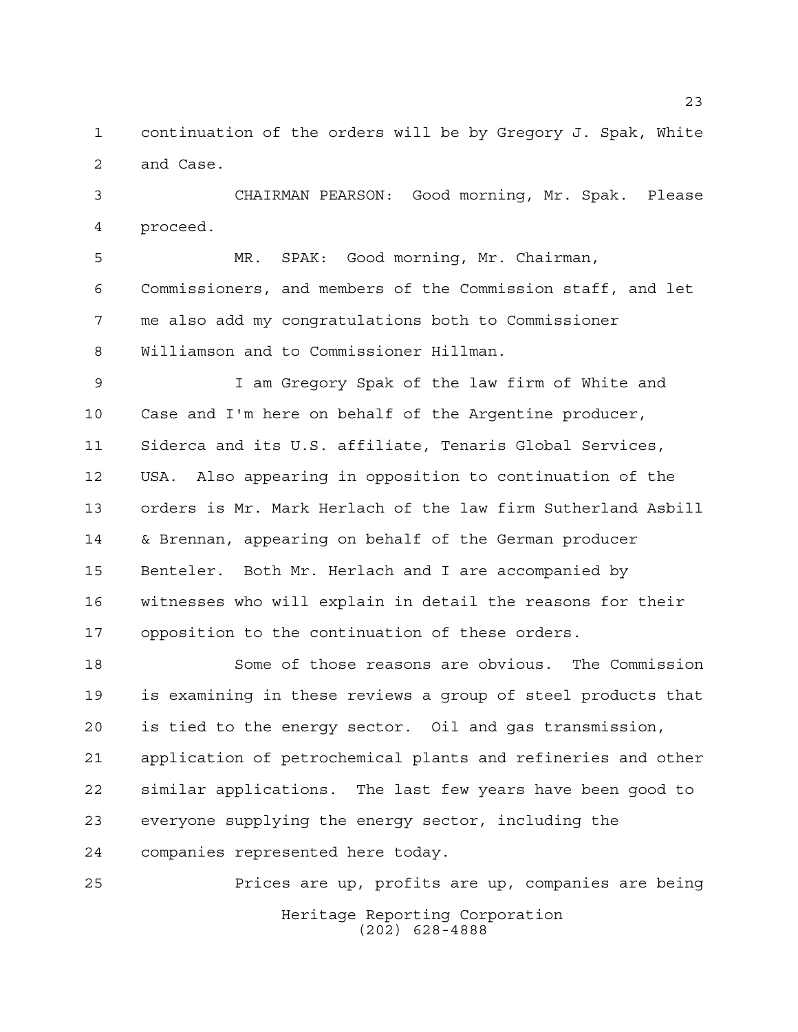continuation of the orders will be by Gregory J. Spak, White and Case.

CHAIRMAN PEARSON: Good morning, Mr. Spak. Please proceed.

MR. SPAK: Good morning, Mr. Chairman, Commissioners, and members of the Commission staff, and let me also add my congratulations both to Commissioner Williamson and to Commissioner Hillman.

I am Gregory Spak of the law firm of White and Case and I'm here on behalf of the Argentine producer, Siderca and its U.S. affiliate, Tenaris Global Services, USA. Also appearing in opposition to continuation of the orders is Mr. Mark Herlach of the law firm Sutherland Asbill & Brennan, appearing on behalf of the German producer Benteler. Both Mr. Herlach and I are accompanied by witnesses who will explain in detail the reasons for their opposition to the continuation of these orders.

Some of those reasons are obvious. The Commission is examining in these reviews a group of steel products that is tied to the energy sector. Oil and gas transmission, application of petrochemical plants and refineries and other similar applications. The last few years have been good to everyone supplying the energy sector, including the companies represented here today.

Prices are up, profits are up, companies are being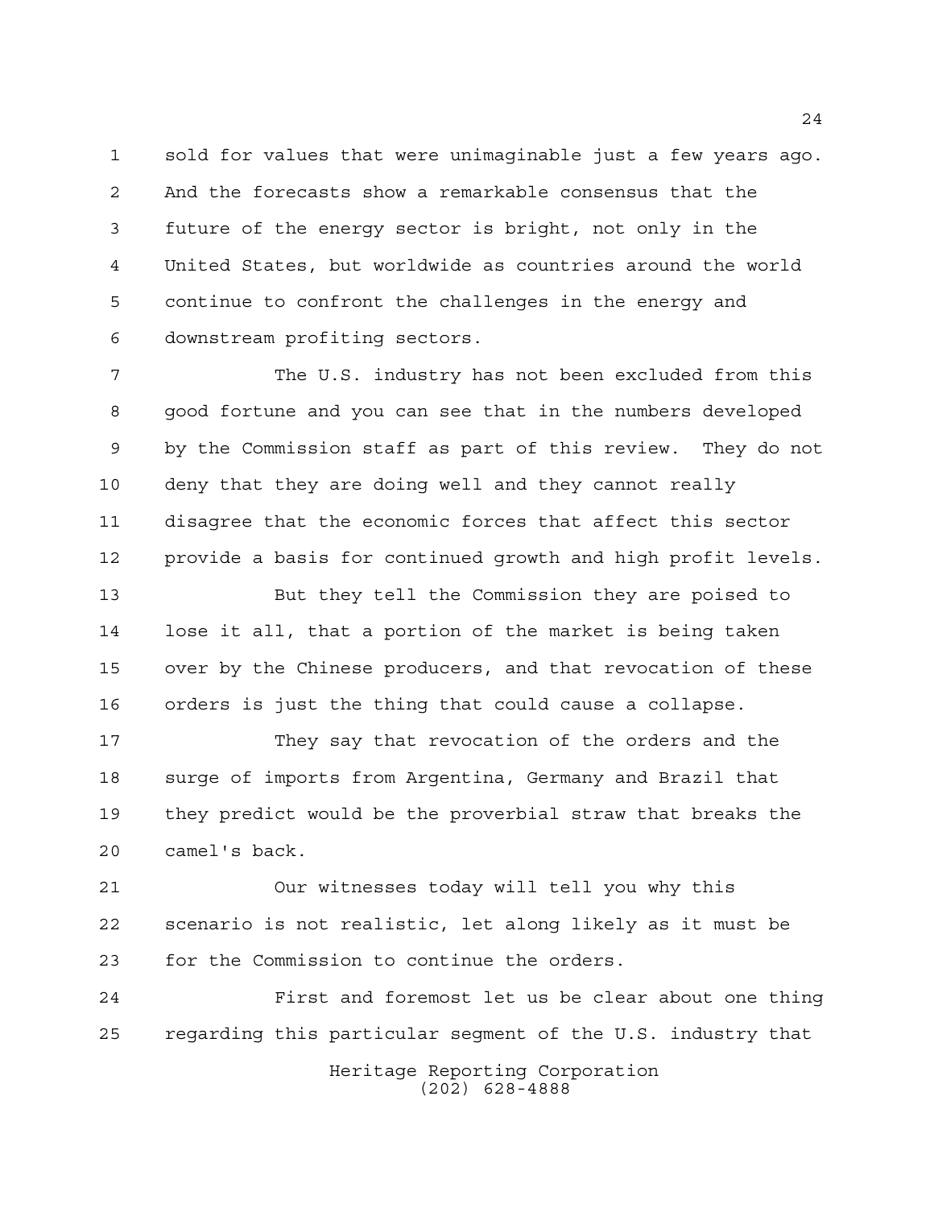sold for values that were unimaginable just a few years ago. And the forecasts show a remarkable consensus that the future of the energy sector is bright, not only in the United States, but worldwide as countries around the world continue to confront the challenges in the energy and downstream profiting sectors.

The U.S. industry has not been excluded from this good fortune and you can see that in the numbers developed by the Commission staff as part of this review. They do not deny that they are doing well and they cannot really disagree that the economic forces that affect this sector provide a basis for continued growth and high profit levels.

But they tell the Commission they are poised to lose it all, that a portion of the market is being taken over by the Chinese producers, and that revocation of these orders is just the thing that could cause a collapse.

They say that revocation of the orders and the surge of imports from Argentina, Germany and Brazil that they predict would be the proverbial straw that breaks the camel's back.

Our witnesses today will tell you why this scenario is not realistic, let along likely as it must be for the Commission to continue the orders.

First and foremost let us be clear about one thing regarding this particular segment of the U.S. industry that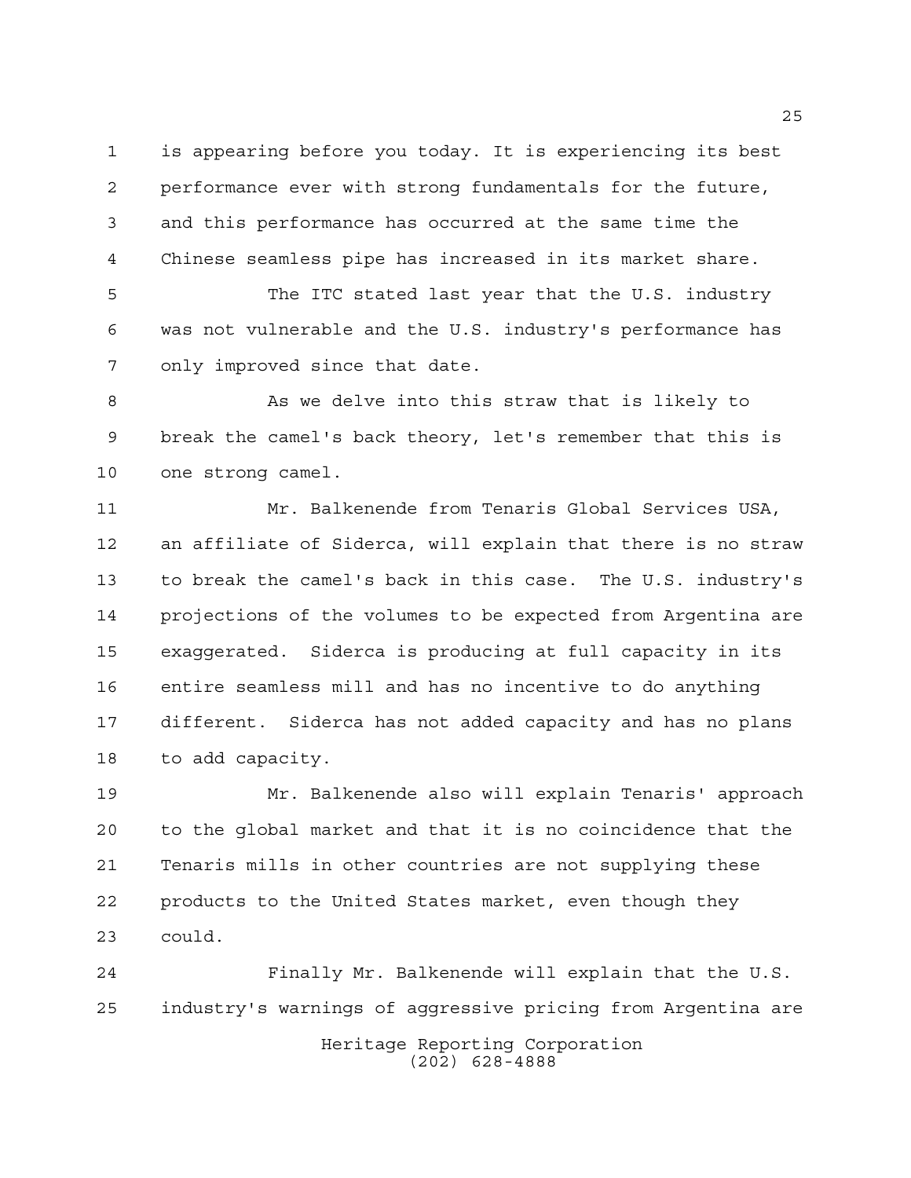is appearing before you today. It is experiencing its best performance ever with strong fundamentals for the future, and this performance has occurred at the same time the Chinese seamless pipe has increased in its market share.

The ITC stated last year that the U.S. industry was not vulnerable and the U.S. industry's performance has only improved since that date.

As we delve into this straw that is likely to break the camel's back theory, let's remember that this is one strong camel.

Mr. Balkenende from Tenaris Global Services USA, an affiliate of Siderca, will explain that there is no straw to break the camel's back in this case. The U.S. industry's projections of the volumes to be expected from Argentina are exaggerated. Siderca is producing at full capacity in its entire seamless mill and has no incentive to do anything different. Siderca has not added capacity and has no plans to add capacity.

Mr. Balkenende also will explain Tenaris' approach to the global market and that it is no coincidence that the Tenaris mills in other countries are not supplying these products to the United States market, even though they could.

Finally Mr. Balkenende will explain that the U.S. industry's warnings of aggressive pricing from Argentina are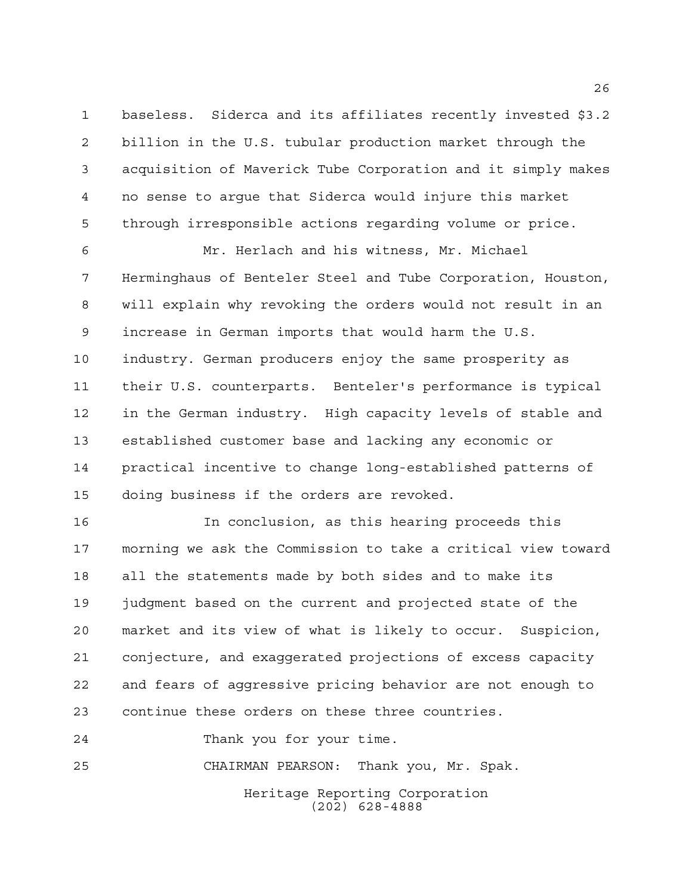baseless. Siderca and its affiliates recently invested $3.2 billion in the U.S. tubular production market through the acquisition of Maverick Tube Corporation and it simply makes no sense to argue that Siderca would injure this market through irresponsible actions regarding volume or price.

Mr. Herlach and his witness, Mr. Michael Herminghaus of Benteler Steel and Tube Corporation, Houston, will explain why revoking the orders would not result in an increase in German imports that would harm the U.S. industry. German producers enjoy the same prosperity as their U.S. counterparts. Benteler's performance is typical in the German industry. High capacity levels of stable and established customer base and lacking any economic or practical incentive to change long-established patterns of doing business if the orders are revoked.

In conclusion, as this hearing proceeds this morning we ask the Commission to take a critical view toward all the statements made by both sides and to make its judgment based on the current and projected state of the market and its view of what is likely to occur. Suspicion, conjecture, and exaggerated projections of excess capacity and fears of aggressive pricing behavior are not enough to continue these orders on these three countries.

Thank you for your time.

CHAIRMAN PEARSON: Thank you, Mr. Spak.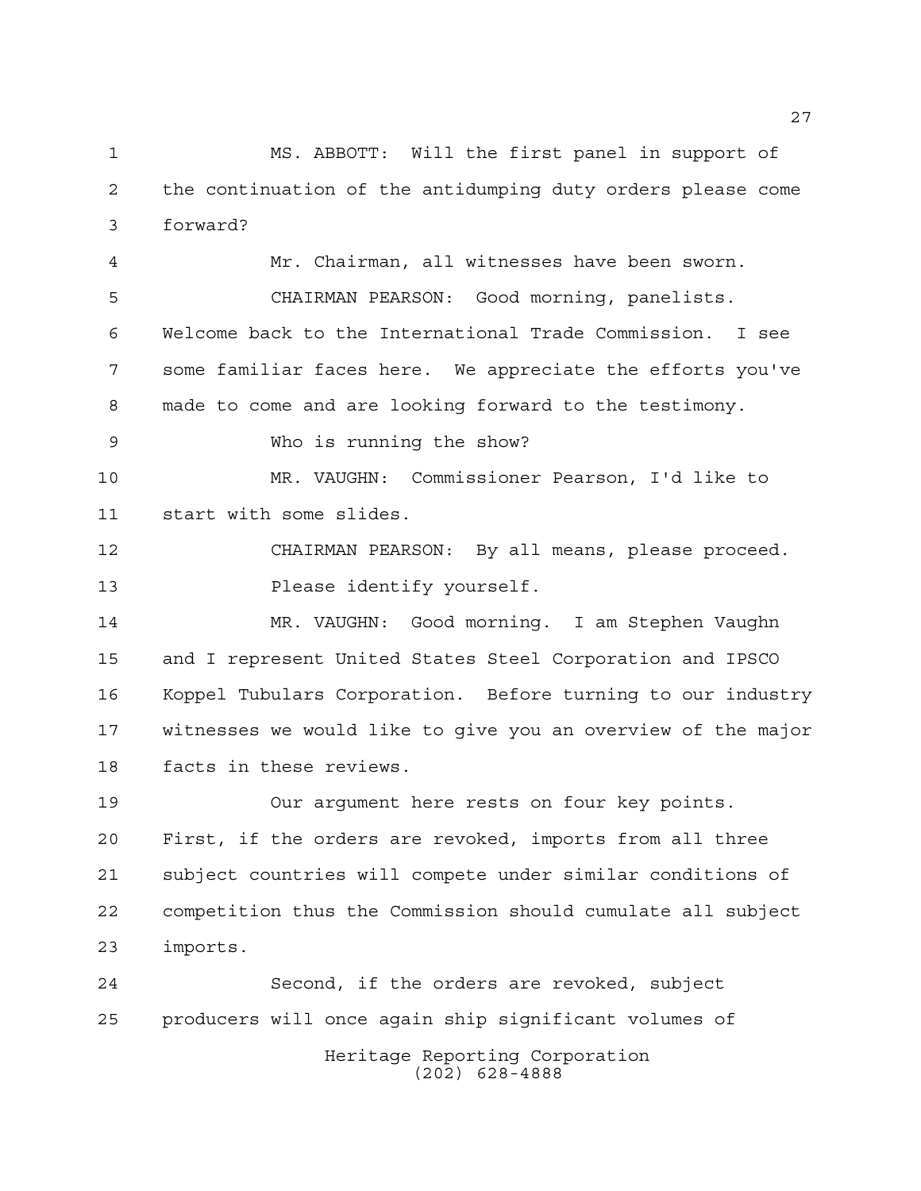MS. ABBOTT: Will the first panel in support of the continuation of the antidumping duty orders please come forward?

Mr. Chairman, all witnesses have been sworn.

CHAIRMAN PEARSON: Good morning, panelists. Welcome back to the International Trade Commission. I see some familiar faces here. We appreciate the efforts you've made to come and are looking forward to the testimony.

Who is running the show?

MR. VAUGHN: Commissioner Pearson, I'd like to start with some slides.

CHAIRMAN PEARSON: By all means, please proceed.

Please identify yourself.

MR. VAUGHN: Good morning. I am Stephen Vaughn and I represent United States Steel Corporation and IPSCO Koppel Tubulars Corporation. Before turning to our industry witnesses we would like to give you an overview of the major facts in these reviews.

Our argument here rests on four key points. First, if the orders are revoked, imports from all three subject countries will compete under similar conditions of competition thus the Commission should cumulate all subject imports.

Second, if the orders are revoked, subject producers will once again ship significant volumes of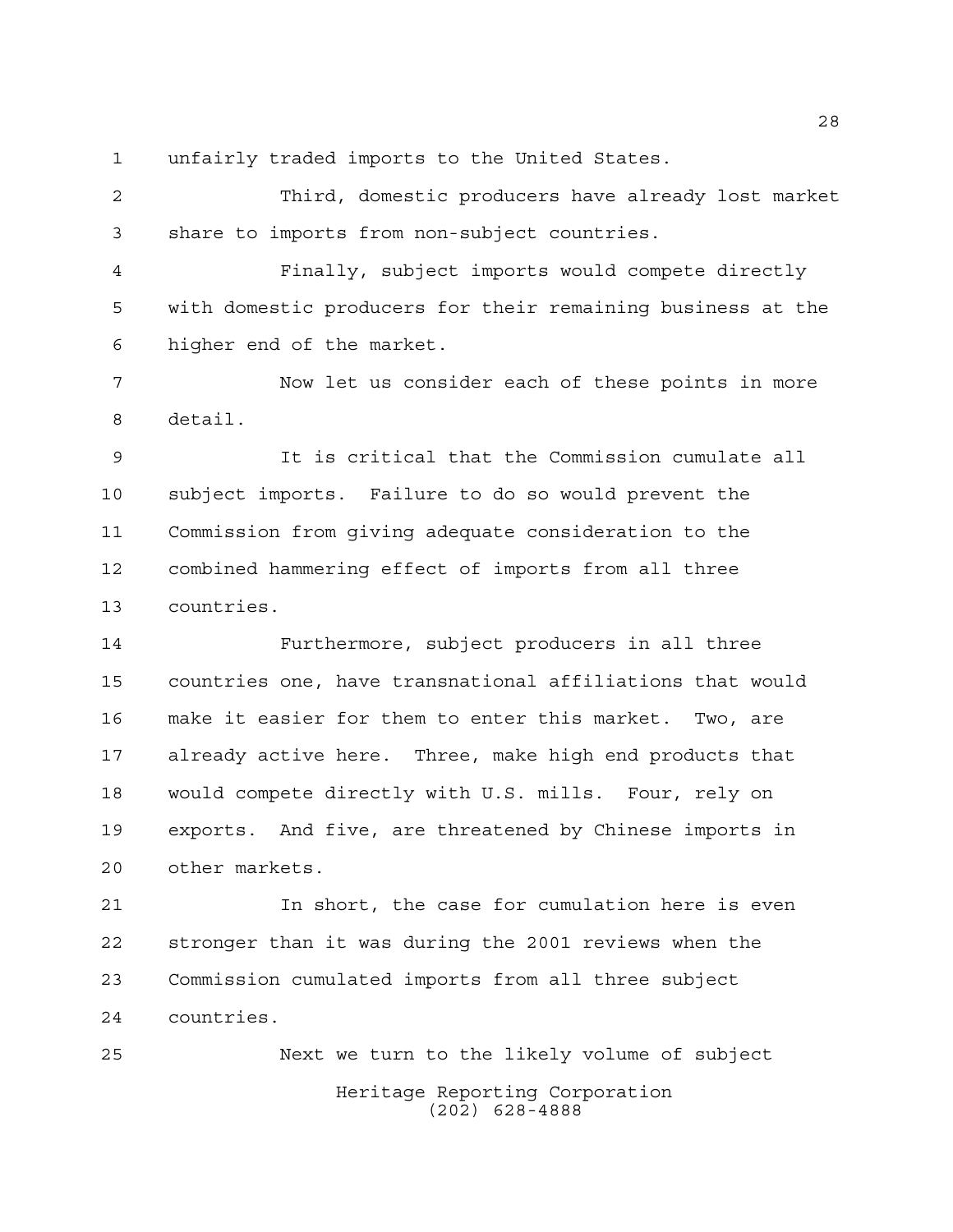unfairly traded imports to the United States.

Third, domestic producers have already lost market share to imports from non-subject countries.

Finally, subject imports would compete directly with domestic producers for their remaining business at the higher end of the market.

Now let us consider each of these points in more detail.

It is critical that the Commission cumulate all subject imports. Failure to do so would prevent the Commission from giving adequate consideration to the combined hammering effect of imports from all three countries.

Furthermore, subject producers in all three countries one, have transnational affiliations that would make it easier for them to enter this market. Two, are already active here. Three, make high end products that would compete directly with U.S. mills. Four, rely on exports. And five, are threatened by Chinese imports in other markets.

In short, the case for cumulation here is even stronger than it was during the 2001 reviews when the Commission cumulated imports from all three subject countries.

Next we turn to the likely volume of subject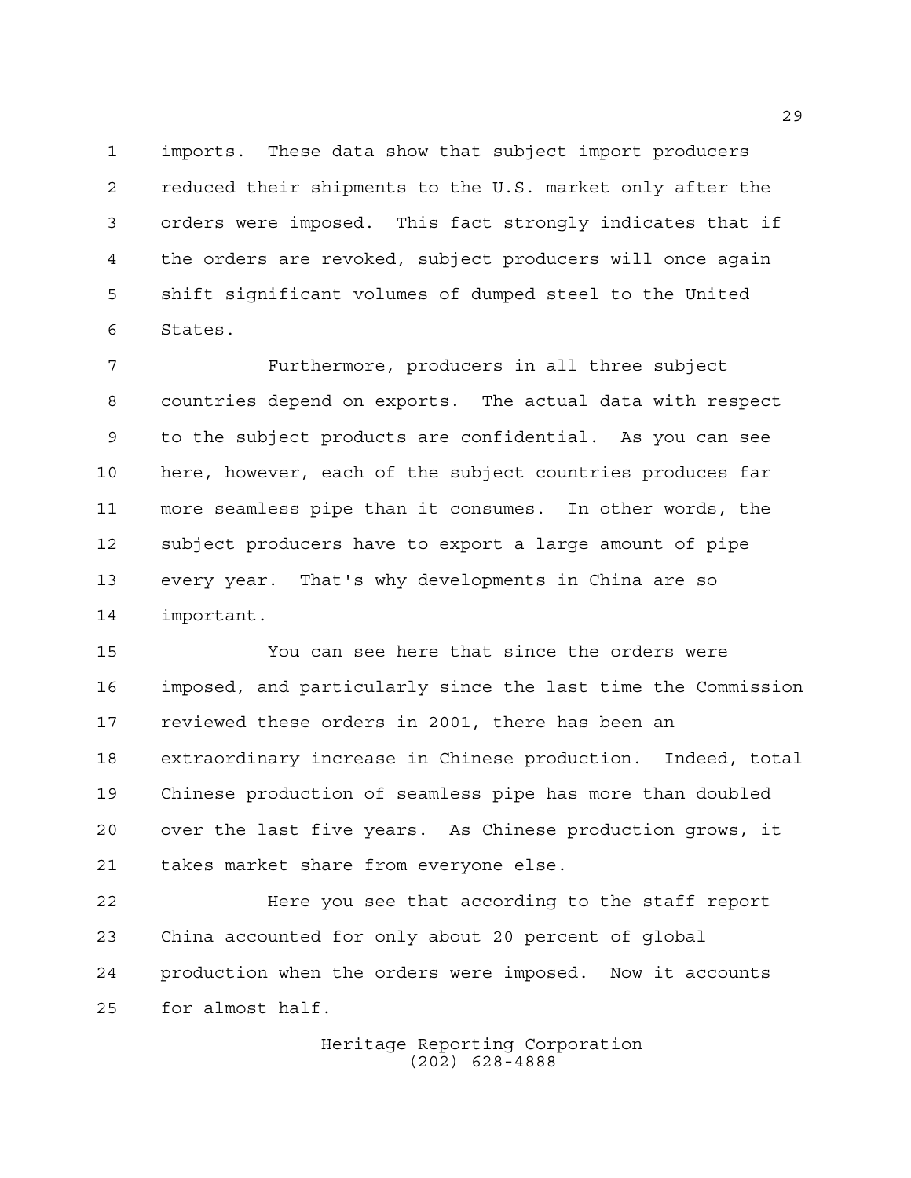imports. These data show that subject import producers reduced their shipments to the U.S. market only after the orders were imposed. This fact strongly indicates that if the orders are revoked, subject producers will once again shift significant volumes of dumped steel to the United States.

Furthermore, producers in all three subject countries depend on exports. The actual data with respect to the subject products are confidential. As you can see here, however, each of the subject countries produces far more seamless pipe than it consumes. In other words, the subject producers have to export a large amount of pipe every year. That's why developments in China are so important.

You can see here that since the orders were imposed, and particularly since the last time the Commission reviewed these orders in 2001, there has been an extraordinary increase in Chinese production. Indeed, total Chinese production of seamless pipe has more than doubled over the last five years. As Chinese production grows, it takes market share from everyone else.

Here you see that according to the staff report China accounted for only about 20 percent of global production when the orders were imposed. Now it accounts for almost half.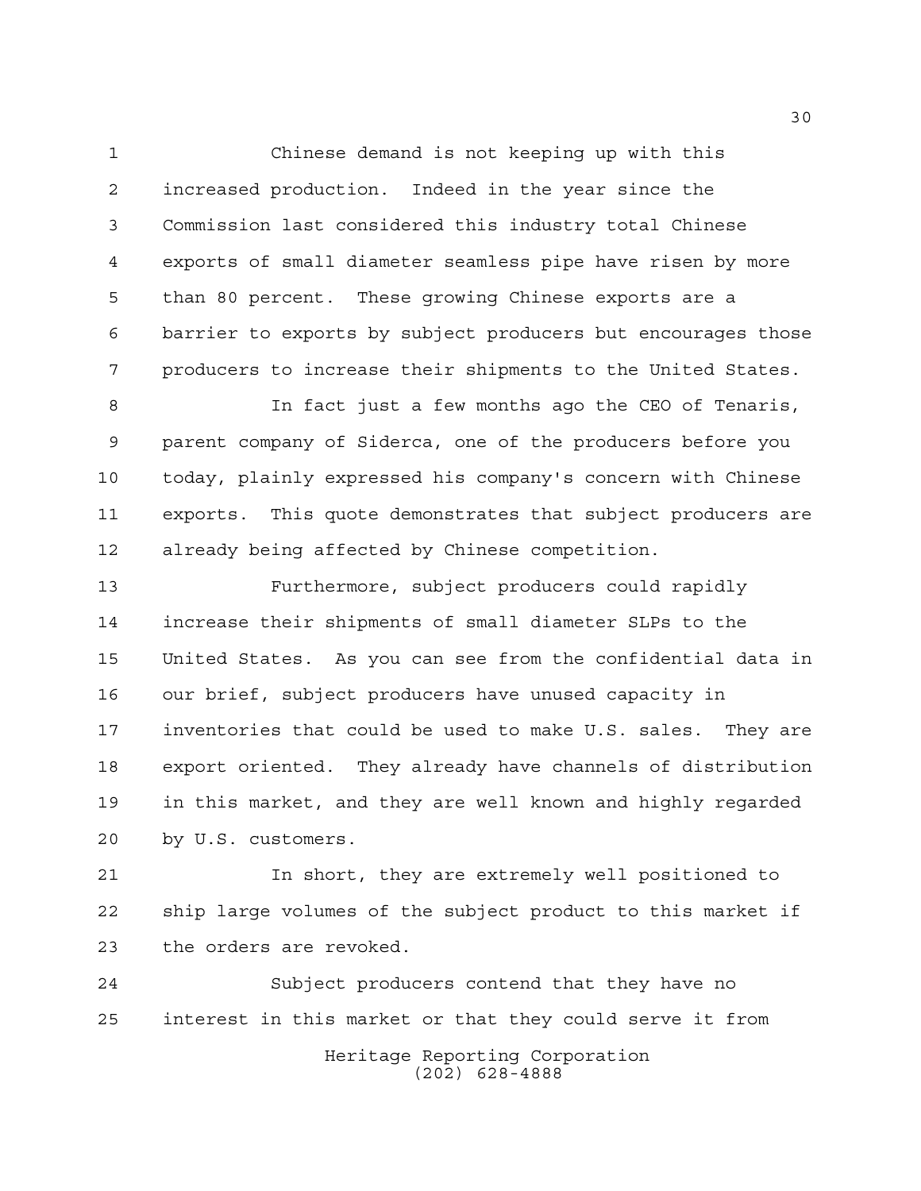Chinese demand is not keeping up with this increased production. Indeed in the year since the Commission last considered this industry total Chinese exports of small diameter seamless pipe have risen by more than 80 percent. These growing Chinese exports are a barrier to exports by subject producers but encourages those producers to increase their shipments to the United States.

In fact just a few months ago the CEO of Tenaris, parent company of Siderca, one of the producers before you today, plainly expressed his company's concern with Chinese exports. This quote demonstrates that subject producers are already being affected by Chinese competition.

Furthermore, subject producers could rapidly increase their shipments of small diameter SLPs to the United States. As you can see from the confidential data in our brief, subject producers have unused capacity in inventories that could be used to make U.S. sales. They are export oriented. They already have channels of distribution in this market, and they are well known and highly regarded by U.S. customers.

In short, they are extremely well positioned to ship large volumes of the subject product to this market if the orders are revoked.

Subject producers contend that they have no interest in this market or that they could serve it from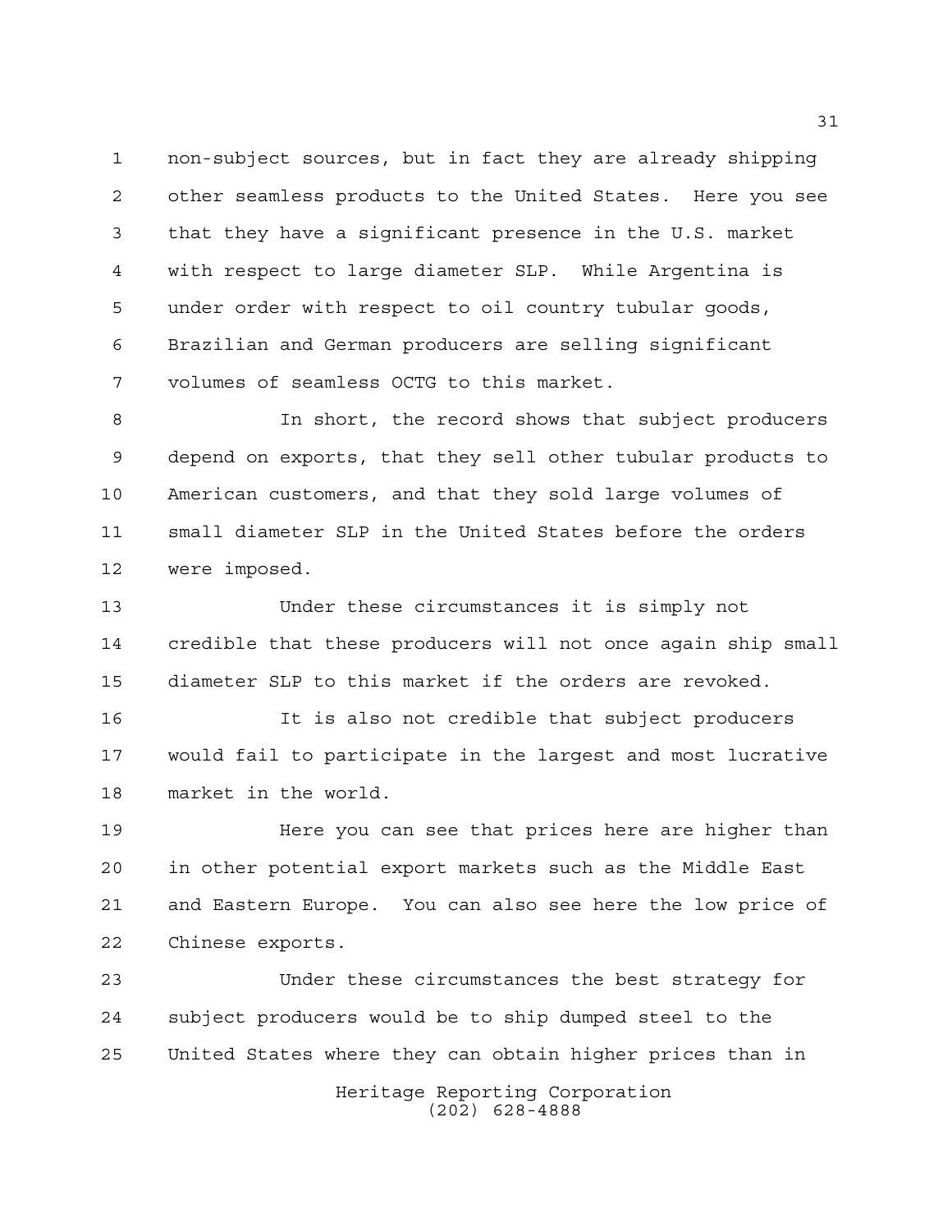non-subject sources, but in fact they are already shipping other seamless products to the United States. Here you see that they have a significant presence in the U.S. market with respect to large diameter SLP. While Argentina is under order with respect to oil country tubular goods, Brazilian and German producers are selling significant volumes of seamless OCTG to this market.

In short, the record shows that subject producers depend on exports, that they sell other tubular products to American customers, and that they sold large volumes of small diameter SLP in the United States before the orders were imposed.

Under these circumstances it is simply not credible that these producers will not once again ship small diameter SLP to this market if the orders are revoked.

It is also not credible that subject producers would fail to participate in the largest and most lucrative market in the world.

Here you can see that prices here are higher than in other potential export markets such as the Middle East and Eastern Europe. You can also see here the low price of Chinese exports.

Under these circumstances the best strategy for subject producers would be to ship dumped steel to the United States where they can obtain higher prices than in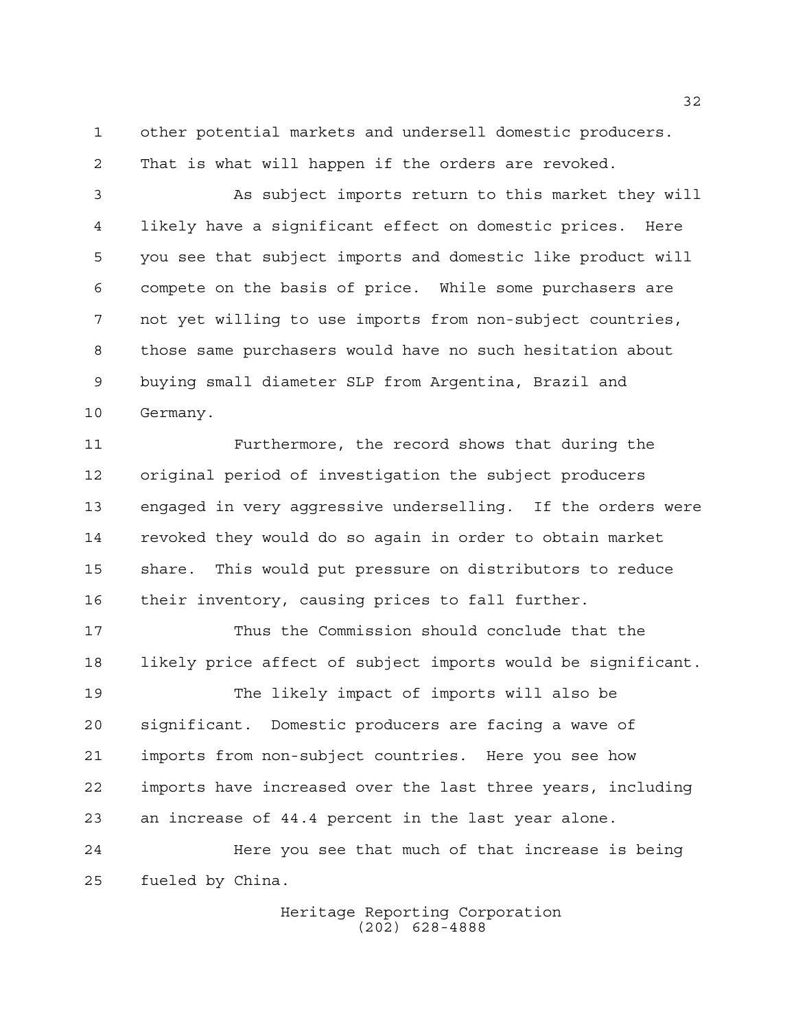other potential markets and undersell domestic producers. That is what will happen if the orders are revoked.

As subject imports return to this market they will likely have a significant effect on domestic prices. Here you see that subject imports and domestic like product will compete on the basis of price. While some purchasers are not yet willing to use imports from non-subject countries, those same purchasers would have no such hesitation about buying small diameter SLP from Argentina, Brazil and Germany.

Furthermore, the record shows that during the original period of investigation the subject producers engaged in very aggressive underselling. If the orders were revoked they would do so again in order to obtain market share. This would put pressure on distributors to reduce their inventory, causing prices to fall further.

Thus the Commission should conclude that the likely price affect of subject imports would be significant.

The likely impact of imports will also be significant. Domestic producers are facing a wave of imports from non-subject countries. Here you see how imports have increased over the last three years, including an increase of 44.4 percent in the last year alone.

Here you see that much of that increase is being fueled by China.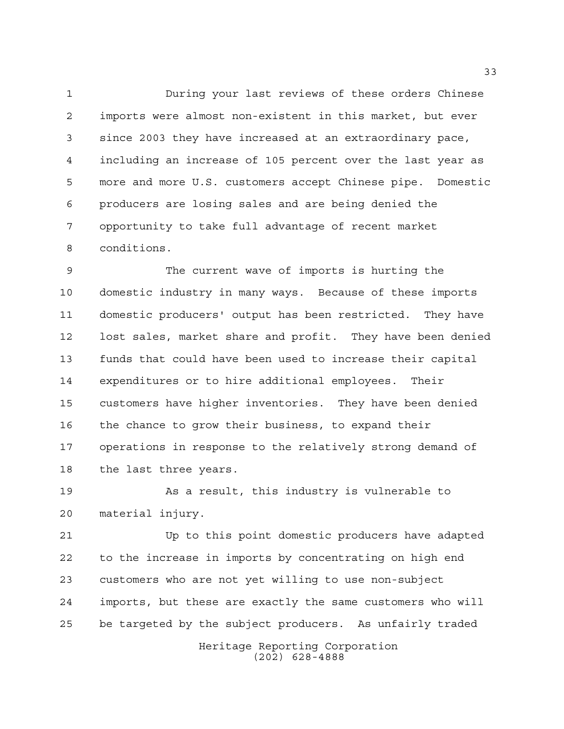During your last reviews of these orders Chinese imports were almost non-existent in this market, but ever since 2003 they have increased at an extraordinary pace, including an increase of 105 percent over the last year as more and more U.S. customers accept Chinese pipe. Domestic producers are losing sales and are being denied the opportunity to take full advantage of recent market conditions.

The current wave of imports is hurting the domestic industry in many ways. Because of these imports domestic producers' output has been restricted. They have lost sales, market share and profit. They have been denied funds that could have been used to increase their capital expenditures or to hire additional employees. Their customers have higher inventories. They have been denied the chance to grow their business, to expand their operations in response to the relatively strong demand of the last three years.

As a result, this industry is vulnerable to material injury.

Up to this point domestic producers have adapted to the increase in imports by concentrating on high end customers who are not yet willing to use non-subject imports, but these are exactly the same customers who will be targeted by the subject producers. As unfairly traded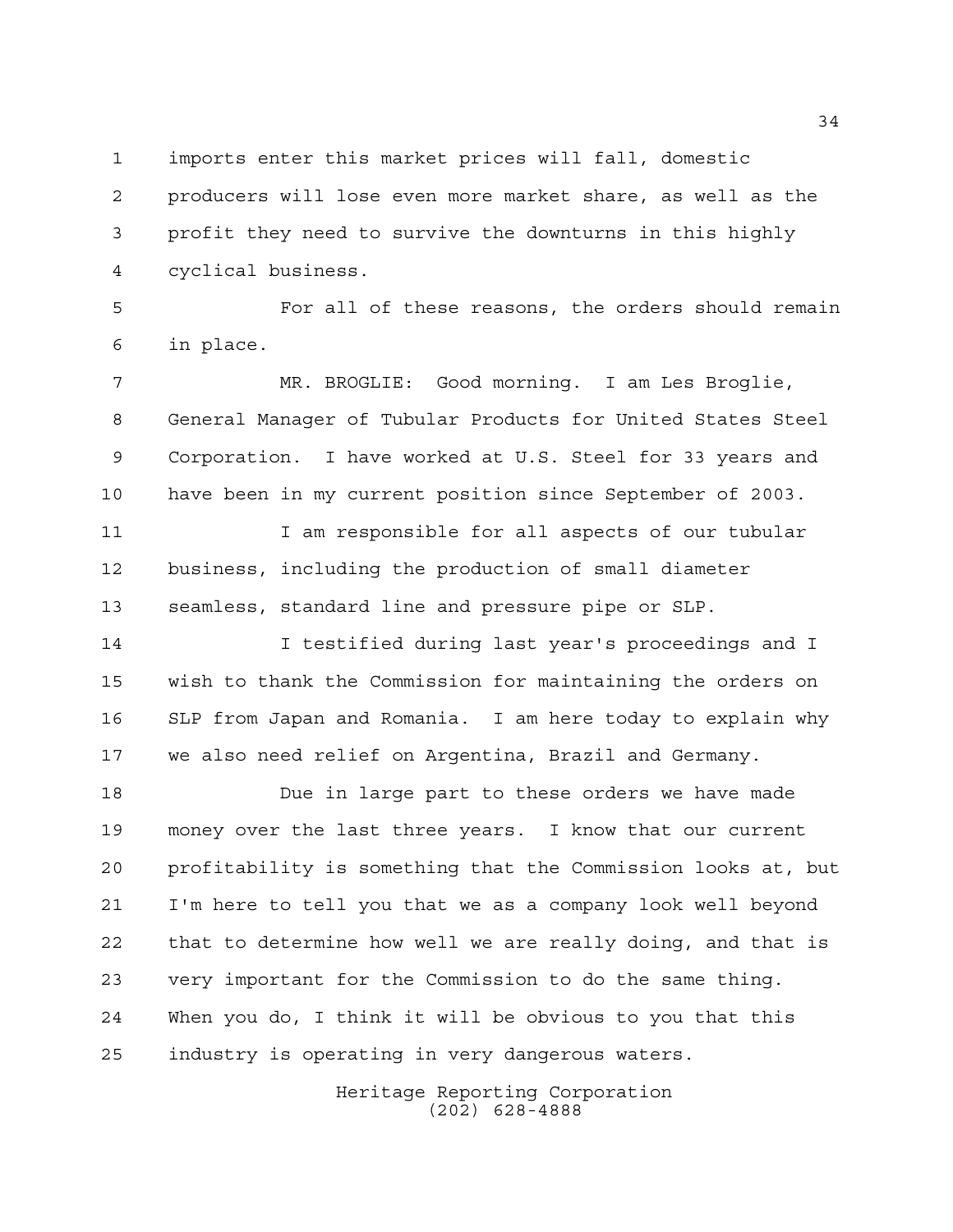imports enter this market prices will fall, domestic producers will lose even more market share, as well as the profit they need to survive the downturns in this highly cyclical business.

For all of these reasons, the orders should remain in place.

MR. BROGLIE: Good morning. I am Les Broglie, General Manager of Tubular Products for United States Steel Corporation. I have worked at U.S. Steel for 33 years and have been in my current position since September of 2003.

I am responsible for all aspects of our tubular business, including the production of small diameter seamless, standard line and pressure pipe or SLP.

I testified during last year's proceedings and I wish to thank the Commission for maintaining the orders on SLP from Japan and Romania. I am here today to explain why we also need relief on Argentina, Brazil and Germany.

Due in large part to these orders we have made money over the last three years. I know that our current profitability is something that the Commission looks at, but I'm here to tell you that we as a company look well beyond that to determine how well we are really doing, and that is very important for the Commission to do the same thing. When you do, I think it will be obvious to you that this industry is operating in very dangerous waters.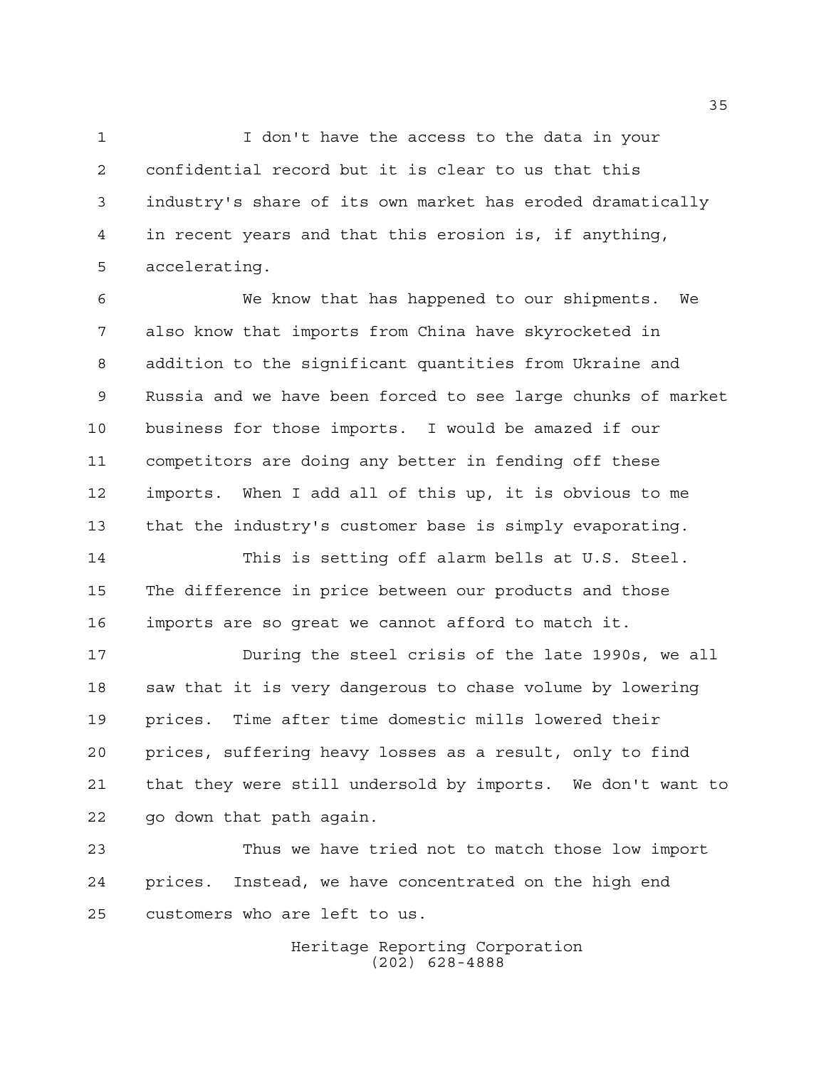I don't have the access to the data in your confidential record but it is clear to us that this industry's share of its own market has eroded dramatically in recent years and that this erosion is, if anything, accelerating.

We know that has happened to our shipments. We also know that imports from China have skyrocketed in addition to the significant quantities from Ukraine and Russia and we have been forced to see large chunks of market business for those imports. I would be amazed if our competitors are doing any better in fending off these imports. When I add all of this up, it is obvious to me that the industry's customer base is simply evaporating.

This is setting off alarm bells at U.S. Steel. The difference in price between our products and those imports are so great we cannot afford to match it.

During the steel crisis of the late 1990s, we all saw that it is very dangerous to chase volume by lowering prices. Time after time domestic mills lowered their prices, suffering heavy losses as a result, only to find that they were still undersold by imports. We don't want to go down that path again.

Thus we have tried not to match those low import prices. Instead, we have concentrated on the high end customers who are left to us.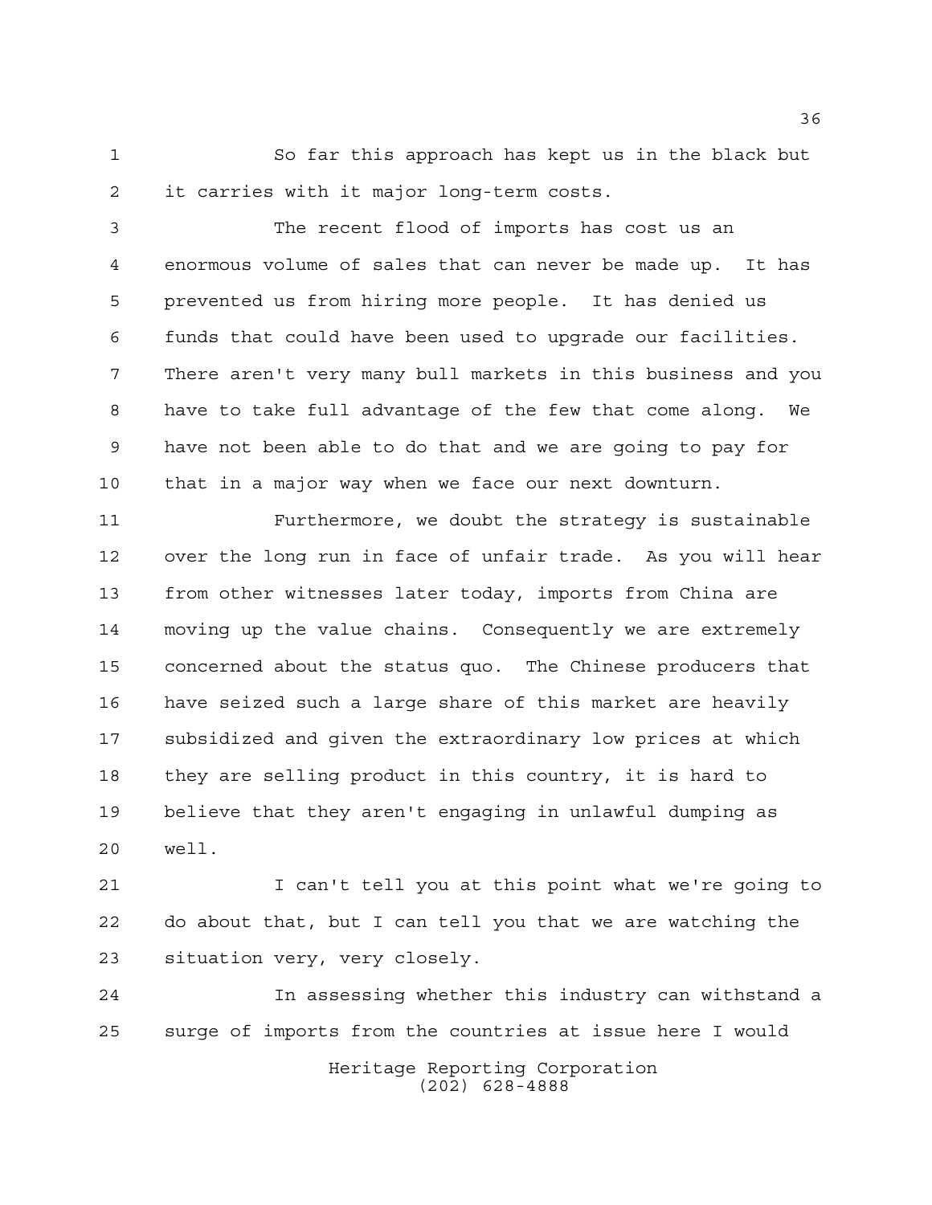So far this approach has kept us in the black but it carries with it major long-term costs.

The recent flood of imports has cost us an enormous volume of sales that can never be made up. It has prevented us from hiring more people. It has denied us funds that could have been used to upgrade our facilities. There aren't very many bull markets in this business and you have to take full advantage of the few that come along. We have not been able to do that and we are going to pay for that in a major way when we face our next downturn.

Furthermore, we doubt the strategy is sustainable over the long run in face of unfair trade. As you will hear from other witnesses later today, imports from China are moving up the value chains. Consequently we are extremely concerned about the status quo. The Chinese producers that have seized such a large share of this market are heavily subsidized and given the extraordinary low prices at which they are selling product in this country, it is hard to believe that they aren't engaging in unlawful dumping as well.

I can't tell you at this point what we're going to do about that, but I can tell you that we are watching the situation very, very closely.

In assessing whether this industry can withstand a surge of imports from the countries at issue here I would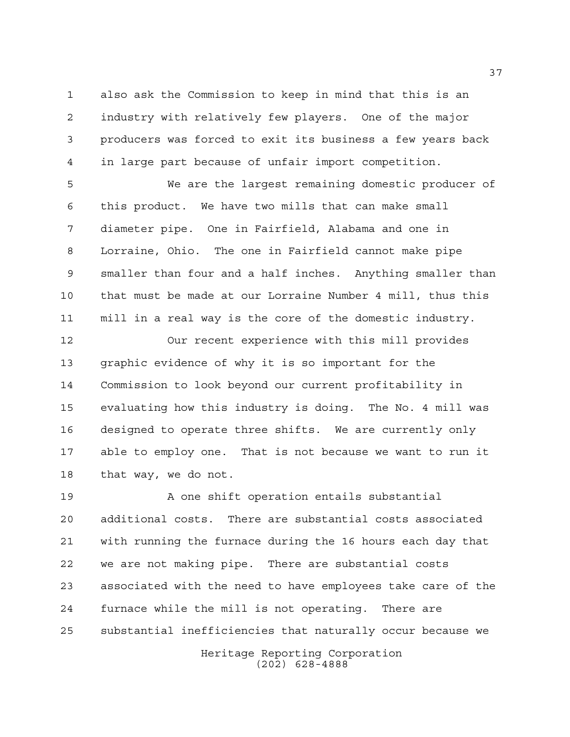also ask the Commission to keep in mind that this is an industry with relatively few players. One of the major producers was forced to exit its business a few years back in large part because of unfair import competition.

We are the largest remaining domestic producer of this product. We have two mills that can make small diameter pipe. One in Fairfield, Alabama and one in Lorraine, Ohio. The one in Fairfield cannot make pipe smaller than four and a half inches. Anything smaller than that must be made at our Lorraine Number 4 mill, thus this mill in a real way is the core of the domestic industry.

Our recent experience with this mill provides graphic evidence of why it is so important for the Commission to look beyond our current profitability in evaluating how this industry is doing. The No. 4 mill was designed to operate three shifts. We are currently only able to employ one. That is not because we want to run it that way, we do not.

A one shift operation entails substantial additional costs. There are substantial costs associated with running the furnace during the 16 hours each day that we are not making pipe. There are substantial costs associated with the need to have employees take care of the furnace while the mill is not operating. There are substantial inefficiencies that naturally occur because we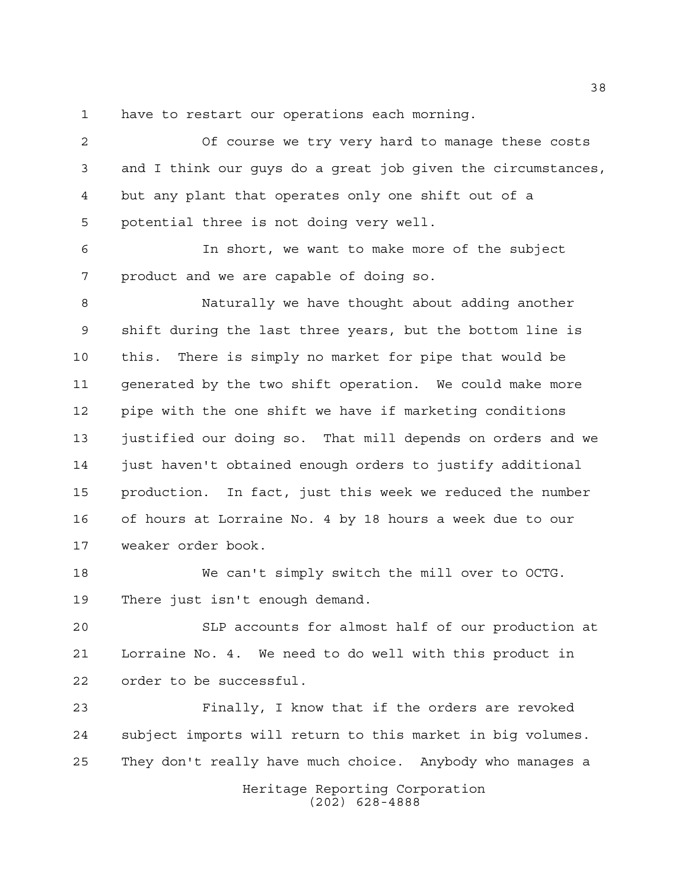have to restart our operations each morning.

Of course we try very hard to manage these costs and I think our guys do a great job given the circumstances, but any plant that operates only one shift out of a potential three is not doing very well.

In short, we want to make more of the subject product and we are capable of doing so.

Naturally we have thought about adding another shift during the last three years, but the bottom line is this. There is simply no market for pipe that would be generated by the two shift operation. We could make more pipe with the one shift we have if marketing conditions justified our doing so. That mill depends on orders and we just haven't obtained enough orders to justify additional production. In fact, just this week we reduced the number of hours at Lorraine No. 4 by 18 hours a week due to our weaker order book.

We can't simply switch the mill over to OCTG. There just isn't enough demand.

SLP accounts for almost half of our production at Lorraine No. 4. We need to do well with this product in order to be successful.

Finally, I know that if the orders are revoked subject imports will return to this market in big volumes. They don't really have much choice. Anybody who manages a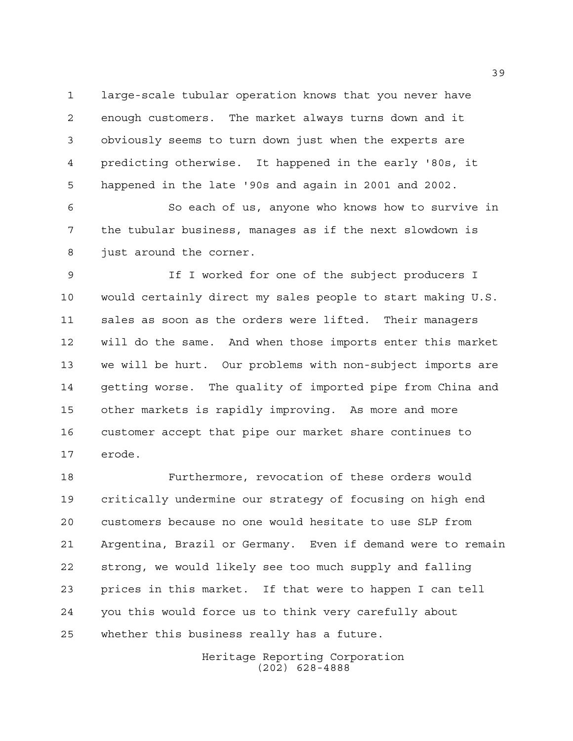large-scale tubular operation knows that you never have enough customers. The market always turns down and it obviously seems to turn down just when the experts are predicting otherwise. It happened in the early '80s, it happened in the late '90s and again in 2001 and 2002.

So each of us, anyone who knows how to survive in the tubular business, manages as if the next slowdown is just around the corner.

If I worked for one of the subject producers I would certainly direct my sales people to start making U.S. sales as soon as the orders were lifted. Their managers will do the same. And when those imports enter this market we will be hurt. Our problems with non-subject imports are getting worse. The quality of imported pipe from China and other markets is rapidly improving. As more and more customer accept that pipe our market share continues to erode.

Furthermore, revocation of these orders would critically undermine our strategy of focusing on high end customers because no one would hesitate to use SLP from Argentina, Brazil or Germany. Even if demand were to remain strong, we would likely see too much supply and falling prices in this market. If that were to happen I can tell you this would force us to think very carefully about whether this business really has a future.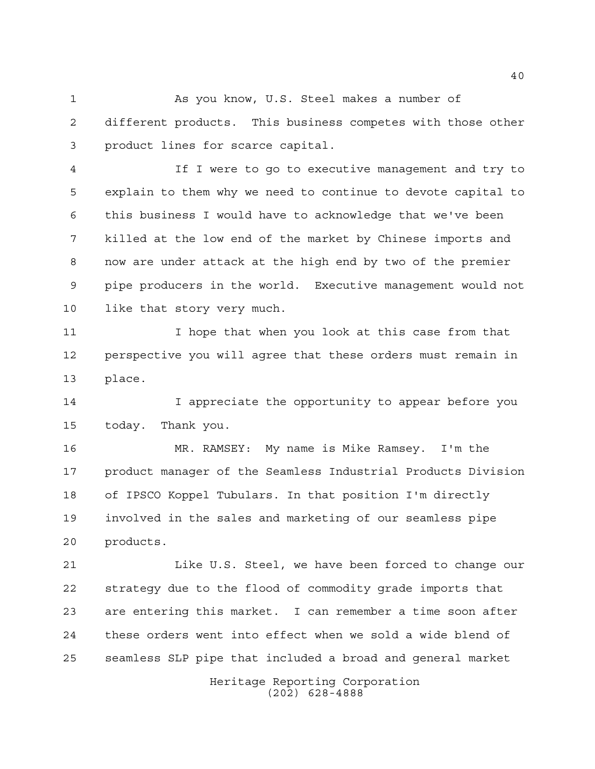As you know, U.S. Steel makes a number of different products. This business competes with those other product lines for scarce capital.

If I were to go to executive management and try to explain to them why we need to continue to devote capital to this business I would have to acknowledge that we've been killed at the low end of the market by Chinese imports and now are under attack at the high end by two of the premier pipe producers in the world. Executive management would not like that story very much.

I hope that when you look at this case from that perspective you will agree that these orders must remain in place.

I appreciate the opportunity to appear before you today. Thank you.

MR. RAMSEY: My name is Mike Ramsey. I'm the product manager of the Seamless Industrial Products Division of IPSCO Koppel Tubulars. In that position I'm directly involved in the sales and marketing of our seamless pipe products.

Like U.S. Steel, we have been forced to change our strategy due to the flood of commodity grade imports that are entering this market. I can remember a time soon after these orders went into effect when we sold a wide blend of seamless SLP pipe that included a broad and general market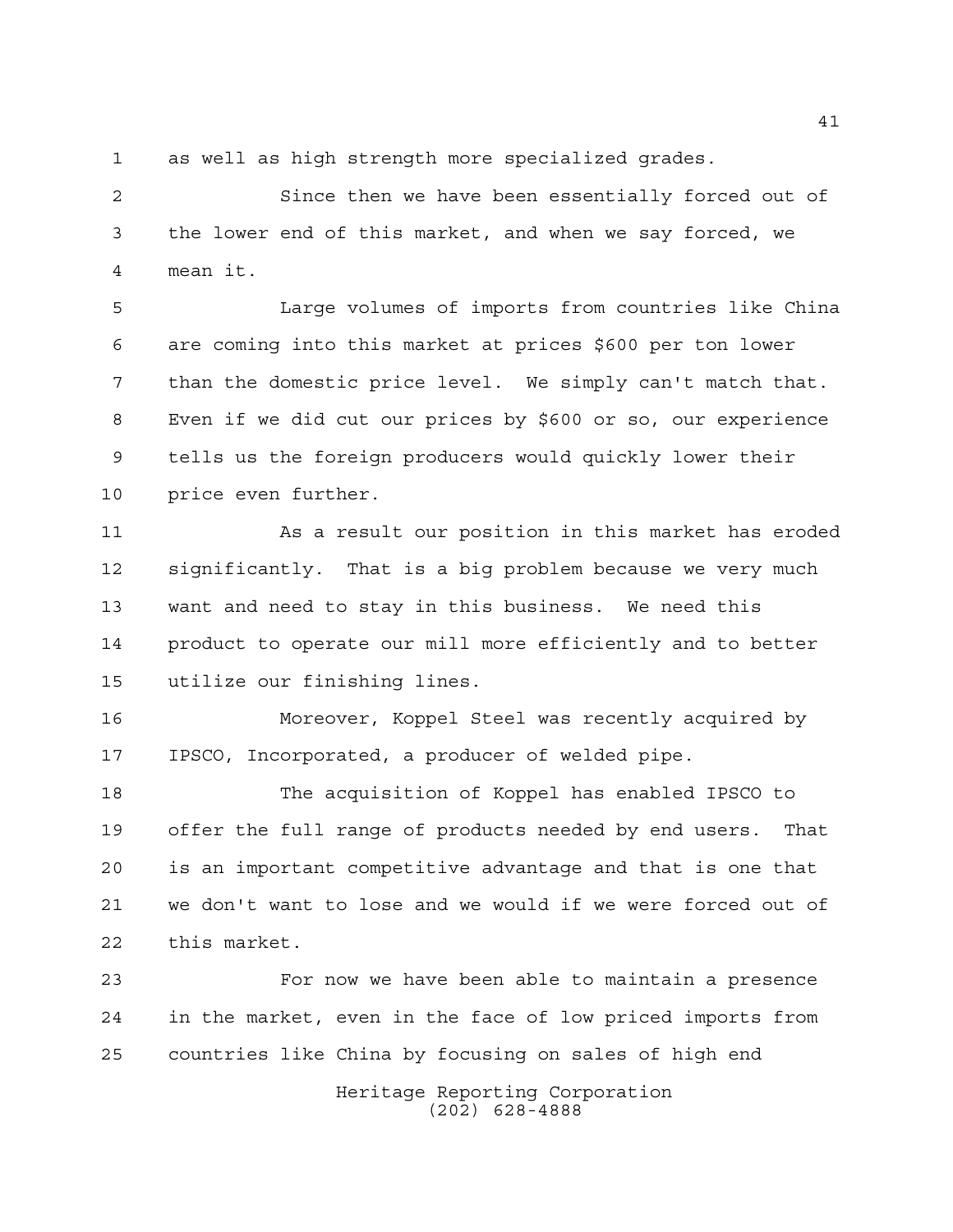as well as high strength more specialized grades.

Since then we have been essentially forced out of the lower end of this market, and when we say forced, we mean it.

Large volumes of imports from countries like China are coming into this market at prices $600 per ton lower than the domestic price level. We simply can't match that. Even if we did cut our prices by $600 or so, our experience tells us the foreign producers would quickly lower their price even further.

As a result our position in this market has eroded significantly. That is a big problem because we very much want and need to stay in this business. We need this product to operate our mill more efficiently and to better utilize our finishing lines.

Moreover, Koppel Steel was recently acquired by IPSCO, Incorporated, a producer of welded pipe.

The acquisition of Koppel has enabled IPSCO to offer the full range of products needed by end users. That is an important competitive advantage and that is one that we don't want to lose and we would if we were forced out of this market.

For now we have been able to maintain a presence in the market, even in the face of low priced imports from countries like China by focusing on sales of high end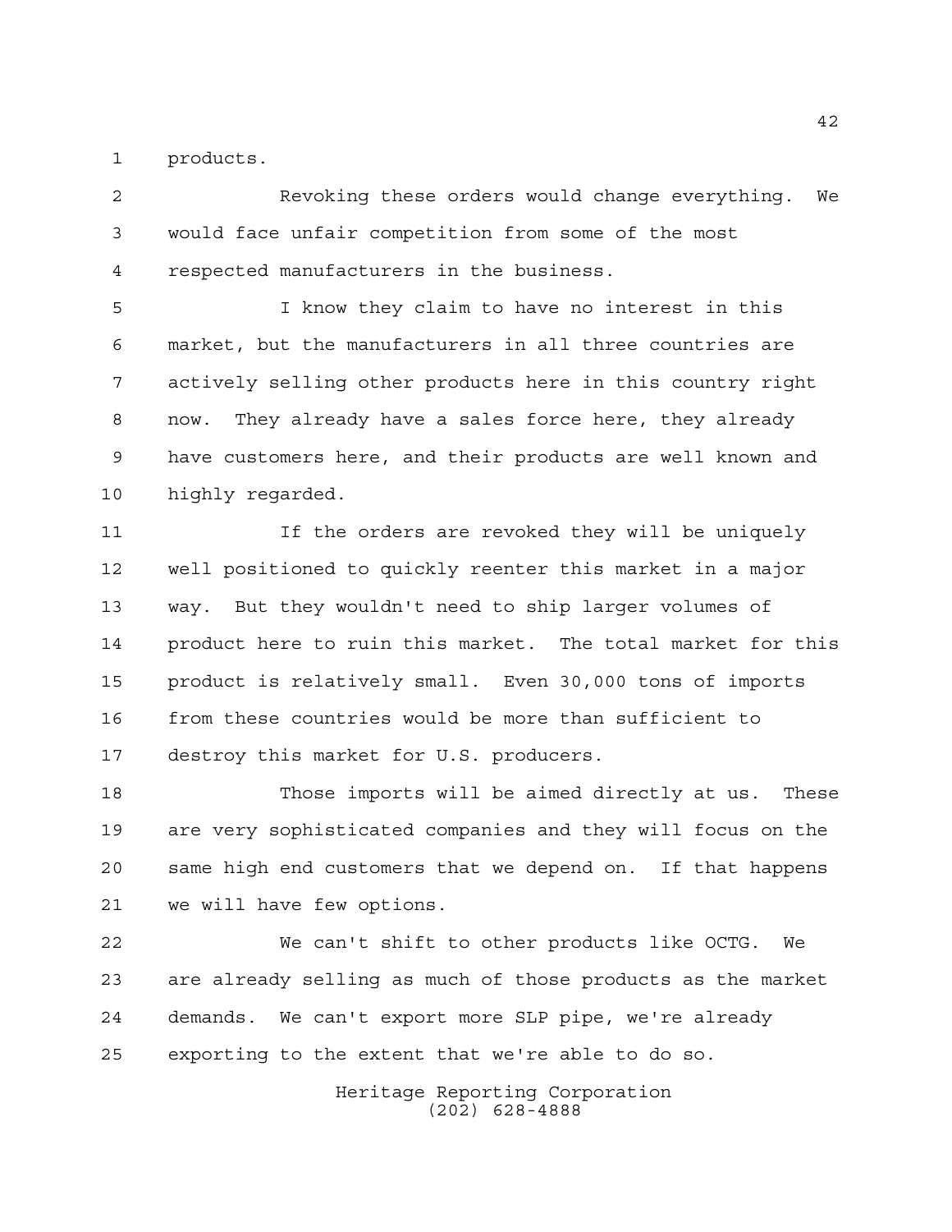products.

Revoking these orders would change everything. We would face unfair competition from some of the most respected manufacturers in the business.

I know they claim to have no interest in this market, but the manufacturers in all three countries are actively selling other products here in this country right now. They already have a sales force here, they already have customers here, and their products are well known and highly regarded.

If the orders are revoked they will be uniquely well positioned to quickly reenter this market in a major way. But they wouldn't need to ship larger volumes of product here to ruin this market. The total market for this product is relatively small. Even 30,000 tons of imports from these countries would be more than sufficient to destroy this market for U.S. producers.

Those imports will be aimed directly at us. These are very sophisticated companies and they will focus on the same high end customers that we depend on. If that happens we will have few options.

We can't shift to other products like OCTG. We are already selling as much of those products as the market demands. We can't export more SLP pipe, we're already exporting to the extent that we're able to do so.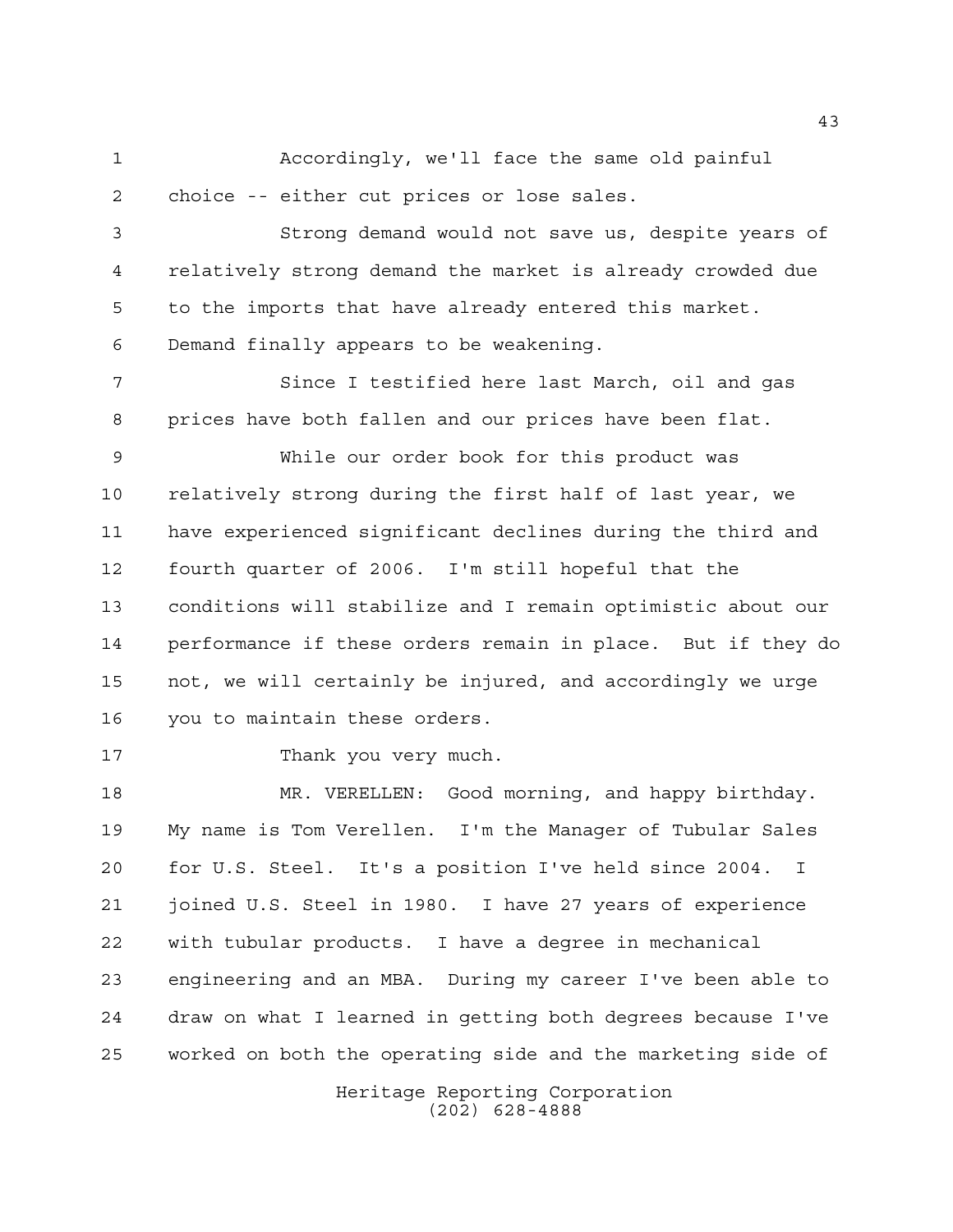Accordingly, we'll face the same old painful choice -- either cut prices or lose sales.

Strong demand would not save us, despite years of relatively strong demand the market is already crowded due to the imports that have already entered this market. Demand finally appears to be weakening.

Since I testified here last March, oil and gas prices have both fallen and our prices have been flat.

While our order book for this product was relatively strong during the first half of last year, we have experienced significant declines during the third and fourth quarter of 2006. I'm still hopeful that the conditions will stabilize and I remain optimistic about our performance if these orders remain in place. But if they do not, we will certainly be injured, and accordingly we urge you to maintain these orders.

Thank you very much.

MR. VERELLEN: Good morning, and happy birthday. My name is Tom Verellen. I'm the Manager of Tubular Sales for U.S. Steel. It's a position I've held since 2004. I joined U.S. Steel in 1980. I have 27 years of experience with tubular products. I have a degree in mechanical engineering and an MBA. During my career I've been able to draw on what I learned in getting both degrees because I've worked on both the operating side and the marketing side of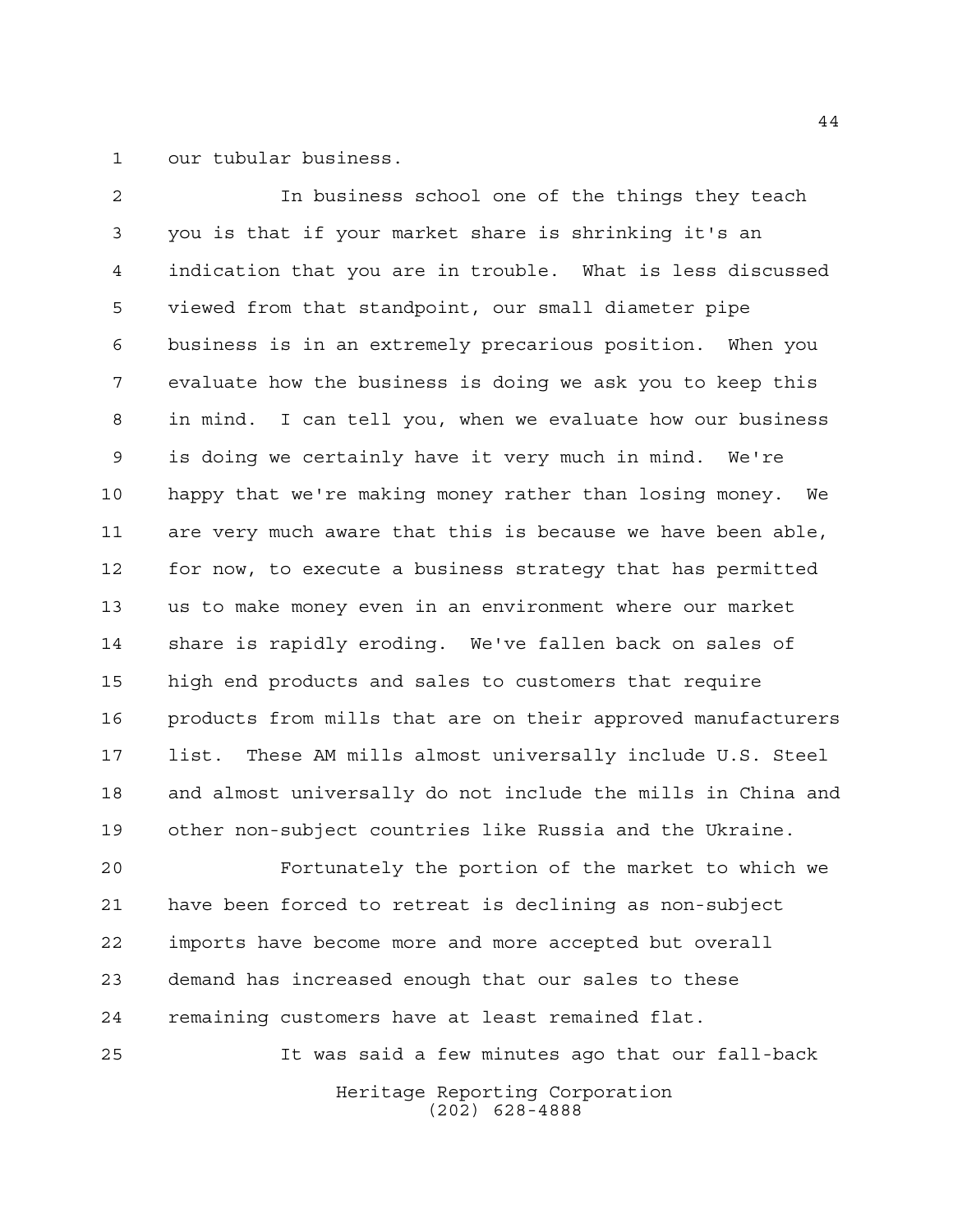our tubular business.

In business school one of the things they teach you is that if your market share is shrinking it's an indication that you are in trouble. What is less discussed viewed from that standpoint, our small diameter pipe business is in an extremely precarious position. When you evaluate how the business is doing we ask you to keep this in mind. I can tell you, when we evaluate how our business is doing we certainly have it very much in mind. We're happy that we're making money rather than losing money. We are very much aware that this is because we have been able, for now, to execute a business strategy that has permitted us to make money even in an environment where our market share is rapidly eroding. We've fallen back on sales of high end products and sales to customers that require products from mills that are on their approved manufacturers list. These AM mills almost universally include U.S. Steel and almost universally do not include the mills in China and other non-subject countries like Russia and the Ukraine.

Fortunately the portion of the market to which we have been forced to retreat is declining as non-subject imports have become more and more accepted but overall demand has increased enough that our sales to these remaining customers have at least remained flat.

It was said a few minutes ago that our fall-back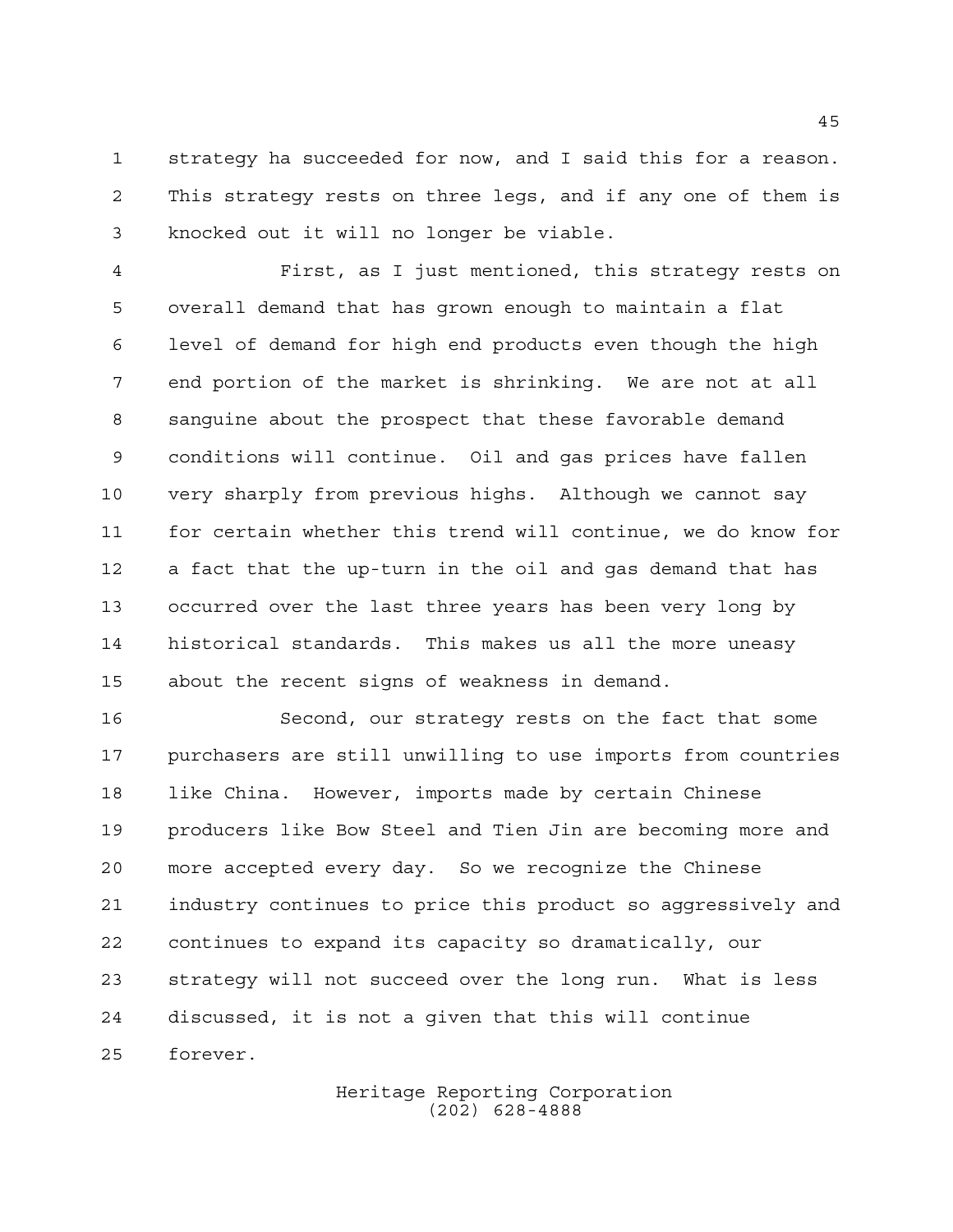strategy ha succeeded for now, and I said this for a reason. This strategy rests on three legs, and if any one of them is knocked out it will no longer be viable.

First, as I just mentioned, this strategy rests on overall demand that has grown enough to maintain a flat level of demand for high end products even though the high end portion of the market is shrinking. We are not at all sanguine about the prospect that these favorable demand conditions will continue. Oil and gas prices have fallen very sharply from previous highs. Although we cannot say for certain whether this trend will continue, we do know for a fact that the up-turn in the oil and gas demand that has occurred over the last three years has been very long by historical standards. This makes us all the more uneasy about the recent signs of weakness in demand.

Second, our strategy rests on the fact that some purchasers are still unwilling to use imports from countries like China. However, imports made by certain Chinese producers like Bow Steel and Tien Jin are becoming more and more accepted every day. So we recognize the Chinese industry continues to price this product so aggressively and continues to expand its capacity so dramatically, our strategy will not succeed over the long run. What is less discussed, it is not a given that this will continue forever.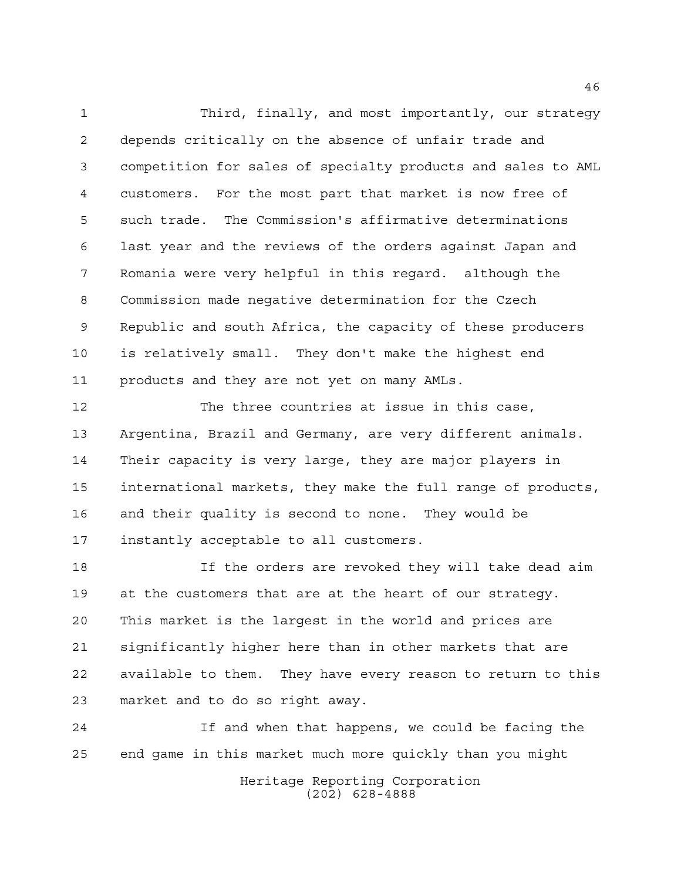Third, finally, and most importantly, our strategy depends critically on the absence of unfair trade and competition for sales of specialty products and sales to AML customers. For the most part that market is now free of such trade. The Commission's affirmative determinations last year and the reviews of the orders against Japan and Romania were very helpful in this regard. although the Commission made negative determination for the Czech Republic and south Africa, the capacity of these producers is relatively small. They don't make the highest end products and they are not yet on many AMLs.

The three countries at issue in this case, Argentina, Brazil and Germany, are very different animals. Their capacity is very large, they are major players in international markets, they make the full range of products, and their quality is second to none. They would be instantly acceptable to all customers.

If the orders are revoked they will take dead aim at the customers that are at the heart of our strategy. This market is the largest in the world and prices are significantly higher here than in other markets that are available to them. They have every reason to return to this market and to do so right away.

If and when that happens, we could be facing the end game in this market much more quickly than you might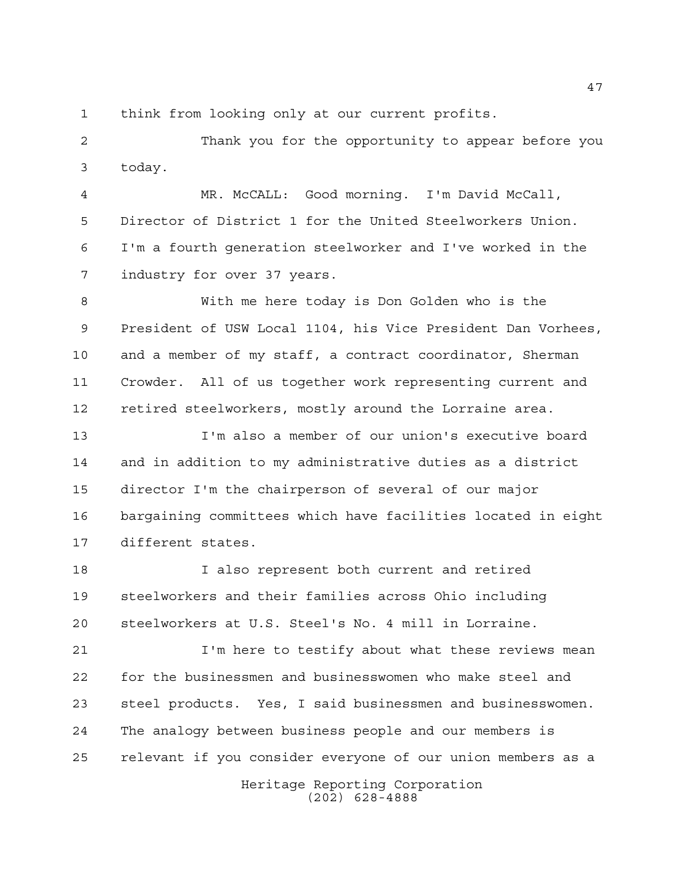think from looking only at our current profits.

Thank you for the opportunity to appear before you today.

MR. McCALL: Good morning. I'm David McCall, Director of District 1 for the United Steelworkers Union. I'm a fourth generation steelworker and I've worked in the industry for over 37 years.

With me here today is Don Golden who is the President of USW Local 1104, his Vice President Dan Vorhees, and a member of my staff, a contract coordinator, Sherman Crowder. All of us together work representing current and retired steelworkers, mostly around the Lorraine area.

I'm also a member of our union's executive board and in addition to my administrative duties as a district director I'm the chairperson of several of our major bargaining committees which have facilities located in eight different states.

I also represent both current and retired steelworkers and their families across Ohio including steelworkers at U.S. Steel's No. 4 mill in Lorraine.

I'm here to testify about what these reviews mean for the businessmen and businesswomen who make steel and steel products. Yes, I said businessmen and businesswomen. The analogy between business people and our members is relevant if you consider everyone of our union members as a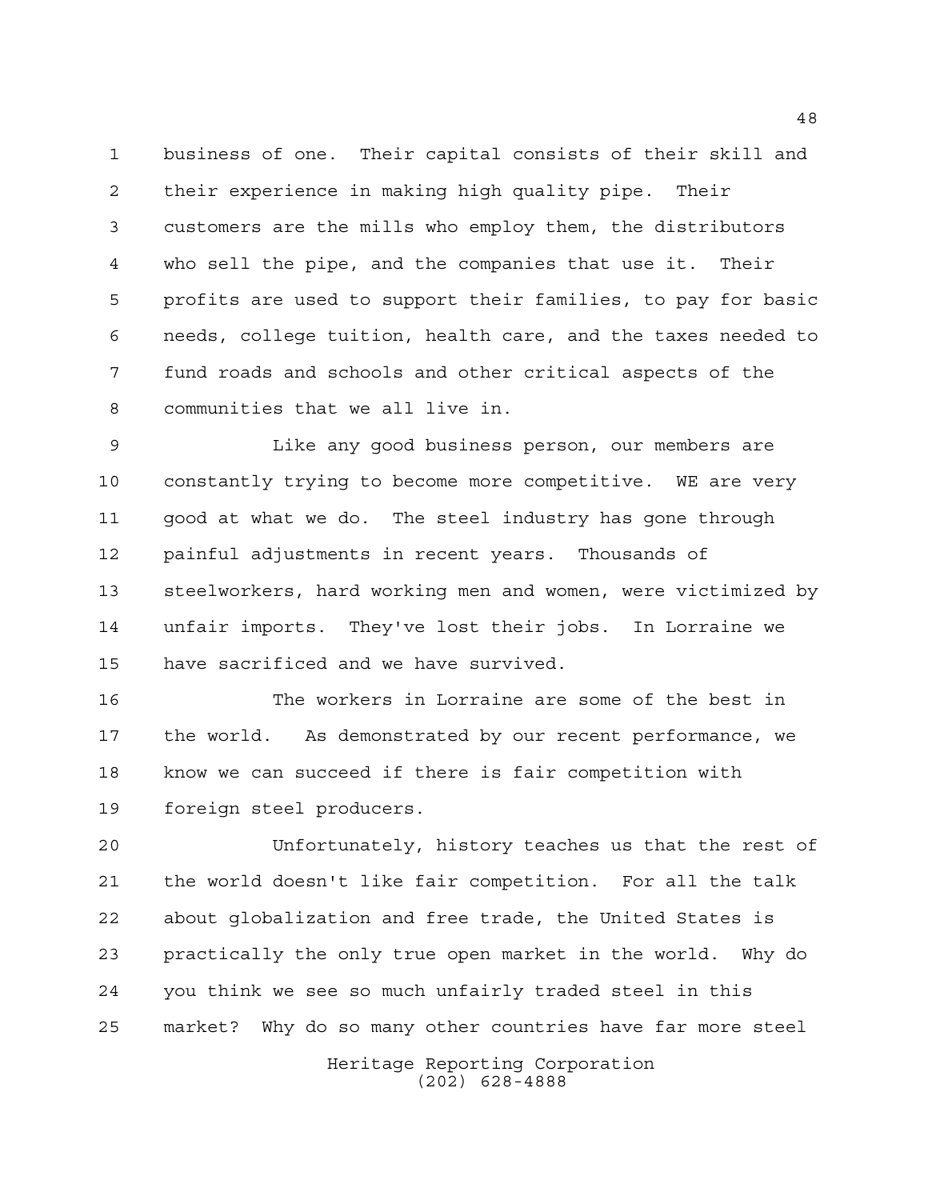business of one. Their capital consists of their skill and their experience in making high quality pipe. Their customers are the mills who employ them, the distributors who sell the pipe, and the companies that use it. Their profits are used to support their families, to pay for basic needs, college tuition, health care, and the taxes needed to fund roads and schools and other critical aspects of the communities that we all live in.

Like any good business person, our members are constantly trying to become more competitive. WE are very good at what we do. The steel industry has gone through painful adjustments in recent years. Thousands of steelworkers, hard working men and women, were victimized by unfair imports. They've lost their jobs. In Lorraine we have sacrificed and we have survived.

The workers in Lorraine are some of the best in the world. As demonstrated by our recent performance, we know we can succeed if there is fair competition with foreign steel producers.

Unfortunately, history teaches us that the rest of the world doesn't like fair competition. For all the talk about globalization and free trade, the United States is practically the only true open market in the world. Why do you think we see so much unfairly traded steel in this market? Why do so many other countries have far more steel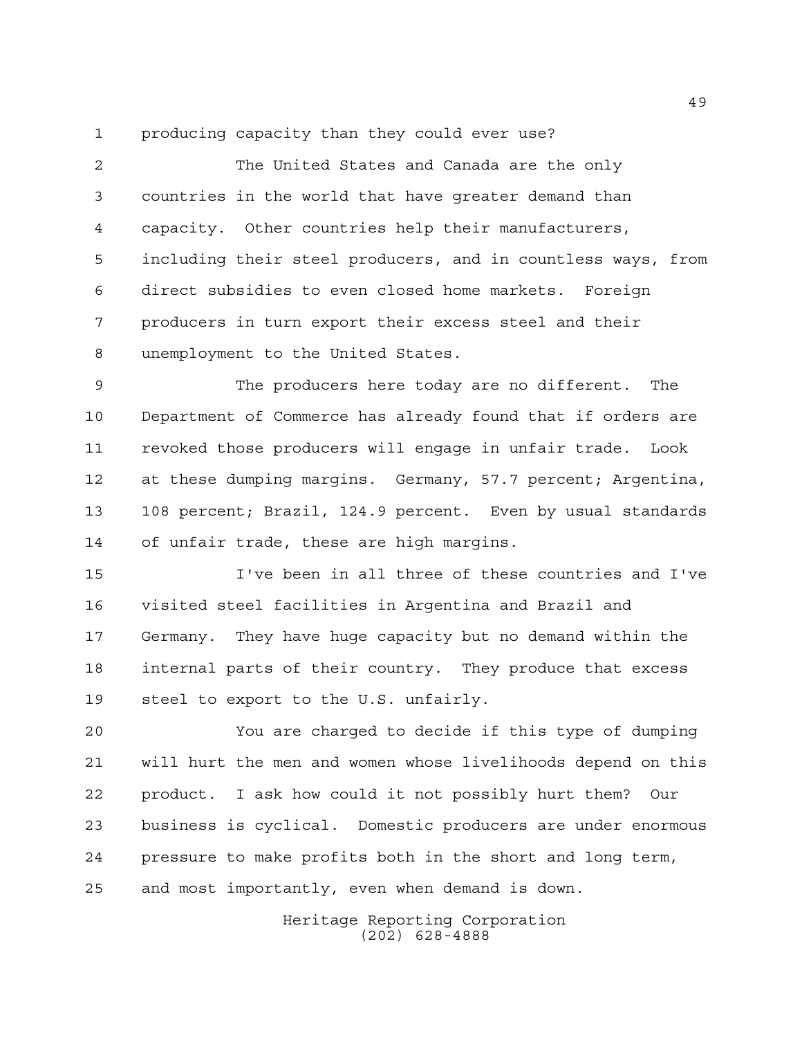producing capacity than they could ever use?

The United States and Canada are the only countries in the world that have greater demand than capacity. Other countries help their manufacturers, including their steel producers, and in countless ways, from direct subsidies to even closed home markets. Foreign producers in turn export their excess steel and their unemployment to the United States.

The producers here today are no different. The Department of Commerce has already found that if orders are revoked those producers will engage in unfair trade. Look at these dumping margins. Germany, 57.7 percent; Argentina, 108 percent; Brazil, 124.9 percent. Even by usual standards of unfair trade, these are high margins.

I've been in all three of these countries and I've visited steel facilities in Argentina and Brazil and Germany. They have huge capacity but no demand within the internal parts of their country. They produce that excess steel to export to the U.S. unfairly.

You are charged to decide if this type of dumping will hurt the men and women whose livelihoods depend on this product. I ask how could it not possibly hurt them? Our business is cyclical. Domestic producers are under enormous pressure to make profits both in the short and long term, and most importantly, even when demand is down.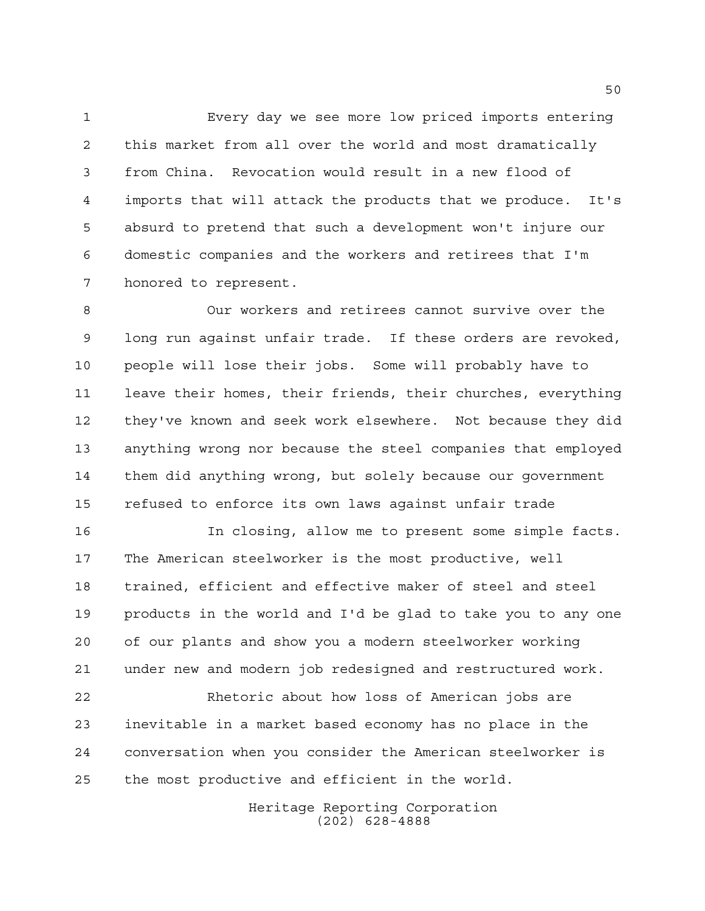Every day we see more low priced imports entering this market from all over the world and most dramatically from China. Revocation would result in a new flood of imports that will attack the products that we produce. It's absurd to pretend that such a development won't injure our domestic companies and the workers and retirees that I'm honored to represent.

Our workers and retirees cannot survive over the long run against unfair trade. If these orders are revoked, people will lose their jobs. Some will probably have to leave their homes, their friends, their churches, everything they've known and seek work elsewhere. Not because they did anything wrong nor because the steel companies that employed them did anything wrong, but solely because our government refused to enforce its own laws against unfair trade

In closing, allow me to present some simple facts. The American steelworker is the most productive, well trained, efficient and effective maker of steel and steel products in the world and I'd be glad to take you to any one of our plants and show you a modern steelworker working under new and modern job redesigned and restructured work.

Rhetoric about how loss of American jobs are inevitable in a market based economy has no place in the conversation when you consider the American steelworker is the most productive and efficient in the world.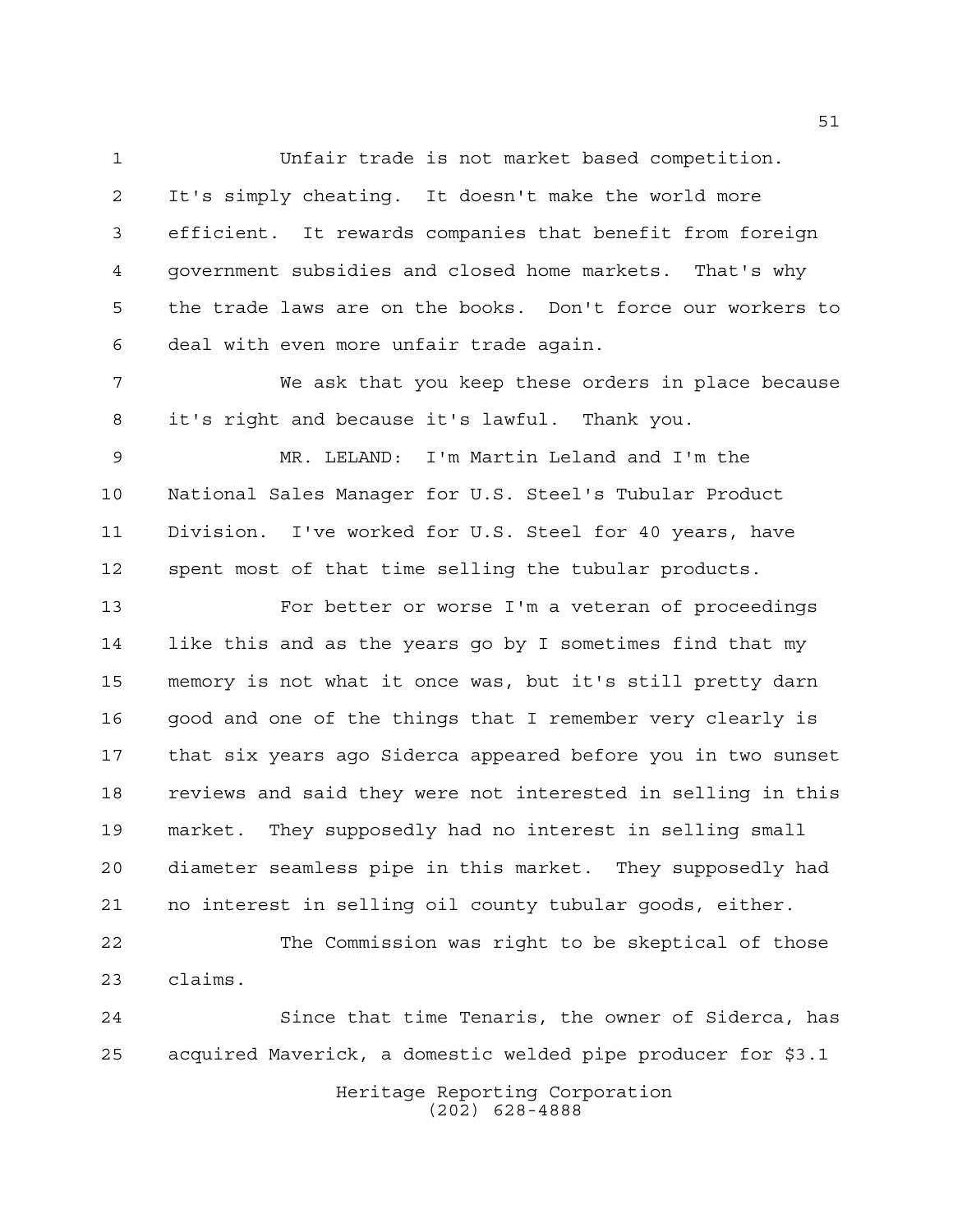Unfair trade is not market based competition. It's simply cheating. It doesn't make the world more efficient. It rewards companies that benefit from foreign government subsidies and closed home markets. That's why the trade laws are on the books. Don't force our workers to deal with even more unfair trade again.

We ask that you keep these orders in place because it's right and because it's lawful. Thank you.

MR. LELAND: I'm Martin Leland and I'm the National Sales Manager for U.S. Steel's Tubular Product Division. I've worked for U.S. Steel for 40 years, have spent most of that time selling the tubular products.

For better or worse I'm a veteran of proceedings like this and as the years go by I sometimes find that my memory is not what it once was, but it's still pretty darn good and one of the things that I remember very clearly is that six years ago Siderca appeared before you in two sunset reviews and said they were not interested in selling in this market. They supposedly had no interest in selling small diameter seamless pipe in this market. They supposedly had no interest in selling oil county tubular goods, either.

The Commission was right to be skeptical of those claims.

Since that time Tenaris, the owner of Siderca, has acquired Maverick, a domestic welded pipe producer for $3.1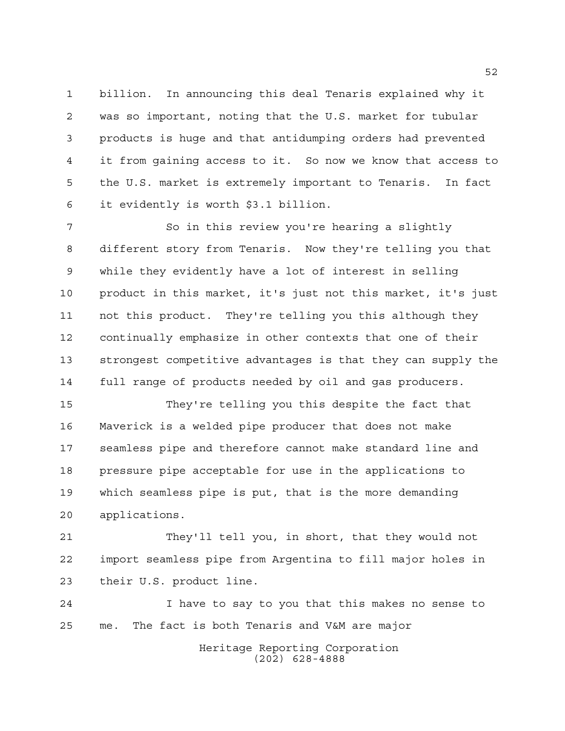billion. In announcing this deal Tenaris explained why it was so important, noting that the U.S. market for tubular products is huge and that antidumping orders had prevented it from gaining access to it. So now we know that access to the U.S. market is extremely important to Tenaris. In fact it evidently is worth $3.1 billion.

So in this review you're hearing a slightly different story from Tenaris. Now they're telling you that while they evidently have a lot of interest in selling product in this market, it's just not this market, it's just not this product. They're telling you this although they continually emphasize in other contexts that one of their strongest competitive advantages is that they can supply the full range of products needed by oil and gas producers.

They're telling you this despite the fact that Maverick is a welded pipe producer that does not make seamless pipe and therefore cannot make standard line and pressure pipe acceptable for use in the applications to which seamless pipe is put, that is the more demanding applications.

They'll tell you, in short, that they would not import seamless pipe from Argentina to fill major holes in their U.S. product line.

I have to say to you that this makes no sense to me. The fact is both Tenaris and V&M are major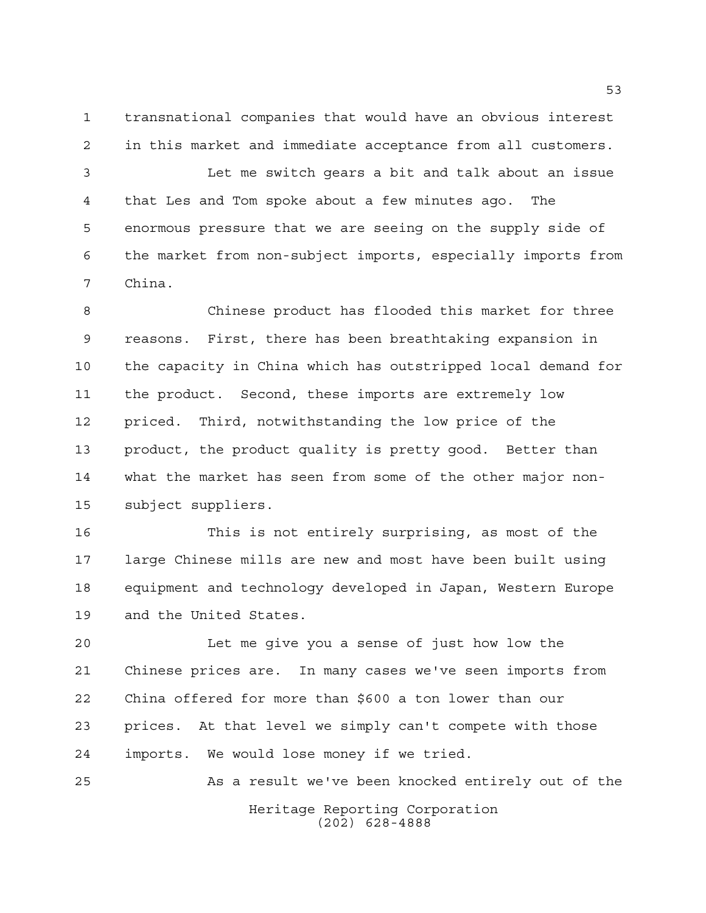transnational companies that would have an obvious interest in this market and immediate acceptance from all customers.

Let me switch gears a bit and talk about an issue that Les and Tom spoke about a few minutes ago. The enormous pressure that we are seeing on the supply side of the market from non-subject imports, especially imports from China.

Chinese product has flooded this market for three reasons. First, there has been breathtaking expansion in the capacity in China which has outstripped local demand for the product. Second, these imports are extremely low priced. Third, notwithstanding the low price of the product, the product quality is pretty good. Better than what the market has seen from some of the other major non-subject suppliers.

This is not entirely surprising, as most of the large Chinese mills are new and most have been built using equipment and technology developed in Japan, Western Europe and the United States.

Let me give you a sense of just how low the Chinese prices are. In many cases we've seen imports from China offered for more than $600 a ton lower than our prices. At that level we simply can't compete with those imports. We would lose money if we tried.

As a result we've been knocked entirely out of the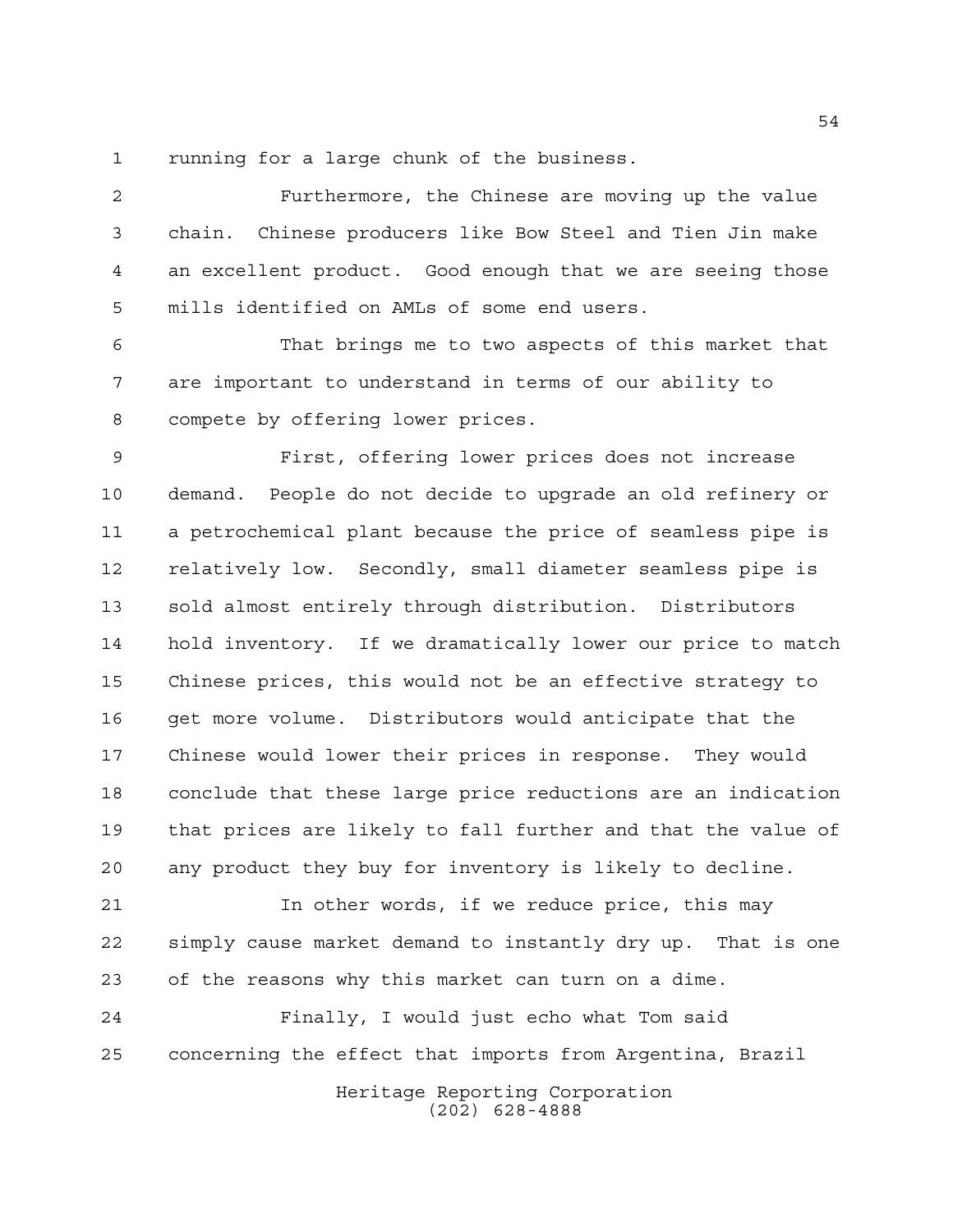running for a large chunk of the business.

Furthermore, the Chinese are moving up the value chain. Chinese producers like Bow Steel and Tien Jin make an excellent product. Good enough that we are seeing those mills identified on AMLs of some end users.

That brings me to two aspects of this market that are important to understand in terms of our ability to compete by offering lower prices.

First, offering lower prices does not increase demand. People do not decide to upgrade an old refinery or a petrochemical plant because the price of seamless pipe is relatively low. Secondly, small diameter seamless pipe is sold almost entirely through distribution. Distributors hold inventory. If we dramatically lower our price to match Chinese prices, this would not be an effective strategy to get more volume. Distributors would anticipate that the Chinese would lower their prices in response. They would conclude that these large price reductions are an indication that prices are likely to fall further and that the value of any product they buy for inventory is likely to decline.

In other words, if we reduce price, this may simply cause market demand to instantly dry up. That is one of the reasons why this market can turn on a dime.

Finally, I would just echo what Tom said concerning the effect that imports from Argentina, Brazil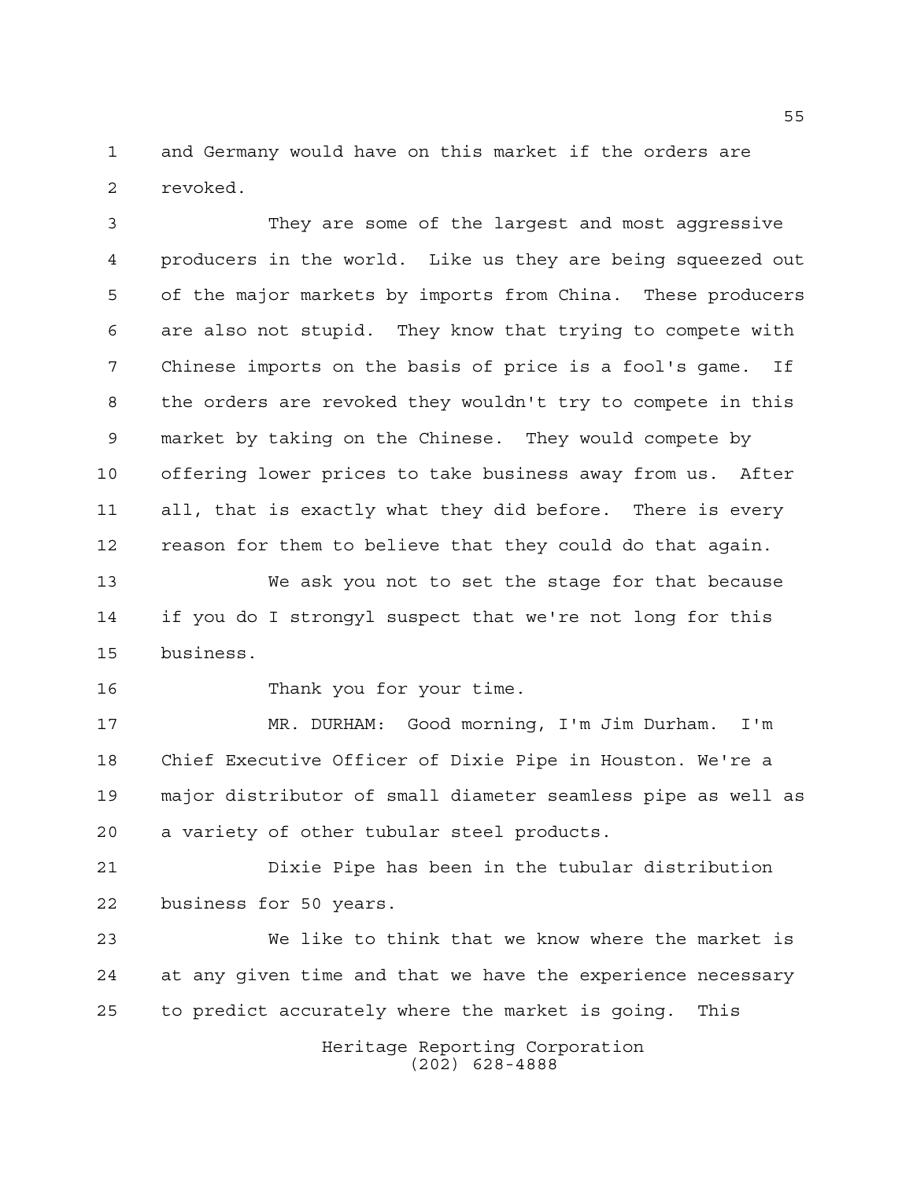and Germany would have on this market if the orders are revoked.

They are some of the largest and most aggressive producers in the world. Like us they are being squeezed out of the major markets by imports from China. These producers are also not stupid. They know that trying to compete with Chinese imports on the basis of price is a fool's game. If the orders are revoked they wouldn't try to compete in this market by taking on the Chinese. They would compete by offering lower prices to take business away from us. After all, that is exactly what they did before. There is every reason for them to believe that they could do that again.

We ask you not to set the stage for that because if you do I strongyl suspect that we're not long for this business.

Thank you for your time.

MR. DURHAM: Good morning, I'm Jim Durham. I'm Chief Executive Officer of Dixie Pipe in Houston. We're a major distributor of small diameter seamless pipe as well as a variety of other tubular steel products.

Dixie Pipe has been in the tubular distribution business for 50 years.

We like to think that we know where the market is at any given time and that we have the experience necessary to predict accurately where the market is going. This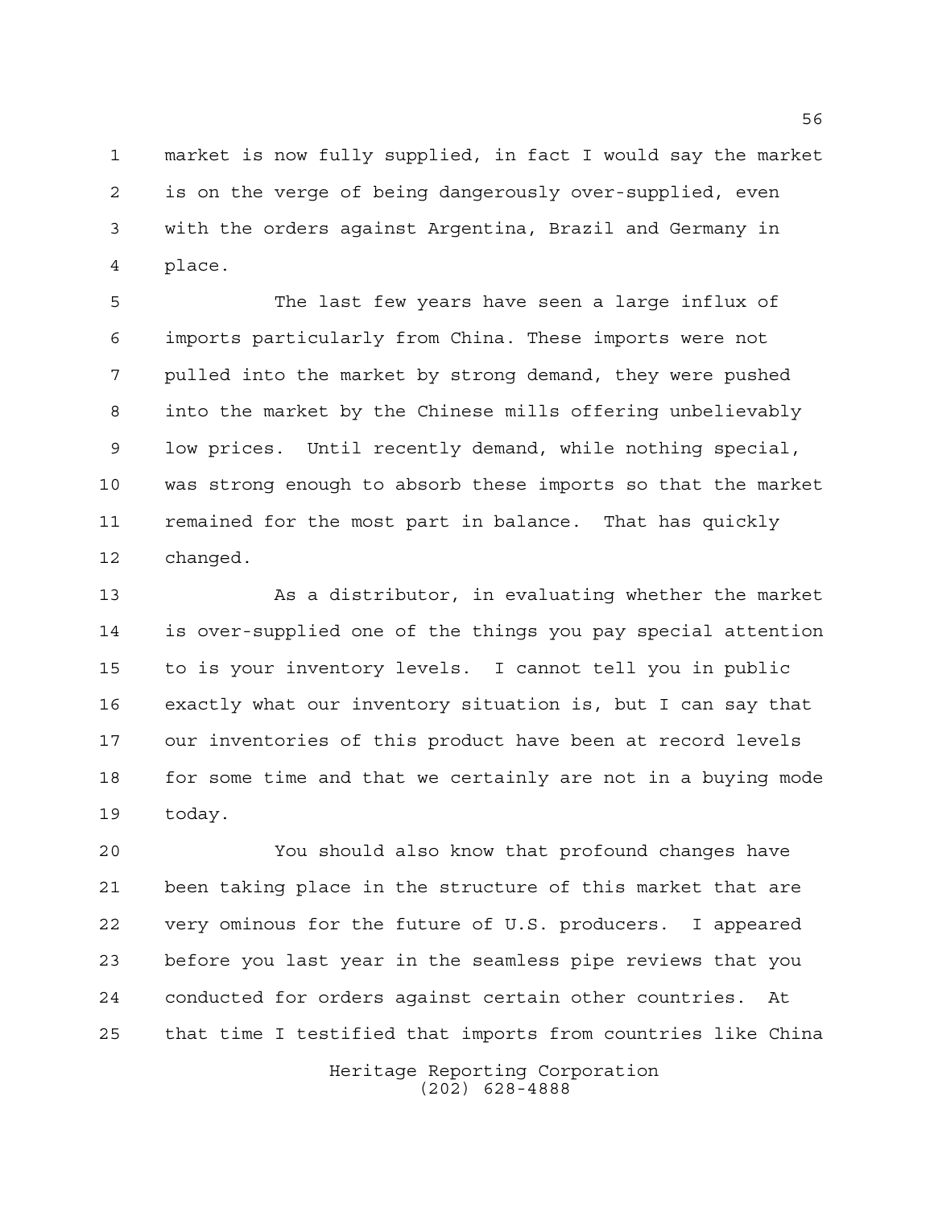market is now fully supplied, in fact I would say the market is on the verge of being dangerously over-supplied, even with the orders against Argentina, Brazil and Germany in place.

The last few years have seen a large influx of imports particularly from China. These imports were not pulled into the market by strong demand, they were pushed into the market by the Chinese mills offering unbelievably low prices. Until recently demand, while nothing special, was strong enough to absorb these imports so that the market remained for the most part in balance. That has quickly changed.

As a distributor, in evaluating whether the market is over-supplied one of the things you pay special attention to is your inventory levels. I cannot tell you in public exactly what our inventory situation is, but I can say that our inventories of this product have been at record levels for some time and that we certainly are not in a buying mode today.

You should also know that profound changes have been taking place in the structure of this market that are very ominous for the future of U.S. producers. I appeared before you last year in the seamless pipe reviews that you conducted for orders against certain other countries. At that time I testified that imports from countries like China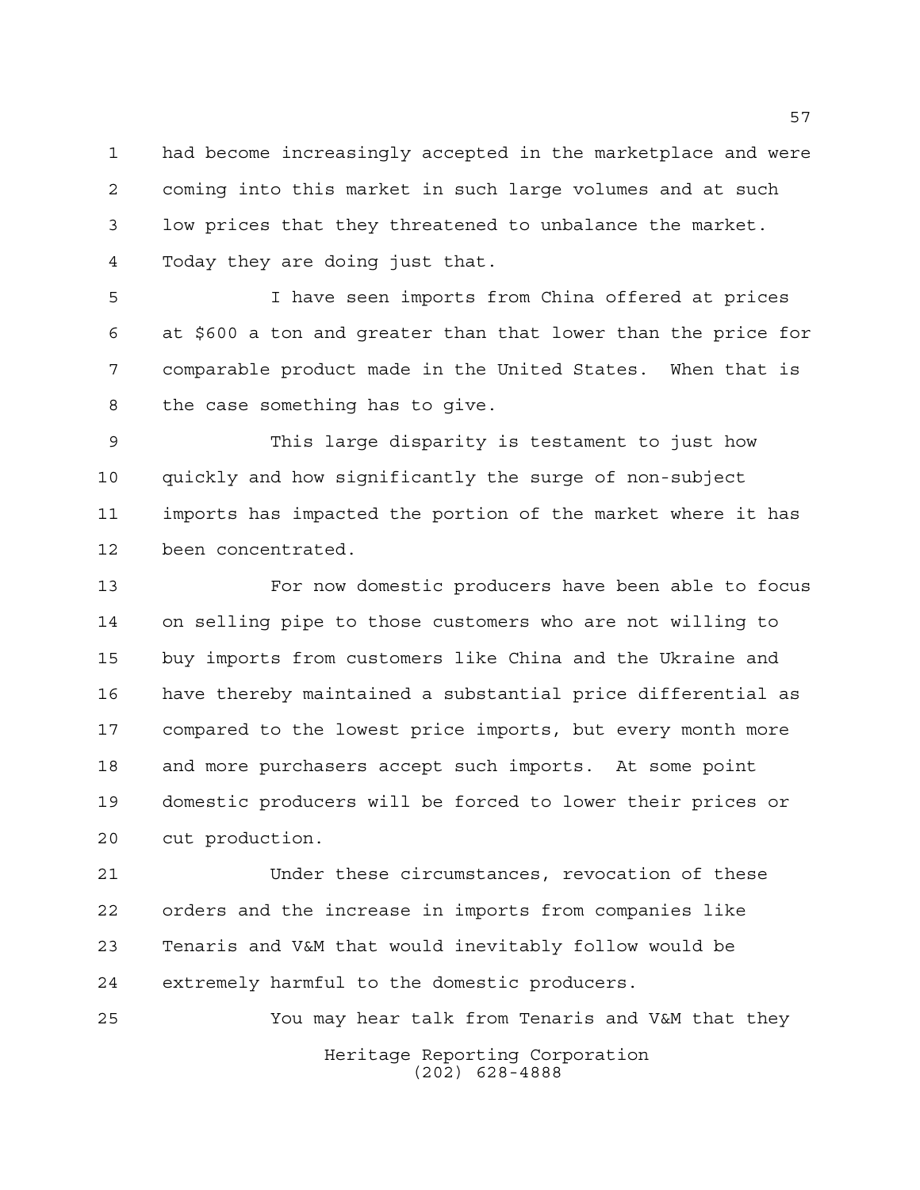had become increasingly accepted in the marketplace and were coming into this market in such large volumes and at such low prices that they threatened to unbalance the market. Today they are doing just that.

I have seen imports from China offered at prices at $600 a ton and greater than that lower than the price for comparable product made in the United States. When that is the case something has to give.

This large disparity is testament to just how quickly and how significantly the surge of non-subject imports has impacted the portion of the market where it has been concentrated.

For now domestic producers have been able to focus on selling pipe to those customers who are not willing to buy imports from customers like China and the Ukraine and have thereby maintained a substantial price differential as compared to the lowest price imports, but every month more and more purchasers accept such imports. At some point domestic producers will be forced to lower their prices or cut production.

Under these circumstances, revocation of these orders and the increase in imports from companies like Tenaris and V&M that would inevitably follow would be extremely harmful to the domestic producers.

You may hear talk from Tenaris and V&M that they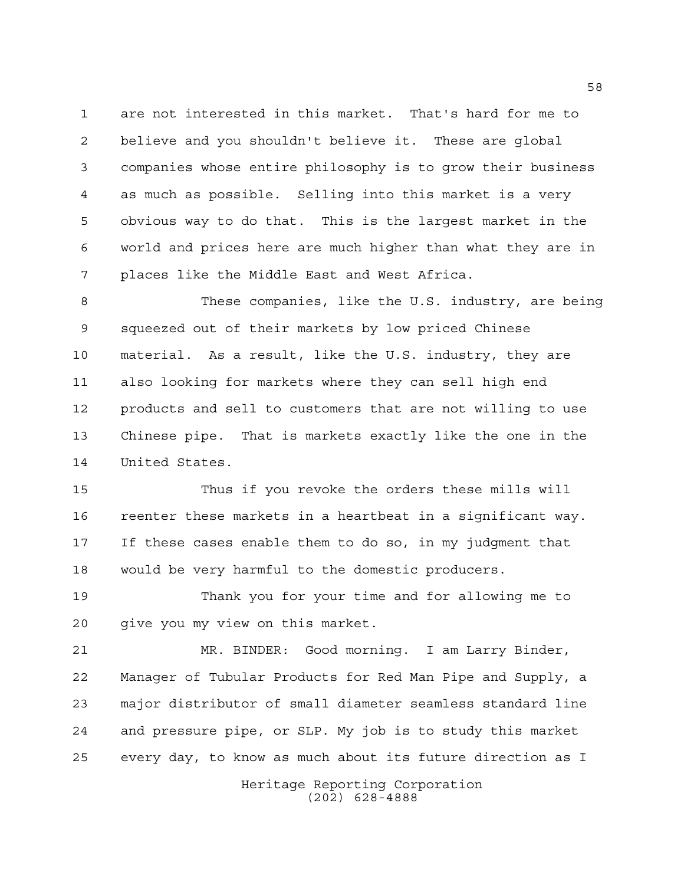are not interested in this market. That's hard for me to believe and you shouldn't believe it. These are global companies whose entire philosophy is to grow their business as much as possible. Selling into this market is a very obvious way to do that. This is the largest market in the world and prices here are much higher than what they are in places like the Middle East and West Africa.

These companies, like the U.S. industry, are being squeezed out of their markets by low priced Chinese material. As a result, like the U.S. industry, they are also looking for markets where they can sell high end products and sell to customers that are not willing to use Chinese pipe. That is markets exactly like the one in the United States.

Thus if you revoke the orders these mills will reenter these markets in a heartbeat in a significant way. If these cases enable them to do so, in my judgment that would be very harmful to the domestic producers.

Thank you for your time and for allowing me to give you my view on this market.

MR. BINDER: Good morning. I am Larry Binder, Manager of Tubular Products for Red Man Pipe and Supply, a major distributor of small diameter seamless standard line and pressure pipe, or SLP. My job is to study this market every day, to know as much about its future direction as I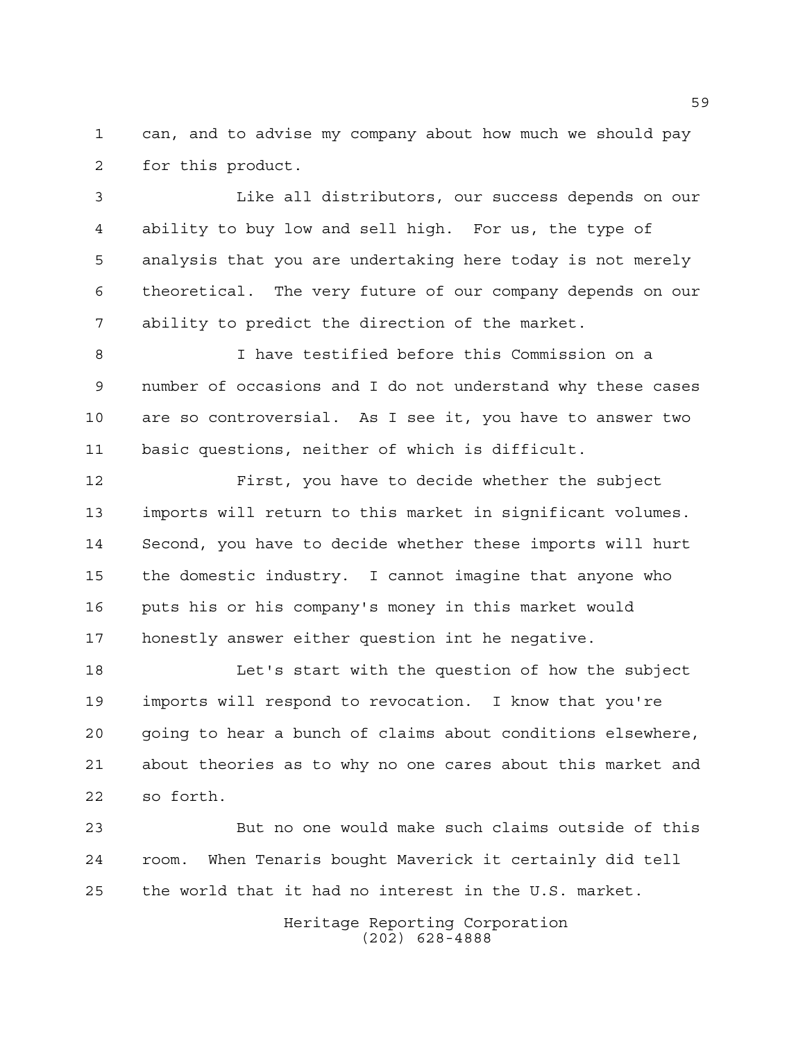can, and to advise my company about how much we should pay for this product.

Like all distributors, our success depends on our ability to buy low and sell high. For us, the type of analysis that you are undertaking here today is not merely theoretical. The very future of our company depends on our ability to predict the direction of the market.

I have testified before this Commission on a number of occasions and I do not understand why these cases are so controversial. As I see it, you have to answer two basic questions, neither of which is difficult.

First, you have to decide whether the subject imports will return to this market in significant volumes. Second, you have to decide whether these imports will hurt the domestic industry. I cannot imagine that anyone who puts his or his company's money in this market would honestly answer either question int he negative.

Let's start with the question of how the subject imports will respond to revocation. I know that you're going to hear a bunch of claims about conditions elsewhere, about theories as to why no one cares about this market and so forth.

But no one would make such claims outside of this room. When Tenaris bought Maverick it certainly did tell the world that it had no interest in the U.S. market.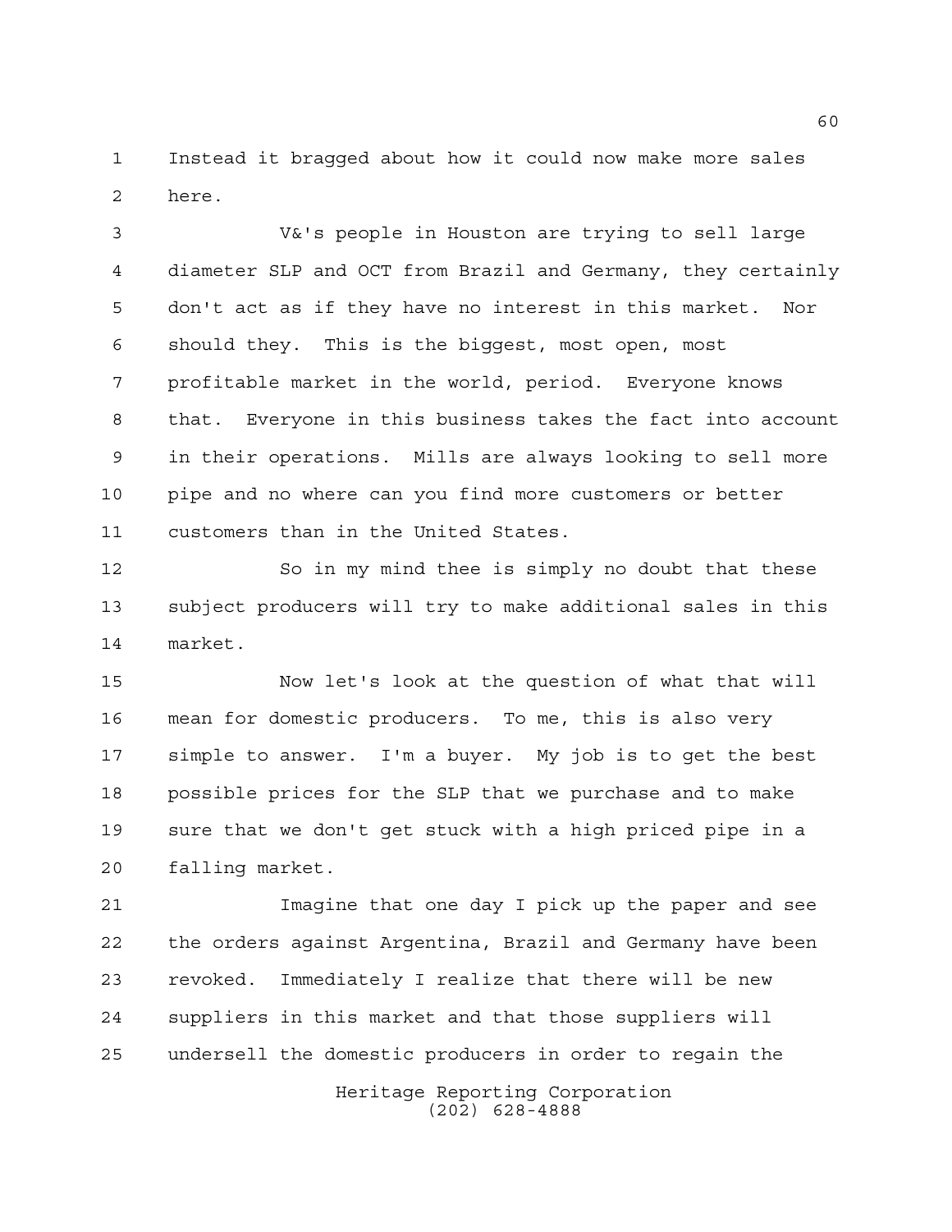Instead it bragged about how it could now make more sales here.

V&'s people in Houston are trying to sell large diameter SLP and OCT from Brazil and Germany, they certainly don't act as if they have no interest in this market. Nor should they. This is the biggest, most open, most profitable market in the world, period. Everyone knows that. Everyone in this business takes the fact into account in their operations. Mills are always looking to sell more pipe and no where can you find more customers or better customers than in the United States.

So in my mind thee is simply no doubt that these subject producers will try to make additional sales in this market.

Now let's look at the question of what that will mean for domestic producers. To me, this is also very simple to answer. I'm a buyer. My job is to get the best possible prices for the SLP that we purchase and to make sure that we don't get stuck with a high priced pipe in a falling market.

Imagine that one day I pick up the paper and see the orders against Argentina, Brazil and Germany have been revoked. Immediately I realize that there will be new suppliers in this market and that those suppliers will undersell the domestic producers in order to regain the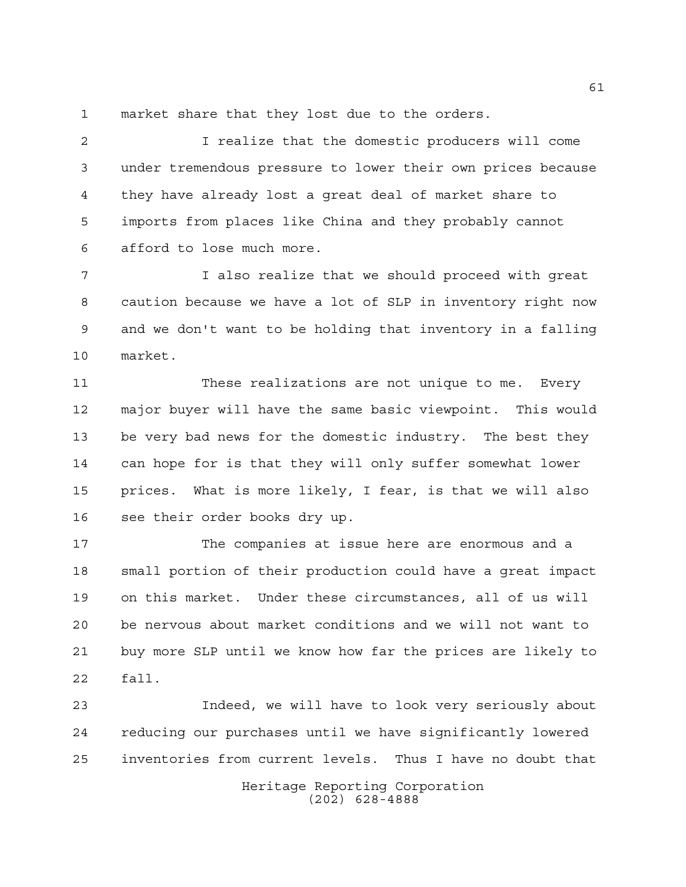market share that they lost due to the orders.

I realize that the domestic producers will come under tremendous pressure to lower their own prices because they have already lost a great deal of market share to imports from places like China and they probably cannot afford to lose much more.

I also realize that we should proceed with great caution because we have a lot of SLP in inventory right now and we don't want to be holding that inventory in a falling market.

These realizations are not unique to me. Every major buyer will have the same basic viewpoint. This would be very bad news for the domestic industry. The best they can hope for is that they will only suffer somewhat lower prices. What is more likely, I fear, is that we will also see their order books dry up.

The companies at issue here are enormous and a small portion of their production could have a great impact on this market. Under these circumstances, all of us will be nervous about market conditions and we will not want to buy more SLP until we know how far the prices are likely to fall.

Indeed, we will have to look very seriously about reducing our purchases until we have significantly lowered inventories from current levels. Thus I have no doubt that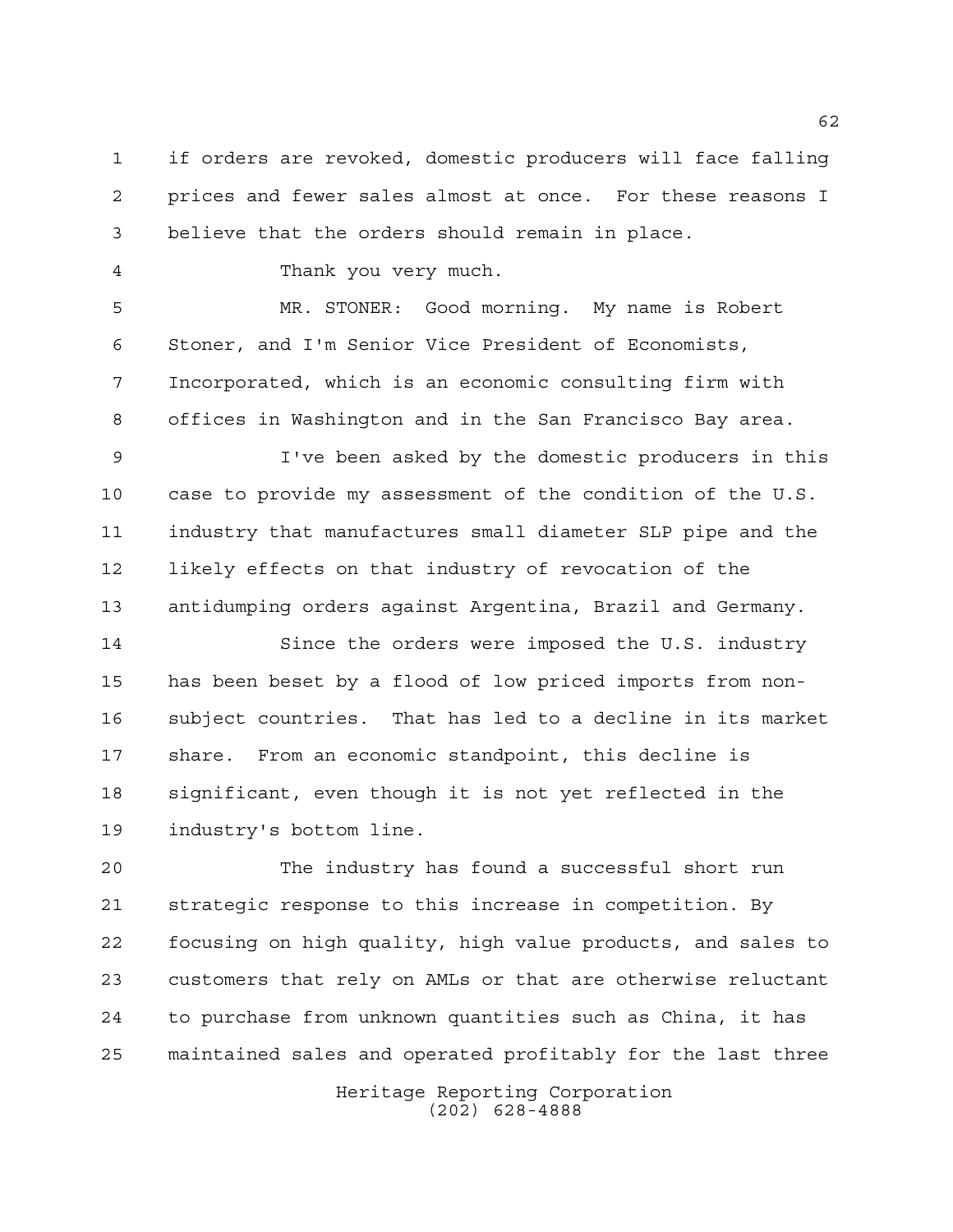if orders are revoked, domestic producers will face falling prices and fewer sales almost at once. For these reasons I believe that the orders should remain in place.

Thank you very much.

MR. STONER: Good morning. My name is Robert Stoner, and I'm Senior Vice President of Economists, Incorporated, which is an economic consulting firm with offices in Washington and in the San Francisco Bay area.

I've been asked by the domestic producers in this case to provide my assessment of the condition of the U.S. industry that manufactures small diameter SLP pipe and the likely effects on that industry of revocation of the antidumping orders against Argentina, Brazil and Germany.

Since the orders were imposed the U.S. industry has been beset by a flood of low priced imports from non-subject countries. That has led to a decline in its market share. From an economic standpoint, this decline is significant, even though it is not yet reflected in the industry's bottom line.

The industry has found a successful short run strategic response to this increase in competition. By focusing on high quality, high value products, and sales to customers that rely on AMLs or that are otherwise reluctant to purchase from unknown quantities such as China, it has maintained sales and operated profitably for the last three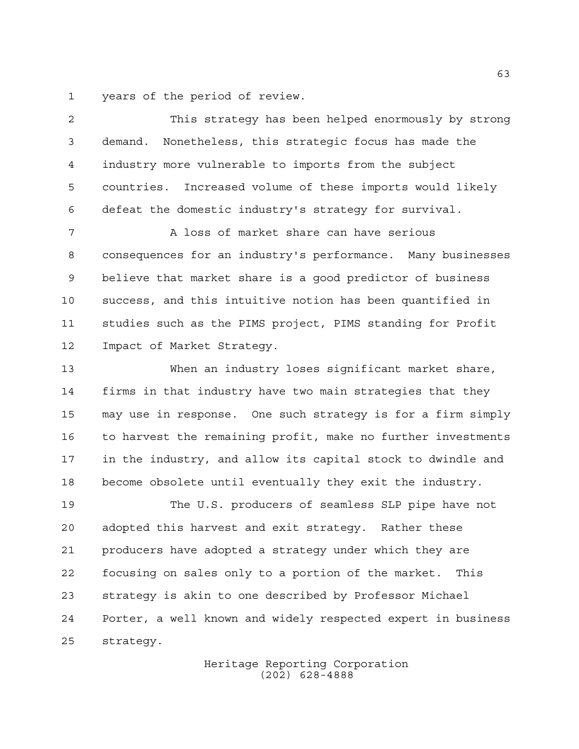years of the period of review.

This strategy has been helped enormously by strong demand. Nonetheless, this strategic focus has made the industry more vulnerable to imports from the subject countries. Increased volume of these imports would likely defeat the domestic industry's strategy for survival.

A loss of market share can have serious consequences for an industry's performance. Many businesses believe that market share is a good predictor of business success, and this intuitive notion has been quantified in studies such as the PIMS project, PIMS standing for Profit Impact of Market Strategy.

When an industry loses significant market share, firms in that industry have two main strategies that they may use in response. One such strategy is for a firm simply to harvest the remaining profit, make no further investments in the industry, and allow its capital stock to dwindle and become obsolete until eventually they exit the industry.

The U.S. producers of seamless SLP pipe have not adopted this harvest and exit strategy. Rather these producers have adopted a strategy under which they are focusing on sales only to a portion of the market. This strategy is akin to one described by Professor Michael Porter, a well known and widely respected expert in business strategy.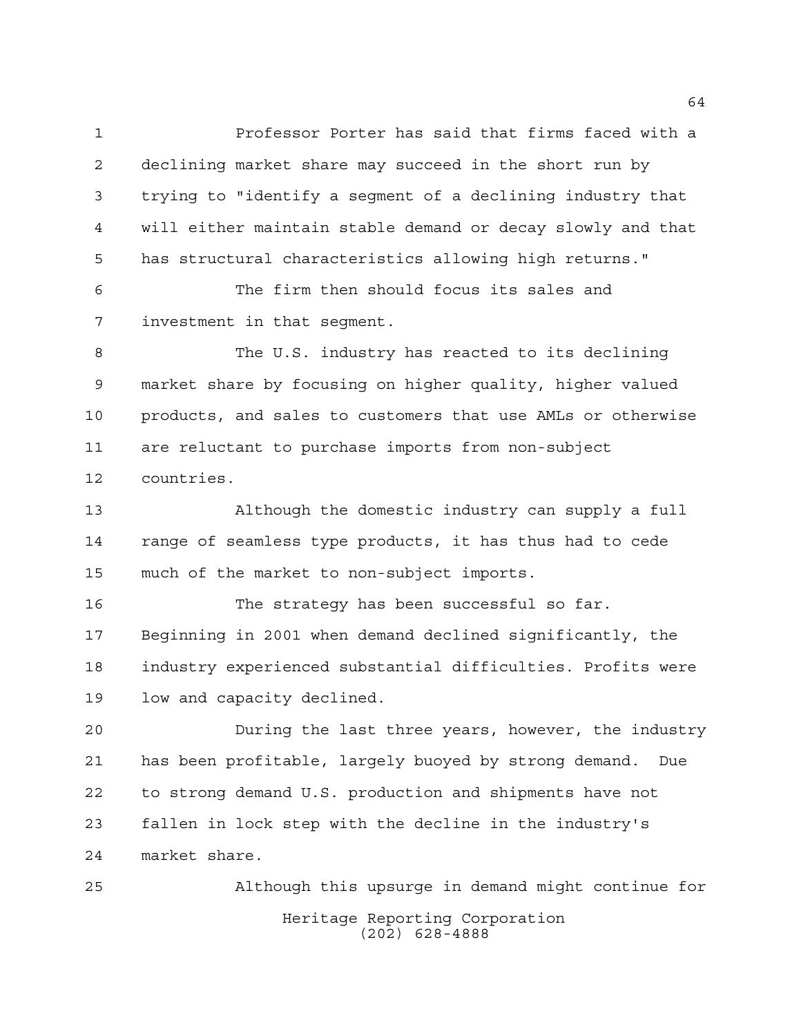Professor Porter has said that firms faced with a declining market share may succeed in the short run by trying to "identify a segment of a declining industry that will either maintain stable demand or decay slowly and that has structural characteristics allowing high returns."

The firm then should focus its sales and investment in that segment.

The U.S. industry has reacted to its declining market share by focusing on higher quality, higher valued products, and sales to customers that use AMLs or otherwise are reluctant to purchase imports from non-subject countries.

Although the domestic industry can supply a full range of seamless type products, it has thus had to cede much of the market to non-subject imports.

The strategy has been successful so far. Beginning in 2001 when demand declined significantly, the industry experienced substantial difficulties. Profits were low and capacity declined.

During the last three years, however, the industry has been profitable, largely buoyed by strong demand. Due to strong demand U.S. production and shipments have not fallen in lock step with the decline in the industry's market share.

Although this upsurge in demand might continue for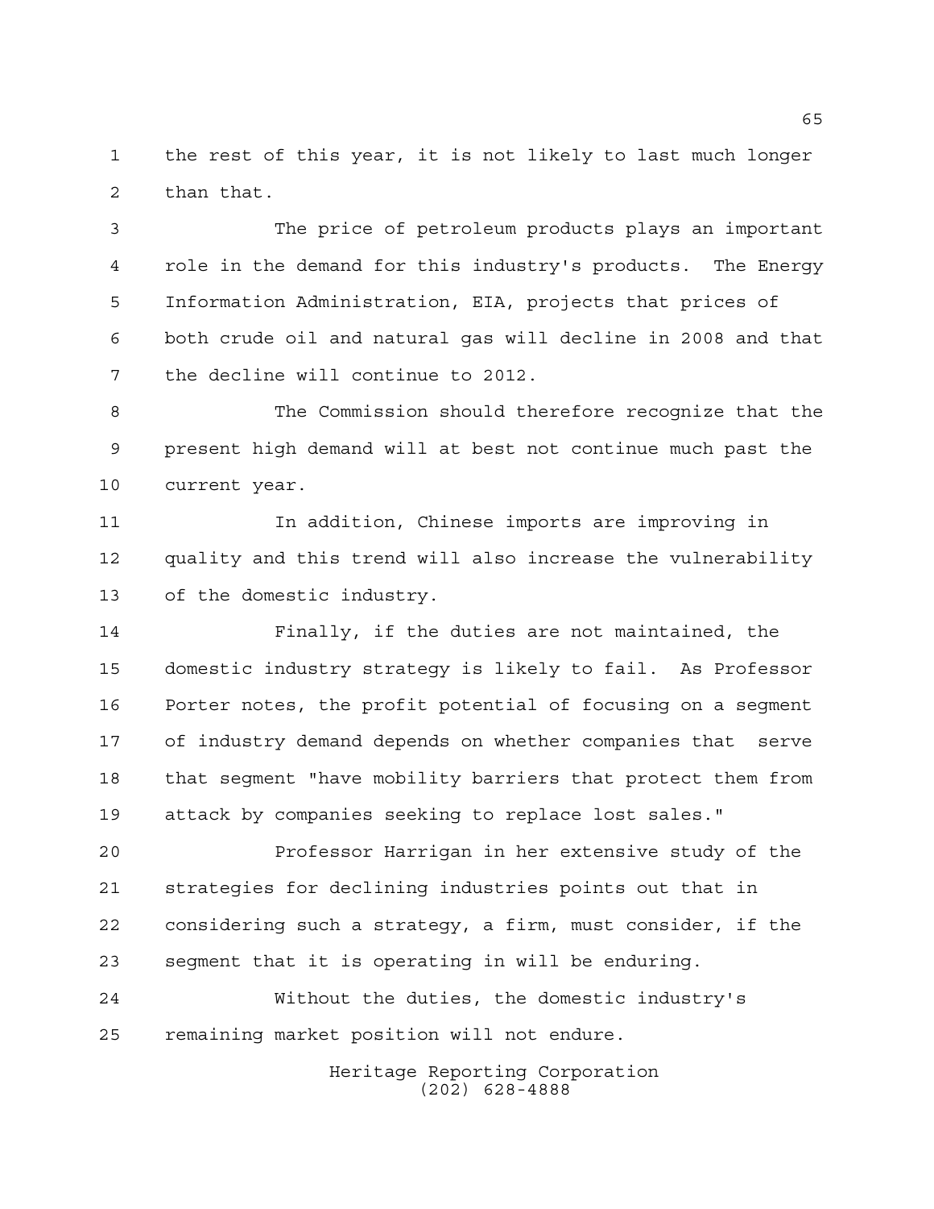the rest of this year, it is not likely to last much longer than that.

The price of petroleum products plays an important role in the demand for this industry's products. The Energy Information Administration, EIA, projects that prices of both crude oil and natural gas will decline in 2008 and that the decline will continue to 2012.

The Commission should therefore recognize that the present high demand will at best not continue much past the current year.

In addition, Chinese imports are improving in quality and this trend will also increase the vulnerability of the domestic industry.

Finally, if the duties are not maintained, the domestic industry strategy is likely to fail. As Professor Porter notes, the profit potential of focusing on a segment of industry demand depends on whether companies that serve that segment "have mobility barriers that protect them from attack by companies seeking to replace lost sales."

Professor Harrigan in her extensive study of the strategies for declining industries points out that in considering such a strategy, a firm, must consider, if the segment that it is operating in will be enduring.

Without the duties, the domestic industry's remaining market position will not endure.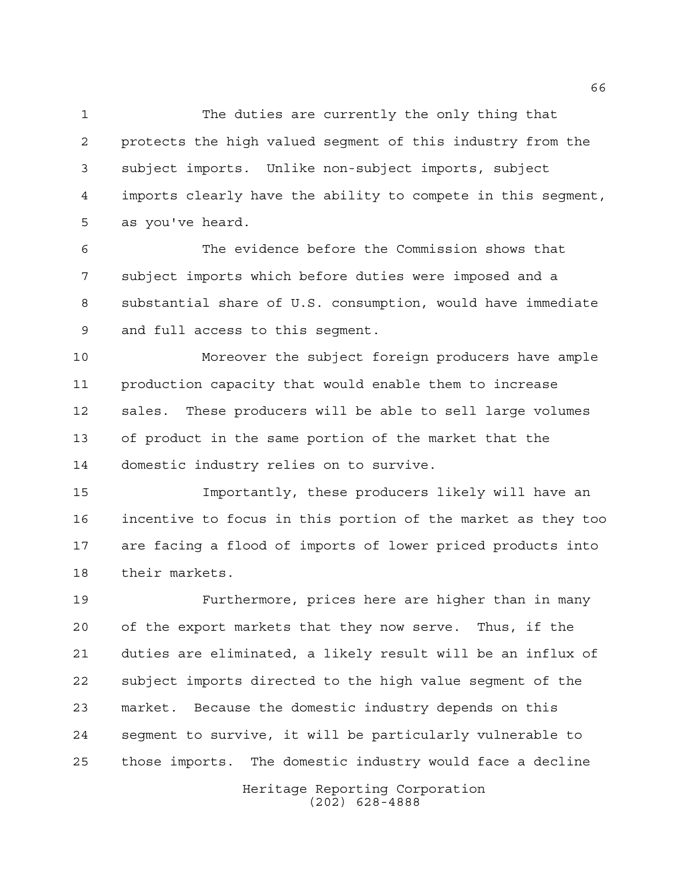The duties are currently the only thing that protects the high valued segment of this industry from the subject imports. Unlike non-subject imports, subject imports clearly have the ability to compete in this segment, as you've heard.

The evidence before the Commission shows that subject imports which before duties were imposed and a substantial share of U.S. consumption, would have immediate and full access to this segment.

Moreover the subject foreign producers have ample production capacity that would enable them to increase sales. These producers will be able to sell large volumes of product in the same portion of the market that the domestic industry relies on to survive.

Importantly, these producers likely will have an incentive to focus in this portion of the market as they too are facing a flood of imports of lower priced products into their markets.

Furthermore, prices here are higher than in many of the export markets that they now serve. Thus, if the duties are eliminated, a likely result will be an influx of subject imports directed to the high value segment of the market. Because the domestic industry depends on this segment to survive, it will be particularly vulnerable to those imports. The domestic industry would face a decline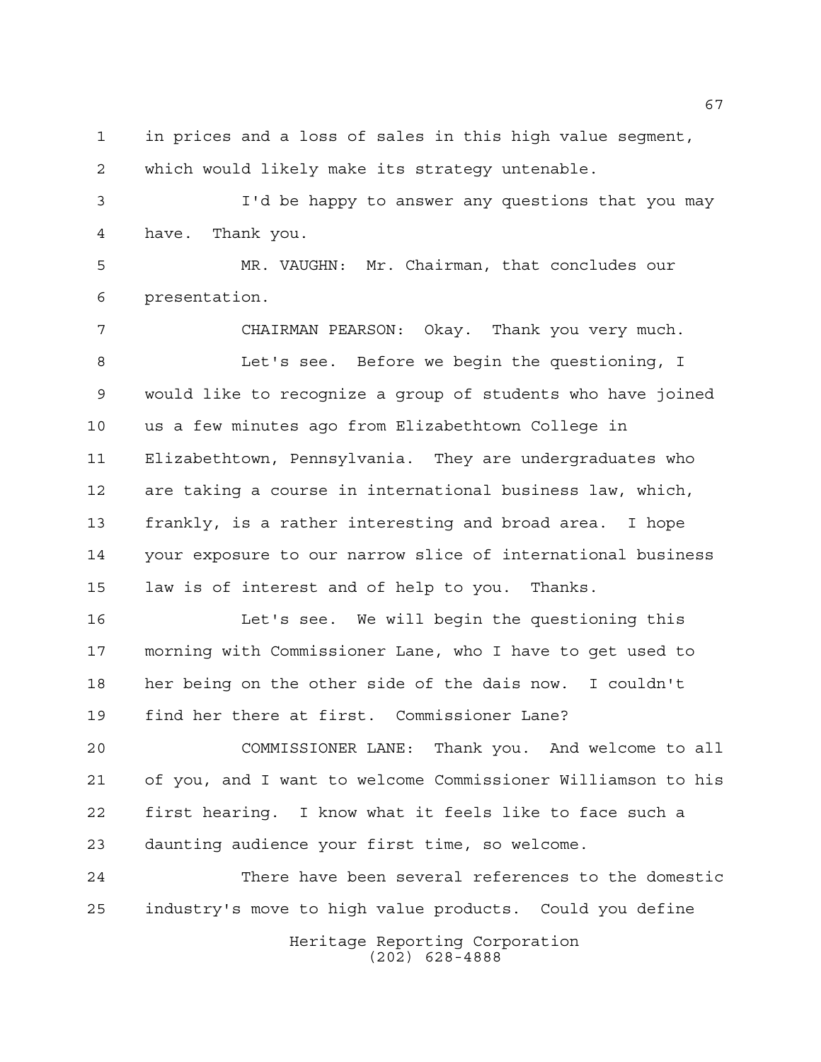in prices and a loss of sales in this high value segment, which would likely make its strategy untenable.

I'd be happy to answer any questions that you may have. Thank you.

MR. VAUGHN: Mr. Chairman, that concludes our presentation.

CHAIRMAN PEARSON: Okay. Thank you very much.

Let's see. Before we begin the questioning, I would like to recognize a group of students who have joined us a few minutes ago from Elizabethtown College in Elizabethtown, Pennsylvania. They are undergraduates who are taking a course in international business law, which, frankly, is a rather interesting and broad area. I hope your exposure to our narrow slice of international business law is of interest and of help to you. Thanks.

Let's see. We will begin the questioning this morning with Commissioner Lane, who I have to get used to her being on the other side of the dais now. I couldn't find her there at first. Commissioner Lane?

COMMISSIONER LANE: Thank you. And welcome to all of you, and I want to welcome Commissioner Williamson to his first hearing. I know what it feels like to face such a daunting audience your first time, so welcome.

There have been several references to the domestic industry's move to high value products. Could you define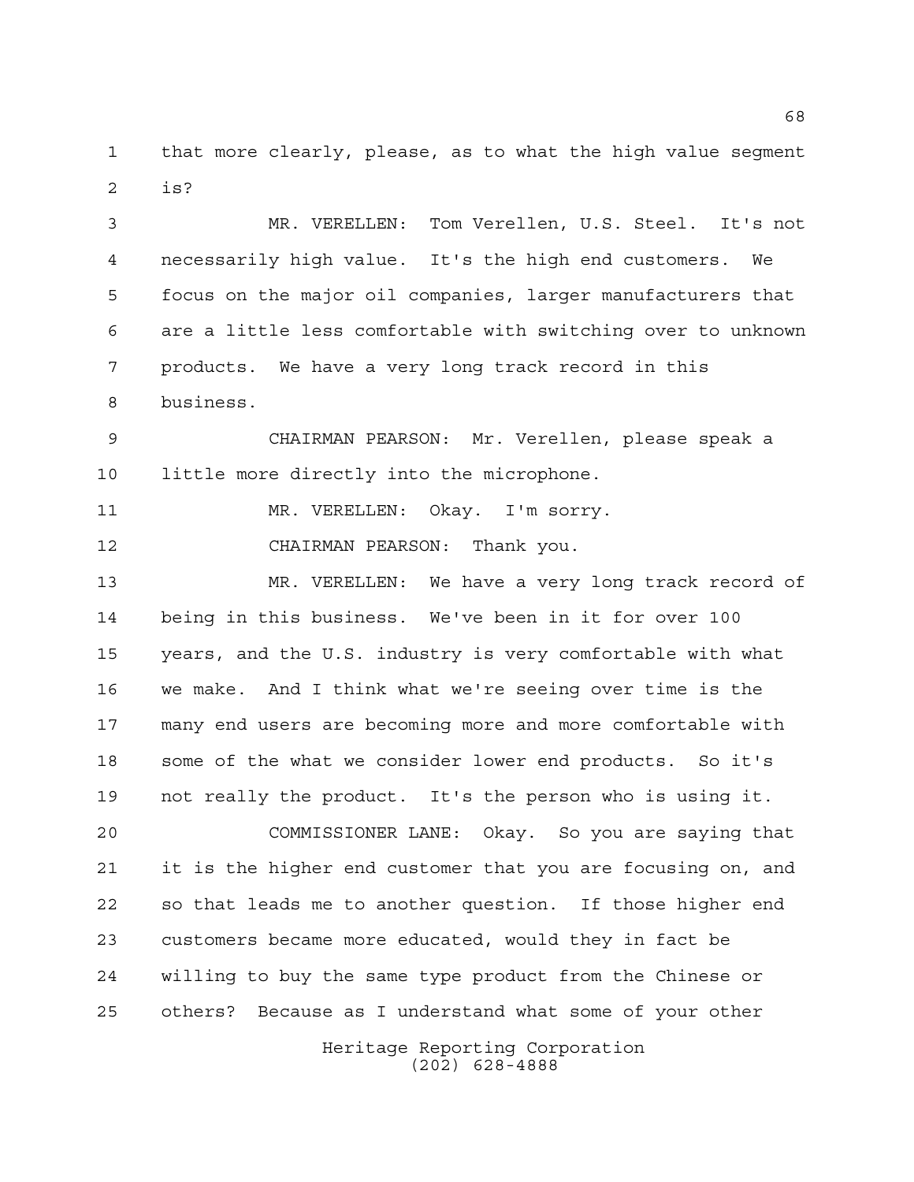that more clearly, please, as to what the high value segment is?

MR. VERELLEN: Tom Verellen, U.S. Steel. It's not necessarily high value. It's the high end customers. We focus on the major oil companies, larger manufacturers that are a little less comfortable with switching over to unknown products. We have a very long track record in this business.

CHAIRMAN PEARSON: Mr. Verellen, please speak a little more directly into the microphone.

MR. VERELLEN: Okay. I'm sorry.

CHAIRMAN PEARSON: Thank you.

MR. VERELLEN: We have a very long track record of being in this business. We've been in it for over 100 years, and the U.S. industry is very comfortable with what we make. And I think what we're seeing over time is the many end users are becoming more and more comfortable with some of the what we consider lower end products. So it's not really the product. It's the person who is using it.

COMMISSIONER LANE: Okay. So you are saying that it is the higher end customer that you are focusing on, and so that leads me to another question. If those higher end customers became more educated, would they in fact be willing to buy the same type product from the Chinese or others? Because as I understand what some of your other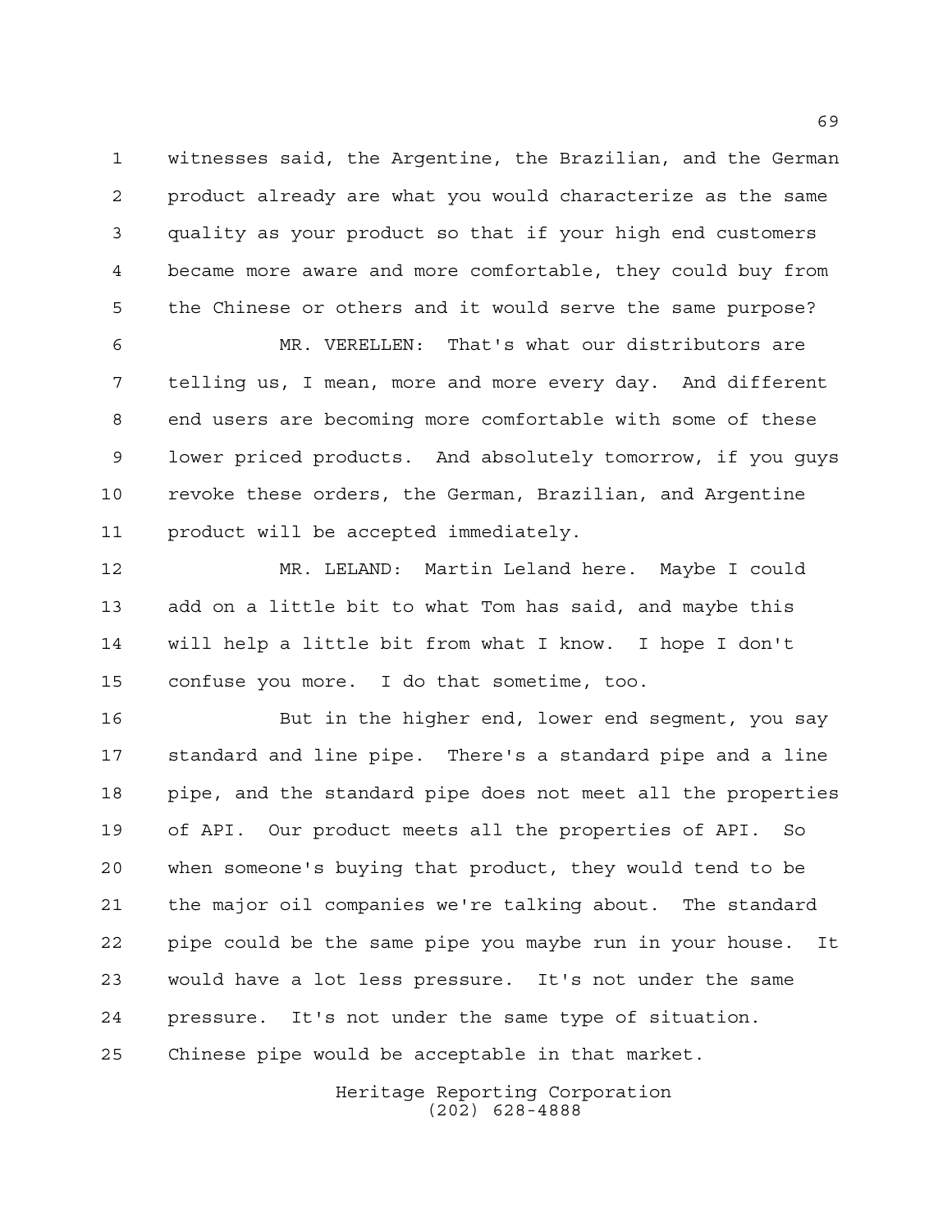witnesses said, the Argentine, the Brazilian, and the German product already are what you would characterize as the same quality as your product so that if your high end customers became more aware and more comfortable, they could buy from the Chinese or others and it would serve the same purpose?

MR. VERELLEN: That's what our distributors are telling us, I mean, more and more every day. And different end users are becoming more comfortable with some of these lower priced products. And absolutely tomorrow, if you guys revoke these orders, the German, Brazilian, and Argentine product will be accepted immediately.

MR. LELAND: Martin Leland here. Maybe I could add on a little bit to what Tom has said, and maybe this will help a little bit from what I know. I hope I don't confuse you more. I do that sometime, too.

But in the higher end, lower end segment, you say standard and line pipe. There's a standard pipe and a line pipe, and the standard pipe does not meet all the properties of API. Our product meets all the properties of API. So when someone's buying that product, they would tend to be the major oil companies we're talking about. The standard pipe could be the same pipe you maybe run in your house. It would have a lot less pressure. It's not under the same pressure. It's not under the same type of situation. Chinese pipe would be acceptable in that market.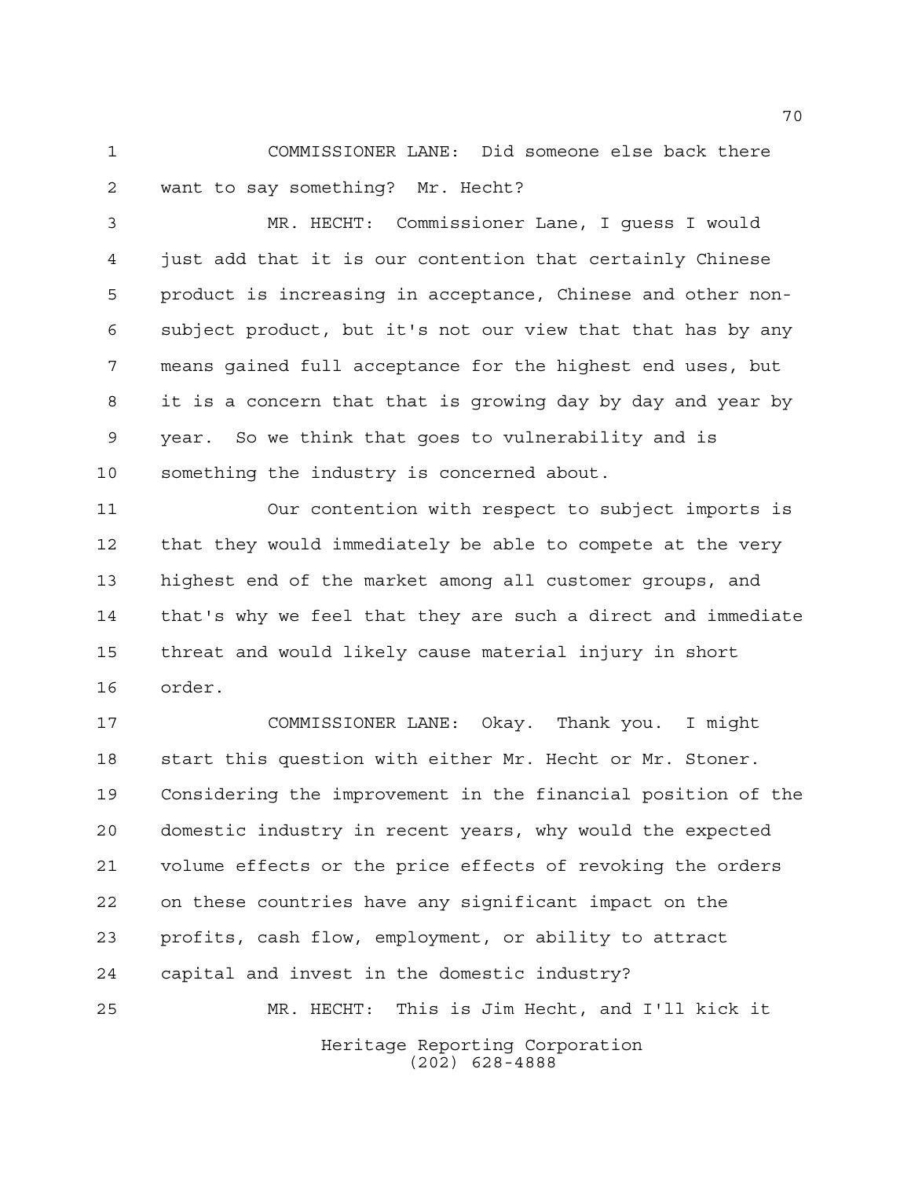COMMISSIONER LANE: Did someone else back there want to say something? Mr. Hecht?

MR. HECHT: Commissioner Lane, I guess I would just add that it is our contention that certainly Chinese product is increasing in acceptance, Chinese and other non-subject product, but it's not our view that that has by any means gained full acceptance for the highest end uses, but it is a concern that that is growing day by day and year by year. So we think that goes to vulnerability and is something the industry is concerned about.

Our contention with respect to subject imports is that they would immediately be able to compete at the very highest end of the market among all customer groups, and that's why we feel that they are such a direct and immediate threat and would likely cause material injury in short order.

COMMISSIONER LANE: Okay. Thank you. I might start this question with either Mr. Hecht or Mr. Stoner. Considering the improvement in the financial position of the domestic industry in recent years, why would the expected volume effects or the price effects of revoking the orders on these countries have any significant impact on the profits, cash flow, employment, or ability to attract capital and invest in the domestic industry?

MR. HECHT: This is Jim Hecht, and I'll kick it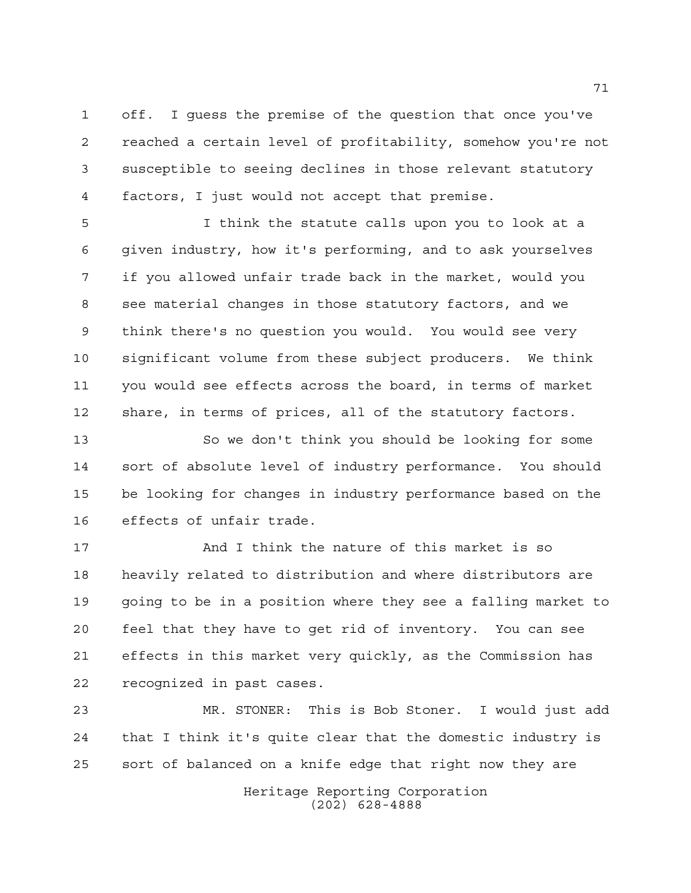off. I guess the premise of the question that once you've reached a certain level of profitability, somehow you're not susceptible to seeing declines in those relevant statutory factors, I just would not accept that premise.

I think the statute calls upon you to look at a given industry, how it's performing, and to ask yourselves if you allowed unfair trade back in the market, would you see material changes in those statutory factors, and we think there's no question you would. You would see very significant volume from these subject producers. We think you would see effects across the board, in terms of market share, in terms of prices, all of the statutory factors.

So we don't think you should be looking for some sort of absolute level of industry performance. You should be looking for changes in industry performance based on the effects of unfair trade.

And I think the nature of this market is so heavily related to distribution and where distributors are going to be in a position where they see a falling market to feel that they have to get rid of inventory. You can see effects in this market very quickly, as the Commission has recognized in past cases.

MR. STONER: This is Bob Stoner. I would just add that I think it's quite clear that the domestic industry is sort of balanced on a knife edge that right now they are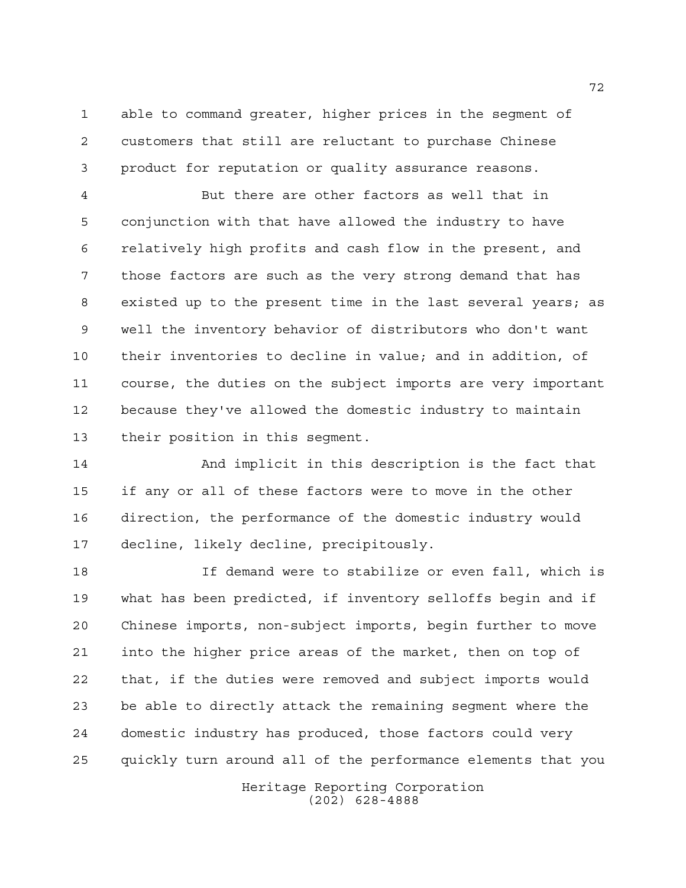able to command greater, higher prices in the segment of customers that still are reluctant to purchase Chinese product for reputation or quality assurance reasons.

But there are other factors as well that in conjunction with that have allowed the industry to have relatively high profits and cash flow in the present, and those factors are such as the very strong demand that has existed up to the present time in the last several years; as well the inventory behavior of distributors who don't want their inventories to decline in value; and in addition, of course, the duties on the subject imports are very important because they've allowed the domestic industry to maintain their position in this segment.

And implicit in this description is the fact that if any or all of these factors were to move in the other direction, the performance of the domestic industry would decline, likely decline, precipitously.

If demand were to stabilize or even fall, which is what has been predicted, if inventory selloffs begin and if Chinese imports, non-subject imports, begin further to move into the higher price areas of the market, then on top of that, if the duties were removed and subject imports would be able to directly attack the remaining segment where the domestic industry has produced, those factors could very quickly turn around all of the performance elements that you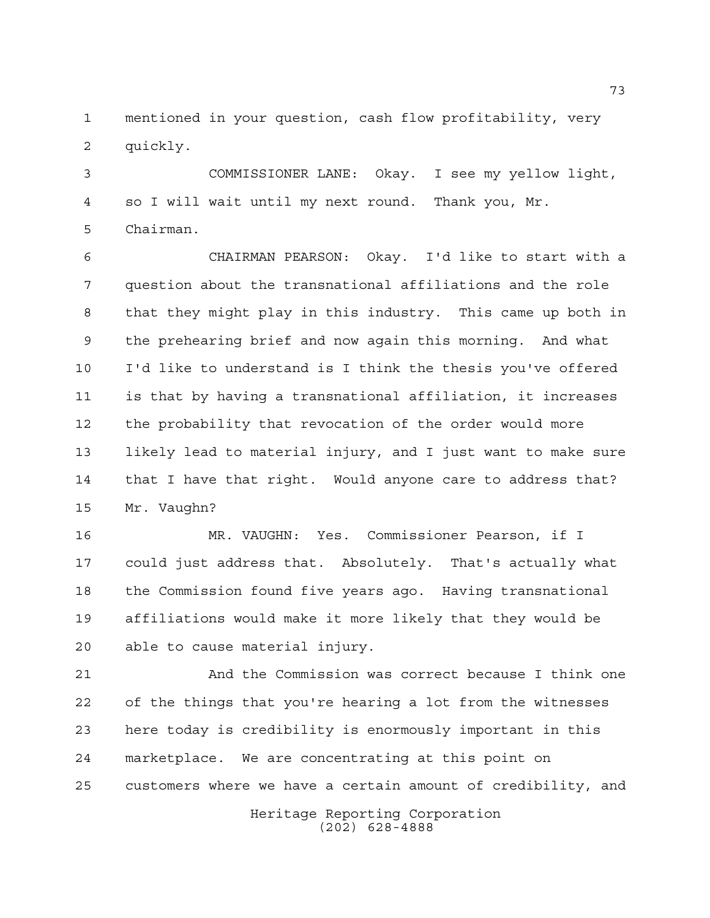mentioned in your question, cash flow profitability, very quickly.

COMMISSIONER LANE: Okay. I see my yellow light, so I will wait until my next round. Thank you, Mr. Chairman.

CHAIRMAN PEARSON: Okay. I'd like to start with a question about the transnational affiliations and the role that they might play in this industry. This came up both in the prehearing brief and now again this morning. And what I'd like to understand is I think the thesis you've offered is that by having a transnational affiliation, it increases the probability that revocation of the order would more likely lead to material injury, and I just want to make sure that I have that right. Would anyone care to address that? Mr. Vaughn?

MR. VAUGHN: Yes. Commissioner Pearson, if I could just address that. Absolutely. That's actually what the Commission found five years ago. Having transnational affiliations would make it more likely that they would be able to cause material injury.

And the Commission was correct because I think one of the things that you're hearing a lot from the witnesses here today is credibility is enormously important in this marketplace. We are concentrating at this point on customers where we have a certain amount of credibility, and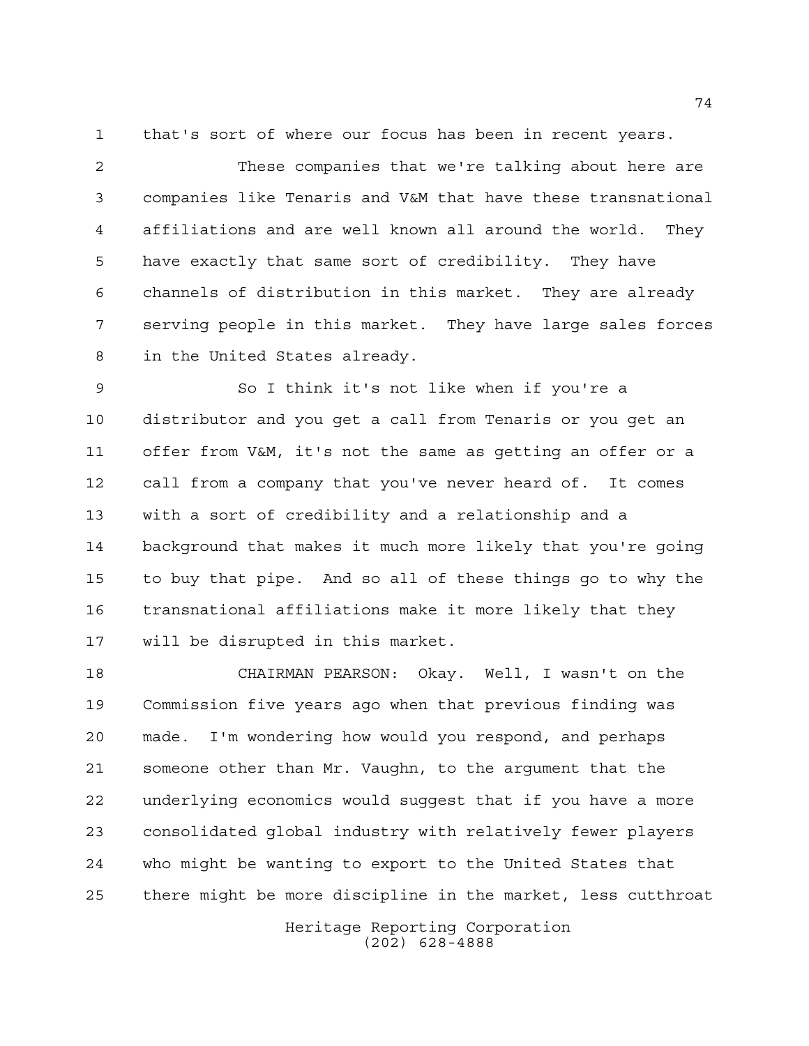that's sort of where our focus has been in recent years.

These companies that we're talking about here are companies like Tenaris and V&M that have these transnational affiliations and are well known all around the world. They have exactly that same sort of credibility. They have channels of distribution in this market. They are already serving people in this market. They have large sales forces in the United States already.

So I think it's not like when if you're a distributor and you get a call from Tenaris or you get an offer from V&M, it's not the same as getting an offer or a call from a company that you've never heard of. It comes with a sort of credibility and a relationship and a background that makes it much more likely that you're going to buy that pipe. And so all of these things go to why the transnational affiliations make it more likely that they will be disrupted in this market.

CHAIRMAN PEARSON: Okay. Well, I wasn't on the Commission five years ago when that previous finding was made. I'm wondering how would you respond, and perhaps someone other than Mr. Vaughn, to the argument that the underlying economics would suggest that if you have a more consolidated global industry with relatively fewer players who might be wanting to export to the United States that there might be more discipline in the market, less cutthroat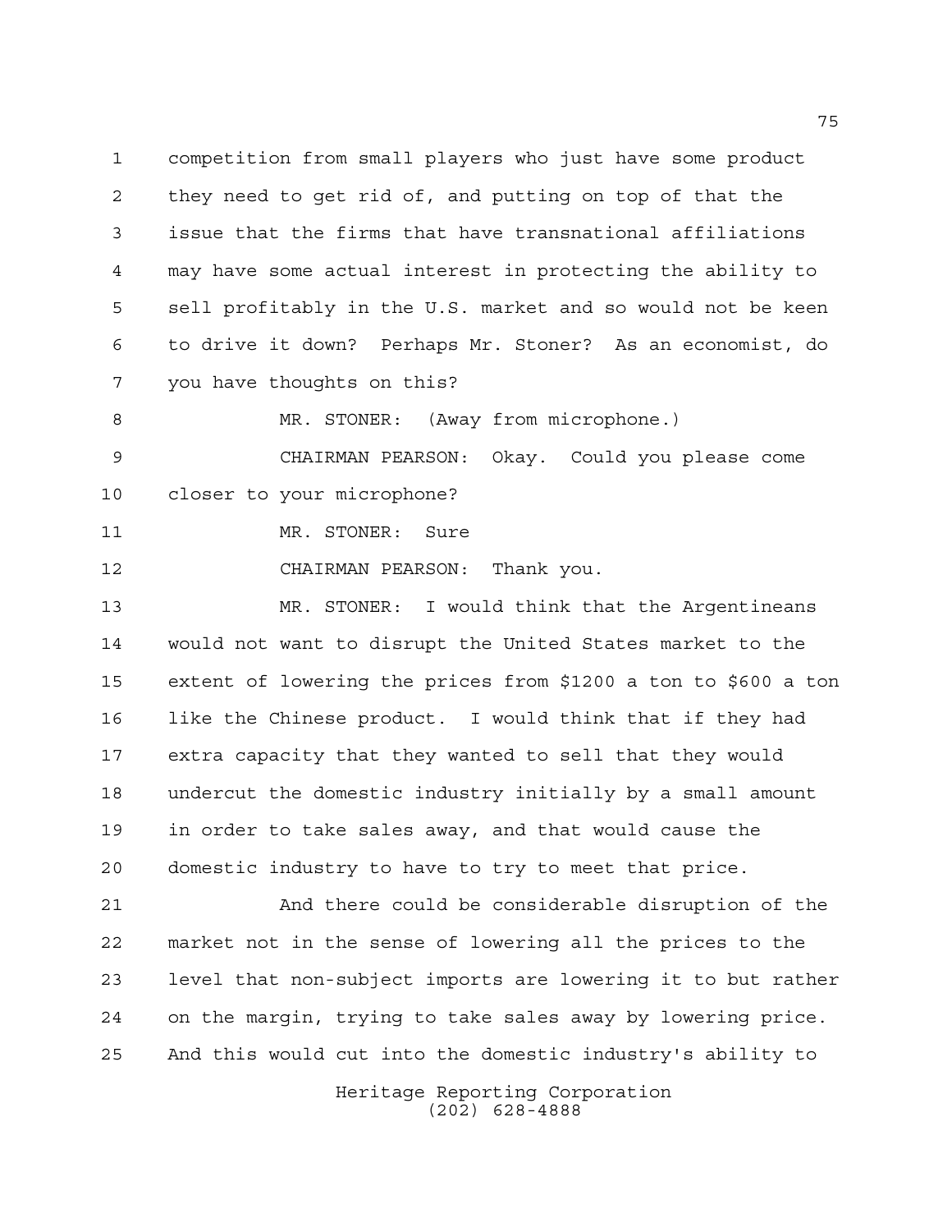competition from small players who just have some product they need to get rid of, and putting on top of that the issue that the firms that have transnational affiliations may have some actual interest in protecting the ability to sell profitably in the U.S. market and so would not be keen to drive it down? Perhaps Mr. Stoner? As an economist, do you have thoughts on this?

MR. STONER: (Away from microphone.)

CHAIRMAN PEARSON: Okay. Could you please come closer to your microphone?

MR. STONER: Sure

CHAIRMAN PEARSON: Thank you.

MR. STONER: I would think that the Argentineans would not want to disrupt the United States market to the extent of lowering the prices from $1200 a ton to $600 a ton like the Chinese product. I would think that if they had extra capacity that they wanted to sell that they would undercut the domestic industry initially by a small amount in order to take sales away, and that would cause the domestic industry to have to try to meet that price.

And there could be considerable disruption of the market not in the sense of lowering all the prices to the level that non-subject imports are lowering it to but rather on the margin, trying to take sales away by lowering price. And this would cut into the domestic industry's ability to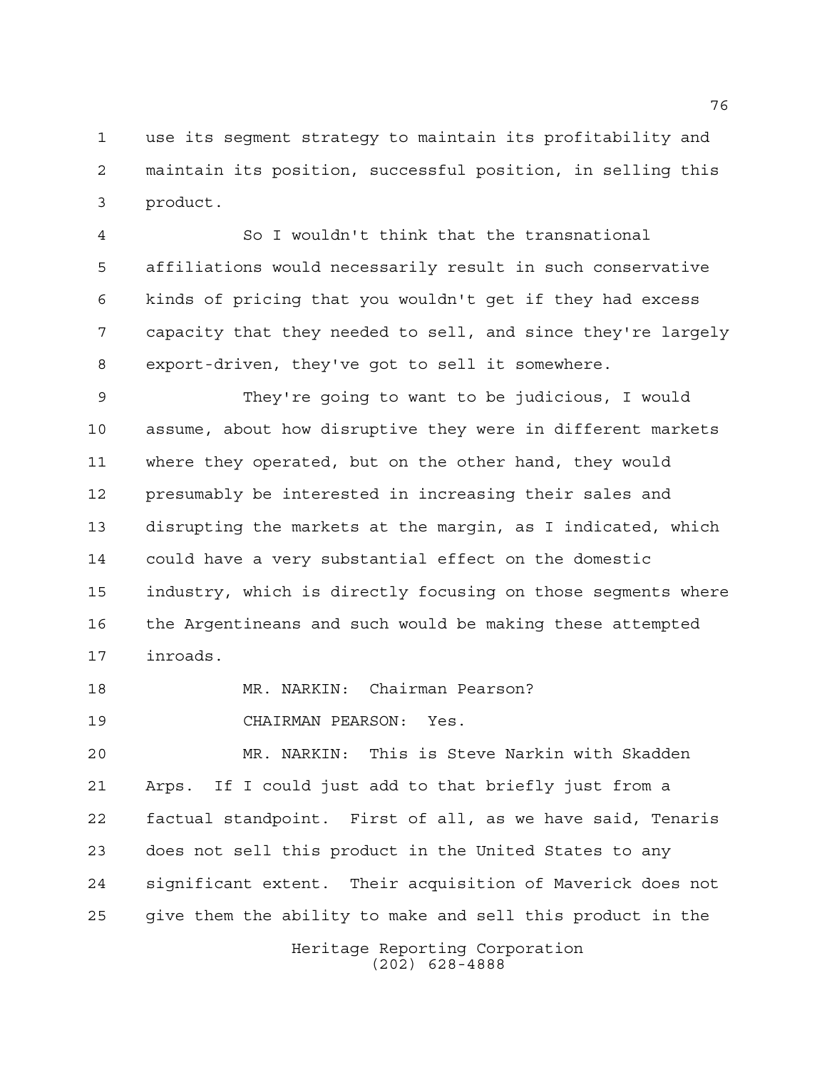use its segment strategy to maintain its profitability and maintain its position, successful position, in selling this product.

So I wouldn't think that the transnational affiliations would necessarily result in such conservative kinds of pricing that you wouldn't get if they had excess capacity that they needed to sell, and since they're largely export-driven, they've got to sell it somewhere.

They're going to want to be judicious, I would assume, about how disruptive they were in different markets where they operated, but on the other hand, they would presumably be interested in increasing their sales and disrupting the markets at the margin, as I indicated, which could have a very substantial effect on the domestic industry, which is directly focusing on those segments where the Argentineans and such would be making these attempted inroads.

MR. NARKIN: Chairman Pearson?

CHAIRMAN PEARSON: Yes.

MR. NARKIN: This is Steve Narkin with Skadden Arps. If I could just add to that briefly just from a factual standpoint. First of all, as we have said, Tenaris does not sell this product in the United States to any significant extent. Their acquisition of Maverick does not give them the ability to make and sell this product in the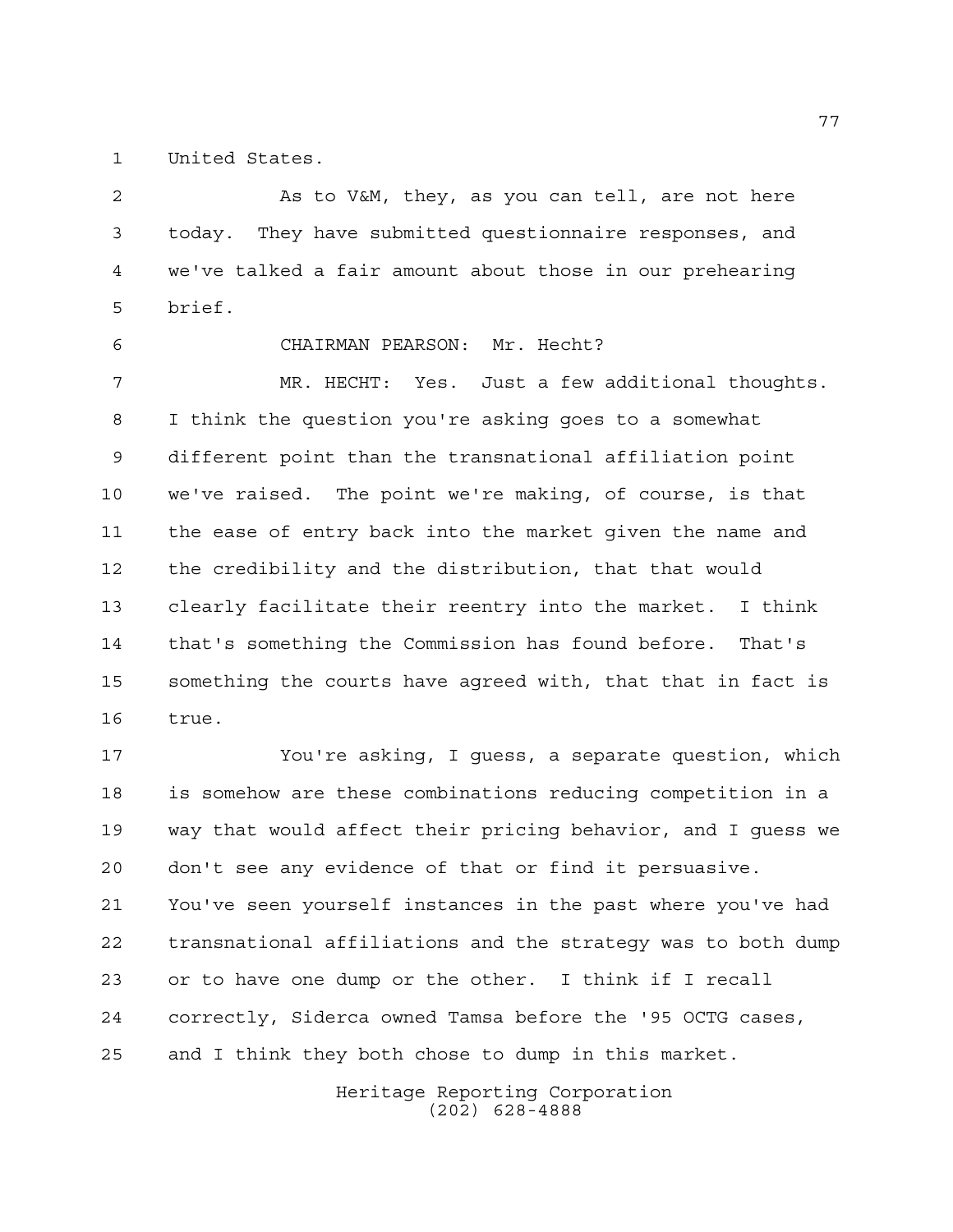United States.

As to V&M, they, as you can tell, are not here today. They have submitted questionnaire responses, and we've talked a fair amount about those in our prehearing brief.

CHAIRMAN PEARSON: Mr. Hecht?

MR. HECHT: Yes. Just a few additional thoughts. I think the question you're asking goes to a somewhat different point than the transnational affiliation point we've raised. The point we're making, of course, is that the ease of entry back into the market given the name and the credibility and the distribution, that that would clearly facilitate their reentry into the market. I think that's something the Commission has found before. That's something the courts have agreed with, that that in fact is true.

You're asking, I guess, a separate question, which is somehow are these combinations reducing competition in a way that would affect their pricing behavior, and I guess we don't see any evidence of that or find it persuasive. You've seen yourself instances in the past where you've had transnational affiliations and the strategy was to both dump or to have one dump or the other. I think if I recall correctly, Siderca owned Tamsa before the '95 OCTG cases, and I think they both chose to dump in this market.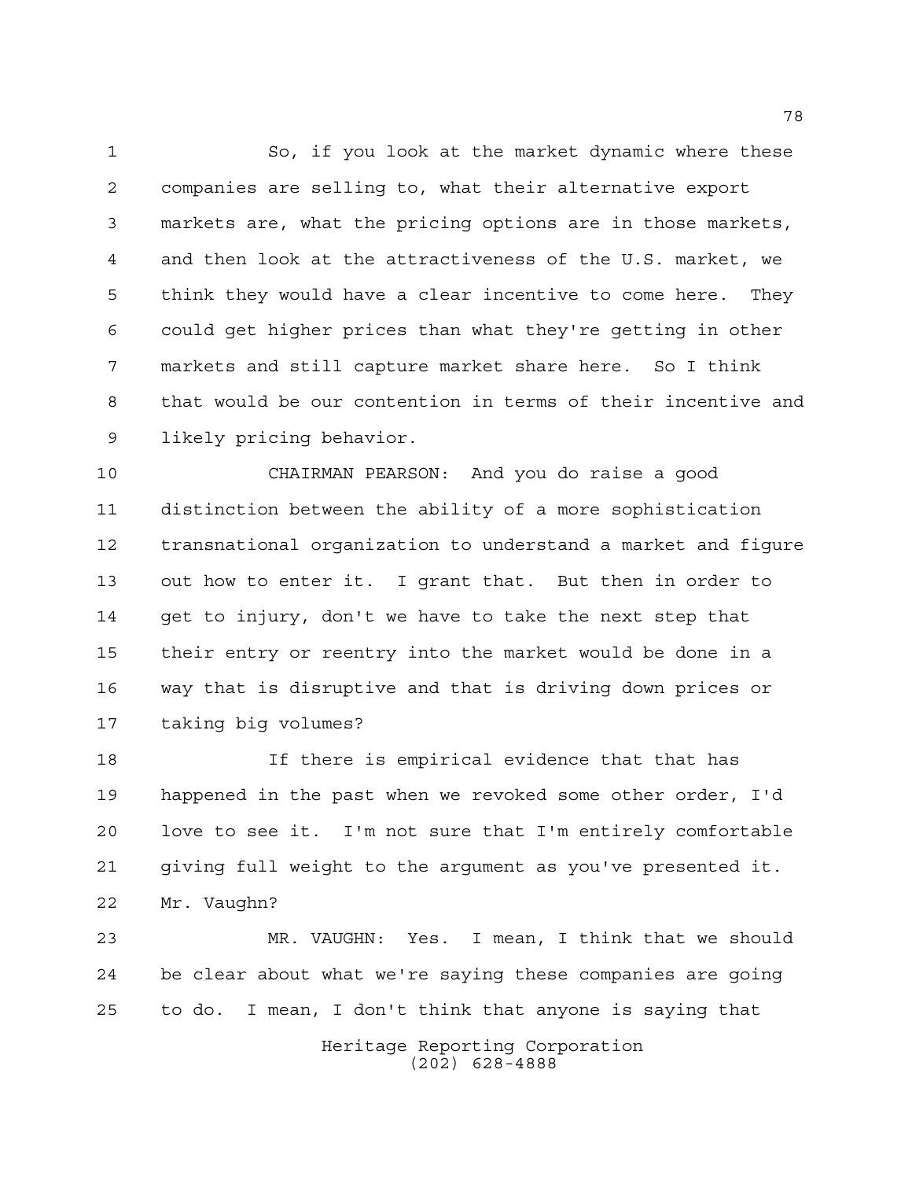So, if you look at the market dynamic where these companies are selling to, what their alternative export markets are, what the pricing options are in those markets, and then look at the attractiveness of the U.S. market, we think they would have a clear incentive to come here. They could get higher prices than what they're getting in other markets and still capture market share here. So I think that would be our contention in terms of their incentive and likely pricing behavior.

CHAIRMAN PEARSON: And you do raise a good distinction between the ability of a more sophistication transnational organization to understand a market and figure out how to enter it. I grant that. But then in order to get to injury, don't we have to take the next step that their entry or reentry into the market would be done in a way that is disruptive and that is driving down prices or taking big volumes?

If there is empirical evidence that that has happened in the past when we revoked some other order, I'd love to see it. I'm not sure that I'm entirely comfortable giving full weight to the argument as you've presented it. Mr. Vaughn?

MR. VAUGHN: Yes. I mean, I think that we should be clear about what we're saying these companies are going to do. I mean, I don't think that anyone is saying that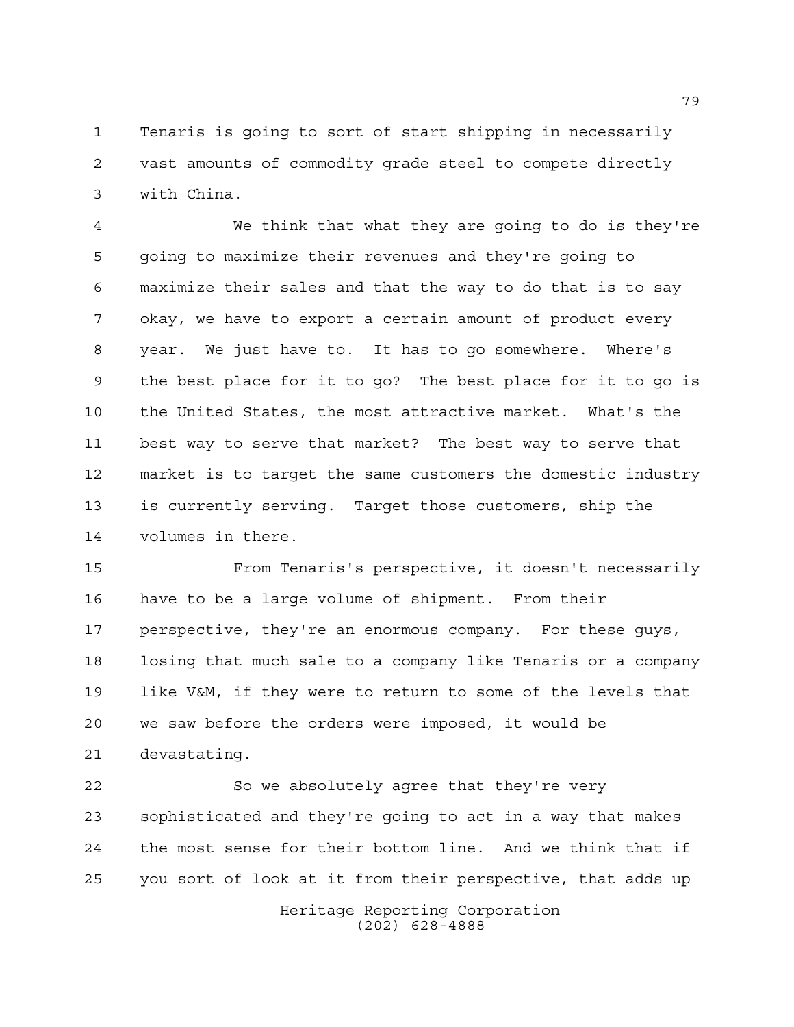Tenaris is going to sort of start shipping in necessarily vast amounts of commodity grade steel to compete directly with China.

We think that what they are going to do is they're going to maximize their revenues and they're going to maximize their sales and that the way to do that is to say okay, we have to export a certain amount of product every year. We just have to. It has to go somewhere. Where's the best place for it to go? The best place for it to go is the United States, the most attractive market. What's the best way to serve that market? The best way to serve that market is to target the same customers the domestic industry is currently serving. Target those customers, ship the volumes in there.

From Tenaris's perspective, it doesn't necessarily have to be a large volume of shipment. From their perspective, they're an enormous company. For these guys, losing that much sale to a company like Tenaris or a company like V&M, if they were to return to some of the levels that we saw before the orders were imposed, it would be devastating.

So we absolutely agree that they're very sophisticated and they're going to act in a way that makes the most sense for their bottom line. And we think that if you sort of look at it from their perspective, that adds up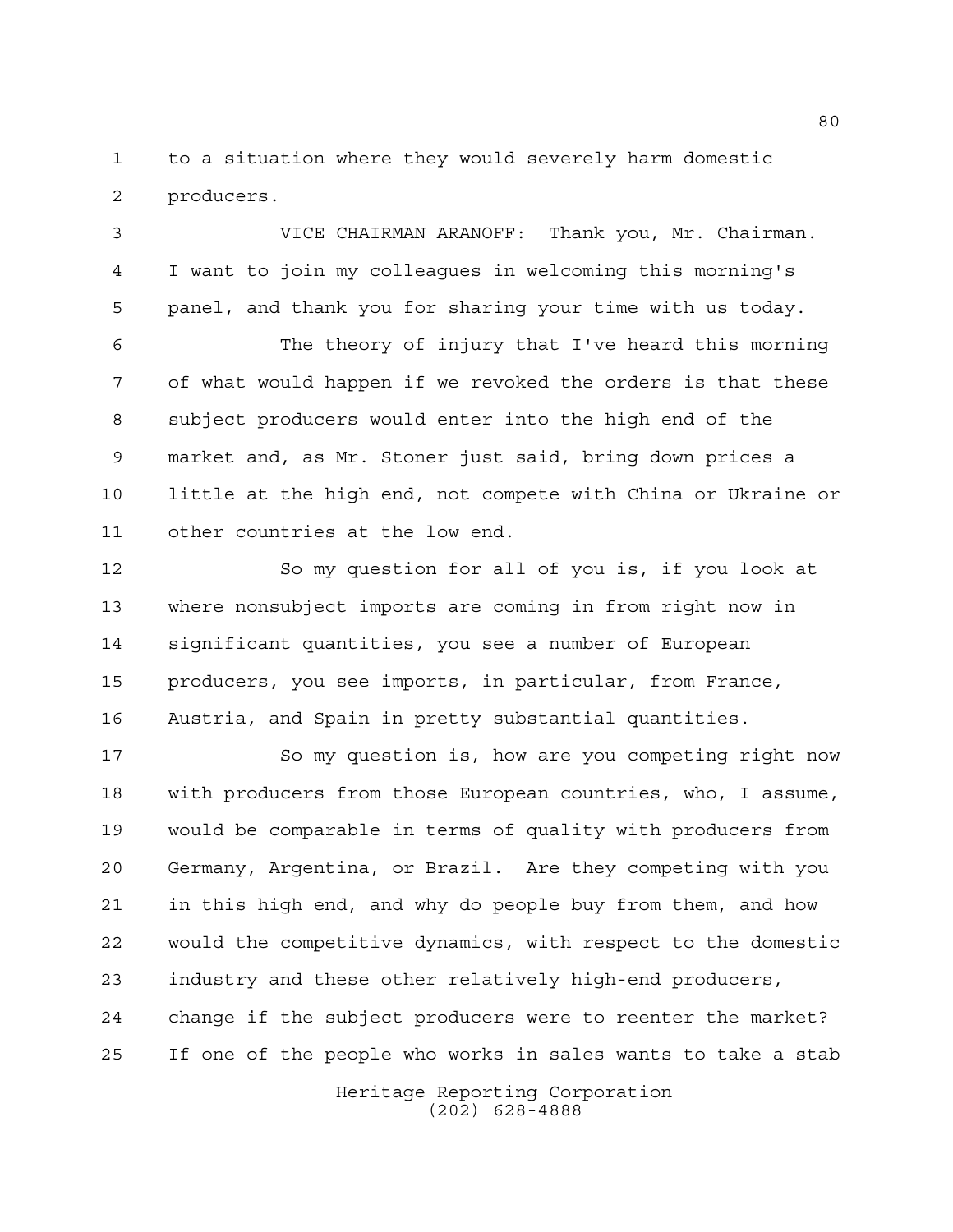to a situation where they would severely harm domestic producers.

VICE CHAIRMAN ARANOFF: Thank you, Mr. Chairman. I want to join my colleagues in welcoming this morning's panel, and thank you for sharing your time with us today.

The theory of injury that I've heard this morning of what would happen if we revoked the orders is that these subject producers would enter into the high end of the market and, as Mr. Stoner just said, bring down prices a little at the high end, not compete with China or Ukraine or other countries at the low end.

So my question for all of you is, if you look at where nonsubject imports are coming in from right now in significant quantities, you see a number of European producers, you see imports, in particular, from France, Austria, and Spain in pretty substantial quantities.

So my question is, how are you competing right now with producers from those European countries, who, I assume, would be comparable in terms of quality with producers from Germany, Argentina, or Brazil. Are they competing with you in this high end, and why do people buy from them, and how would the competitive dynamics, with respect to the domestic industry and these other relatively high-end producers, change if the subject producers were to reenter the market? If one of the people who works in sales wants to take a stab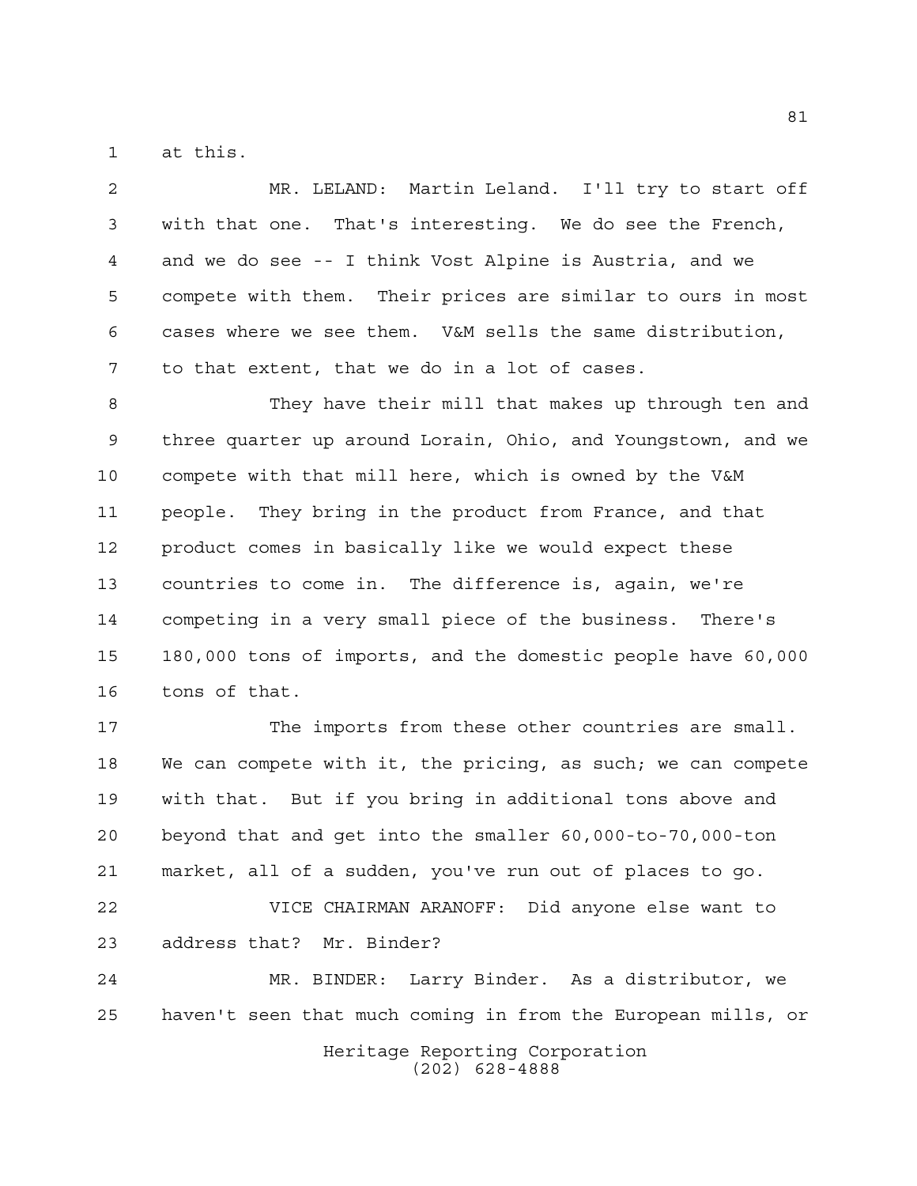at this.

MR. LELAND: Martin Leland. I'll try to start off with that one. That's interesting. We do see the French, and we do see -- I think Vost Alpine is Austria, and we compete with them. Their prices are similar to ours in most cases where we see them. V&M sells the same distribution, to that extent, that we do in a lot of cases.

They have their mill that makes up through ten and three quarter up around Lorain, Ohio, and Youngstown, and we compete with that mill here, which is owned by the V&M people. They bring in the product from France, and that product comes in basically like we would expect these countries to come in. The difference is, again, we're competing in a very small piece of the business. There's 180,000 tons of imports, and the domestic people have 60,000 tons of that.

The imports from these other countries are small. We can compete with it, the pricing, as such; we can compete with that. But if you bring in additional tons above and beyond that and get into the smaller 60,000-to-70,000-ton market, all of a sudden, you've run out of places to go.

VICE CHAIRMAN ARANOFF: Did anyone else want to address that? Mr. Binder?

MR. BINDER: Larry Binder. As a distributor, we haven't seen that much coming in from the European mills, or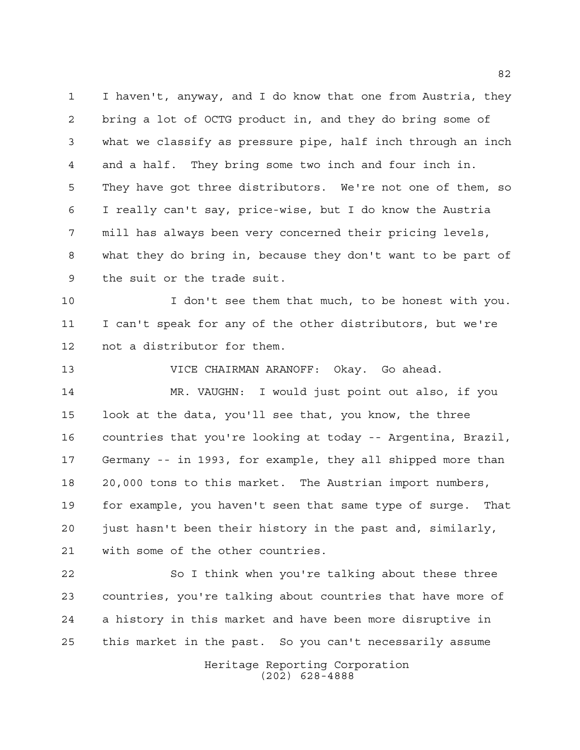I haven't, anyway, and I do know that one from Austria, they bring a lot of OCTG product in, and they do bring some of what we classify as pressure pipe, half inch through an inch and a half. They bring some two inch and four inch in. They have got three distributors. We're not one of them, so I really can't say, price-wise, but I do know the Austria mill has always been very concerned their pricing levels, what they do bring in, because they don't want to be part of the suit or the trade suit.

I don't see them that much, to be honest with you. I can't speak for any of the other distributors, but we're not a distributor for them.

VICE CHAIRMAN ARANOFF: Okay. Go ahead.

MR. VAUGHN: I would just point out also, if you look at the data, you'll see that, you know, the three countries that you're looking at today -- Argentina, Brazil, Germany -- in 1993, for example, they all shipped more than 20,000 tons to this market. The Austrian import numbers, for example, you haven't seen that same type of surge. That just hasn't been their history in the past and, similarly, with some of the other countries.

So I think when you're talking about these three countries, you're talking about countries that have more of a history in this market and have been more disruptive in this market in the past. So you can't necessarily assume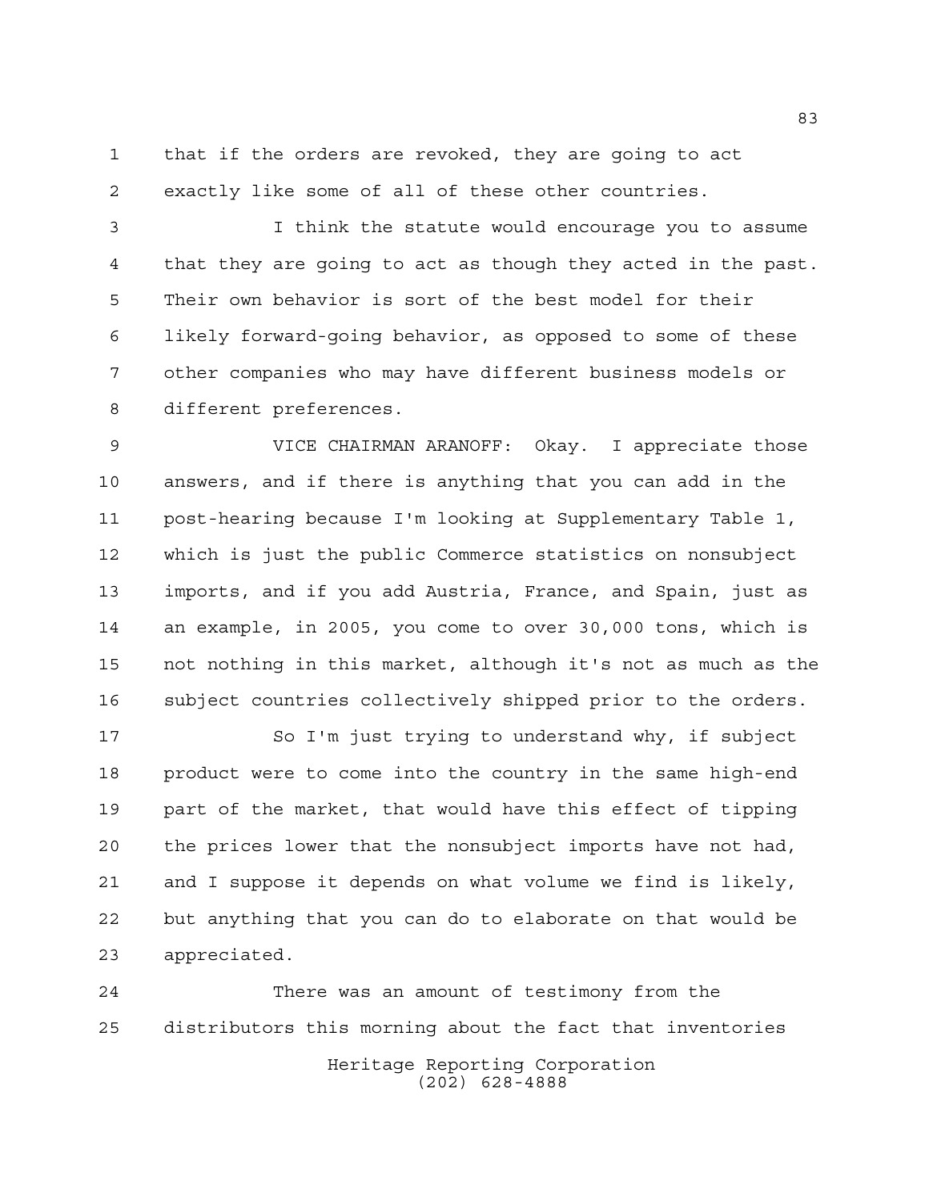that if the orders are revoked, they are going to act exactly like some of all of these other countries.

I think the statute would encourage you to assume that they are going to act as though they acted in the past. Their own behavior is sort of the best model for their likely forward-going behavior, as opposed to some of these other companies who may have different business models or different preferences.

VICE CHAIRMAN ARANOFF: Okay. I appreciate those answers, and if there is anything that you can add in the post-hearing because I'm looking at Supplementary Table 1, which is just the public Commerce statistics on nonsubject imports, and if you add Austria, France, and Spain, just as an example, in 2005, you come to over 30,000 tons, which is not nothing in this market, although it's not as much as the subject countries collectively shipped prior to the orders.

So I'm just trying to understand why, if subject product were to come into the country in the same high-end part of the market, that would have this effect of tipping the prices lower that the nonsubject imports have not had, and I suppose it depends on what volume we find is likely, but anything that you can do to elaborate on that would be appreciated.

There was an amount of testimony from the distributors this morning about the fact that inventories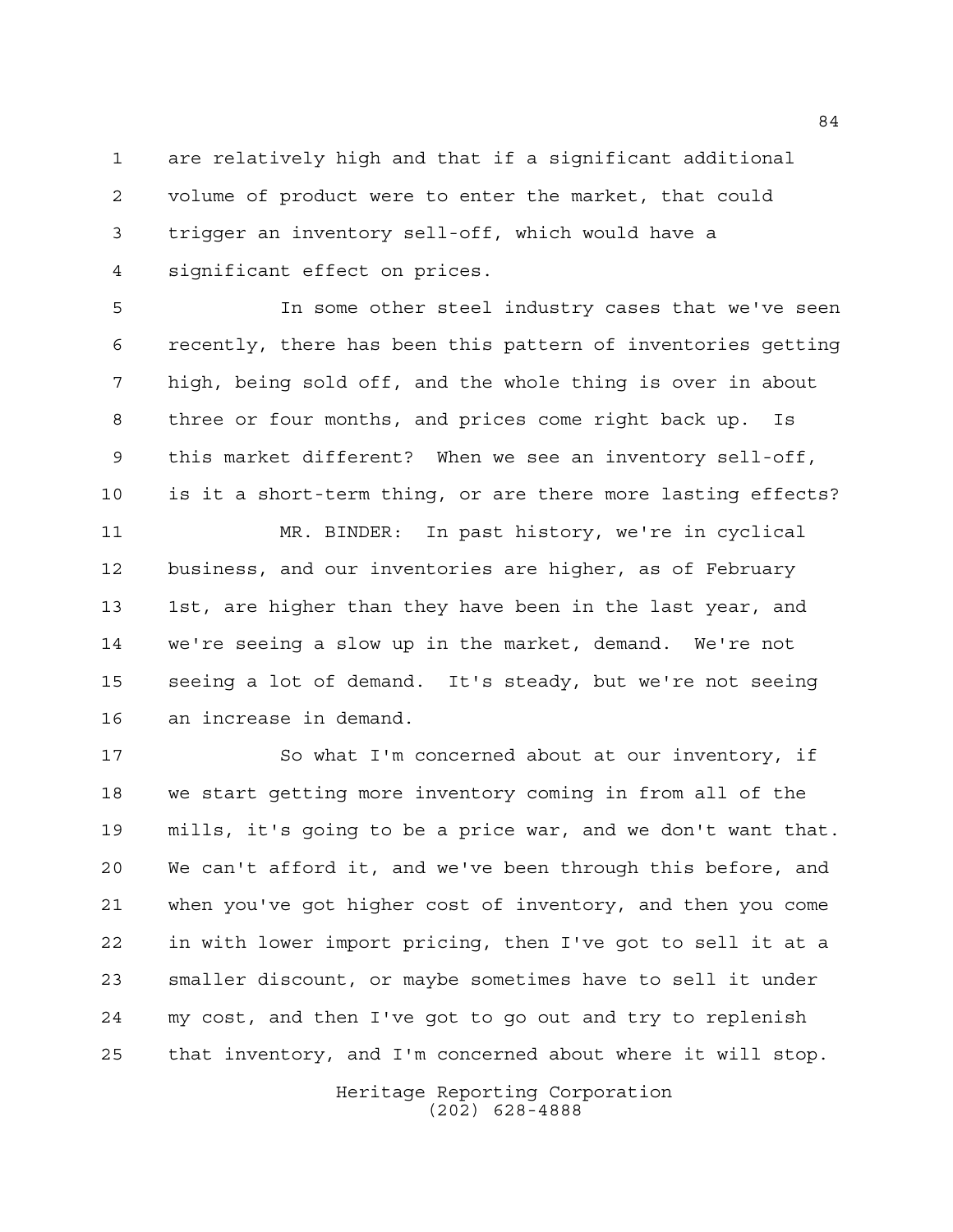are relatively high and that if a significant additional volume of product were to enter the market, that could trigger an inventory sell-off, which would have a significant effect on prices.

In some other steel industry cases that we've seen recently, there has been this pattern of inventories getting high, being sold off, and the whole thing is over in about three or four months, and prices come right back up. Is this market different? When we see an inventory sell-off, is it a short-term thing, or are there more lasting effects?

MR. BINDER: In past history, we're in cyclical business, and our inventories are higher, as of February 1st, are higher than they have been in the last year, and we're seeing a slow up in the market, demand. We're not seeing a lot of demand. It's steady, but we're not seeing an increase in demand.

So what I'm concerned about at our inventory, if we start getting more inventory coming in from all of the mills, it's going to be a price war, and we don't want that. We can't afford it, and we've been through this before, and when you've got higher cost of inventory, and then you come in with lower import pricing, then I've got to sell it at a smaller discount, or maybe sometimes have to sell it under my cost, and then I've got to go out and try to replenish that inventory, and I'm concerned about where it will stop.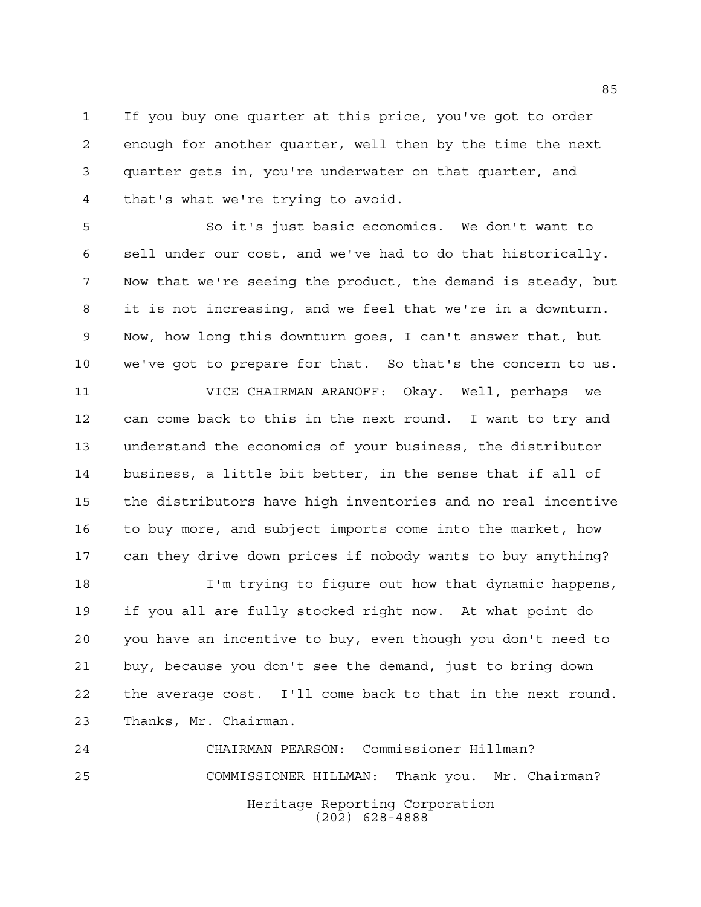If you buy one quarter at this price, you've got to order enough for another quarter, well then by the time the next quarter gets in, you're underwater on that quarter, and that's what we're trying to avoid.

So it's just basic economics. We don't want to sell under our cost, and we've had to do that historically. Now that we're seeing the product, the demand is steady, but it is not increasing, and we feel that we're in a downturn. Now, how long this downturn goes, I can't answer that, but we've got to prepare for that. So that's the concern to us.

VICE CHAIRMAN ARANOFF: Okay. Well, perhaps we can come back to this in the next round. I want to try and understand the economics of your business, the distributor business, a little bit better, in the sense that if all of the distributors have high inventories and no real incentive to buy more, and subject imports come into the market, how can they drive down prices if nobody wants to buy anything?

I'm trying to figure out how that dynamic happens, if you all are fully stocked right now. At what point do you have an incentive to buy, even though you don't need to buy, because you don't see the demand, just to bring down the average cost. I'll come back to that in the next round. Thanks, Mr. Chairman.

CHAIRMAN PEARSON: Commissioner Hillman?

COMMISSIONER HILLMAN: Thank you. Mr. Chairman?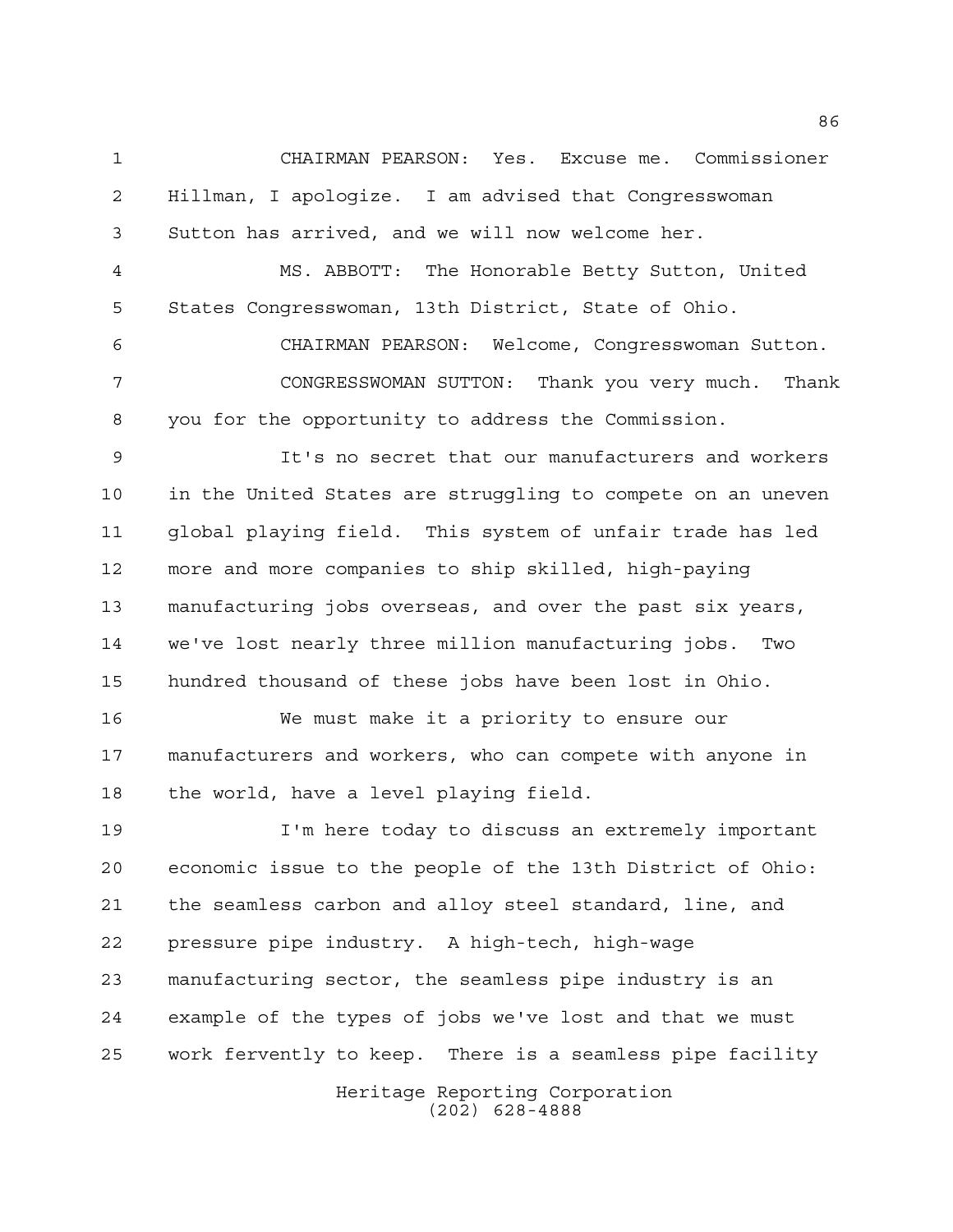CHAIRMAN PEARSON: Yes. Excuse me. Commissioner Hillman, I apologize. I am advised that Congresswoman Sutton has arrived, and we will now welcome her.

MS. ABBOTT: The Honorable Betty Sutton, United States Congresswoman, 13th District, State of Ohio.

CHAIRMAN PEARSON: Welcome, Congresswoman Sutton.

CONGRESSWOMAN SUTTON: Thank you very much. Thank you for the opportunity to address the Commission.

It's no secret that our manufacturers and workers in the United States are struggling to compete on an uneven global playing field. This system of unfair trade has led more and more companies to ship skilled, high-paying manufacturing jobs overseas, and over the past six years, we've lost nearly three million manufacturing jobs. Two hundred thousand of these jobs have been lost in Ohio.

We must make it a priority to ensure our manufacturers and workers, who can compete with anyone in the world, have a level playing field.

I'm here today to discuss an extremely important economic issue to the people of the 13th District of Ohio: the seamless carbon and alloy steel standard, line, and pressure pipe industry. A high-tech, high-wage manufacturing sector, the seamless pipe industry is an example of the types of jobs we've lost and that we must work fervently to keep. There is a seamless pipe facility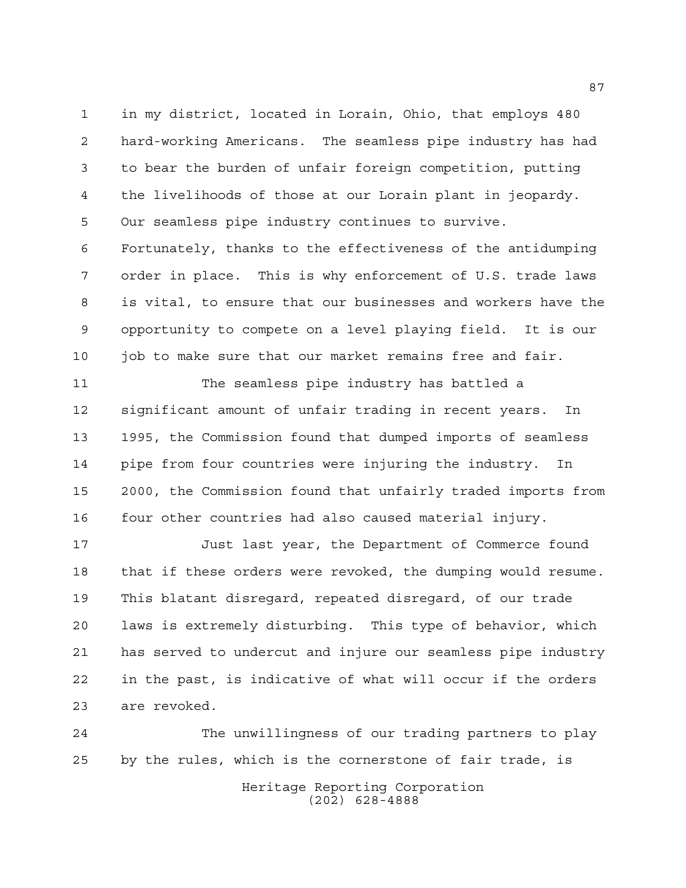in my district, located in Lorain, Ohio, that employs 480 hard-working Americans. The seamless pipe industry has had to bear the burden of unfair foreign competition, putting the livelihoods of those at our Lorain plant in jeopardy. Our seamless pipe industry continues to survive. Fortunately, thanks to the effectiveness of the antidumping order in place. This is why enforcement of U.S. trade laws is vital, to ensure that our businesses and workers have the opportunity to compete on a level playing field. It is our job to make sure that our market remains free and fair.

The seamless pipe industry has battled a significant amount of unfair trading in recent years. In 1995, the Commission found that dumped imports of seamless pipe from four countries were injuring the industry. In 2000, the Commission found that unfairly traded imports from four other countries had also caused material injury.

Just last year, the Department of Commerce found that if these orders were revoked, the dumping would resume. This blatant disregard, repeated disregard, of our trade laws is extremely disturbing. This type of behavior, which has served to undercut and injure our seamless pipe industry in the past, is indicative of what will occur if the orders are revoked.

The unwillingness of our trading partners to play by the rules, which is the cornerstone of fair trade, is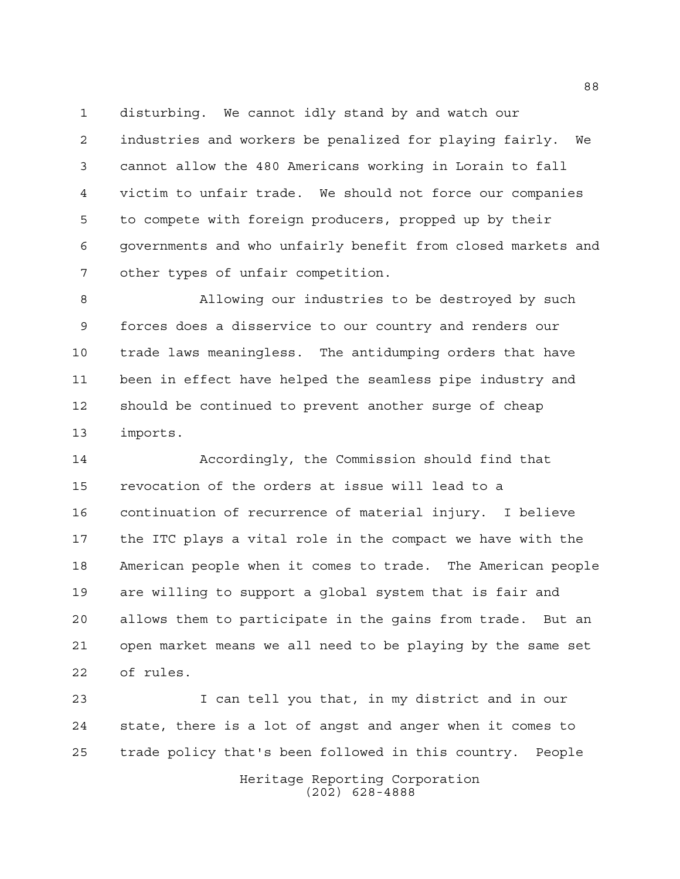disturbing. We cannot idly stand by and watch our industries and workers be penalized for playing fairly. We cannot allow the 480 Americans working in Lorain to fall victim to unfair trade. We should not force our companies to compete with foreign producers, propped up by their governments and who unfairly benefit from closed markets and other types of unfair competition.

Allowing our industries to be destroyed by such forces does a disservice to our country and renders our trade laws meaningless. The antidumping orders that have been in effect have helped the seamless pipe industry and should be continued to prevent another surge of cheap imports.

Accordingly, the Commission should find that revocation of the orders at issue will lead to a continuation of recurrence of material injury. I believe the ITC plays a vital role in the compact we have with the American people when it comes to trade. The American people are willing to support a global system that is fair and allows them to participate in the gains from trade. But an open market means we all need to be playing by the same set of rules.

I can tell you that, in my district and in our state, there is a lot of angst and anger when it comes to trade policy that's been followed in this country. People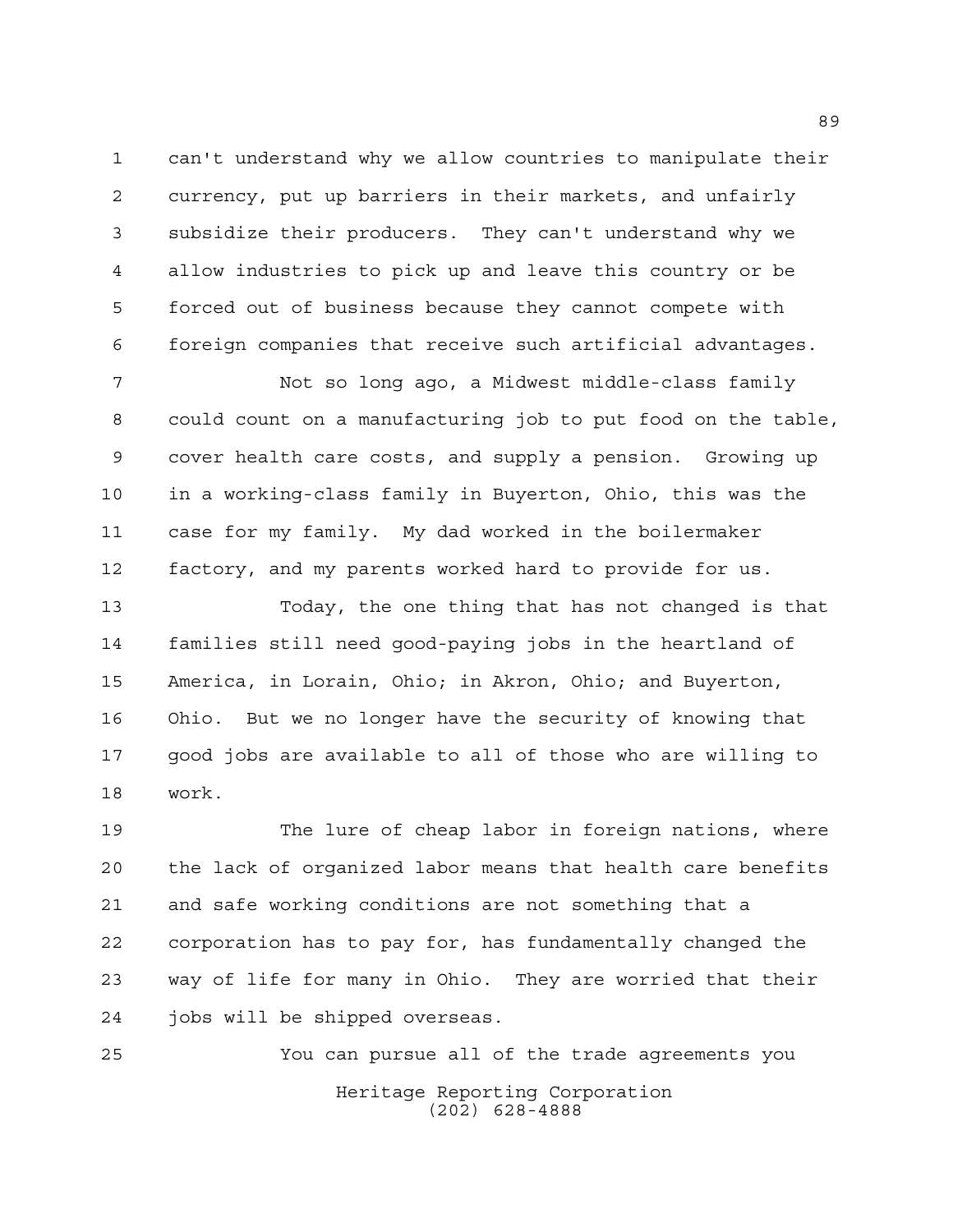can't understand why we allow countries to manipulate their currency, put up barriers in their markets, and unfairly subsidize their producers. They can't understand why we allow industries to pick up and leave this country or be forced out of business because they cannot compete with foreign companies that receive such artificial advantages.

Not so long ago, a Midwest middle-class family could count on a manufacturing job to put food on the table, cover health care costs, and supply a pension. Growing up in a working-class family in Buyerton, Ohio, this was the case for my family. My dad worked in the boilermaker factory, and my parents worked hard to provide for us.

Today, the one thing that has not changed is that families still need good-paying jobs in the heartland of America, in Lorain, Ohio; in Akron, Ohio; and Buyerton, Ohio. But we no longer have the security of knowing that good jobs are available to all of those who are willing to work.

The lure of cheap labor in foreign nations, where the lack of organized labor means that health care benefits and safe working conditions are not something that a corporation has to pay for, has fundamentally changed the way of life for many in Ohio. They are worried that their jobs will be shipped overseas.

You can pursue all of the trade agreements you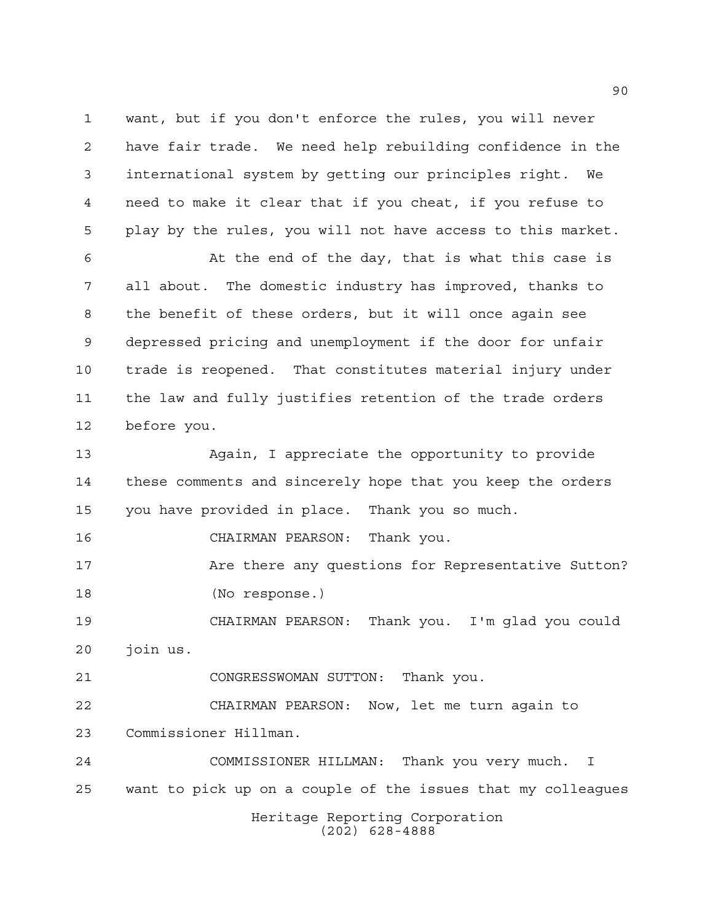want, but if you don't enforce the rules, you will never have fair trade. We need help rebuilding confidence in the international system by getting our principles right. We need to make it clear that if you cheat, if you refuse to play by the rules, you will not have access to this market.

At the end of the day, that is what this case is all about. The domestic industry has improved, thanks to the benefit of these orders, but it will once again see depressed pricing and unemployment if the door for unfair trade is reopened. That constitutes material injury under the law and fully justifies retention of the trade orders before you.

Again, I appreciate the opportunity to provide these comments and sincerely hope that you keep the orders you have provided in place. Thank you so much.

CHAIRMAN PEARSON: Thank you.

Are there any questions for Representative Sutton?

(No response.)

CHAIRMAN PEARSON: Thank you. I'm glad you could join us.

CONGRESSWOMAN SUTTON: Thank you.

CHAIRMAN PEARSON: Now, let me turn again to Commissioner Hillman.

COMMISSIONER HILLMAN: Thank you very much. I want to pick up on a couple of the issues that my colleagues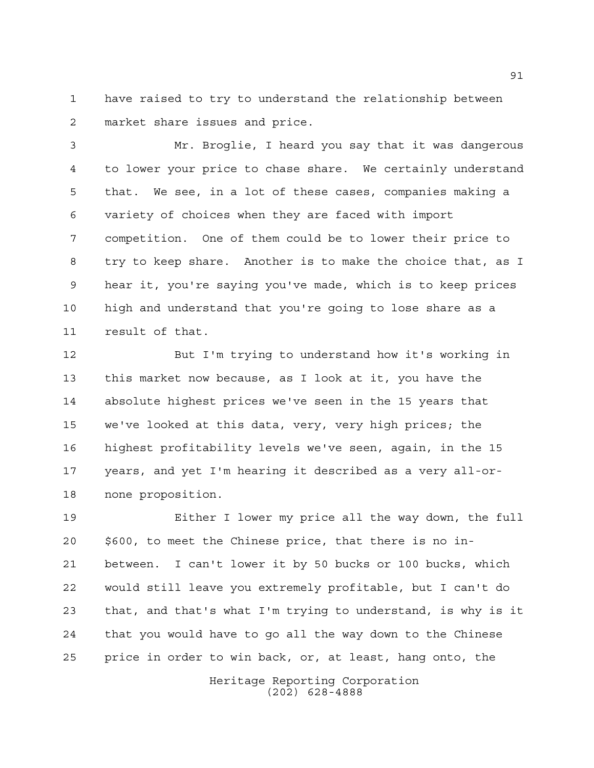have raised to try to understand the relationship between market share issues and price.

Mr. Broglie, I heard you say that it was dangerous to lower your price to chase share. We certainly understand that. We see, in a lot of these cases, companies making a variety of choices when they are faced with import competition. One of them could be to lower their price to try to keep share. Another is to make the choice that, as I hear it, you're saying you've made, which is to keep prices high and understand that you're going to lose share as a result of that.

But I'm trying to understand how it's working in this market now because, as I look at it, you have the absolute highest prices we've seen in the 15 years that we've looked at this data, very, very high prices; the highest profitability levels we've seen, again, in the 15 years, and yet I'm hearing it described as a very all-or-none proposition.

Either I lower my price all the way down, the full $600, to meet the Chinese price, that there is no in-between. I can't lower it by 50 bucks or 100 bucks, which would still leave you extremely profitable, but I can't do that, and that's what I'm trying to understand, is why is it that you would have to go all the way down to the Chinese price in order to win back, or, at least, hang onto, the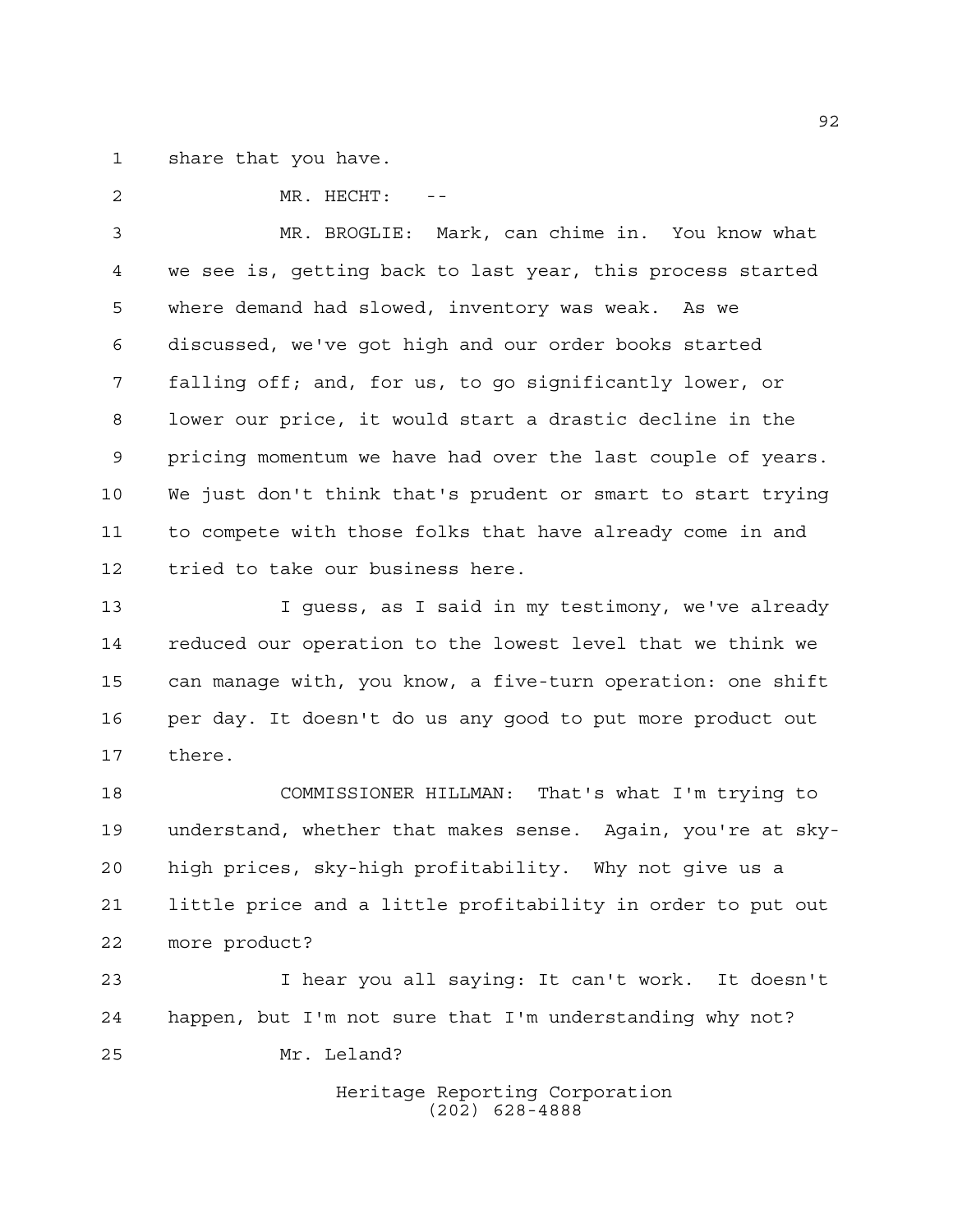share that you have.

MR. HECHT: --

MR. BROGLIE: Mark, can chime in. You know what we see is, getting back to last year, this process started where demand had slowed, inventory was weak. As we discussed, we've got high and our order books started falling off; and, for us, to go significantly lower, or lower our price, it would start a drastic decline in the pricing momentum we have had over the last couple of years. We just don't think that's prudent or smart to start trying to compete with those folks that have already come in and tried to take our business here.

I guess, as I said in my testimony, we've already reduced our operation to the lowest level that we think we can manage with, you know, a five-turn operation: one shift per day. It doesn't do us any good to put more product out there.

COMMISSIONER HILLMAN: That's what I'm trying to understand, whether that makes sense. Again, you're at sky-high prices, sky-high profitability. Why not give us a little price and a little profitability in order to put out more product?

I hear you all saying: It can't work. It doesn't happen, but I'm not sure that I'm understanding why not?

Mr. Leland?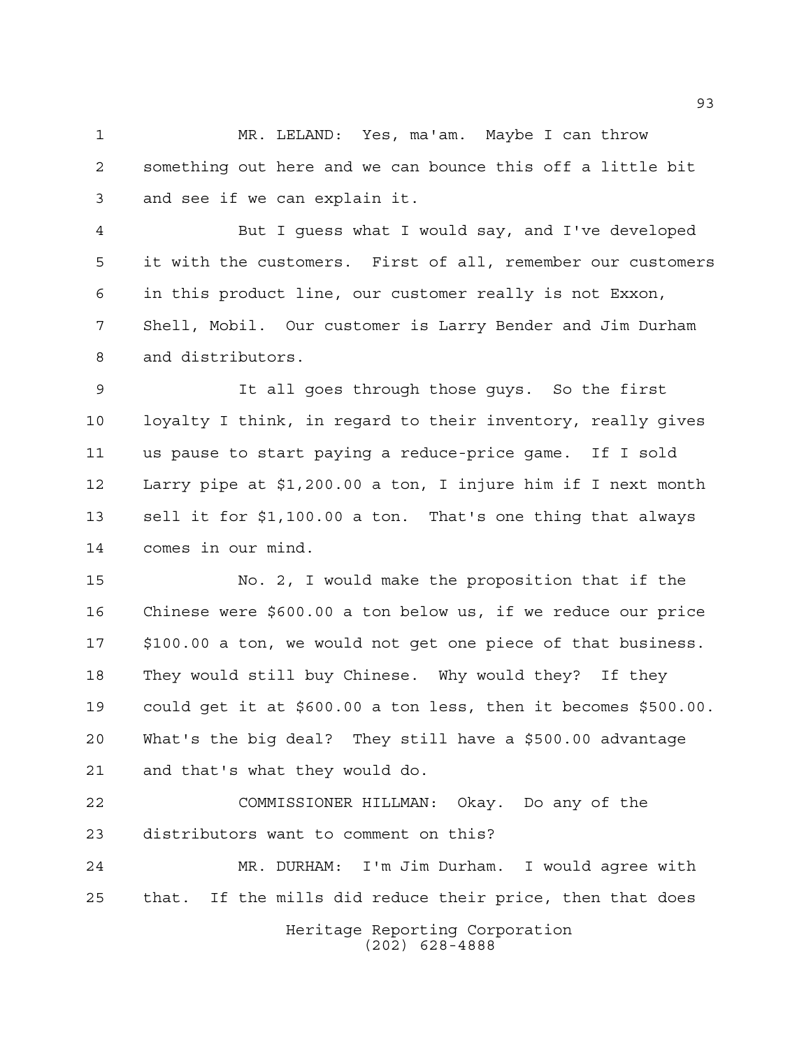MR. LELAND: Yes, ma'am. Maybe I can throw something out here and we can bounce this off a little bit and see if we can explain it.

But I guess what I would say, and I've developed it with the customers. First of all, remember our customers in this product line, our customer really is not Exxon, Shell, Mobil. Our customer is Larry Bender and Jim Durham and distributors.

It all goes through those guys. So the first loyalty I think, in regard to their inventory, really gives us pause to start paying a reduce-price game. If I sold Larry pipe at $1,200.00 a ton, I injure him if I next month sell it for $1,100.00 a ton. That's one thing that always comes in our mind.

No. 2, I would make the proposition that if the Chinese were $600.00 a ton below us, if we reduce our price $100.00 a ton, we would not get one piece of that business. They would still buy Chinese. Why would they? If they could get it at $600.00 a ton less, then it becomes $500.00. What's the big deal? They still have a $500.00 advantage and that's what they would do.

COMMISSIONER HILLMAN: Okay. Do any of the distributors want to comment on this?

MR. DURHAM: I'm Jim Durham. I would agree with that. If the mills did reduce their price, then that does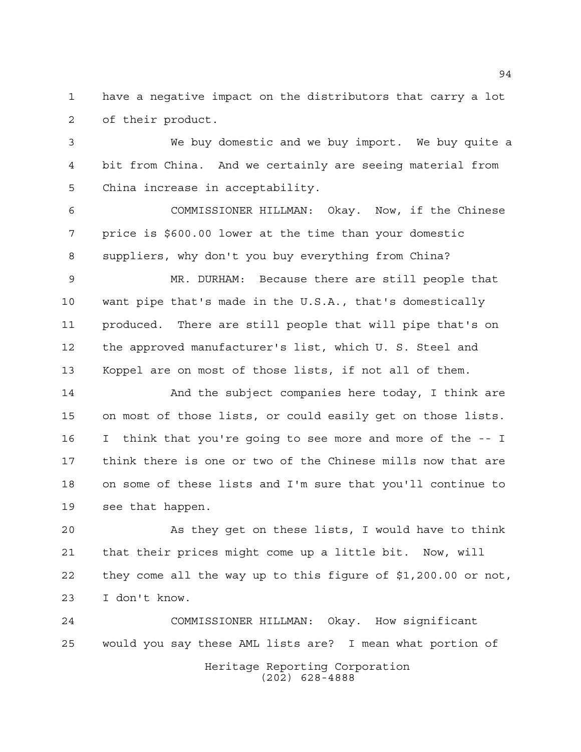have a negative impact on the distributors that carry a lot of their product.

We buy domestic and we buy import. We buy quite a bit from China. And we certainly are seeing material from China increase in acceptability.

COMMISSIONER HILLMAN: Okay. Now, if the Chinese price is $600.00 lower at the time than your domestic suppliers, why don't you buy everything from China?

MR. DURHAM: Because there are still people that want pipe that's made in the U.S.A., that's domestically produced. There are still people that will pipe that's on the approved manufacturer's list, which U. S. Steel and Koppel are on most of those lists, if not all of them.

And the subject companies here today, I think are on most of those lists, or could easily get on those lists. I think that you're going to see more and more of the -- I think there is one or two of the Chinese mills now that are on some of these lists and I'm sure that you'll continue to see that happen.

As they get on these lists, I would have to think that their prices might come up a little bit. Now, will they come all the way up to this figure of $1,200.00 or not, I don't know.

COMMISSIONER HILLMAN: Okay. How significant would you say these AML lists are? I mean what portion of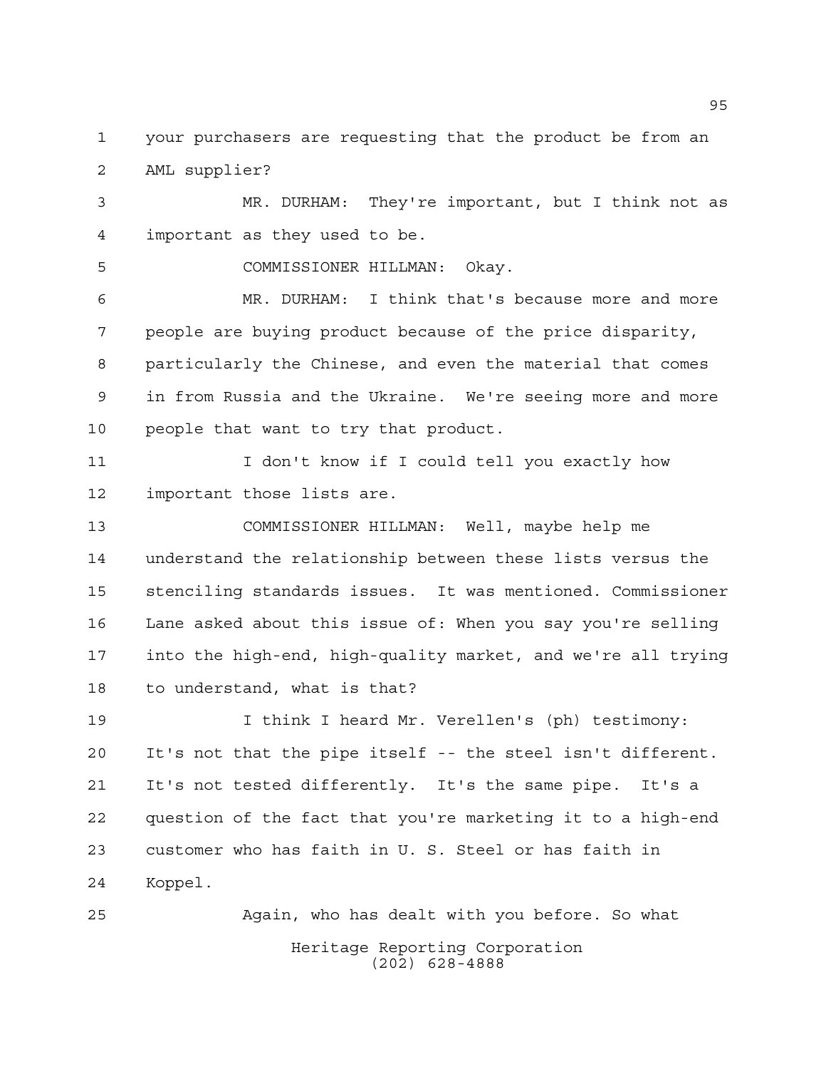your purchasers are requesting that the product be from an AML supplier?

MR. DURHAM: They're important, but I think not as important as they used to be.

COMMISSIONER HILLMAN: Okay.

MR. DURHAM: I think that's because more and more people are buying product because of the price disparity, particularly the Chinese, and even the material that comes in from Russia and the Ukraine. We're seeing more and more people that want to try that product.

I don't know if I could tell you exactly how important those lists are.

COMMISSIONER HILLMAN: Well, maybe help me understand the relationship between these lists versus the stenciling standards issues. It was mentioned. Commissioner Lane asked about this issue of: When you say you're selling into the high-end, high-quality market, and we're all trying to understand, what is that?

I think I heard Mr. Verellen's (ph) testimony: It's not that the pipe itself -- the steel isn't different. It's not tested differently. It's the same pipe. It's a question of the fact that you're marketing it to a high-end customer who has faith in U. S. Steel or has faith in Koppel.

Again, who has dealt with you before. So what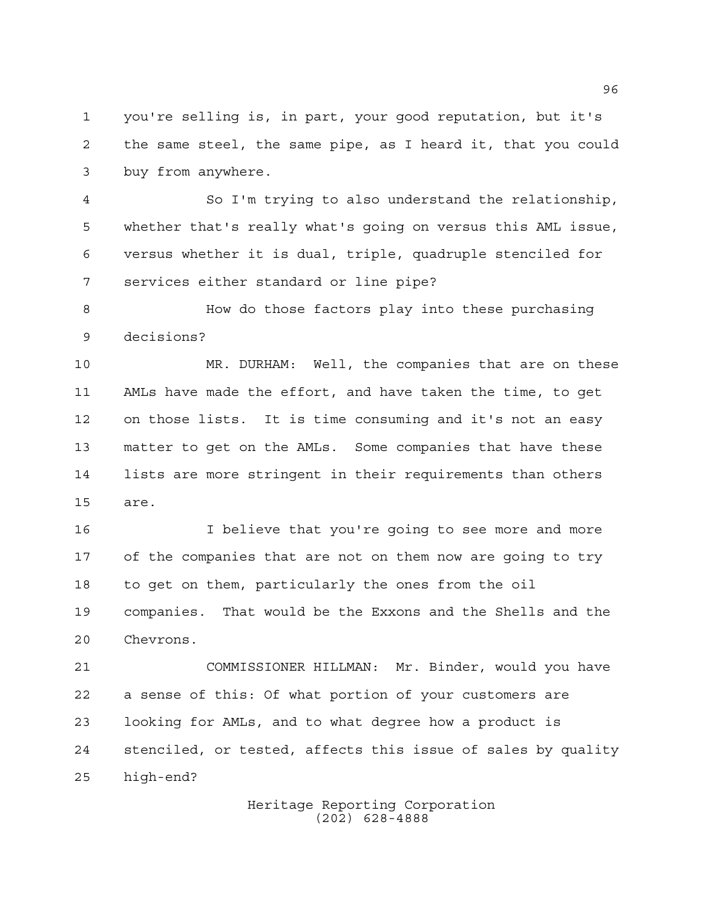you're selling is, in part, your good reputation, but it's the same steel, the same pipe, as I heard it, that you could buy from anywhere.

So I'm trying to also understand the relationship, whether that's really what's going on versus this AML issue, versus whether it is dual, triple, quadruple stenciled for services either standard or line pipe?

How do those factors play into these purchasing decisions?

MR. DURHAM: Well, the companies that are on these AMLs have made the effort, and have taken the time, to get on those lists. It is time consuming and it's not an easy matter to get on the AMLs. Some companies that have these lists are more stringent in their requirements than others are.

I believe that you're going to see more and more of the companies that are not on them now are going to try to get on them, particularly the ones from the oil companies. That would be the Exxons and the Shells and the Chevrons.

COMMISSIONER HILLMAN: Mr. Binder, would you have a sense of this: Of what portion of your customers are looking for AMLs, and to what degree how a product is stenciled, or tested, affects this issue of sales by quality high-end?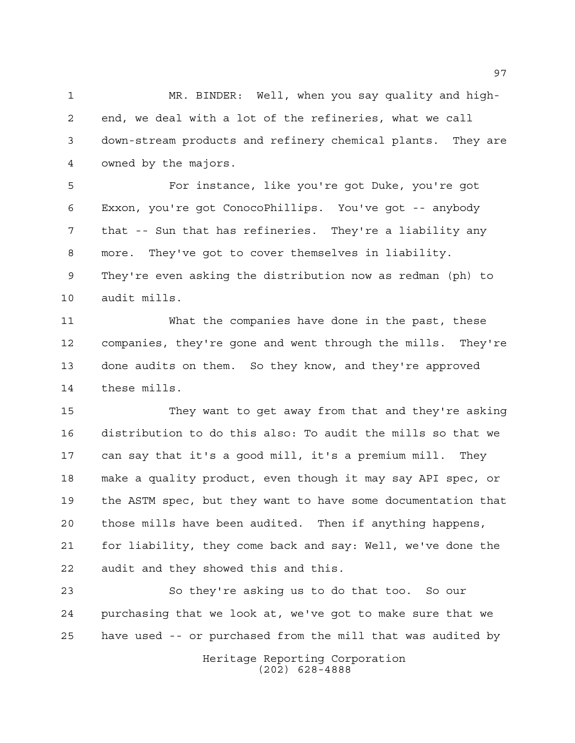MR. BINDER: Well, when you say quality and high-end, we deal with a lot of the refineries, what we call down-stream products and refinery chemical plants. They are owned by the majors.

For instance, like you're got Duke, you're got Exxon, you're got ConocoPhillips. You've got -- anybody that -- Sun that has refineries. They're a liability any more. They've got to cover themselves in liability. They're even asking the distribution now as redman (ph) to audit mills.

What the companies have done in the past, these companies, they're gone and went through the mills. They're done audits on them. So they know, and they're approved these mills.

They want to get away from that and they're asking distribution to do this also: To audit the mills so that we can say that it's a good mill, it's a premium mill. They make a quality product, even though it may say API spec, or the ASTM spec, but they want to have some documentation that those mills have been audited. Then if anything happens, for liability, they come back and say: Well, we've done the audit and they showed this and this.

So they're asking us to do that too. So our purchasing that we look at, we've got to make sure that we have used -- or purchased from the mill that was audited by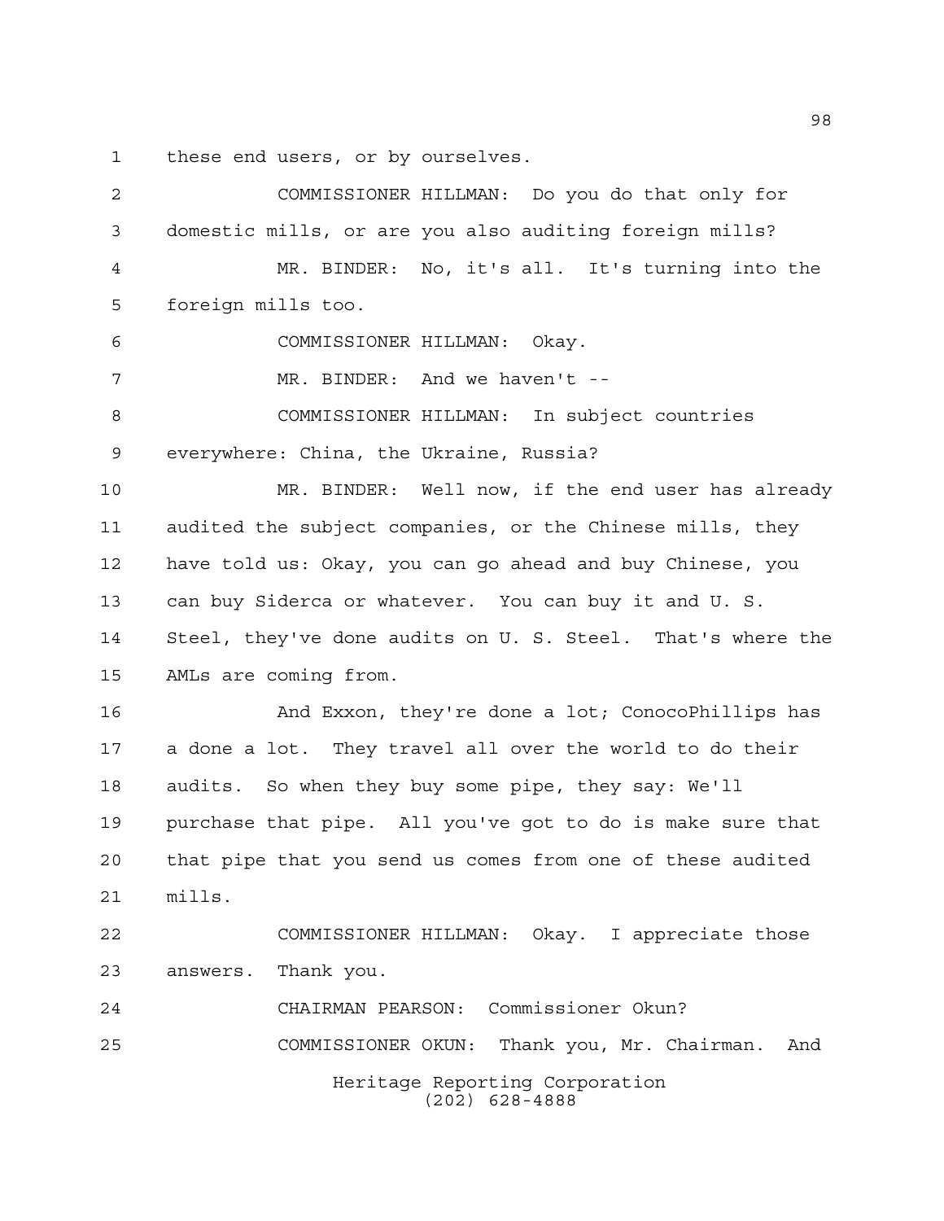these end users, or by ourselves.

COMMISSIONER HILLMAN: Do you do that only for domestic mills, or are you also auditing foreign mills?

MR. BINDER: No, it's all. It's turning into the foreign mills too.

COMMISSIONER HILLMAN: Okay.

MR. BINDER: And we haven't --

COMMISSIONER HILLMAN: In subject countries everywhere: China, the Ukraine, Russia?

MR. BINDER: Well now, if the end user has already audited the subject companies, or the Chinese mills, they have told us: Okay, you can go ahead and buy Chinese, you can buy Siderca or whatever. You can buy it and U. S. Steel, they've done audits on U. S. Steel. That's where the AMLs are coming from.

And Exxon, they're done a lot; ConocoPhillips has a done a lot. They travel all over the world to do their audits. So when they buy some pipe, they say: We'll purchase that pipe. All you've got to do is make sure that that pipe that you send us comes from one of these audited mills.

COMMISSIONER HILLMAN: Okay. I appreciate those answers. Thank you.

CHAIRMAN PEARSON: Commissioner Okun?

COMMISSIONER OKUN: Thank you, Mr. Chairman. And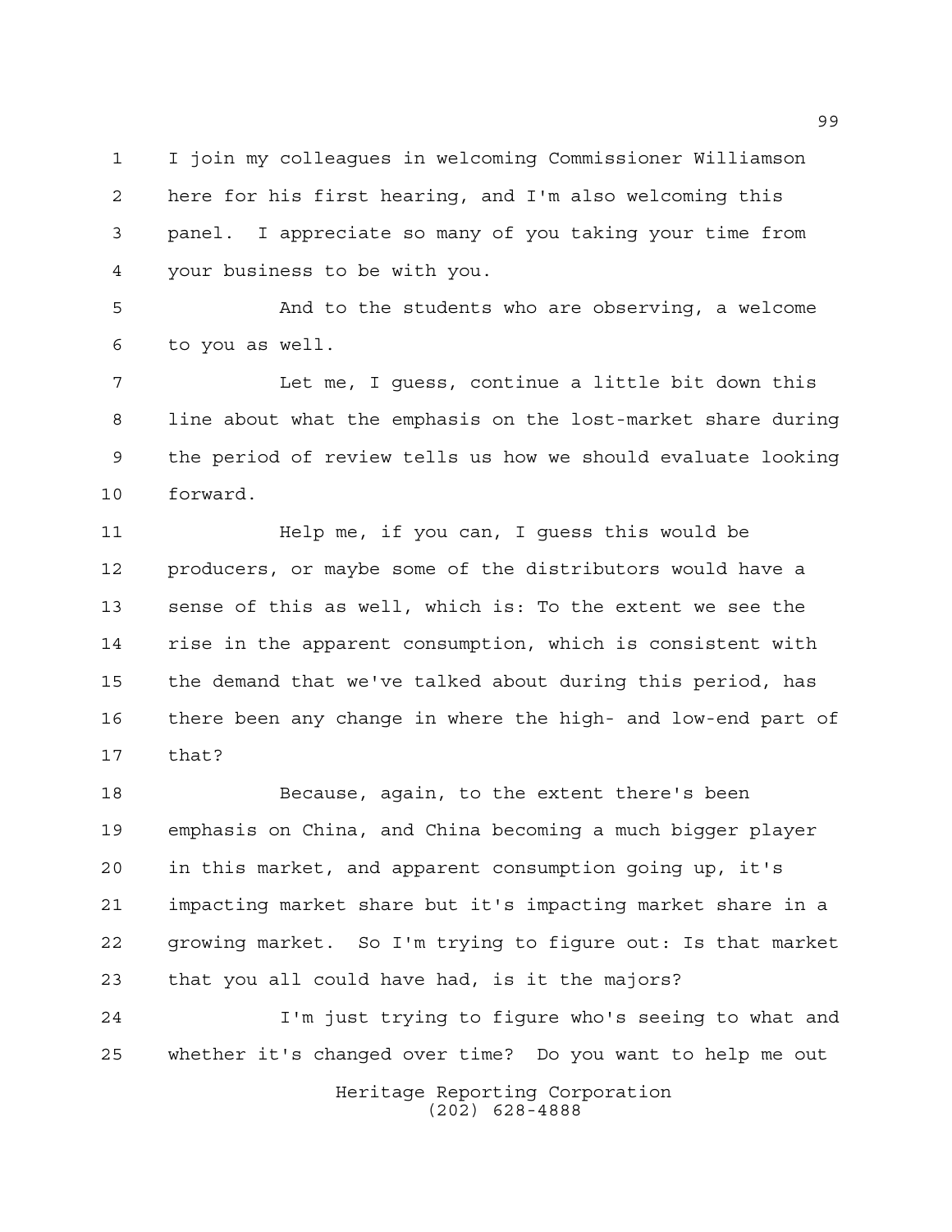I join my colleagues in welcoming Commissioner Williamson here for his first hearing, and I'm also welcoming this panel. I appreciate so many of you taking your time from your business to be with you.

And to the students who are observing, a welcome to you as well.

Let me, I guess, continue a little bit down this line about what the emphasis on the lost-market share during the period of review tells us how we should evaluate looking forward.

Help me, if you can, I guess this would be producers, or maybe some of the distributors would have a sense of this as well, which is: To the extent we see the rise in the apparent consumption, which is consistent with the demand that we've talked about during this period, has there been any change in where the high- and low-end part of that?

Because, again, to the extent there's been emphasis on China, and China becoming a much bigger player in this market, and apparent consumption going up, it's impacting market share but it's impacting market share in a growing market. So I'm trying to figure out: Is that market that you all could have had, is it the majors?

I'm just trying to figure who's seeing to what and whether it's changed over time? Do you want to help me out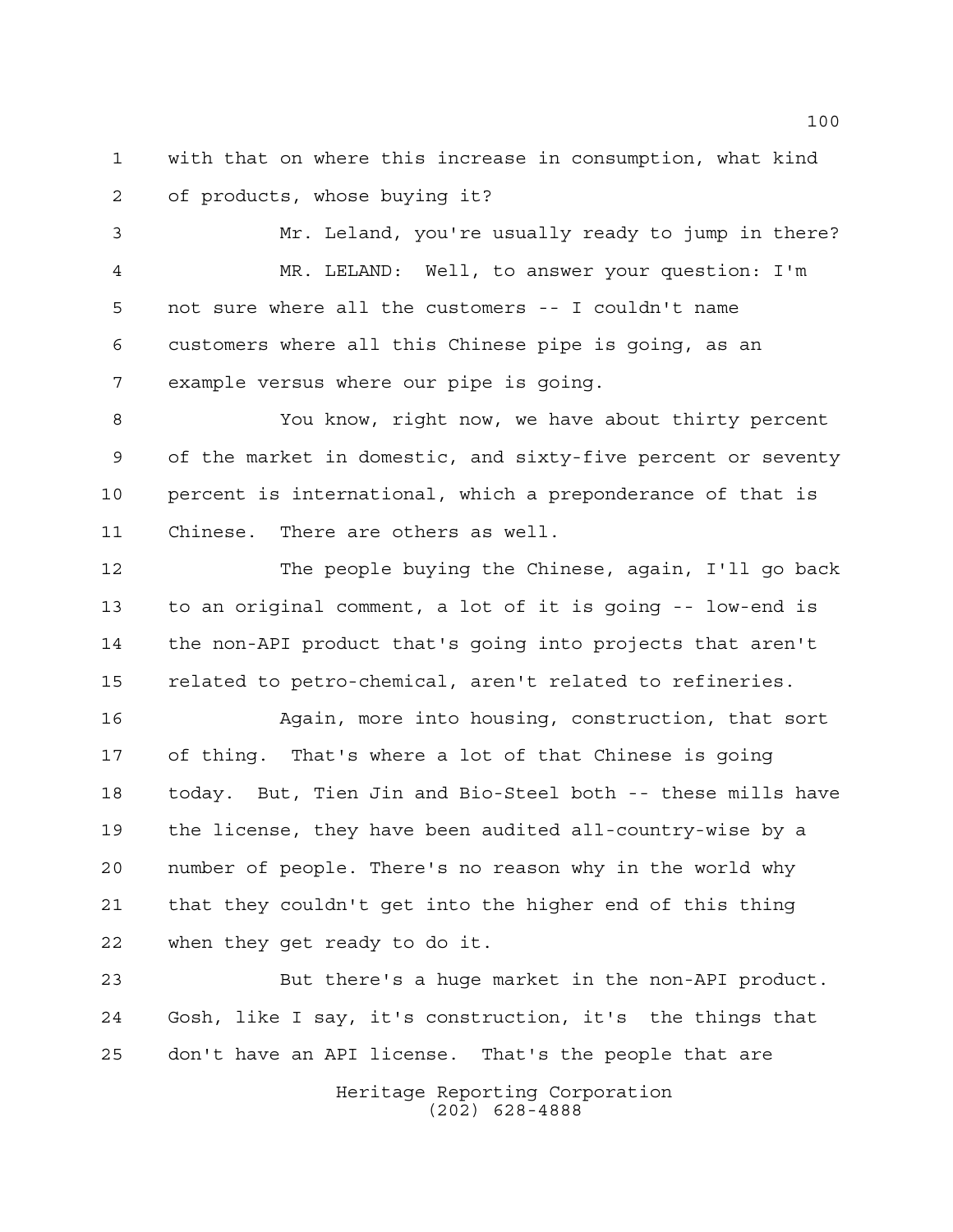with that on where this increase in consumption, what kind of products, whose buying it?

Mr. Leland, you're usually ready to jump in there?

MR. LELAND: Well, to answer your question: I'm not sure where all the customers -- I couldn't name customers where all this Chinese pipe is going, as an example versus where our pipe is going.

You know, right now, we have about thirty percent of the market in domestic, and sixty-five percent or seventy percent is international, which a preponderance of that is Chinese. There are others as well.

The people buying the Chinese, again, I'll go back to an original comment, a lot of it is going -- low-end is the non-API product that's going into projects that aren't related to petro-chemical, aren't related to refineries.

Again, more into housing, construction, that sort of thing. That's where a lot of that Chinese is going today. But, Tien Jin and Bio-Steel both -- these mills have the license, they have been audited all-country-wise by a number of people. There's no reason why in the world why that they couldn't get into the higher end of this thing when they get ready to do it.

But there's a huge market in the non-API product. Gosh, like I say, it's construction, it's the things that don't have an API license. That's the people that are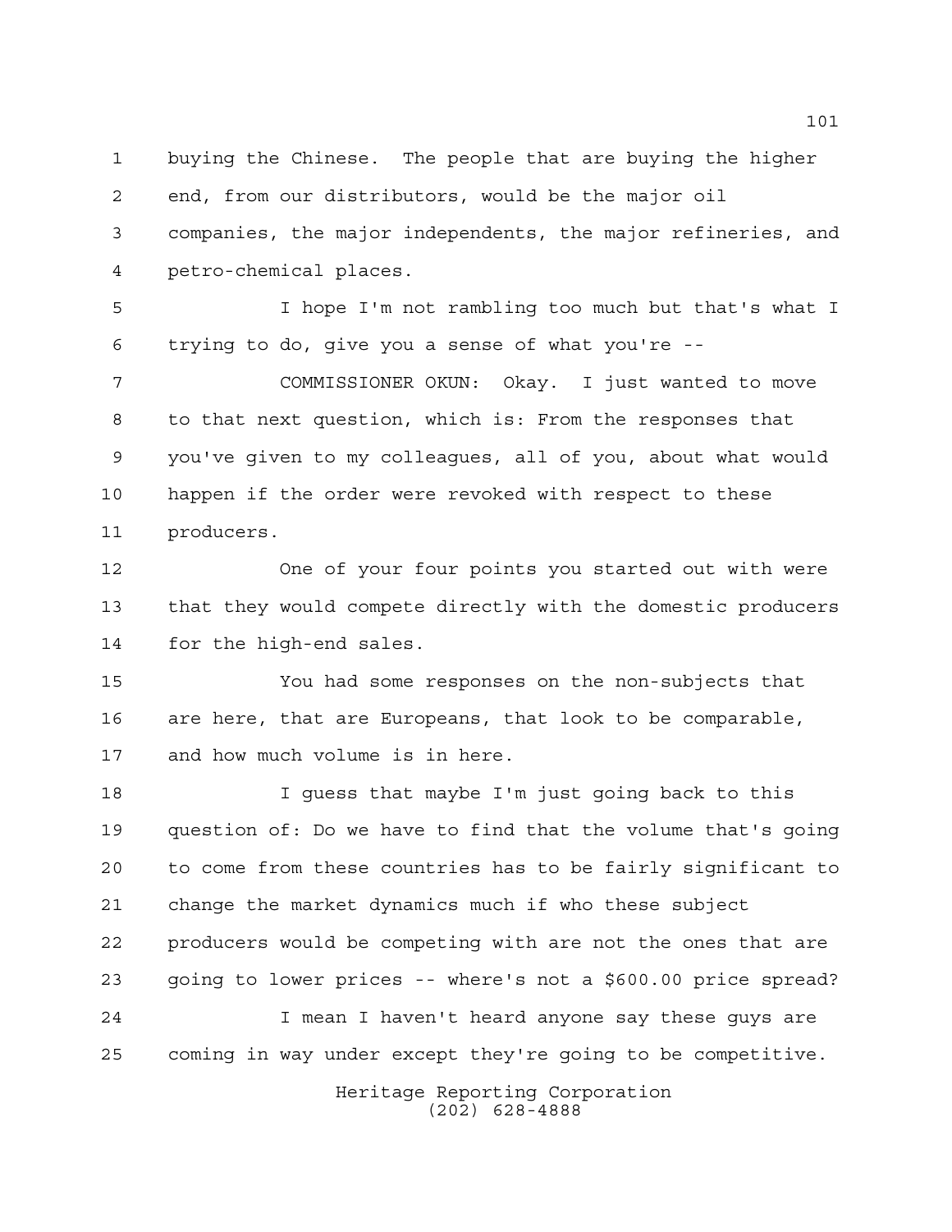buying the Chinese. The people that are buying the higher end, from our distributors, would be the major oil companies, the major independents, the major refineries, and petro-chemical places.

I hope I'm not rambling too much but that's what I trying to do, give you a sense of what you're --

COMMISSIONER OKUN: Okay. I just wanted to move to that next question, which is: From the responses that you've given to my colleagues, all of you, about what would happen if the order were revoked with respect to these producers.

One of your four points you started out with were that they would compete directly with the domestic producers for the high-end sales.

You had some responses on the non-subjects that are here, that are Europeans, that look to be comparable, and how much volume is in here.

I guess that maybe I'm just going back to this question of: Do we have to find that the volume that's going to come from these countries has to be fairly significant to change the market dynamics much if who these subject producers would be competing with are not the ones that are going to lower prices -- where's not a $600.00 price spread?

I mean I haven't heard anyone say these guys are coming in way under except they're going to be competitive.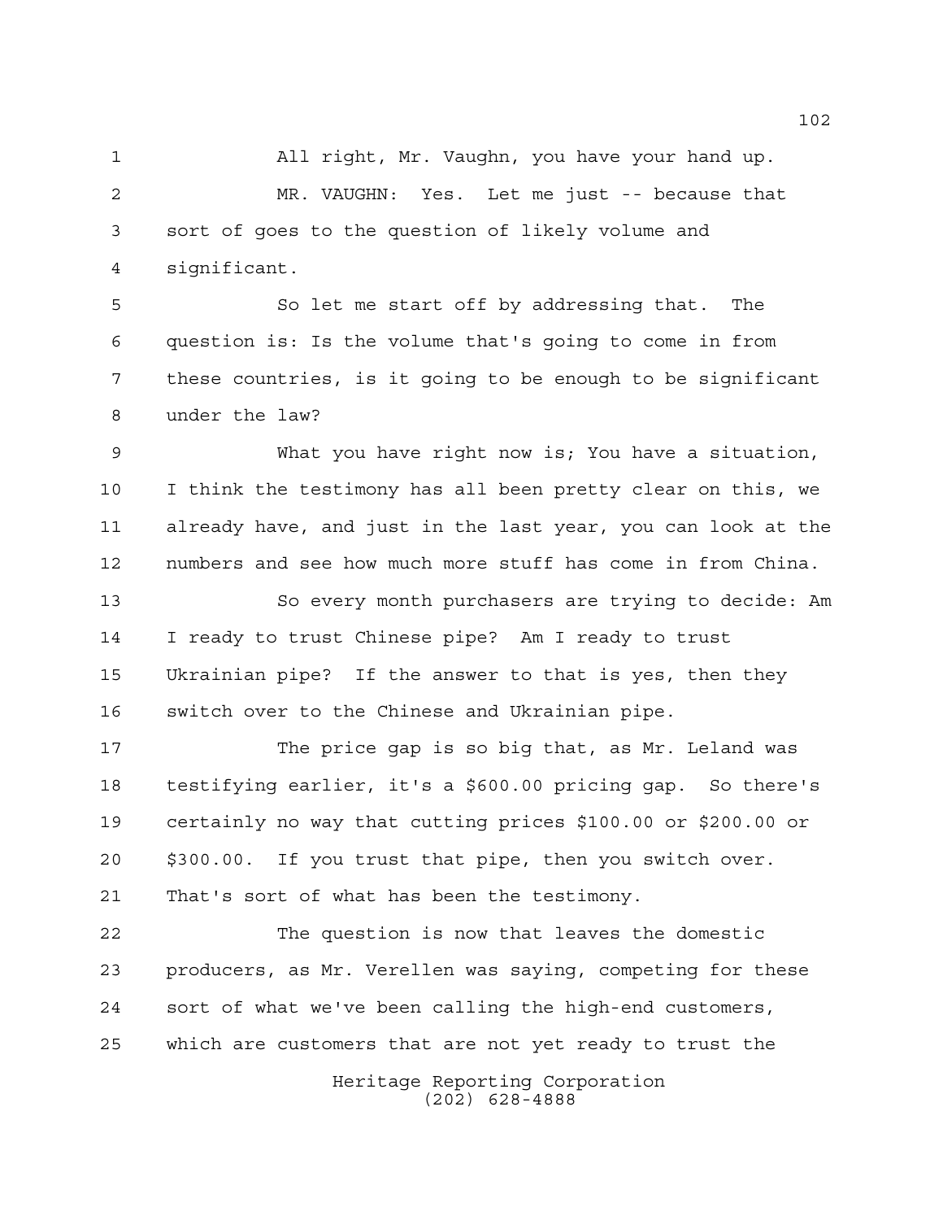All right, Mr. Vaughn, you have your hand up.

MR. VAUGHN: Yes. Let me just -- because that sort of goes to the question of likely volume and significant.

So let me start off by addressing that. The question is: Is the volume that's going to come in from these countries, is it going to be enough to be significant under the law?

What you have right now is; You have a situation, I think the testimony has all been pretty clear on this, we already have, and just in the last year, you can look at the numbers and see how much more stuff has come in from China.

So every month purchasers are trying to decide: Am I ready to trust Chinese pipe? Am I ready to trust Ukrainian pipe? If the answer to that is yes, then they switch over to the Chinese and Ukrainian pipe.

The price gap is so big that, as Mr. Leland was testifying earlier, it's a $600.00 pricing gap. So there's certainly no way that cutting prices $100.00 or $200.00 or $300.00. If you trust that pipe, then you switch over. That's sort of what has been the testimony.

The question is now that leaves the domestic producers, as Mr. Verellen was saying, competing for these sort of what we've been calling the high-end customers, which are customers that are not yet ready to trust the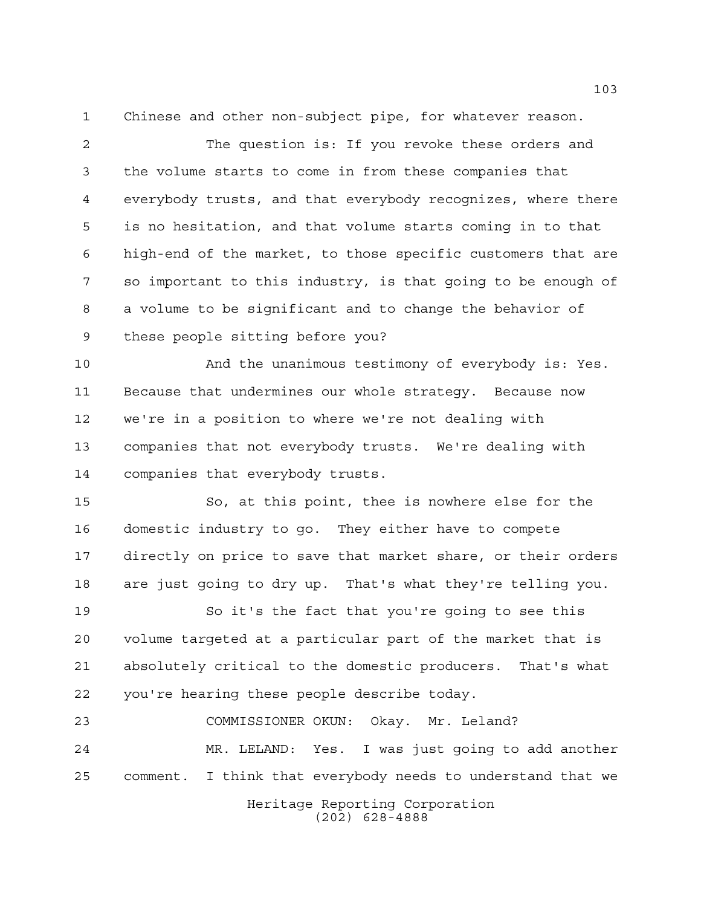Chinese and other non-subject pipe, for whatever reason.

The question is: If you revoke these orders and the volume starts to come in from these companies that everybody trusts, and that everybody recognizes, where there is no hesitation, and that volume starts coming in to that high-end of the market, to those specific customers that are so important to this industry, is that going to be enough of a volume to be significant and to change the behavior of these people sitting before you?

And the unanimous testimony of everybody is: Yes. Because that undermines our whole strategy. Because now we're in a position to where we're not dealing with companies that not everybody trusts. We're dealing with companies that everybody trusts.

So, at this point, thee is nowhere else for the domestic industry to go. They either have to compete directly on price to save that market share, or their orders are just going to dry up. That's what they're telling you.

So it's the fact that you're going to see this volume targeted at a particular part of the market that is absolutely critical to the domestic producers. That's what you're hearing these people describe today.

COMMISSIONER OKUN: Okay. Mr. Leland?

MR. LELAND: Yes. I was just going to add another comment. I think that everybody needs to understand that we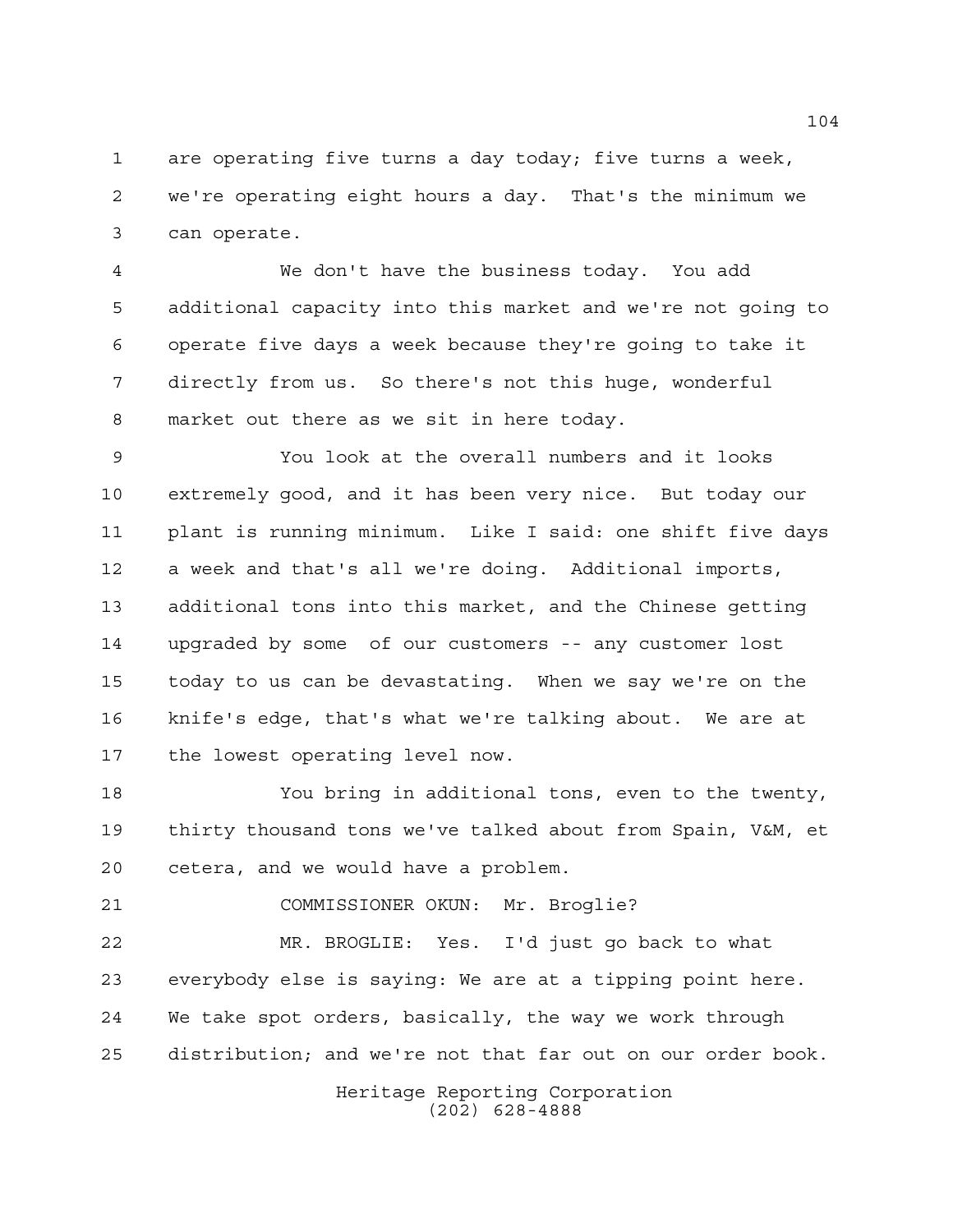are operating five turns a day today; five turns a week, we're operating eight hours a day. That's the minimum we can operate.

We don't have the business today. You add additional capacity into this market and we're not going to operate five days a week because they're going to take it directly from us. So there's not this huge, wonderful market out there as we sit in here today.

You look at the overall numbers and it looks extremely good, and it has been very nice. But today our plant is running minimum. Like I said: one shift five days a week and that's all we're doing. Additional imports, additional tons into this market, and the Chinese getting upgraded by some of our customers -- any customer lost today to us can be devastating. When we say we're on the knife's edge, that's what we're talking about. We are at the lowest operating level now.

You bring in additional tons, even to the twenty, thirty thousand tons we've talked about from Spain, V&M, et cetera, and we would have a problem.

COMMISSIONER OKUN: Mr. Broglie?

MR. BROGLIE: Yes. I'd just go back to what everybody else is saying: We are at a tipping point here. We take spot orders, basically, the way we work through distribution; and we're not that far out on our order book.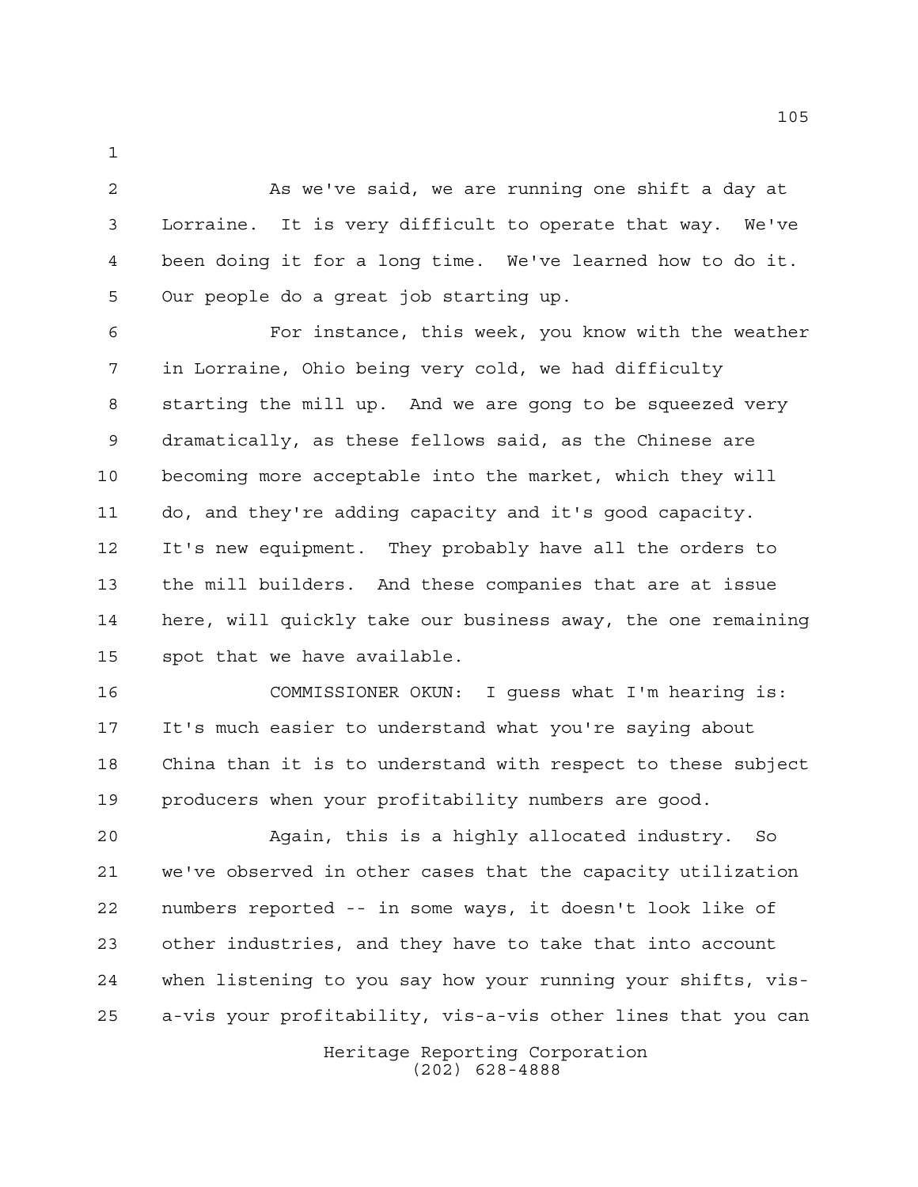As we've said, we are running one shift a day at Lorraine. It is very difficult to operate that way. We've been doing it for a long time. We've learned how to do it. Our people do a great job starting up.

For instance, this week, you know with the weather in Lorraine, Ohio being very cold, we had difficulty starting the mill up. And we are gong to be squeezed very dramatically, as these fellows said, as the Chinese are becoming more acceptable into the market, which they will do, and they're adding capacity and it's good capacity. It's new equipment. They probably have all the orders to the mill builders. And these companies that are at issue here, will quickly take our business away, the one remaining spot that we have available.

COMMISSIONER OKUN: I guess what I'm hearing is: It's much easier to understand what you're saying about China than it is to understand with respect to these subject producers when your profitability numbers are good.

Again, this is a highly allocated industry. So we've observed in other cases that the capacity utilization numbers reported -- in some ways, it doesn't look like of other industries, and they have to take that into account when listening to you say how your running your shifts, vis-a-vis your profitability, vis-a-vis other lines that you can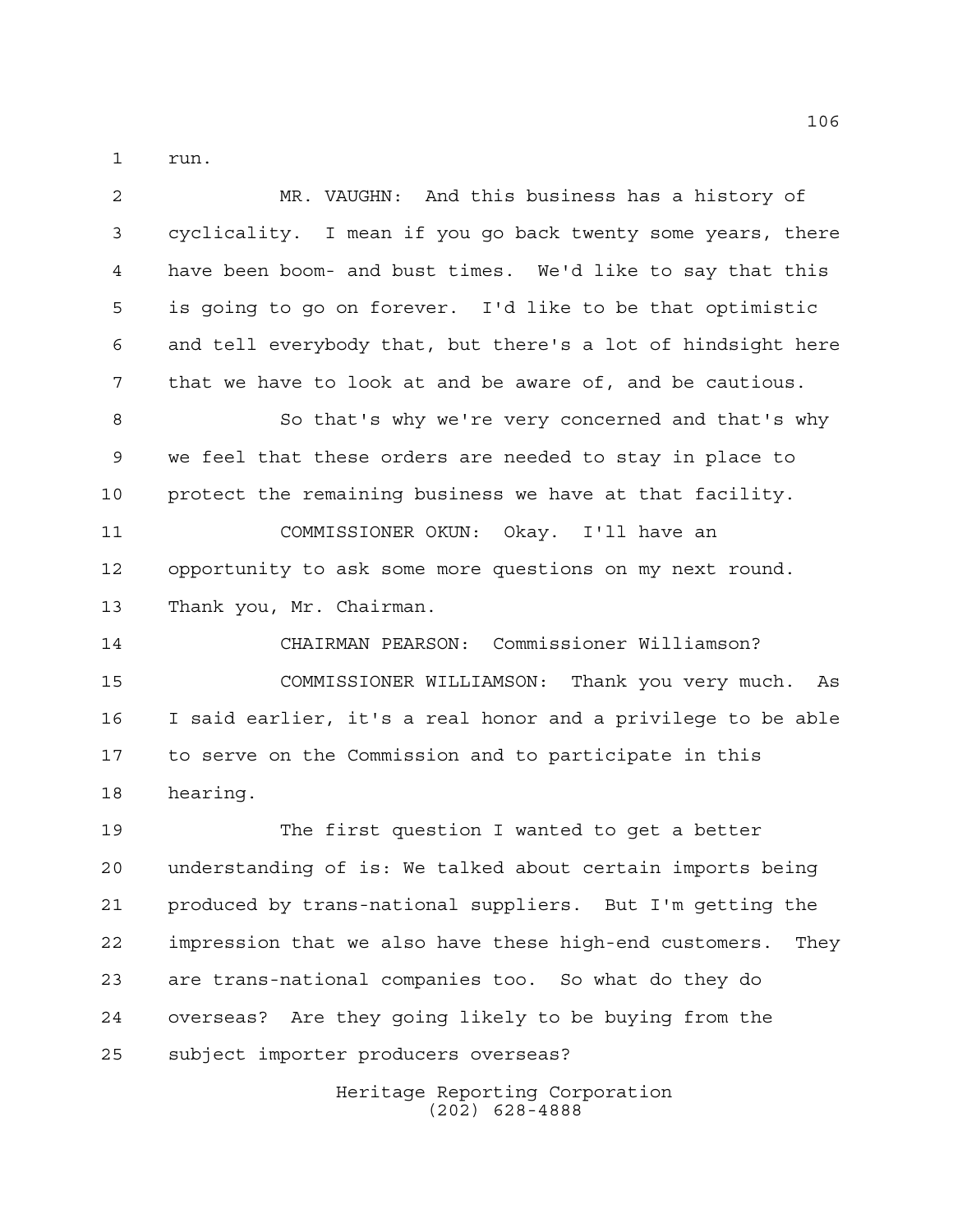run.

MR. VAUGHN: And this business has a history of cyclicality. I mean if you go back twenty some years, there have been boom- and bust times. We'd like to say that this is going to go on forever. I'd like to be that optimistic and tell everybody that, but there's a lot of hindsight here that we have to look at and be aware of, and be cautious.

So that's why we're very concerned and that's why we feel that these orders are needed to stay in place to protect the remaining business we have at that facility.

COMMISSIONER OKUN: Okay. I'll have an opportunity to ask some more questions on my next round. Thank you, Mr. Chairman.

CHAIRMAN PEARSON: Commissioner Williamson?

COMMISSIONER WILLIAMSON: Thank you very much. As I said earlier, it's a real honor and a privilege to be able to serve on the Commission and to participate in this hearing.

The first question I wanted to get a better understanding of is: We talked about certain imports being produced by trans-national suppliers. But I'm getting the impression that we also have these high-end customers. They are trans-national companies too. So what do they do overseas? Are they going likely to be buying from the subject importer producers overseas?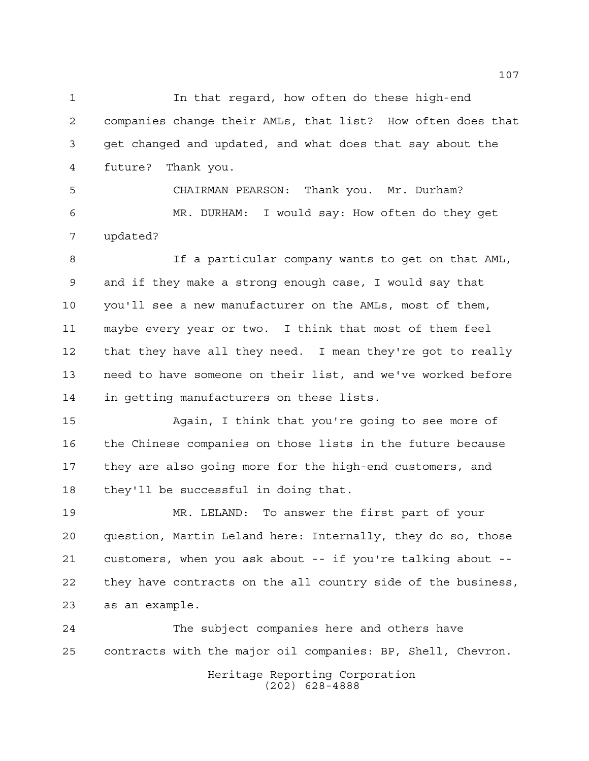In that regard, how often do these high-end companies change their AMLs, that list? How often does that get changed and updated, and what does that say about the future? Thank you.

CHAIRMAN PEARSON: Thank you. Mr. Durham?

MR. DURHAM: I would say: How often do they get updated?

If a particular company wants to get on that AML, and if they make a strong enough case, I would say that you'll see a new manufacturer on the AMLs, most of them, maybe every year or two. I think that most of them feel that they have all they need. I mean they're got to really need to have someone on their list, and we've worked before in getting manufacturers on these lists.

Again, I think that you're going to see more of the Chinese companies on those lists in the future because they are also going more for the high-end customers, and they'll be successful in doing that.

MR. LELAND: To answer the first part of your question, Martin Leland here: Internally, they do so, those customers, when you ask about -- if you're talking about -- they have contracts on the all country side of the business, as an example.

The subject companies here and others have contracts with the major oil companies: BP, Shell, Chevron.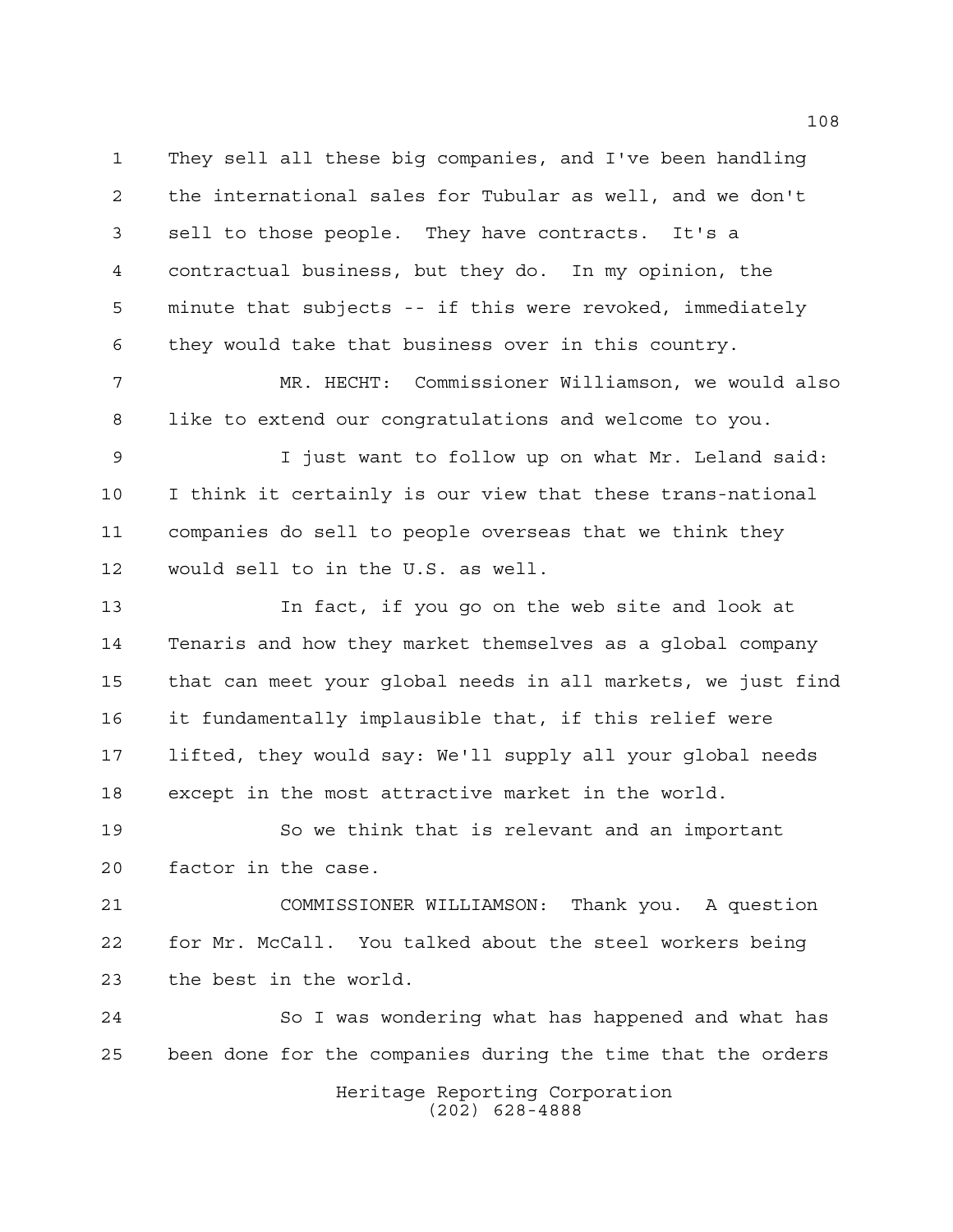They sell all these big companies, and I've been handling the international sales for Tubular as well, and we don't sell to those people. They have contracts. It's a contractual business, but they do. In my opinion, the minute that subjects -- if this were revoked, immediately they would take that business over in this country.

MR. HECHT: Commissioner Williamson, we would also like to extend our congratulations and welcome to you.

I just want to follow up on what Mr. Leland said: I think it certainly is our view that these trans-national companies do sell to people overseas that we think they would sell to in the U.S. as well.

In fact, if you go on the web site and look at Tenaris and how they market themselves as a global company that can meet your global needs in all markets, we just find it fundamentally implausible that, if this relief were lifted, they would say: We'll supply all your global needs except in the most attractive market in the world.

So we think that is relevant and an important factor in the case.

COMMISSIONER WILLIAMSON: Thank you. A question for Mr. McCall. You talked about the steel workers being the best in the world.

So I was wondering what has happened and what has been done for the companies during the time that the orders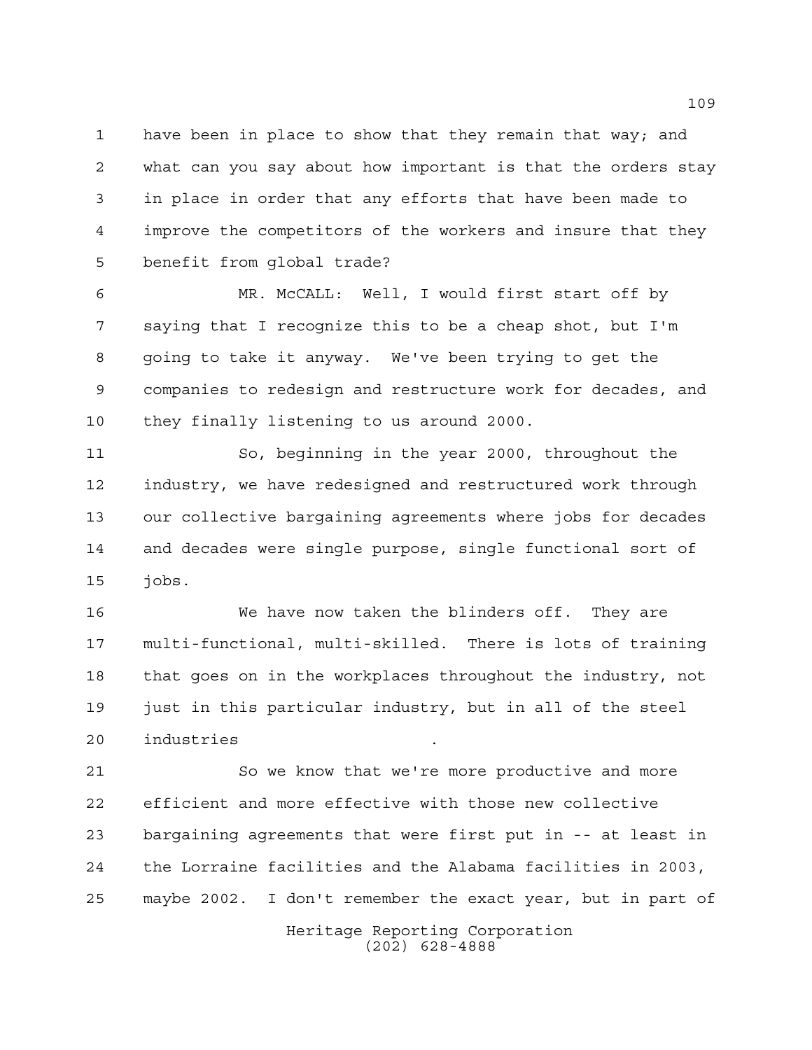have been in place to show that they remain that way; and what can you say about how important is that the orders stay in place in order that any efforts that have been made to improve the competitors of the workers and insure that they benefit from global trade?

MR. McCALL: Well, I would first start off by saying that I recognize this to be a cheap shot, but I'm going to take it anyway. We've been trying to get the companies to redesign and restructure work for decades, and they finally listening to us around 2000.

So, beginning in the year 2000, throughout the industry, we have redesigned and restructured work through our collective bargaining agreements where jobs for decades and decades were single purpose, single functional sort of jobs.

We have now taken the blinders off. They are multi-functional, multi-skilled. There is lots of training that goes on in the workplaces throughout the industry, not just in this particular industry, but in all of the steel industries.

So we know that we're more productive and more efficient and more effective with those new collective bargaining agreements that were first put in -- at least in the Lorraine facilities and the Alabama facilities in 2003, maybe 2002. I don't remember the exact year, but in part of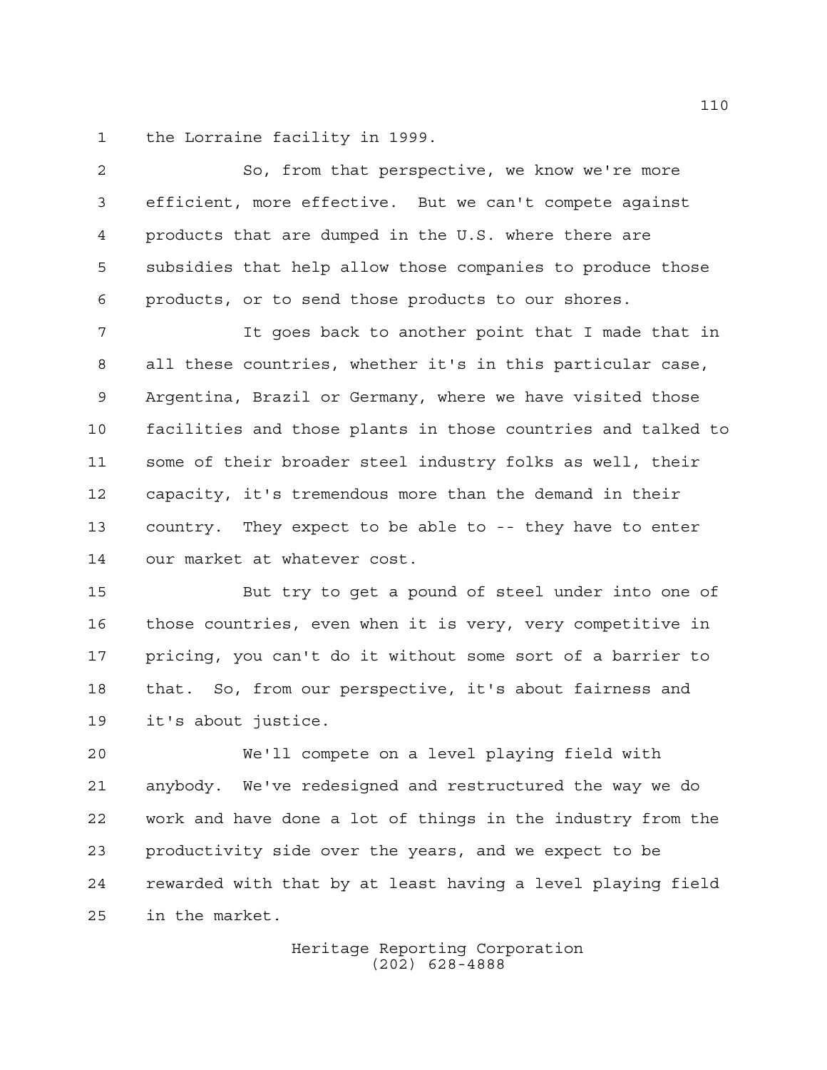the Lorraine facility in 1999.

So, from that perspective, we know we're more efficient, more effective. But we can't compete against products that are dumped in the U.S. where there are subsidies that help allow those companies to produce those products, or to send those products to our shores.

It goes back to another point that I made that in all these countries, whether it's in this particular case, Argentina, Brazil or Germany, where we have visited those facilities and those plants in those countries and talked to some of their broader steel industry folks as well, their capacity, it's tremendous more than the demand in their country. They expect to be able to -- they have to enter our market at whatever cost.

But try to get a pound of steel under into one of those countries, even when it is very, very competitive in pricing, you can't do it without some sort of a barrier to that. So, from our perspective, it's about fairness and it's about justice.

We'll compete on a level playing field with anybody. We've redesigned and restructured the way we do work and have done a lot of things in the industry from the productivity side over the years, and we expect to be rewarded with that by at least having a level playing field in the market.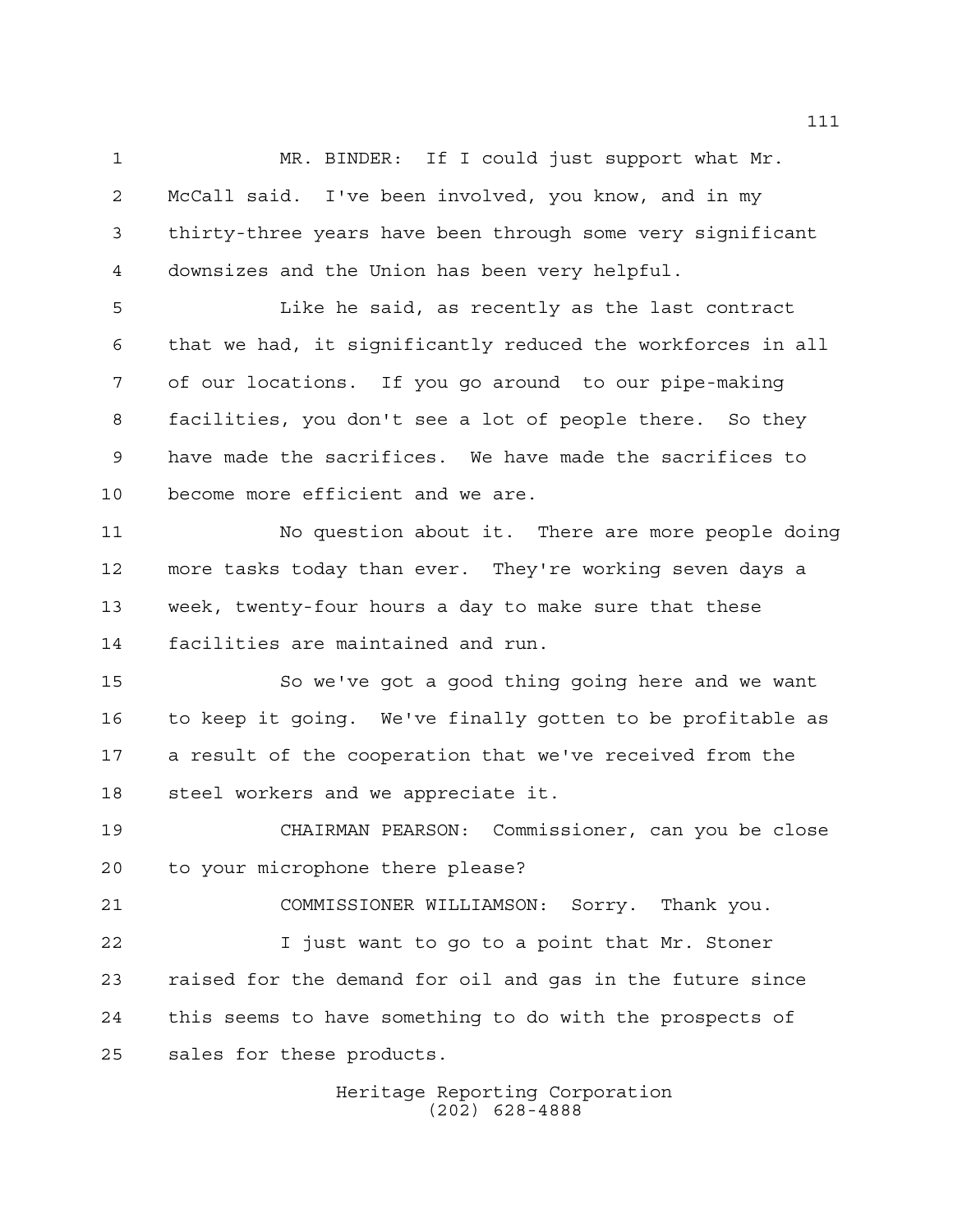MR. BINDER: If I could just support what Mr. McCall said. I've been involved, you know, and in my thirty-three years have been through some very significant downsizes and the Union has been very helpful.

Like he said, as recently as the last contract that we had, it significantly reduced the workforces in all of our locations. If you go around to our pipe-making facilities, you don't see a lot of people there. So they have made the sacrifices. We have made the sacrifices to become more efficient and we are.

No question about it. There are more people doing more tasks today than ever. They're working seven days a week, twenty-four hours a day to make sure that these facilities are maintained and run.

So we've got a good thing going here and we want to keep it going. We've finally gotten to be profitable as a result of the cooperation that we've received from the steel workers and we appreciate it.

CHAIRMAN PEARSON: Commissioner, can you be close to your microphone there please?

COMMISSIONER WILLIAMSON: Sorry. Thank you.

I just want to go to a point that Mr. Stoner raised for the demand for oil and gas in the future since this seems to have something to do with the prospects of sales for these products.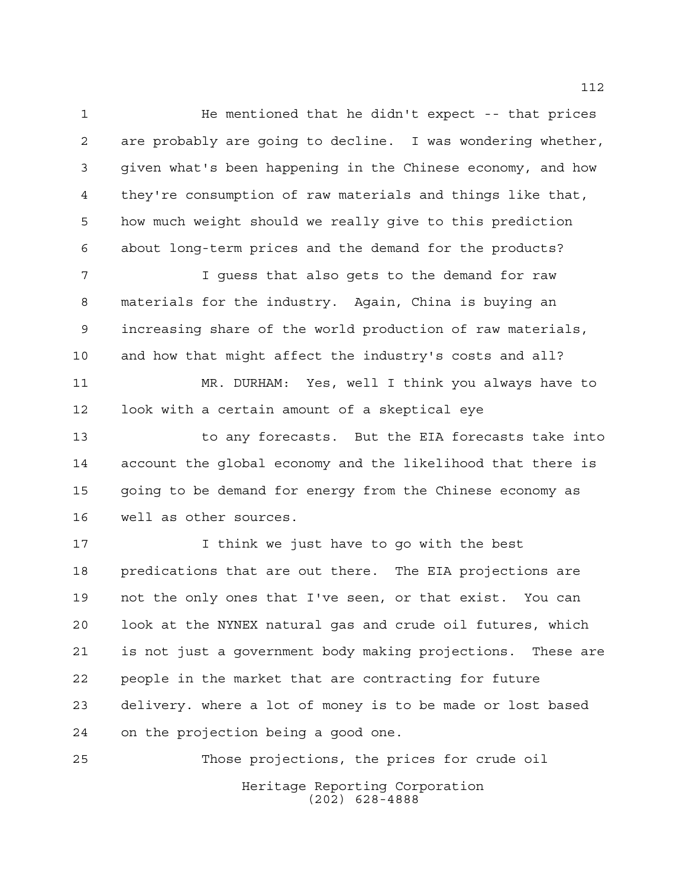He mentioned that he didn't expect -- that prices are probably are going to decline. I was wondering whether, given what's been happening in the Chinese economy, and how they're consumption of raw materials and things like that, how much weight should we really give to this prediction about long-term prices and the demand for the products?

I guess that also gets to the demand for raw materials for the industry. Again, China is buying an increasing share of the world production of raw materials, and how that might affect the industry's costs and all?

MR. DURHAM: Yes, well I think you always have to look with a certain amount of a skeptical eye

to any forecasts. But the EIA forecasts take into account the global economy and the likelihood that there is going to be demand for energy from the Chinese economy as well as other sources.

I think we just have to go with the best predications that are out there. The EIA projections are not the only ones that I've seen, or that exist. You can look at the NYNEX natural gas and crude oil futures, which is not just a government body making projections. These are people in the market that are contracting for future delivery. where a lot of money is to be made or lost based on the projection being a good one.

Those projections, the prices for crude oil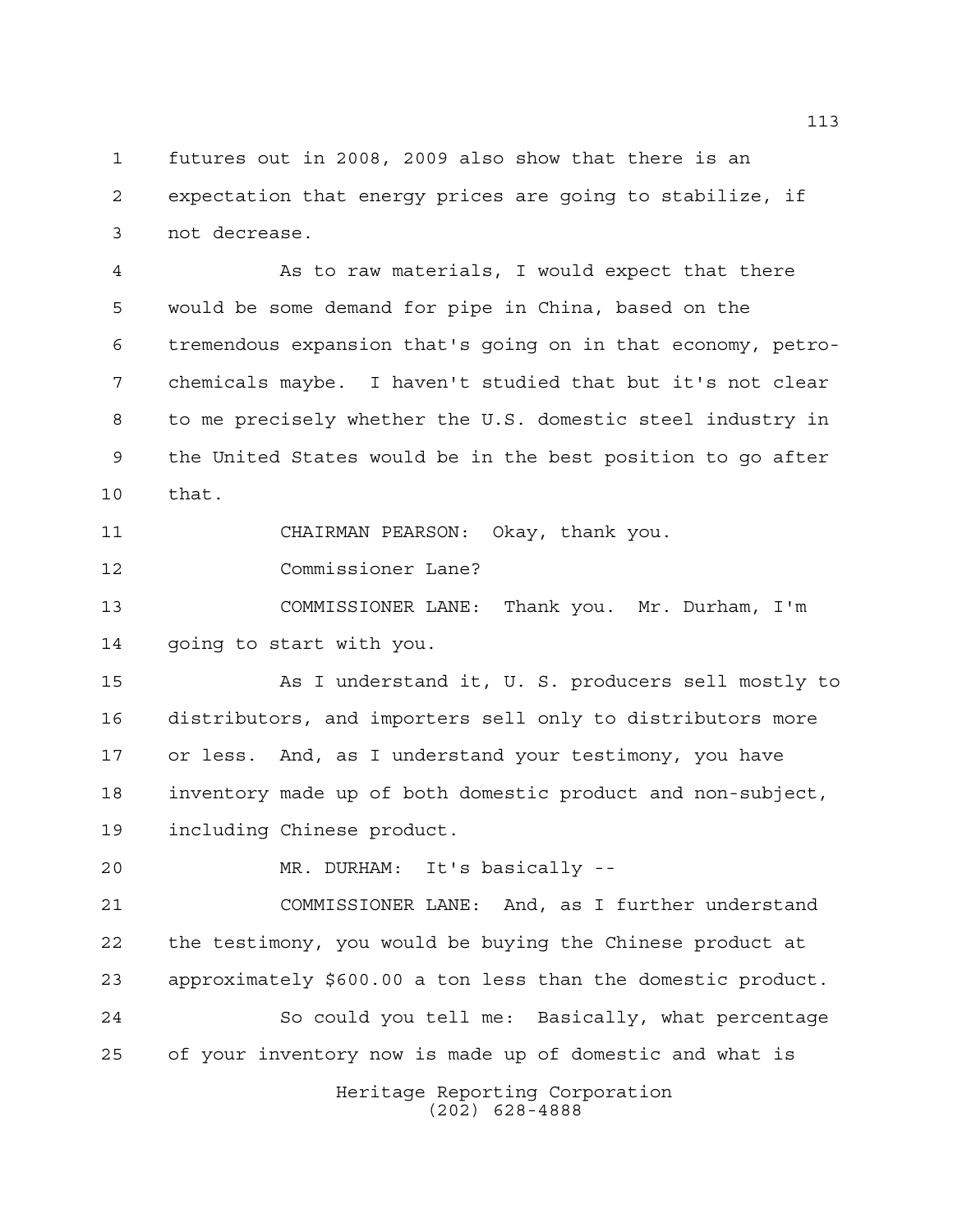futures out in 2008, 2009 also show that there is an expectation that energy prices are going to stabilize, if not decrease.

As to raw materials, I would expect that there would be some demand for pipe in China, based on the tremendous expansion that's going on in that economy, petro-chemicals maybe. I haven't studied that but it's not clear to me precisely whether the U.S. domestic steel industry in the United States would be in the best position to go after that.

CHAIRMAN PEARSON: Okay, thank you.

Commissioner Lane?

COMMISSIONER LANE: Thank you. Mr. Durham, I'm going to start with you.

As I understand it, U. S. producers sell mostly to distributors, and importers sell only to distributors more or less. And, as I understand your testimony, you have inventory made up of both domestic product and non-subject, including Chinese product.

MR. DURHAM: It's basically --

COMMISSIONER LANE: And, as I further understand the testimony, you would be buying the Chinese product at approximately $600.00 a ton less than the domestic product.

So could you tell me: Basically, what percentage of your inventory now is made up of domestic and what is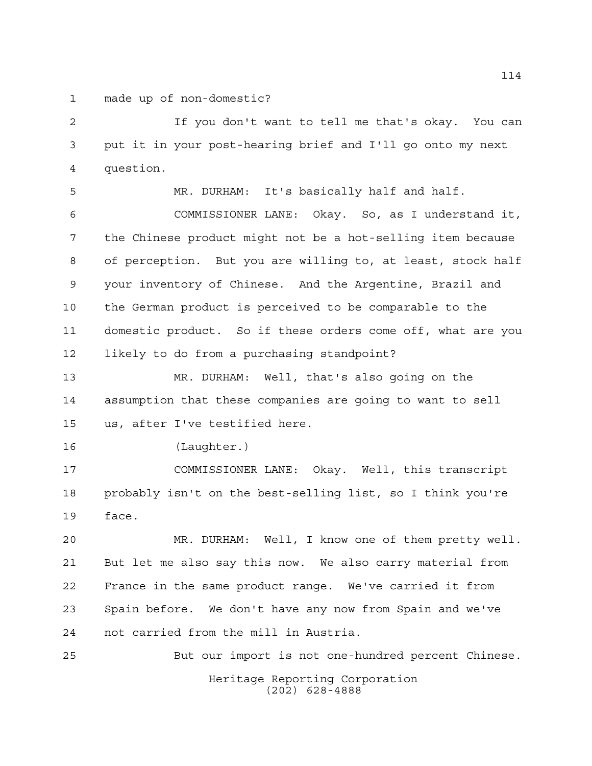made up of non-domestic?

If you don't want to tell me that's okay. You can put it in your post-hearing brief and I'll go onto my next question.

MR. DURHAM: It's basically half and half.

COMMISSIONER LANE: Okay. So, as I understand it, the Chinese product might not be a hot-selling item because of perception. But you are willing to, at least, stock half your inventory of Chinese. And the Argentine, Brazil and the German product is perceived to be comparable to the domestic product. So if these orders come off, what are you likely to do from a purchasing standpoint?

MR. DURHAM: Well, that's also going on the assumption that these companies are going to want to sell us, after I've testified here.

(Laughter.)

COMMISSIONER LANE: Okay. Well, this transcript probably isn't on the best-selling list, so I think you're face.

MR. DURHAM: Well, I know one of them pretty well. But let me also say this now. We also carry material from France in the same product range. We've carried it from Spain before. We don't have any now from Spain and we've not carried from the mill in Austria.

But our import is not one-hundred percent Chinese.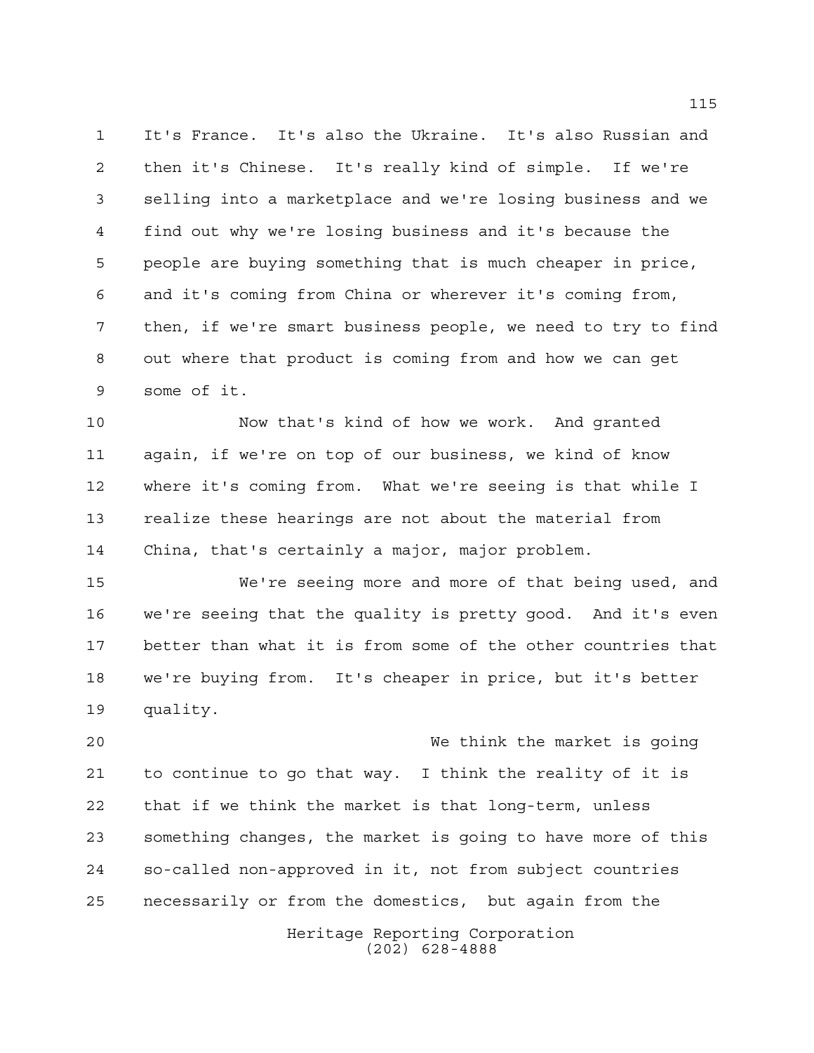It's France. It's also the Ukraine. It's also Russian and then it's Chinese. It's really kind of simple. If we're selling into a marketplace and we're losing business and we find out why we're losing business and it's because the people are buying something that is much cheaper in price, and it's coming from China or wherever it's coming from, then, if we're smart business people, we need to try to find out where that product is coming from and how we can get some of it.

Now that's kind of how we work. And granted again, if we're on top of our business, we kind of know where it's coming from. What we're seeing is that while I realize these hearings are not about the material from China, that's certainly a major, major problem.

We're seeing more and more of that being used, and we're seeing that the quality is pretty good. And it's even better than what it is from some of the other countries that we're buying from. It's cheaper in price, but it's better quality.

We think the market is going to continue to go that way. I think the reality of it is that if we think the market is that long-term, unless something changes, the market is going to have more of this so-called non-approved in it, not from subject countries necessarily or from the domestics, but again from the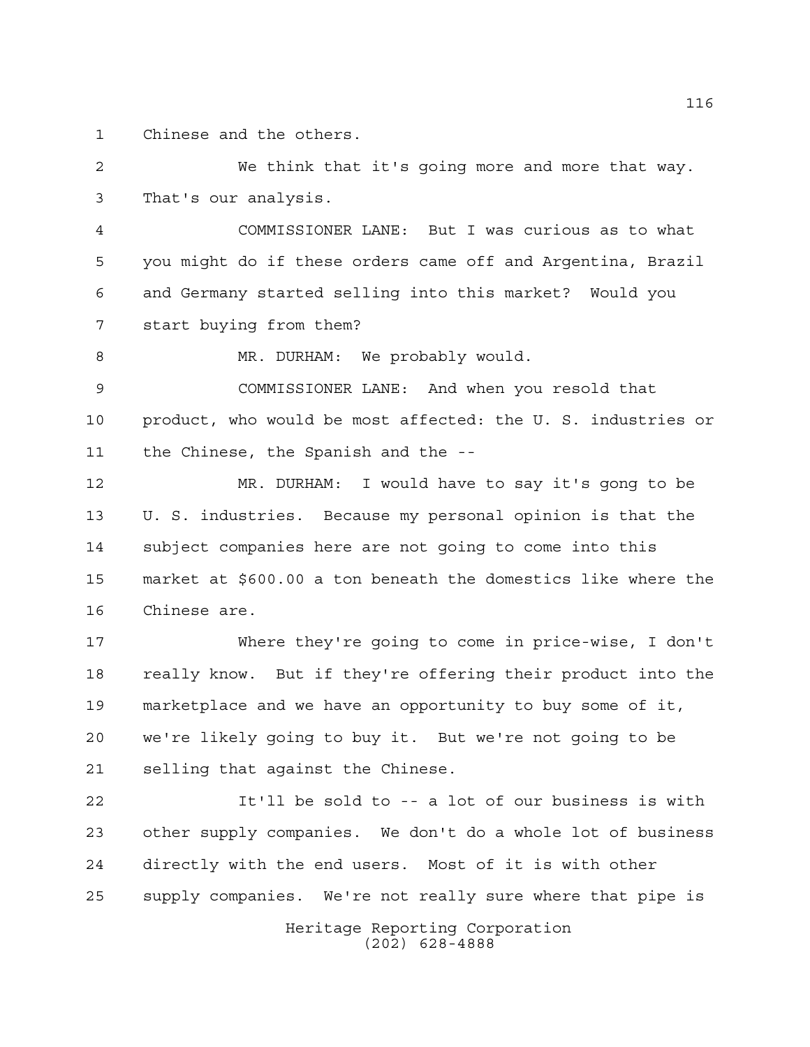Chinese and the others.

We think that it's going more and more that way. That's our analysis.

COMMISSIONER LANE: But I was curious as to what you might do if these orders came off and Argentina, Brazil and Germany started selling into this market? Would you start buying from them?

MR. DURHAM: We probably would.

COMMISSIONER LANE: And when you resold that product, who would be most affected: the U. S. industries or the Chinese, the Spanish and the --

MR. DURHAM: I would have to say it's gong to be U. S. industries. Because my personal opinion is that the subject companies here are not going to come into this market at $600.00 a ton beneath the domestics like where the Chinese are.

Where they're going to come in price-wise, I don't really know. But if they're offering their product into the marketplace and we have an opportunity to buy some of it, we're likely going to buy it. But we're not going to be selling that against the Chinese.

It'll be sold to -- a lot of our business is with other supply companies. We don't do a whole lot of business directly with the end users. Most of it is with other supply companies. We're not really sure where that pipe is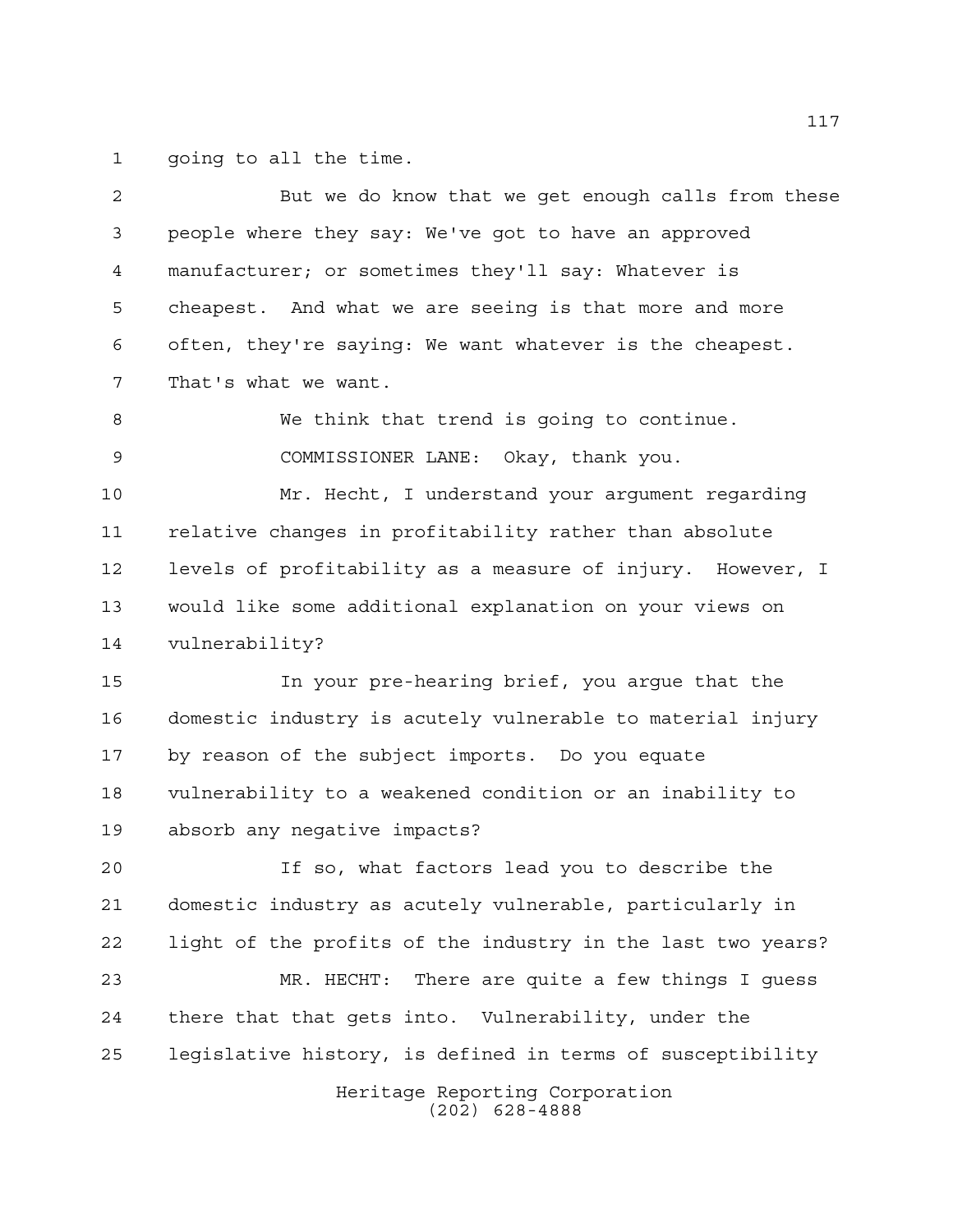going to all the time.

But we do know that we get enough calls from these people where they say: We've got to have an approved manufacturer; or sometimes they'll say: Whatever is cheapest. And what we are seeing is that more and more often, they're saying: We want whatever is the cheapest. That's what we want.

We think that trend is going to continue.

COMMISSIONER LANE: Okay, thank you.

Mr. Hecht, I understand your argument regarding relative changes in profitability rather than absolute levels of profitability as a measure of injury. However, I would like some additional explanation on your views on vulnerability?

In your pre-hearing brief, you argue that the domestic industry is acutely vulnerable to material injury by reason of the subject imports. Do you equate vulnerability to a weakened condition or an inability to absorb any negative impacts?

If so, what factors lead you to describe the domestic industry as acutely vulnerable, particularly in light of the profits of the industry in the last two years?

MR. HECHT: There are quite a few things I guess there that that gets into. Vulnerability, under the legislative history, is defined in terms of susceptibility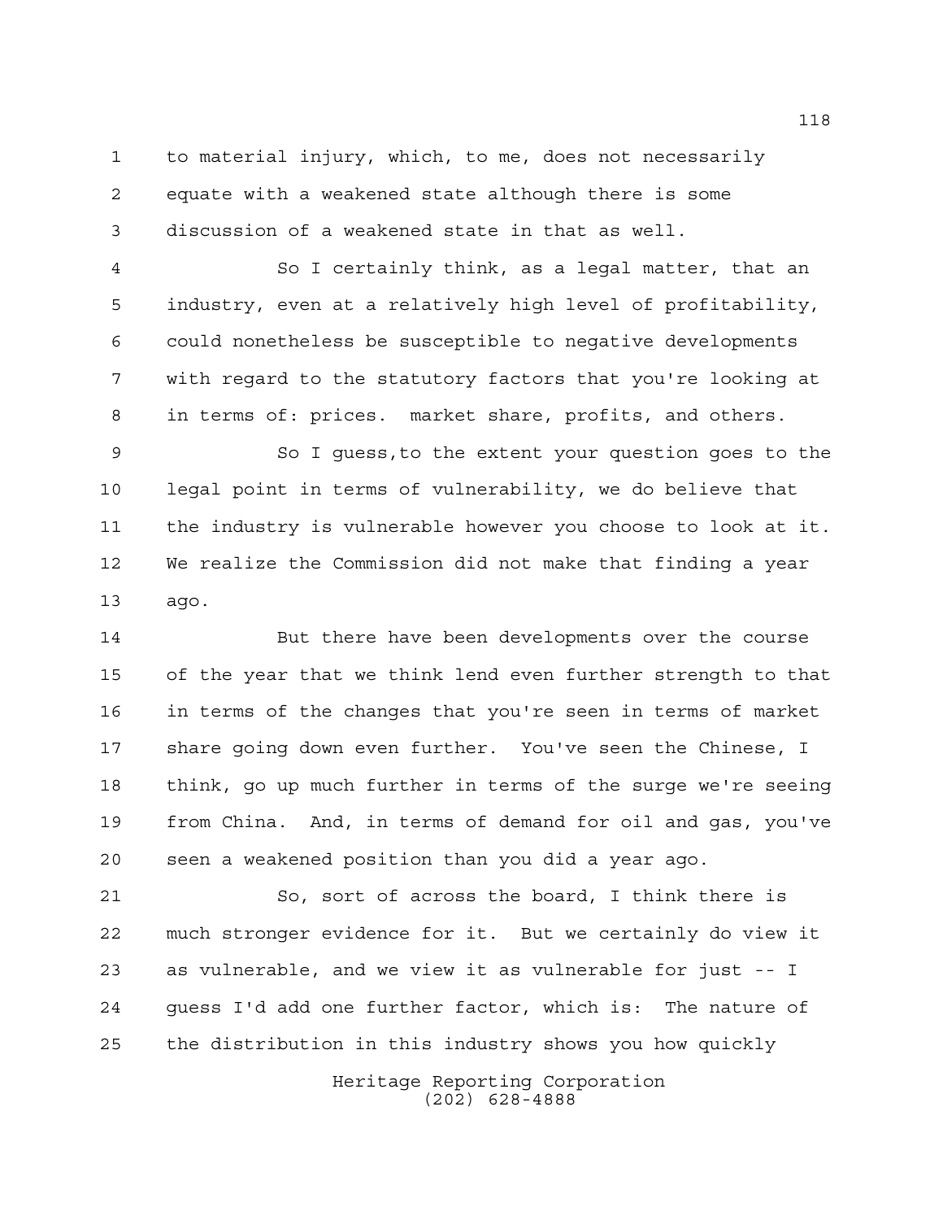to material injury, which, to me, does not necessarily equate with a weakened state although there is some discussion of a weakened state in that as well.

So I certainly think, as a legal matter, that an industry, even at a relatively high level of profitability, could nonetheless be susceptible to negative developments with regard to the statutory factors that you're looking at in terms of: prices. market share, profits, and others.

So I guess,to the extent your question goes to the legal point in terms of vulnerability, we do believe that the industry is vulnerable however you choose to look at it. We realize the Commission did not make that finding a year ago.

But there have been developments over the course of the year that we think lend even further strength to that in terms of the changes that you're seen in terms of market share going down even further. You've seen the Chinese, I think, go up much further in terms of the surge we're seeing from China. And, in terms of demand for oil and gas, you've seen a weakened position than you did a year ago.

So, sort of across the board, I think there is much stronger evidence for it. But we certainly do view it as vulnerable, and we view it as vulnerable for just -- I guess I'd add one further factor, which is: The nature of the distribution in this industry shows you how quickly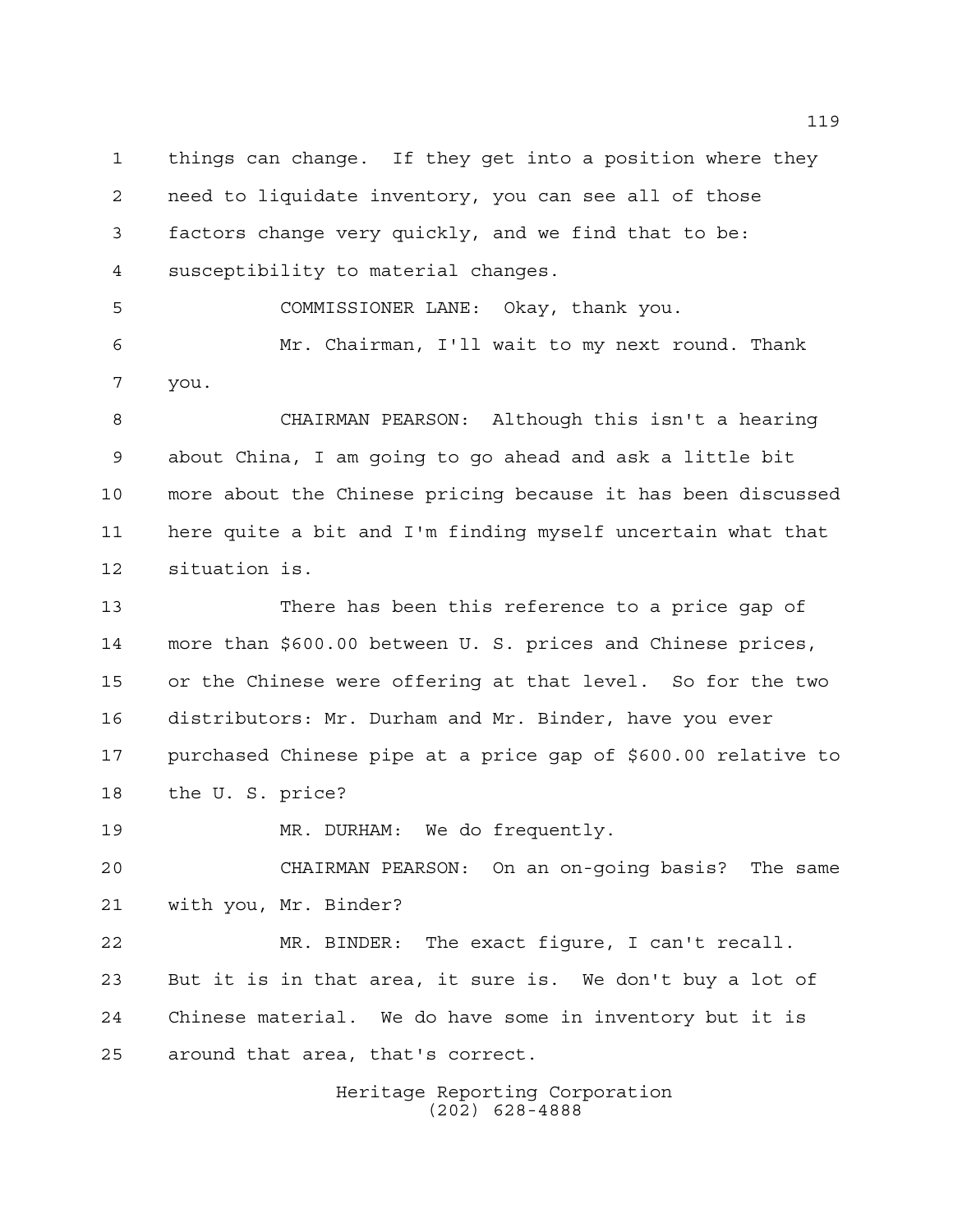things can change. If they get into a position where they need to liquidate inventory, you can see all of those factors change very quickly, and we find that to be: susceptibility to material changes.

COMMISSIONER LANE: Okay, thank you.

Mr. Chairman, I'll wait to my next round. Thank you.

CHAIRMAN PEARSON: Although this isn't a hearing about China, I am going to go ahead and ask a little bit more about the Chinese pricing because it has been discussed here quite a bit and I'm finding myself uncertain what that situation is.

There has been this reference to a price gap of more than $600.00 between U. S. prices and Chinese prices, or the Chinese were offering at that level. So for the two distributors: Mr. Durham and Mr. Binder, have you ever purchased Chinese pipe at a price gap of $600.00 relative to the U. S. price?

MR. DURHAM: We do frequently.

CHAIRMAN PEARSON: On an on-going basis? The same with you, Mr. Binder?

MR. BINDER: The exact figure, I can't recall. But it is in that area, it sure is. We don't buy a lot of Chinese material. We do have some in inventory but it is around that area, that's correct.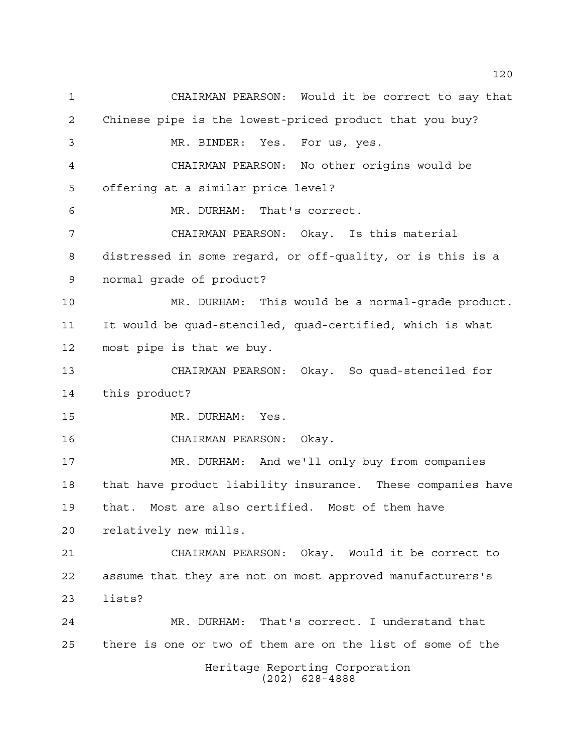CHAIRMAN PEARSON: Would it be correct to say that Chinese pipe is the lowest-priced product that you buy?

MR. BINDER: Yes. For us, yes.

CHAIRMAN PEARSON: No other origins would be offering at a similar price level?

MR. DURHAM: That's correct.

CHAIRMAN PEARSON: Okay. Is this material distressed in some regard, or off-quality, or is this is a normal grade of product?

MR. DURHAM: This would be a normal-grade product. It would be quad-stenciled, quad-certified, which is what most pipe is that we buy.

CHAIRMAN PEARSON: Okay. So quad-stenciled for this product?

MR. DURHAM: Yes.

CHAIRMAN PEARSON: Okay.

MR. DURHAM: And we'll only buy from companies that have product liability insurance. These companies have that. Most are also certified. Most of them have relatively new mills.

CHAIRMAN PEARSON: Okay. Would it be correct to assume that they are not on most approved manufacturers's lists?

MR. DURHAM: That's correct. I understand that there is one or two of them are on the list of some of the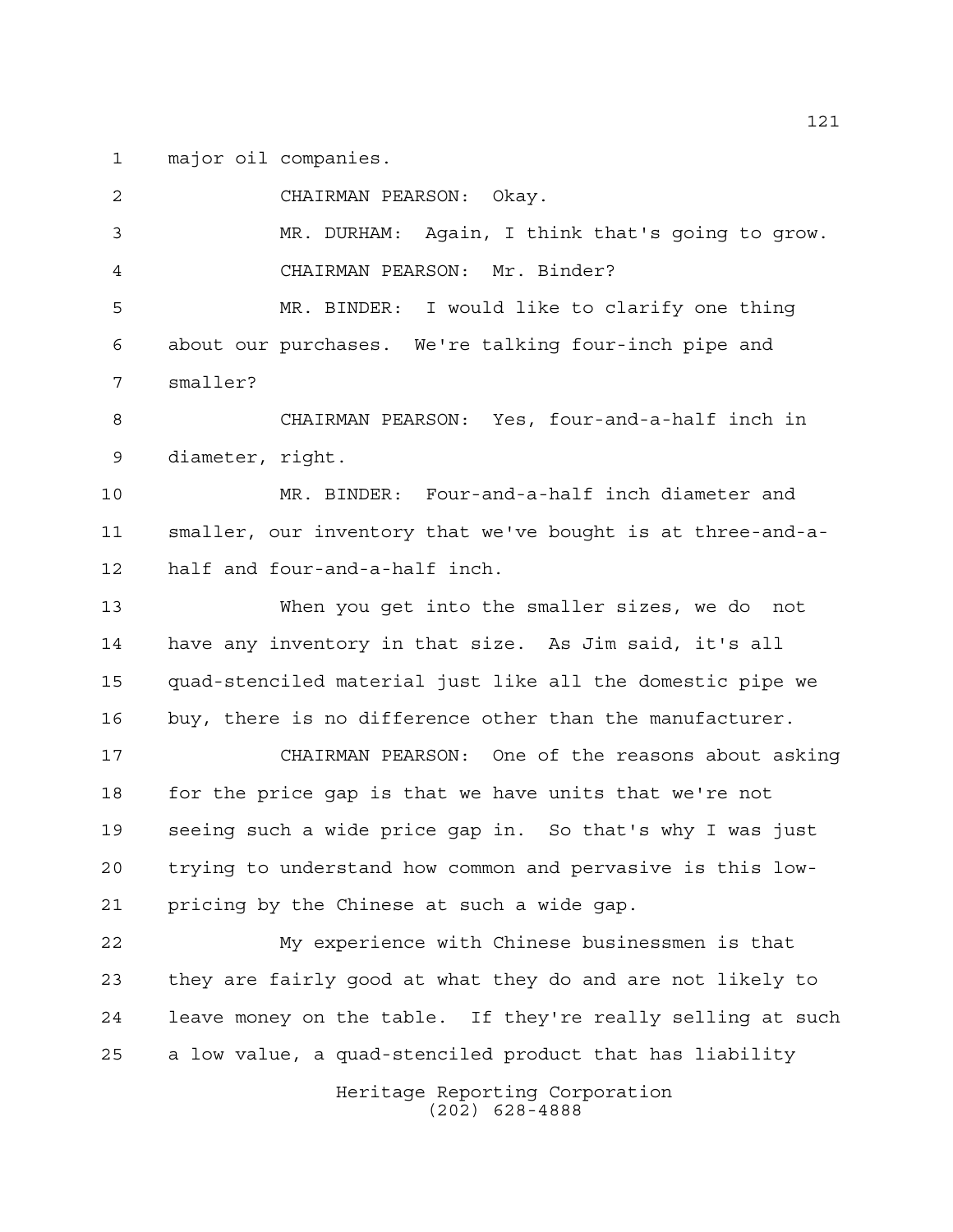major oil companies.

CHAIRMAN PEARSON: Okay.

MR. DURHAM: Again, I think that's going to grow.

CHAIRMAN PEARSON: Mr. Binder?

MR. BINDER: I would like to clarify one thing about our purchases. We're talking four-inch pipe and smaller?

CHAIRMAN PEARSON: Yes, four-and-a-half inch in diameter, right.

MR. BINDER: Four-and-a-half inch diameter and smaller, our inventory that we've bought is at three-and-a-half and four-and-a-half inch.

When you get into the smaller sizes, we do not have any inventory in that size. As Jim said, it's all quad-stenciled material just like all the domestic pipe we buy, there is no difference other than the manufacturer.

CHAIRMAN PEARSON: One of the reasons about asking for the price gap is that we have units that we're not seeing such a wide price gap in. So that's why I was just trying to understand how common and pervasive is this low-pricing by the Chinese at such a wide gap.

My experience with Chinese businessmen is that they are fairly good at what they do and are not likely to leave money on the table. If they're really selling at such a low value, a quad-stenciled product that has liability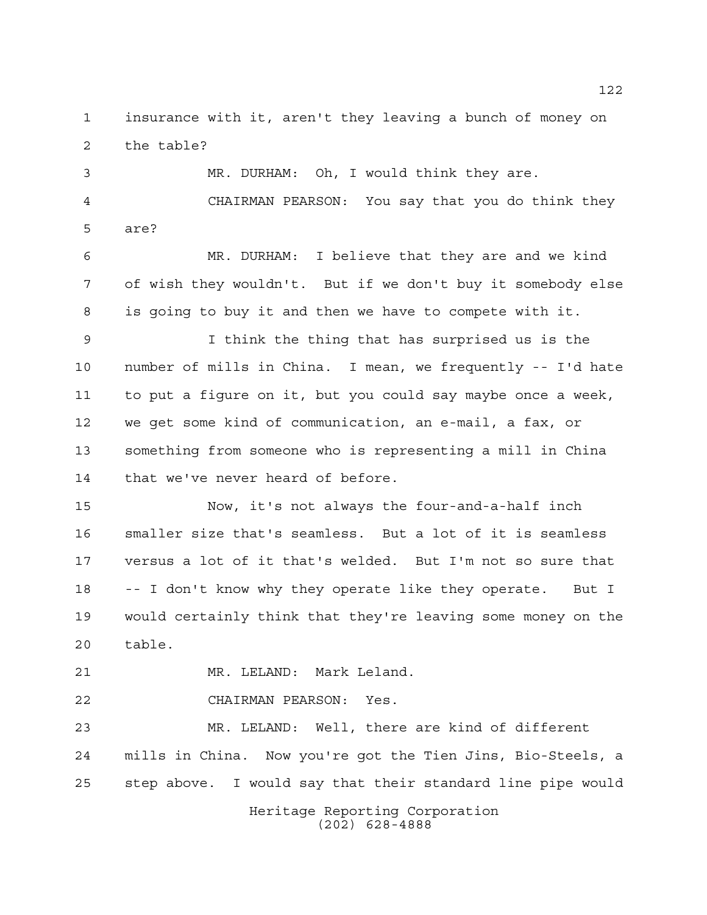insurance with it, aren't they leaving a bunch of money on the table?

MR. DURHAM: Oh, I would think they are.

CHAIRMAN PEARSON: You say that you do think they are?

MR. DURHAM: I believe that they are and we kind of wish they wouldn't. But if we don't buy it somebody else is going to buy it and then we have to compete with it.

I think the thing that has surprised us is the number of mills in China. I mean, we frequently -- I'd hate to put a figure on it, but you could say maybe once a week, we get some kind of communication, an e-mail, a fax, or something from someone who is representing a mill in China that we've never heard of before.

Now, it's not always the four-and-a-half inch smaller size that's seamless. But a lot of it is seamless versus a lot of it that's welded. But I'm not so sure that -- I don't know why they operate like they operate. But I would certainly think that they're leaving some money on the table.

MR. LELAND: Mark Leland.

CHAIRMAN PEARSON: Yes.

MR. LELAND: Well, there are kind of different mills in China. Now you're got the Tien Jins, Bio-Steels, a step above. I would say that their standard line pipe would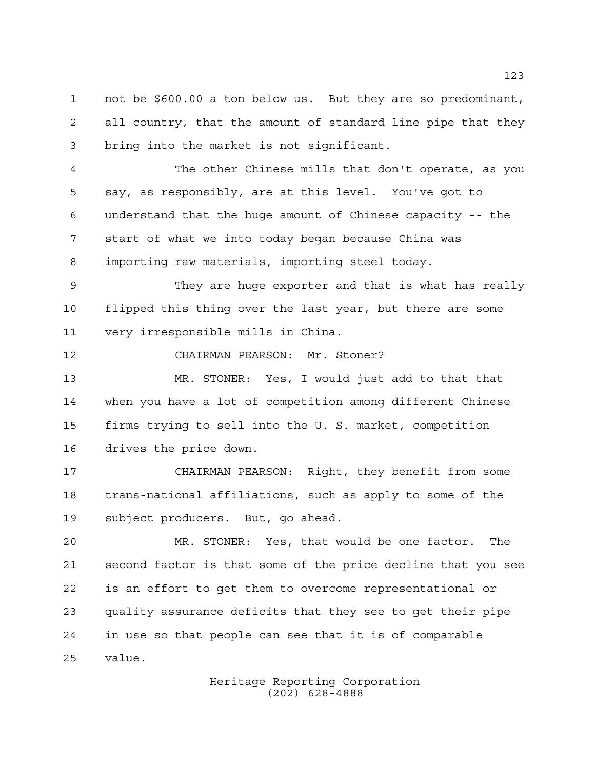not be $600.00 a ton below us. But they are so predominant, all country, that the amount of standard line pipe that they bring into the market is not significant.

The other Chinese mills that don't operate, as you say, as responsibly, are at this level. You've got to understand that the huge amount of Chinese capacity -- the start of what we into today began because China was importing raw materials, importing steel today.

They are huge exporter and that is what has really flipped this thing over the last year, but there are some very irresponsible mills in China.

CHAIRMAN PEARSON: Mr. Stoner?

MR. STONER: Yes, I would just add to that that when you have a lot of competition among different Chinese firms trying to sell into the U. S. market, competition drives the price down.

CHAIRMAN PEARSON: Right, they benefit from some trans-national affiliations, such as apply to some of the subject producers. But, go ahead.

MR. STONER: Yes, that would be one factor. The second factor is that some of the price decline that you see is an effort to get them to overcome representational or quality assurance deficits that they see to get their pipe in use so that people can see that it is of comparable value.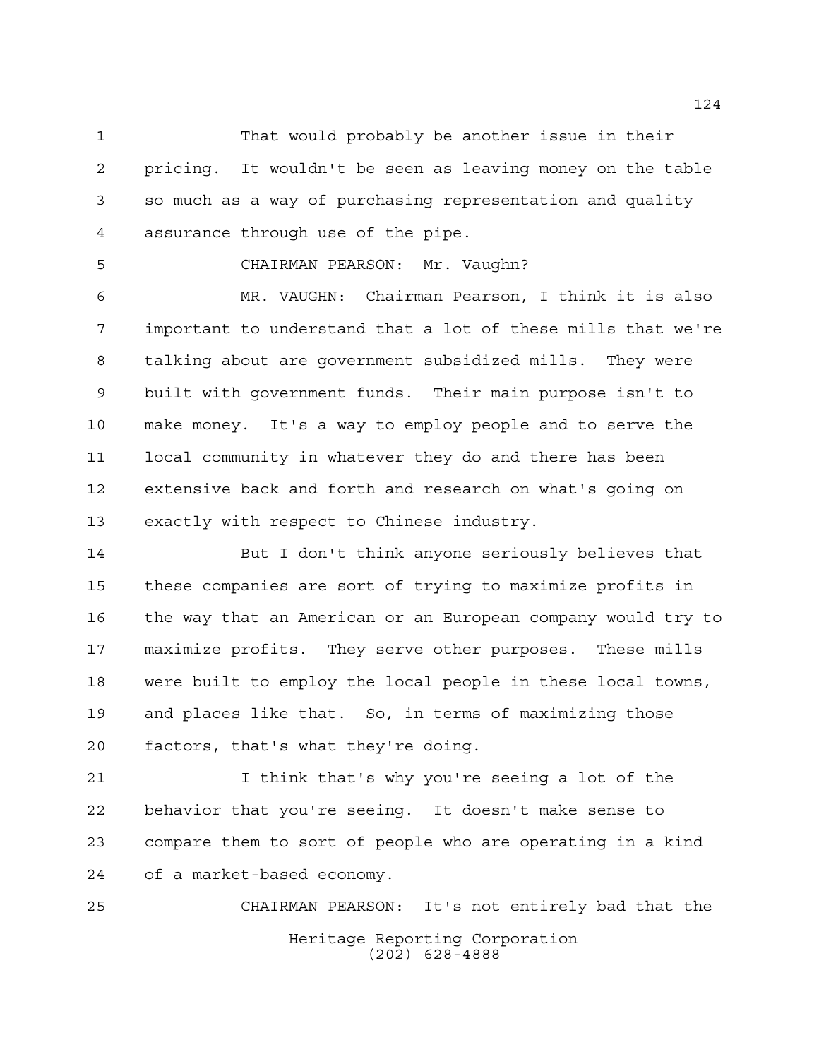That would probably be another issue in their pricing. It wouldn't be seen as leaving money on the table so much as a way of purchasing representation and quality assurance through use of the pipe.

CHAIRMAN PEARSON: Mr. Vaughn?

MR. VAUGHN: Chairman Pearson, I think it is also important to understand that a lot of these mills that we're talking about are government subsidized mills. They were built with government funds. Their main purpose isn't to make money. It's a way to employ people and to serve the local community in whatever they do and there has been extensive back and forth and research on what's going on exactly with respect to Chinese industry.

But I don't think anyone seriously believes that these companies are sort of trying to maximize profits in the way that an American or an European company would try to maximize profits. They serve other purposes. These mills were built to employ the local people in these local towns, and places like that. So, in terms of maximizing those factors, that's what they're doing.

I think that's why you're seeing a lot of the behavior that you're seeing. It doesn't make sense to compare them to sort of people who are operating in a kind of a market-based economy.

CHAIRMAN PEARSON: It's not entirely bad that the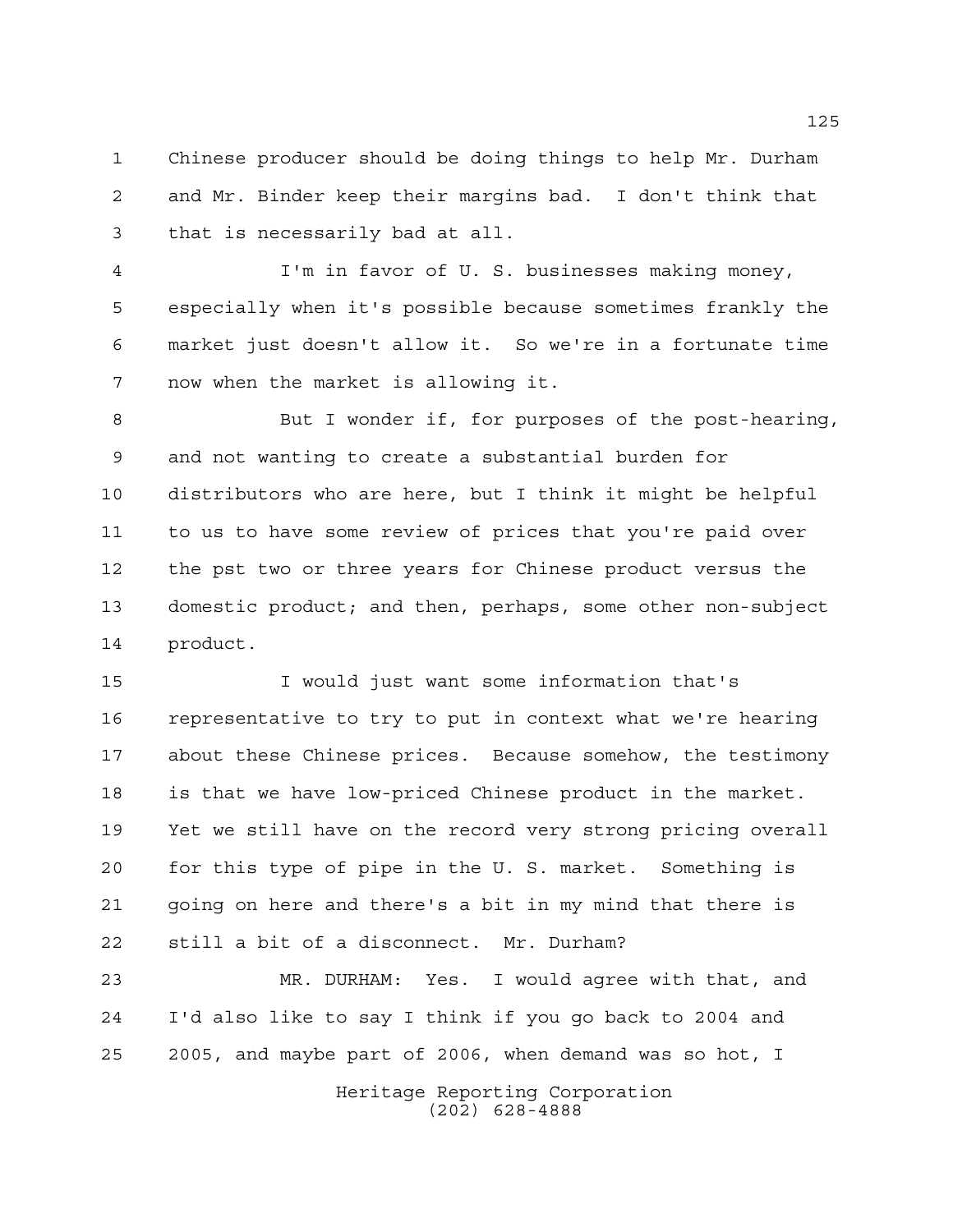Chinese producer should be doing things to help Mr. Durham and Mr. Binder keep their margins bad. I don't think that that is necessarily bad at all.

I'm in favor of U. S. businesses making money, especially when it's possible because sometimes frankly the market just doesn't allow it. So we're in a fortunate time now when the market is allowing it.

But I wonder if, for purposes of the post-hearing, and not wanting to create a substantial burden for distributors who are here, but I think it might be helpful to us to have some review of prices that you're paid over the pst two or three years for Chinese product versus the domestic product; and then, perhaps, some other non-subject product.

I would just want some information that's representative to try to put in context what we're hearing about these Chinese prices. Because somehow, the testimony is that we have low-priced Chinese product in the market. Yet we still have on the record very strong pricing overall for this type of pipe in the U. S. market. Something is going on here and there's a bit in my mind that there is still a bit of a disconnect. Mr. Durham?

MR. DURHAM: Yes. I would agree with that, and I'd also like to say I think if you go back to 2004 and 2005, and maybe part of 2006, when demand was so hot, I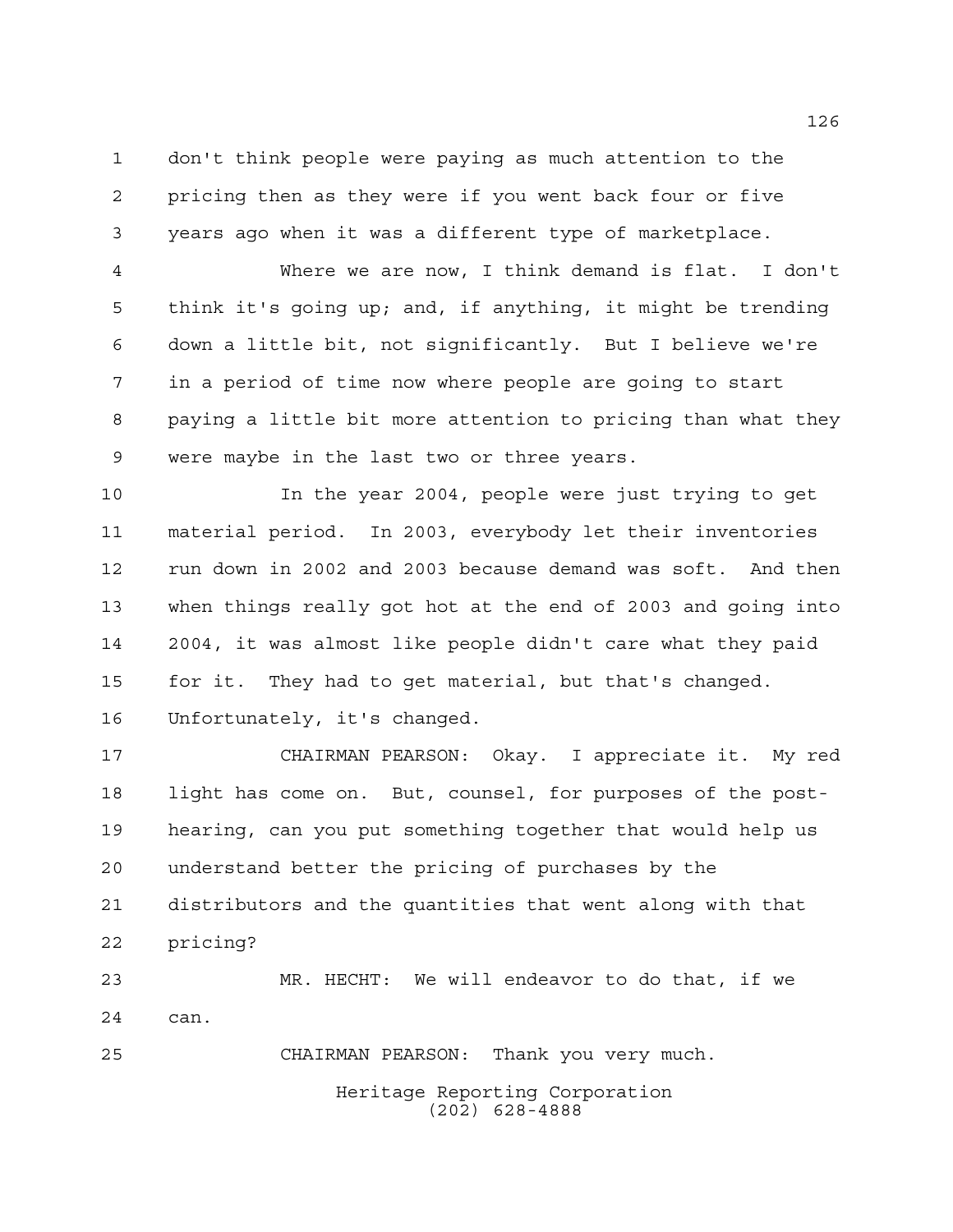don't think people were paying as much attention to the pricing then as they were if you went back four or five years ago when it was a different type of marketplace.

Where we are now, I think demand is flat. I don't think it's going up; and, if anything, it might be trending down a little bit, not significantly. But I believe we're in a period of time now where people are going to start paying a little bit more attention to pricing than what they were maybe in the last two or three years.

In the year 2004, people were just trying to get material period. In 2003, everybody let their inventories run down in 2002 and 2003 because demand was soft. And then when things really got hot at the end of 2003 and going into 2004, it was almost like people didn't care what they paid for it. They had to get material, but that's changed. Unfortunately, it's changed.

CHAIRMAN PEARSON: Okay. I appreciate it. My red light has come on. But, counsel, for purposes of the post-hearing, can you put something together that would help us understand better the pricing of purchases by the distributors and the quantities that went along with that pricing?

MR. HECHT: We will endeavor to do that, if we can.

CHAIRMAN PEARSON: Thank you very much.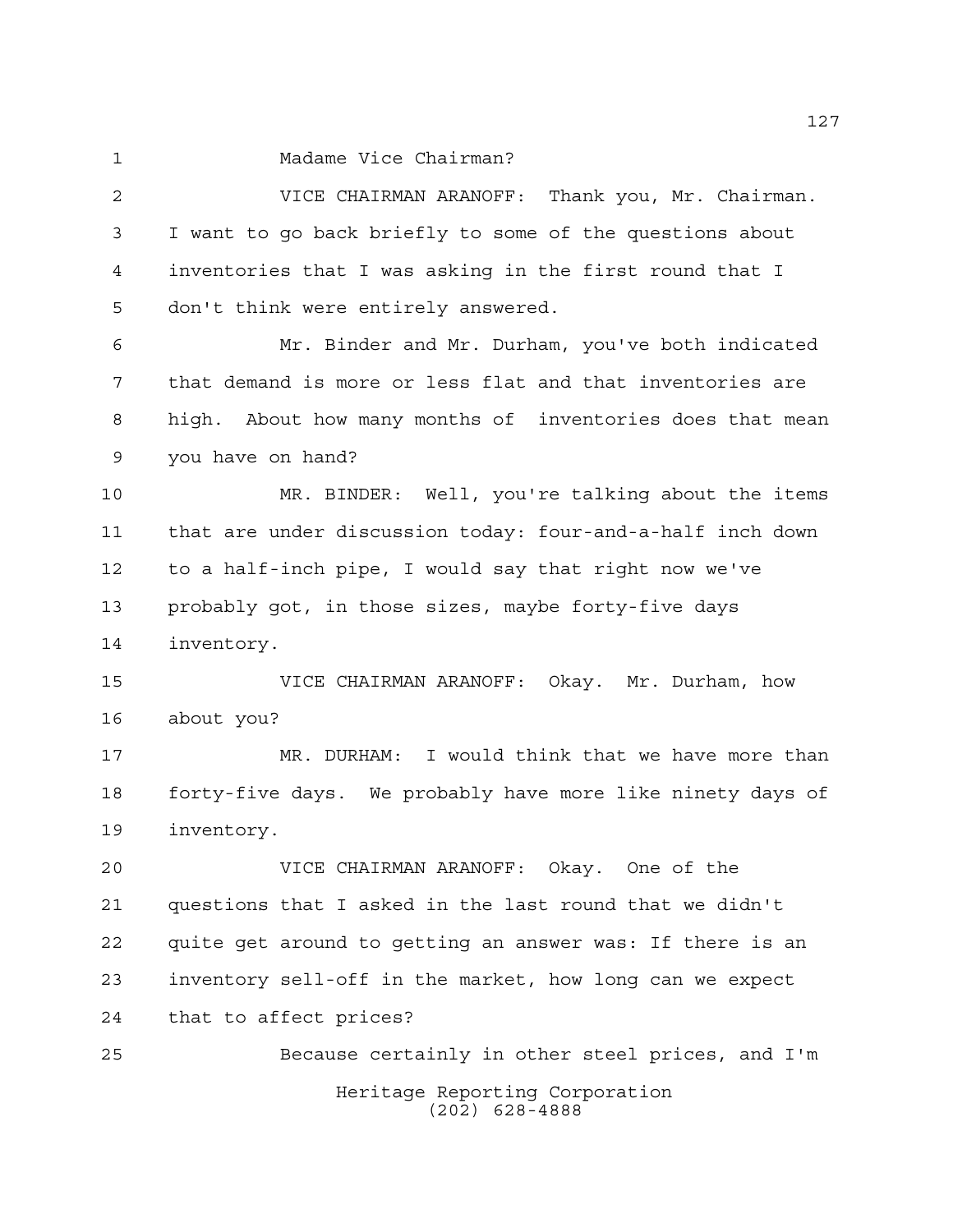Madame Vice Chairman?

VICE CHAIRMAN ARANOFF: Thank you, Mr. Chairman. I want to go back briefly to some of the questions about inventories that I was asking in the first round that I don't think were entirely answered.

Mr. Binder and Mr. Durham, you've both indicated that demand is more or less flat and that inventories are high. About how many months of inventories does that mean you have on hand?

MR. BINDER: Well, you're talking about the items that are under discussion today: four-and-a-half inch down to a half-inch pipe, I would say that right now we've probably got, in those sizes, maybe forty-five days inventory.

VICE CHAIRMAN ARANOFF: Okay. Mr. Durham, how about you?

MR. DURHAM: I would think that we have more than forty-five days. We probably have more like ninety days of inventory.

VICE CHAIRMAN ARANOFF: Okay. One of the questions that I asked in the last round that we didn't quite get around to getting an answer was: If there is an inventory sell-off in the market, how long can we expect that to affect prices?

Because certainly in other steel prices, and I'm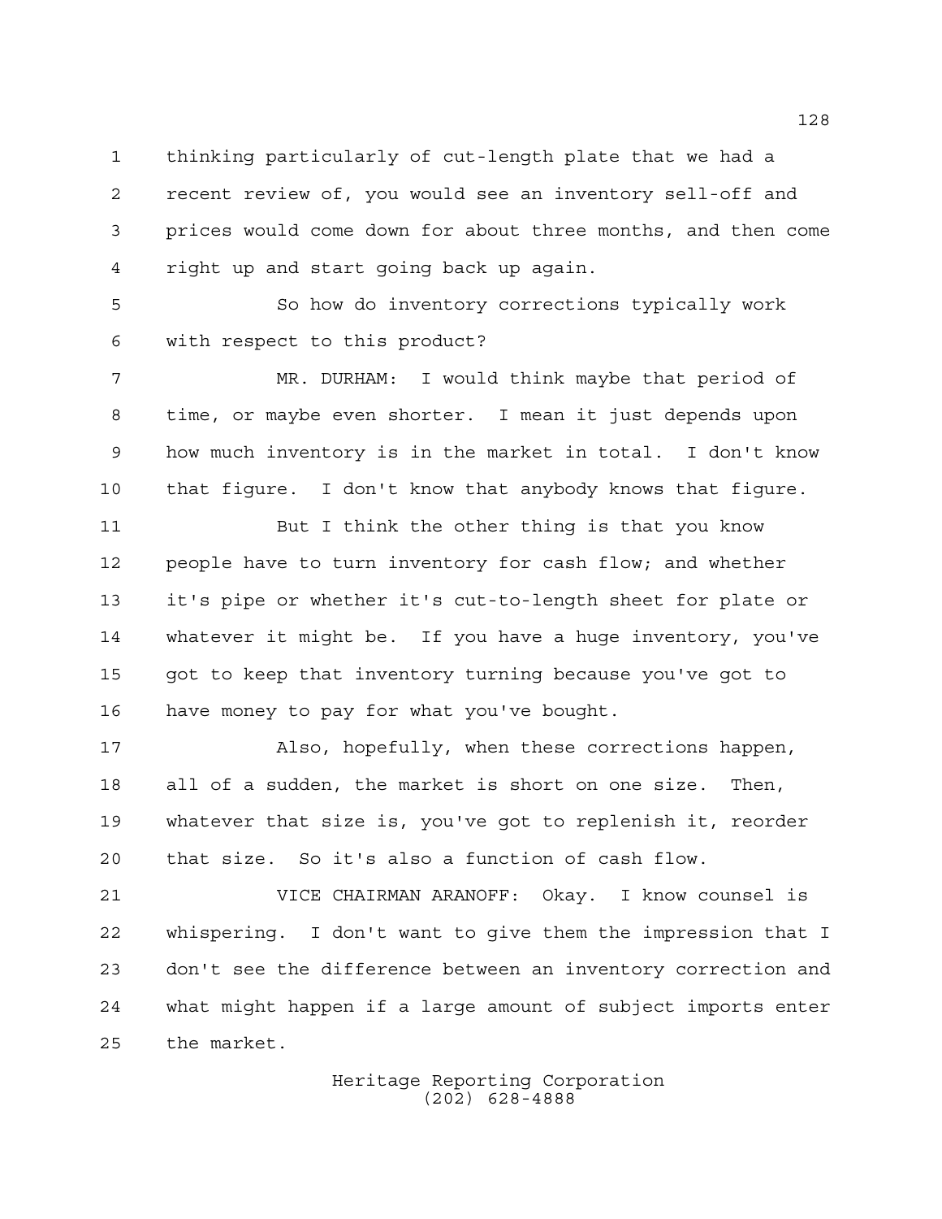thinking particularly of cut-length plate that we had a recent review of, you would see an inventory sell-off and prices would come down for about three months, and then come right up and start going back up again.

So how do inventory corrections typically work with respect to this product?

MR. DURHAM: I would think maybe that period of time, or maybe even shorter. I mean it just depends upon how much inventory is in the market in total. I don't know that figure. I don't know that anybody knows that figure.

But I think the other thing is that you know people have to turn inventory for cash flow; and whether it's pipe or whether it's cut-to-length sheet for plate or whatever it might be. If you have a huge inventory, you've got to keep that inventory turning because you've got to have money to pay for what you've bought.

Also, hopefully, when these corrections happen, all of a sudden, the market is short on one size. Then, whatever that size is, you've got to replenish it, reorder that size. So it's also a function of cash flow.

VICE CHAIRMAN ARANOFF: Okay. I know counsel is whispering. I don't want to give them the impression that I don't see the difference between an inventory correction and what might happen if a large amount of subject imports enter the market.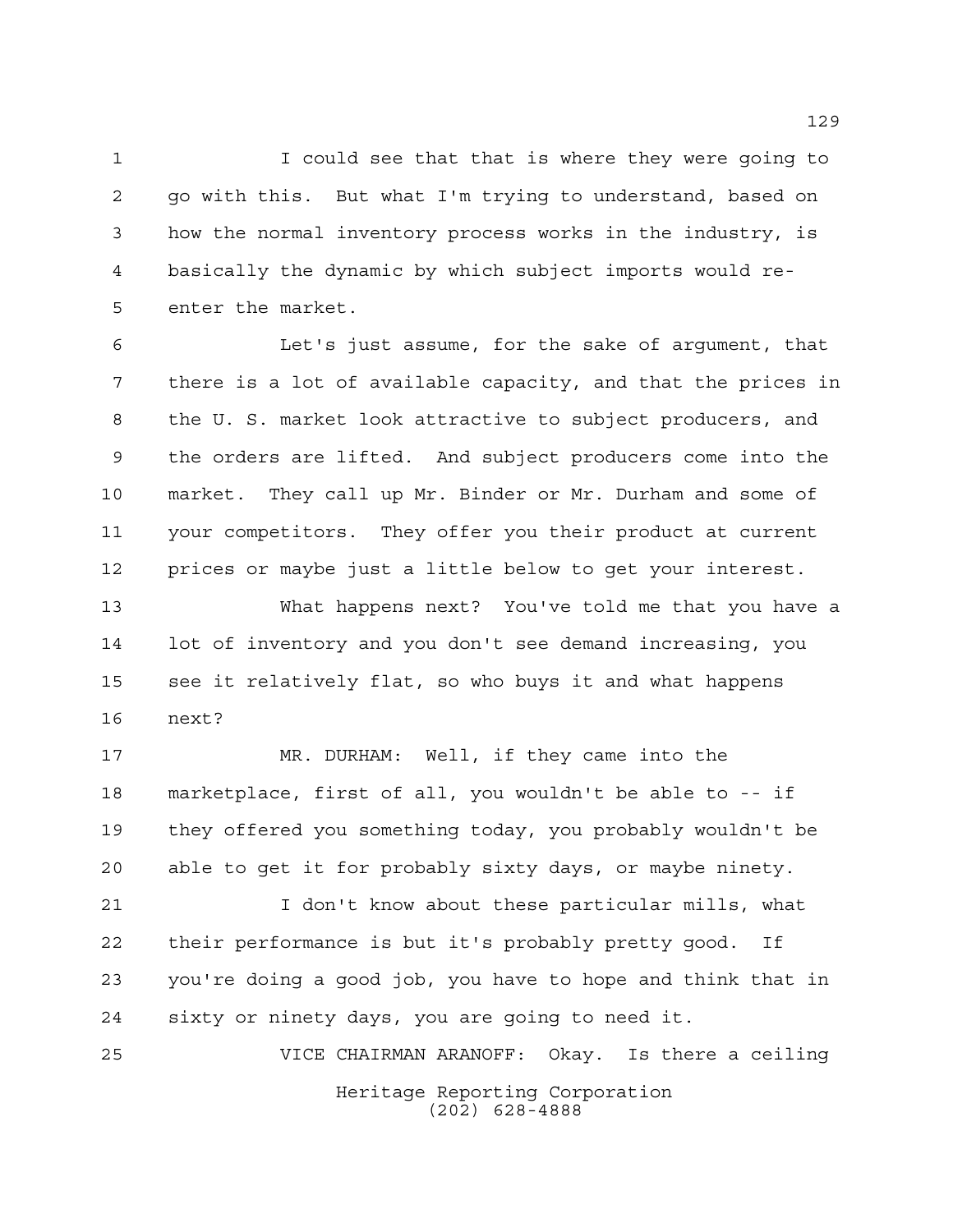I could see that that is where they were going to go with this. But what I'm trying to understand, based on how the normal inventory process works in the industry, is basically the dynamic by which subject imports would re-enter the market.

Let's just assume, for the sake of argument, that there is a lot of available capacity, and that the prices in the U. S. market look attractive to subject producers, and the orders are lifted. And subject producers come into the market. They call up Mr. Binder or Mr. Durham and some of your competitors. They offer you their product at current prices or maybe just a little below to get your interest.

What happens next? You've told me that you have a lot of inventory and you don't see demand increasing, you see it relatively flat, so who buys it and what happens next?

MR. DURHAM: Well, if they came into the marketplace, first of all, you wouldn't be able to -- if they offered you something today, you probably wouldn't be able to get it for probably sixty days, or maybe ninety.

I don't know about these particular mills, what their performance is but it's probably pretty good. If you're doing a good job, you have to hope and think that in sixty or ninety days, you are going to need it.

VICE CHAIRMAN ARANOFF: Okay. Is there a ceiling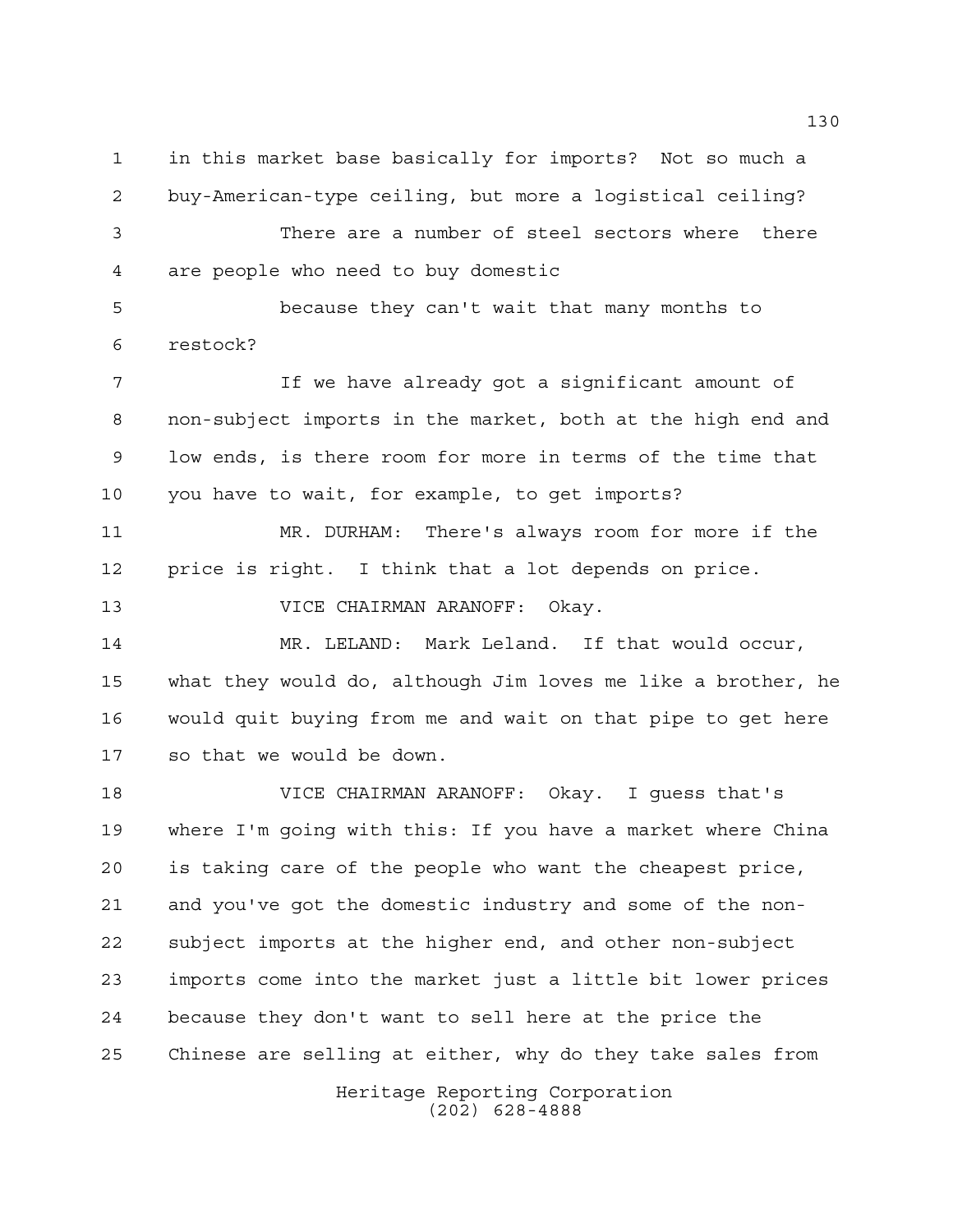in this market base basically for imports? Not so much a buy-American-type ceiling, but more a logistical ceiling?

There are a number of steel sectors where there are people who need to buy domestic

because they can't wait that many months to restock?

If we have already got a significant amount of non-subject imports in the market, both at the high end and low ends, is there room for more in terms of the time that you have to wait, for example, to get imports?

MR. DURHAM: There's always room for more if the price is right. I think that a lot depends on price.

VICE CHAIRMAN ARANOFF: Okay.

MR. LELAND: Mark Leland. If that would occur, what they would do, although Jim loves me like a brother, he would quit buying from me and wait on that pipe to get here so that we would be down.

VICE CHAIRMAN ARANOFF: Okay. I guess that's where I'm going with this: If you have a market where China is taking care of the people who want the cheapest price, and you've got the domestic industry and some of the non-subject imports at the higher end, and other non-subject imports come into the market just a little bit lower prices because they don't want to sell here at the price the Chinese are selling at either, why do they take sales from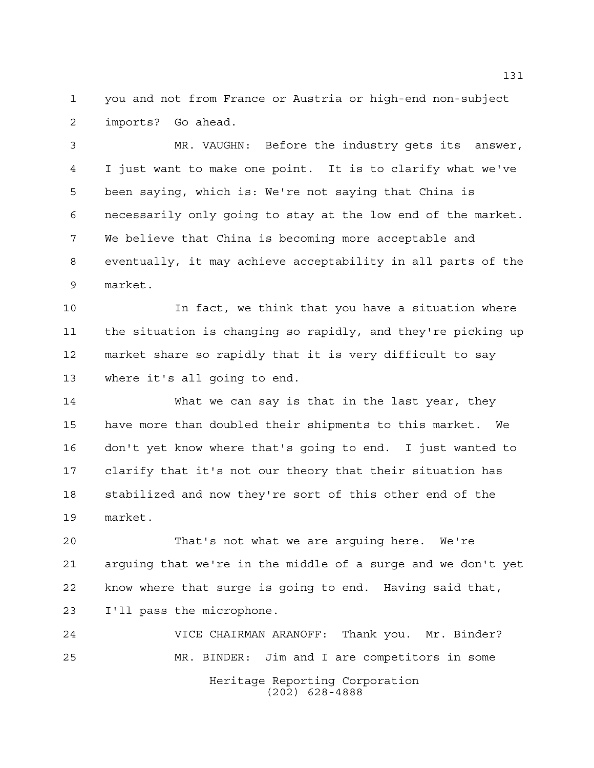you and not from France or Austria or high-end non-subject imports? Go ahead.

MR. VAUGHN: Before the industry gets its answer, I just want to make one point. It is to clarify what we've been saying, which is: We're not saying that China is necessarily only going to stay at the low end of the market. We believe that China is becoming more acceptable and eventually, it may achieve acceptability in all parts of the market.

In fact, we think that you have a situation where the situation is changing so rapidly, and they're picking up market share so rapidly that it is very difficult to say where it's all going to end.

What we can say is that in the last year, they have more than doubled their shipments to this market. We don't yet know where that's going to end. I just wanted to clarify that it's not our theory that their situation has stabilized and now they're sort of this other end of the market.

That's not what we are arguing here. We're arguing that we're in the middle of a surge and we don't yet know where that surge is going to end. Having said that, I'll pass the microphone.

VICE CHAIRMAN ARANOFF: Thank you. Mr. Binder?

MR. BINDER: Jim and I are competitors in some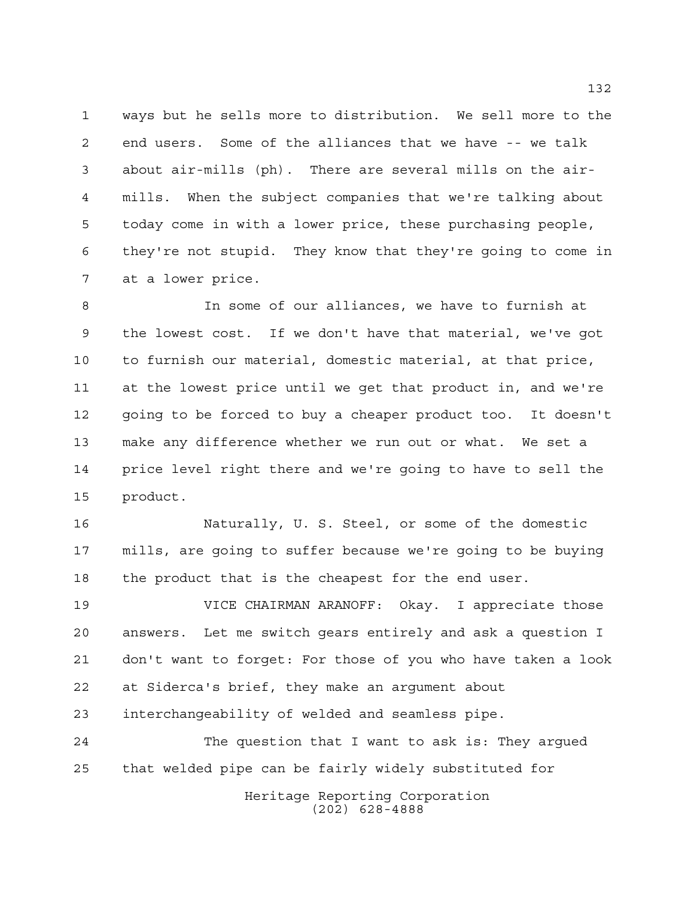ways but he sells more to distribution. We sell more to the end users. Some of the alliances that we have -- we talk about air-mills (ph). There are several mills on the air-mills. When the subject companies that we're talking about today come in with a lower price, these purchasing people, they're not stupid. They know that they're going to come in at a lower price.

In some of our alliances, we have to furnish at the lowest cost. If we don't have that material, we've got to furnish our material, domestic material, at that price, at the lowest price until we get that product in, and we're going to be forced to buy a cheaper product too. It doesn't make any difference whether we run out or what. We set a price level right there and we're going to have to sell the product.

Naturally, U. S. Steel, or some of the domestic mills, are going to suffer because we're going to be buying the product that is the cheapest for the end user.

VICE CHAIRMAN ARANOFF: Okay. I appreciate those answers. Let me switch gears entirely and ask a question I don't want to forget: For those of you who have taken a look at Siderca's brief, they make an argument about interchangeability of welded and seamless pipe.

The question that I want to ask is: They argued that welded pipe can be fairly widely substituted for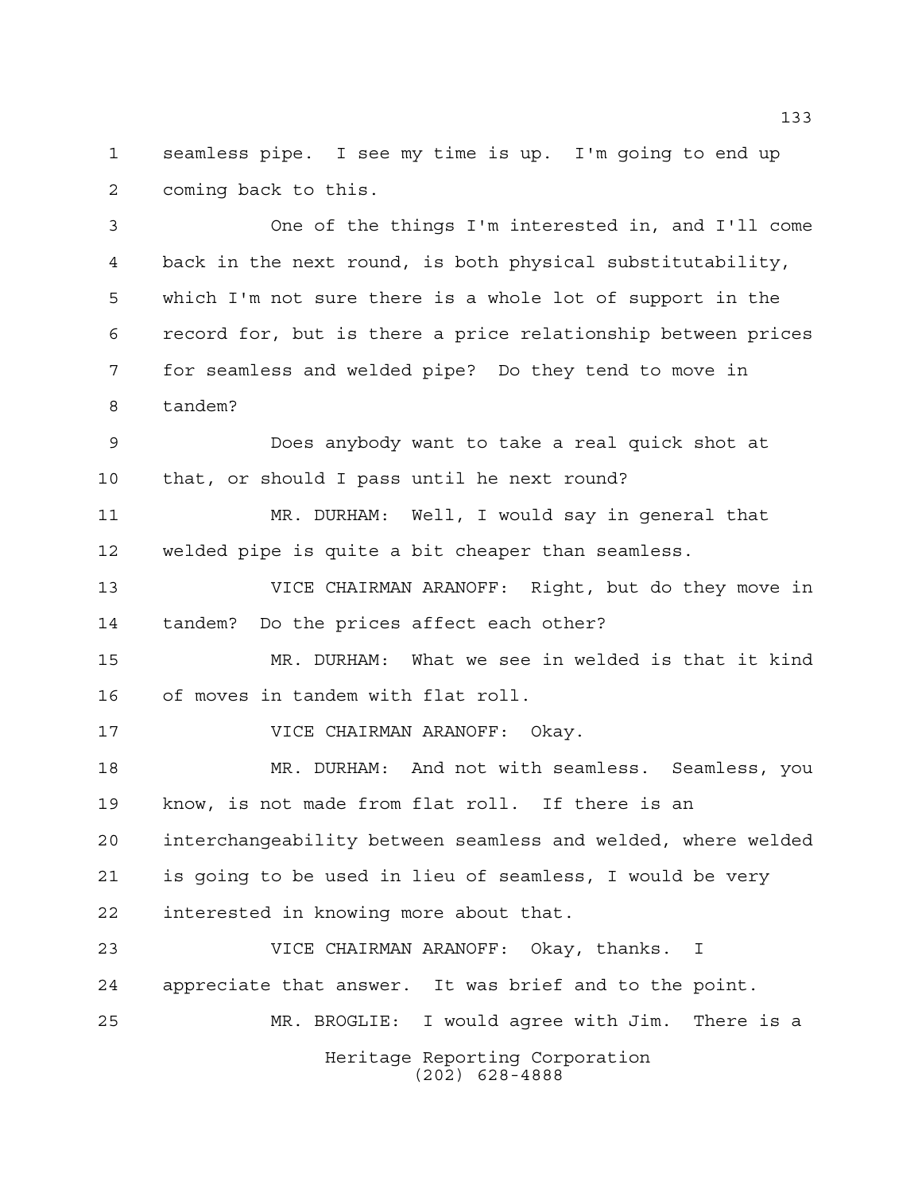seamless pipe. I see my time is up. I'm going to end up coming back to this.

One of the things I'm interested in, and I'll come back in the next round, is both physical substitutability, which I'm not sure there is a whole lot of support in the record for, but is there a price relationship between prices for seamless and welded pipe? Do they tend to move in tandem?

Does anybody want to take a real quick shot at that, or should I pass until he next round?

MR. DURHAM: Well, I would say in general that welded pipe is quite a bit cheaper than seamless.

VICE CHAIRMAN ARANOFF: Right, but do they move in tandem? Do the prices affect each other?

MR. DURHAM: What we see in welded is that it kind of moves in tandem with flat roll.

VICE CHAIRMAN ARANOFF: Okay.

MR. DURHAM: And not with seamless. Seamless, you know, is not made from flat roll. If there is an interchangeability between seamless and welded, where welded is going to be used in lieu of seamless, I would be very interested in knowing more about that.

VICE CHAIRMAN ARANOFF: Okay, thanks. I appreciate that answer. It was brief and to the point.

MR. BROGLIE: I would agree with Jim. There is a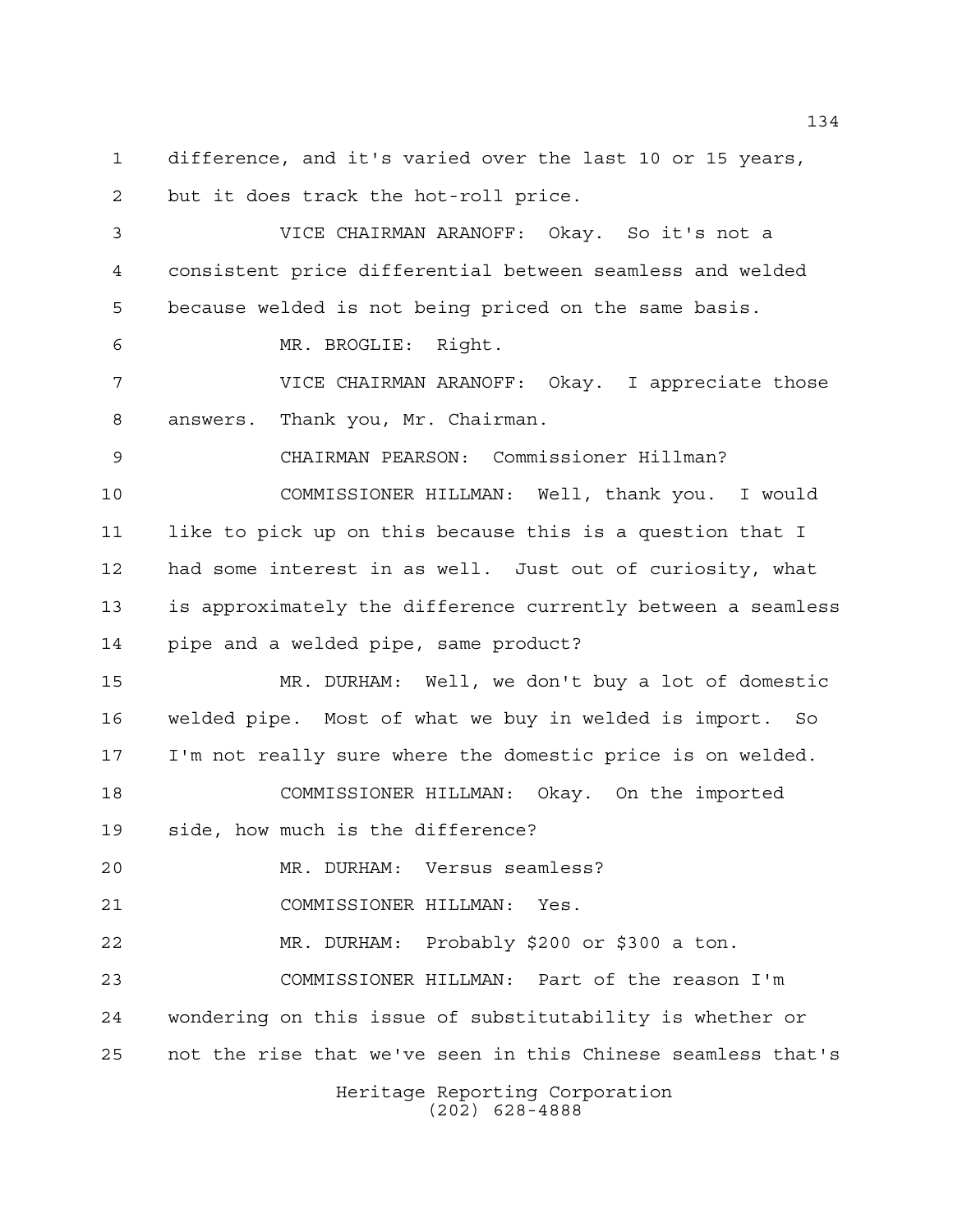difference, and it's varied over the last 10 or 15 years, but it does track the hot-roll price.

VICE CHAIRMAN ARANOFF: Okay. So it's not a consistent price differential between seamless and welded because welded is not being priced on the same basis.

MR. BROGLIE: Right.

VICE CHAIRMAN ARANOFF: Okay. I appreciate those answers. Thank you, Mr. Chairman.

CHAIRMAN PEARSON: Commissioner Hillman?

COMMISSIONER HILLMAN: Well, thank you. I would like to pick up on this because this is a question that I had some interest in as well. Just out of curiosity, what is approximately the difference currently between a seamless pipe and a welded pipe, same product?

MR. DURHAM: Well, we don't buy a lot of domestic welded pipe. Most of what we buy in welded is import. So I'm not really sure where the domestic price is on welded.

COMMISSIONER HILLMAN: Okay. On the imported side, how much is the difference?

MR. DURHAM: Versus seamless?

COMMISSIONER HILLMAN: Yes.

MR. DURHAM: Probably $200 or $300 a ton.

COMMISSIONER HILLMAN: Part of the reason I'm wondering on this issue of substitutability is whether or not the rise that we've seen in this Chinese seamless that's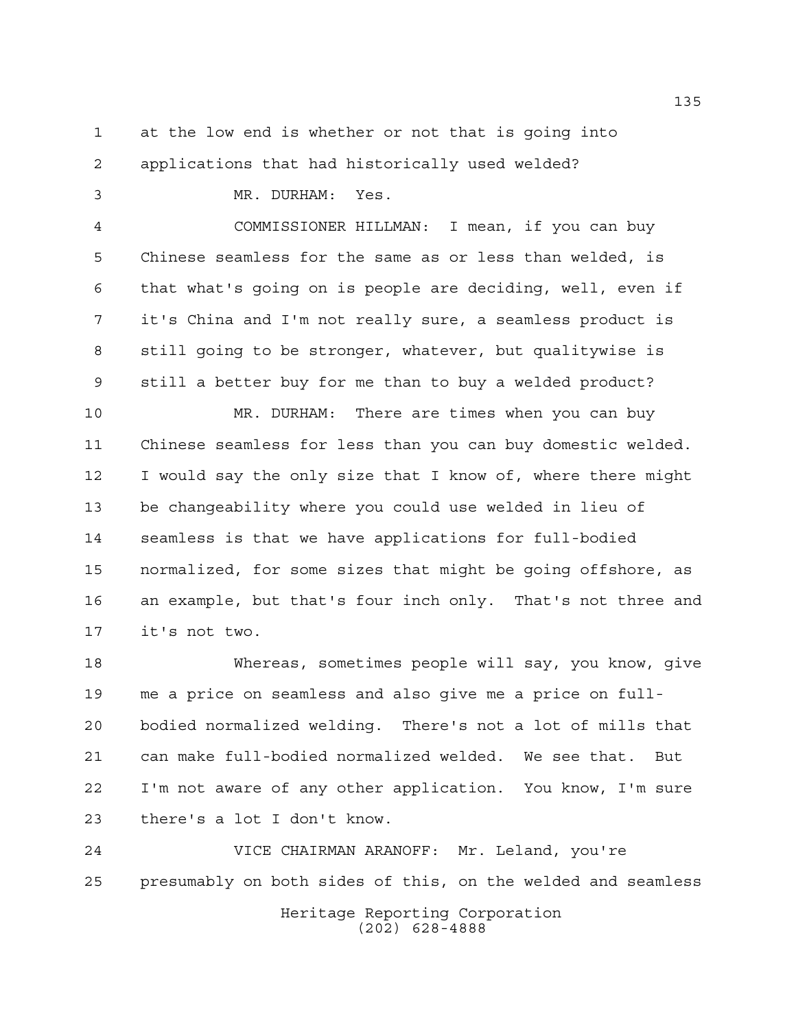at the low end is whether or not that is going into applications that had historically used welded?

MR. DURHAM: Yes.

COMMISSIONER HILLMAN: I mean, if you can buy Chinese seamless for the same as or less than welded, is that what's going on is people are deciding, well, even if it's China and I'm not really sure, a seamless product is still going to be stronger, whatever, but qualitywise is still a better buy for me than to buy a welded product?

MR. DURHAM: There are times when you can buy Chinese seamless for less than you can buy domestic welded. I would say the only size that I know of, where there might be changeability where you could use welded in lieu of seamless is that we have applications for full-bodied normalized, for some sizes that might be going offshore, as an example, but that's four inch only. That's not three and it's not two.

Whereas, sometimes people will say, you know, give me a price on seamless and also give me a price on full-bodied normalized welding. There's not a lot of mills that can make full-bodied normalized welded. We see that. But I'm not aware of any other application. You know, I'm sure there's a lot I don't know.

VICE CHAIRMAN ARANOFF: Mr. Leland, you're presumably on both sides of this, on the welded and seamless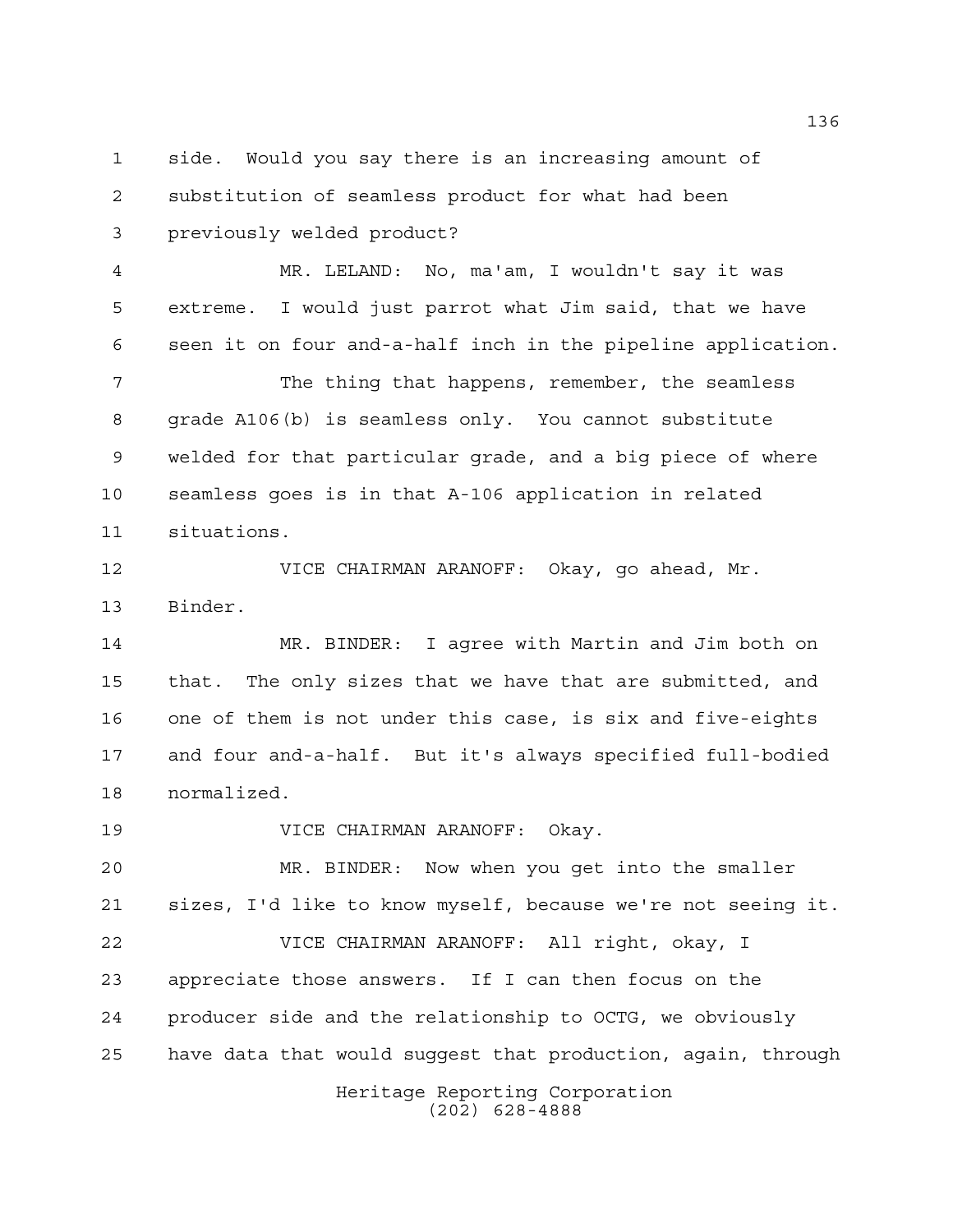side. Would you say there is an increasing amount of substitution of seamless product for what had been previously welded product?

MR. LELAND: No, ma'am, I wouldn't say it was extreme. I would just parrot what Jim said, that we have seen it on four and-a-half inch in the pipeline application.

The thing that happens, remember, the seamless grade A106(b) is seamless only. You cannot substitute welded for that particular grade, and a big piece of where seamless goes is in that A-106 application in related situations.

VICE CHAIRMAN ARANOFF: Okay, go ahead, Mr. Binder.

MR. BINDER: I agree with Martin and Jim both on that. The only sizes that we have that are submitted, and one of them is not under this case, is six and five-eights and four and-a-half. But it's always specified full-bodied normalized.

VICE CHAIRMAN ARANOFF: Okay.

MR. BINDER: Now when you get into the smaller sizes, I'd like to know myself, because we're not seeing it.

VICE CHAIRMAN ARANOFF: All right, okay, I appreciate those answers. If I can then focus on the producer side and the relationship to OCTG, we obviously have data that would suggest that production, again, through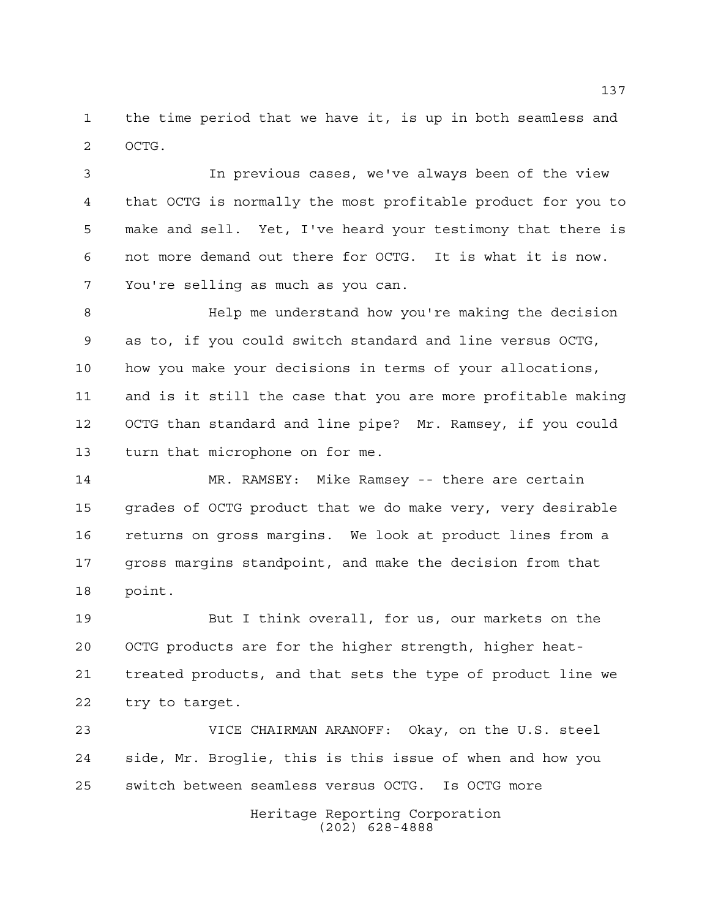the time period that we have it, is up in both seamless and OCTG.

In previous cases, we've always been of the view that OCTG is normally the most profitable product for you to make and sell. Yet, I've heard your testimony that there is not more demand out there for OCTG. It is what it is now. You're selling as much as you can.

Help me understand how you're making the decision as to, if you could switch standard and line versus OCTG, how you make your decisions in terms of your allocations, and is it still the case that you are more profitable making OCTG than standard and line pipe? Mr. Ramsey, if you could turn that microphone on for me.

MR. RAMSEY: Mike Ramsey -- there are certain grades of OCTG product that we do make very, very desirable returns on gross margins. We look at product lines from a gross margins standpoint, and make the decision from that point.

But I think overall, for us, our markets on the OCTG products are for the higher strength, higher heat-treated products, and that sets the type of product line we try to target.

VICE CHAIRMAN ARANOFF: Okay, on the U.S. steel side, Mr. Broglie, this is this issue of when and how you switch between seamless versus OCTG. Is OCTG more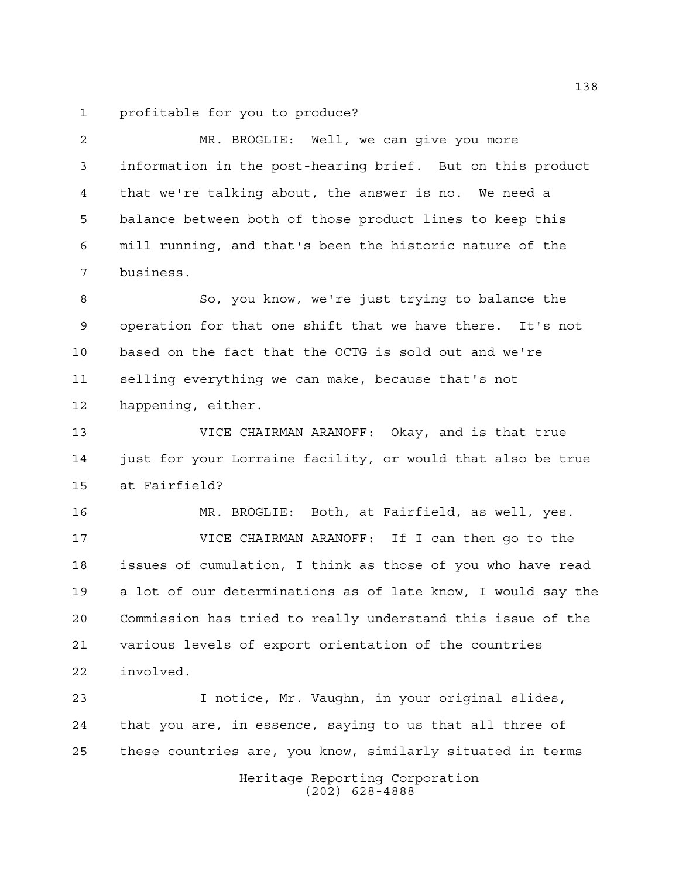profitable for you to produce?

MR. BROGLIE: Well, we can give you more information in the post-hearing brief. But on this product that we're talking about, the answer is no. We need a balance between both of those product lines to keep this mill running, and that's been the historic nature of the business.

So, you know, we're just trying to balance the operation for that one shift that we have there. It's not based on the fact that the OCTG is sold out and we're selling everything we can make, because that's not happening, either.

VICE CHAIRMAN ARANOFF: Okay, and is that true just for your Lorraine facility, or would that also be true at Fairfield?

MR. BROGLIE: Both, at Fairfield, as well, yes.

VICE CHAIRMAN ARANOFF: If I can then go to the issues of cumulation, I think as those of you who have read a lot of our determinations as of late know, I would say the Commission has tried to really understand this issue of the various levels of export orientation of the countries involved.

I notice, Mr. Vaughn, in your original slides, that you are, in essence, saying to us that all three of these countries are, you know, similarly situated in terms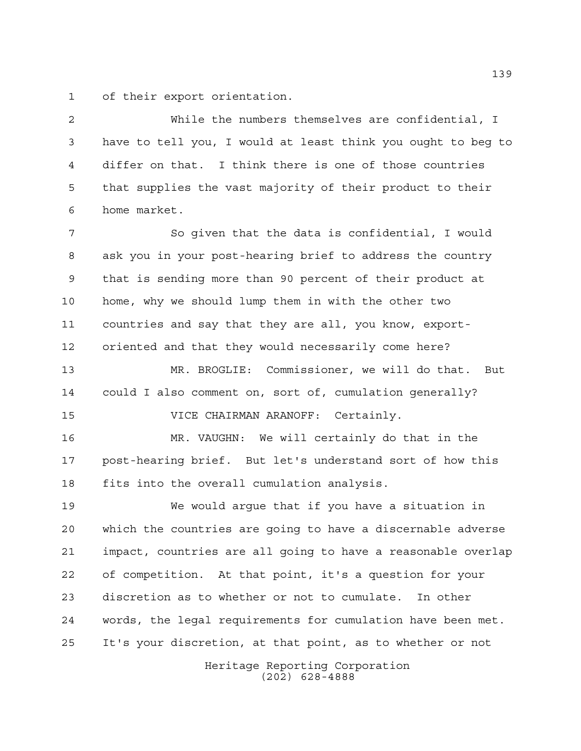of their export orientation.

While the numbers themselves are confidential, I have to tell you, I would at least think you ought to beg to differ on that. I think there is one of those countries that supplies the vast majority of their product to their home market.

So given that the data is confidential, I would ask you in your post-hearing brief to address the country that is sending more than 90 percent of their product at home, why we should lump them in with the other two countries and say that they are all, you know, export-oriented and that they would necessarily come here?

MR. BROGLIE: Commissioner, we will do that. But could I also comment on, sort of, cumulation generally?

VICE CHAIRMAN ARANOFF: Certainly.

MR. VAUGHN: We will certainly do that in the post-hearing brief. But let's understand sort of how this fits into the overall cumulation analysis.

We would argue that if you have a situation in which the countries are going to have a discernable adverse impact, countries are all going to have a reasonable overlap of competition. At that point, it's a question for your discretion as to whether or not to cumulate. In other words, the legal requirements for cumulation have been met. It's your discretion, at that point, as to whether or not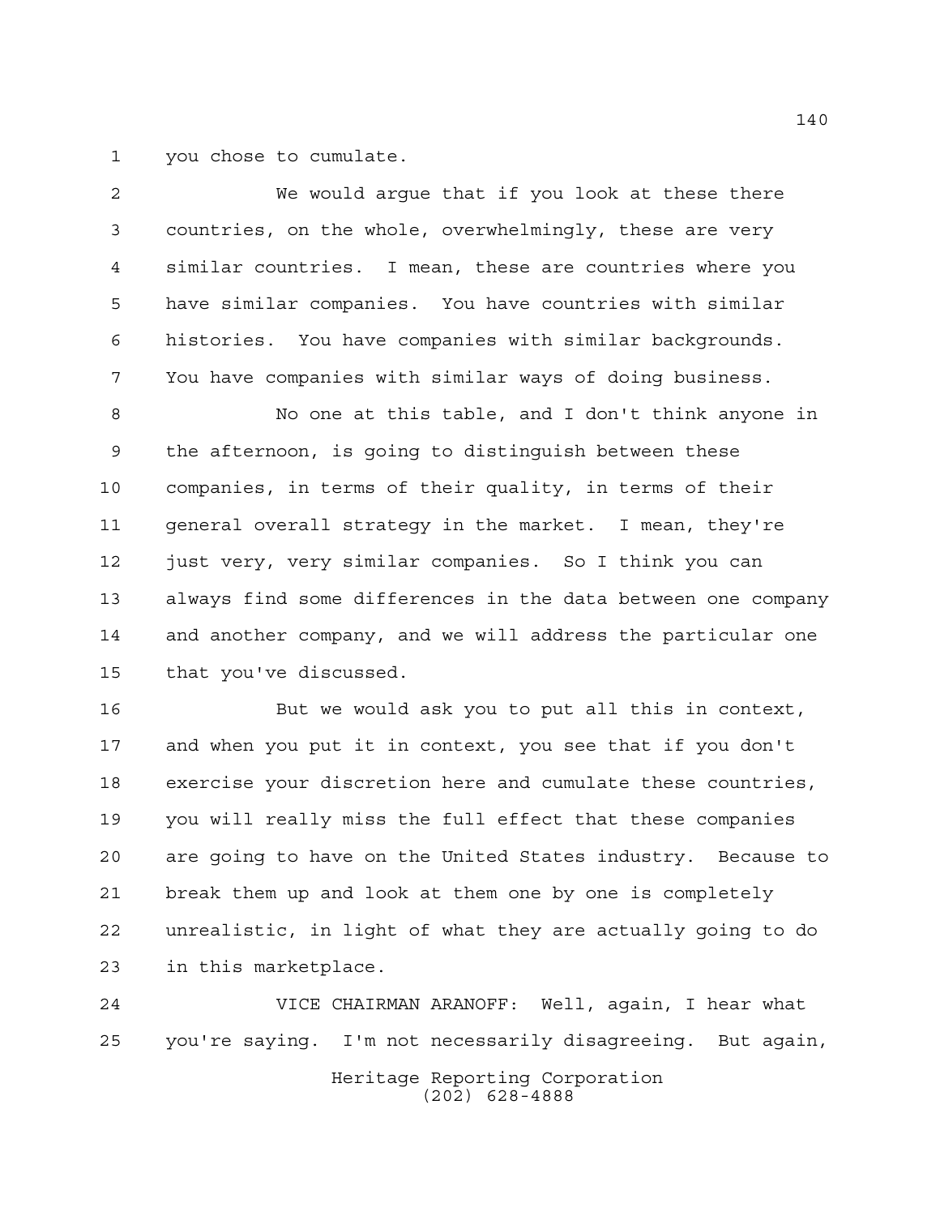you chose to cumulate.

We would argue that if you look at these there countries, on the whole, overwhelmingly, these are very similar countries. I mean, these are countries where you have similar companies. You have countries with similar histories. You have companies with similar backgrounds. You have companies with similar ways of doing business.

No one at this table, and I don't think anyone in the afternoon, is going to distinguish between these companies, in terms of their quality, in terms of their general overall strategy in the market. I mean, they're just very, very similar companies. So I think you can always find some differences in the data between one company and another company, and we will address the particular one that you've discussed.

But we would ask you to put all this in context, and when you put it in context, you see that if you don't exercise your discretion here and cumulate these countries, you will really miss the full effect that these companies are going to have on the United States industry. Because to break them up and look at them one by one is completely unrealistic, in light of what they are actually going to do in this marketplace.

VICE CHAIRMAN ARANOFF: Well, again, I hear what you're saying. I'm not necessarily disagreeing. But again,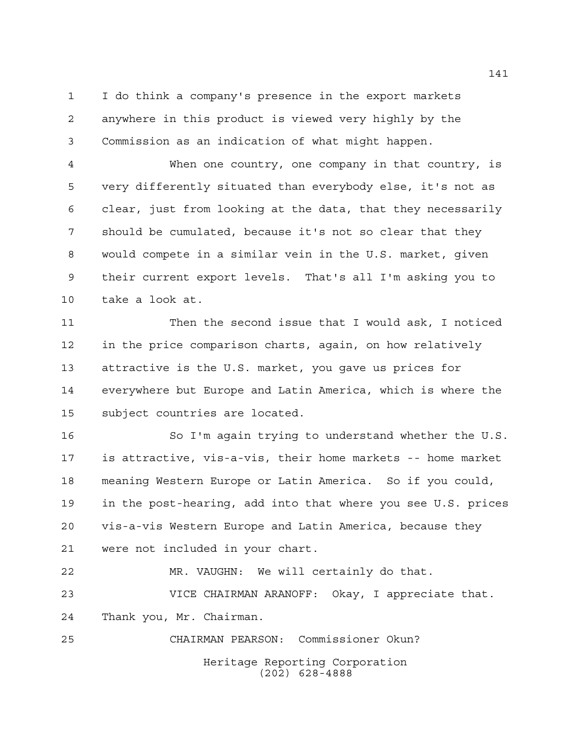I do think a company's presence in the export markets anywhere in this product is viewed very highly by the Commission as an indication of what might happen.

When one country, one company in that country, is very differently situated than everybody else, it's not as clear, just from looking at the data, that they necessarily should be cumulated, because it's not so clear that they would compete in a similar vein in the U.S. market, given their current export levels. That's all I'm asking you to take a look at.

Then the second issue that I would ask, I noticed in the price comparison charts, again, on how relatively attractive is the U.S. market, you gave us prices for everywhere but Europe and Latin America, which is where the subject countries are located.

So I'm again trying to understand whether the U.S. is attractive, vis-a-vis, their home markets -- home market meaning Western Europe or Latin America. So if you could, in the post-hearing, add into that where you see U.S. prices vis-a-vis Western Europe and Latin America, because they were not included in your chart.

MR. VAUGHN: We will certainly do that.

VICE CHAIRMAN ARANOFF: Okay, I appreciate that. Thank you, Mr. Chairman.

CHAIRMAN PEARSON: Commissioner Okun?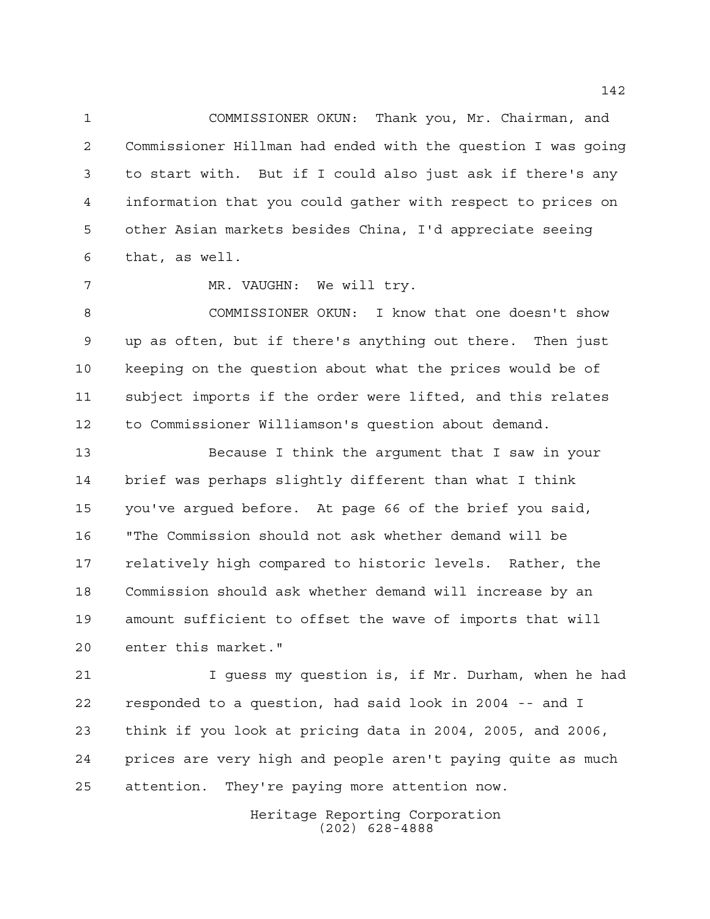COMMISSIONER OKUN: Thank you, Mr. Chairman, and Commissioner Hillman had ended with the question I was going to start with. But if I could also just ask if there's any information that you could gather with respect to prices on other Asian markets besides China, I'd appreciate seeing that, as well.

MR. VAUGHN: We will try.

COMMISSIONER OKUN: I know that one doesn't show up as often, but if there's anything out there. Then just keeping on the question about what the prices would be of subject imports if the order were lifted, and this relates to Commissioner Williamson's question about demand.

Because I think the argument that I saw in your brief was perhaps slightly different than what I think you've argued before. At page 66 of the brief you said, "The Commission should not ask whether demand will be relatively high compared to historic levels. Rather, the Commission should ask whether demand will increase by an amount sufficient to offset the wave of imports that will enter this market."

I guess my question is, if Mr. Durham, when he had responded to a question, had said look in 2004 -- and I think if you look at pricing data in 2004, 2005, and 2006, prices are very high and people aren't paying quite as much attention. They're paying more attention now.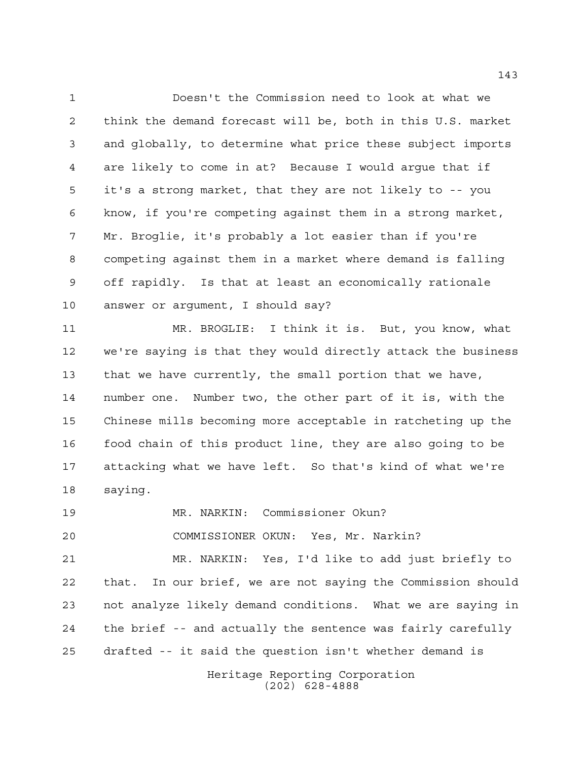Doesn't the Commission need to look at what we think the demand forecast will be, both in this U.S. market and globally, to determine what price these subject imports are likely to come in at? Because I would argue that if it's a strong market, that they are not likely to -- you know, if you're competing against them in a strong market, Mr. Broglie, it's probably a lot easier than if you're competing against them in a market where demand is falling off rapidly. Is that at least an economically rationale answer or argument, I should say?

MR. BROGLIE: I think it is. But, you know, what we're saying is that they would directly attack the business that we have currently, the small portion that we have, number one. Number two, the other part of it is, with the Chinese mills becoming more acceptable in ratcheting up the food chain of this product line, they are also going to be attacking what we have left. So that's kind of what we're saying.

MR. NARKIN: Commissioner Okun?

COMMISSIONER OKUN: Yes, Mr. Narkin?

MR. NARKIN: Yes, I'd like to add just briefly to that. In our brief, we are not saying the Commission should not analyze likely demand conditions. What we are saying in the brief -- and actually the sentence was fairly carefully drafted -- it said the question isn't whether demand is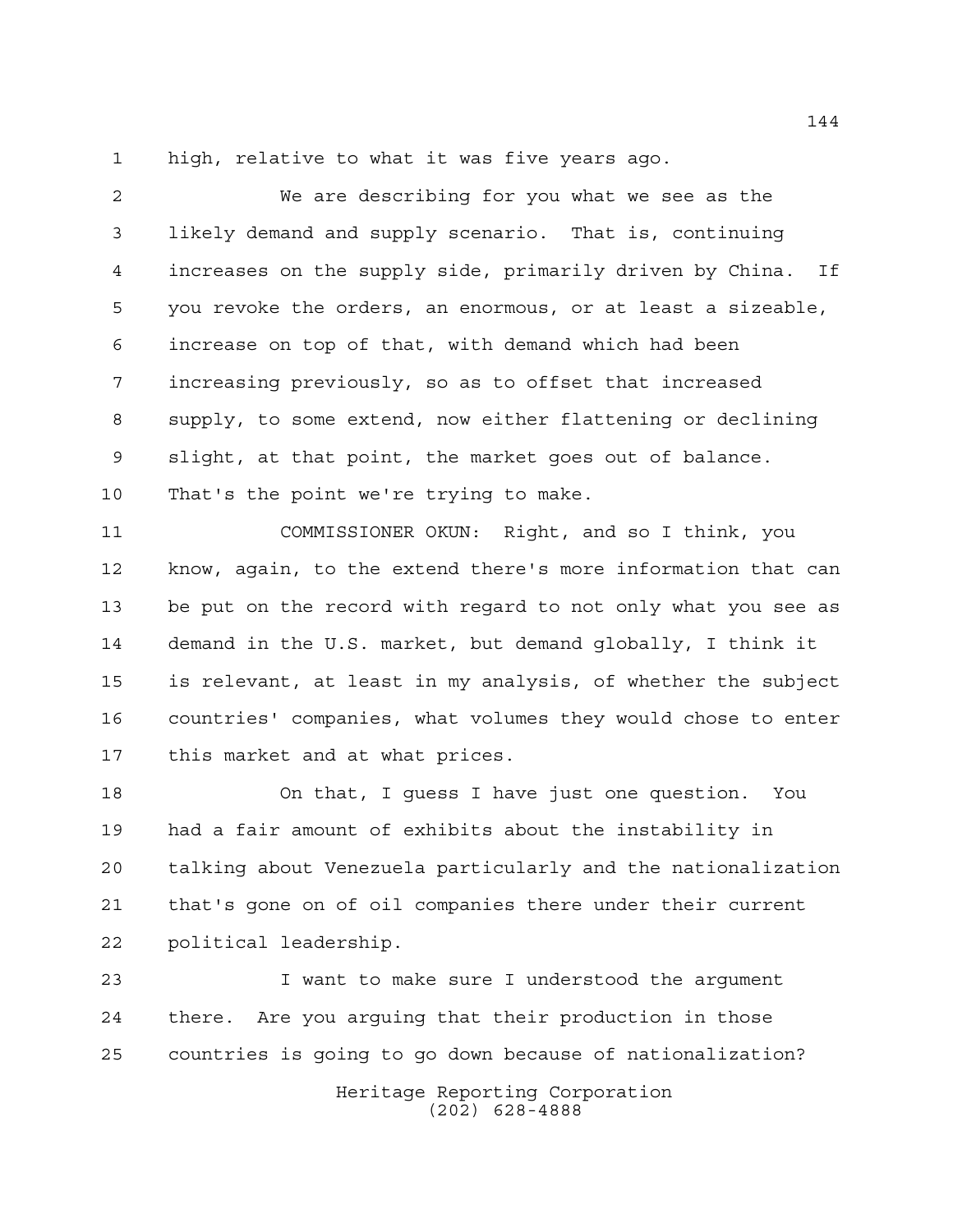high, relative to what it was five years ago.

We are describing for you what we see as the likely demand and supply scenario. That is, continuing increases on the supply side, primarily driven by China. If you revoke the orders, an enormous, or at least a sizeable, increase on top of that, with demand which had been increasing previously, so as to offset that increased supply, to some extend, now either flattening or declining slight, at that point, the market goes out of balance. That's the point we're trying to make.

COMMISSIONER OKUN: Right, and so I think, you know, again, to the extend there's more information that can be put on the record with regard to not only what you see as demand in the U.S. market, but demand globally, I think it is relevant, at least in my analysis, of whether the subject countries' companies, what volumes they would chose to enter this market and at what prices.

On that, I guess I have just one question. You had a fair amount of exhibits about the instability in talking about Venezuela particularly and the nationalization that's gone on of oil companies there under their current political leadership.

I want to make sure I understood the argument there. Are you arguing that their production in those countries is going to go down because of nationalization?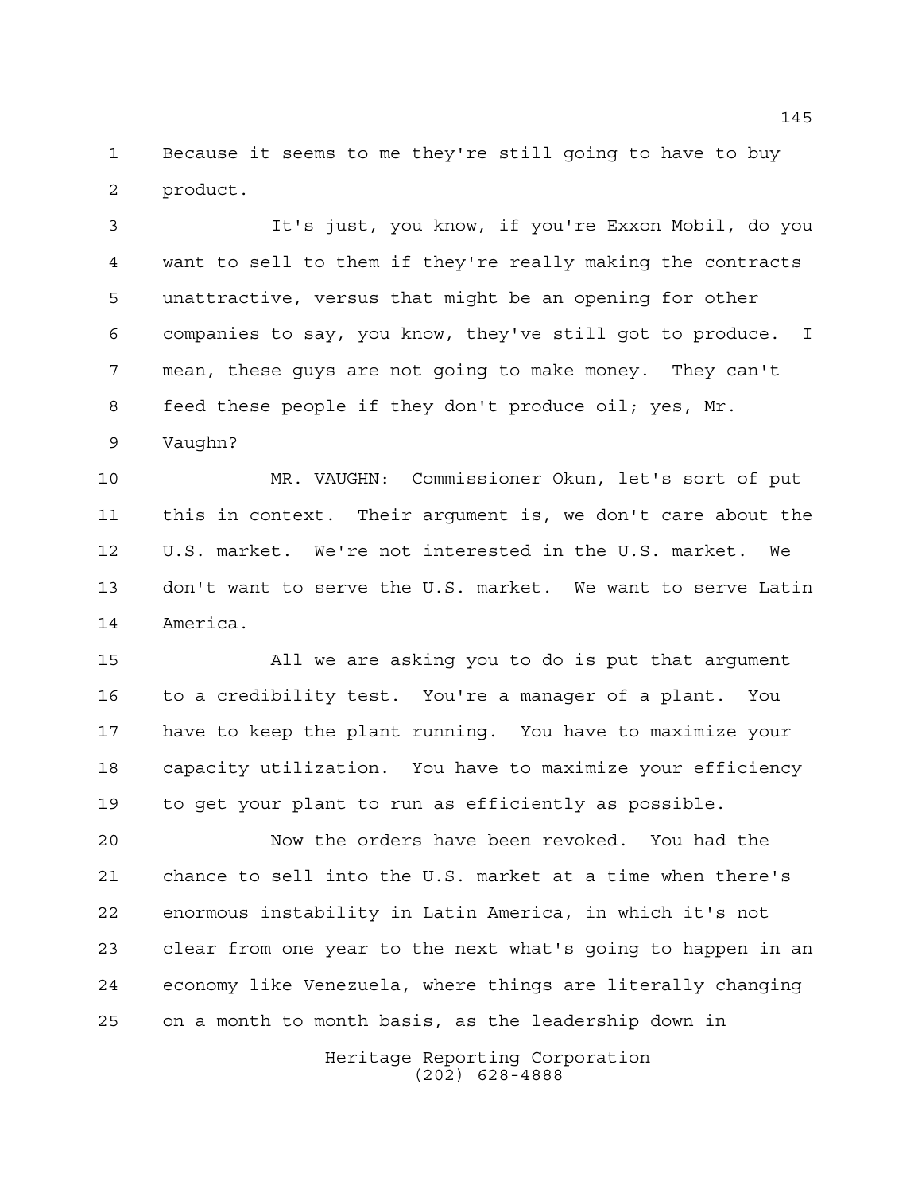Because it seems to me they're still going to have to buy product.

It's just, you know, if you're Exxon Mobil, do you want to sell to them if they're really making the contracts unattractive, versus that might be an opening for other companies to say, you know, they've still got to produce. I mean, these guys are not going to make money. They can't feed these people if they don't produce oil; yes, Mr. Vaughn?

MR. VAUGHN: Commissioner Okun, let's sort of put this in context. Their argument is, we don't care about the U.S. market. We're not interested in the U.S. market. We don't want to serve the U.S. market. We want to serve Latin America.

All we are asking you to do is put that argument to a credibility test. You're a manager of a plant. You have to keep the plant running. You have to maximize your capacity utilization. You have to maximize your efficiency to get your plant to run as efficiently as possible.

Now the orders have been revoked. You had the chance to sell into the U.S. market at a time when there's enormous instability in Latin America, in which it's not clear from one year to the next what's going to happen in an economy like Venezuela, where things are literally changing on a month to month basis, as the leadership down in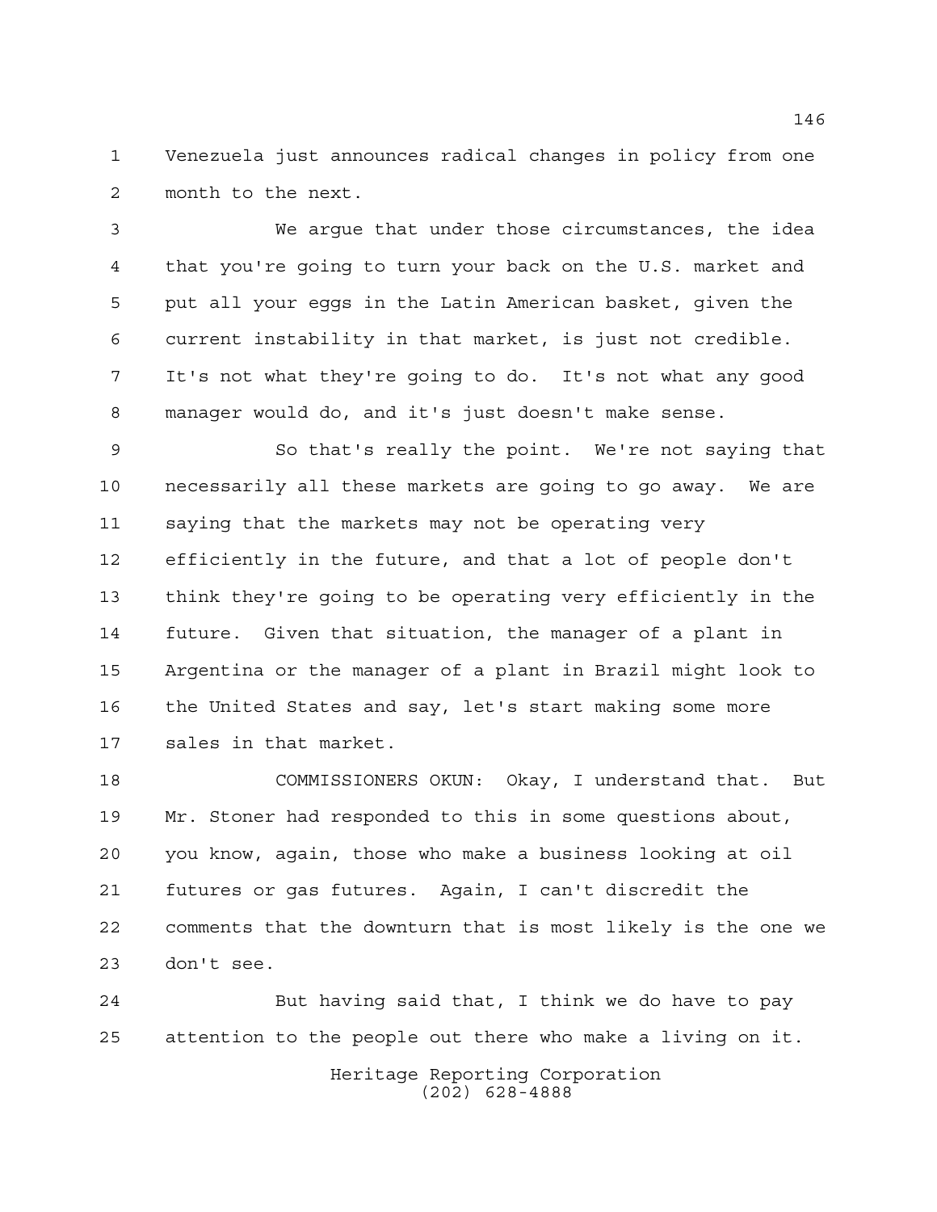Venezuela just announces radical changes in policy from one month to the next.

We argue that under those circumstances, the idea that you're going to turn your back on the U.S. market and put all your eggs in the Latin American basket, given the current instability in that market, is just not credible. It's not what they're going to do. It's not what any good manager would do, and it's just doesn't make sense.

So that's really the point. We're not saying that necessarily all these markets are going to go away. We are saying that the markets may not be operating very efficiently in the future, and that a lot of people don't think they're going to be operating very efficiently in the future. Given that situation, the manager of a plant in Argentina or the manager of a plant in Brazil might look to the United States and say, let's start making some more sales in that market.

COMMISSIONERS OKUN: Okay, I understand that. But Mr. Stoner had responded to this in some questions about, you know, again, those who make a business looking at oil futures or gas futures. Again, I can't discredit the comments that the downturn that is most likely is the one we don't see.

But having said that, I think we do have to pay attention to the people out there who make a living on it.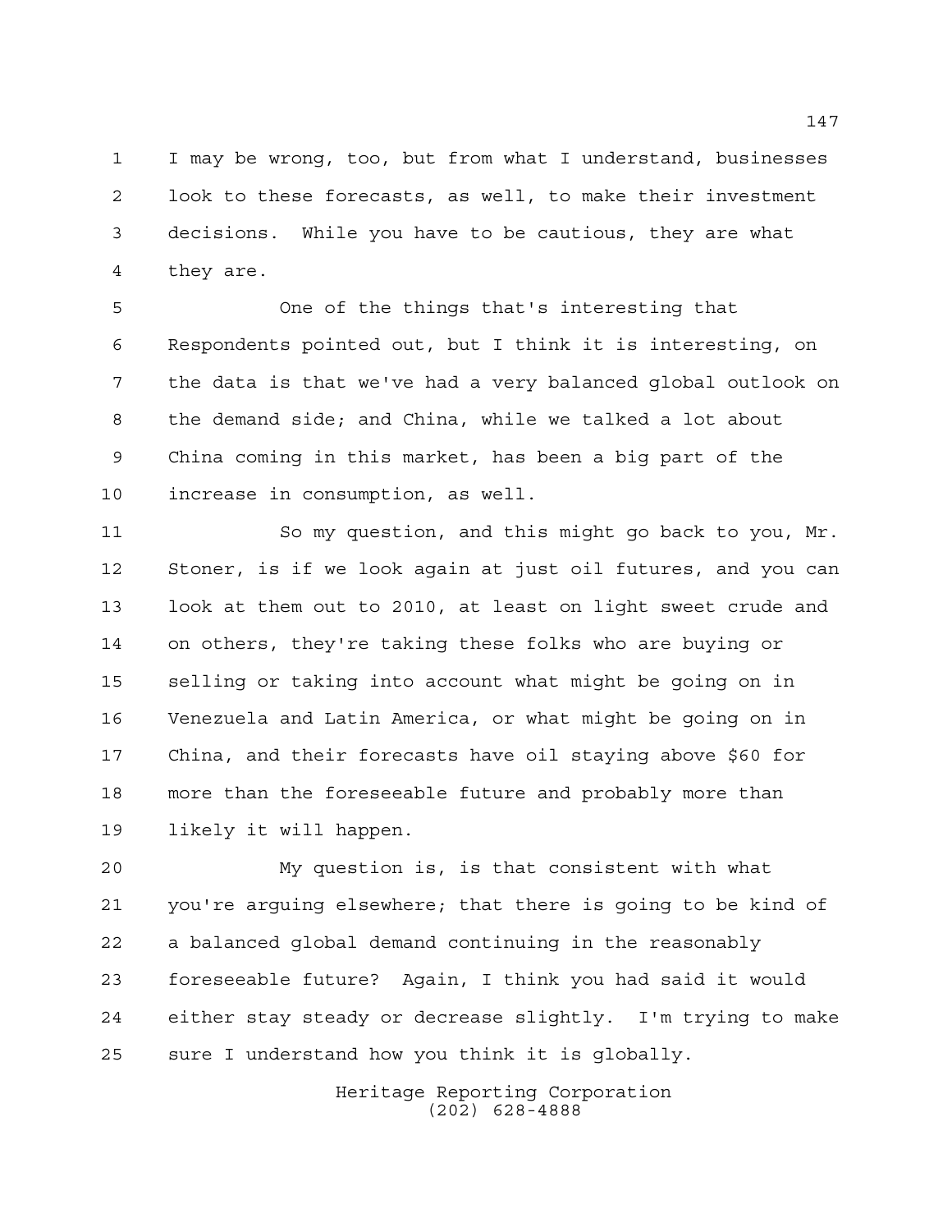I may be wrong, too, but from what I understand, businesses look to these forecasts, as well, to make their investment decisions. While you have to be cautious, they are what they are.

One of the things that's interesting that Respondents pointed out, but I think it is interesting, on the data is that we've had a very balanced global outlook on the demand side; and China, while we talked a lot about China coming in this market, has been a big part of the increase in consumption, as well.

So my question, and this might go back to you, Mr. Stoner, is if we look again at just oil futures, and you can look at them out to 2010, at least on light sweet crude and on others, they're taking these folks who are buying or selling or taking into account what might be going on in Venezuela and Latin America, or what might be going on in China, and their forecasts have oil staying above $60 for more than the foreseeable future and probably more than likely it will happen.

My question is, is that consistent with what you're arguing elsewhere; that there is going to be kind of a balanced global demand continuing in the reasonably foreseeable future? Again, I think you had said it would either stay steady or decrease slightly. I'm trying to make sure I understand how you think it is globally.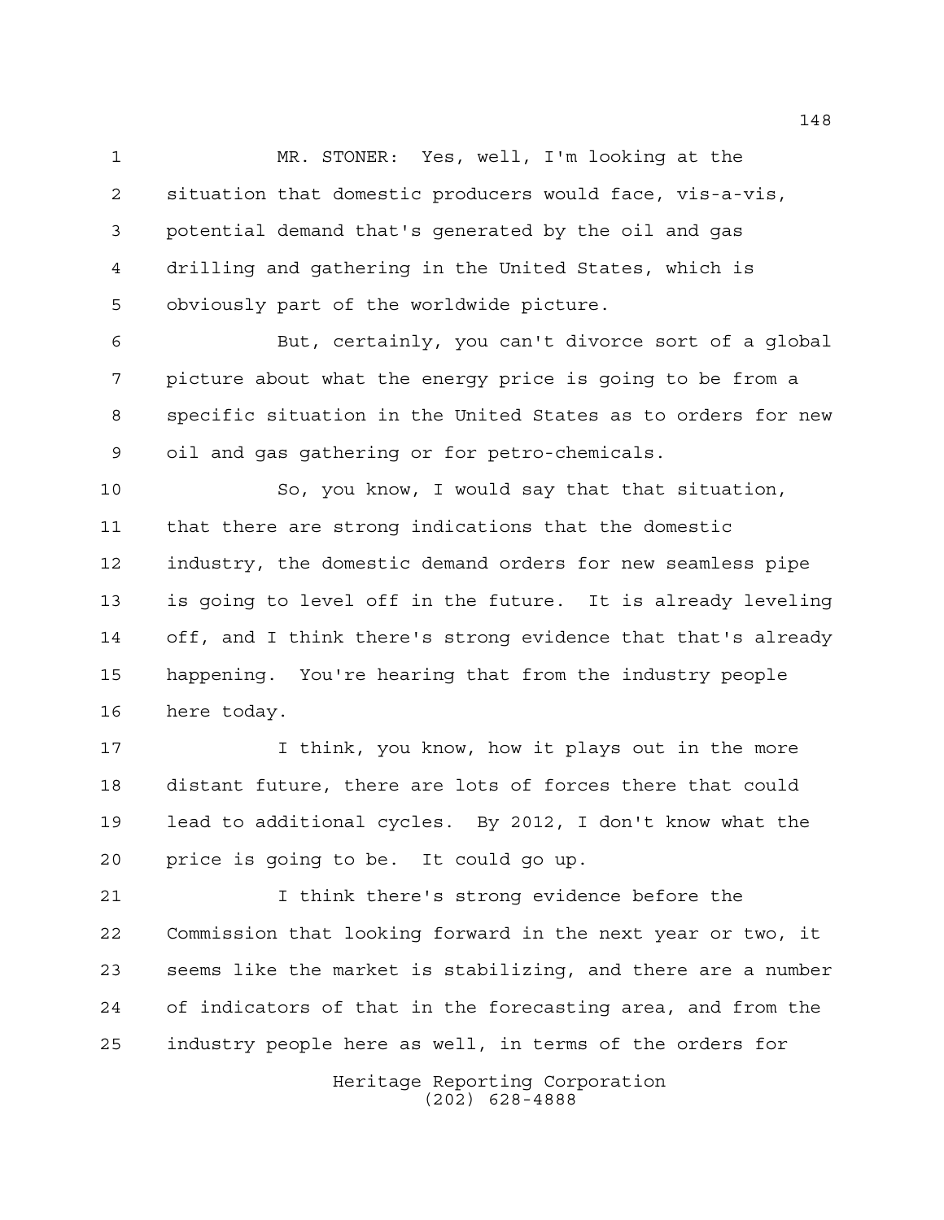MR. STONER: Yes, well, I'm looking at the situation that domestic producers would face, vis-a-vis, potential demand that's generated by the oil and gas drilling and gathering in the United States, which is obviously part of the worldwide picture.

But, certainly, you can't divorce sort of a global picture about what the energy price is going to be from a specific situation in the United States as to orders for new oil and gas gathering or for petro-chemicals.

So, you know, I would say that that situation, that there are strong indications that the domestic industry, the domestic demand orders for new seamless pipe is going to level off in the future. It is already leveling off, and I think there's strong evidence that that's already happening. You're hearing that from the industry people here today.

I think, you know, how it plays out in the more distant future, there are lots of forces there that could lead to additional cycles. By 2012, I don't know what the price is going to be. It could go up.

I think there's strong evidence before the Commission that looking forward in the next year or two, it seems like the market is stabilizing, and there are a number of indicators of that in the forecasting area, and from the industry people here as well, in terms of the orders for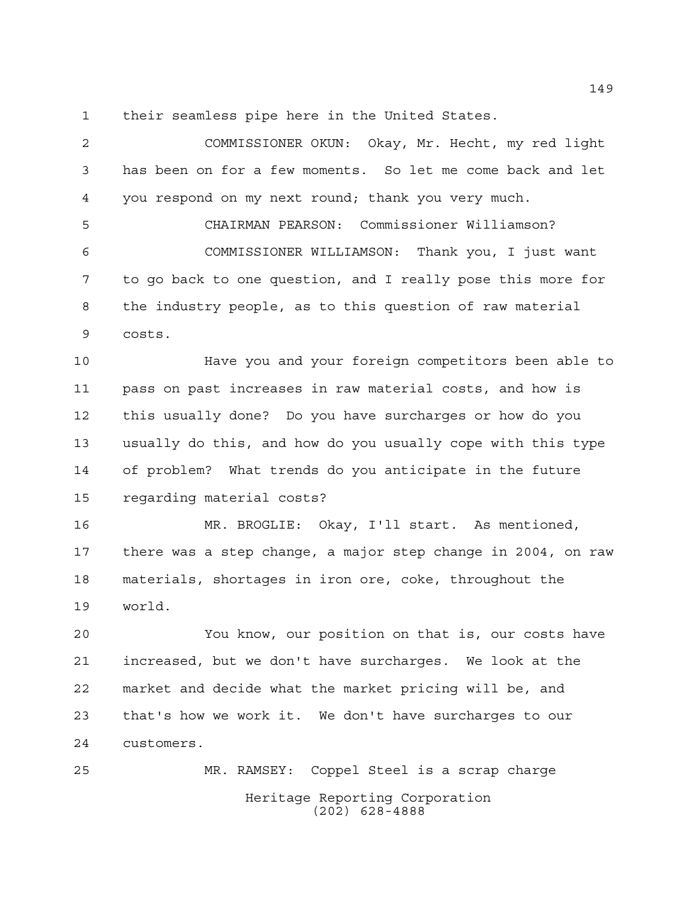their seamless pipe here in the United States.

COMMISSIONER OKUN: Okay, Mr. Hecht, my red light has been on for a few moments. So let me come back and let you respond on my next round; thank you very much.

CHAIRMAN PEARSON: Commissioner Williamson?

COMMISSIONER WILLIAMSON: Thank you, I just want to go back to one question, and I really pose this more for the industry people, as to this question of raw material costs.

Have you and your foreign competitors been able to pass on past increases in raw material costs, and how is this usually done? Do you have surcharges or how do you usually do this, and how do you usually cope with this type of problem? What trends do you anticipate in the future regarding material costs?

MR. BROGLIE: Okay, I'll start. As mentioned, there was a step change, a major step change in 2004, on raw materials, shortages in iron ore, coke, throughout the world.

You know, our position on that is, our costs have increased, but we don't have surcharges. We look at the market and decide what the market pricing will be, and that's how we work it. We don't have surcharges to our customers.

MR. RAMSEY: Coppel Steel is a scrap charge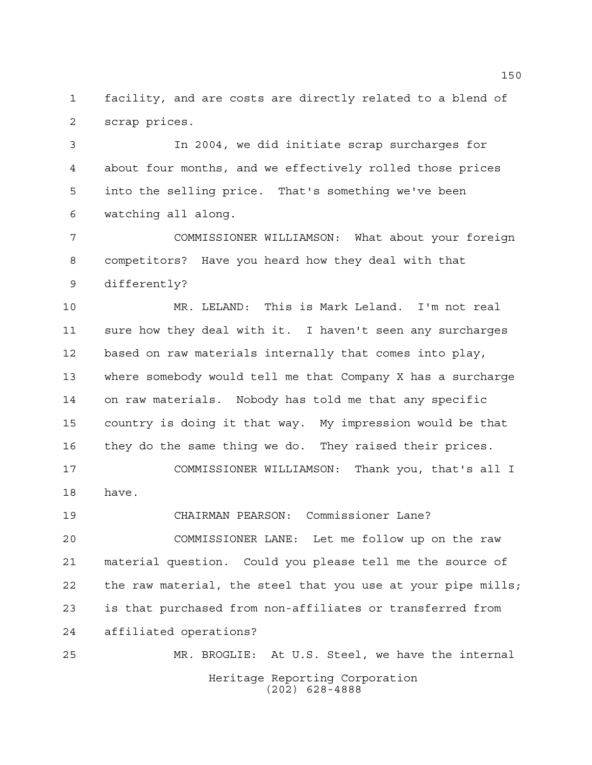facility, and are costs are directly related to a blend of scrap prices.

In 2004, we did initiate scrap surcharges for about four months, and we effectively rolled those prices into the selling price. That's something we've been watching all along.

COMMISSIONER WILLIAMSON: What about your foreign competitors? Have you heard how they deal with that differently?

MR. LELAND: This is Mark Leland. I'm not real sure how they deal with it. I haven't seen any surcharges based on raw materials internally that comes into play, where somebody would tell me that Company X has a surcharge on raw materials. Nobody has told me that any specific country is doing it that way. My impression would be that they do the same thing we do. They raised their prices.

COMMISSIONER WILLIAMSON: Thank you, that's all I have.

CHAIRMAN PEARSON: Commissioner Lane?

COMMISSIONER LANE: Let me follow up on the raw material question. Could you please tell me the source of the raw material, the steel that you use at your pipe mills; is that purchased from non-affiliates or transferred from affiliated operations?

MR. BROGLIE: At U.S. Steel, we have the internal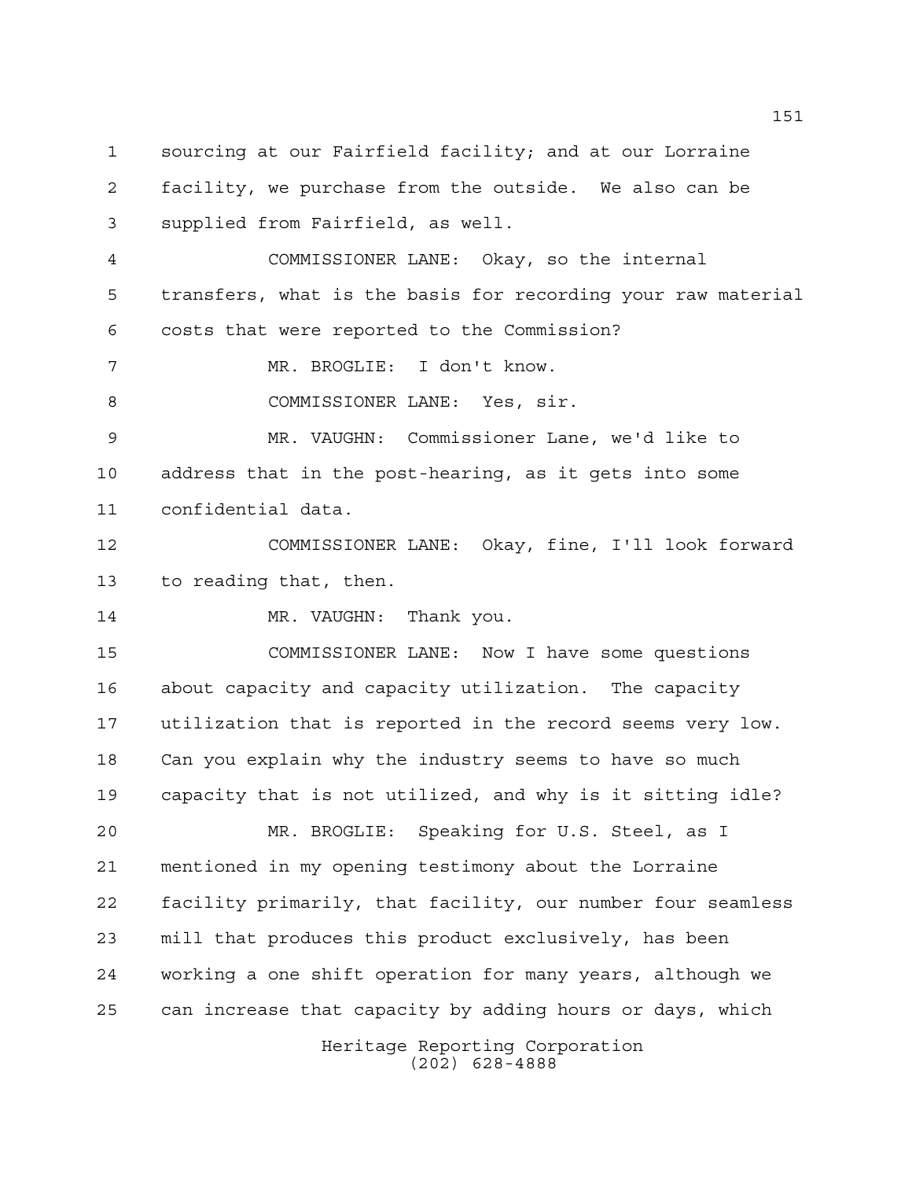sourcing at our Fairfield facility; and at our Lorraine facility, we purchase from the outside. We also can be supplied from Fairfield, as well.

COMMISSIONER LANE: Okay, so the internal transfers, what is the basis for recording your raw material costs that were reported to the Commission?

MR. BROGLIE: I don't know.

COMMISSIONER LANE: Yes, sir.

MR. VAUGHN: Commissioner Lane, we'd like to address that in the post-hearing, as it gets into some confidential data.

COMMISSIONER LANE: Okay, fine, I'll look forward to reading that, then.

MR. VAUGHN: Thank you.

COMMISSIONER LANE: Now I have some questions about capacity and capacity utilization. The capacity utilization that is reported in the record seems very low. Can you explain why the industry seems to have so much capacity that is not utilized, and why is it sitting idle?

MR. BROGLIE: Speaking for U.S. Steel, as I mentioned in my opening testimony about the Lorraine facility primarily, that facility, our number four seamless mill that produces this product exclusively, has been working a one shift operation for many years, although we can increase that capacity by adding hours or days, which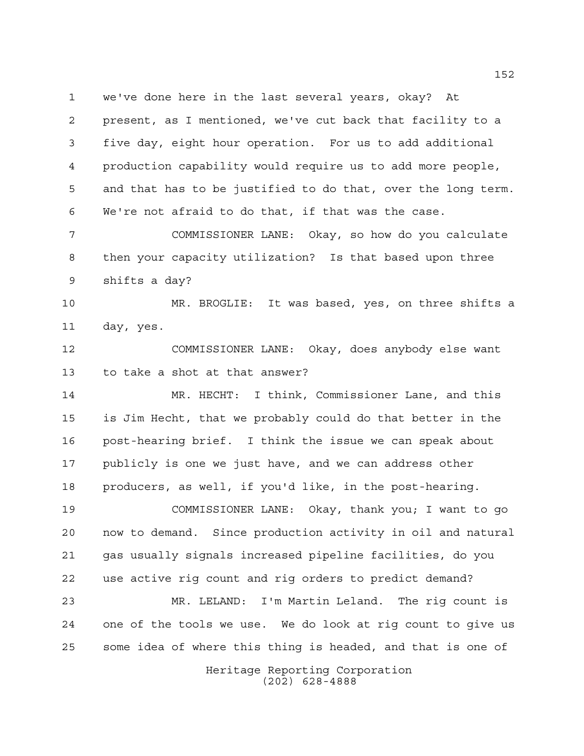we've done here in the last several years, okay? At present, as I mentioned, we've cut back that facility to a five day, eight hour operation. For us to add additional production capability would require us to add more people, and that has to be justified to do that, over the long term. We're not afraid to do that, if that was the case.

COMMISSIONER LANE: Okay, so how do you calculate then your capacity utilization? Is that based upon three shifts a day?

MR. BROGLIE: It was based, yes, on three shifts a day, yes.

COMMISSIONER LANE: Okay, does anybody else want to take a shot at that answer?

MR. HECHT: I think, Commissioner Lane, and this is Jim Hecht, that we probably could do that better in the post-hearing brief. I think the issue we can speak about publicly is one we just have, and we can address other producers, as well, if you'd like, in the post-hearing.

COMMISSIONER LANE: Okay, thank you; I want to go now to demand. Since production activity in oil and natural gas usually signals increased pipeline facilities, do you use active rig count and rig orders to predict demand?

MR. LELAND: I'm Martin Leland. The rig count is one of the tools we use. We do look at rig count to give us some idea of where this thing is headed, and that is one of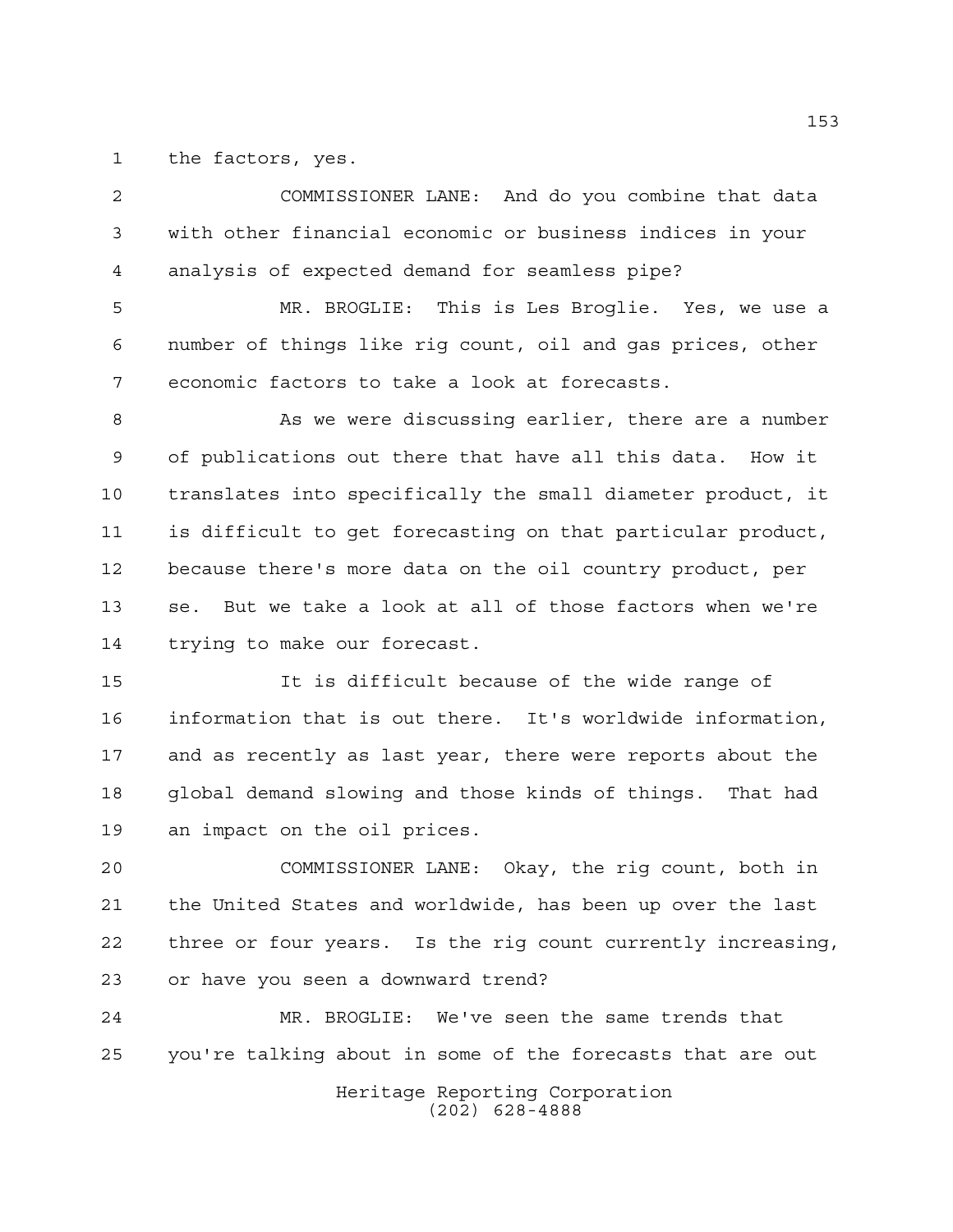the factors, yes.

COMMISSIONER LANE: And do you combine that data with other financial economic or business indices in your analysis of expected demand for seamless pipe?

MR. BROGLIE: This is Les Broglie. Yes, we use a number of things like rig count, oil and gas prices, other economic factors to take a look at forecasts.

As we were discussing earlier, there are a number of publications out there that have all this data. How it translates into specifically the small diameter product, it is difficult to get forecasting on that particular product, because there's more data on the oil country product, per se. But we take a look at all of those factors when we're trying to make our forecast.

It is difficult because of the wide range of information that is out there. It's worldwide information, and as recently as last year, there were reports about the global demand slowing and those kinds of things. That had an impact on the oil prices.

COMMISSIONER LANE: Okay, the rig count, both in the United States and worldwide, has been up over the last three or four years. Is the rig count currently increasing, or have you seen a downward trend?

MR. BROGLIE: We've seen the same trends that you're talking about in some of the forecasts that are out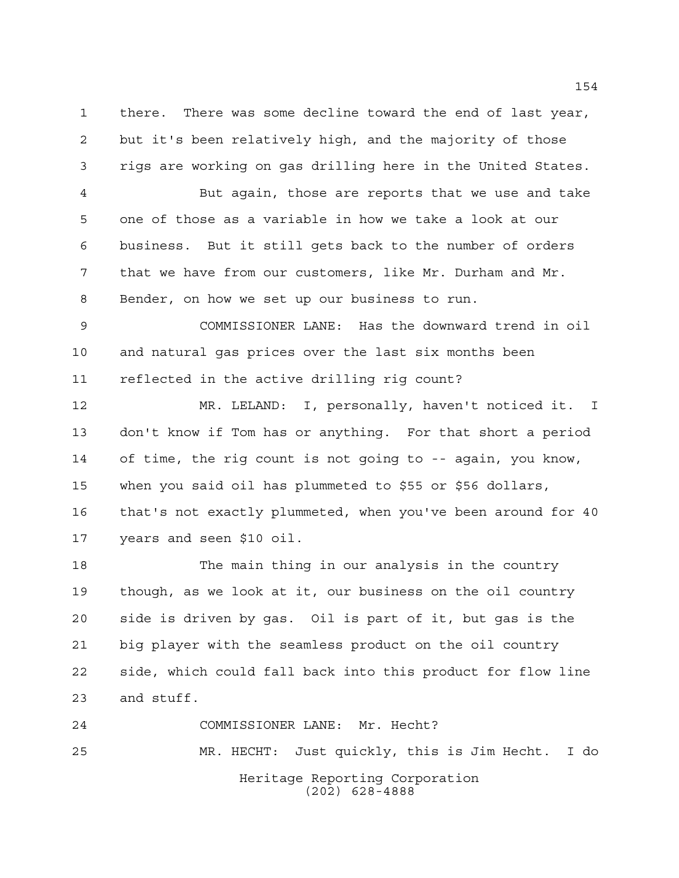there. There was some decline toward the end of last year, but it's been relatively high, and the majority of those rigs are working on gas drilling here in the United States.

But again, those are reports that we use and take one of those as a variable in how we take a look at our business. But it still gets back to the number of orders that we have from our customers, like Mr. Durham and Mr. Bender, on how we set up our business to run.

COMMISSIONER LANE: Has the downward trend in oil and natural gas prices over the last six months been reflected in the active drilling rig count?

MR. LELAND: I, personally, haven't noticed it. I don't know if Tom has or anything. For that short a period of time, the rig count is not going to -- again, you know, when you said oil has plummeted to $55 or $56 dollars, that's not exactly plummeted, when you've been around for 40 years and seen $10 oil.

The main thing in our analysis in the country though, as we look at it, our business on the oil country side is driven by gas. Oil is part of it, but gas is the big player with the seamless product on the oil country side, which could fall back into this product for flow line and stuff.

COMMISSIONER LANE: Mr. Hecht?

MR. HECHT: Just quickly, this is Jim Hecht. I do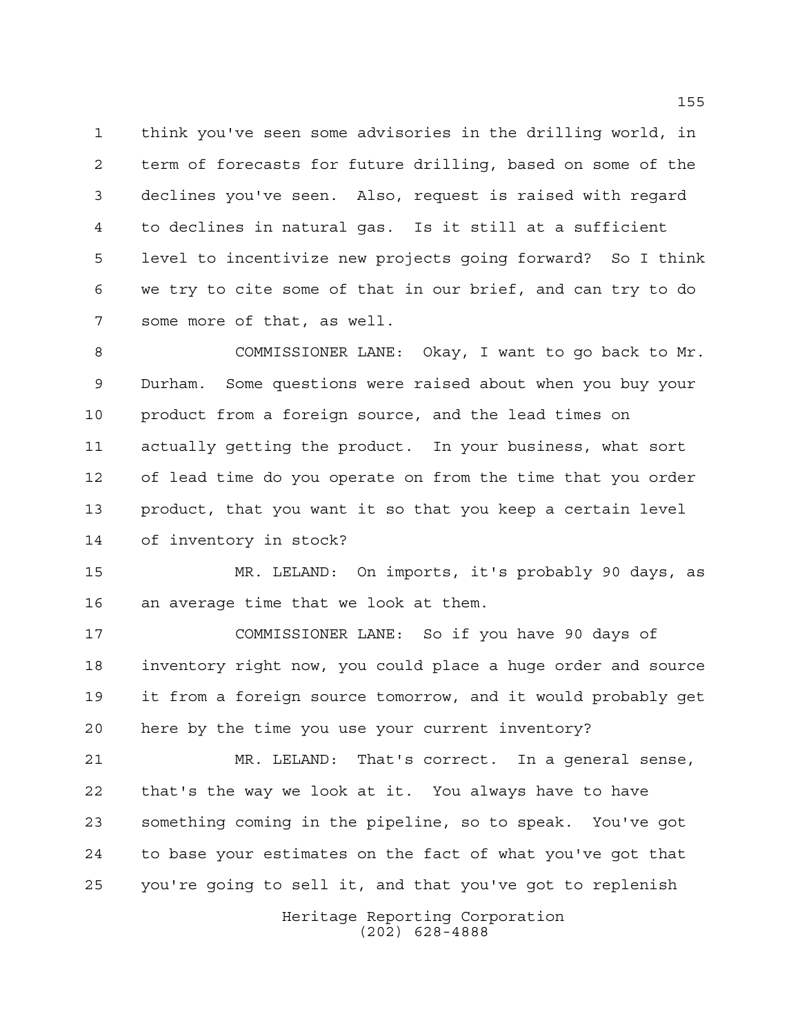think you've seen some advisories in the drilling world, in term of forecasts for future drilling, based on some of the declines you've seen. Also, request is raised with regard to declines in natural gas. Is it still at a sufficient level to incentivize new projects going forward? So I think we try to cite some of that in our brief, and can try to do some more of that, as well.

COMMISSIONER LANE: Okay, I want to go back to Mr. Durham. Some questions were raised about when you buy your product from a foreign source, and the lead times on actually getting the product. In your business, what sort of lead time do you operate on from the time that you order product, that you want it so that you keep a certain level of inventory in stock?

MR. LELAND: On imports, it's probably 90 days, as an average time that we look at them.

COMMISSIONER LANE: So if you have 90 days of inventory right now, you could place a huge order and source it from a foreign source tomorrow, and it would probably get here by the time you use your current inventory?

MR. LELAND: That's correct. In a general sense, that's the way we look at it. You always have to have something coming in the pipeline, so to speak. You've got to base your estimates on the fact of what you've got that you're going to sell it, and that you've got to replenish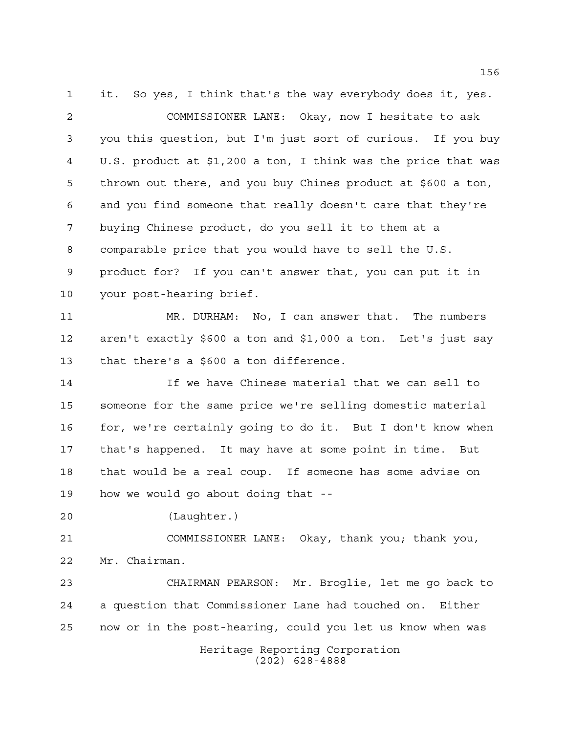it. So yes, I think that's the way everybody does it, yes.

COMMISSIONER LANE: Okay, now I hesitate to ask you this question, but I'm just sort of curious. If you buy U.S. product at $1,200 a ton, I think was the price that was thrown out there, and you buy Chines product at $600 a ton, and you find someone that really doesn't care that they're buying Chinese product, do you sell it to them at a comparable price that you would have to sell the U.S. product for? If you can't answer that, you can put it in your post-hearing brief.

MR. DURHAM: No, I can answer that. The numbers aren't exactly $600 a ton and $1,000 a ton. Let's just say that there's a $600 a ton difference.

If we have Chinese material that we can sell to someone for the same price we're selling domestic material for, we're certainly going to do it. But I don't know when that's happened. It may have at some point in time. But that would be a real coup. If someone has some advise on how we would go about doing that --

(Laughter.)

COMMISSIONER LANE: Okay, thank you; thank you, Mr. Chairman.

CHAIRMAN PEARSON: Mr. Broglie, let me go back to a question that Commissioner Lane had touched on. Either now or in the post-hearing, could you let us know when was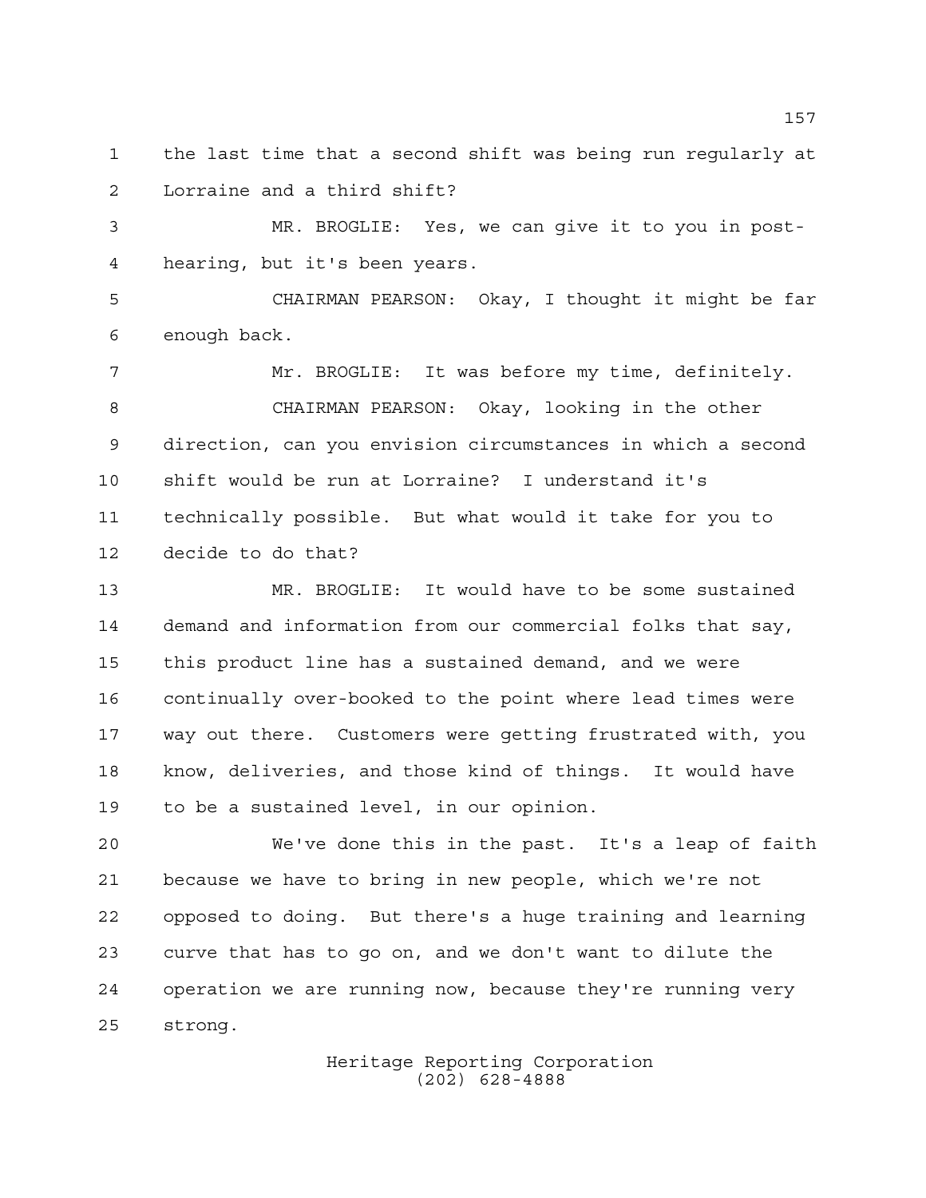the last time that a second shift was being run regularly at Lorraine and a third shift?

MR. BROGLIE: Yes, we can give it to you in post-hearing, but it's been years.

CHAIRMAN PEARSON: Okay, I thought it might be far enough back.

Mr. BROGLIE: It was before my time, definitely.

CHAIRMAN PEARSON: Okay, looking in the other direction, can you envision circumstances in which a second shift would be run at Lorraine? I understand it's technically possible. But what would it take for you to decide to do that?

MR. BROGLIE: It would have to be some sustained demand and information from our commercial folks that say, this product line has a sustained demand, and we were continually over-booked to the point where lead times were way out there. Customers were getting frustrated with, you know, deliveries, and those kind of things. It would have to be a sustained level, in our opinion.

We've done this in the past. It's a leap of faith because we have to bring in new people, which we're not opposed to doing. But there's a huge training and learning curve that has to go on, and we don't want to dilute the operation we are running now, because they're running very strong.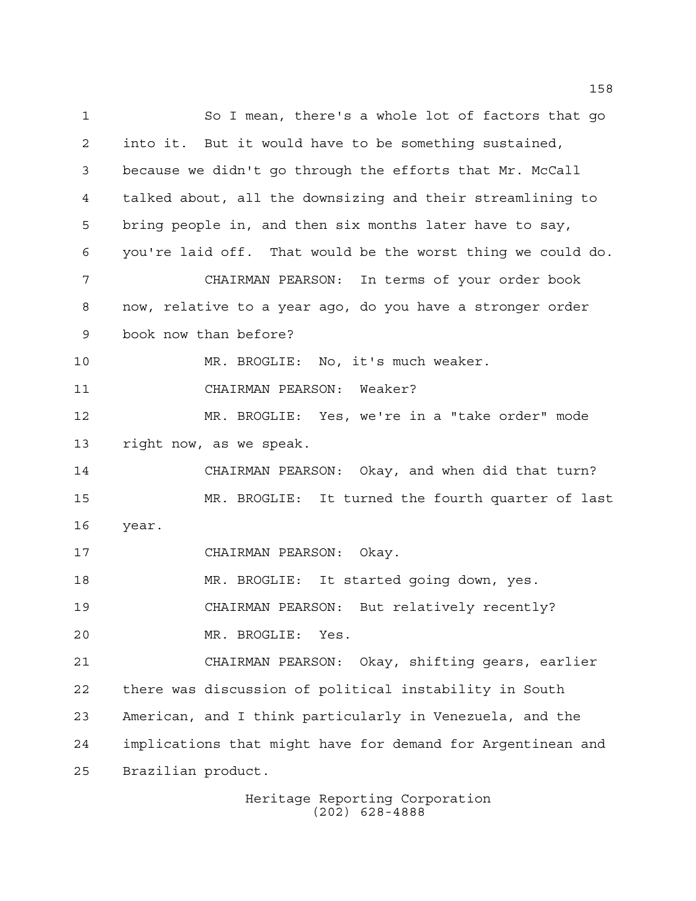So I mean, there's a whole lot of factors that go into it. But it would have to be something sustained, because we didn't go through the efforts that Mr. McCall talked about, all the downsizing and their streamlining to bring people in, and then six months later have to say, you're laid off. That would be the worst thing we could do.

CHAIRMAN PEARSON: In terms of your order book now, relative to a year ago, do you have a stronger order book now than before?

MR. BROGLIE: No, it's much weaker.

CHAIRMAN PEARSON: Weaker?

MR. BROGLIE: Yes, we're in a "take order" mode right now, as we speak.

CHAIRMAN PEARSON: Okay, and when did that turn?

MR. BROGLIE: It turned the fourth quarter of last year.

CHAIRMAN PEARSON: Okay.

MR. BROGLIE: It started going down, yes.

CHAIRMAN PEARSON: But relatively recently?

MR. BROGLIE: Yes.

CHAIRMAN PEARSON: Okay, shifting gears, earlier there was discussion of political instability in South American, and I think particularly in Venezuela, and the implications that might have for demand for Argentinean and Brazilian product.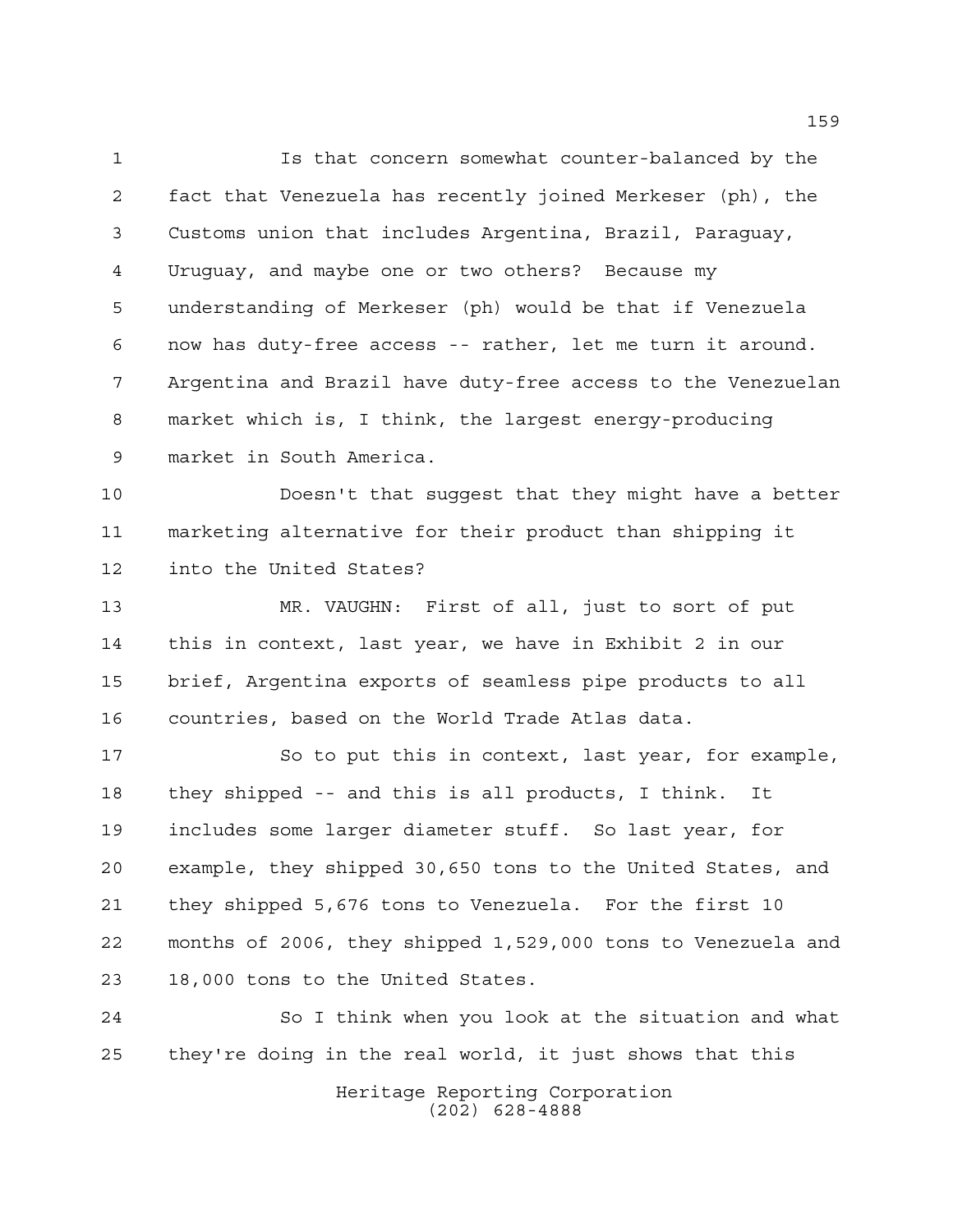Is that concern somewhat counter-balanced by the fact that Venezuela has recently joined Merkeser (ph), the Customs union that includes Argentina, Brazil, Paraguay, Uruguay, and maybe one or two others? Because my understanding of Merkeser (ph) would be that if Venezuela now has duty-free access -- rather, let me turn it around. Argentina and Brazil have duty-free access to the Venezuelan market which is, I think, the largest energy-producing market in South America.

Doesn't that suggest that they might have a better marketing alternative for their product than shipping it into the United States?

MR. VAUGHN: First of all, just to sort of put this in context, last year, we have in Exhibit 2 in our brief, Argentina exports of seamless pipe products to all countries, based on the World Trade Atlas data.

So to put this in context, last year, for example, they shipped -- and this is all products, I think. It includes some larger diameter stuff. So last year, for example, they shipped 30,650 tons to the United States, and they shipped 5,676 tons to Venezuela. For the first 10 months of 2006, they shipped 1,529,000 tons to Venezuela and 18,000 tons to the United States.

So I think when you look at the situation and what they're doing in the real world, it just shows that this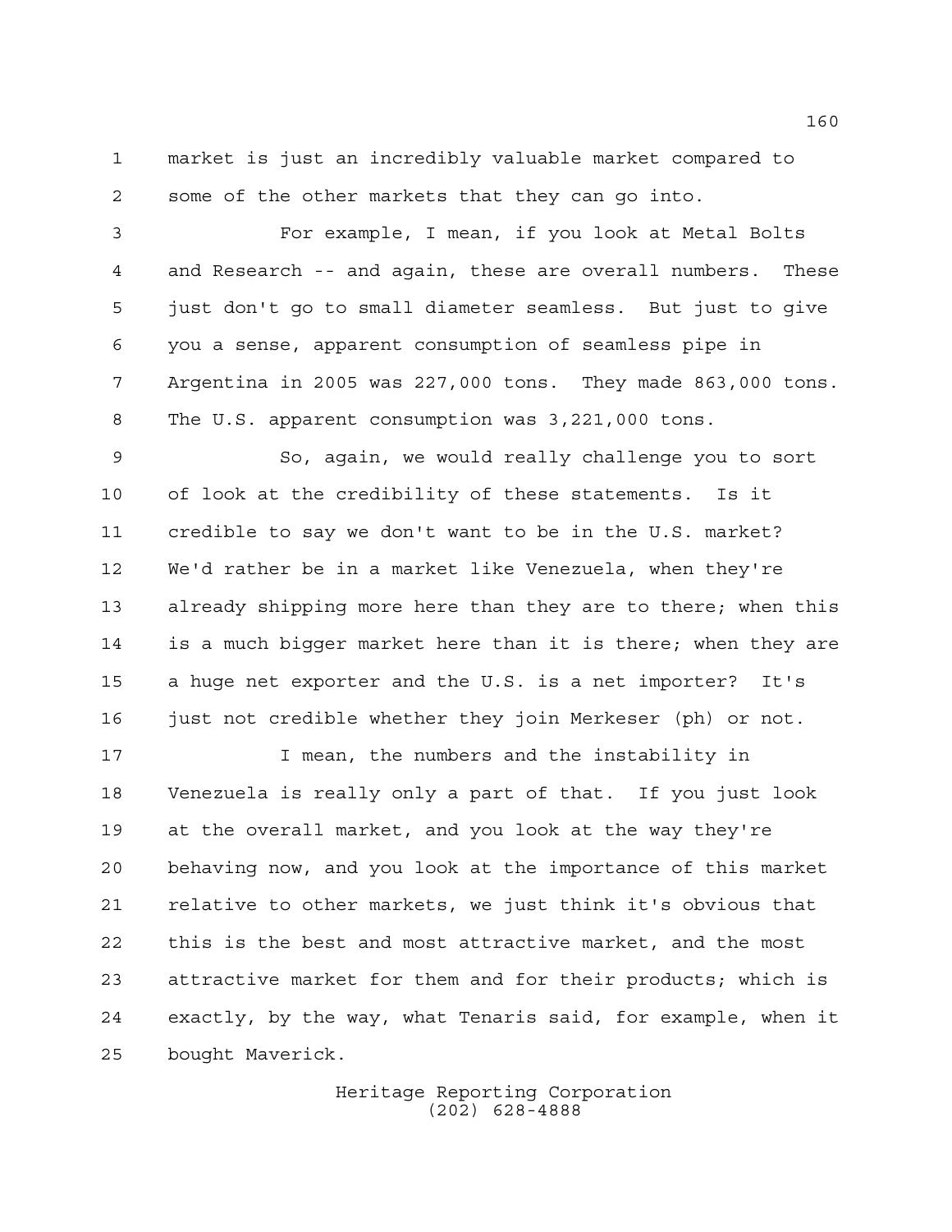market is just an incredibly valuable market compared to some of the other markets that they can go into.

For example, I mean, if you look at Metal Bolts and Research -- and again, these are overall numbers. These just don't go to small diameter seamless. But just to give you a sense, apparent consumption of seamless pipe in Argentina in 2005 was 227,000 tons. They made 863,000 tons. The U.S. apparent consumption was 3,221,000 tons.

So, again, we would really challenge you to sort of look at the credibility of these statements. Is it credible to say we don't want to be in the U.S. market? We'd rather be in a market like Venezuela, when they're already shipping more here than they are to there; when this is a much bigger market here than it is there; when they are a huge net exporter and the U.S. is a net importer? It's just not credible whether they join Merkeser (ph) or not.

I mean, the numbers and the instability in Venezuela is really only a part of that. If you just look at the overall market, and you look at the way they're behaving now, and you look at the importance of this market relative to other markets, we just think it's obvious that this is the best and most attractive market, and the most attractive market for them and for their products; which is exactly, by the way, what Tenaris said, for example, when it bought Maverick.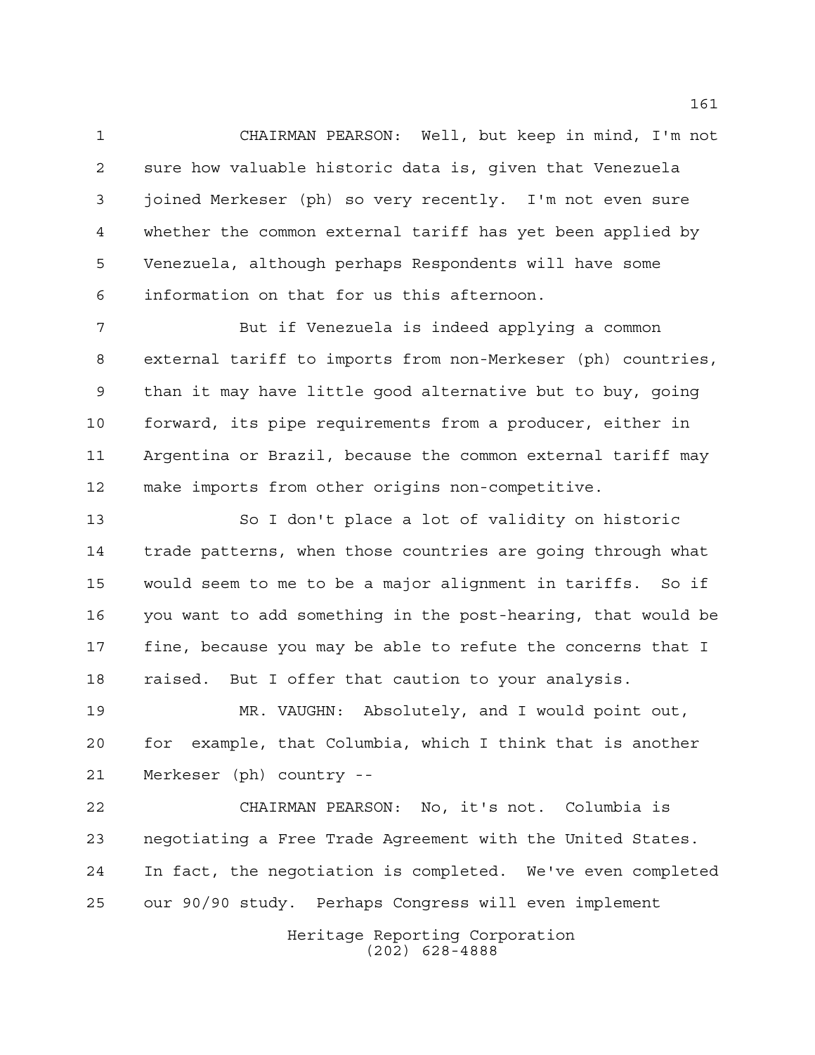CHAIRMAN PEARSON: Well, but keep in mind, I'm not sure how valuable historic data is, given that Venezuela joined Merkeser (ph) so very recently. I'm not even sure whether the common external tariff has yet been applied by Venezuela, although perhaps Respondents will have some information on that for us this afternoon.

But if Venezuela is indeed applying a common external tariff to imports from non-Merkeser (ph) countries, than it may have little good alternative but to buy, going forward, its pipe requirements from a producer, either in Argentina or Brazil, because the common external tariff may make imports from other origins non-competitive.

So I don't place a lot of validity on historic trade patterns, when those countries are going through what would seem to me to be a major alignment in tariffs. So if you want to add something in the post-hearing, that would be fine, because you may be able to refute the concerns that I raised. But I offer that caution to your analysis.

MR. VAUGHN: Absolutely, and I would point out, for example, that Columbia, which I think that is another Merkeser (ph) country --

CHAIRMAN PEARSON: No, it's not. Columbia is negotiating a Free Trade Agreement with the United States. In fact, the negotiation is completed. We've even completed our 90/90 study. Perhaps Congress will even implement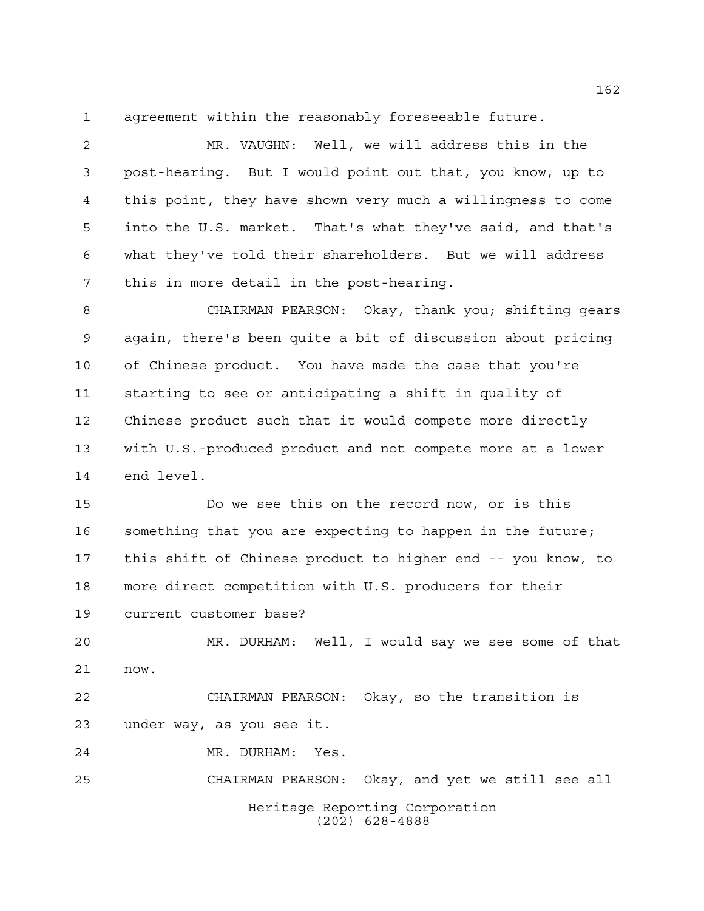agreement within the reasonably foreseeable future.

MR. VAUGHN: Well, we will address this in the post-hearing. But I would point out that, you know, up to this point, they have shown very much a willingness to come into the U.S. market. That's what they've said, and that's what they've told their shareholders. But we will address this in more detail in the post-hearing.

CHAIRMAN PEARSON: Okay, thank you; shifting gears again, there's been quite a bit of discussion about pricing of Chinese product. You have made the case that you're starting to see or anticipating a shift in quality of Chinese product such that it would compete more directly with U.S.-produced product and not compete more at a lower end level.

Do we see this on the record now, or is this something that you are expecting to happen in the future; this shift of Chinese product to higher end -- you know, to more direct competition with U.S. producers for their current customer base?

MR. DURHAM: Well, I would say we see some of that now.

CHAIRMAN PEARSON: Okay, so the transition is under way, as you see it.

MR. DURHAM: Yes.

CHAIRMAN PEARSON: Okay, and yet we still see all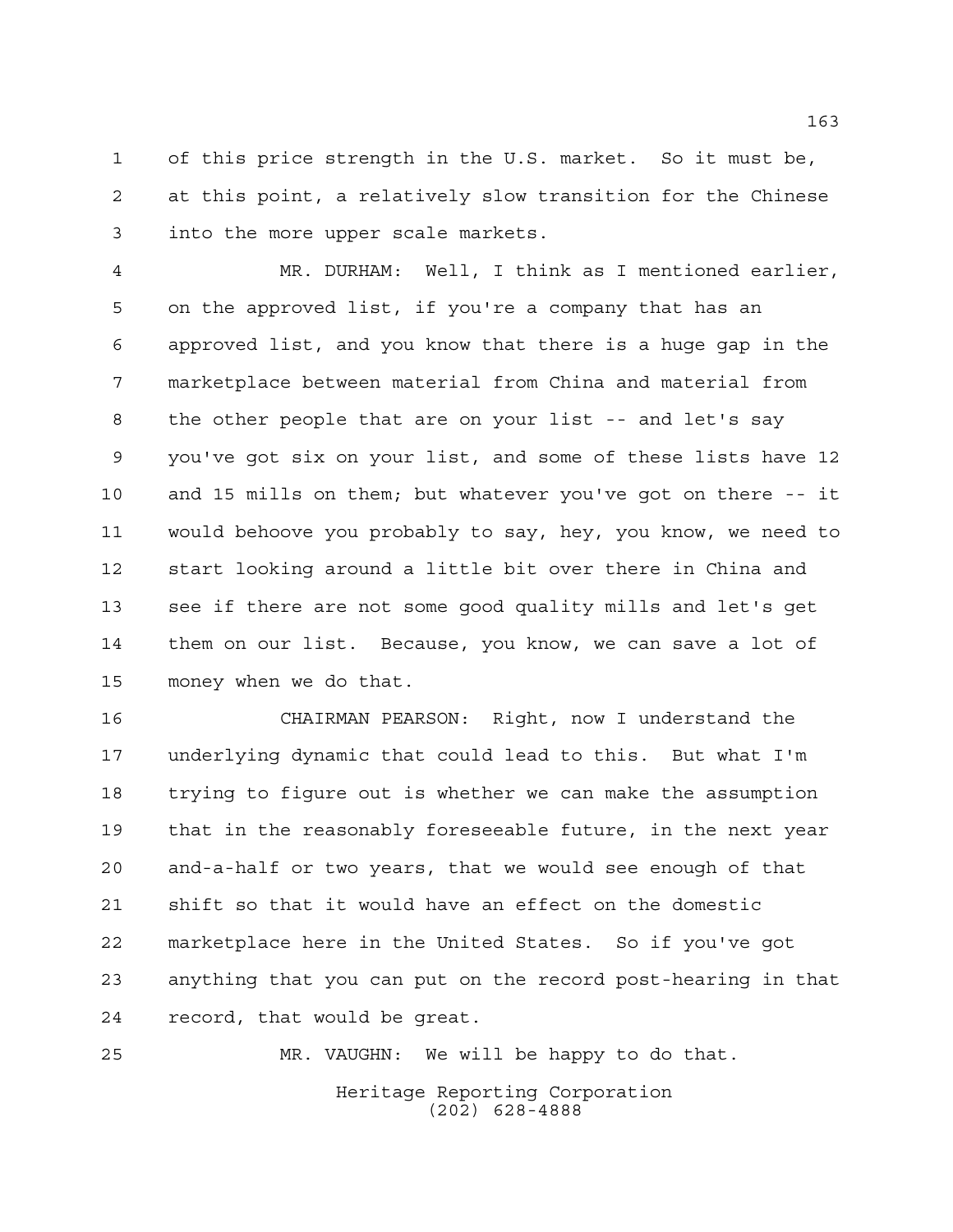of this price strength in the U.S. market. So it must be, at this point, a relatively slow transition for the Chinese into the more upper scale markets.

MR. DURHAM: Well, I think as I mentioned earlier, on the approved list, if you're a company that has an approved list, and you know that there is a huge gap in the marketplace between material from China and material from the other people that are on your list -- and let's say you've got six on your list, and some of these lists have 12 and 15 mills on them; but whatever you've got on there -- it would behoove you probably to say, hey, you know, we need to start looking around a little bit over there in China and see if there are not some good quality mills and let's get them on our list. Because, you know, we can save a lot of money when we do that.

CHAIRMAN PEARSON: Right, now I understand the underlying dynamic that could lead to this. But what I'm trying to figure out is whether we can make the assumption that in the reasonably foreseeable future, in the next year and-a-half or two years, that we would see enough of that shift so that it would have an effect on the domestic marketplace here in the United States. So if you've got anything that you can put on the record post-hearing in that record, that would be great.

MR. VAUGHN: We will be happy to do that.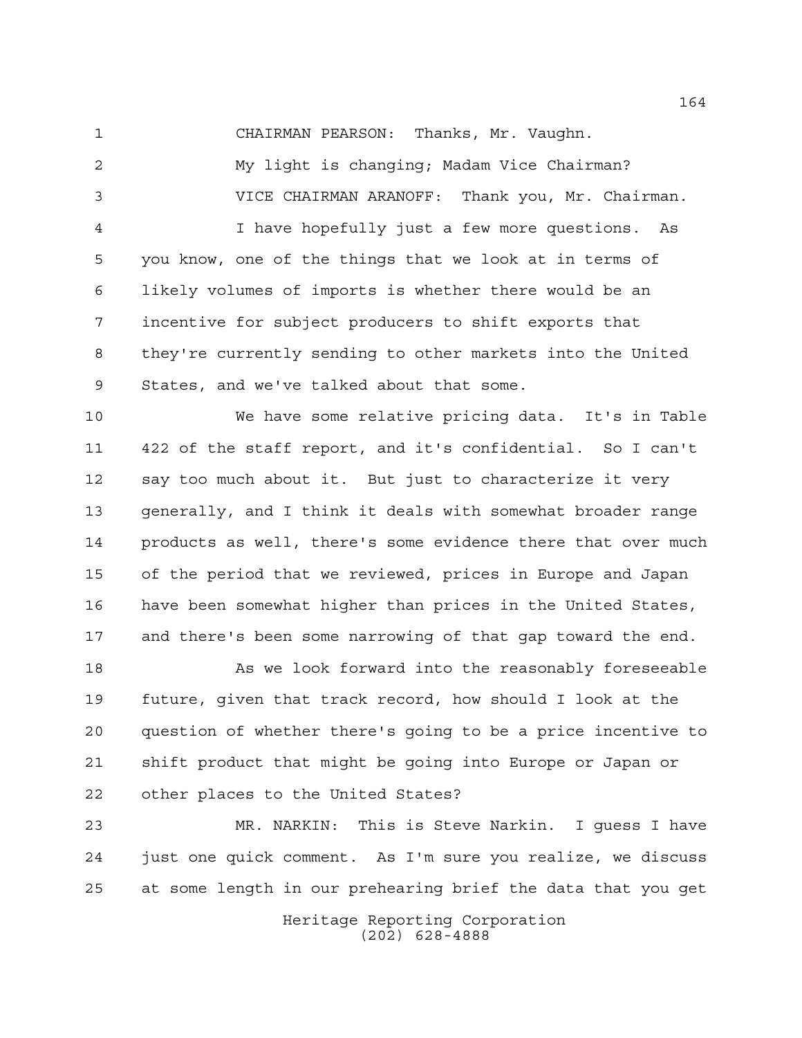CHAIRMAN PEARSON: Thanks, Mr. Vaughn.

My light is changing; Madam Vice Chairman?

VICE CHAIRMAN ARANOFF: Thank you, Mr. Chairman.

I have hopefully just a few more questions. As you know, one of the things that we look at in terms of likely volumes of imports is whether there would be an incentive for subject producers to shift exports that they're currently sending to other markets into the United States, and we've talked about that some.

We have some relative pricing data. It's in Table 422 of the staff report, and it's confidential. So I can't say too much about it. But just to characterize it very generally, and I think it deals with somewhat broader range products as well, there's some evidence there that over much of the period that we reviewed, prices in Europe and Japan have been somewhat higher than prices in the United States, and there's been some narrowing of that gap toward the end.

As we look forward into the reasonably foreseeable future, given that track record, how should I look at the question of whether there's going to be a price incentive to shift product that might be going into Europe or Japan or other places to the United States?

MR. NARKIN: This is Steve Narkin. I guess I have just one quick comment. As I'm sure you realize, we discuss at some length in our prehearing brief the data that you get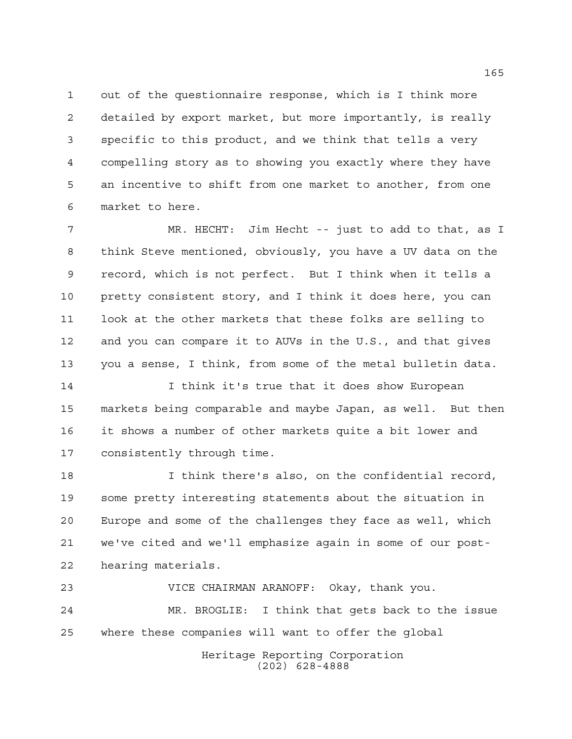out of the questionnaire response, which is I think more detailed by export market, but more importantly, is really specific to this product, and we think that tells a very compelling story as to showing you exactly where they have an incentive to shift from one market to another, from one market to here.

MR. HECHT: Jim Hecht -- just to add to that, as I think Steve mentioned, obviously, you have a UV data on the record, which is not perfect. But I think when it tells a pretty consistent story, and I think it does here, you can look at the other markets that these folks are selling to and you can compare it to AUVs in the U.S., and that gives you a sense, I think, from some of the metal bulletin data.

I think it's true that it does show European markets being comparable and maybe Japan, as well. But then it shows a number of other markets quite a bit lower and consistently through time.

I think there's also, on the confidential record, some pretty interesting statements about the situation in Europe and some of the challenges they face as well, which we've cited and we'll emphasize again in some of our post-hearing materials.

VICE CHAIRMAN ARANOFF: Okay, thank you.

MR. BROGLIE: I think that gets back to the issue where these companies will want to offer the global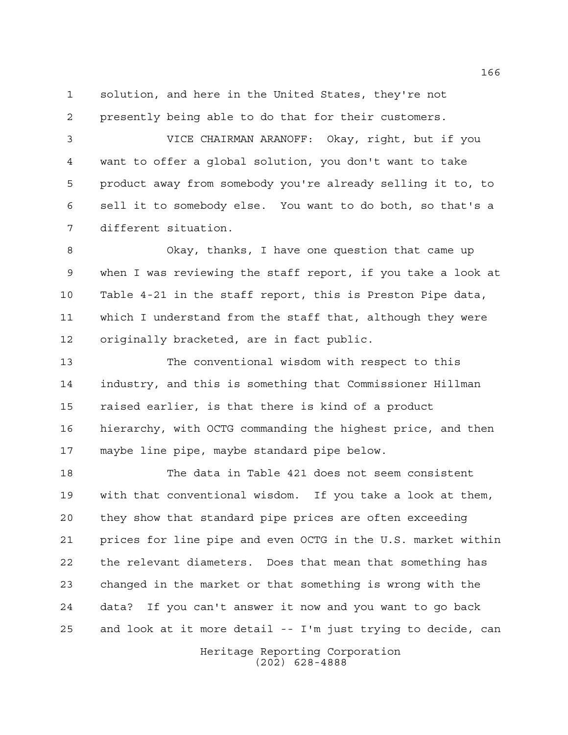solution, and here in the United States, they're not presently being able to do that for their customers.

VICE CHAIRMAN ARANOFF: Okay, right, but if you want to offer a global solution, you don't want to take product away from somebody you're already selling it to, to sell it to somebody else. You want to do both, so that's a different situation.

Okay, thanks, I have one question that came up when I was reviewing the staff report, if you take a look at Table 4-21 in the staff report, this is Preston Pipe data, which I understand from the staff that, although they were originally bracketed, are in fact public.

The conventional wisdom with respect to this industry, and this is something that Commissioner Hillman raised earlier, is that there is kind of a product hierarchy, with OCTG commanding the highest price, and then maybe line pipe, maybe standard pipe below.

The data in Table 421 does not seem consistent with that conventional wisdom. If you take a look at them, they show that standard pipe prices are often exceeding prices for line pipe and even OCTG in the U.S. market within the relevant diameters. Does that mean that something has changed in the market or that something is wrong with the data? If you can't answer it now and you want to go back and look at it more detail -- I'm just trying to decide, can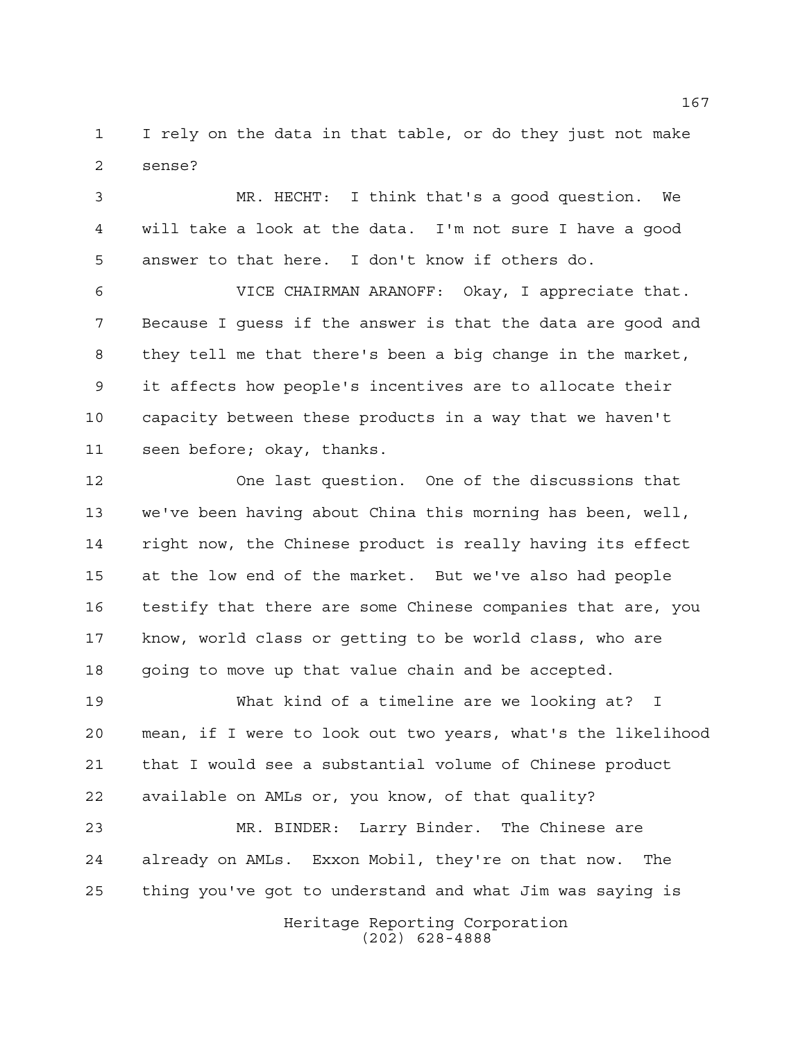I rely on the data in that table, or do they just not make sense?

MR. HECHT: I think that's a good question. We will take a look at the data. I'm not sure I have a good answer to that here. I don't know if others do.

VICE CHAIRMAN ARANOFF: Okay, I appreciate that. Because I guess if the answer is that the data are good and they tell me that there's been a big change in the market, it affects how people's incentives are to allocate their capacity between these products in a way that we haven't seen before; okay, thanks.

One last question. One of the discussions that we've been having about China this morning has been, well, right now, the Chinese product is really having its effect at the low end of the market. But we've also had people testify that there are some Chinese companies that are, you know, world class or getting to be world class, who are going to move up that value chain and be accepted.

What kind of a timeline are we looking at? I mean, if I were to look out two years, what's the likelihood that I would see a substantial volume of Chinese product available on AMLs or, you know, of that quality?

MR. BINDER: Larry Binder. The Chinese are already on AMLs. Exxon Mobil, they're on that now. The thing you've got to understand and what Jim was saying is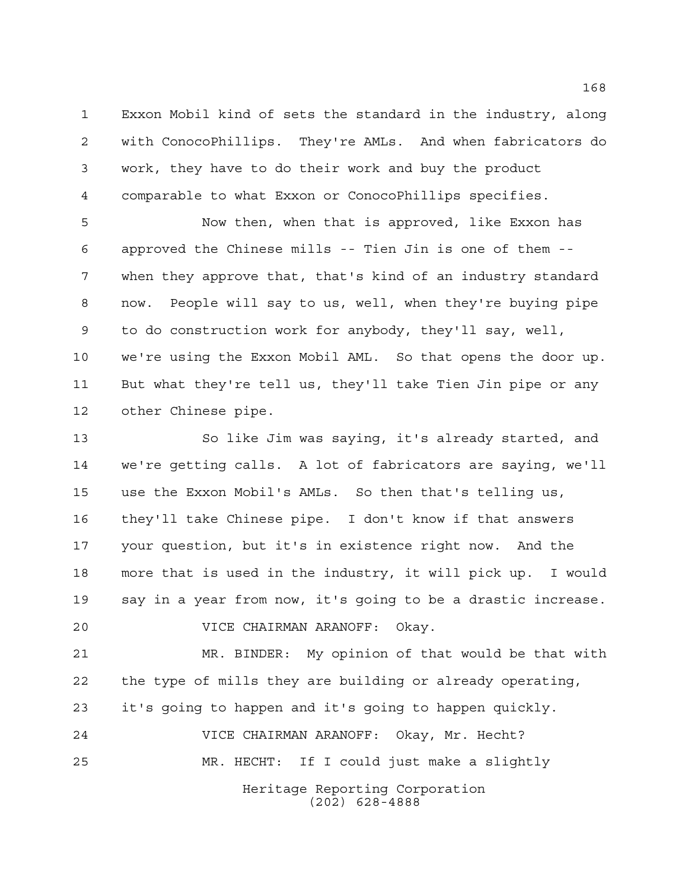Exxon Mobil kind of sets the standard in the industry, along with ConocoPhillips. They're AMLs. And when fabricators do work, they have to do their work and buy the product comparable to what Exxon or ConocoPhillips specifies.

Now then, when that is approved, like Exxon has approved the Chinese mills -- Tien Jin is one of them -- when they approve that, that's kind of an industry standard now. People will say to us, well, when they're buying pipe to do construction work for anybody, they'll say, well, we're using the Exxon Mobil AML. So that opens the door up. But what they're tell us, they'll take Tien Jin pipe or any other Chinese pipe.

So like Jim was saying, it's already started, and we're getting calls. A lot of fabricators are saying, we'll use the Exxon Mobil's AMLs. So then that's telling us, they'll take Chinese pipe. I don't know if that answers your question, but it's in existence right now. And the more that is used in the industry, it will pick up. I would say in a year from now, it's going to be a drastic increase.

VICE CHAIRMAN ARANOFF: Okay.

MR. BINDER: My opinion of that would be that with the type of mills they are building or already operating, it's going to happen and it's going to happen quickly.

VICE CHAIRMAN ARANOFF: Okay, Mr. Hecht?

MR. HECHT: If I could just make a slightly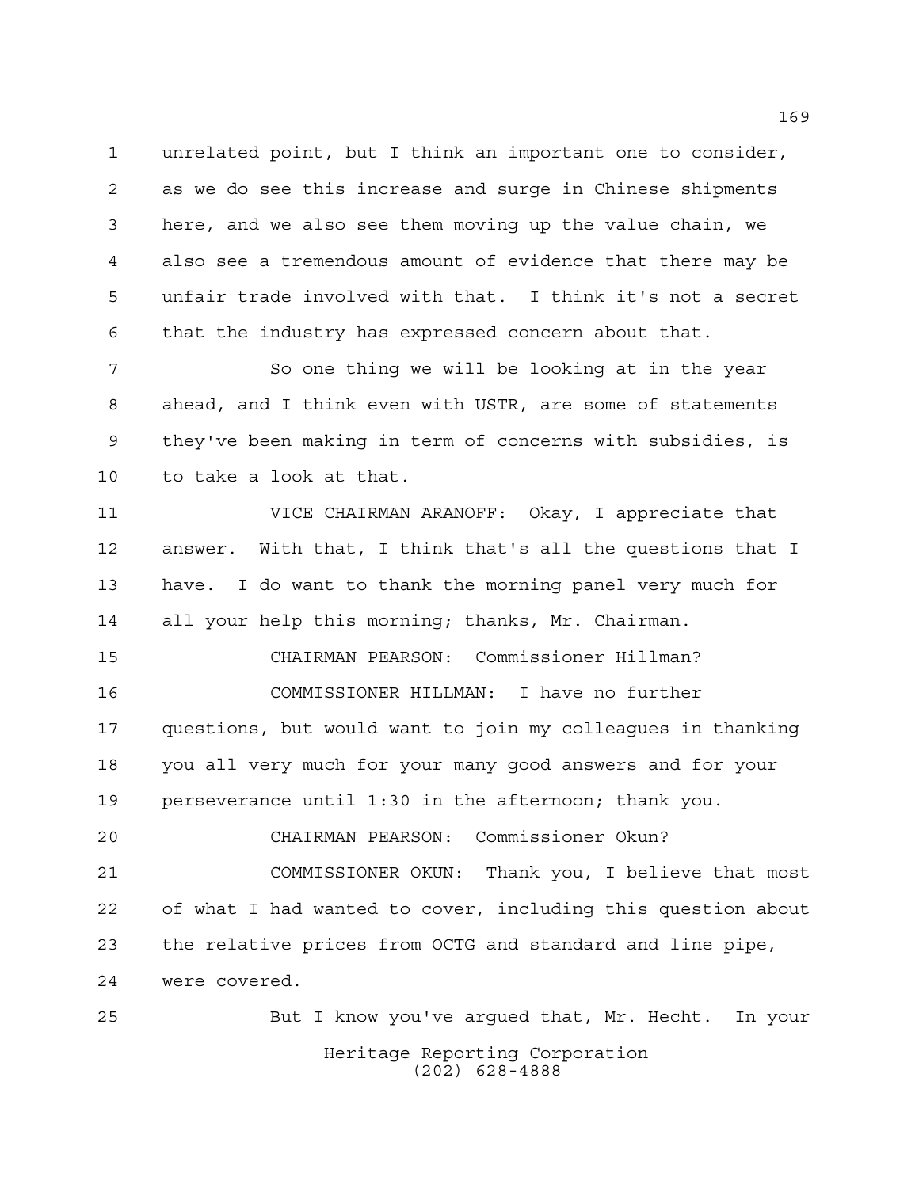unrelated point, but I think an important one to consider, as we do see this increase and surge in Chinese shipments here, and we also see them moving up the value chain, we also see a tremendous amount of evidence that there may be unfair trade involved with that. I think it's not a secret that the industry has expressed concern about that.

So one thing we will be looking at in the year ahead, and I think even with USTR, are some of statements they've been making in term of concerns with subsidies, is to take a look at that.

VICE CHAIRMAN ARANOFF: Okay, I appreciate that answer. With that, I think that's all the questions that I have. I do want to thank the morning panel very much for all your help this morning; thanks, Mr. Chairman.

CHAIRMAN PEARSON: Commissioner Hillman?

COMMISSIONER HILLMAN: I have no further questions, but would want to join my colleagues in thanking you all very much for your many good answers and for your perseverance until 1:30 in the afternoon; thank you.

CHAIRMAN PEARSON: Commissioner Okun?

COMMISSIONER OKUN: Thank you, I believe that most of what I had wanted to cover, including this question about the relative prices from OCTG and standard and line pipe, were covered.

But I know you've argued that, Mr. Hecht. In your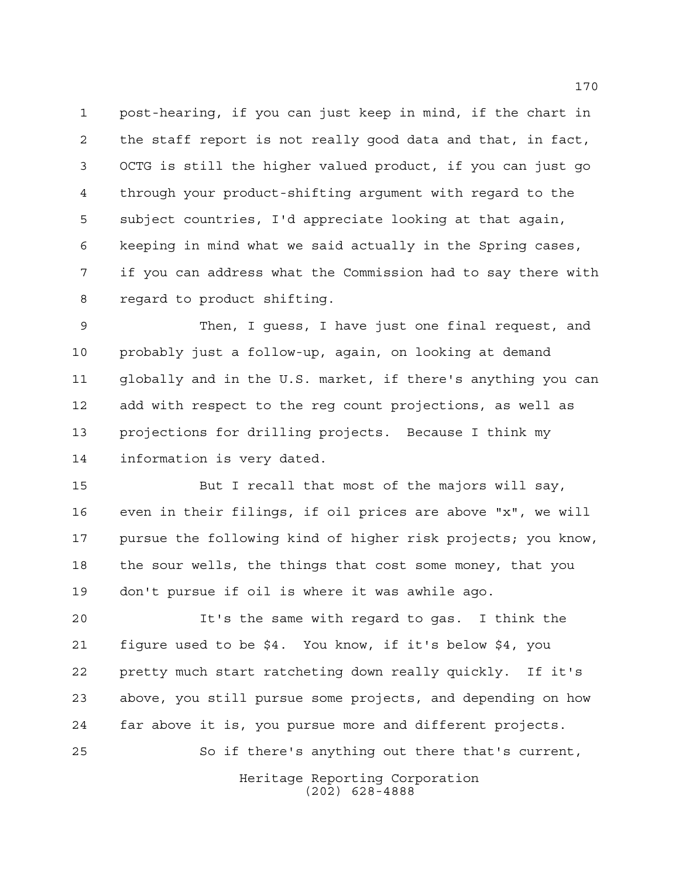post-hearing, if you can just keep in mind, if the chart in the staff report is not really good data and that, in fact, OCTG is still the higher valued product, if you can just go through your product-shifting argument with regard to the subject countries, I'd appreciate looking at that again, keeping in mind what we said actually in the Spring cases, if you can address what the Commission had to say there with regard to product shifting.

Then, I guess, I have just one final request, and probably just a follow-up, again, on looking at demand globally and in the U.S. market, if there's anything you can add with respect to the reg count projections, as well as projections for drilling projects. Because I think my information is very dated.

But I recall that most of the majors will say, even in their filings, if oil prices are above "x", we will pursue the following kind of higher risk projects; you know, the sour wells, the things that cost some money, that you don't pursue if oil is where it was awhile ago.

It's the same with regard to gas. I think the figure used to be $4. You know, if it's below $4, you pretty much start ratcheting down really quickly. If it's above, you still pursue some projects, and depending on how far above it is, you pursue more and different projects.

So if there's anything out there that's current,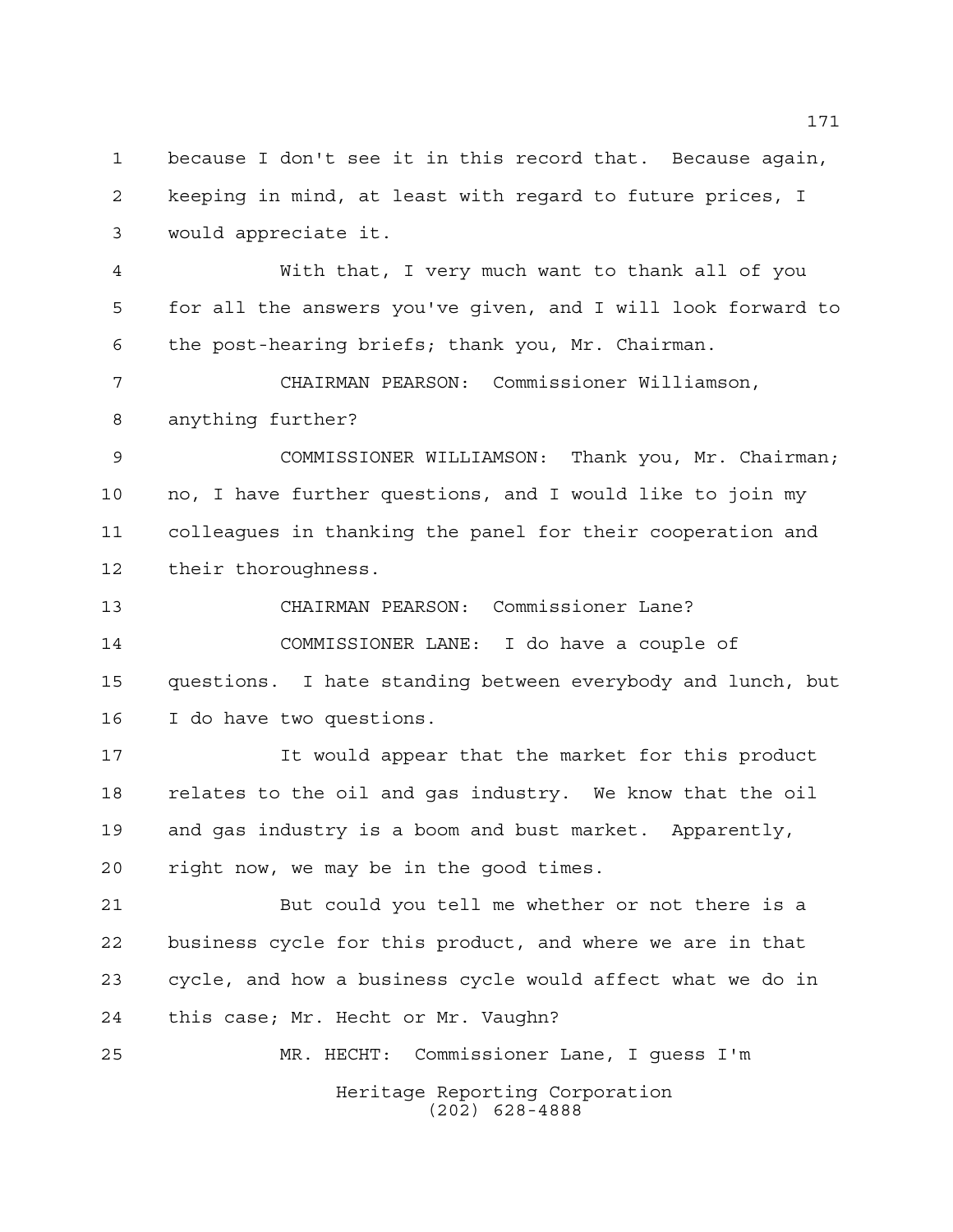because I don't see it in this record that. Because again, keeping in mind, at least with regard to future prices, I would appreciate it.

With that, I very much want to thank all of you for all the answers you've given, and I will look forward to the post-hearing briefs; thank you, Mr. Chairman.

CHAIRMAN PEARSON: Commissioner Williamson, anything further?

COMMISSIONER WILLIAMSON: Thank you, Mr. Chairman; no, I have further questions, and I would like to join my colleagues in thanking the panel for their cooperation and their thoroughness.

CHAIRMAN PEARSON: Commissioner Lane?

COMMISSIONER LANE: I do have a couple of questions. I hate standing between everybody and lunch, but I do have two questions.

It would appear that the market for this product relates to the oil and gas industry. We know that the oil and gas industry is a boom and bust market. Apparently, right now, we may be in the good times.

But could you tell me whether or not there is a business cycle for this product, and where we are in that cycle, and how a business cycle would affect what we do in this case; Mr. Hecht or Mr. Vaughn?

MR. HECHT: Commissioner Lane, I guess I'm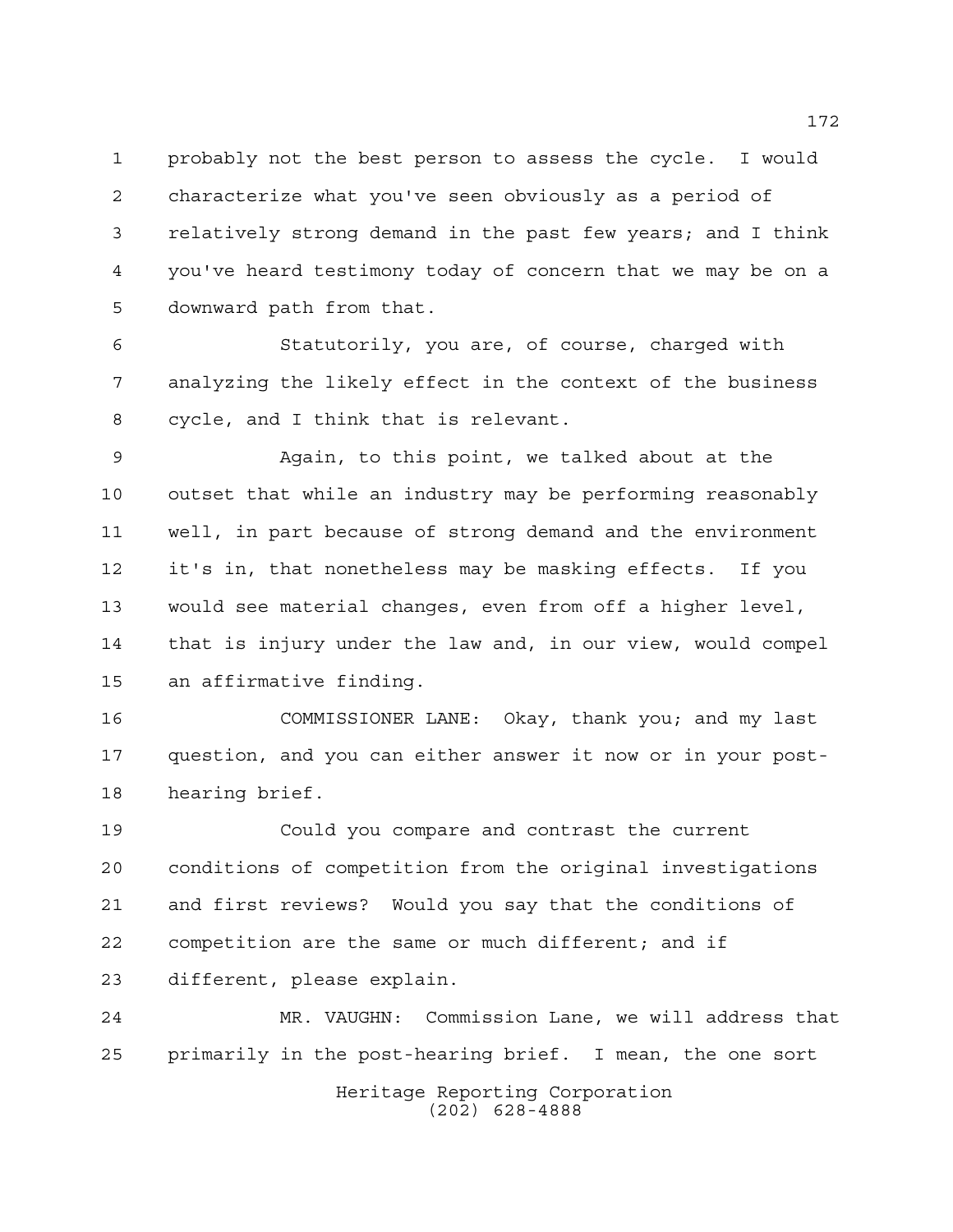probably not the best person to assess the cycle. I would characterize what you've seen obviously as a period of relatively strong demand in the past few years; and I think you've heard testimony today of concern that we may be on a downward path from that.

Statutorily, you are, of course, charged with analyzing the likely effect in the context of the business cycle, and I think that is relevant.

Again, to this point, we talked about at the outset that while an industry may be performing reasonably well, in part because of strong demand and the environment it's in, that nonetheless may be masking effects. If you would see material changes, even from off a higher level, that is injury under the law and, in our view, would compel an affirmative finding.

COMMISSIONER LANE: Okay, thank you; and my last question, and you can either answer it now or in your post-hearing brief.

Could you compare and contrast the current conditions of competition from the original investigations and first reviews? Would you say that the conditions of competition are the same or much different; and if different, please explain.

MR. VAUGHN: Commission Lane, we will address that primarily in the post-hearing brief. I mean, the one sort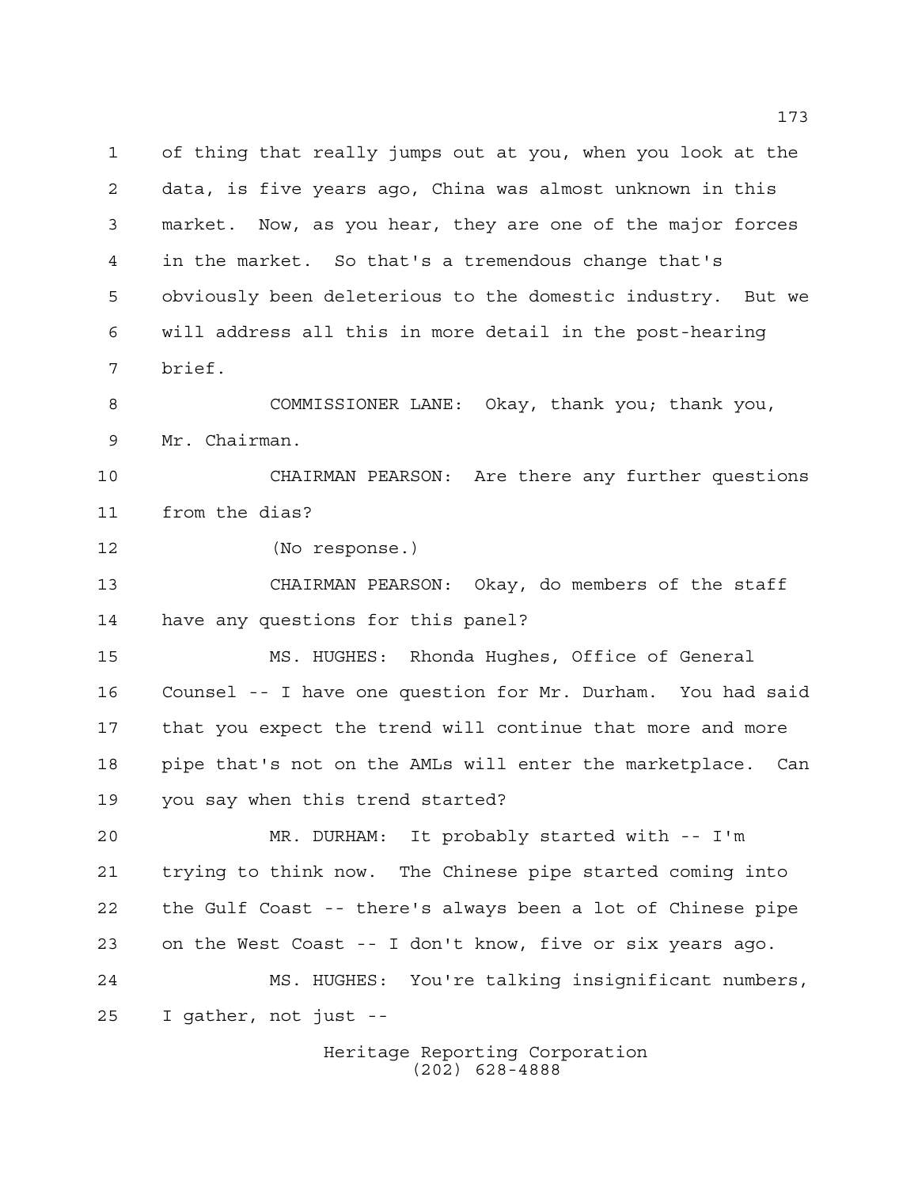of thing that really jumps out at you, when you look at the data, is five years ago, China was almost unknown in this market. Now, as you hear, they are one of the major forces in the market. So that's a tremendous change that's obviously been deleterious to the domestic industry. But we will address all this in more detail in the post-hearing brief.

COMMISSIONER LANE: Okay, thank you; thank you, Mr. Chairman.

CHAIRMAN PEARSON: Are there any further questions from the dias?

(No response.)

CHAIRMAN PEARSON: Okay, do members of the staff have any questions for this panel?

MS. HUGHES: Rhonda Hughes, Office of General Counsel -- I have one question for Mr. Durham. You had said that you expect the trend will continue that more and more pipe that's not on the AMLs will enter the marketplace. Can you say when this trend started?

MR. DURHAM: It probably started with -- I'm trying to think now. The Chinese pipe started coming into the Gulf Coast -- there's always been a lot of Chinese pipe on the West Coast -- I don't know, five or six years ago.

MS. HUGHES: You're talking insignificant numbers, I gather, not just --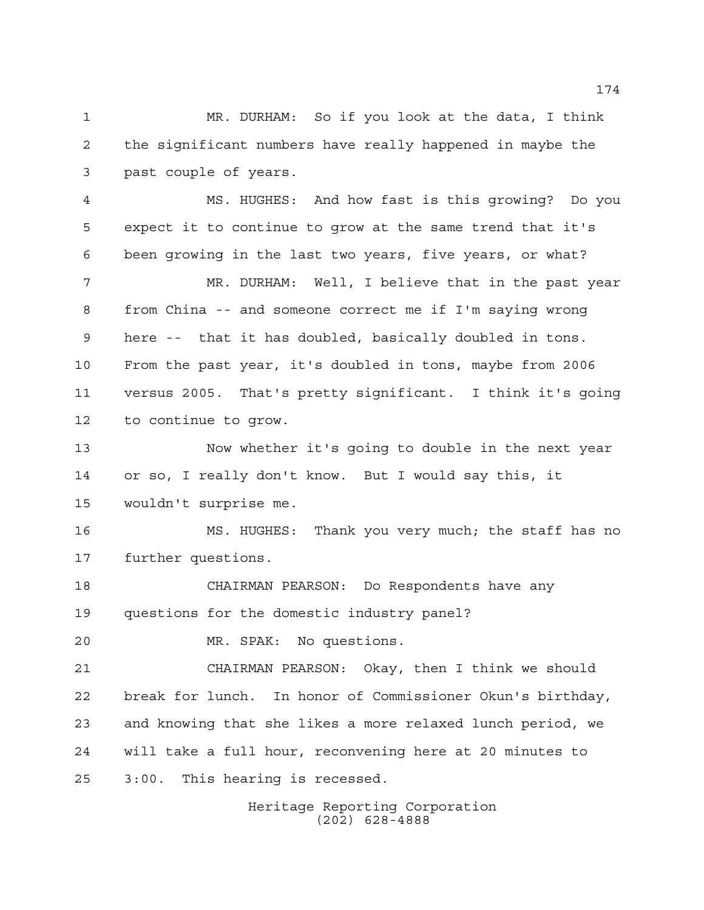MR. DURHAM: So if you look at the data, I think the significant numbers have really happened in maybe the past couple of years.

MS. HUGHES: And how fast is this growing? Do you expect it to continue to grow at the same trend that it's been growing in the last two years, five years, or what?

MR. DURHAM: Well, I believe that in the past year from China -- and someone correct me if I'm saying wrong here -- that it has doubled, basically doubled in tons. From the past year, it's doubled in tons, maybe from 2006 versus 2005. That's pretty significant. I think it's going to continue to grow.

Now whether it's going to double in the next year or so, I really don't know. But I would say this, it wouldn't surprise me.

MS. HUGHES: Thank you very much; the staff has no further questions.

CHAIRMAN PEARSON: Do Respondents have any questions for the domestic industry panel?

MR. SPAK: No questions.

CHAIRMAN PEARSON: Okay, then I think we should break for lunch. In honor of Commissioner Okun's birthday, and knowing that she likes a more relaxed lunch period, we will take a full hour, reconvening here at 20 minutes to 3:00. This hearing is recessed.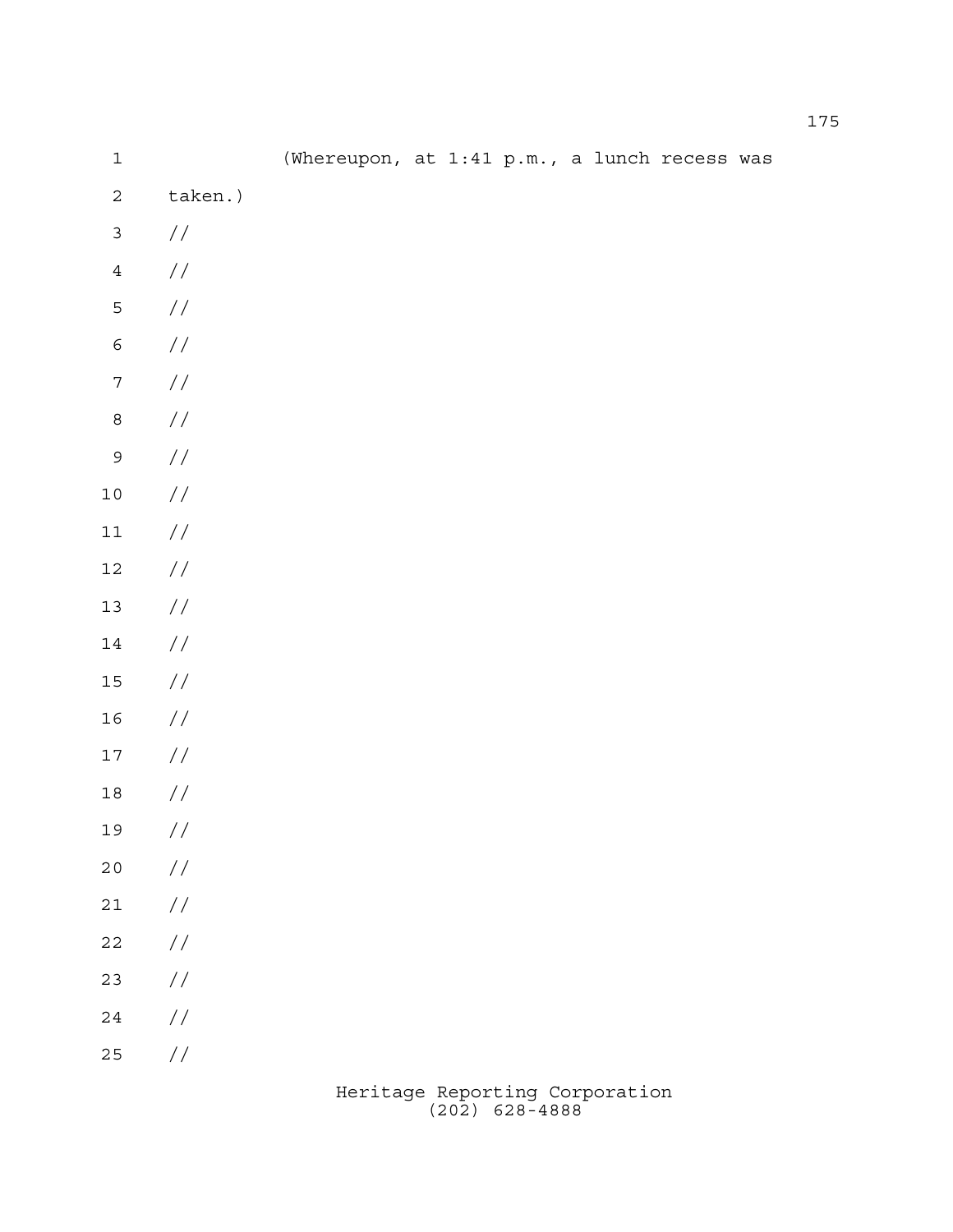(Whereupon, at 1:41 p.m., a lunch recess was taken.)

//

//

//

//

//

//

//

//

//

//

//

//

//

//

//

//

//

//

//

//

//

//

//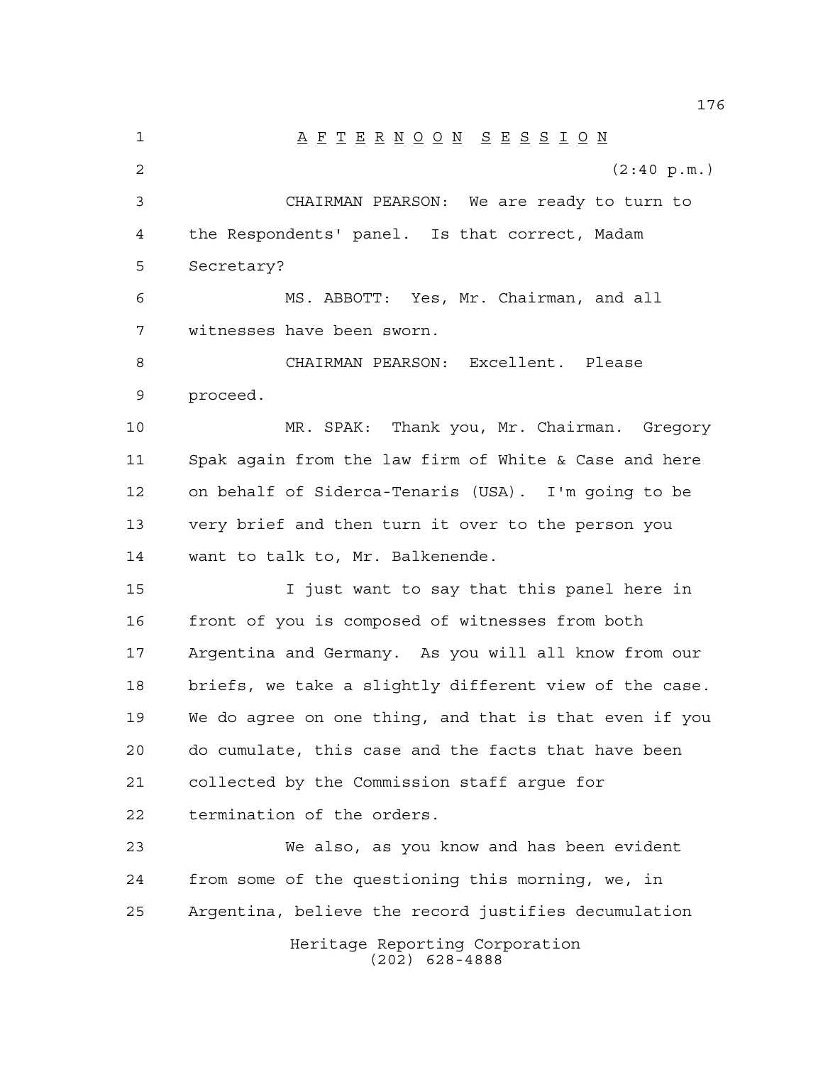# AFTERNOON SESSION

(2:40 p.m.)

CHAIRMAN PEARSON: We are ready to turn to the Respondents' panel. Is that correct, Madam Secretary?

MS. ABBOTT: Yes, Mr. Chairman, and all witnesses have been sworn.

CHAIRMAN PEARSON: Excellent. Please proceed.

MR. SPAK: Thank you, Mr. Chairman. Gregory Spak again from the law firm of White & Case and here on behalf of Siderca-Tenaris (USA). I'm going to be very brief and then turn it over to the person you want to talk to, Mr. Balkenende.

I just want to say that this panel here in front of you is composed of witnesses from both Argentina and Germany. As you will all know from our briefs, we take a slightly different view of the case. We do agree on one thing, and that is that even if you do cumulate, this case and the facts that have been collected by the Commission staff argue for termination of the orders.

We also, as you know and has been evident from some of the questioning this morning, we, in Argentina, believe the record justifies decumulation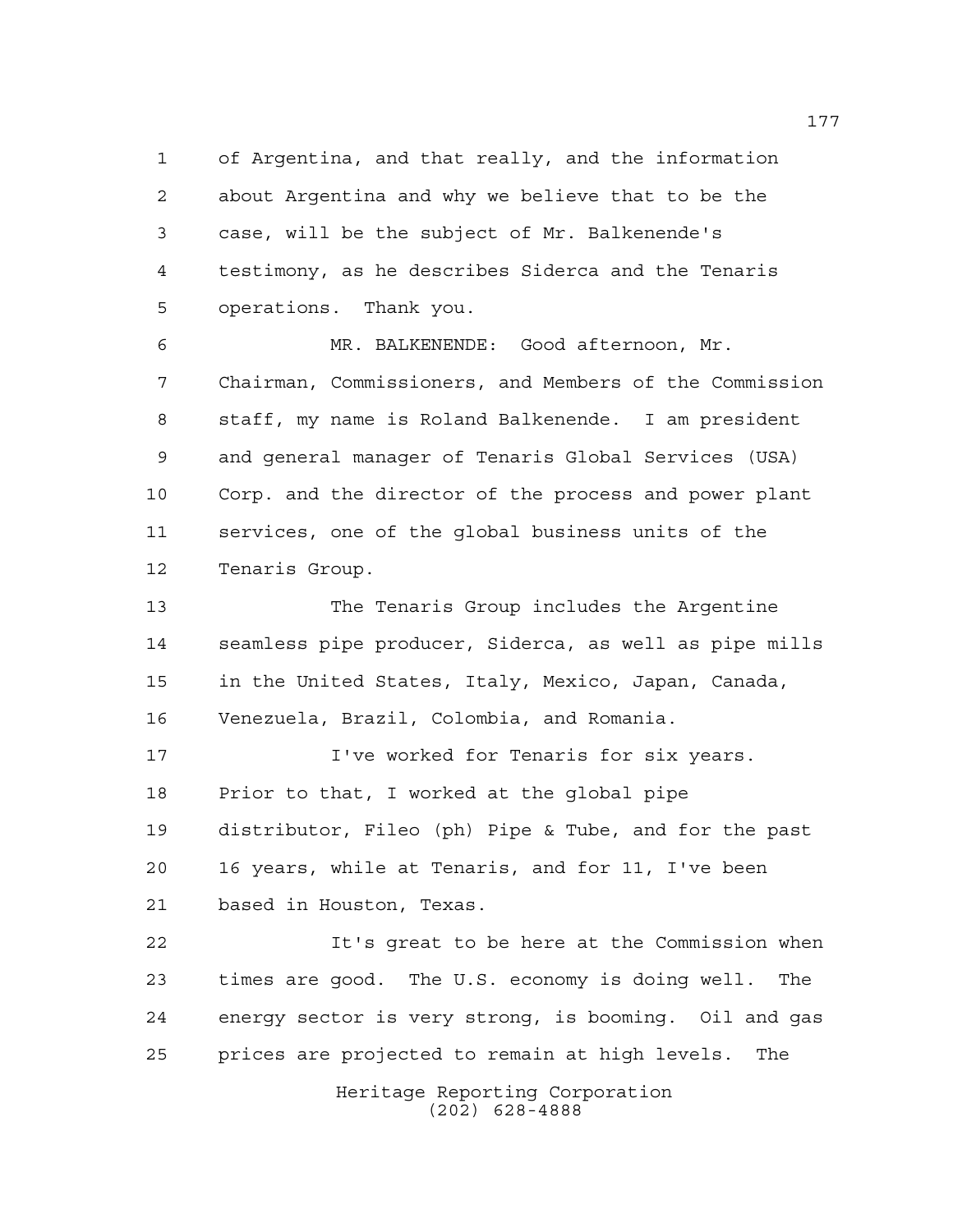of Argentina, and that really, and the information about Argentina and why we believe that to be the case, will be the subject of Mr. Balkenende's testimony, as he describes Siderca and the Tenaris operations. Thank you.

MR. BALKENENDE: Good afternoon, Mr. Chairman, Commissioners, and Members of the Commission staff, my name is Roland Balkenende. I am president and general manager of Tenaris Global Services (USA) Corp. and the director of the process and power plant services, one of the global business units of the Tenaris Group.

The Tenaris Group includes the Argentine seamless pipe producer, Siderca, as well as pipe mills in the United States, Italy, Mexico, Japan, Canada, Venezuela, Brazil, Colombia, and Romania.

I've worked for Tenaris for six years. Prior to that, I worked at the global pipe distributor, Fileo (ph) Pipe & Tube, and for the past 16 years, while at Tenaris, and for 11, I've been based in Houston, Texas.

It's great to be here at the Commission when times are good. The U.S. economy is doing well. The energy sector is very strong, is booming. Oil and gas prices are projected to remain at high levels. The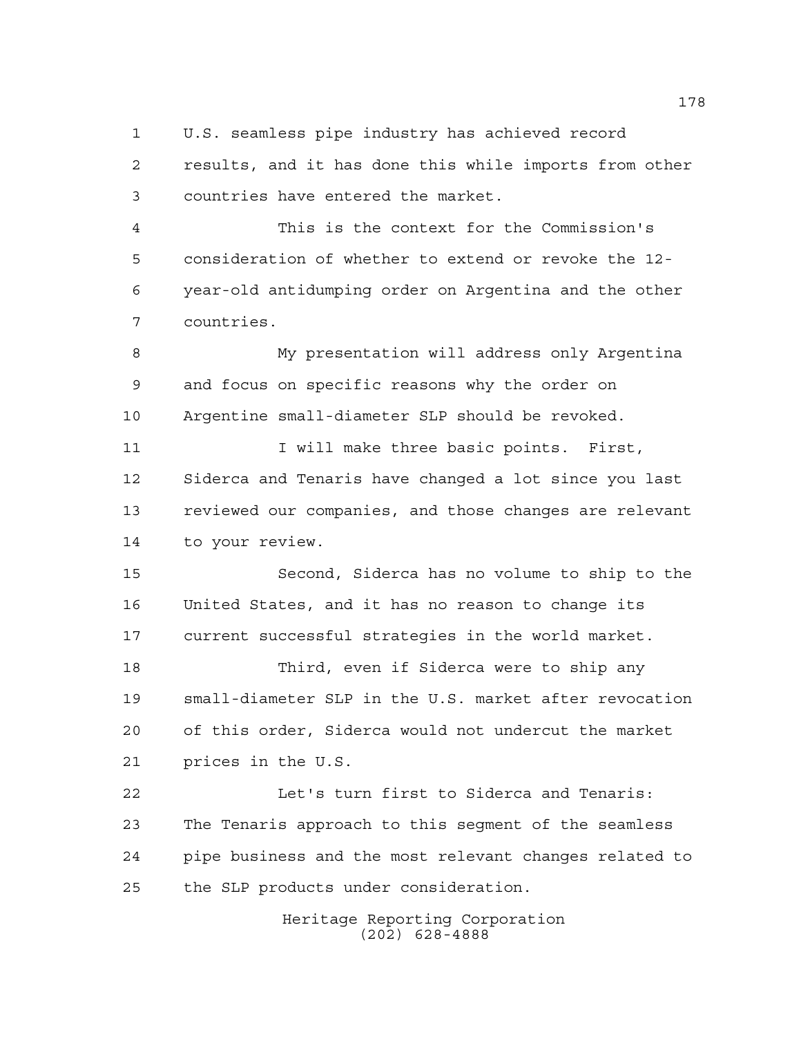U.S. seamless pipe industry has achieved record results, and it has done this while imports from other countries have entered the market.

This is the context for the Commission's consideration of whether to extend or revoke the 12-year-old antidumping order on Argentina and the other countries.

My presentation will address only Argentina and focus on specific reasons why the order on Argentine small-diameter SLP should be revoked.

I will make three basic points. First, Siderca and Tenaris have changed a lot since you last reviewed our companies, and those changes are relevant to your review.

Second, Siderca has no volume to ship to the United States, and it has no reason to change its current successful strategies in the world market.

Third, even if Siderca were to ship any small-diameter SLP in the U.S. market after revocation of this order, Siderca would not undercut the market prices in the U.S.

Let's turn first to Siderca and Tenaris: The Tenaris approach to this segment of the seamless pipe business and the most relevant changes related to the SLP products under consideration.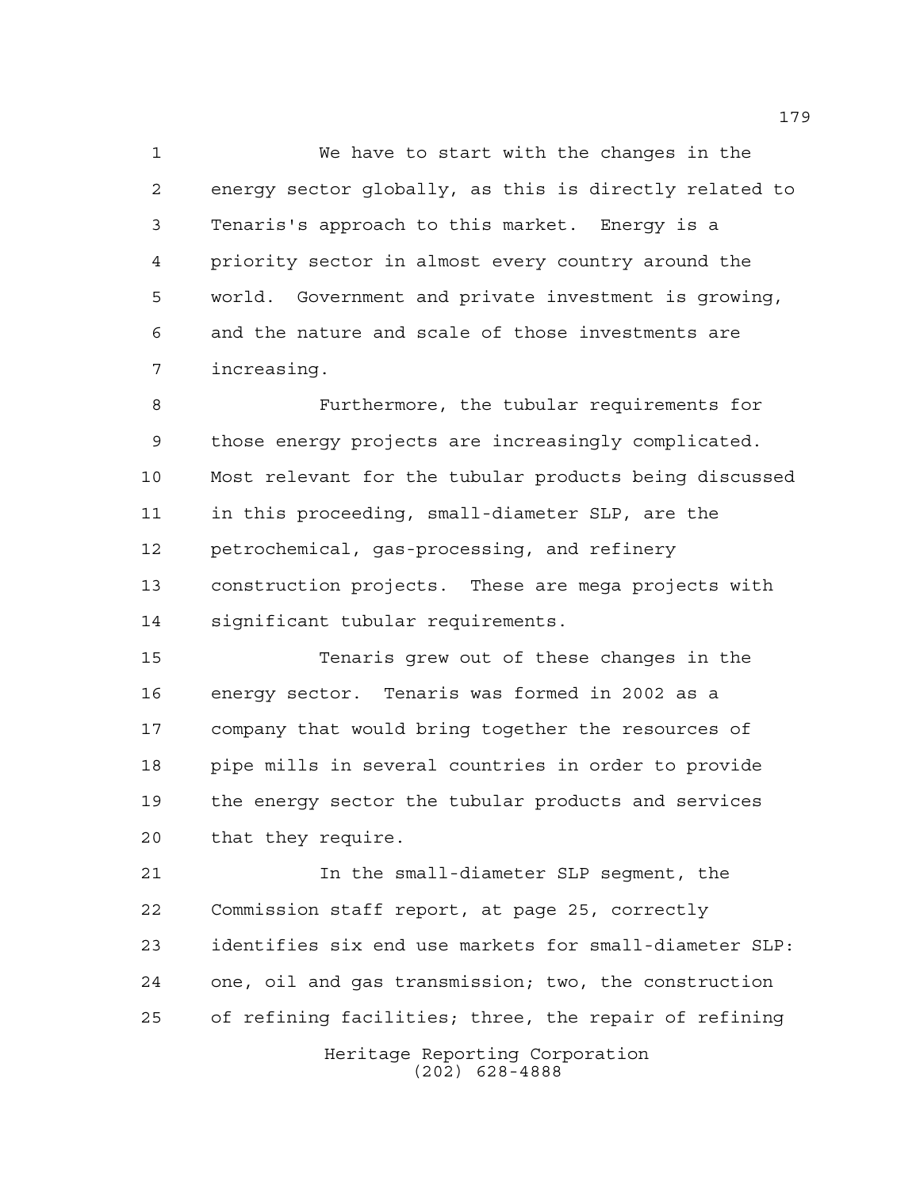We have to start with the changes in the energy sector globally, as this is directly related to Tenaris's approach to this market. Energy is a priority sector in almost every country around the world. Government and private investment is growing, and the nature and scale of those investments are increasing.

Furthermore, the tubular requirements for those energy projects are increasingly complicated. Most relevant for the tubular products being discussed in this proceeding, small-diameter SLP, are the petrochemical, gas-processing, and refinery construction projects. These are mega projects with significant tubular requirements.

Tenaris grew out of these changes in the energy sector. Tenaris was formed in 2002 as a company that would bring together the resources of pipe mills in several countries in order to provide the energy sector the tubular products and services that they require.

In the small-diameter SLP segment, the Commission staff report, at page 25, correctly identifies six end use markets for small-diameter SLP: one, oil and gas transmission; two, the construction of refining facilities; three, the repair of refining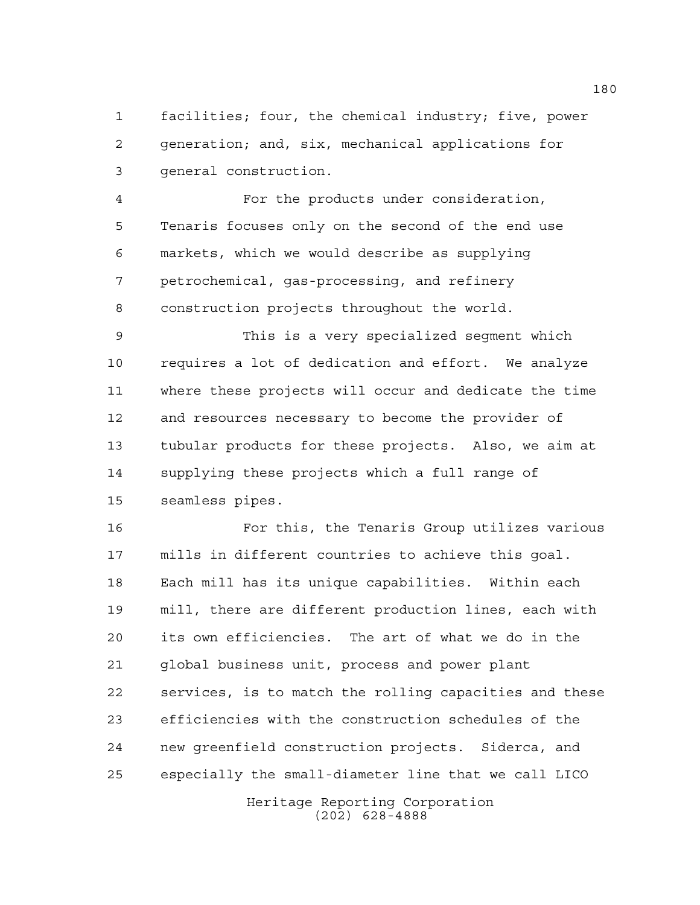facilities; four, the chemical industry; five, power generation; and, six, mechanical applications for general construction.

For the products under consideration, Tenaris focuses only on the second of the end use markets, which we would describe as supplying petrochemical, gas-processing, and refinery construction projects throughout the world.

This is a very specialized segment which requires a lot of dedication and effort. We analyze where these projects will occur and dedicate the time and resources necessary to become the provider of tubular products for these projects. Also, we aim at supplying these projects which a full range of seamless pipes.

For this, the Tenaris Group utilizes various mills in different countries to achieve this goal. Each mill has its unique capabilities. Within each mill, there are different production lines, each with its own efficiencies. The art of what we do in the global business unit, process and power plant services, is to match the rolling capacities and these efficiencies with the construction schedules of the new greenfield construction projects. Siderca, and especially the small-diameter line that we call LICO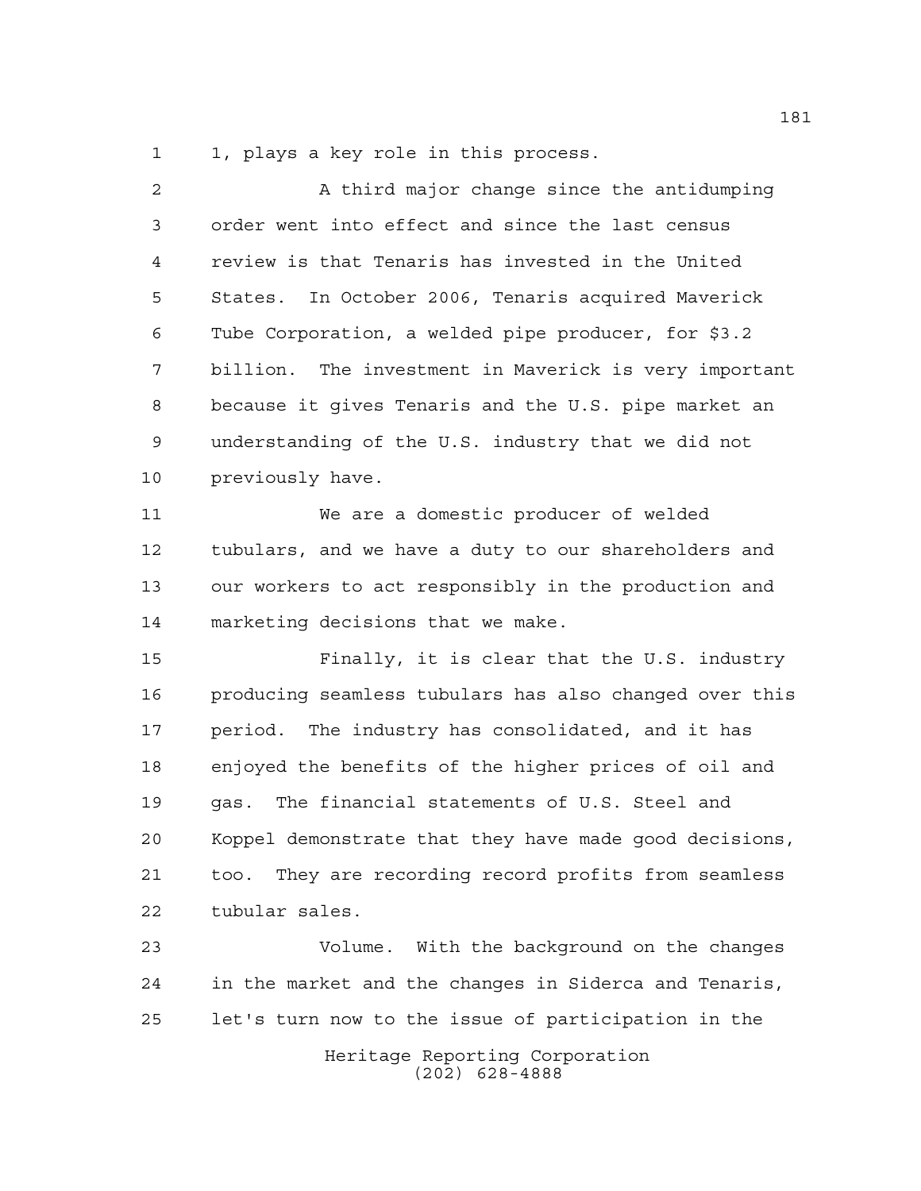1, plays a key role in this process.

A third major change since the antidumping order went into effect and since the last census review is that Tenaris has invested in the United States. In October 2006, Tenaris acquired Maverick Tube Corporation, a welded pipe producer, for $3.2 billion. The investment in Maverick is very important because it gives Tenaris and the U.S. pipe market an understanding of the U.S. industry that we did not previously have.

We are a domestic producer of welded tubulars, and we have a duty to our shareholders and our workers to act responsibly in the production and marketing decisions that we make.

Finally, it is clear that the U.S. industry producing seamless tubulars has also changed over this period. The industry has consolidated, and it has enjoyed the benefits of the higher prices of oil and gas. The financial statements of U.S. Steel and Koppel demonstrate that they have made good decisions, too. They are recording record profits from seamless tubular sales.

Volume. With the background on the changes in the market and the changes in Siderca and Tenaris, let's turn now to the issue of participation in the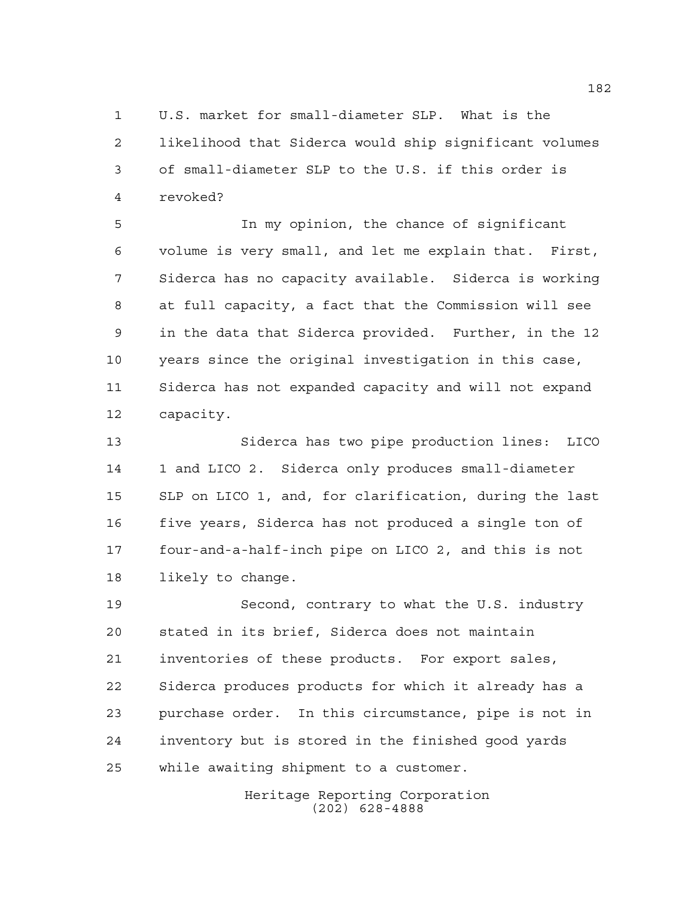U.S. market for small-diameter SLP. What is the likelihood that Siderca would ship significant volumes of small-diameter SLP to the U.S. if this order is revoked?

In my opinion, the chance of significant volume is very small, and let me explain that. First, Siderca has no capacity available. Siderca is working at full capacity, a fact that the Commission will see in the data that Siderca provided. Further, in the 12 years since the original investigation in this case, Siderca has not expanded capacity and will not expand capacity.

Siderca has two pipe production lines: LICO 1 and LICO 2. Siderca only produces small-diameter SLP on LICO 1, and, for clarification, during the last five years, Siderca has not produced a single ton of four-and-a-half-inch pipe on LICO 2, and this is not likely to change.

Second, contrary to what the U.S. industry stated in its brief, Siderca does not maintain inventories of these products. For export sales, Siderca produces products for which it already has a purchase order. In this circumstance, pipe is not in inventory but is stored in the finished good yards while awaiting shipment to a customer.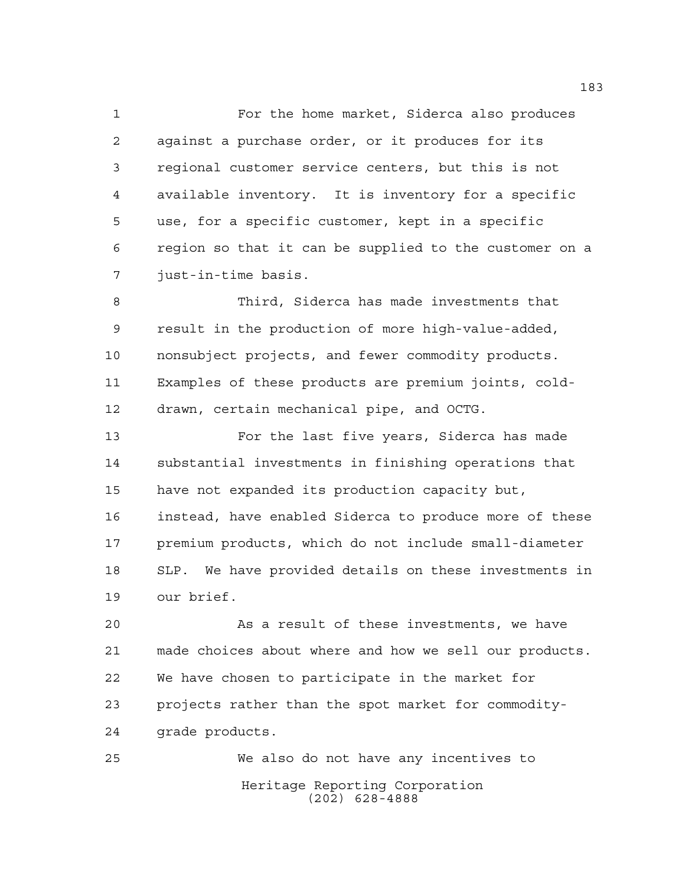For the home market, Siderca also produces against a purchase order, or it produces for its regional customer service centers, but this is not available inventory. It is inventory for a specific use, for a specific customer, kept in a specific region so that it can be supplied to the customer on a just-in-time basis.

Third, Siderca has made investments that result in the production of more high-value-added, nonsubject projects, and fewer commodity products. Examples of these products are premium joints, cold-drawn, certain mechanical pipe, and OCTG.

For the last five years, Siderca has made substantial investments in finishing operations that have not expanded its production capacity but, instead, have enabled Siderca to produce more of these premium products, which do not include small-diameter SLP. We have provided details on these investments in our brief.

As a result of these investments, we have made choices about where and how we sell our products. We have chosen to participate in the market for projects rather than the spot market for commodity-grade products.

We also do not have any incentives to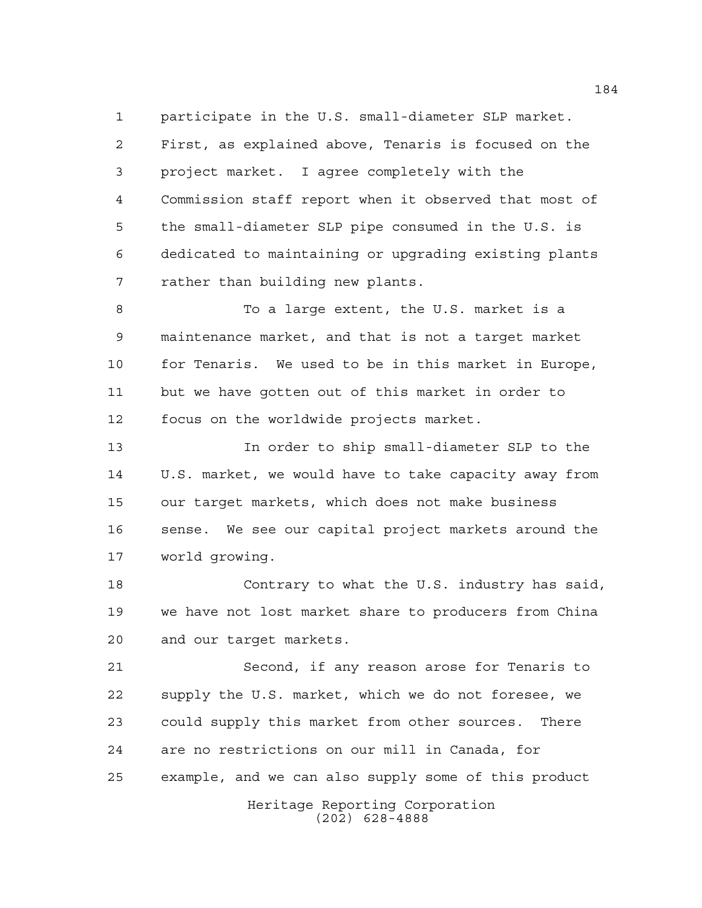participate in the U.S. small-diameter SLP market. First, as explained above, Tenaris is focused on the project market. I agree completely with the Commission staff report when it observed that most of the small-diameter SLP pipe consumed in the U.S. is dedicated to maintaining or upgrading existing plants rather than building new plants.

To a large extent, the U.S. market is a maintenance market, and that is not a target market for Tenaris. We used to be in this market in Europe, but we have gotten out of this market in order to focus on the worldwide projects market.

In order to ship small-diameter SLP to the U.S. market, we would have to take capacity away from our target markets, which does not make business sense. We see our capital project markets around the world growing.

Contrary to what the U.S. industry has said, we have not lost market share to producers from China and our target markets.

Second, if any reason arose for Tenaris to supply the U.S. market, which we do not foresee, we could supply this market from other sources. There are no restrictions on our mill in Canada, for example, and we can also supply some of this product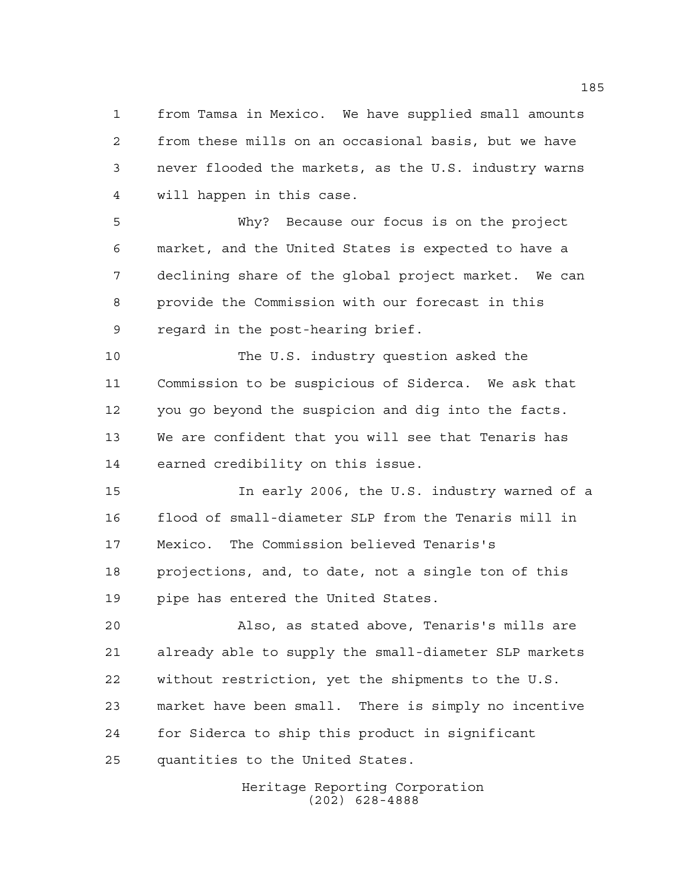from Tamsa in Mexico. We have supplied small amounts from these mills on an occasional basis, but we have never flooded the markets, as the U.S. industry warns will happen in this case.

Why? Because our focus is on the project market, and the United States is expected to have a declining share of the global project market. We can provide the Commission with our forecast in this regard in the post-hearing brief.

The U.S. industry question asked the Commission to be suspicious of Siderca. We ask that you go beyond the suspicion and dig into the facts. We are confident that you will see that Tenaris has earned credibility on this issue.

In early 2006, the U.S. industry warned of a flood of small-diameter SLP from the Tenaris mill in Mexico. The Commission believed Tenaris's projections, and, to date, not a single ton of this pipe has entered the United States.

Also, as stated above, Tenaris's mills are already able to supply the small-diameter SLP markets without restriction, yet the shipments to the U.S. market have been small. There is simply no incentive for Siderca to ship this product in significant quantities to the United States.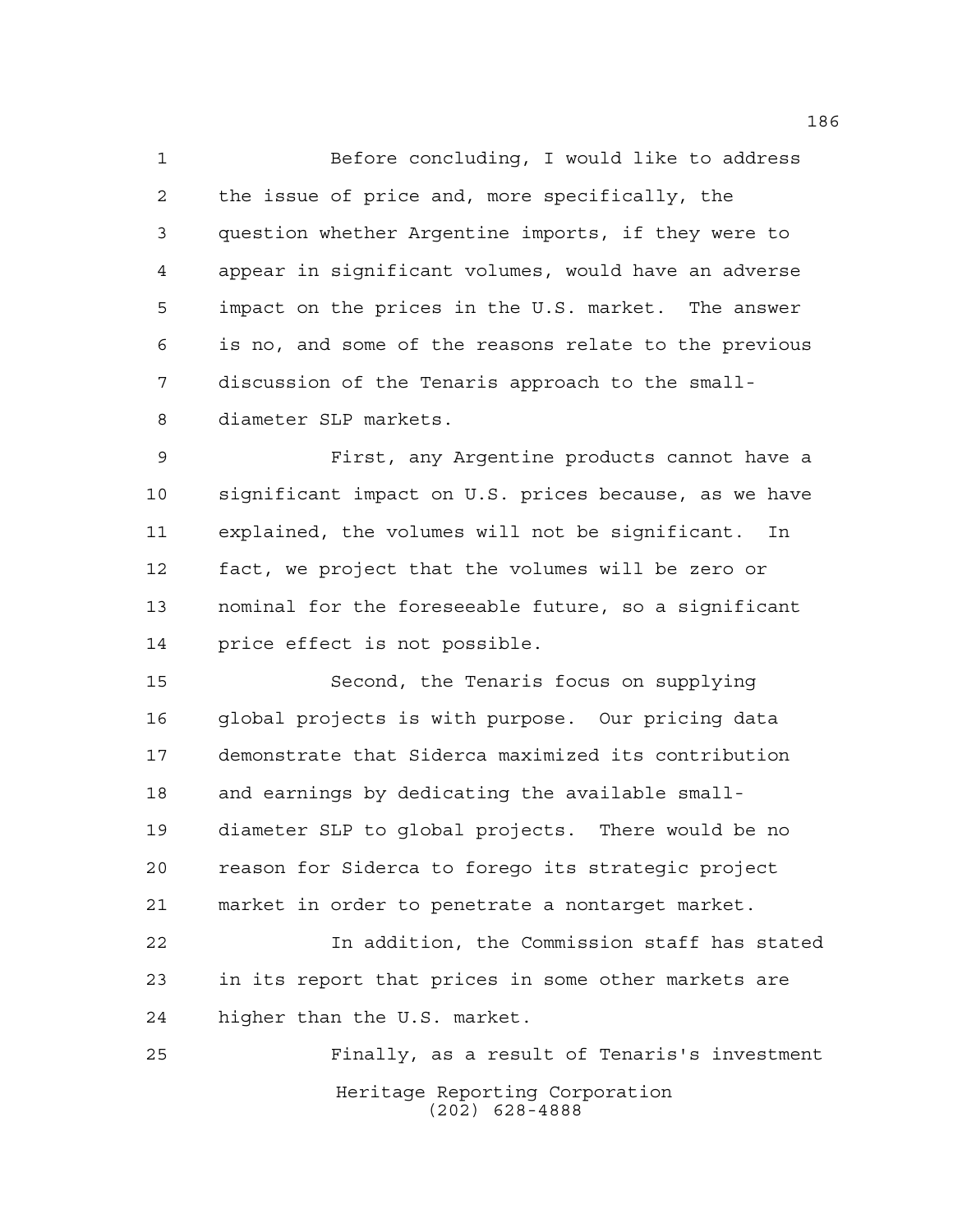Before concluding, I would like to address the issue of price and, more specifically, the question whether Argentine imports, if they were to appear in significant volumes, would have an adverse impact on the prices in the U.S. market. The answer is no, and some of the reasons relate to the previous discussion of the Tenaris approach to the small-diameter SLP markets.

First, any Argentine products cannot have a significant impact on U.S. prices because, as we have explained, the volumes will not be significant. In fact, we project that the volumes will be zero or nominal for the foreseeable future, so a significant price effect is not possible.

Second, the Tenaris focus on supplying global projects is with purpose. Our pricing data demonstrate that Siderca maximized its contribution and earnings by dedicating the available small-diameter SLP to global projects. There would be no reason for Siderca to forego its strategic project market in order to penetrate a nontarget market.

In addition, the Commission staff has stated in its report that prices in some other markets are higher than the U.S. market.

Finally, as a result of Tenaris's investment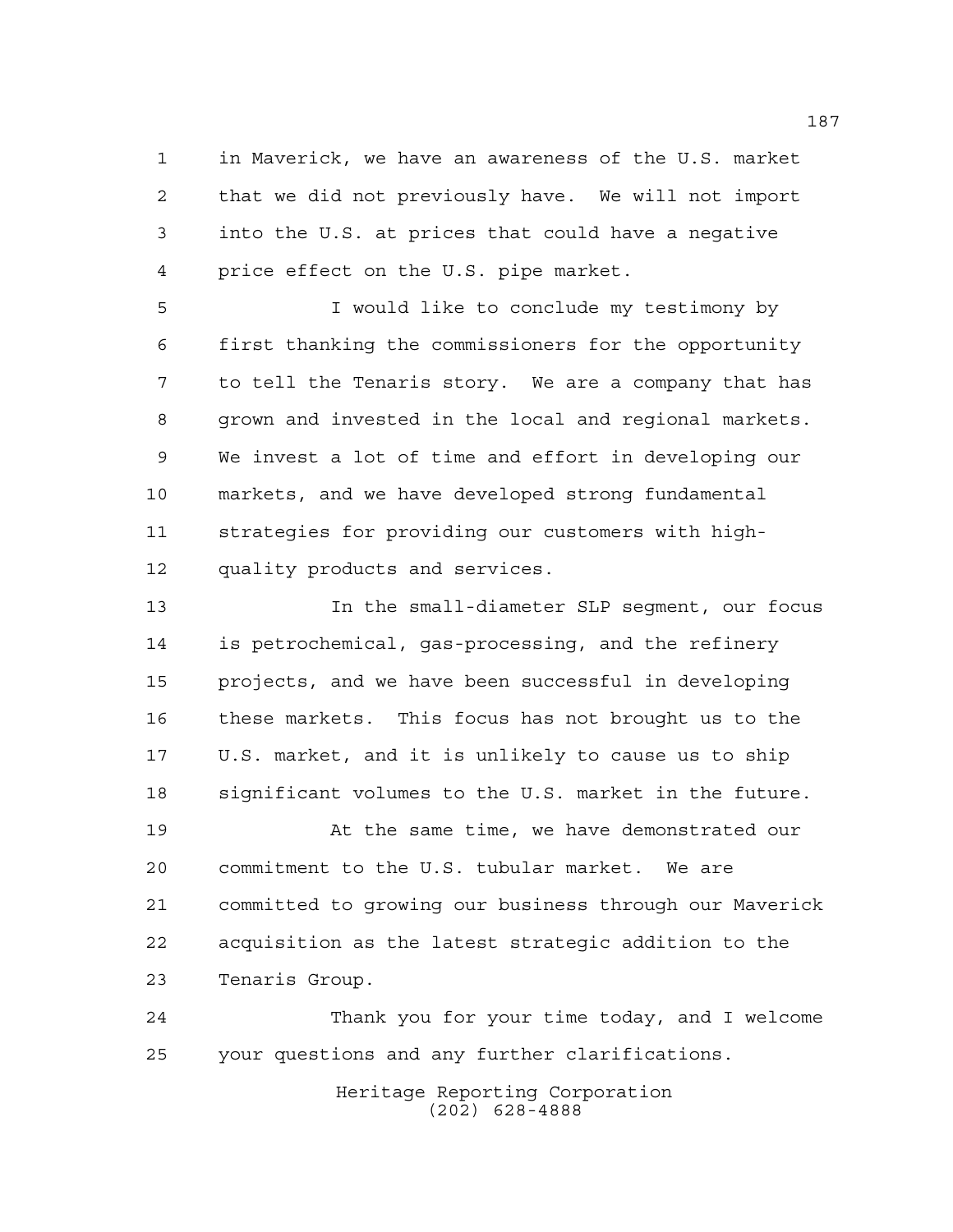in Maverick, we have an awareness of the U.S. market that we did not previously have. We will not import into the U.S. at prices that could have a negative price effect on the U.S. pipe market.

I would like to conclude my testimony by first thanking the commissioners for the opportunity to tell the Tenaris story. We are a company that has grown and invested in the local and regional markets. We invest a lot of time and effort in developing our markets, and we have developed strong fundamental strategies for providing our customers with high-quality products and services.

In the small-diameter SLP segment, our focus is petrochemical, gas-processing, and the refinery projects, and we have been successful in developing these markets. This focus has not brought us to the U.S. market, and it is unlikely to cause us to ship significant volumes to the U.S. market in the future.

At the same time, we have demonstrated our commitment to the U.S. tubular market. We are committed to growing our business through our Maverick acquisition as the latest strategic addition to the Tenaris Group.

Thank you for your time today, and I welcome your questions and any further clarifications.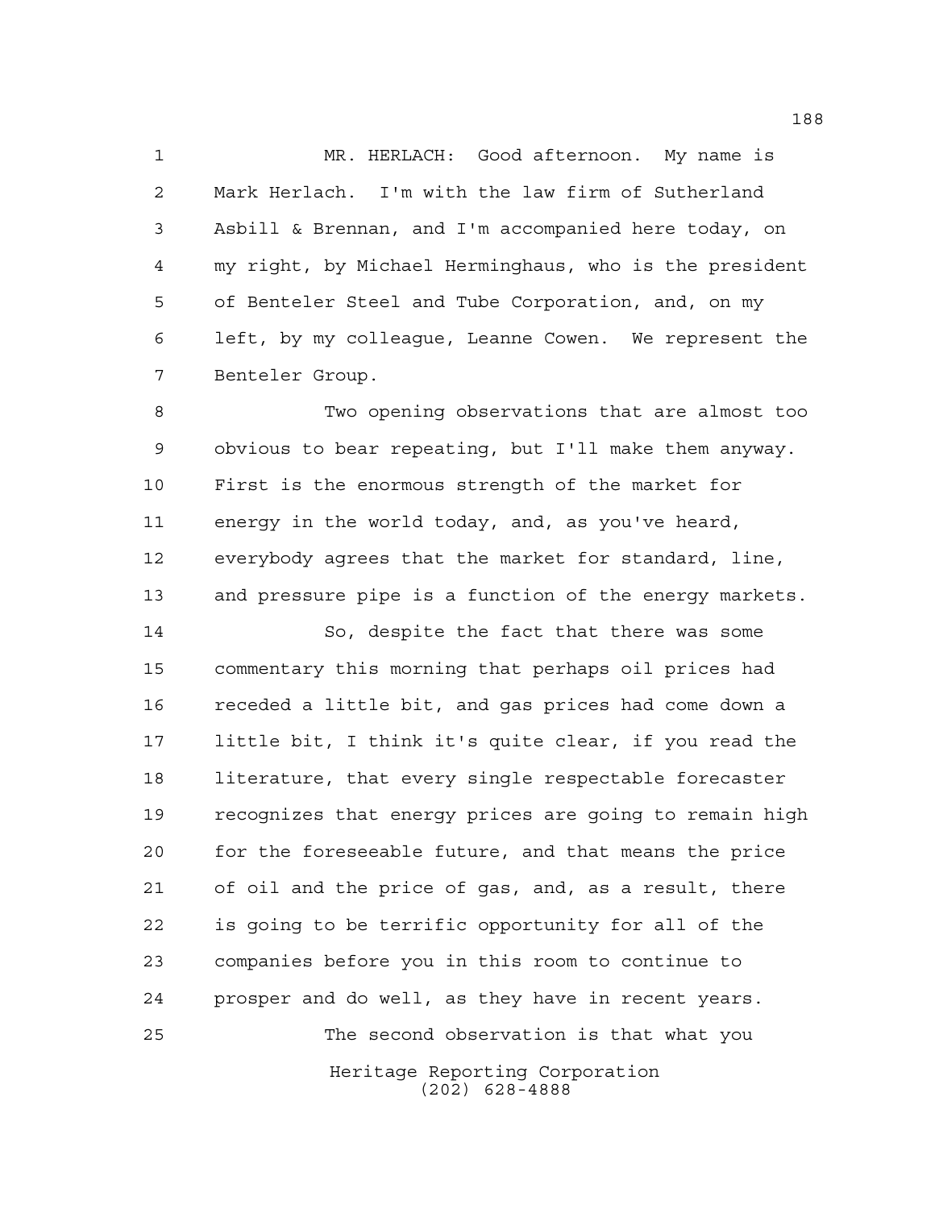MR. HERLACH: Good afternoon. My name is Mark Herlach. I'm with the law firm of Sutherland Asbill & Brennan, and I'm accompanied here today, on my right, by Michael Herminghaus, who is the president of Benteler Steel and Tube Corporation, and, on my left, by my colleague, Leanne Cowen. We represent the Benteler Group.

Two opening observations that are almost too obvious to bear repeating, but I'll make them anyway. First is the enormous strength of the market for energy in the world today, and, as you've heard, everybody agrees that the market for standard, line, and pressure pipe is a function of the energy markets.

So, despite the fact that there was some commentary this morning that perhaps oil prices had receded a little bit, and gas prices had come down a little bit, I think it's quite clear, if you read the literature, that every single respectable forecaster recognizes that energy prices are going to remain high for the foreseeable future, and that means the price of oil and the price of gas, and, as a result, there is going to be terrific opportunity for all of the companies before you in this room to continue to prosper and do well, as they have in recent years.

The second observation is that what you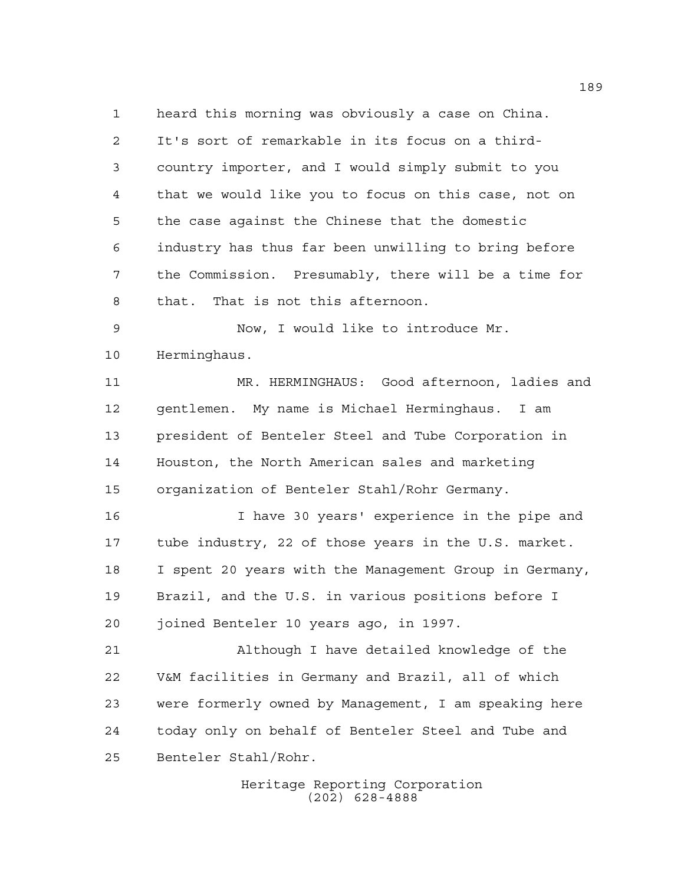heard this morning was obviously a case on China. It's sort of remarkable in its focus on a third-country importer, and I would simply submit to you that we would like you to focus on this case, not on the case against the Chinese that the domestic industry has thus far been unwilling to bring before the Commission. Presumably, there will be a time for that. That is not this afternoon.

Now, I would like to introduce Mr. Herminghaus.

MR. HERMINGHAUS: Good afternoon, ladies and gentlemen. My name is Michael Herminghaus. I am president of Benteler Steel and Tube Corporation in Houston, the North American sales and marketing organization of Benteler Stahl/Rohr Germany.

I have 30 years' experience in the pipe and tube industry, 22 of those years in the U.S. market. I spent 20 years with the Management Group in Germany, Brazil, and the U.S. in various positions before I joined Benteler 10 years ago, in 1997.

Although I have detailed knowledge of the V&M facilities in Germany and Brazil, all of which were formerly owned by Management, I am speaking here today only on behalf of Benteler Steel and Tube and Benteler Stahl/Rohr.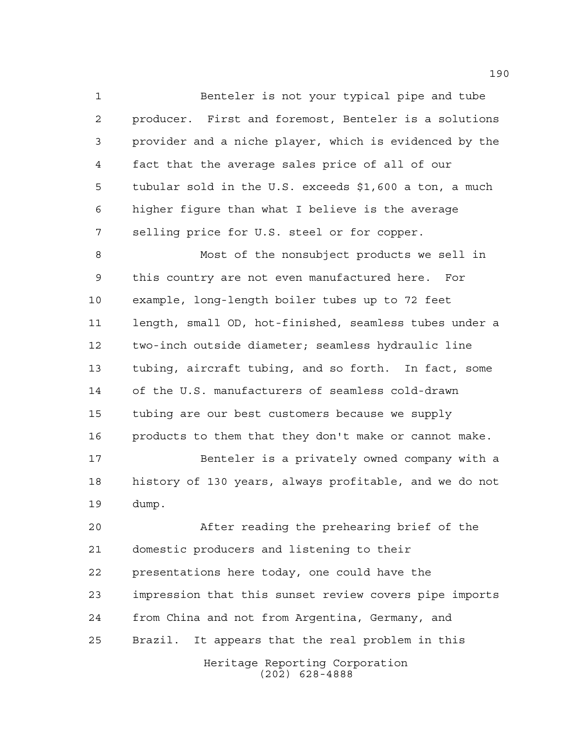Benteler is not your typical pipe and tube producer. First and foremost, Benteler is a solutions provider and a niche player, which is evidenced by the fact that the average sales price of all of our tubular sold in the U.S. exceeds $1,600 a ton, a much higher figure than what I believe is the average selling price for U.S. steel or for copper.

Most of the nonsubject products we sell in this country are not even manufactured here. For example, long-length boiler tubes up to 72 feet length, small OD, hot-finished, seamless tubes under a two-inch outside diameter; seamless hydraulic line tubing, aircraft tubing, and so forth. In fact, some of the U.S. manufacturers of seamless cold-drawn tubing are our best customers because we supply products to them that they don't make or cannot make.

Benteler is a privately owned company with a history of 130 years, always profitable, and we do not dump.

After reading the prehearing brief of the domestic producers and listening to their presentations here today, one could have the impression that this sunset review covers pipe imports from China and not from Argentina, Germany, and Brazil. It appears that the real problem in this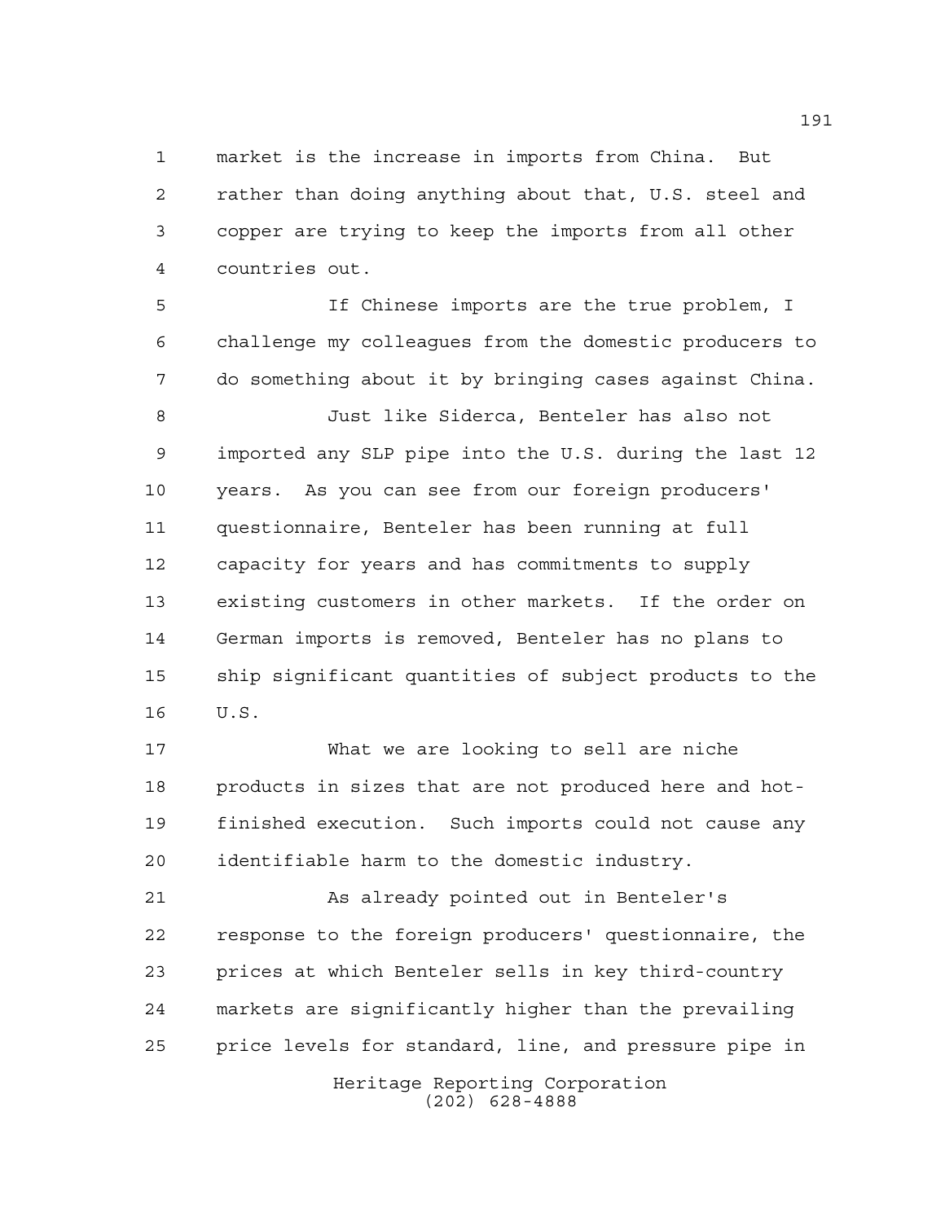market is the increase in imports from China. But rather than doing anything about that, U.S. steel and copper are trying to keep the imports from all other countries out.

If Chinese imports are the true problem, I challenge my colleagues from the domestic producers to do something about it by bringing cases against China.

Just like Siderca, Benteler has also not imported any SLP pipe into the U.S. during the last 12 years. As you can see from our foreign producers' questionnaire, Benteler has been running at full capacity for years and has commitments to supply existing customers in other markets. If the order on German imports is removed, Benteler has no plans to ship significant quantities of subject products to the U.S.

What we are looking to sell are niche products in sizes that are not produced here and hot-finished execution. Such imports could not cause any identifiable harm to the domestic industry.

As already pointed out in Benteler's response to the foreign producers' questionnaire, the prices at which Benteler sells in key third-country markets are significantly higher than the prevailing price levels for standard, line, and pressure pipe in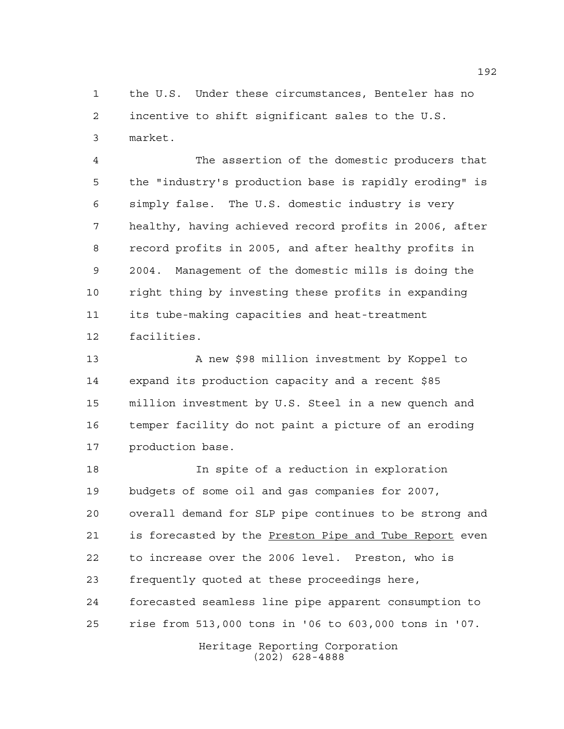the U.S. Under these circumstances, Benteler has no incentive to shift significant sales to the U.S. market.

The assertion of the domestic producers that the "industry's production base is rapidly eroding" is simply false. The U.S. domestic industry is very healthy, having achieved record profits in 2006, after record profits in 2005, and after healthy profits in 2004. Management of the domestic mills is doing the right thing by investing these profits in expanding its tube-making capacities and heat-treatment facilities.

A new $98 million investment by Koppel to expand its production capacity and a recent $85 million investment by U.S. Steel in a new quench and temper facility do not paint a picture of an eroding production base.

In spite of a reduction in exploration budgets of some oil and gas companies for 2007, overall demand for SLP pipe continues to be strong and is forecasted by the Preston Pipe and Tube Report even to increase over the 2006 level. Preston, who is frequently quoted at these proceedings here, forecasted seamless line pipe apparent consumption to rise from 513,000 tons in '06 to 603,000 tons in '07.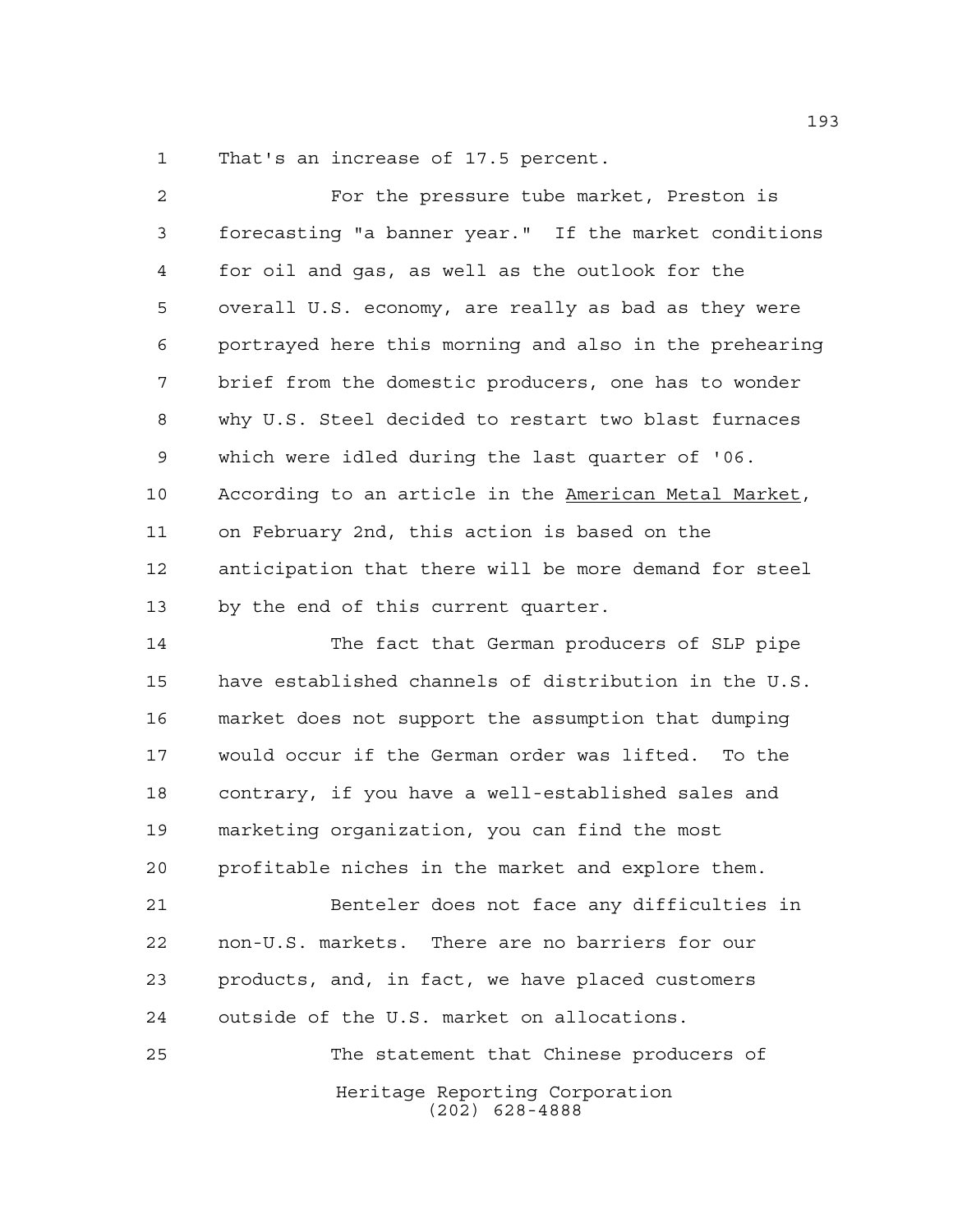That's an increase of 17.5 percent.

For the pressure tube market, Preston is forecasting "a banner year." If the market conditions for oil and gas, as well as the outlook for the overall U.S. economy, are really as bad as they were portrayed here this morning and also in the prehearing brief from the domestic producers, one has to wonder why U.S. Steel decided to restart two blast furnaces which were idled during the last quarter of '06. According to an article in the American Metal Market, on February 2nd, this action is based on the anticipation that there will be more demand for steel by the end of this current quarter.

The fact that German producers of SLP pipe have established channels of distribution in the U.S. market does not support the assumption that dumping would occur if the German order was lifted. To the contrary, if you have a well-established sales and marketing organization, you can find the most profitable niches in the market and explore them.

Benteler does not face any difficulties in non-U.S. markets. There are no barriers for our products, and, in fact, we have placed customers outside of the U.S. market on allocations.

The statement that Chinese producers of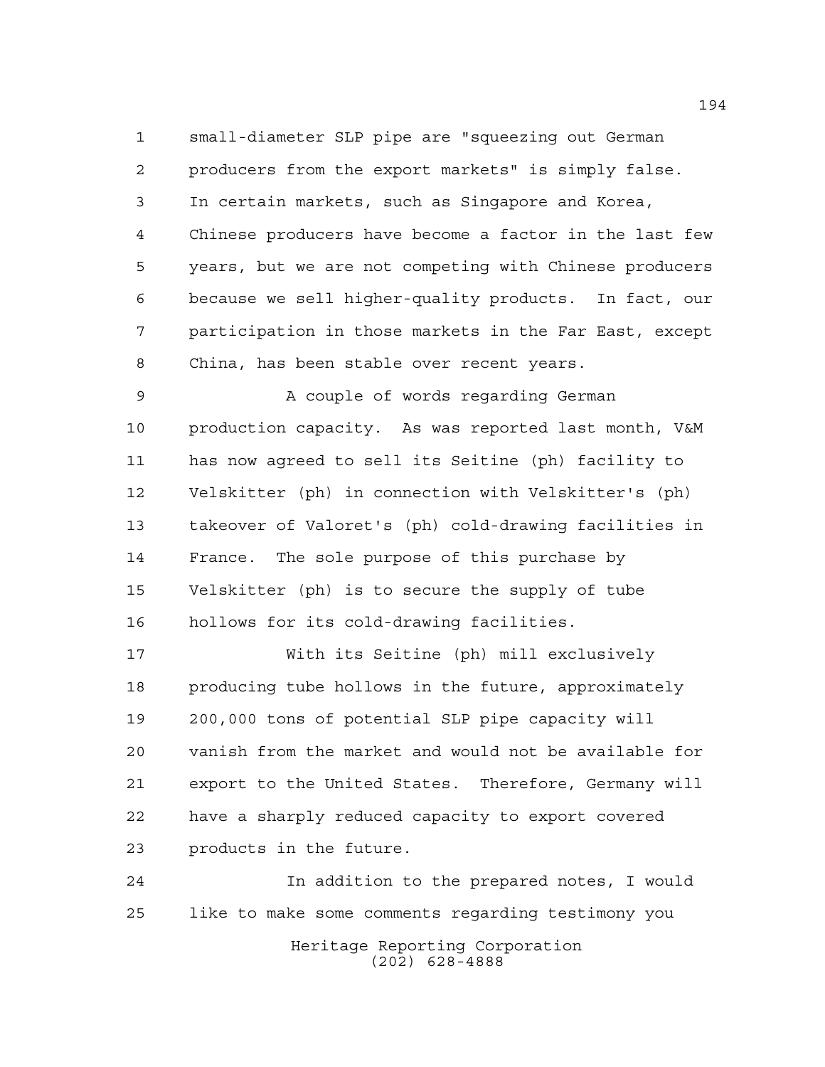small-diameter SLP pipe are "squeezing out German producers from the export markets" is simply false. In certain markets, such as Singapore and Korea, Chinese producers have become a factor in the last few years, but we are not competing with Chinese producers because we sell higher-quality products. In fact, our participation in those markets in the Far East, except China, has been stable over recent years.

A couple of words regarding German production capacity. As was reported last month, V&M has now agreed to sell its Seitine (ph) facility to Velskitter (ph) in connection with Velskitter's (ph) takeover of Valoret's (ph) cold-drawing facilities in France. The sole purpose of this purchase by Velskitter (ph) is to secure the supply of tube hollows for its cold-drawing facilities.

With its Seitine (ph) mill exclusively producing tube hollows in the future, approximately 200,000 tons of potential SLP pipe capacity will vanish from the market and would not be available for export to the United States. Therefore, Germany will have a sharply reduced capacity to export covered products in the future.

In addition to the prepared notes, I would like to make some comments regarding testimony you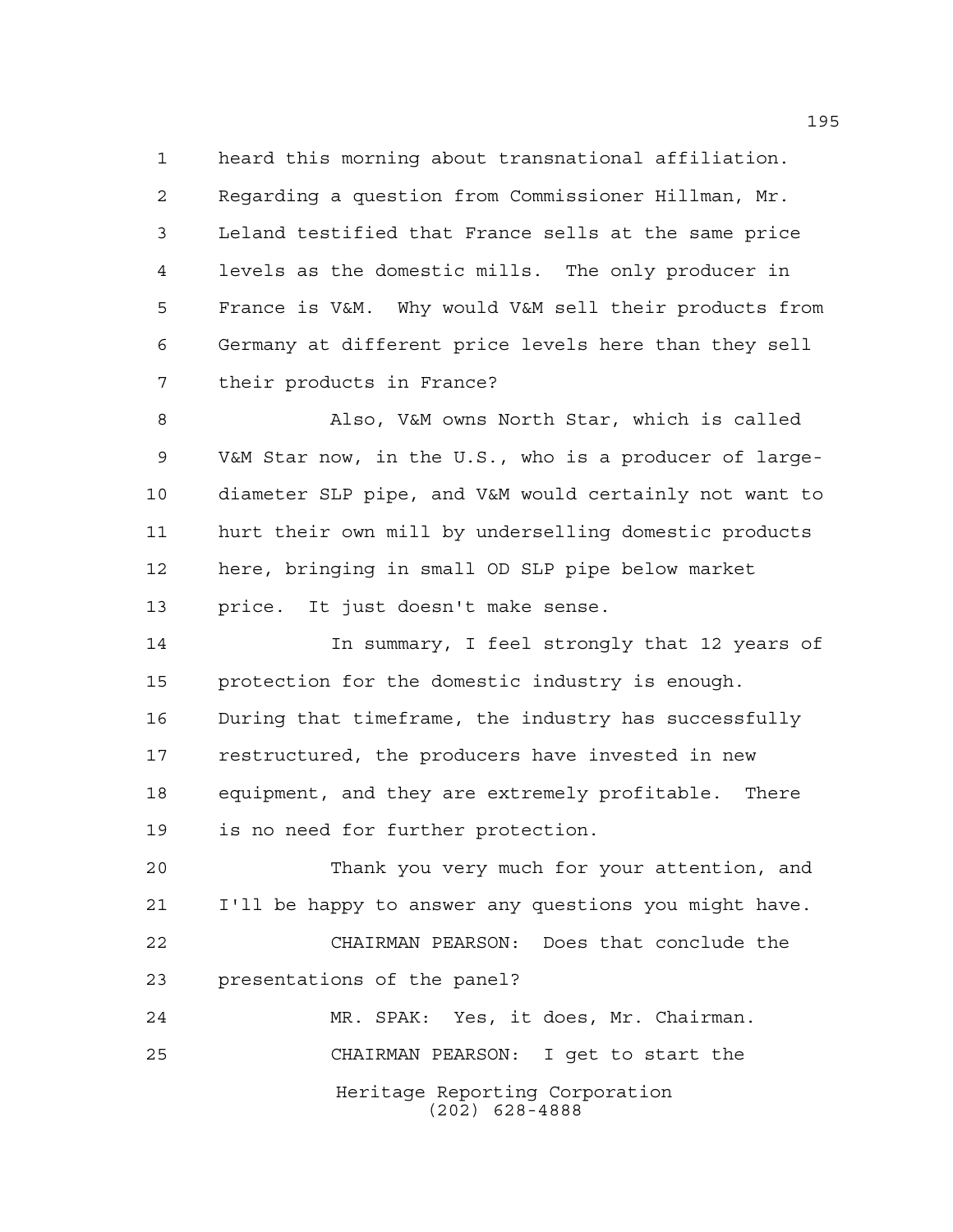heard this morning about transnational affiliation. Regarding a question from Commissioner Hillman, Mr. Leland testified that France sells at the same price levels as the domestic mills. The only producer in France is V&M. Why would V&M sell their products from Germany at different price levels here than they sell their products in France?

Also, V&M owns North Star, which is called V&M Star now, in the U.S., who is a producer of large-diameter SLP pipe, and V&M would certainly not want to hurt their own mill by underselling domestic products here, bringing in small OD SLP pipe below market price. It just doesn't make sense.

In summary, I feel strongly that 12 years of protection for the domestic industry is enough. During that timeframe, the industry has successfully restructured, the producers have invested in new equipment, and they are extremely profitable. There is no need for further protection.

Thank you very much for your attention, and I'll be happy to answer any questions you might have.

CHAIRMAN PEARSON: Does that conclude the presentations of the panel?

MR. SPAK: Yes, it does, Mr. Chairman.

CHAIRMAN PEARSON: I get to start the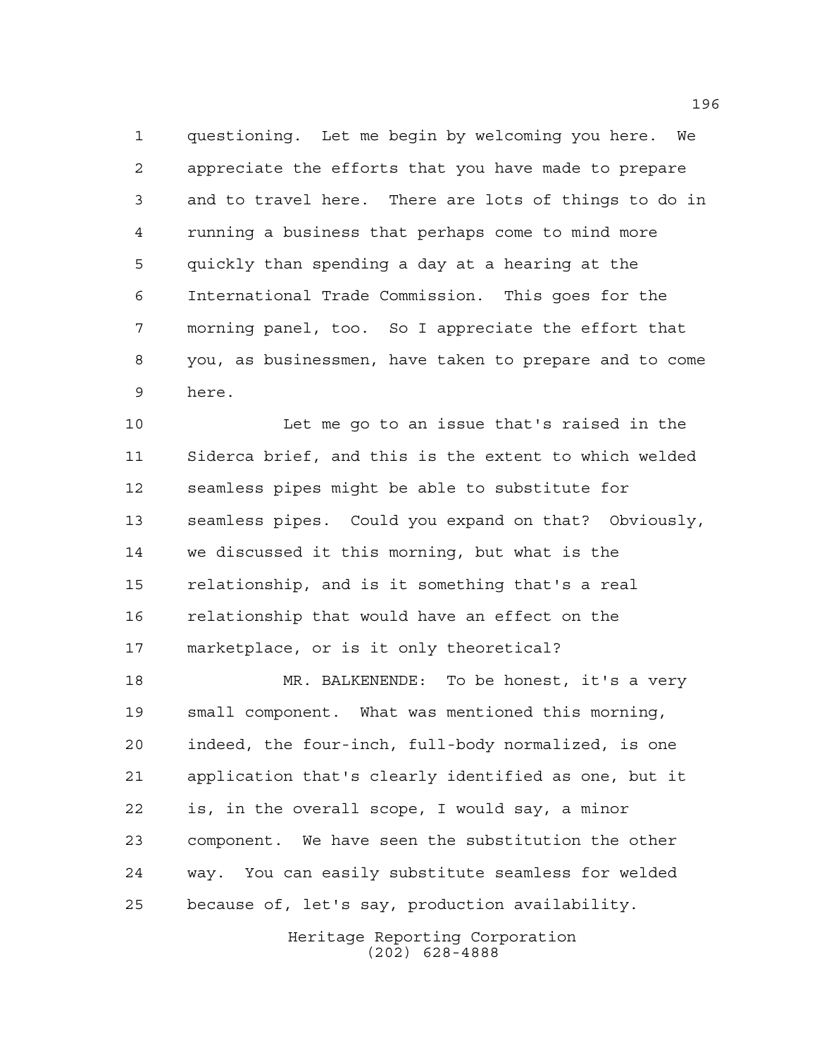questioning. Let me begin by welcoming you here. We appreciate the efforts that you have made to prepare and to travel here. There are lots of things to do in running a business that perhaps come to mind more quickly than spending a day at a hearing at the International Trade Commission. This goes for the morning panel, too. So I appreciate the effort that you, as businessmen, have taken to prepare and to come here.

Let me go to an issue that's raised in the Siderca brief, and this is the extent to which welded seamless pipes might be able to substitute for seamless pipes. Could you expand on that? Obviously, we discussed it this morning, but what is the relationship, and is it something that's a real relationship that would have an effect on the marketplace, or is it only theoretical?

MR. BALKENENDE: To be honest, it's a very small component. What was mentioned this morning, indeed, the four-inch, full-body normalized, is one application that's clearly identified as one, but it is, in the overall scope, I would say, a minor component. We have seen the substitution the other way. You can easily substitute seamless for welded because of, let's say, production availability.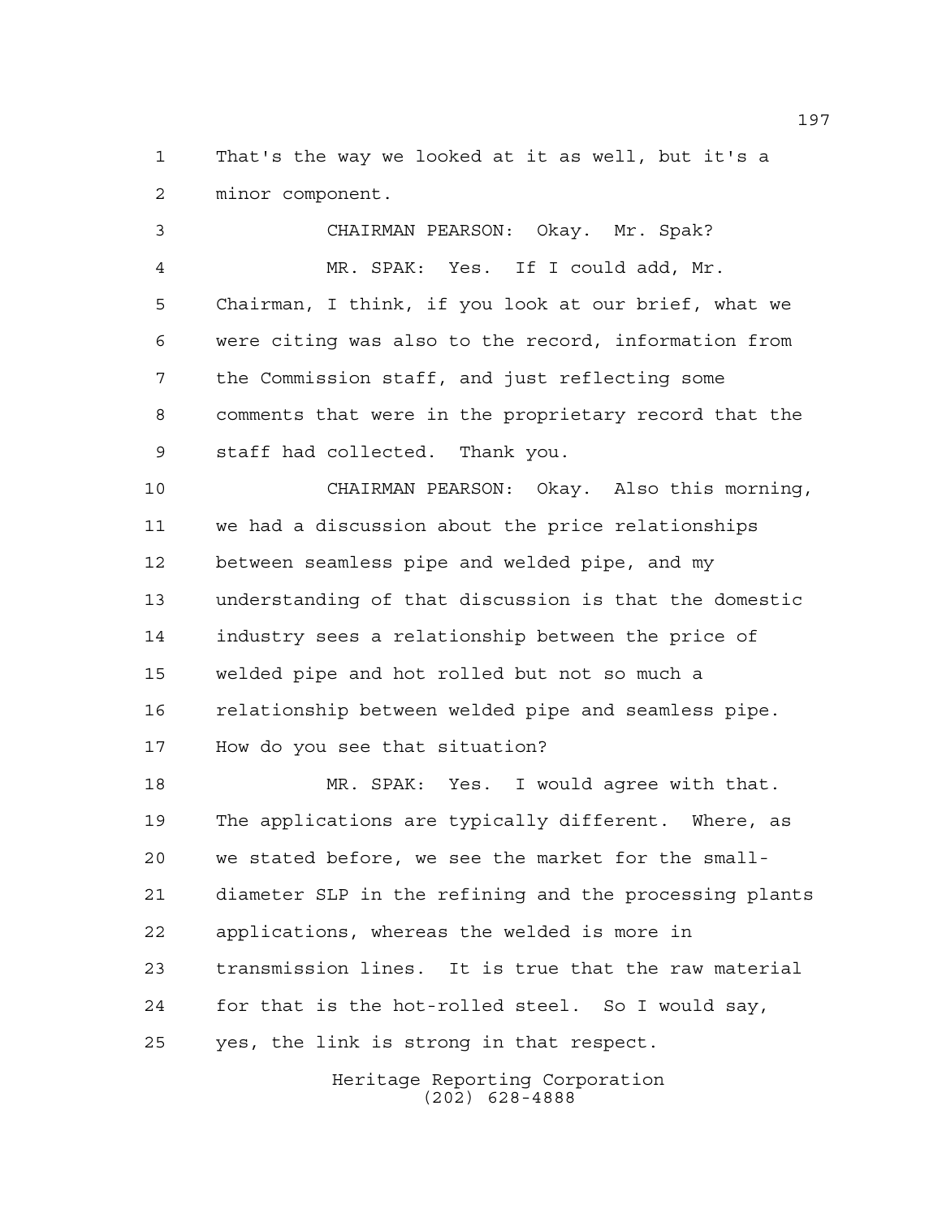That's the way we looked at it as well, but it's a minor component.

CHAIRMAN PEARSON: Okay. Mr. Spak?

MR. SPAK: Yes. If I could add, Mr. Chairman, I think, if you look at our brief, what we were citing was also to the record, information from the Commission staff, and just reflecting some comments that were in the proprietary record that the staff had collected. Thank you.

CHAIRMAN PEARSON: Okay. Also this morning, we had a discussion about the price relationships between seamless pipe and welded pipe, and my understanding of that discussion is that the domestic industry sees a relationship between the price of welded pipe and hot rolled but not so much a relationship between welded pipe and seamless pipe. How do you see that situation?

MR. SPAK: Yes. I would agree with that. The applications are typically different. Where, as we stated before, we see the market for the small-diameter SLP in the refining and the processing plants applications, whereas the welded is more in transmission lines. It is true that the raw material for that is the hot-rolled steel. So I would say, yes, the link is strong in that respect.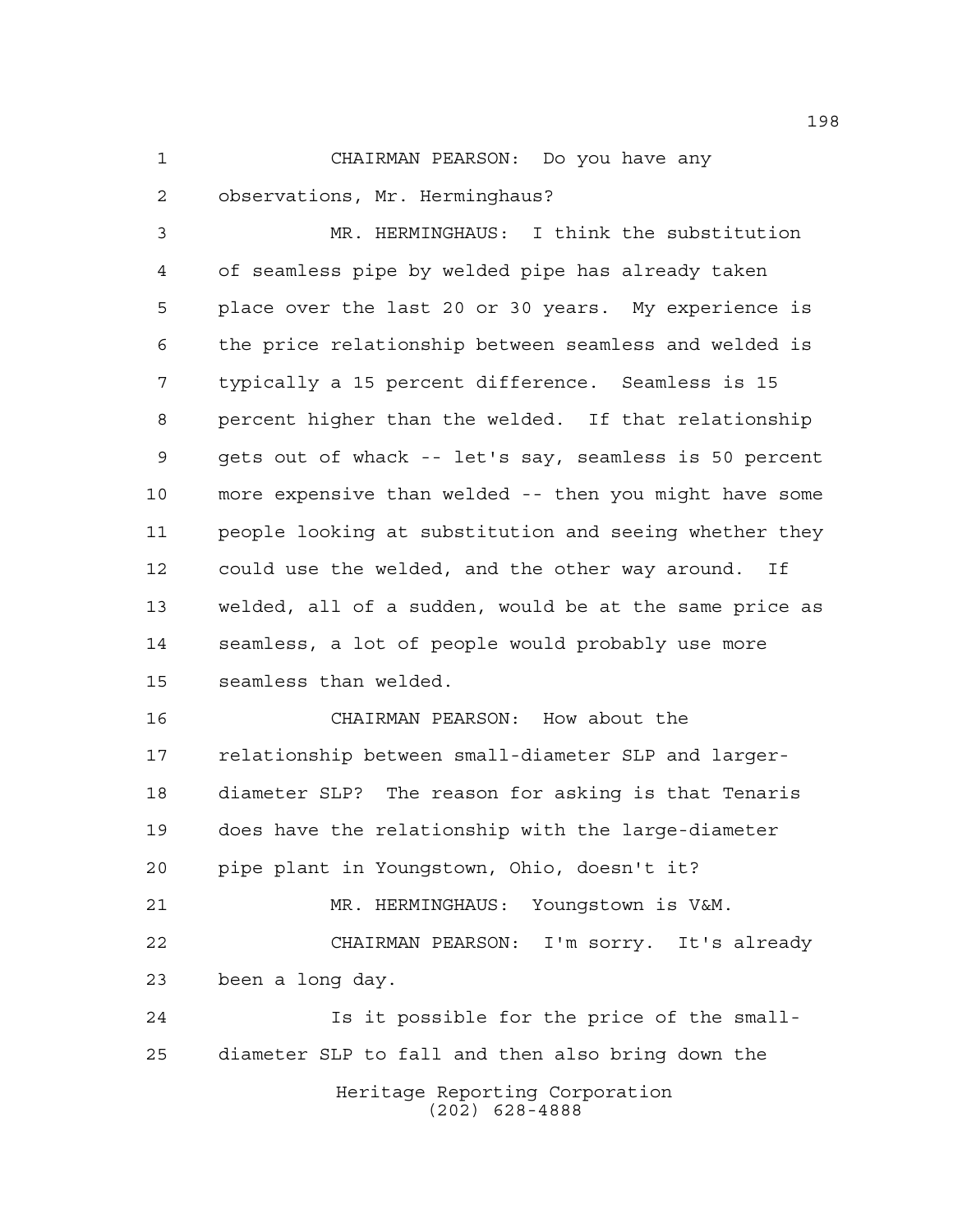CHAIRMAN PEARSON: Do you have any observations, Mr. Herminghaus?

MR. HERMINGHAUS: I think the substitution of seamless pipe by welded pipe has already taken place over the last 20 or 30 years. My experience is the price relationship between seamless and welded is typically a 15 percent difference. Seamless is 15 percent higher than the welded. If that relationship gets out of whack -- let's say, seamless is 50 percent more expensive than welded -- then you might have some people looking at substitution and seeing whether they could use the welded, and the other way around. If welded, all of a sudden, would be at the same price as seamless, a lot of people would probably use more seamless than welded.

CHAIRMAN PEARSON: How about the relationship between small-diameter SLP and larger-diameter SLP? The reason for asking is that Tenaris does have the relationship with the large-diameter pipe plant in Youngstown, Ohio, doesn't it?

MR. HERMINGHAUS: Youngstown is V&M.

CHAIRMAN PEARSON: I'm sorry. It's already been a long day.

Is it possible for the price of the small-diameter SLP to fall and then also bring down the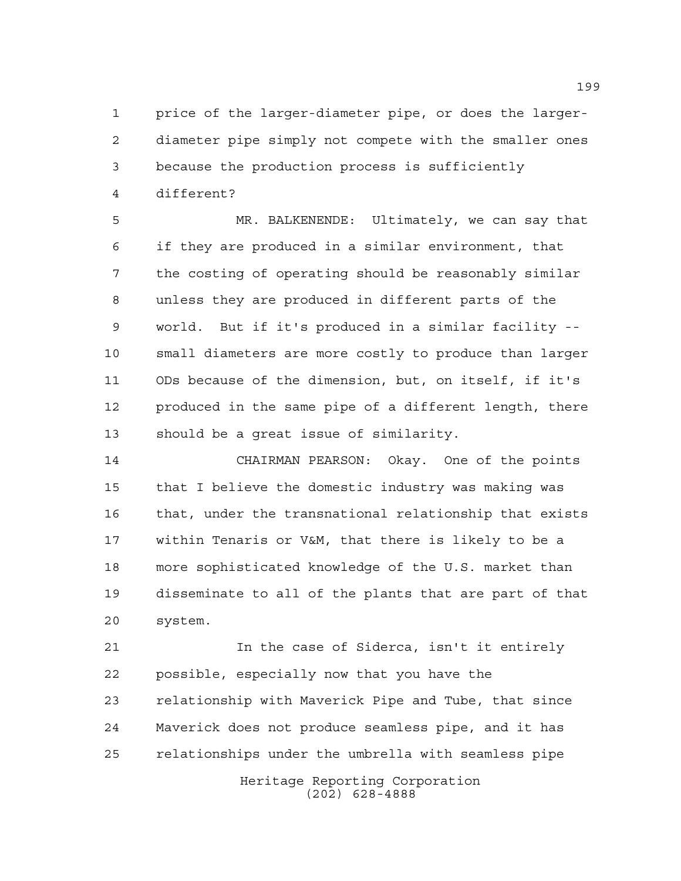price of the larger-diameter pipe, or does the larger-diameter pipe simply not compete with the smaller ones because the production process is sufficiently different?

MR. BALKENENDE: Ultimately, we can say that if they are produced in a similar environment, that the costing of operating should be reasonably similar unless they are produced in different parts of the world. But if it's produced in a similar facility -- small diameters are more costly to produce than larger ODs because of the dimension, but, on itself, if it's produced in the same pipe of a different length, there should be a great issue of similarity.

CHAIRMAN PEARSON: Okay. One of the points that I believe the domestic industry was making was that, under the transnational relationship that exists within Tenaris or V&M, that there is likely to be a more sophisticated knowledge of the U.S. market than disseminate to all of the plants that are part of that system.

In the case of Siderca, isn't it entirely possible, especially now that you have the relationship with Maverick Pipe and Tube, that since Maverick does not produce seamless pipe, and it has relationships under the umbrella with seamless pipe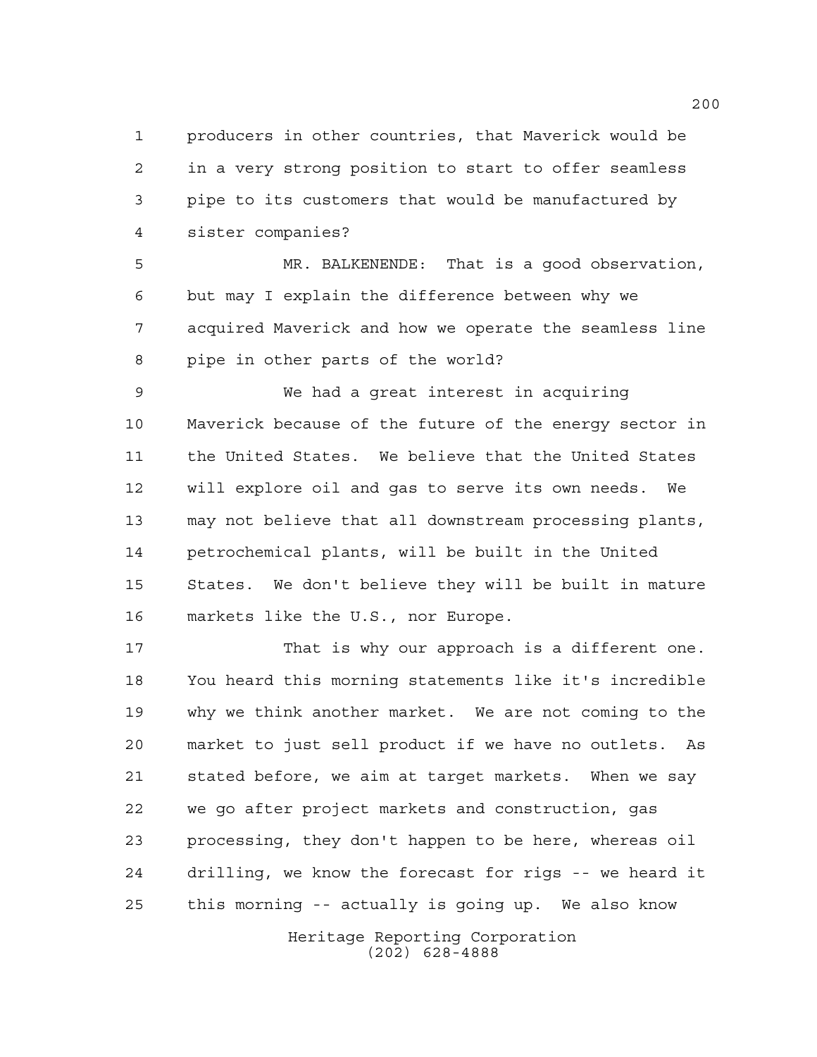producers in other countries, that Maverick would be in a very strong position to start to offer seamless pipe to its customers that would be manufactured by sister companies?

MR. BALKENENDE: That is a good observation, but may I explain the difference between why we acquired Maverick and how we operate the seamless line pipe in other parts of the world?

We had a great interest in acquiring Maverick because of the future of the energy sector in the United States. We believe that the United States will explore oil and gas to serve its own needs. We may not believe that all downstream processing plants, petrochemical plants, will be built in the United States. We don't believe they will be built in mature markets like the U.S., nor Europe.

That is why our approach is a different one. You heard this morning statements like it's incredible why we think another market. We are not coming to the market to just sell product if we have no outlets. As stated before, we aim at target markets. When we say we go after project markets and construction, gas processing, they don't happen to be here, whereas oil drilling, we know the forecast for rigs -- we heard it this morning -- actually is going up. We also know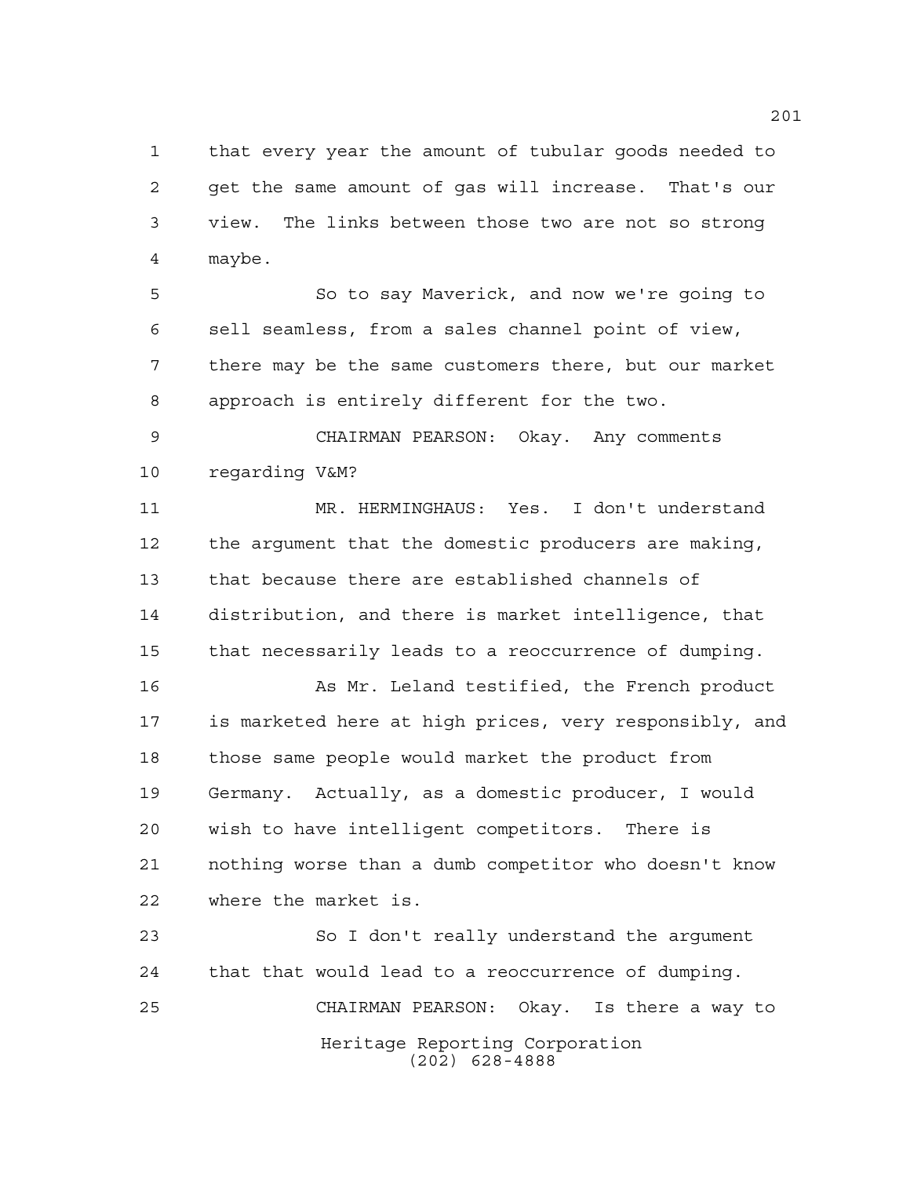that every year the amount of tubular goods needed to get the same amount of gas will increase. That's our view. The links between those two are not so strong maybe.

So to say Maverick, and now we're going to sell seamless, from a sales channel point of view, there may be the same customers there, but our market approach is entirely different for the two.

CHAIRMAN PEARSON: Okay. Any comments regarding V&M?

MR. HERMINGHAUS: Yes. I don't understand the argument that the domestic producers are making, that because there are established channels of distribution, and there is market intelligence, that that necessarily leads to a reoccurrence of dumping.

As Mr. Leland testified, the French product is marketed here at high prices, very responsibly, and those same people would market the product from Germany. Actually, as a domestic producer, I would wish to have intelligent competitors. There is nothing worse than a dumb competitor who doesn't know where the market is.

So I don't really understand the argument that that would lead to a reoccurrence of dumping.

CHAIRMAN PEARSON: Okay. Is there a way to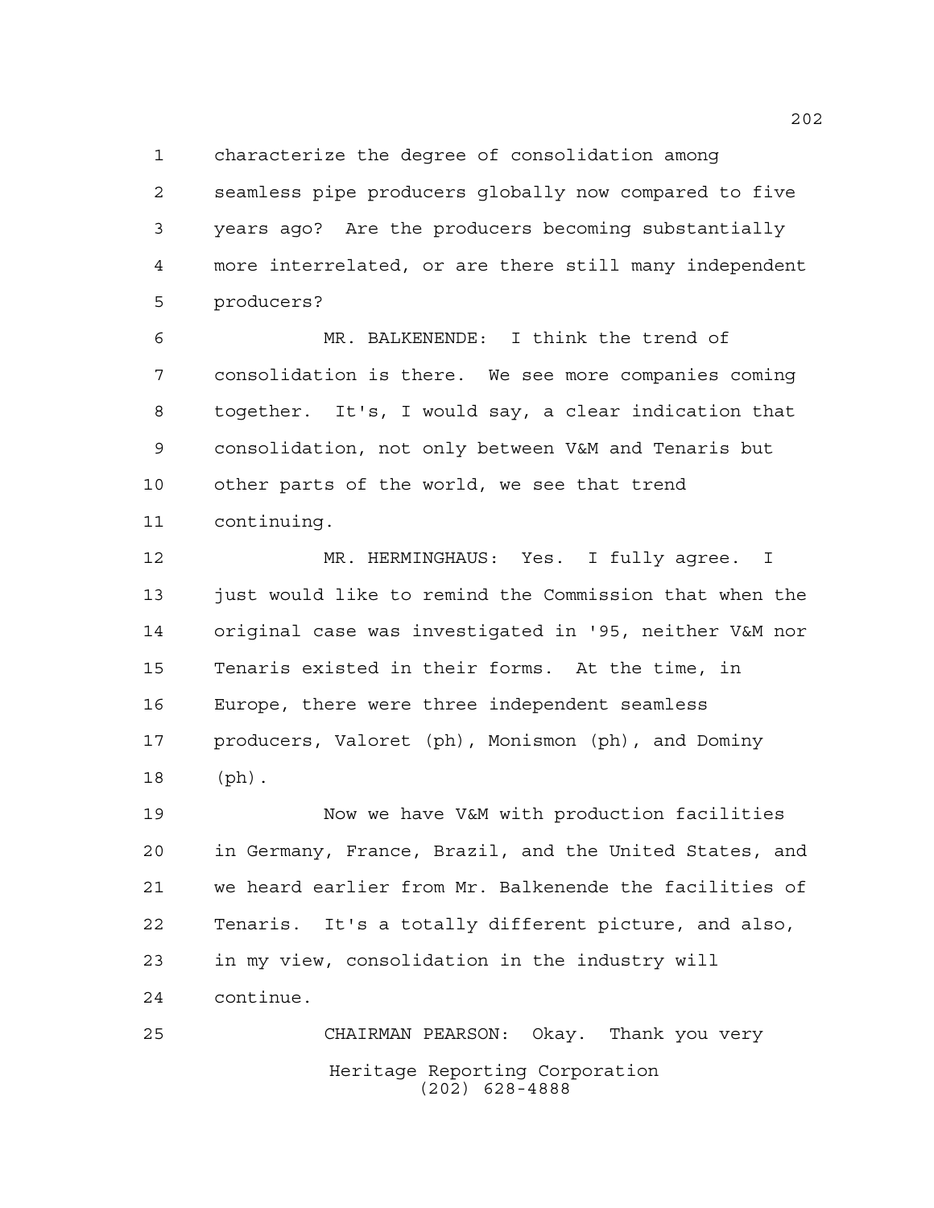characterize the degree of consolidation among seamless pipe producers globally now compared to five years ago? Are the producers becoming substantially more interrelated, or are there still many independent producers?

MR. BALKENENDE: I think the trend of consolidation is there. We see more companies coming together. It's, I would say, a clear indication that consolidation, not only between V&M and Tenaris but other parts of the world, we see that trend continuing.

MR. HERMINGHAUS: Yes. I fully agree. I just would like to remind the Commission that when the original case was investigated in '95, neither V&M nor Tenaris existed in their forms. At the time, in Europe, there were three independent seamless producers, Valoret (ph), Monismon (ph), and Dominy (ph).

Now we have V&M with production facilities in Germany, France, Brazil, and the United States, and we heard earlier from Mr. Balkenende the facilities of Tenaris. It's a totally different picture, and also, in my view, consolidation in the industry will continue.

CHAIRMAN PEARSON: Okay. Thank you very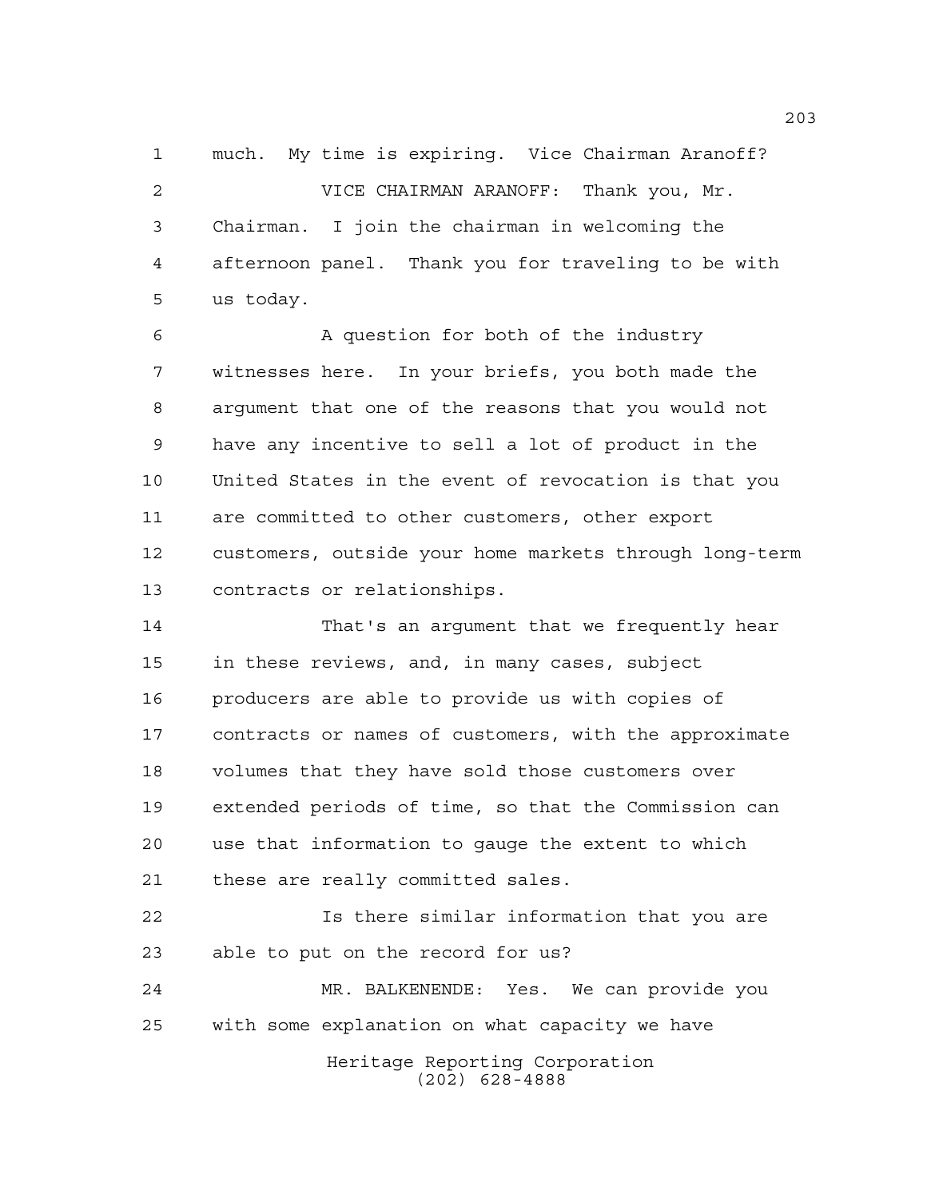much. My time is expiring. Vice Chairman Aranoff?

VICE CHAIRMAN ARANOFF: Thank you, Mr. Chairman. I join the chairman in welcoming the afternoon panel. Thank you for traveling to be with us today.

A question for both of the industry witnesses here. In your briefs, you both made the argument that one of the reasons that you would not have any incentive to sell a lot of product in the United States in the event of revocation is that you are committed to other customers, other export customers, outside your home markets through long-term contracts or relationships.

That's an argument that we frequently hear in these reviews, and, in many cases, subject producers are able to provide us with copies of contracts or names of customers, with the approximate volumes that they have sold those customers over extended periods of time, so that the Commission can use that information to gauge the extent to which these are really committed sales.

Is there similar information that you are able to put on the record for us?

MR. BALKENENDE: Yes. We can provide you with some explanation on what capacity we have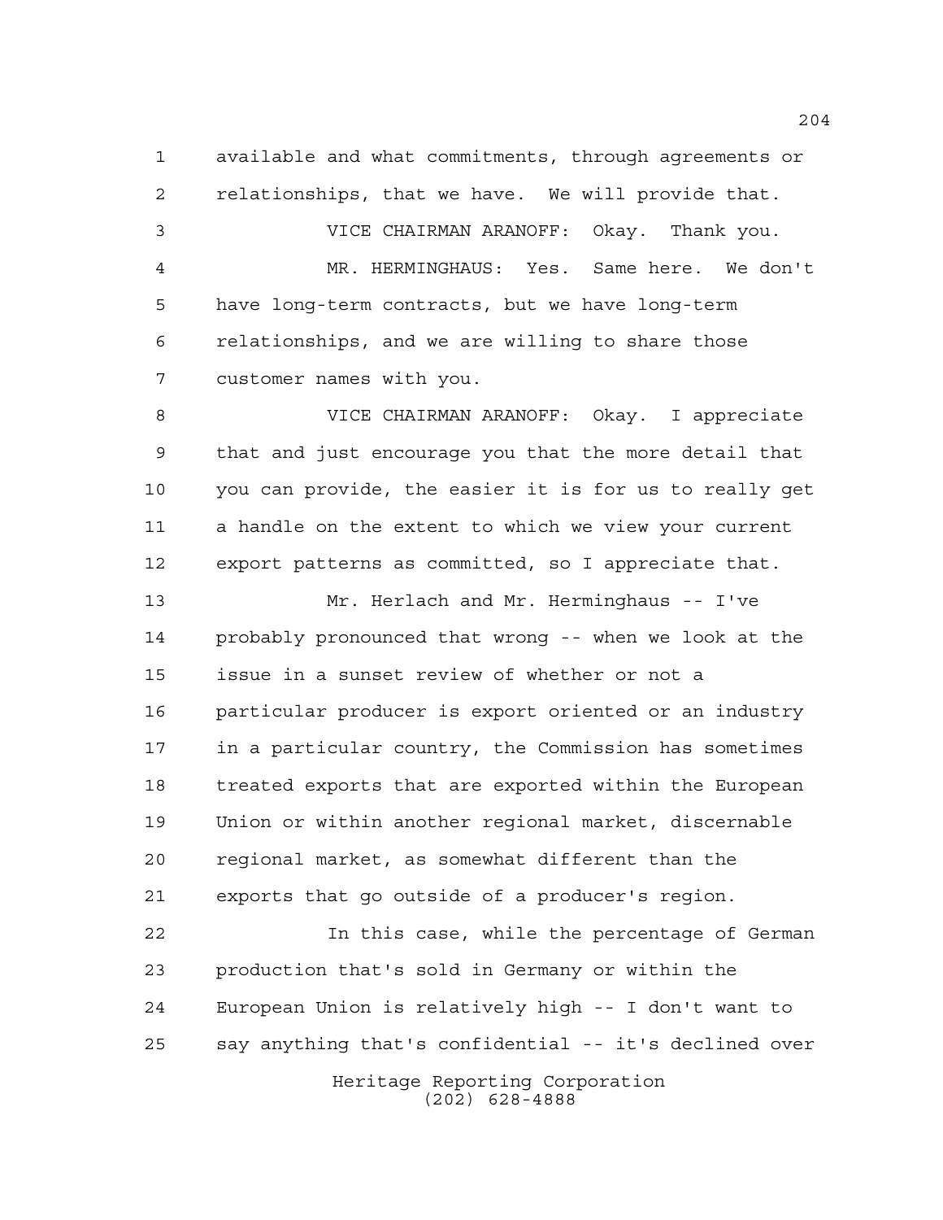available and what commitments, through agreements or relationships, that we have. We will provide that.

VICE CHAIRMAN ARANOFF: Okay. Thank you.

MR. HERMINGHAUS: Yes. Same here. We don't have long-term contracts, but we have long-term relationships, and we are willing to share those customer names with you.

VICE CHAIRMAN ARANOFF: Okay. I appreciate that and just encourage you that the more detail that you can provide, the easier it is for us to really get a handle on the extent to which we view your current export patterns as committed, so I appreciate that.

Mr. Herlach and Mr. Herminghaus -- I've probably pronounced that wrong -- when we look at the issue in a sunset review of whether or not a particular producer is export oriented or an industry in a particular country, the Commission has sometimes treated exports that are exported within the European Union or within another regional market, discernable regional market, as somewhat different than the exports that go outside of a producer's region.

In this case, while the percentage of German production that's sold in Germany or within the European Union is relatively high -- I don't want to say anything that's confidential -- it's declined over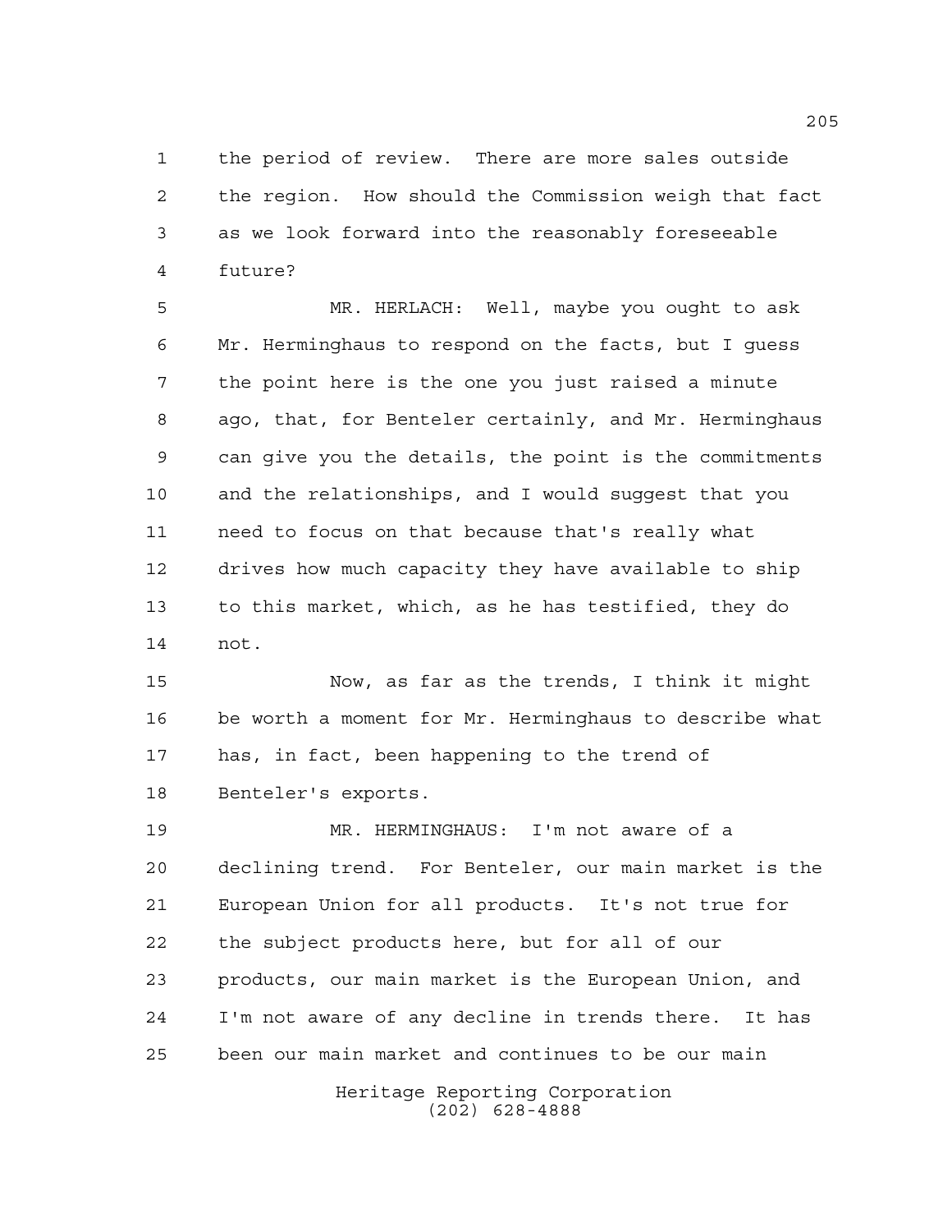the period of review. There are more sales outside the region. How should the Commission weigh that fact as we look forward into the reasonably foreseeable future?

MR. HERLACH: Well, maybe you ought to ask Mr. Herminghaus to respond on the facts, but I guess the point here is the one you just raised a minute ago, that, for Benteler certainly, and Mr. Herminghaus can give you the details, the point is the commitments and the relationships, and I would suggest that you need to focus on that because that's really what drives how much capacity they have available to ship to this market, which, as he has testified, they do not.

Now, as far as the trends, I think it might be worth a moment for Mr. Herminghaus to describe what has, in fact, been happening to the trend of Benteler's exports.

MR. HERMINGHAUS: I'm not aware of a declining trend. For Benteler, our main market is the European Union for all products. It's not true for the subject products here, but for all of our products, our main market is the European Union, and I'm not aware of any decline in trends there. It has been our main market and continues to be our main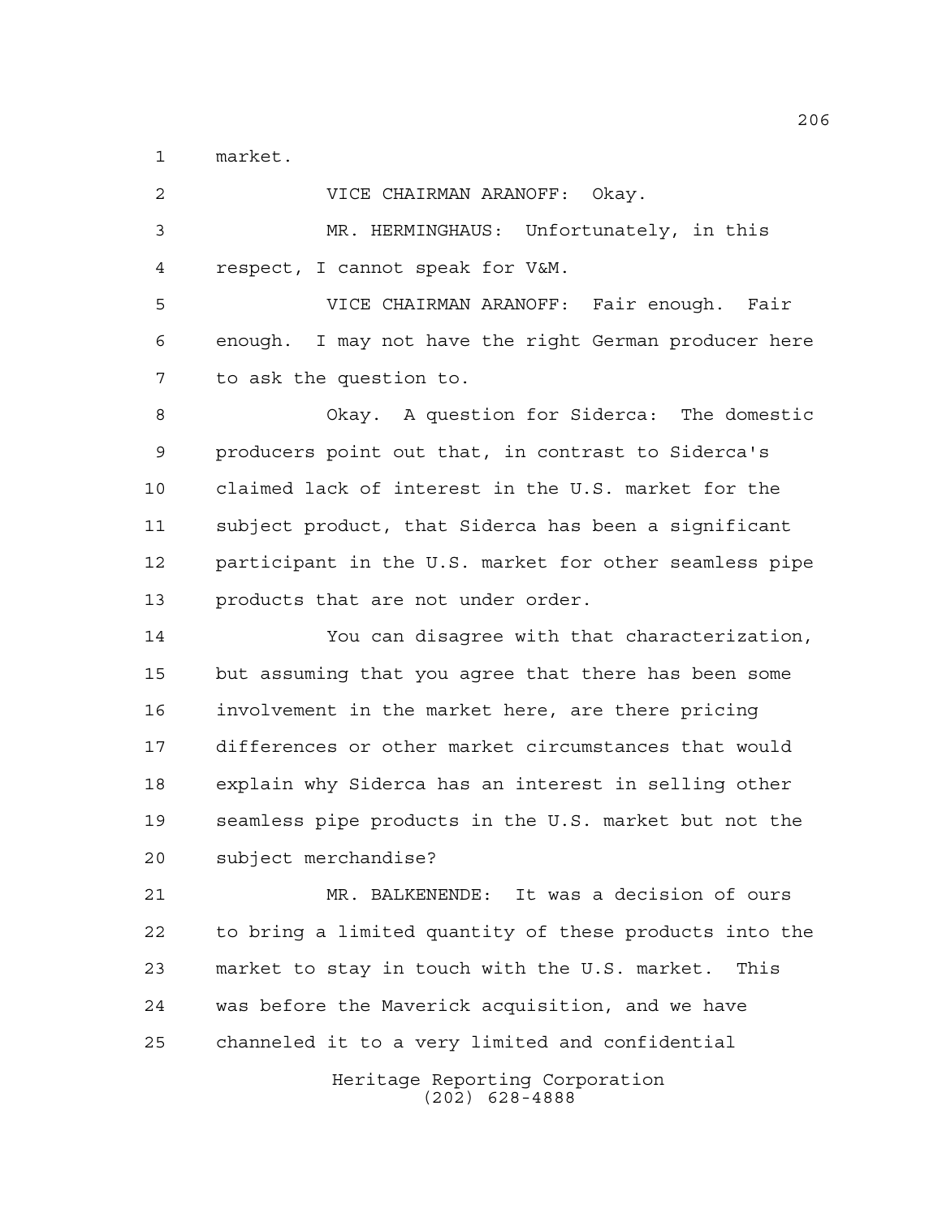market.

VICE CHAIRMAN ARANOFF: Okay.

MR. HERMINGHAUS: Unfortunately, in this respect, I cannot speak for V&M.

VICE CHAIRMAN ARANOFF: Fair enough. Fair enough. I may not have the right German producer here to ask the question to.

Okay. A question for Siderca: The domestic producers point out that, in contrast to Siderca's claimed lack of interest in the U.S. market for the subject product, that Siderca has been a significant participant in the U.S. market for other seamless pipe products that are not under order.

You can disagree with that characterization, but assuming that you agree that there has been some involvement in the market here, are there pricing differences or other market circumstances that would explain why Siderca has an interest in selling other seamless pipe products in the U.S. market but not the subject merchandise?

MR. BALKENENDE: It was a decision of ours to bring a limited quantity of these products into the market to stay in touch with the U.S. market. This was before the Maverick acquisition, and we have channeled it to a very limited and confidential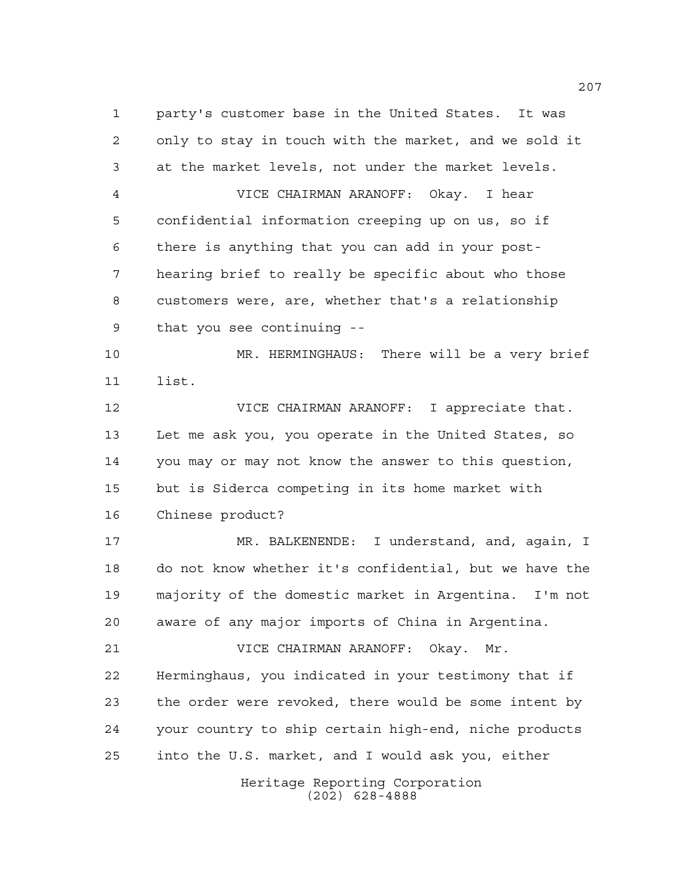party's customer base in the United States. It was only to stay in touch with the market, and we sold it at the market levels, not under the market levels.

VICE CHAIRMAN ARANOFF: Okay. I hear confidential information creeping up on us, so if there is anything that you can add in your post-hearing brief to really be specific about who those customers were, are, whether that's a relationship that you see continuing --

MR. HERMINGHAUS: There will be a very brief list.

VICE CHAIRMAN ARANOFF: I appreciate that. Let me ask you, you operate in the United States, so you may or may not know the answer to this question, but is Siderca competing in its home market with Chinese product?

MR. BALKENENDE: I understand, and, again, I do not know whether it's confidential, but we have the majority of the domestic market in Argentina. I'm not aware of any major imports of China in Argentina.

VICE CHAIRMAN ARANOFF: Okay. Mr. Herminghaus, you indicated in your testimony that if the order were revoked, there would be some intent by your country to ship certain high-end, niche products into the U.S. market, and I would ask you, either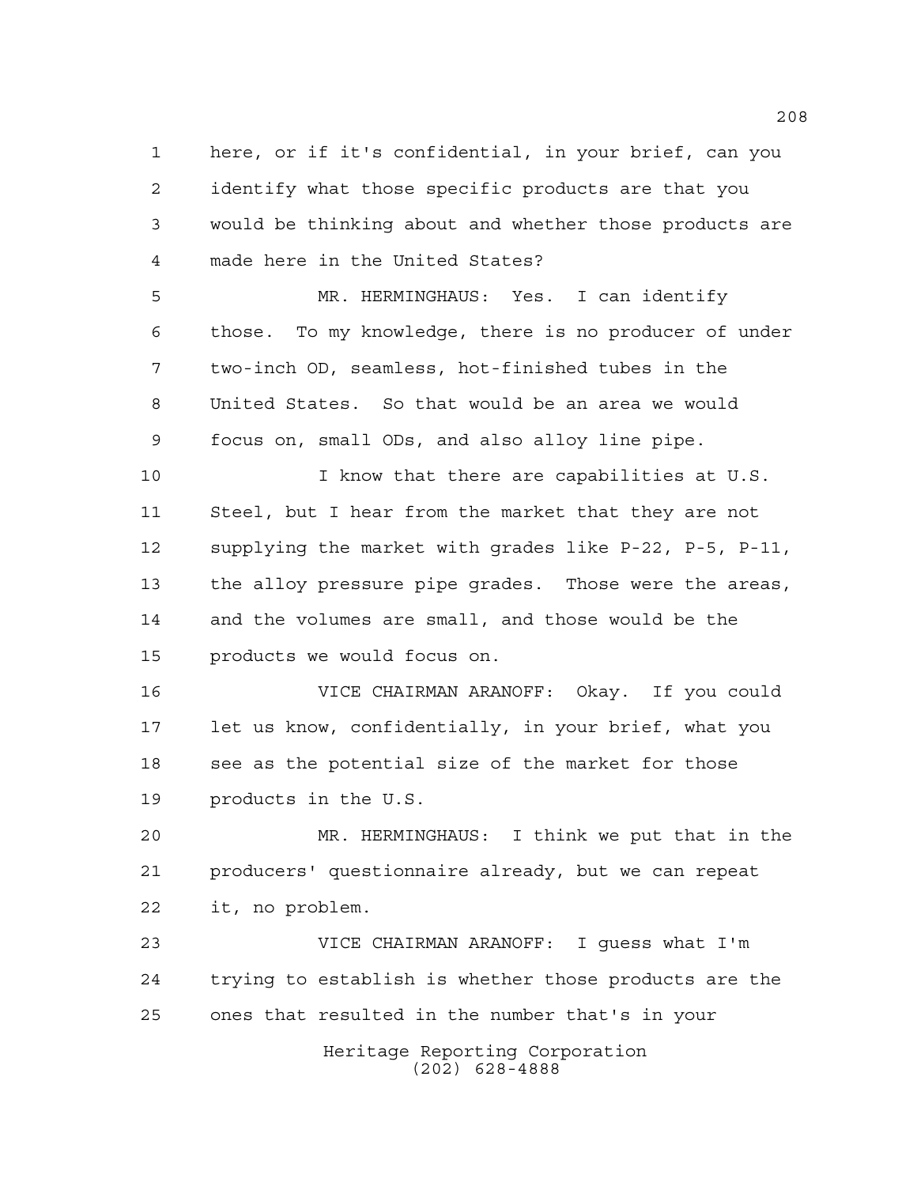here, or if it's confidential, in your brief, can you identify what those specific products are that you would be thinking about and whether those products are made here in the United States?

MR. HERMINGHAUS: Yes. I can identify those. To my knowledge, there is no producer of under two-inch OD, seamless, hot-finished tubes in the United States. So that would be an area we would focus on, small ODs, and also alloy line pipe.

I know that there are capabilities at U.S. Steel, but I hear from the market that they are not supplying the market with grades like P-22, P-5, P-11, the alloy pressure pipe grades. Those were the areas, and the volumes are small, and those would be the products we would focus on.

VICE CHAIRMAN ARANOFF: Okay. If you could let us know, confidentially, in your brief, what you see as the potential size of the market for those products in the U.S.

MR. HERMINGHAUS: I think we put that in the producers' questionnaire already, but we can repeat it, no problem.

VICE CHAIRMAN ARANOFF: I guess what I'm trying to establish is whether those products are the ones that resulted in the number that's in your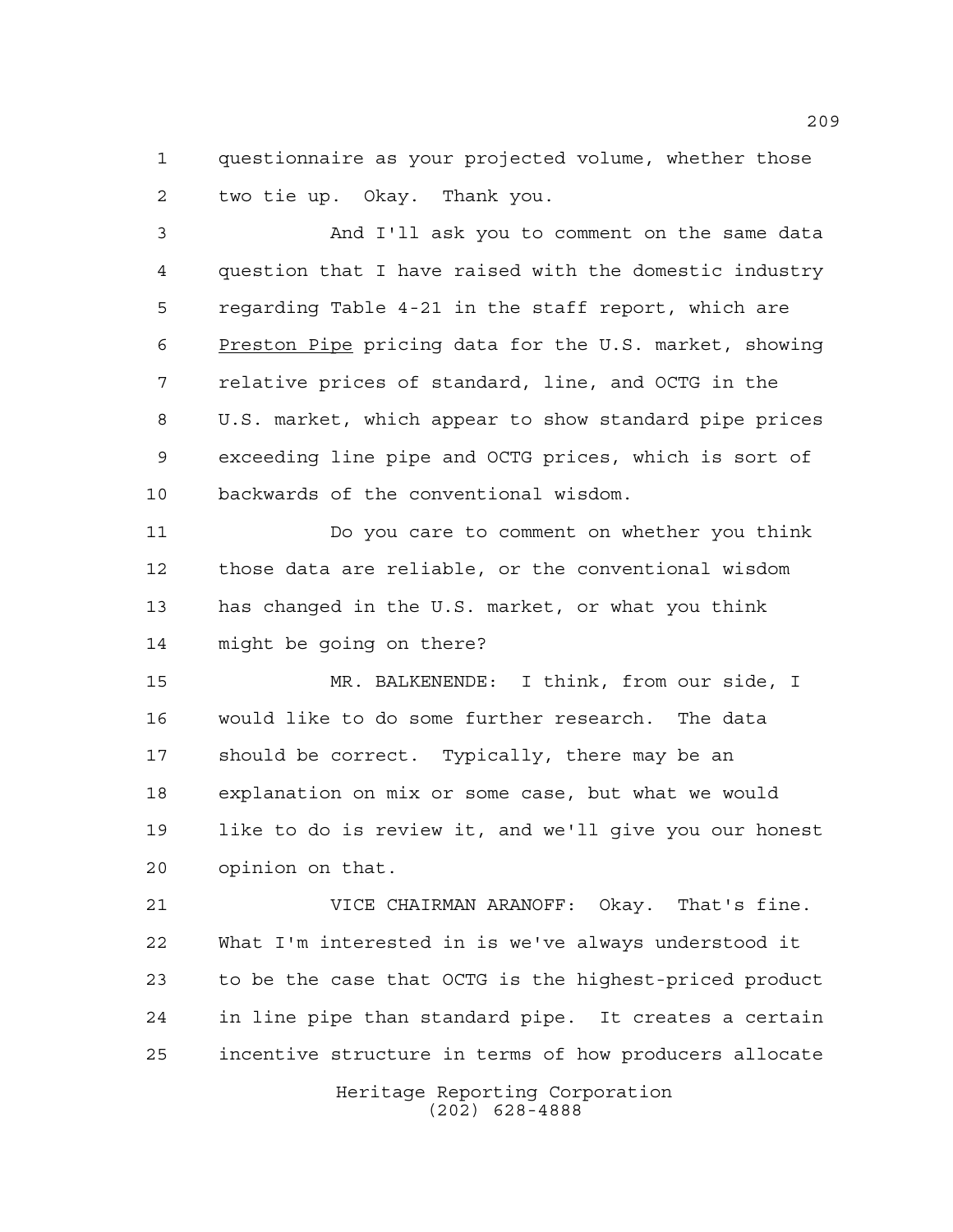questionnaire as your projected volume, whether those two tie up. Okay. Thank you.

And I'll ask you to comment on the same data question that I have raised with the domestic industry regarding Table 4-21 in the staff report, which are Preston Pipe pricing data for the U.S. market, showing relative prices of standard, line, and OCTG in the U.S. market, which appear to show standard pipe prices exceeding line pipe and OCTG prices, which is sort of backwards of the conventional wisdom.

Do you care to comment on whether you think those data are reliable, or the conventional wisdom has changed in the U.S. market, or what you think might be going on there?

MR. BALKENENDE: I think, from our side, I would like to do some further research. The data should be correct. Typically, there may be an explanation on mix or some case, but what we would like to do is review it, and we'll give you our honest opinion on that.

VICE CHAIRMAN ARANOFF: Okay. That's fine. What I'm interested in is we've always understood it to be the case that OCTG is the highest-priced product in line pipe than standard pipe. It creates a certain incentive structure in terms of how producers allocate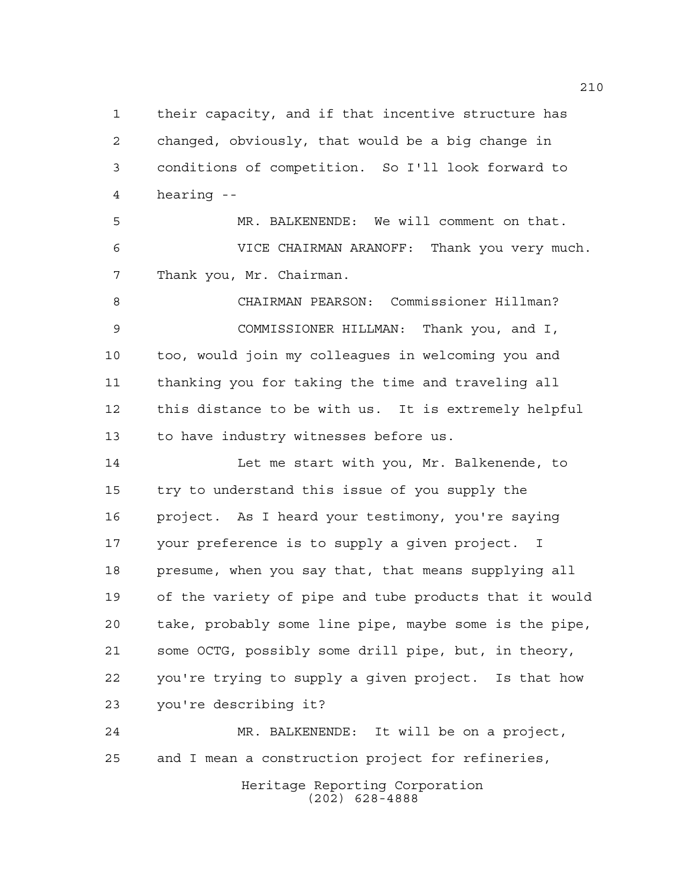their capacity, and if that incentive structure has changed, obviously, that would be a big change in conditions of competition. So I'll look forward to hearing --

MR. BALKENENDE: We will comment on that.

VICE CHAIRMAN ARANOFF: Thank you very much. Thank you, Mr. Chairman.

CHAIRMAN PEARSON: Commissioner Hillman?

COMMISSIONER HILLMAN: Thank you, and I, too, would join my colleagues in welcoming you and thanking you for taking the time and traveling all this distance to be with us. It is extremely helpful to have industry witnesses before us.

Let me start with you, Mr. Balkenende, to try to understand this issue of you supply the project. As I heard your testimony, you're saying your preference is to supply a given project. I presume, when you say that, that means supplying all of the variety of pipe and tube products that it would take, probably some line pipe, maybe some is the pipe, some OCTG, possibly some drill pipe, but, in theory, you're trying to supply a given project. Is that how you're describing it?

MR. BALKENENDE: It will be on a project, and I mean a construction project for refineries,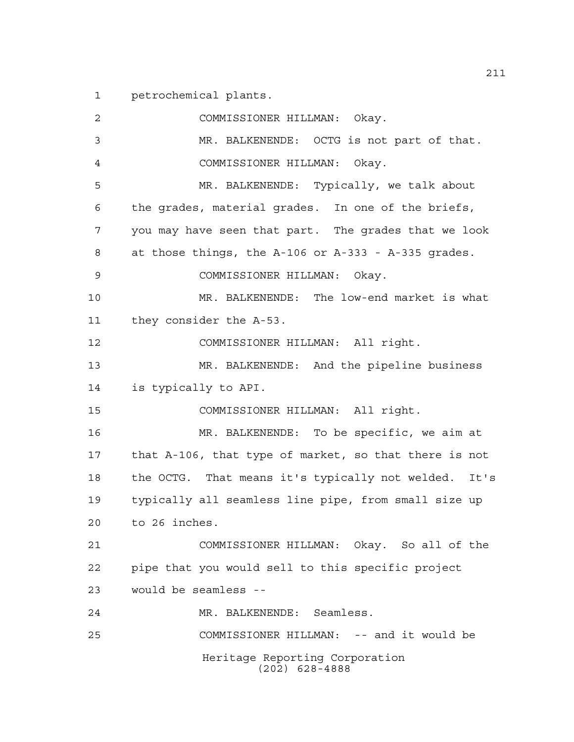petrochemical plants.

COMMISSIONER HILLMAN: Okay.

MR. BALKENENDE: OCTG is not part of that.

COMMISSIONER HILLMAN: Okay.

MR. BALKENENDE: Typically, we talk about the grades, material grades. In one of the briefs, you may have seen that part. The grades that we look at those things, the A-106 or A-333 - A-335 grades.

COMMISSIONER HILLMAN: Okay.

MR. BALKENENDE: The low-end market is what they consider the A-53.

COMMISSIONER HILLMAN: All right.

MR. BALKENENDE: And the pipeline business is typically to API.

COMMISSIONER HILLMAN: All right.

MR. BALKENENDE: To be specific, we aim at that A-106, that type of market, so that there is not the OCTG. That means it's typically not welded. It's typically all seamless line pipe, from small size up to 26 inches.

COMMISSIONER HILLMAN: Okay. So all of the pipe that you would sell to this specific project would be seamless --

MR. BALKENENDE: Seamless.

COMMISSIONER HILLMAN: -- and it would be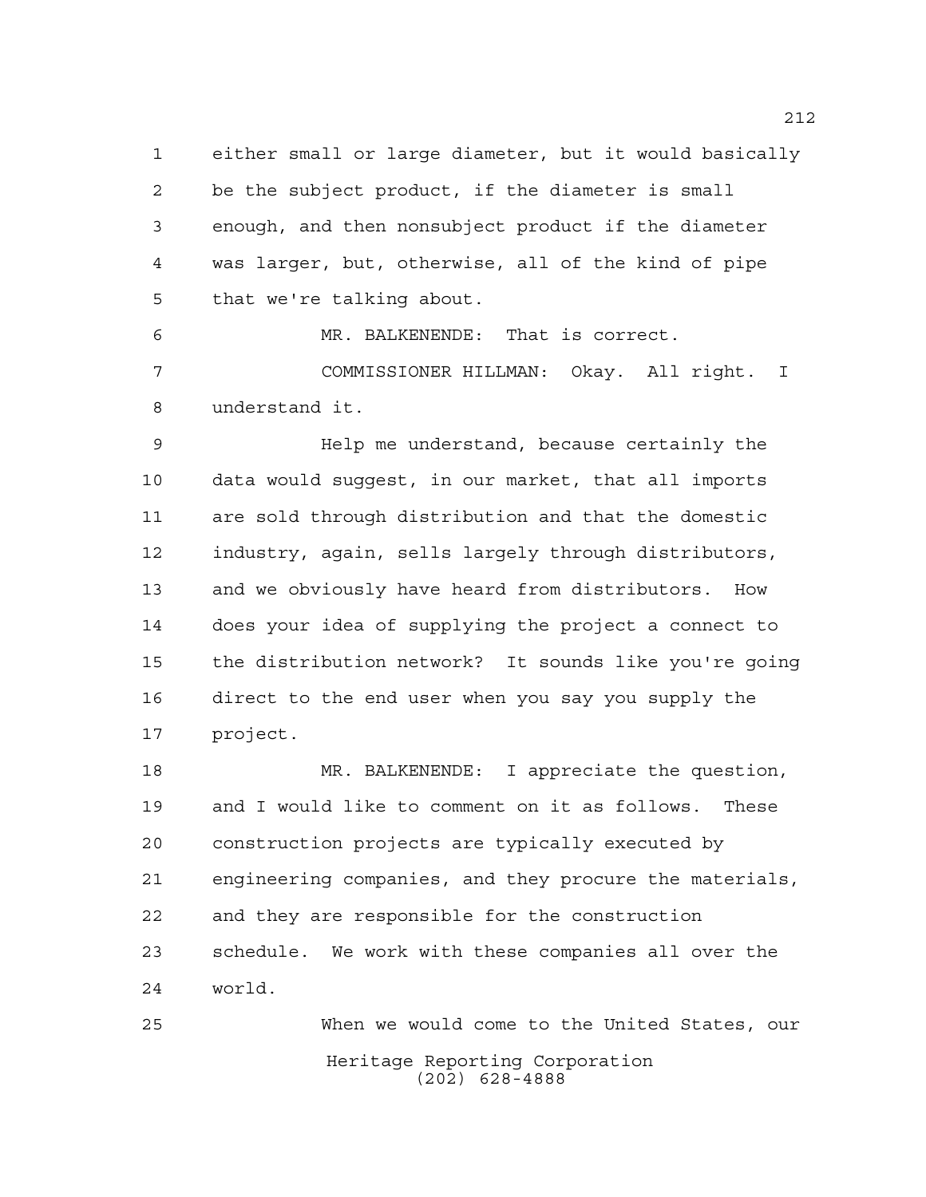either small or large diameter, but it would basically be the subject product, if the diameter is small enough, and then nonsubject product if the diameter was larger, but, otherwise, all of the kind of pipe that we're talking about.

MR. BALKENENDE: That is correct.

COMMISSIONER HILLMAN: Okay. All right. I understand it.

Help me understand, because certainly the data would suggest, in our market, that all imports are sold through distribution and that the domestic industry, again, sells largely through distributors, and we obviously have heard from distributors. How does your idea of supplying the project a connect to the distribution network? It sounds like you're going direct to the end user when you say you supply the project.

MR. BALKENENDE: I appreciate the question, and I would like to comment on it as follows. These construction projects are typically executed by engineering companies, and they procure the materials, and they are responsible for the construction schedule. We work with these companies all over the world.

When we would come to the United States, our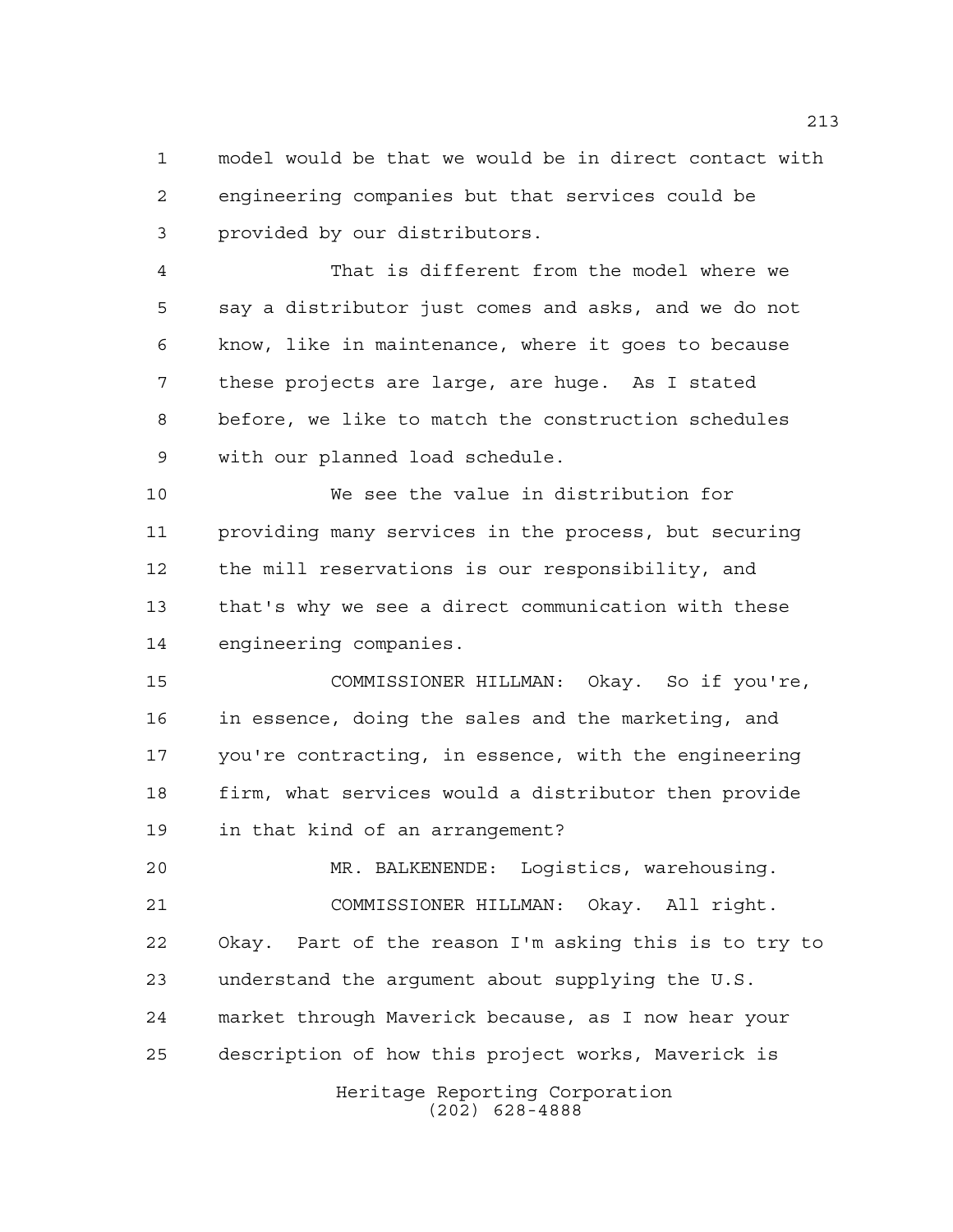model would be that we would be in direct contact with engineering companies but that services could be provided by our distributors.

That is different from the model where we say a distributor just comes and asks, and we do not know, like in maintenance, where it goes to because these projects are large, are huge. As I stated before, we like to match the construction schedules with our planned load schedule.

We see the value in distribution for providing many services in the process, but securing the mill reservations is our responsibility, and that's why we see a direct communication with these engineering companies.

COMMISSIONER HILLMAN: Okay. So if you're, in essence, doing the sales and the marketing, and you're contracting, in essence, with the engineering firm, what services would a distributor then provide in that kind of an arrangement?

MR. BALKENENDE: Logistics, warehousing.

COMMISSIONER HILLMAN: Okay. All right. Okay. Part of the reason I'm asking this is to try to understand the argument about supplying the U.S. market through Maverick because, as I now hear your description of how this project works, Maverick is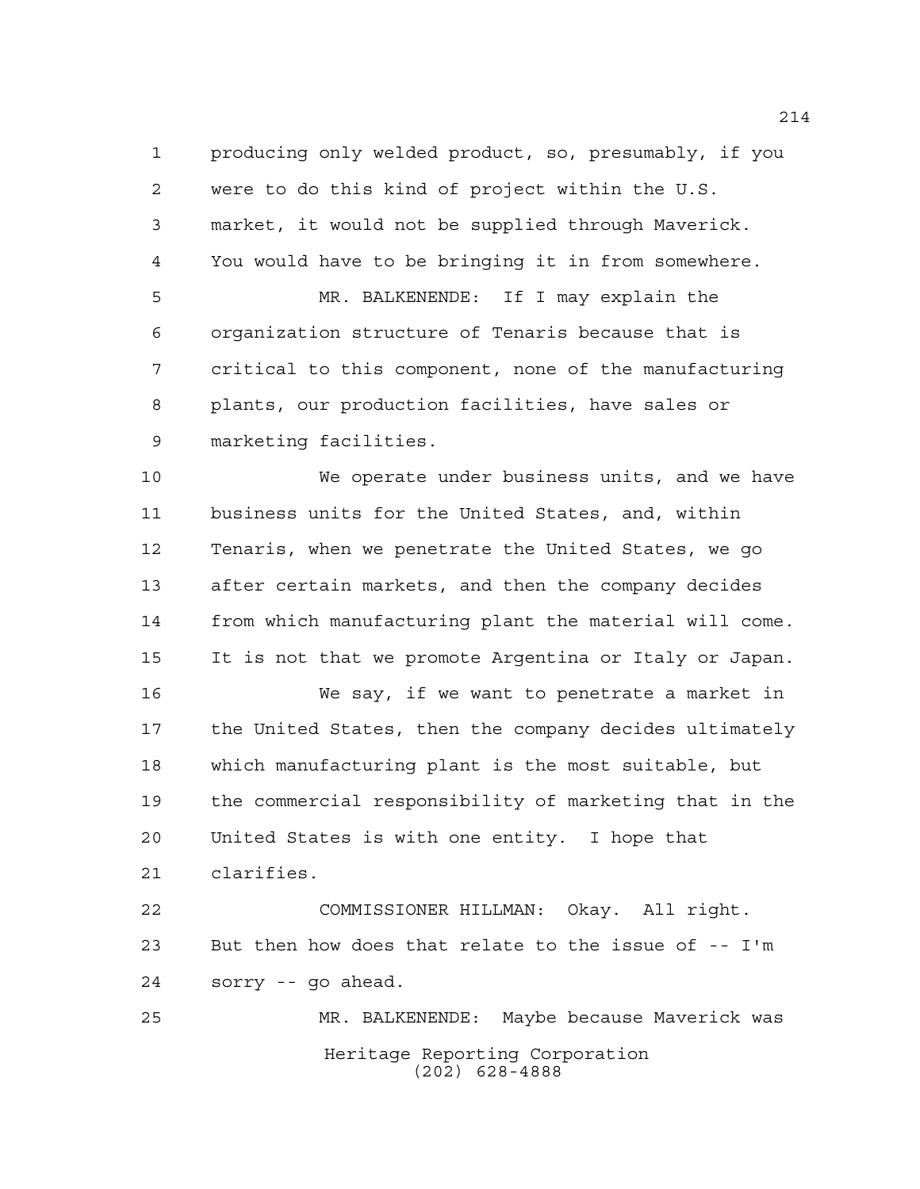producing only welded product, so, presumably, if you were to do this kind of project within the U.S. market, it would not be supplied through Maverick. You would have to be bringing it in from somewhere.

MR. BALKENENDE: If I may explain the organization structure of Tenaris because that is critical to this component, none of the manufacturing plants, our production facilities, have sales or marketing facilities.

We operate under business units, and we have business units for the United States, and, within Tenaris, when we penetrate the United States, we go after certain markets, and then the company decides from which manufacturing plant the material will come. It is not that we promote Argentina or Italy or Japan.

We say, if we want to penetrate a market in the United States, then the company decides ultimately which manufacturing plant is the most suitable, but the commercial responsibility of marketing that in the United States is with one entity. I hope that clarifies.

COMMISSIONER HILLMAN: Okay. All right. But then how does that relate to the issue of -- I'm sorry -- go ahead.

MR. BALKENENDE: Maybe because Maverick was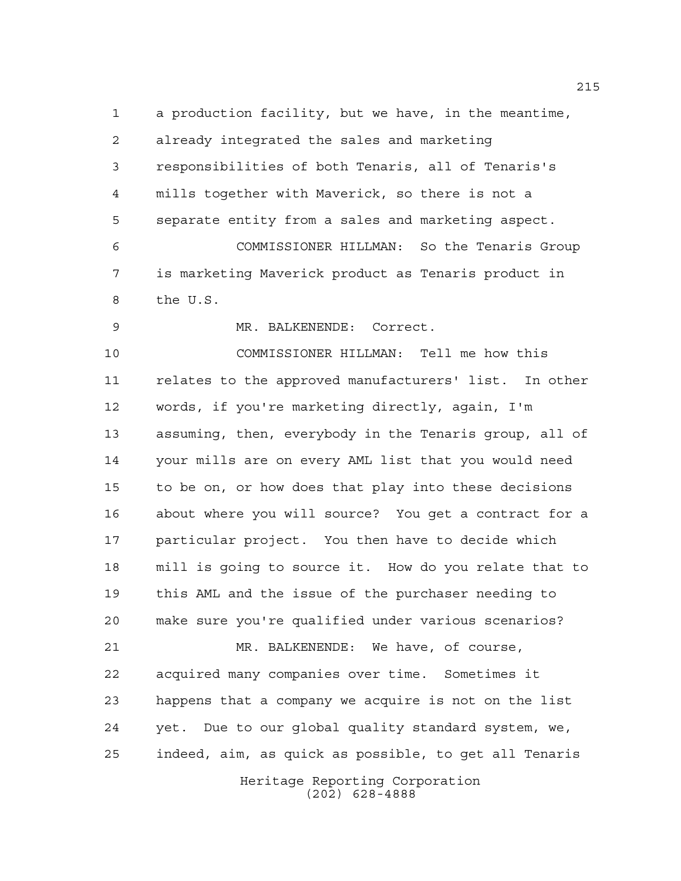a production facility, but we have, in the meantime, already integrated the sales and marketing responsibilities of both Tenaris, all of Tenaris's mills together with Maverick, so there is not a separate entity from a sales and marketing aspect.

COMMISSIONER HILLMAN: So the Tenaris Group is marketing Maverick product as Tenaris product in the U.S.

MR. BALKENENDE: Correct.

COMMISSIONER HILLMAN: Tell me how this relates to the approved manufacturers' list. In other words, if you're marketing directly, again, I'm assuming, then, everybody in the Tenaris group, all of your mills are on every AML list that you would need to be on, or how does that play into these decisions about where you will source? You get a contract for a particular project. You then have to decide which mill is going to source it. How do you relate that to this AML and the issue of the purchaser needing to make sure you're qualified under various scenarios?

MR. BALKENENDE: We have, of course, acquired many companies over time. Sometimes it happens that a company we acquire is not on the list yet. Due to our global quality standard system, we, indeed, aim, as quick as possible, to get all Tenaris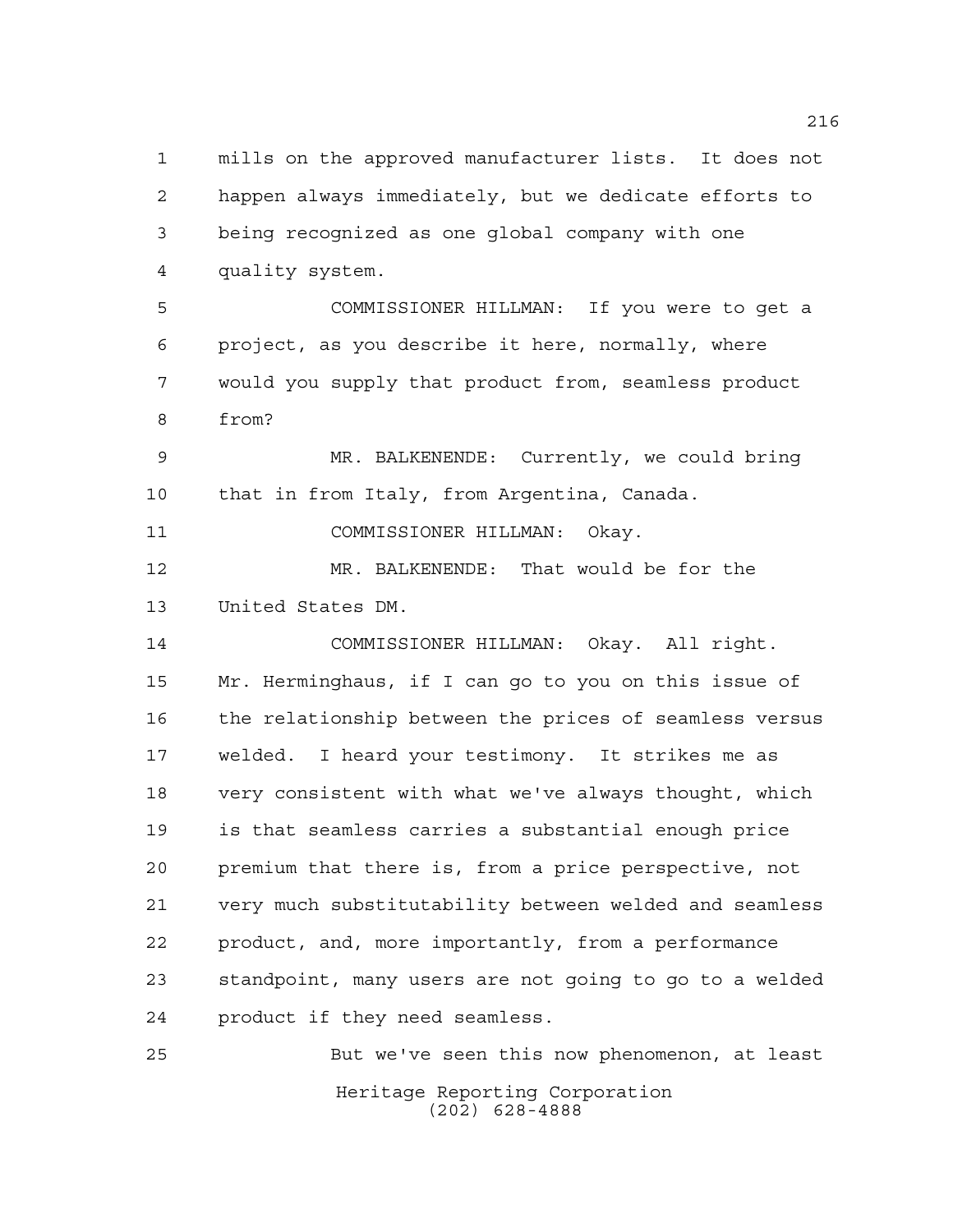mills on the approved manufacturer lists. It does not happen always immediately, but we dedicate efforts to being recognized as one global company with one quality system.

COMMISSIONER HILLMAN: If you were to get a project, as you describe it here, normally, where would you supply that product from, seamless product from?

MR. BALKENENDE: Currently, we could bring that in from Italy, from Argentina, Canada.

COMMISSIONER HILLMAN: Okay.

MR. BALKENENDE: That would be for the United States DM.

COMMISSIONER HILLMAN: Okay. All right. Mr. Herminghaus, if I can go to you on this issue of the relationship between the prices of seamless versus welded. I heard your testimony. It strikes me as very consistent with what we've always thought, which is that seamless carries a substantial enough price premium that there is, from a price perspective, not very much substitutability between welded and seamless product, and, more importantly, from a performance standpoint, many users are not going to go to a welded product if they need seamless.

But we've seen this now phenomenon, at least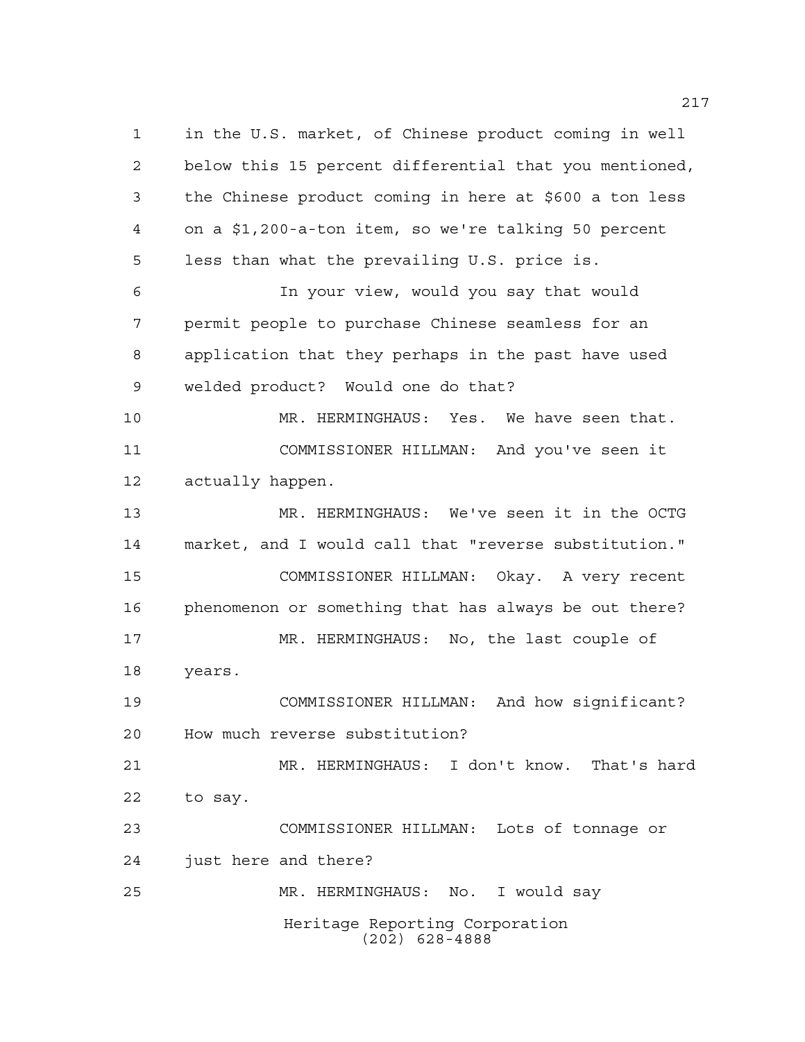in the U.S. market, of Chinese product coming in well below this 15 percent differential that you mentioned, the Chinese product coming in here at $600 a ton less on a $1,200-a-ton item, so we're talking 50 percent less than what the prevailing U.S. price is.

In your view, would you say that would permit people to purchase Chinese seamless for an application that they perhaps in the past have used welded product? Would one do that?

MR. HERMINGHAUS: Yes. We have seen that.

COMMISSIONER HILLMAN: And you've seen it actually happen.

MR. HERMINGHAUS: We've seen it in the OCTG market, and I would call that "reverse substitution."

COMMISSIONER HILLMAN: Okay. A very recent phenomenon or something that has always be out there?

MR. HERMINGHAUS: No, the last couple of years.

COMMISSIONER HILLMAN: And how significant? How much reverse substitution?

MR. HERMINGHAUS: I don't know. That's hard to say.

COMMISSIONER HILLMAN: Lots of tonnage or just here and there?

MR. HERMINGHAUS: No. I would say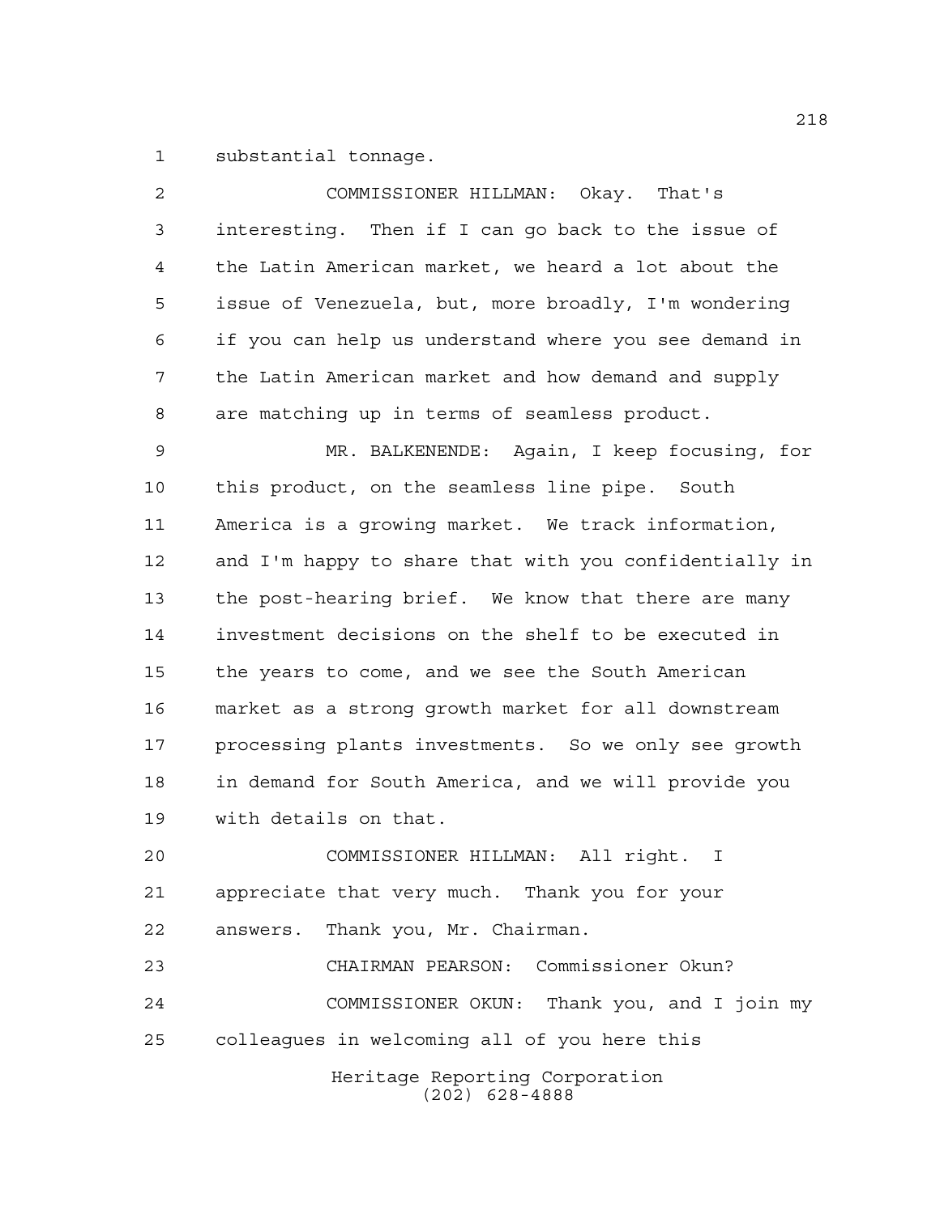substantial tonnage.

COMMISSIONER HILLMAN: Okay. That's interesting. Then if I can go back to the issue of the Latin American market, we heard a lot about the issue of Venezuela, but, more broadly, I'm wondering if you can help us understand where you see demand in the Latin American market and how demand and supply are matching up in terms of seamless product.

MR. BALKENENDE: Again, I keep focusing, for this product, on the seamless line pipe. South America is a growing market. We track information, and I'm happy to share that with you confidentially in the post-hearing brief. We know that there are many investment decisions on the shelf to be executed in the years to come, and we see the South American market as a strong growth market for all downstream processing plants investments. So we only see growth in demand for South America, and we will provide you with details on that.

COMMISSIONER HILLMAN: All right. I appreciate that very much. Thank you for your answers. Thank you, Mr. Chairman.

CHAIRMAN PEARSON: Commissioner Okun?

COMMISSIONER OKUN: Thank you, and I join my colleagues in welcoming all of you here this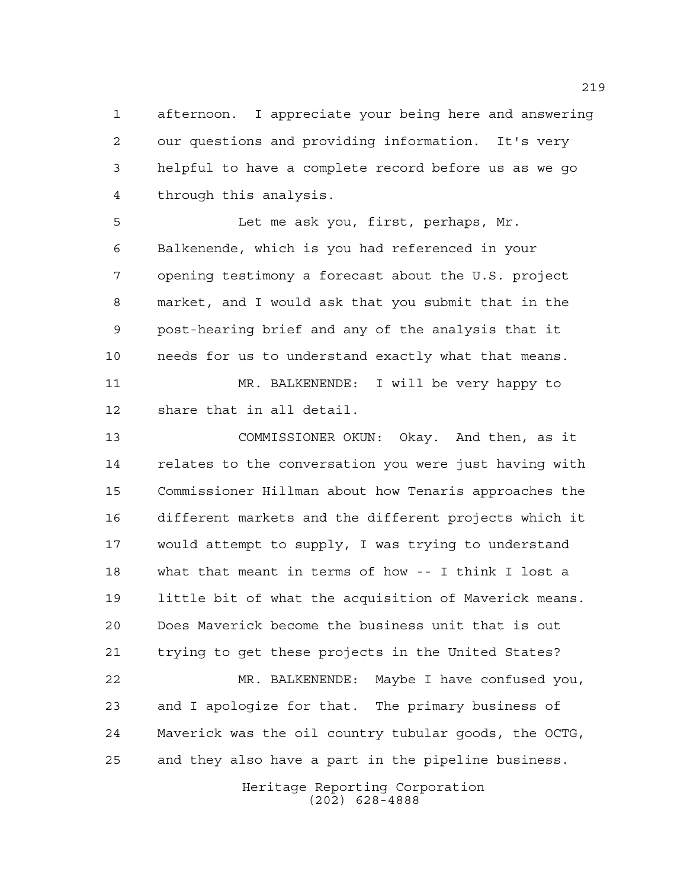afternoon. I appreciate your being here and answering our questions and providing information. It's very helpful to have a complete record before us as we go through this analysis.

Let me ask you, first, perhaps, Mr. Balkenende, which is you had referenced in your opening testimony a forecast about the U.S. project market, and I would ask that you submit that in the post-hearing brief and any of the analysis that it needs for us to understand exactly what that means.

MR. BALKENENDE: I will be very happy to share that in all detail.

COMMISSIONER OKUN: Okay. And then, as it relates to the conversation you were just having with Commissioner Hillman about how Tenaris approaches the different markets and the different projects which it would attempt to supply, I was trying to understand what that meant in terms of how -- I think I lost a little bit of what the acquisition of Maverick means. Does Maverick become the business unit that is out trying to get these projects in the United States?

MR. BALKENENDE: Maybe I have confused you, and I apologize for that. The primary business of Maverick was the oil country tubular goods, the OCTG, and they also have a part in the pipeline business.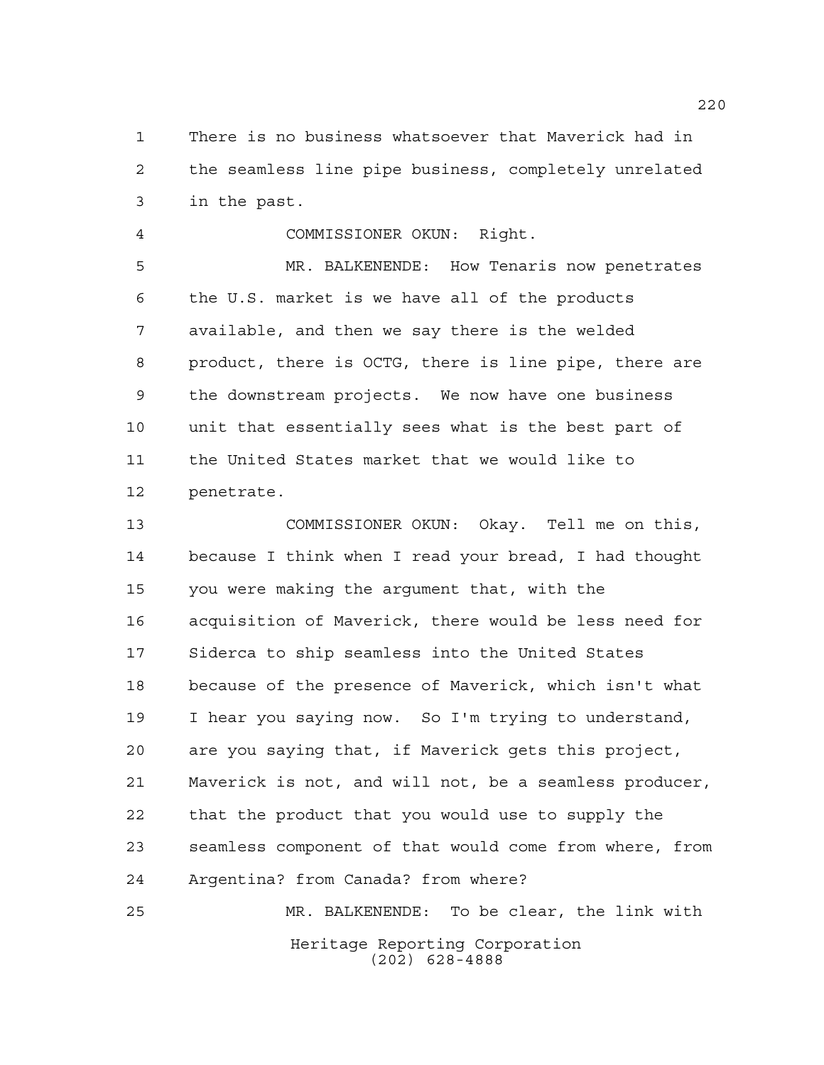There is no business whatsoever that Maverick had in the seamless line pipe business, completely unrelated in the past.

COMMISSIONER OKUN: Right.

MR. BALKENENDE: How Tenaris now penetrates the U.S. market is we have all of the products available, and then we say there is the welded product, there is OCTG, there is line pipe, there are the downstream projects. We now have one business unit that essentially sees what is the best part of the United States market that we would like to penetrate.

COMMISSIONER OKUN: Okay. Tell me on this, because I think when I read your bread, I had thought you were making the argument that, with the acquisition of Maverick, there would be less need for Siderca to ship seamless into the United States because of the presence of Maverick, which isn't what I hear you saying now. So I'm trying to understand, are you saying that, if Maverick gets this project, Maverick is not, and will not, be a seamless producer, that the product that you would use to supply the seamless component of that would come from where, from Argentina? from Canada? from where?

MR. BALKENENDE: To be clear, the link with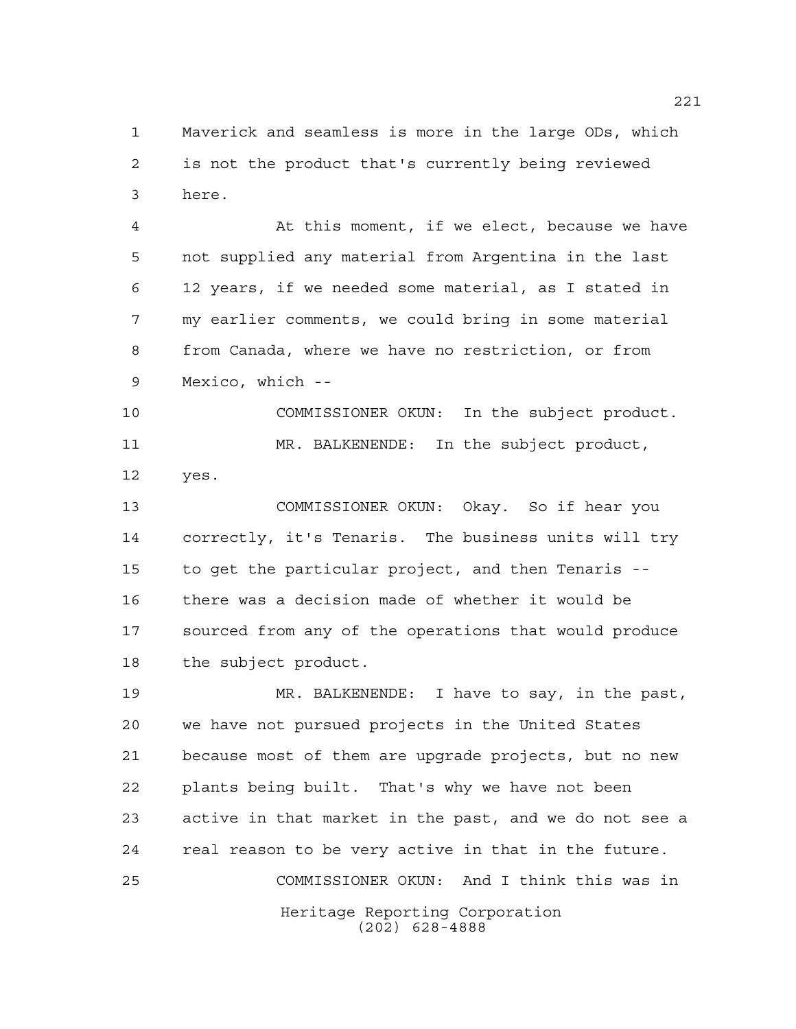Maverick and seamless is more in the large ODs, which is not the product that's currently being reviewed here.

At this moment, if we elect, because we have not supplied any material from Argentina in the last 12 years, if we needed some material, as I stated in my earlier comments, we could bring in some material from Canada, where we have no restriction, or from Mexico, which --

COMMISSIONER OKUN: In the subject product.

MR. BALKENENDE: In the subject product, yes.

COMMISSIONER OKUN: Okay. So if hear you correctly, it's Tenaris. The business units will try to get the particular project, and then Tenaris -- there was a decision made of whether it would be sourced from any of the operations that would produce the subject product.

MR. BALKENENDE: I have to say, in the past, we have not pursued projects in the United States because most of them are upgrade projects, but no new plants being built. That's why we have not been active in that market in the past, and we do not see a real reason to be very active in that in the future.

COMMISSIONER OKUN: And I think this was in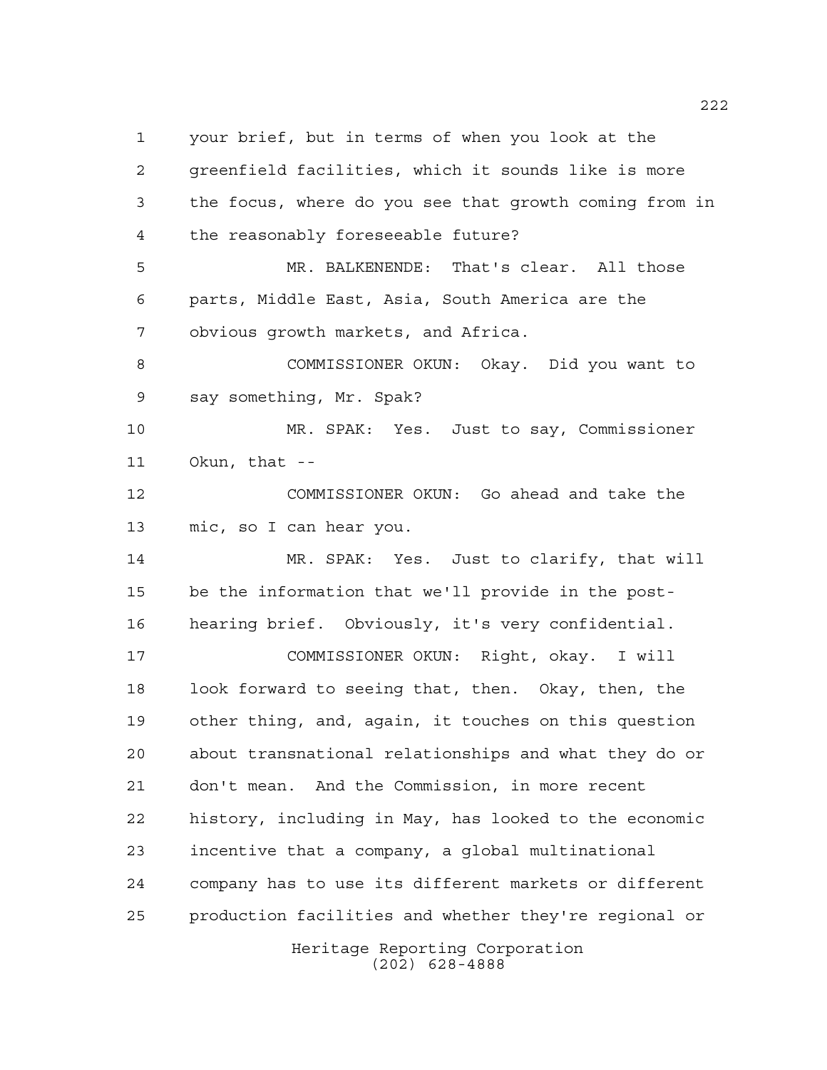your brief, but in terms of when you look at the greenfield facilities, which it sounds like is more the focus, where do you see that growth coming from in the reasonably foreseeable future?

MR. BALKENENDE: That's clear. All those parts, Middle East, Asia, South America are the obvious growth markets, and Africa.

COMMISSIONER OKUN: Okay. Did you want to say something, Mr. Spak?

MR. SPAK: Yes. Just to say, Commissioner Okun, that --

COMMISSIONER OKUN: Go ahead and take the mic, so I can hear you.

MR. SPAK: Yes. Just to clarify, that will be the information that we'll provide in the post-hearing brief. Obviously, it's very confidential.

COMMISSIONER OKUN: Right, okay. I will look forward to seeing that, then. Okay, then, the other thing, and, again, it touches on this question about transnational relationships and what they do or don't mean. And the Commission, in more recent history, including in May, has looked to the economic incentive that a company, a global multinational company has to use its different markets or different production facilities and whether they're regional or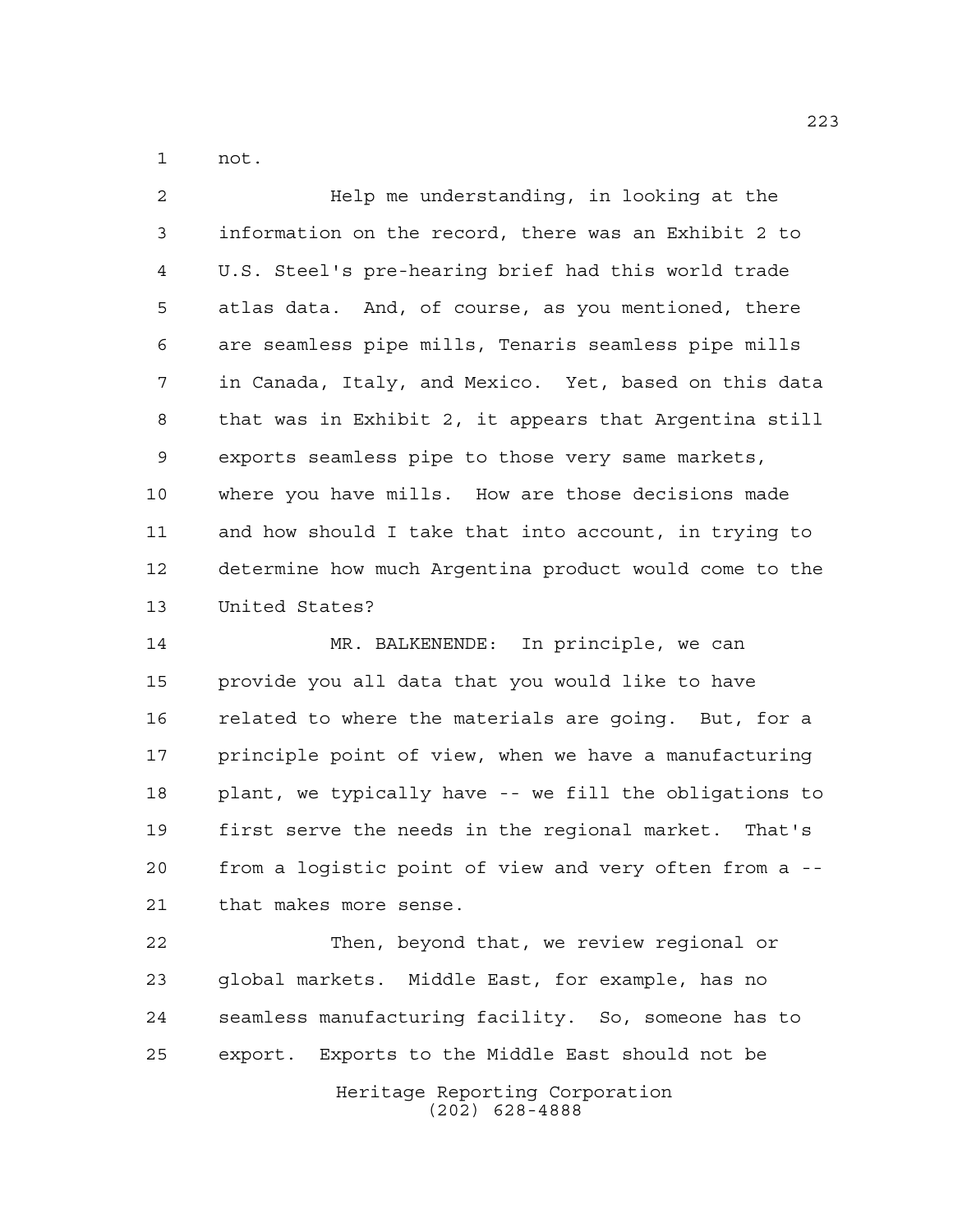not.

Help me understanding, in looking at the information on the record, there was an Exhibit 2 to U.S. Steel's pre-hearing brief had this world trade atlas data. And, of course, as you mentioned, there are seamless pipe mills, Tenaris seamless pipe mills in Canada, Italy, and Mexico. Yet, based on this data that was in Exhibit 2, it appears that Argentina still exports seamless pipe to those very same markets, where you have mills. How are those decisions made and how should I take that into account, in trying to determine how much Argentina product would come to the United States?

MR. BALKENENDE: In principle, we can provide you all data that you would like to have related to where the materials are going. But, for a principle point of view, when we have a manufacturing plant, we typically have -- we fill the obligations to first serve the needs in the regional market. That's from a logistic point of view and very often from a -- that makes more sense.

Then, beyond that, we review regional or global markets. Middle East, for example, has no seamless manufacturing facility. So, someone has to export. Exports to the Middle East should not be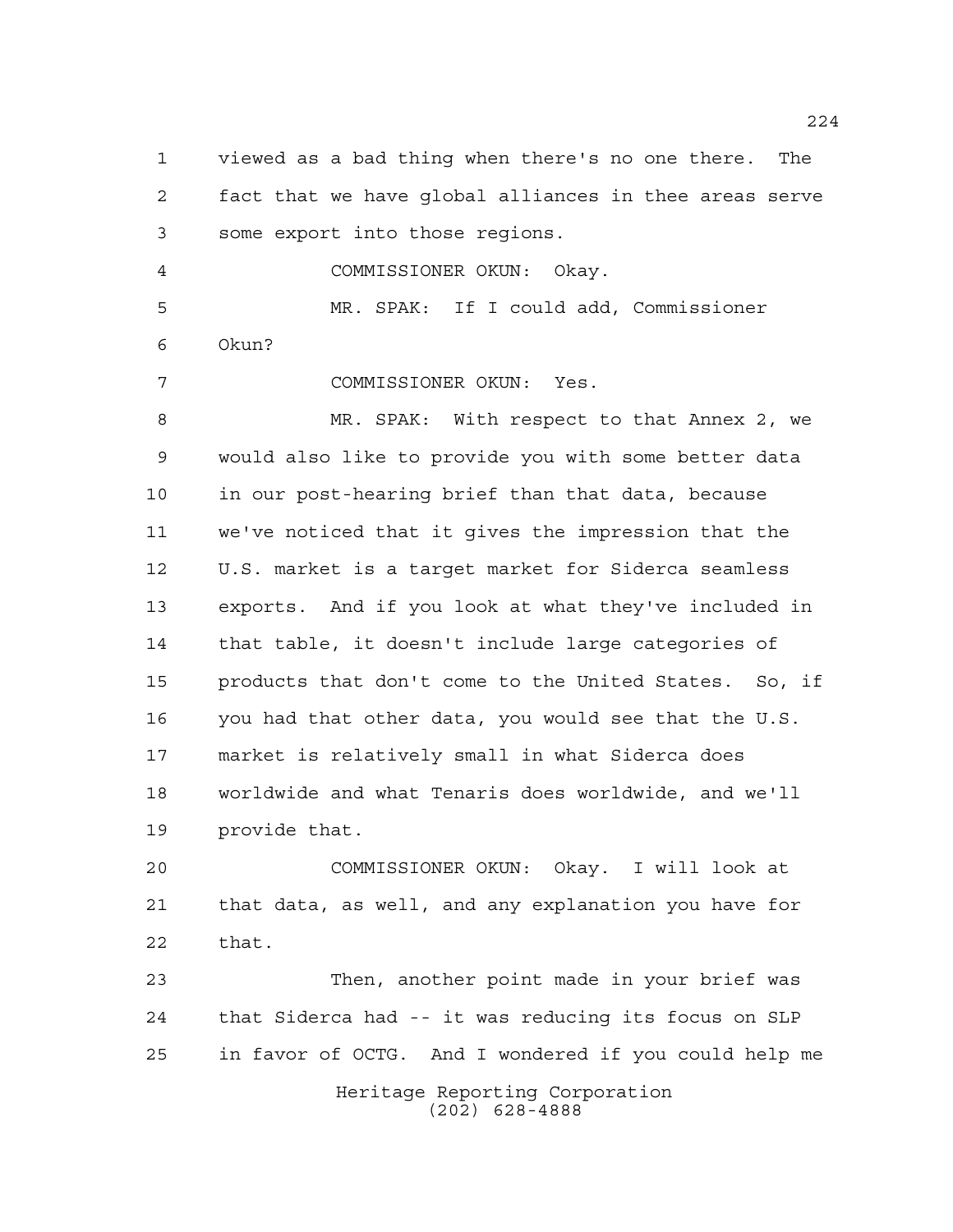viewed as a bad thing when there's no one there. The fact that we have global alliances in thee areas serve some export into those regions.

COMMISSIONER OKUN: Okay.

MR. SPAK: If I could add, Commissioner Okun?

COMMISSIONER OKUN: Yes.

MR. SPAK: With respect to that Annex 2, we would also like to provide you with some better data in our post-hearing brief than that data, because we've noticed that it gives the impression that the U.S. market is a target market for Siderca seamless exports. And if you look at what they've included in that table, it doesn't include large categories of products that don't come to the United States. So, if you had that other data, you would see that the U.S. market is relatively small in what Siderca does worldwide and what Tenaris does worldwide, and we'll provide that.

COMMISSIONER OKUN: Okay. I will look at that data, as well, and any explanation you have for that.

Then, another point made in your brief was that Siderca had -- it was reducing its focus on SLP in favor of OCTG. And I wondered if you could help me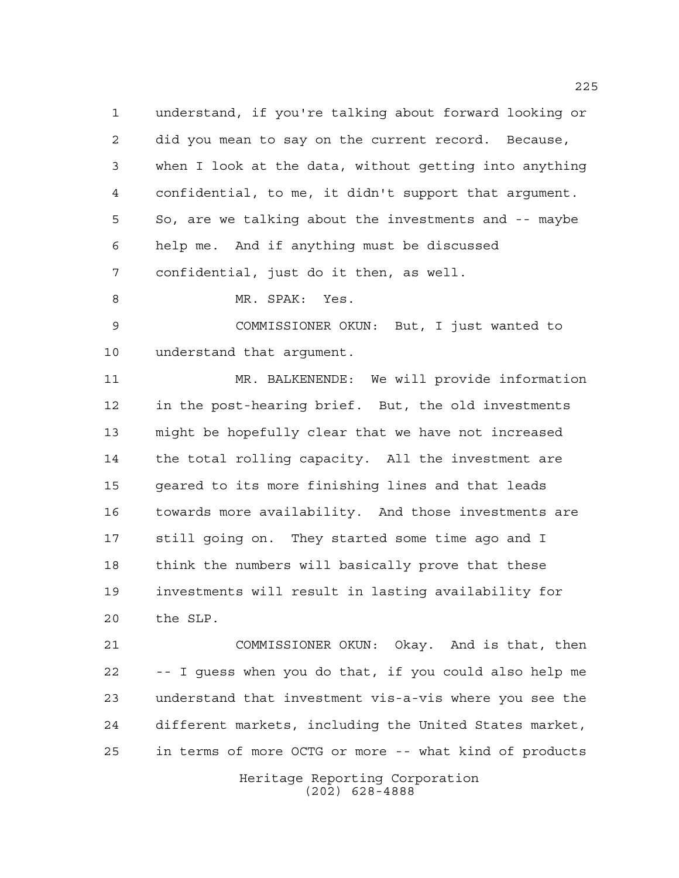understand, if you're talking about forward looking or did you mean to say on the current record. Because, when I look at the data, without getting into anything confidential, to me, it didn't support that argument. So, are we talking about the investments and -- maybe help me. And if anything must be discussed confidential, just do it then, as well.

MR. SPAK: Yes.

COMMISSIONER OKUN: But, I just wanted to understand that argument.

MR. BALKENENDE: We will provide information in the post-hearing brief. But, the old investments might be hopefully clear that we have not increased the total rolling capacity. All the investment are geared to its more finishing lines and that leads towards more availability. And those investments are still going on. They started some time ago and I think the numbers will basically prove that these investments will result in lasting availability for the SLP.

COMMISSIONER OKUN: Okay. And is that, then -- I guess when you do that, if you could also help me understand that investment vis-a-vis where you see the different markets, including the United States market, in terms of more OCTG or more -- what kind of products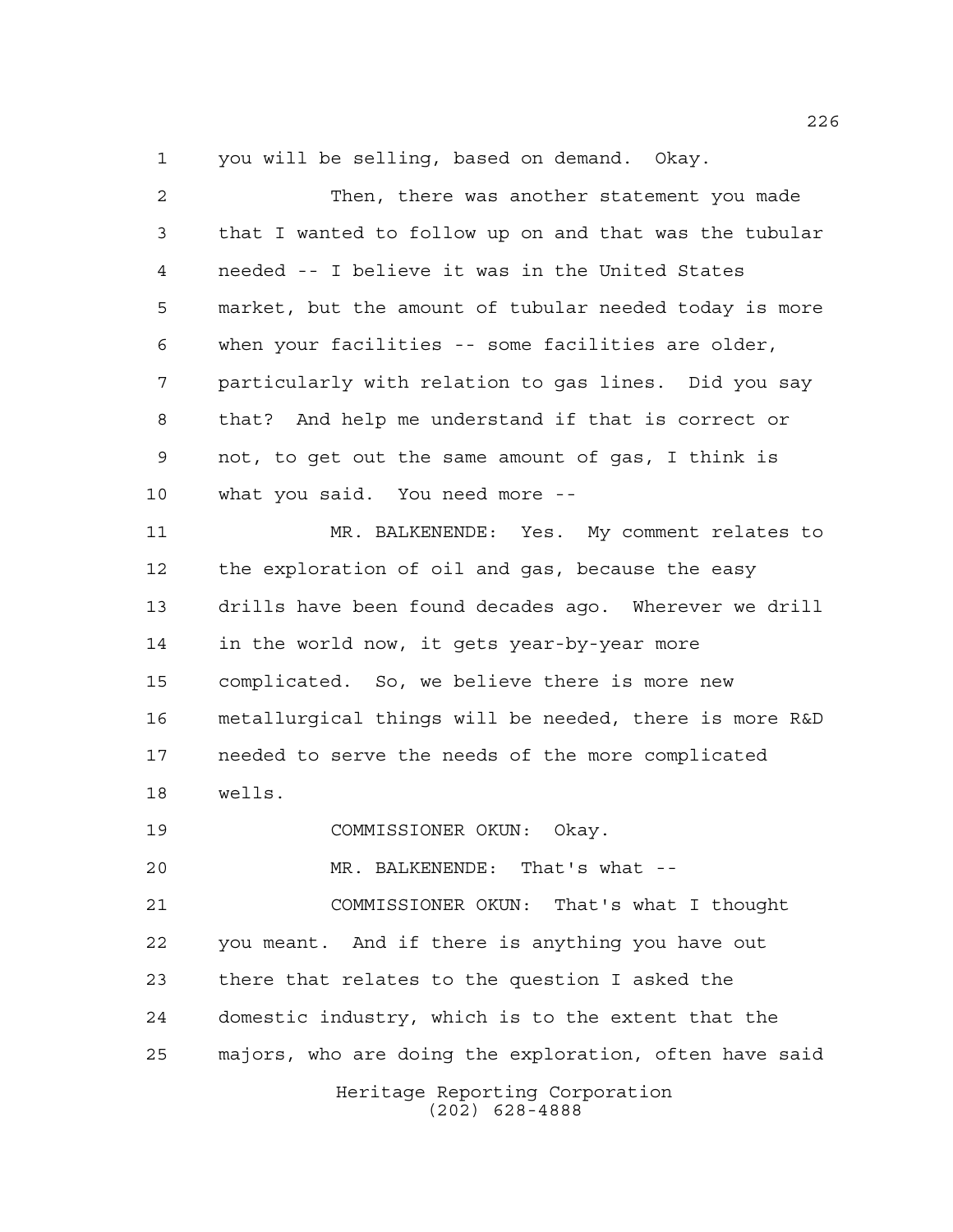you will be selling, based on demand. Okay.

Then, there was another statement you made that I wanted to follow up on and that was the tubular needed -- I believe it was in the United States market, but the amount of tubular needed today is more when your facilities -- some facilities are older, particularly with relation to gas lines. Did you say that? And help me understand if that is correct or not, to get out the same amount of gas, I think is what you said. You need more --

MR. BALKENENDE: Yes. My comment relates to the exploration of oil and gas, because the easy drills have been found decades ago. Wherever we drill in the world now, it gets year-by-year more complicated. So, we believe there is more new metallurgical things will be needed, there is more R&D needed to serve the needs of the more complicated wells.

COMMISSIONER OKUN: Okay.

MR. BALKENENDE: That's what --

COMMISSIONER OKUN: That's what I thought you meant. And if there is anything you have out there that relates to the question I asked the domestic industry, which is to the extent that the majors, who are doing the exploration, often have said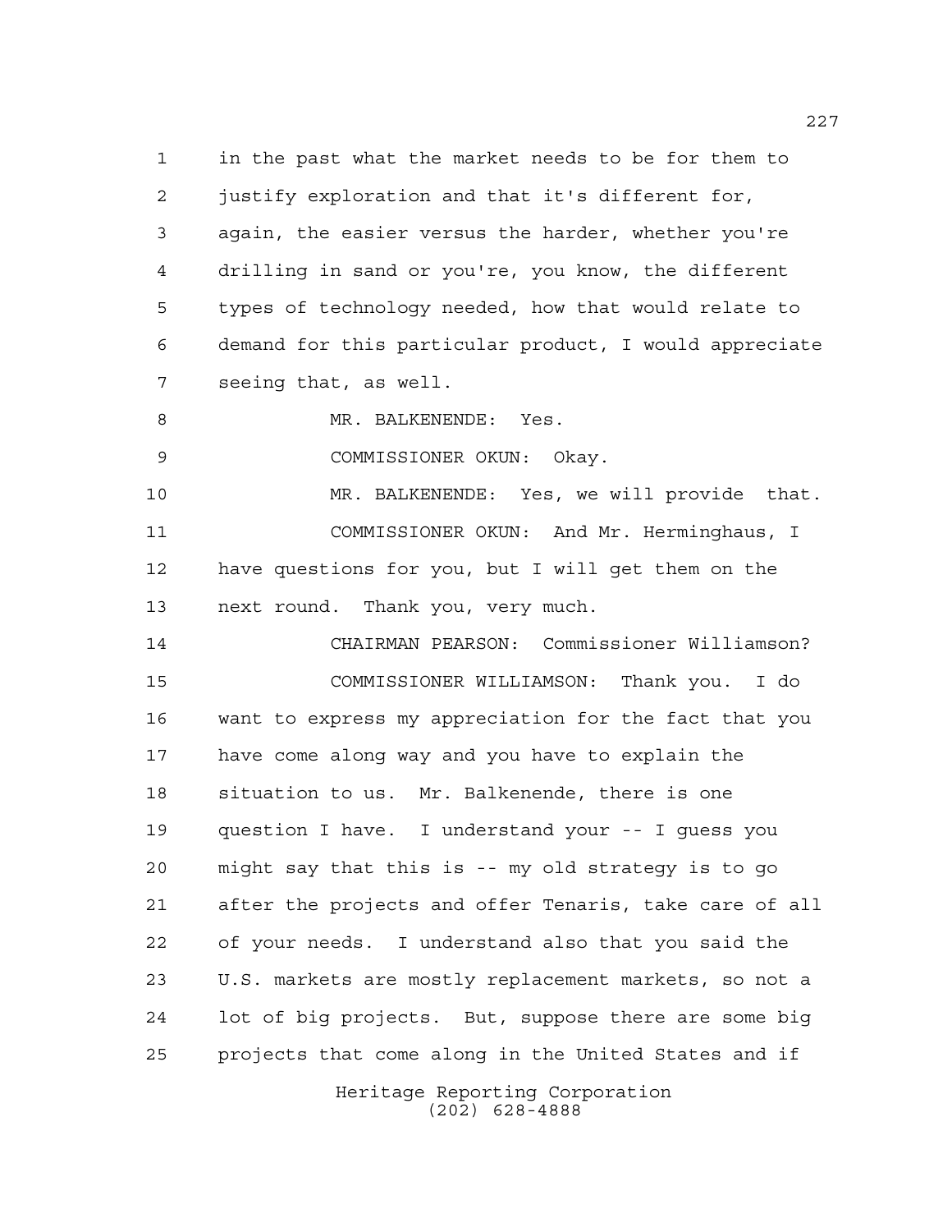in the past what the market needs to be for them to justify exploration and that it's different for, again, the easier versus the harder, whether you're drilling in sand or you're, you know, the different types of technology needed, how that would relate to demand for this particular product, I would appreciate seeing that, as well.

MR. BALKENENDE: Yes.

COMMISSIONER OKUN: Okay.

MR. BALKENENDE: Yes, we will provide that.

COMMISSIONER OKUN: And Mr. Herminghaus, I have questions for you, but I will get them on the next round. Thank you, very much.

CHAIRMAN PEARSON: Commissioner Williamson?

COMMISSIONER WILLIAMSON: Thank you. I do want to express my appreciation for the fact that you have come along way and you have to explain the situation to us. Mr. Balkenende, there is one question I have. I understand your -- I guess you might say that this is -- my old strategy is to go after the projects and offer Tenaris, take care of all of your needs. I understand also that you said the U.S. markets are mostly replacement markets, so not a lot of big projects. But, suppose there are some big projects that come along in the United States and if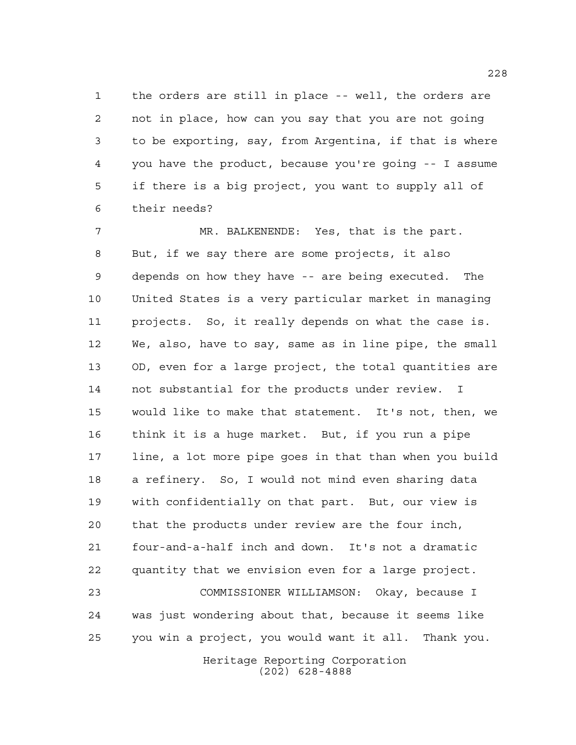the orders are still in place -- well, the orders are not in place, how can you say that you are not going to be exporting, say, from Argentina, if that is where you have the product, because you're going -- I assume if there is a big project, you want to supply all of their needs?

MR. BALKENENDE: Yes, that is the part. But, if we say there are some projects, it also depends on how they have -- are being executed. The United States is a very particular market in managing projects. So, it really depends on what the case is. We, also, have to say, same as in line pipe, the small OD, even for a large project, the total quantities are not substantial for the products under review. I would like to make that statement. It's not, then, we think it is a huge market. But, if you run a pipe line, a lot more pipe goes in that than when you build a refinery. So, I would not mind even sharing data with confidentially on that part. But, our view is that the products under review are the four inch, four-and-a-half inch and down. It's not a dramatic quantity that we envision even for a large project.

COMMISSIONER WILLIAMSON: Okay, because I was just wondering about that, because it seems like you win a project, you would want it all. Thank you.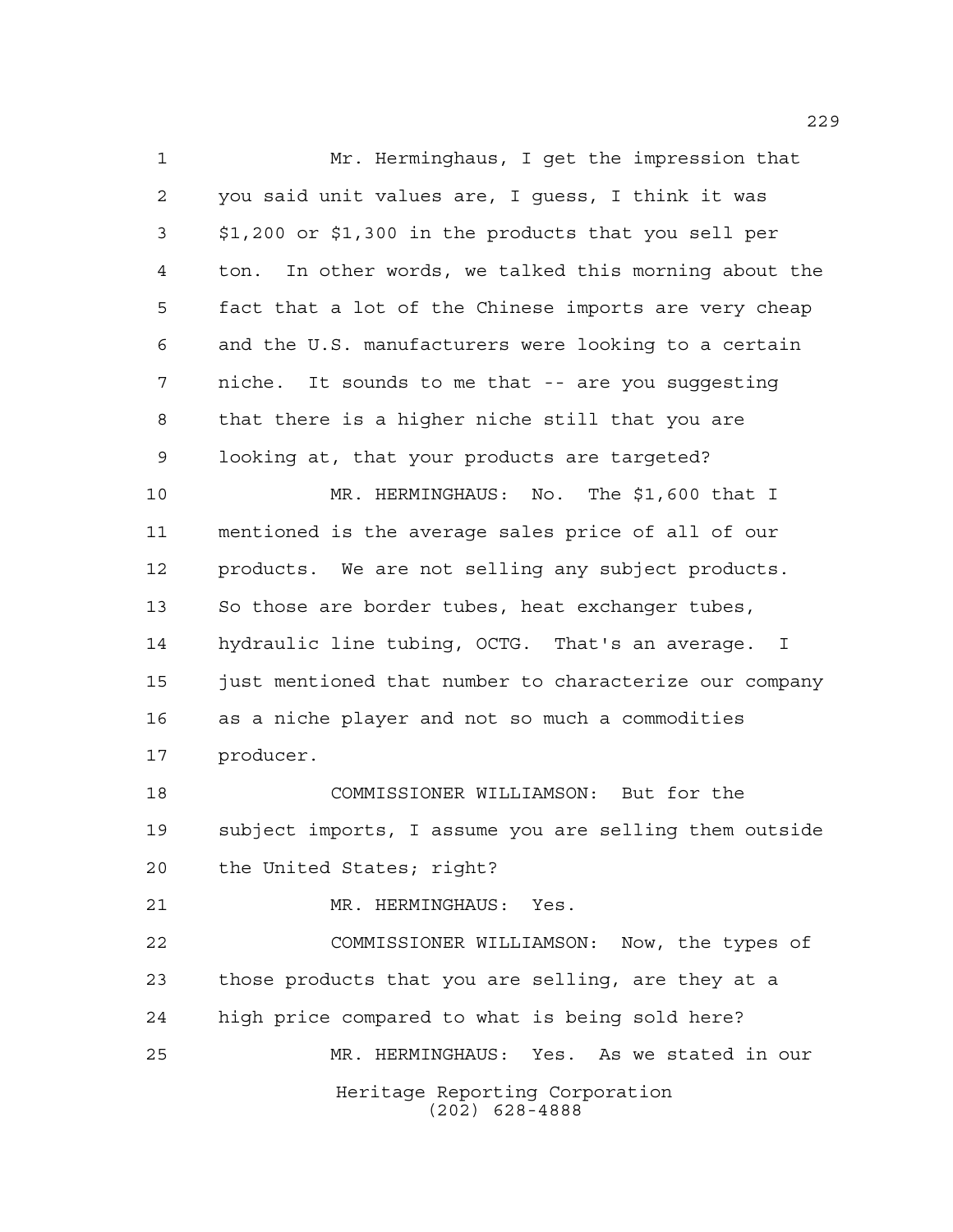Mr. Herminghaus, I get the impression that you said unit values are, I guess, I think it was $1,200 or $1,300 in the products that you sell per ton. In other words, we talked this morning about the fact that a lot of the Chinese imports are very cheap and the U.S. manufacturers were looking to a certain niche. It sounds to me that -- are you suggesting that there is a higher niche still that you are looking at, that your products are targeted?

MR. HERMINGHAUS: No. The $1,600 that I mentioned is the average sales price of all of our products. We are not selling any subject products. So those are border tubes, heat exchanger tubes, hydraulic line tubing, OCTG. That's an average. I just mentioned that number to characterize our company as a niche player and not so much a commodities producer.

COMMISSIONER WILLIAMSON: But for the subject imports, I assume you are selling them outside the United States; right?

MR. HERMINGHAUS: Yes.

COMMISSIONER WILLIAMSON: Now, the types of those products that you are selling, are they at a high price compared to what is being sold here?

MR. HERMINGHAUS: Yes. As we stated in our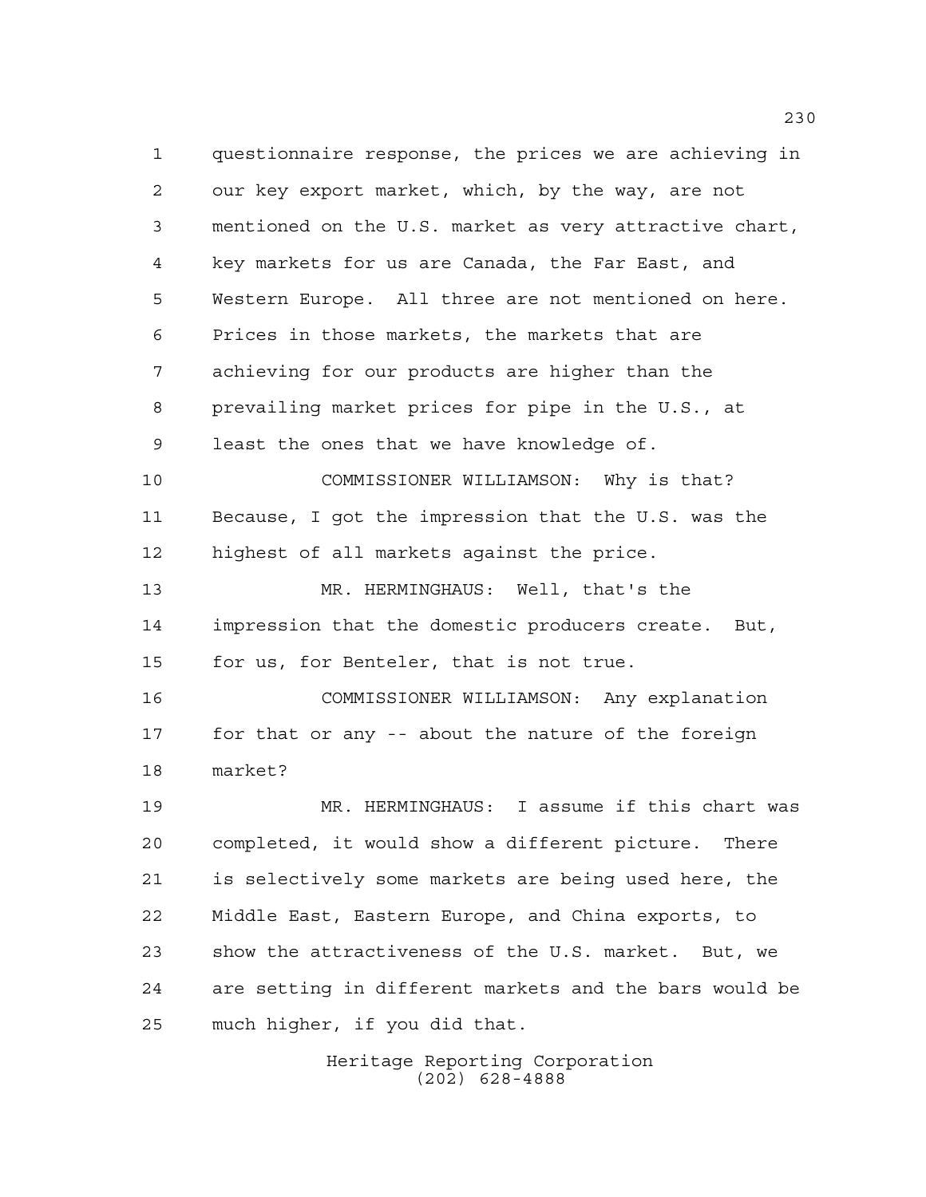questionnaire response, the prices we are achieving in our key export market, which, by the way, are not mentioned on the U.S. market as very attractive chart, key markets for us are Canada, the Far East, and Western Europe. All three are not mentioned on here. Prices in those markets, the markets that are achieving for our products are higher than the prevailing market prices for pipe in the U.S., at least the ones that we have knowledge of.

COMMISSIONER WILLIAMSON: Why is that? Because, I got the impression that the U.S. was the highest of all markets against the price.

MR. HERMINGHAUS: Well, that's the impression that the domestic producers create. But, for us, for Benteler, that is not true.

COMMISSIONER WILLIAMSON: Any explanation for that or any -- about the nature of the foreign market?

MR. HERMINGHAUS: I assume if this chart was completed, it would show a different picture. There is selectively some markets are being used here, the Middle East, Eastern Europe, and China exports, to show the attractiveness of the U.S. market. But, we are setting in different markets and the bars would be much higher, if you did that.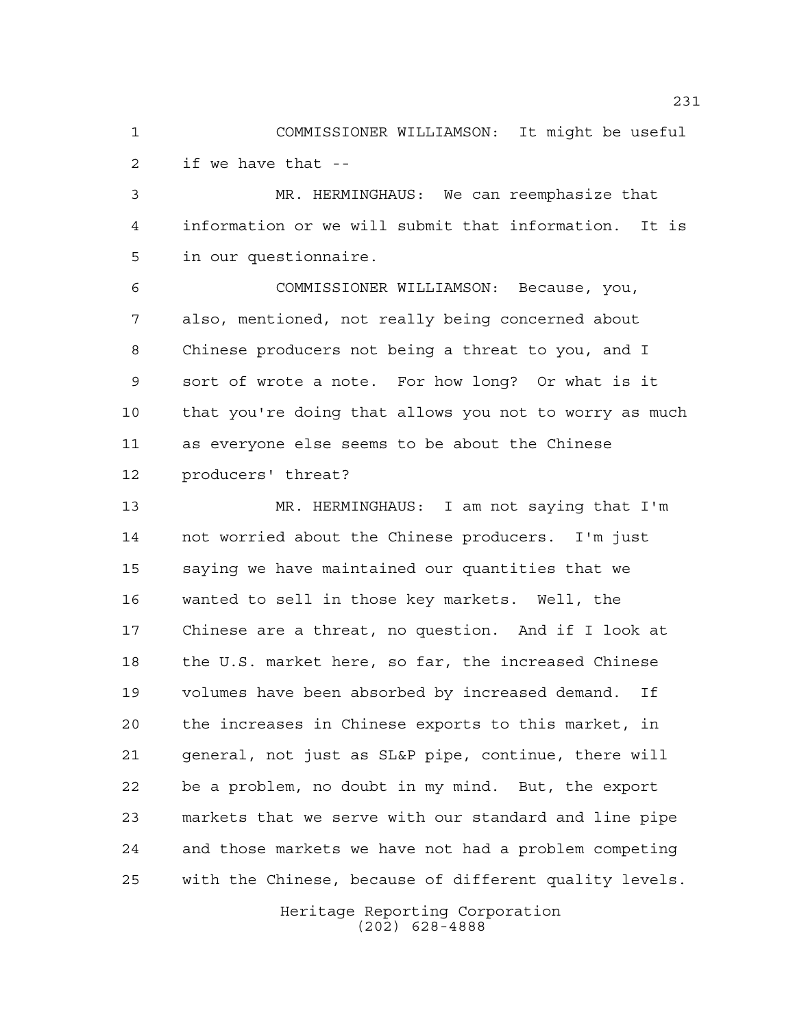COMMISSIONER WILLIAMSON: It might be useful if we have that --

MR. HERMINGHAUS: We can reemphasize that information or we will submit that information. It is in our questionnaire.

COMMISSIONER WILLIAMSON: Because, you, also, mentioned, not really being concerned about Chinese producers not being a threat to you, and I sort of wrote a note. For how long? Or what is it that you're doing that allows you not to worry as much as everyone else seems to be about the Chinese producers' threat?

MR. HERMINGHAUS: I am not saying that I'm not worried about the Chinese producers. I'm just saying we have maintained our quantities that we wanted to sell in those key markets. Well, the Chinese are a threat, no question. And if I look at the U.S. market here, so far, the increased Chinese volumes have been absorbed by increased demand. If the increases in Chinese exports to this market, in general, not just as SL&P pipe, continue, there will be a problem, no doubt in my mind. But, the export markets that we serve with our standard and line pipe and those markets we have not had a problem competing with the Chinese, because of different quality levels.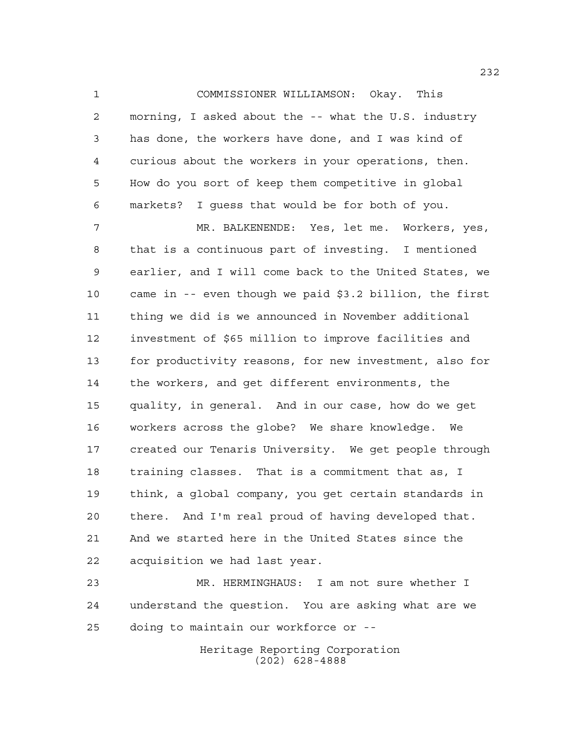COMMISSIONER WILLIAMSON: Okay. This morning, I asked about the -- what the U.S. industry has done, the workers have done, and I was kind of curious about the workers in your operations, then. How do you sort of keep them competitive in global markets? I guess that would be for both of you.

MR. BALKENENDE: Yes, let me. Workers, yes, that is a continuous part of investing. I mentioned earlier, and I will come back to the United States, we came in -- even though we paid $3.2 billion, the first thing we did is we announced in November additional investment of $65 million to improve facilities and for productivity reasons, for new investment, also for the workers, and get different environments, the quality, in general. And in our case, how do we get workers across the globe? We share knowledge. We created our Tenaris University. We get people through training classes. That is a commitment that as, I think, a global company, you get certain standards in there. And I'm real proud of having developed that. And we started here in the United States since the acquisition we had last year.

MR. HERMINGHAUS: I am not sure whether I understand the question. You are asking what are we doing to maintain our workforce or --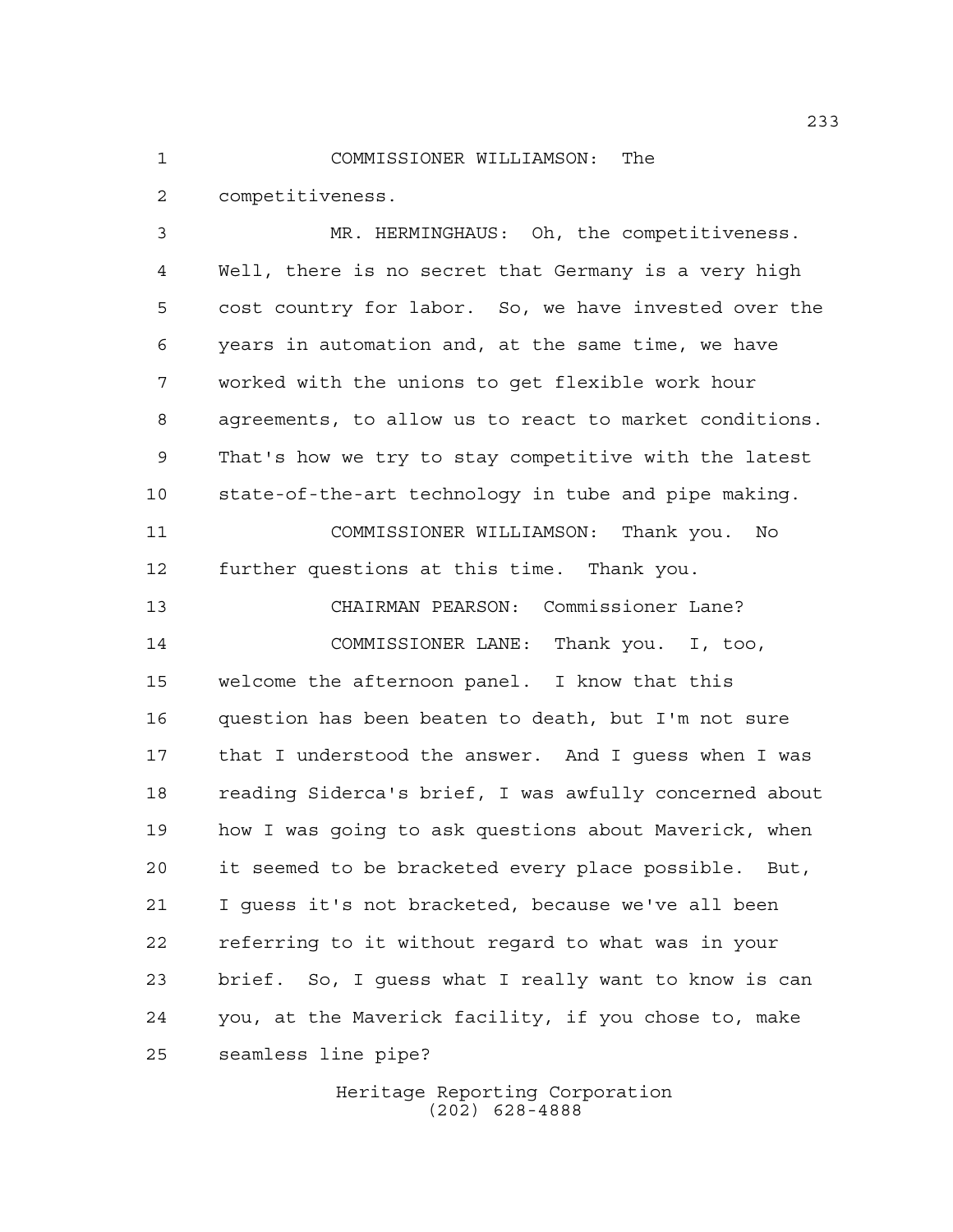COMMISSIONER WILLIAMSON: The competitiveness.

MR. HERMINGHAUS: Oh, the competitiveness. Well, there is no secret that Germany is a very high cost country for labor. So, we have invested over the years in automation and, at the same time, we have worked with the unions to get flexible work hour agreements, to allow us to react to market conditions. That's how we try to stay competitive with the latest state-of-the-art technology in tube and pipe making.

COMMISSIONER WILLIAMSON: Thank you. No further questions at this time. Thank you.

CHAIRMAN PEARSON: Commissioner Lane?

COMMISSIONER LANE: Thank you. I, too, welcome the afternoon panel. I know that this question has been beaten to death, but I'm not sure that I understood the answer. And I guess when I was reading Siderca's brief, I was awfully concerned about how I was going to ask questions about Maverick, when it seemed to be bracketed every place possible. But, I guess it's not bracketed, because we've all been referring to it without regard to what was in your brief. So, I guess what I really want to know is can you, at the Maverick facility, if you chose to, make seamless line pipe?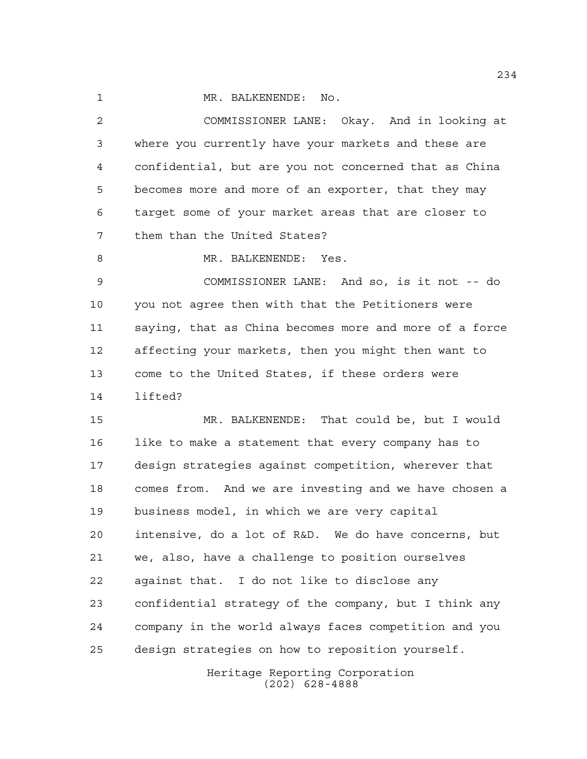MR. BALKENENDE: No.

COMMISSIONER LANE: Okay. And in looking at where you currently have your markets and these are confidential, but are you not concerned that as China becomes more and more of an exporter, that they may target some of your market areas that are closer to them than the United States?

MR. BALKENENDE: Yes.

COMMISSIONER LANE: And so, is it not -- do you not agree then with that the Petitioners were saying, that as China becomes more and more of a force affecting your markets, then you might then want to come to the United States, if these orders were lifted?

MR. BALKENENDE: That could be, but I would like to make a statement that every company has to design strategies against competition, wherever that comes from. And we are investing and we have chosen a business model, in which we are very capital intensive, do a lot of R&D. We do have concerns, but we, also, have a challenge to position ourselves against that. I do not like to disclose any confidential strategy of the company, but I think any company in the world always faces competition and you design strategies on how to reposition yourself.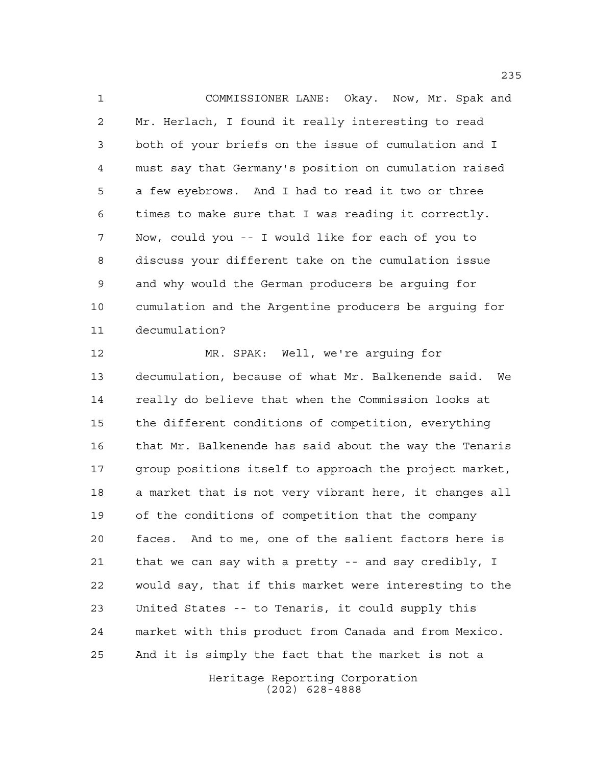COMMISSIONER LANE: Okay. Now, Mr. Spak and Mr. Herlach, I found it really interesting to read both of your briefs on the issue of cumulation and I must say that Germany's position on cumulation raised a few eyebrows. And I had to read it two or three times to make sure that I was reading it correctly. Now, could you -- I would like for each of you to discuss your different take on the cumulation issue and why would the German producers be arguing for cumulation and the Argentine producers be arguing for decumulation?

MR. SPAK: Well, we're arguing for decumulation, because of what Mr. Balkenende said. We really do believe that when the Commission looks at the different conditions of competition, everything that Mr. Balkenende has said about the way the Tenaris group positions itself to approach the project market, a market that is not very vibrant here, it changes all of the conditions of competition that the company faces. And to me, one of the salient factors here is that we can say with a pretty -- and say credibly, I would say, that if this market were interesting to the United States -- to Tenaris, it could supply this market with this product from Canada and from Mexico. And it is simply the fact that the market is not a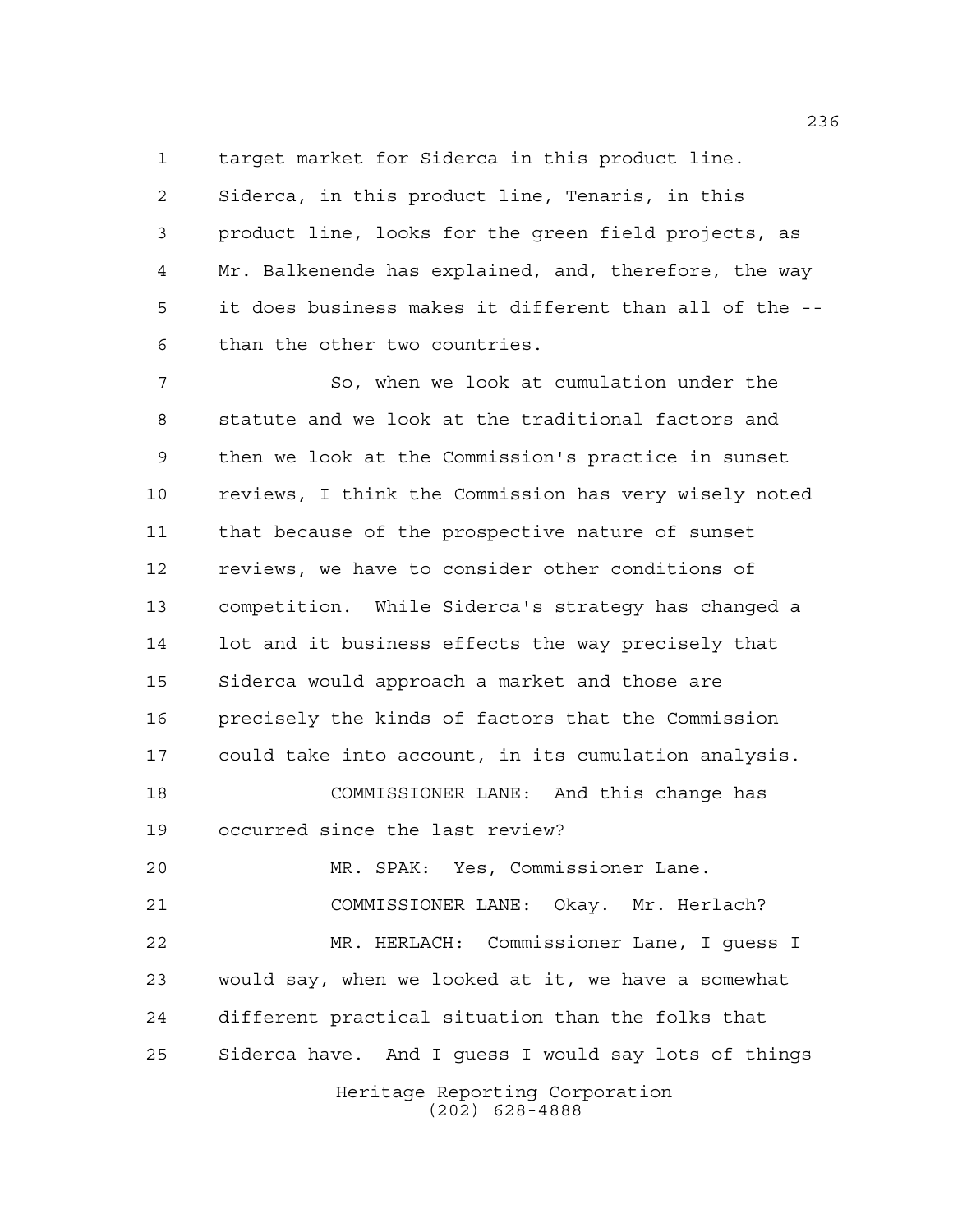target market for Siderca in this product line. Siderca, in this product line, Tenaris, in this product line, looks for the green field projects, as Mr. Balkenende has explained, and, therefore, the way it does business makes it different than all of the -- than the other two countries.

So, when we look at cumulation under the statute and we look at the traditional factors and then we look at the Commission's practice in sunset reviews, I think the Commission has very wisely noted that because of the prospective nature of sunset reviews, we have to consider other conditions of competition. While Siderca's strategy has changed a lot and it business effects the way precisely that Siderca would approach a market and those are precisely the kinds of factors that the Commission could take into account, in its cumulation analysis.

COMMISSIONER LANE: And this change has occurred since the last review?

MR. SPAK: Yes, Commissioner Lane.

COMMISSIONER LANE: Okay. Mr. Herlach?

MR. HERLACH: Commissioner Lane, I guess I would say, when we looked at it, we have a somewhat different practical situation than the folks that Siderca have. And I guess I would say lots of things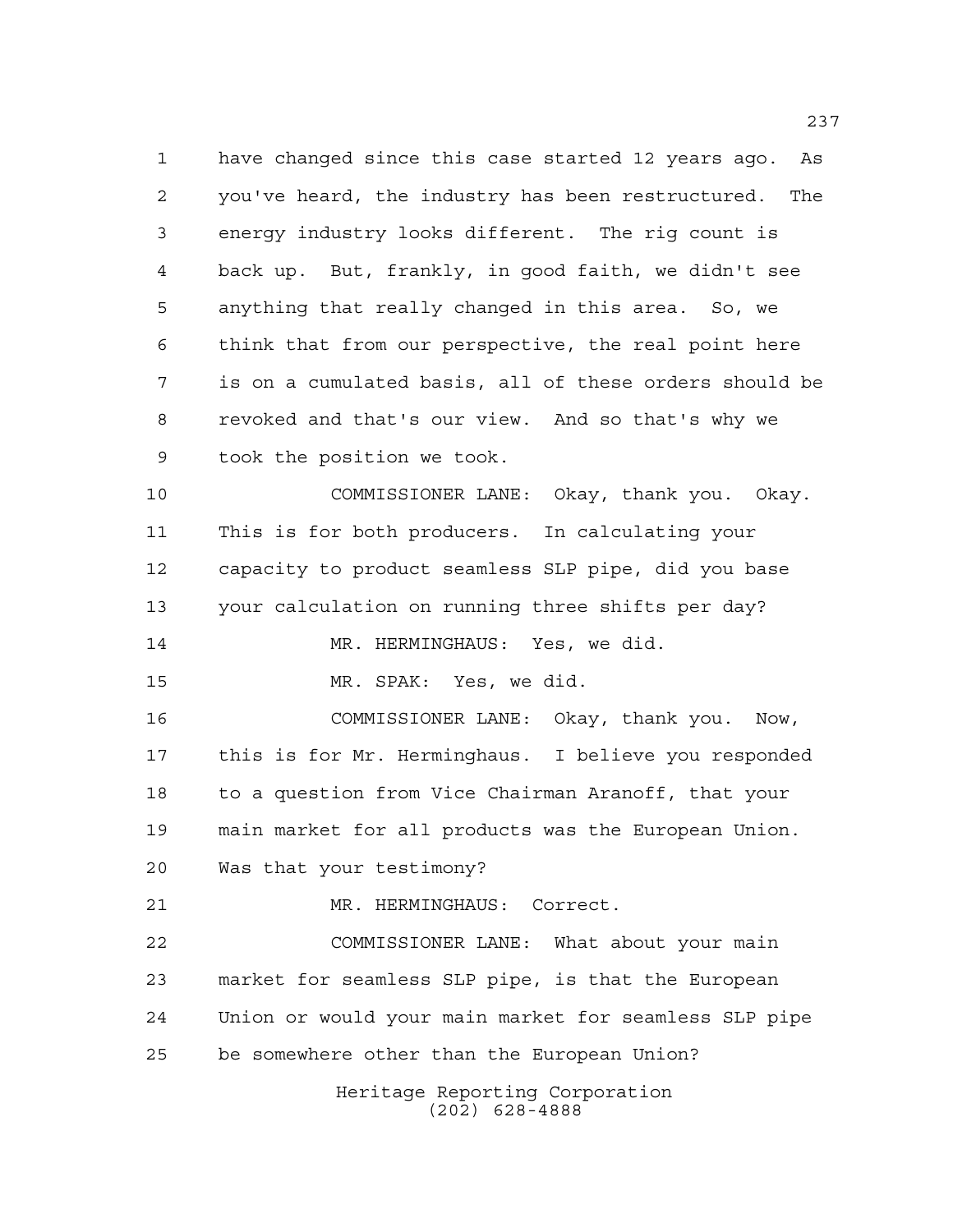have changed since this case started 12 years ago. As you've heard, the industry has been restructured. The energy industry looks different. The rig count is back up. But, frankly, in good faith, we didn't see anything that really changed in this area. So, we think that from our perspective, the real point here is on a cumulated basis, all of these orders should be revoked and that's our view. And so that's why we took the position we took.

COMMISSIONER LANE: Okay, thank you. Okay. This is for both producers. In calculating your capacity to product seamless SLP pipe, did you base your calculation on running three shifts per day?

MR. HERMINGHAUS: Yes, we did.

MR. SPAK: Yes, we did.

COMMISSIONER LANE: Okay, thank you. Now, this is for Mr. Herminghaus. I believe you responded to a question from Vice Chairman Aranoff, that your main market for all products was the European Union. Was that your testimony?

MR. HERMINGHAUS: Correct.

COMMISSIONER LANE: What about your main market for seamless SLP pipe, is that the European Union or would your main market for seamless SLP pipe be somewhere other than the European Union?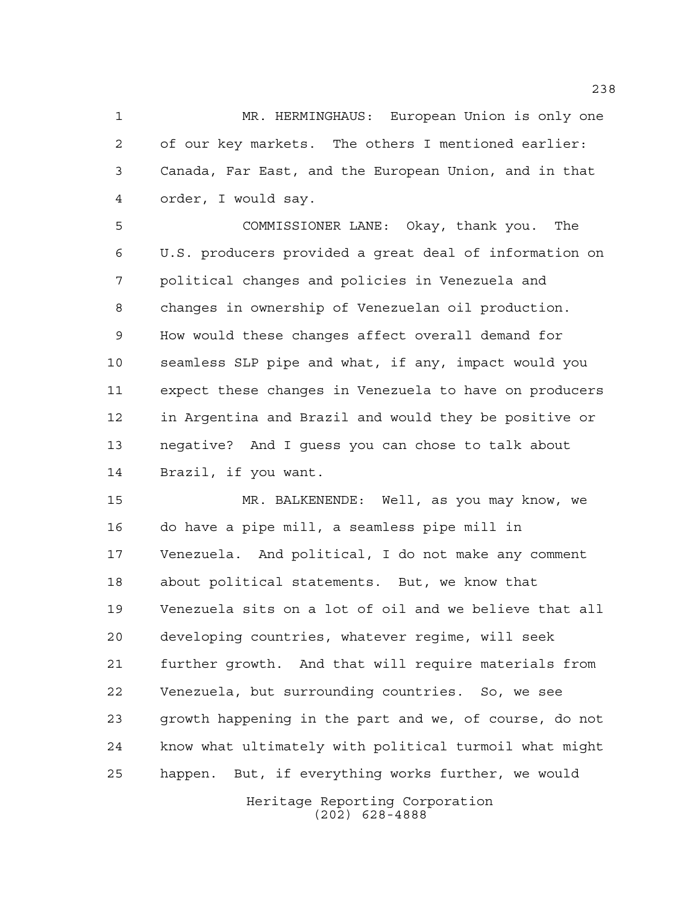MR. HERMINGHAUS: European Union is only one of our key markets. The others I mentioned earlier: Canada, Far East, and the European Union, and in that order, I would say.

COMMISSIONER LANE: Okay, thank you. The U.S. producers provided a great deal of information on political changes and policies in Venezuela and changes in ownership of Venezuelan oil production. How would these changes affect overall demand for seamless SLP pipe and what, if any, impact would you expect these changes in Venezuela to have on producers in Argentina and Brazil and would they be positive or negative? And I guess you can chose to talk about Brazil, if you want.

MR. BALKENENDE: Well, as you may know, we do have a pipe mill, a seamless pipe mill in Venezuela. And political, I do not make any comment about political statements. But, we know that Venezuela sits on a lot of oil and we believe that all developing countries, whatever regime, will seek further growth. And that will require materials from Venezuela, but surrounding countries. So, we see growth happening in the part and we, of course, do not know what ultimately with political turmoil what might happen. But, if everything works further, we would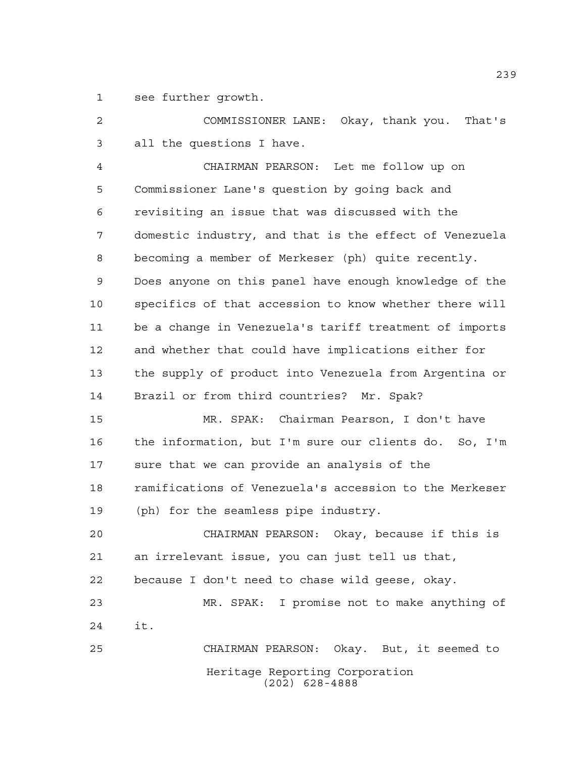1 see further growth.

2 COMMISSIONER LANE: Okay, thank you. That's
3 all the questions I have.

4 CHAIRMAN PEARSON: Let me follow up on
5 Commissioner Lane's question by going back and
6 revisiting an issue that was discussed with the
7 domestic industry, and that is the effect of Venezuela
8 becoming a member of Merkeser (ph) quite recently.
9 Does anyone on this panel have enough knowledge of the
10 specifics of that accession to know whether there will
11 be a change in Venezuela's tariff treatment of imports
12 and whether that could have implications either for
13 the supply of product into Venezuela from Argentina or
14 Brazil or from third countries? Mr. Spak?

15 MR. SPAK: Chairman Pearson, I don't have
16 the information, but I'm sure our clients do. So, I'm
17 sure that we can provide an analysis of the
18 ramifications of Venezuela's accession to the Merkeser
19 (ph) for the seamless pipe industry.

20 CHAIRMAN PEARSON: Okay, because if this is
21 an irrelevant issue, you can just tell us that,
22 because I don't need to chase wild geese, okay.

23 MR. SPAK: I promise not to make anything of
24 it.

25 CHAIRMAN PEARSON: Okay. But, it seemed to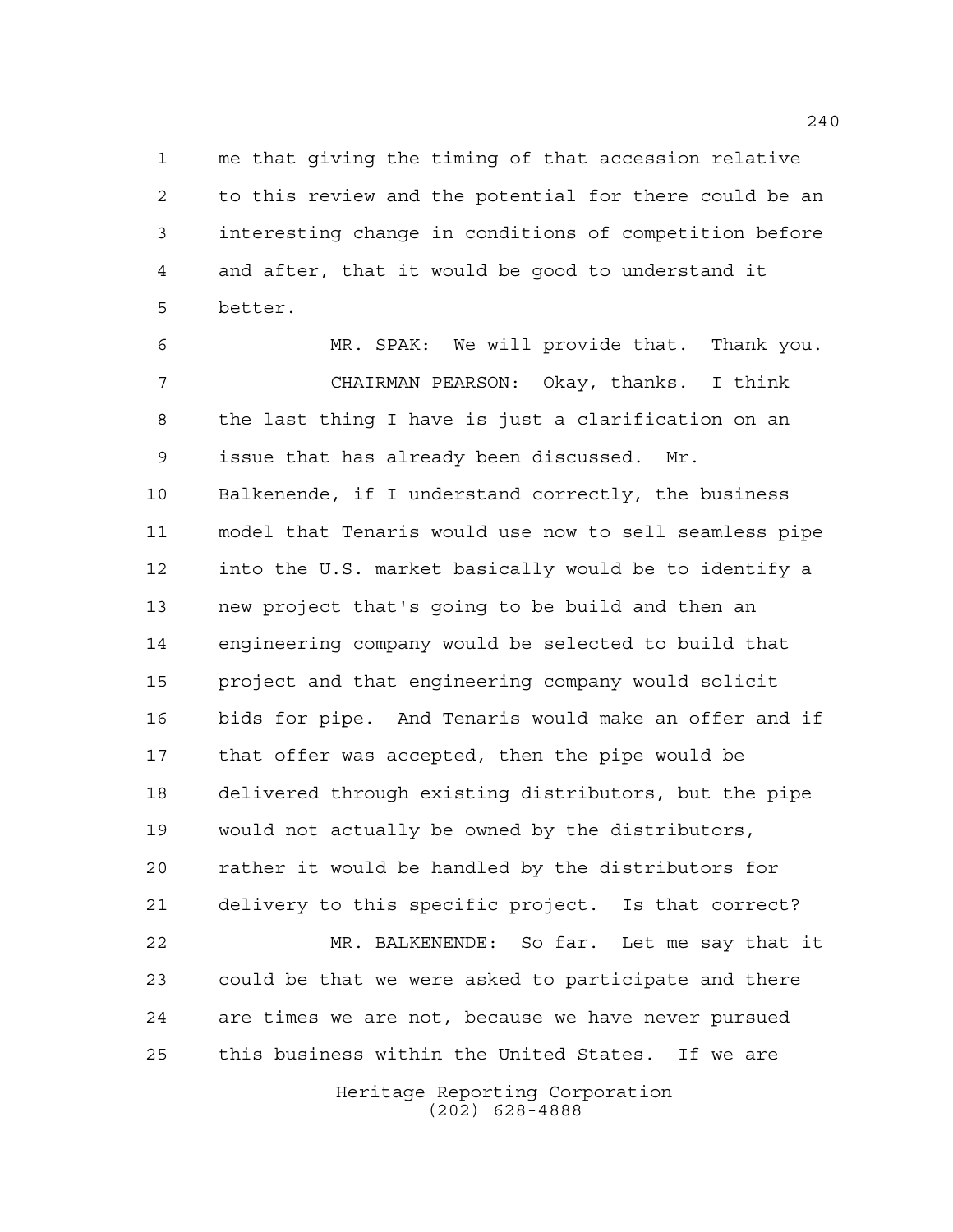me that giving the timing of that accession relative to this review and the potential for there could be an interesting change in conditions of competition before and after, that it would be good to understand it better.

MR. SPAK: We will provide that. Thank you.

CHAIRMAN PEARSON: Okay, thanks. I think the last thing I have is just a clarification on an issue that has already been discussed. Mr. Balkenende, if I understand correctly, the business model that Tenaris would use now to sell seamless pipe into the U.S. market basically would be to identify a new project that's going to be build and then an engineering company would be selected to build that project and that engineering company would solicit bids for pipe. And Tenaris would make an offer and if that offer was accepted, then the pipe would be delivered through existing distributors, but the pipe would not actually be owned by the distributors, rather it would be handled by the distributors for delivery to this specific project. Is that correct?

MR. BALKENENDE: So far. Let me say that it could be that we were asked to participate and there are times we are not, because we have never pursued this business within the United States. If we are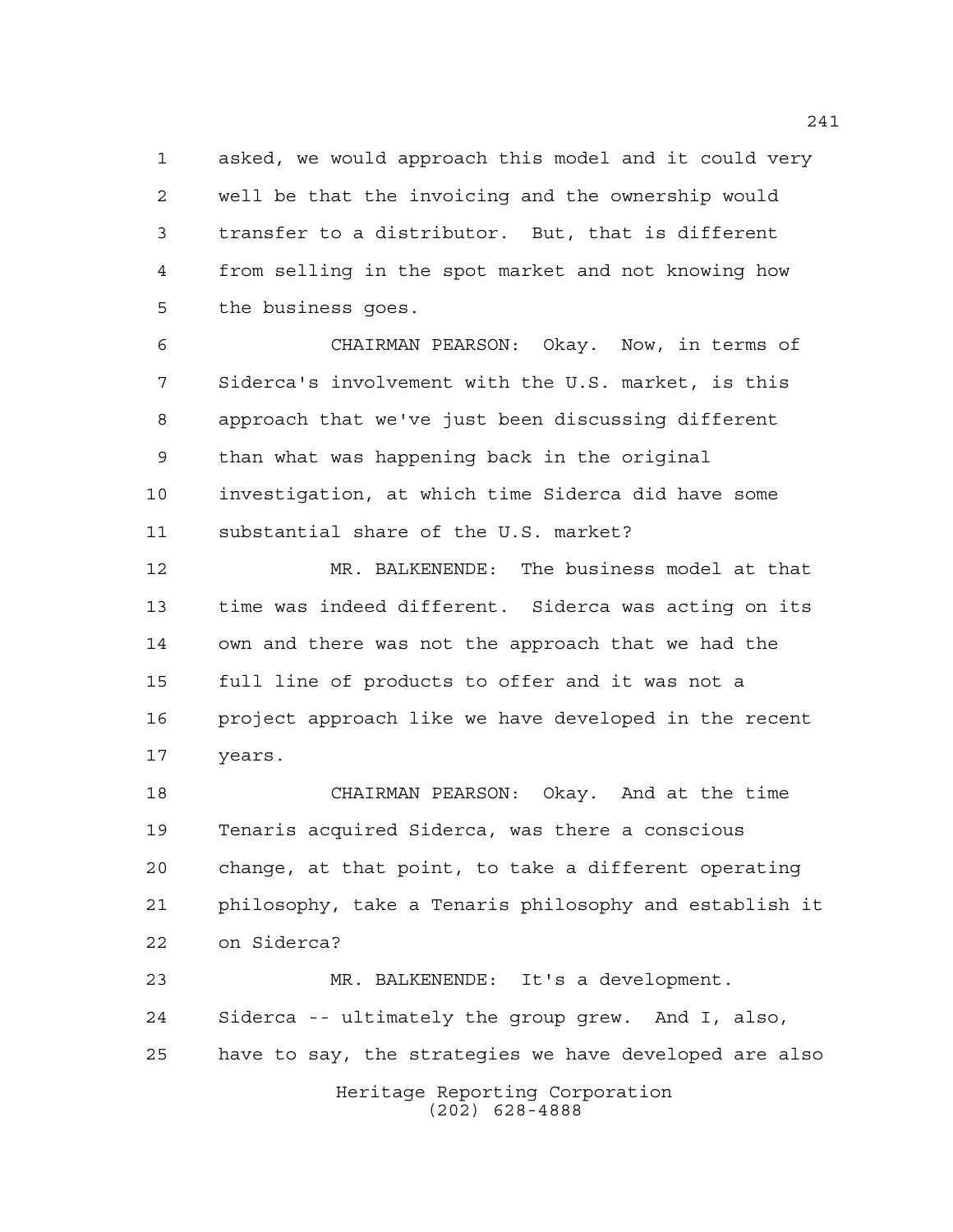asked, we would approach this model and it could very well be that the invoicing and the ownership would transfer to a distributor. But, that is different from selling in the spot market and not knowing how the business goes.

CHAIRMAN PEARSON: Okay. Now, in terms of Siderca's involvement with the U.S. market, is this approach that we've just been discussing different than what was happening back in the original investigation, at which time Siderca did have some substantial share of the U.S. market?

MR. BALKENENDE: The business model at that time was indeed different. Siderca was acting on its own and there was not the approach that we had the full line of products to offer and it was not a project approach like we have developed in the recent years.

CHAIRMAN PEARSON: Okay. And at the time Tenaris acquired Siderca, was there a conscious change, at that point, to take a different operating philosophy, take a Tenaris philosophy and establish it on Siderca?

MR. BALKENENDE: It's a development. Siderca -- ultimately the group grew. And I, also, have to say, the strategies we have developed are also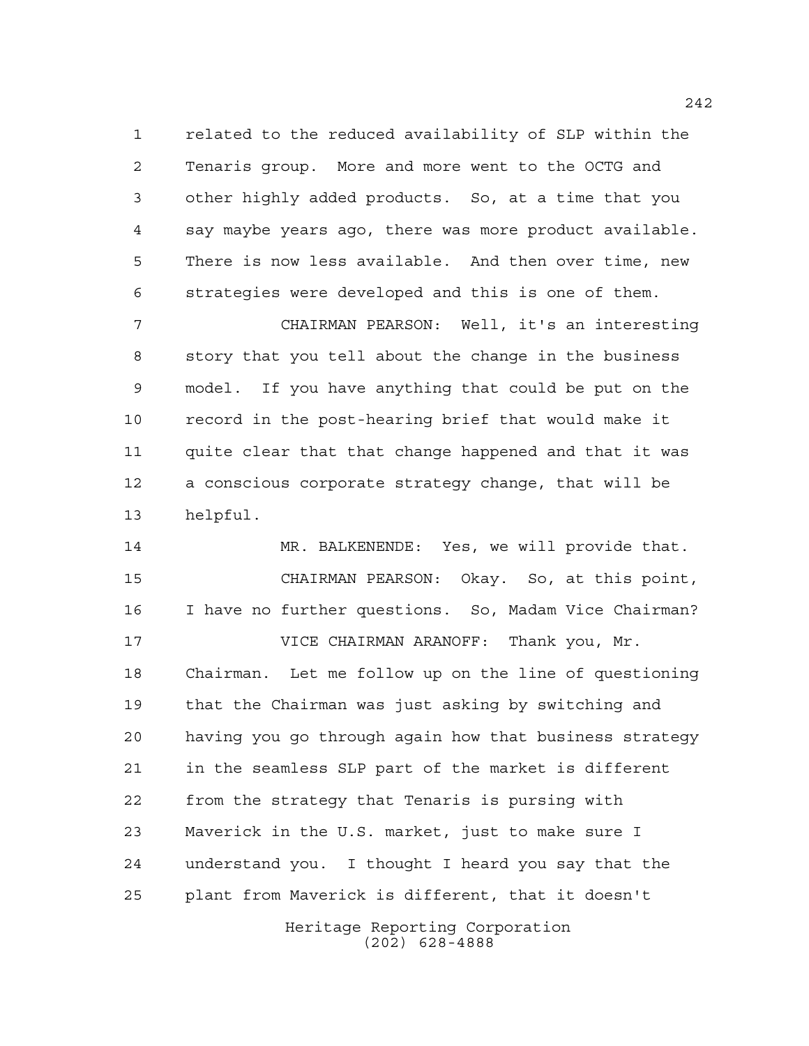related to the reduced availability of SLP within the Tenaris group. More and more went to the OCTG and other highly added products. So, at a time that you say maybe years ago, there was more product available. There is now less available. And then over time, new strategies were developed and this is one of them.

CHAIRMAN PEARSON: Well, it's an interesting story that you tell about the change in the business model. If you have anything that could be put on the record in the post-hearing brief that would make it quite clear that that change happened and that it was a conscious corporate strategy change, that will be helpful.

MR. BALKENENDE: Yes, we will provide that.

CHAIRMAN PEARSON: Okay. So, at this point, I have no further questions. So, Madam Vice Chairman?

VICE CHAIRMAN ARANOFF: Thank you, Mr. Chairman. Let me follow up on the line of questioning that the Chairman was just asking by switching and having you go through again how that business strategy in the seamless SLP part of the market is different from the strategy that Tenaris is pursing with Maverick in the U.S. market, just to make sure I understand you. I thought I heard you say that the plant from Maverick is different, that it doesn't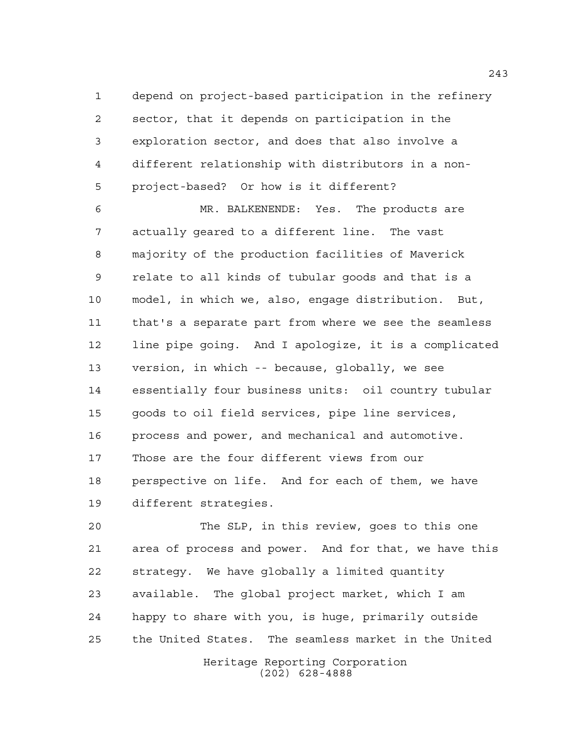depend on project-based participation in the refinery sector, that it depends on participation in the exploration sector, and does that also involve a different relationship with distributors in a non-project-based? Or how is it different?

MR. BALKENENDE: Yes. The products are actually geared to a different line. The vast majority of the production facilities of Maverick relate to all kinds of tubular goods and that is a model, in which we, also, engage distribution. But, that's a separate part from where we see the seamless line pipe going. And I apologize, it is a complicated version, in which -- because, globally, we see essentially four business units: oil country tubular goods to oil field services, pipe line services, process and power, and mechanical and automotive. Those are the four different views from our perspective on life. And for each of them, we have different strategies.

The SLP, in this review, goes to this one area of process and power. And for that, we have this strategy. We have globally a limited quantity available. The global project market, which I am happy to share with you, is huge, primarily outside the United States. The seamless market in the United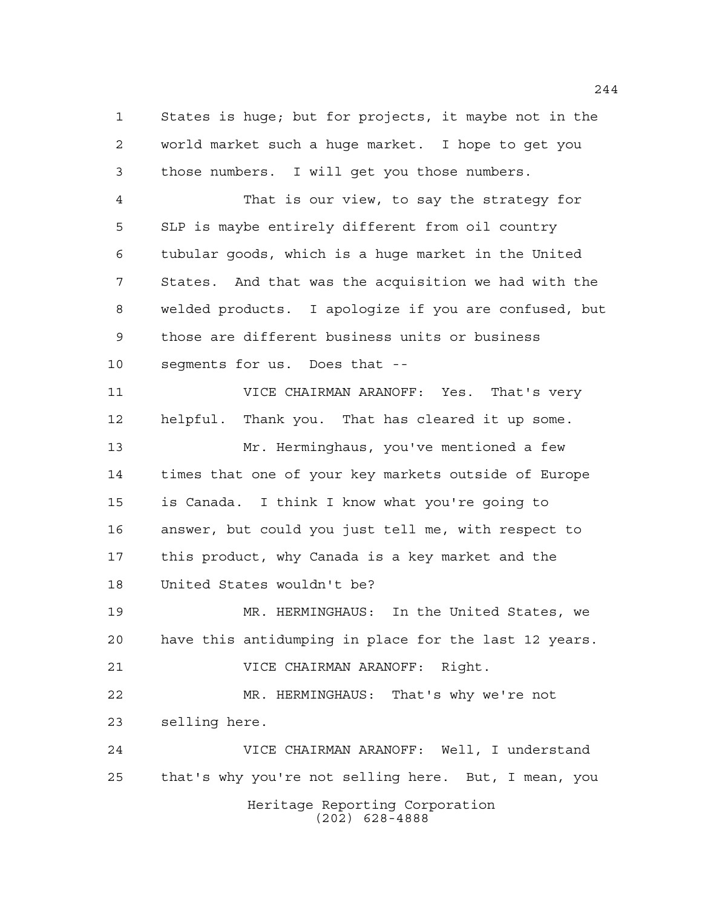States is huge; but for projects, it maybe not in the world market such a huge market. I hope to get you those numbers. I will get you those numbers.

That is our view, to say the strategy for SLP is maybe entirely different from oil country tubular goods, which is a huge market in the United States. And that was the acquisition we had with the welded products. I apologize if you are confused, but those are different business units or business segments for us. Does that --

VICE CHAIRMAN ARANOFF: Yes. That's very helpful. Thank you. That has cleared it up some.

Mr. Herminghaus, you've mentioned a few times that one of your key markets outside of Europe is Canada. I think I know what you're going to answer, but could you just tell me, with respect to this product, why Canada is a key market and the United States wouldn't be?

MR. HERMINGHAUS: In the United States, we have this antidumping in place for the last 12 years.

VICE CHAIRMAN ARANOFF: Right.

MR. HERMINGHAUS: That's why we're not selling here.

VICE CHAIRMAN ARANOFF: Well, I understand that's why you're not selling here. But, I mean, you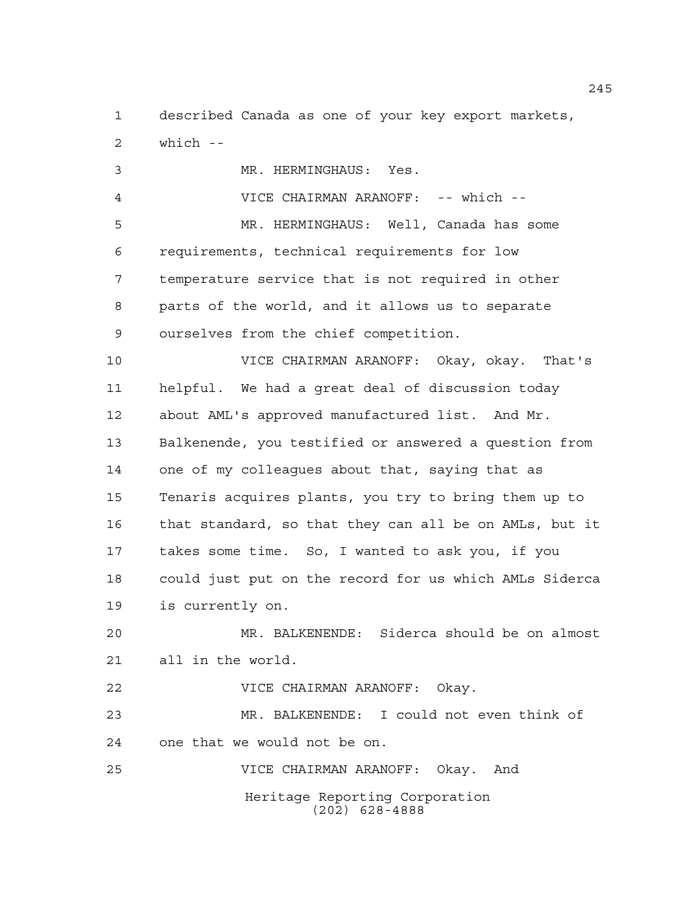described Canada as one of your key export markets, which --

MR. HERMINGHAUS: Yes.

VICE CHAIRMAN ARANOFF: -- which --

MR. HERMINGHAUS: Well, Canada has some requirements, technical requirements for low temperature service that is not required in other parts of the world, and it allows us to separate ourselves from the chief competition.

VICE CHAIRMAN ARANOFF: Okay, okay. That's helpful. We had a great deal of discussion today about AML's approved manufactured list. And Mr. Balkenende, you testified or answered a question from one of my colleagues about that, saying that as Tenaris acquires plants, you try to bring them up to that standard, so that they can all be on AMLs, but it takes some time. So, I wanted to ask you, if you could just put on the record for us which AMLs Siderca is currently on.

MR. BALKENENDE: Siderca should be on almost all in the world.

VICE CHAIRMAN ARANOFF: Okay.

MR. BALKENENDE: I could not even think of one that we would not be on.

VICE CHAIRMAN ARANOFF: Okay. And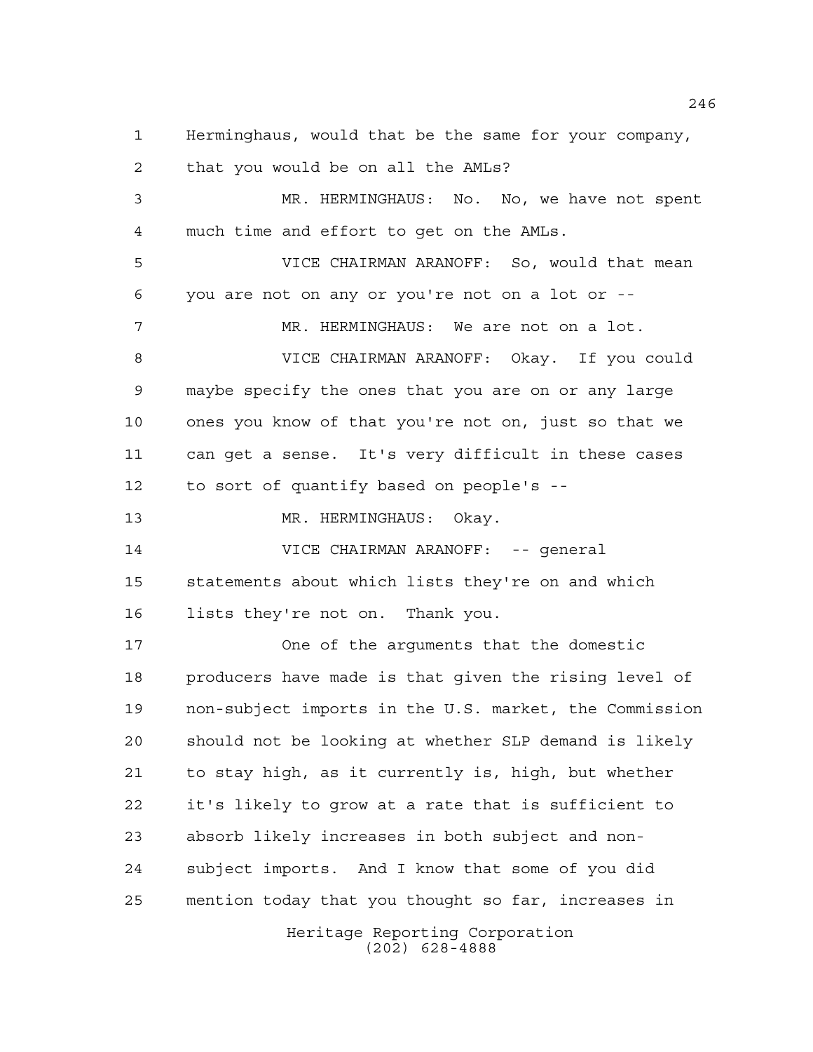Herminghaus, would that be the same for your company, that you would be on all the AMLs?

MR. HERMINGHAUS: No. No, we have not spent much time and effort to get on the AMLs.

VICE CHAIRMAN ARANOFF: So, would that mean you are not on any or you're not on a lot or --

MR. HERMINGHAUS: We are not on a lot.

VICE CHAIRMAN ARANOFF: Okay. If you could maybe specify the ones that you are on or any large ones you know of that you're not on, just so that we can get a sense. It's very difficult in these cases to sort of quantify based on people's --

MR. HERMINGHAUS: Okay.

VICE CHAIRMAN ARANOFF: -- general statements about which lists they're on and which lists they're not on. Thank you.

One of the arguments that the domestic producers have made is that given the rising level of non-subject imports in the U.S. market, the Commission should not be looking at whether SLP demand is likely to stay high, as it currently is, high, but whether it's likely to grow at a rate that is sufficient to absorb likely increases in both subject and non-subject imports. And I know that some of you did mention today that you thought so far, increases in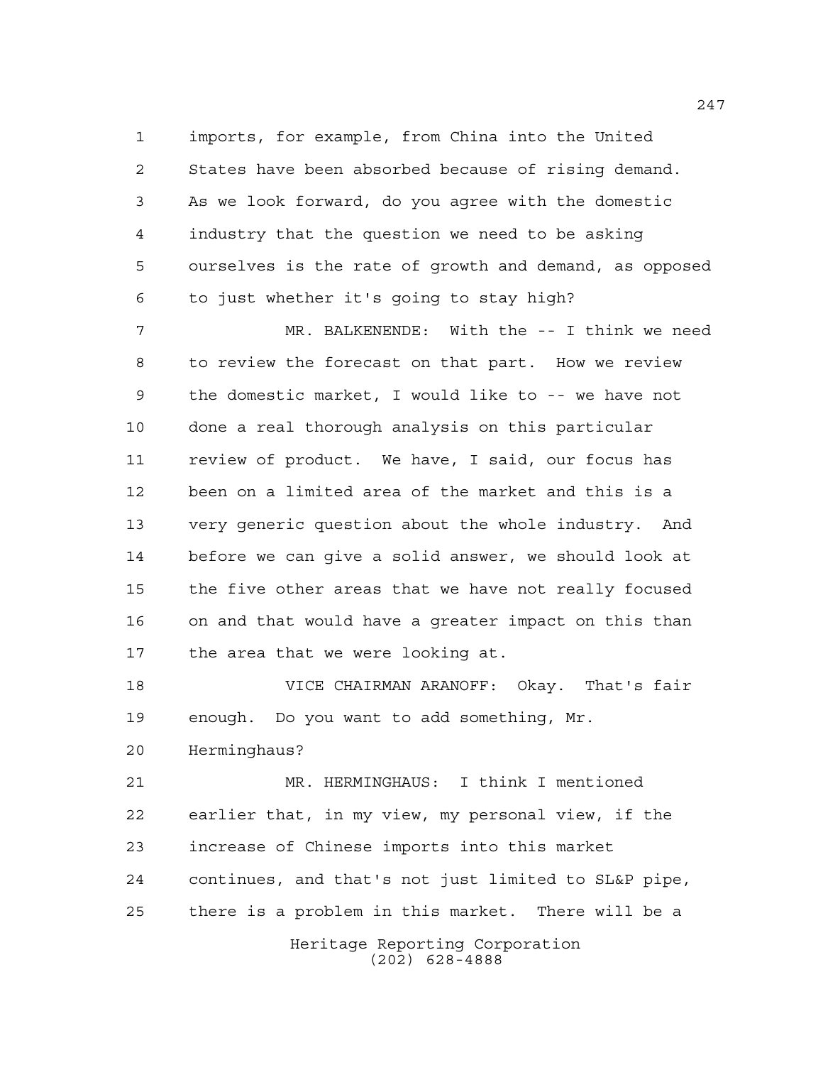imports, for example, from China into the United States have been absorbed because of rising demand. As we look forward, do you agree with the domestic industry that the question we need to be asking ourselves is the rate of growth and demand, as opposed to just whether it's going to stay high?

MR. BALKENENDE: With the -- I think we need to review the forecast on that part. How we review the domestic market, I would like to -- we have not done a real thorough analysis on this particular review of product. We have, I said, our focus has been on a limited area of the market and this is a very generic question about the whole industry. And before we can give a solid answer, we should look at the five other areas that we have not really focused on and that would have a greater impact on this than the area that we were looking at.

VICE CHAIRMAN ARANOFF: Okay. That's fair enough. Do you want to add something, Mr. Herminghaus?

MR. HERMINGHAUS: I think I mentioned earlier that, in my view, my personal view, if the increase of Chinese imports into this market continues, and that's not just limited to SL&P pipe, there is a problem in this market. There will be a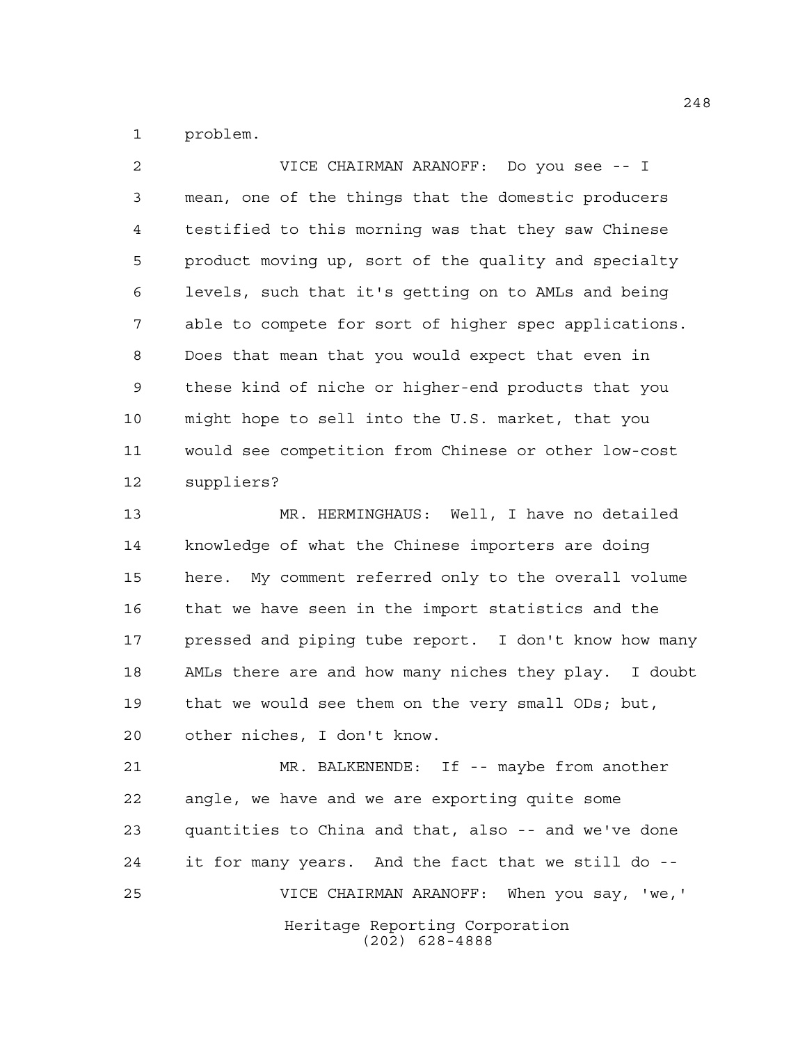problem.

VICE CHAIRMAN ARANOFF: Do you see -- I mean, one of the things that the domestic producers testified to this morning was that they saw Chinese product moving up, sort of the quality and specialty levels, such that it's getting on to AMLs and being able to compete for sort of higher spec applications. Does that mean that you would expect that even in these kind of niche or higher-end products that you might hope to sell into the U.S. market, that you would see competition from Chinese or other low-cost suppliers?

MR. HERMINGHAUS: Well, I have no detailed knowledge of what the Chinese importers are doing here. My comment referred only to the overall volume that we have seen in the import statistics and the pressed and piping tube report. I don't know how many AMLs there are and how many niches they play. I doubt that we would see them on the very small ODs; but, other niches, I don't know.

MR. BALKENENDE: If -- maybe from another angle, we have and we are exporting quite some quantities to China and that, also -- and we've done it for many years. And the fact that we still do --

VICE CHAIRMAN ARANOFF: When you say, 'we,'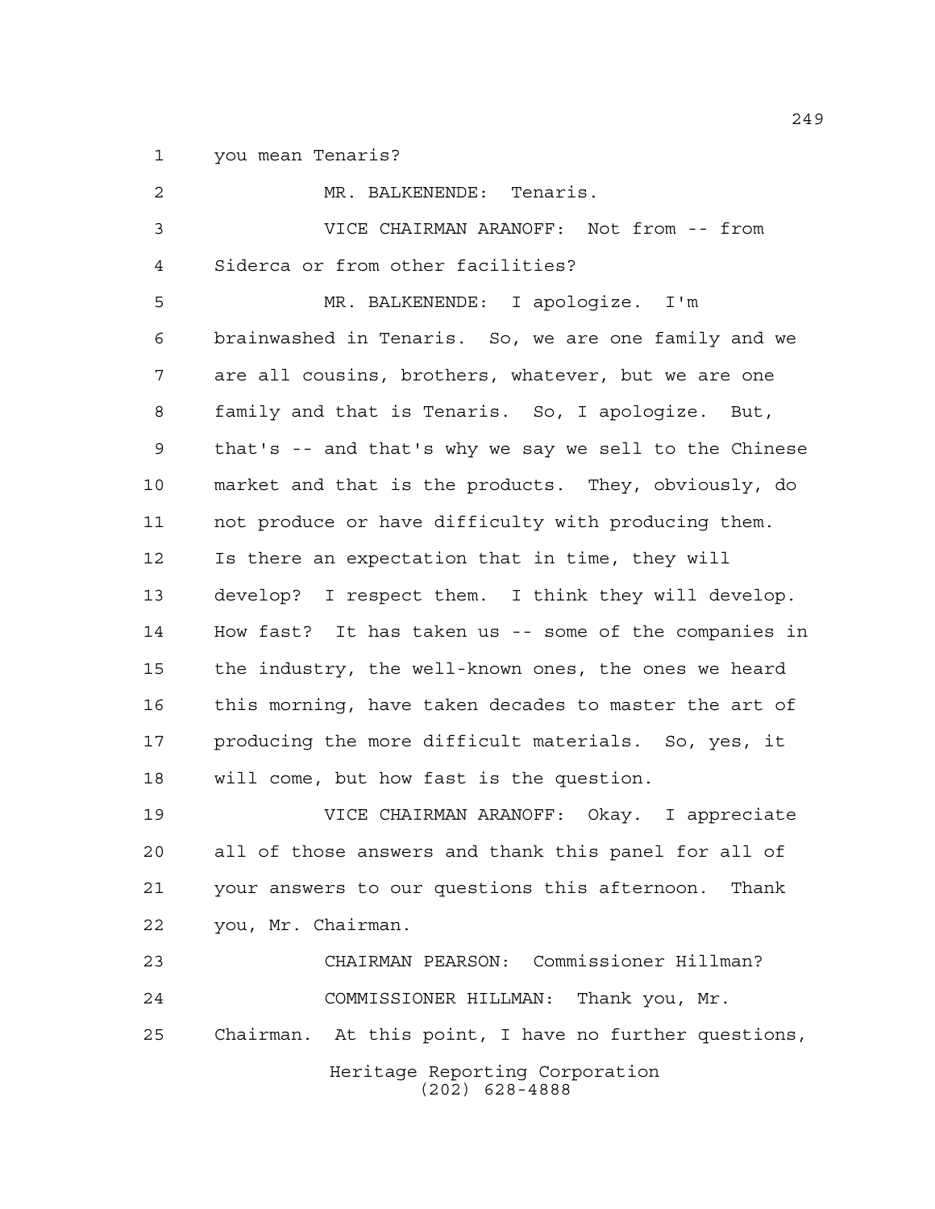you mean Tenaris?

MR. BALKENENDE: Tenaris.

VICE CHAIRMAN ARANOFF: Not from -- from Siderca or from other facilities?

MR. BALKENENDE: I apologize. I'm brainwashed in Tenaris. So, we are one family and we are all cousins, brothers, whatever, but we are one family and that is Tenaris. So, I apologize. But, that's -- and that's why we say we sell to the Chinese market and that is the products. They, obviously, do not produce or have difficulty with producing them. Is there an expectation that in time, they will develop? I respect them. I think they will develop. How fast? It has taken us -- some of the companies in the industry, the well-known ones, the ones we heard this morning, have taken decades to master the art of producing the more difficult materials. So, yes, it will come, but how fast is the question.

VICE CHAIRMAN ARANOFF: Okay. I appreciate all of those answers and thank this panel for all of your answers to our questions this afternoon. Thank you, Mr. Chairman.

CHAIRMAN PEARSON: Commissioner Hillman?

COMMISSIONER HILLMAN: Thank you, Mr. Chairman. At this point, I have no further questions,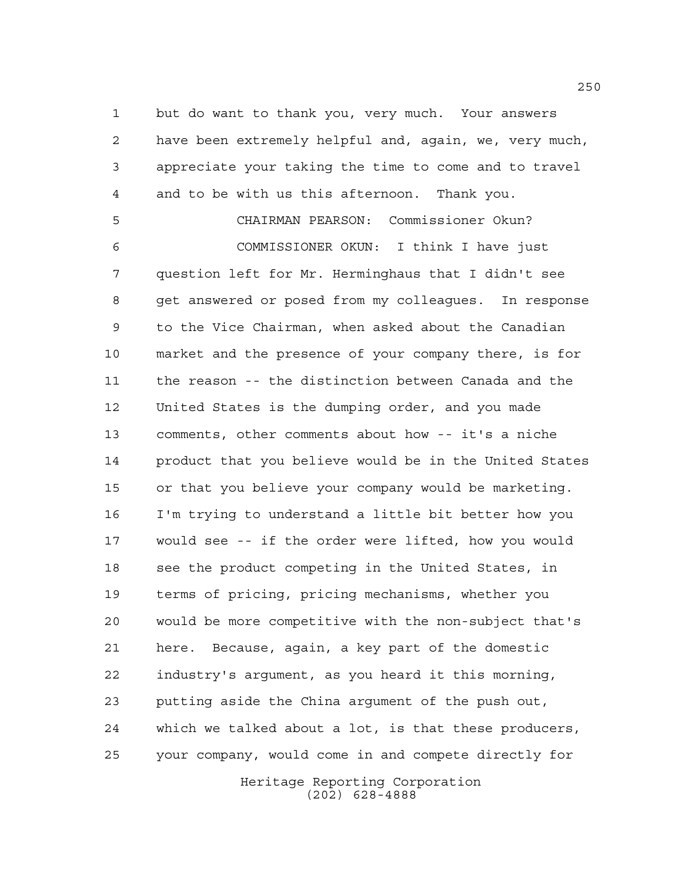but do want to thank you, very much. Your answers have been extremely helpful and, again, we, very much, appreciate your taking the time to come and to travel and to be with us this afternoon. Thank you.

CHAIRMAN PEARSON: Commissioner Okun?

COMMISSIONER OKUN: I think I have just question left for Mr. Herminghaus that I didn't see get answered or posed from my colleagues. In response to the Vice Chairman, when asked about the Canadian market and the presence of your company there, is for the reason -- the distinction between Canada and the United States is the dumping order, and you made comments, other comments about how -- it's a niche product that you believe would be in the United States or that you believe your company would be marketing. I'm trying to understand a little bit better how you would see -- if the order were lifted, how you would see the product competing in the United States, in terms of pricing, pricing mechanisms, whether you would be more competitive with the non-subject that's here. Because, again, a key part of the domestic industry's argument, as you heard it this morning, putting aside the China argument of the push out, which we talked about a lot, is that these producers, your company, would come in and compete directly for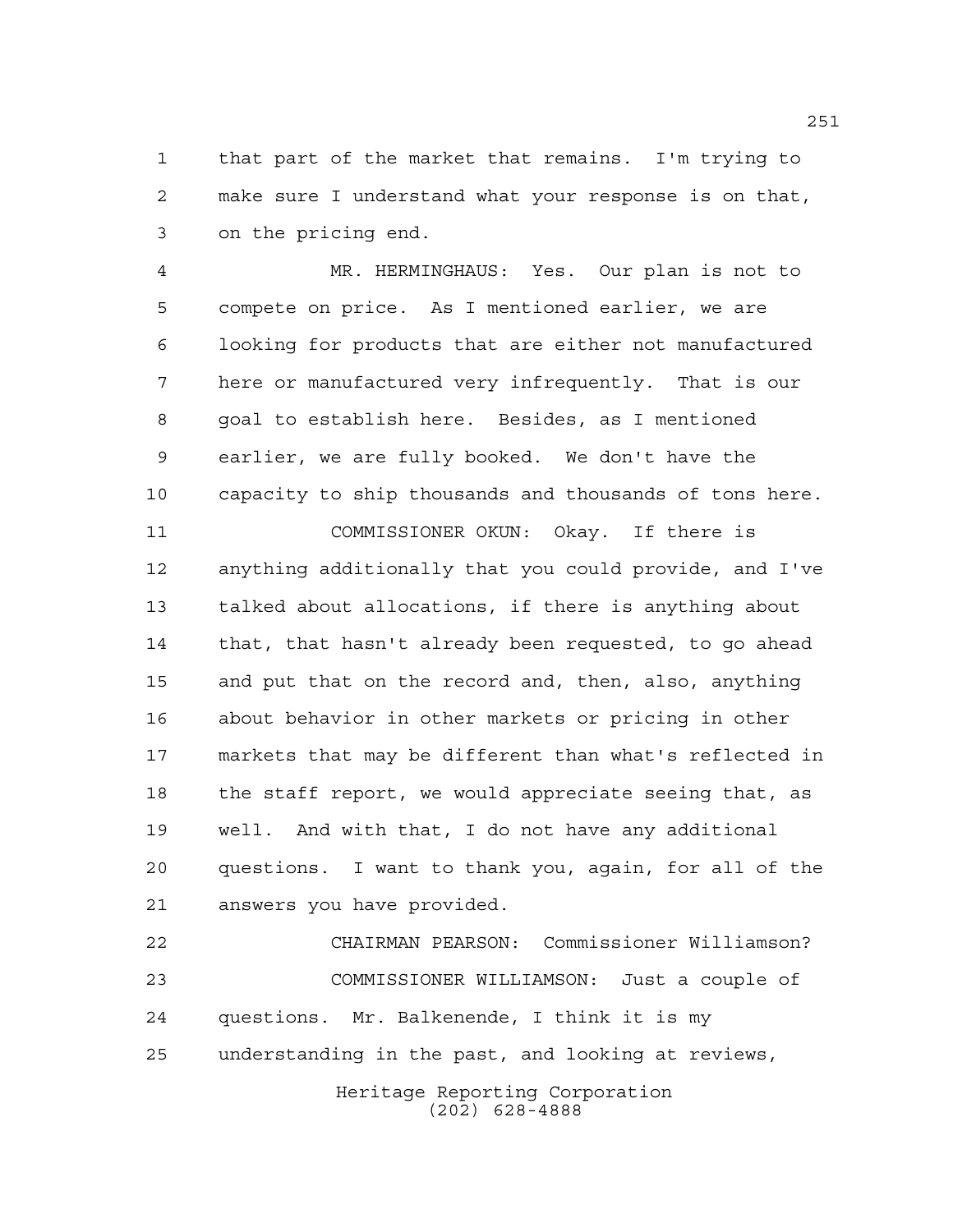that part of the market that remains. I'm trying to make sure I understand what your response is on that, on the pricing end.

MR. HERMINGHAUS: Yes. Our plan is not to compete on price. As I mentioned earlier, we are looking for products that are either not manufactured here or manufactured very infrequently. That is our goal to establish here. Besides, as I mentioned earlier, we are fully booked. We don't have the capacity to ship thousands and thousands of tons here.

COMMISSIONER OKUN: Okay. If there is anything additionally that you could provide, and I've talked about allocations, if there is anything about that, that hasn't already been requested, to go ahead and put that on the record and, then, also, anything about behavior in other markets or pricing in other markets that may be different than what's reflected in the staff report, we would appreciate seeing that, as well. And with that, I do not have any additional questions. I want to thank you, again, for all of the answers you have provided.

CHAIRMAN PEARSON: Commissioner Williamson?

COMMISSIONER WILLIAMSON: Just a couple of questions. Mr. Balkenende, I think it is my understanding in the past, and looking at reviews,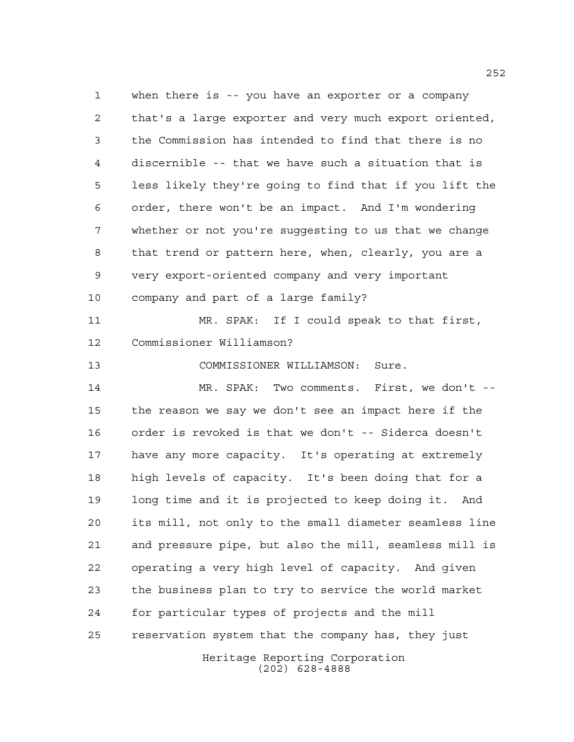when there is -- you have an exporter or a company that's a large exporter and very much export oriented, the Commission has intended to find that there is no discernible -- that we have such a situation that is less likely they're going to find that if you lift the order, there won't be an impact. And I'm wondering whether or not you're suggesting to us that we change that trend or pattern here, when, clearly, you are a very export-oriented company and very important company and part of a large family?

MR. SPAK: If I could speak to that first, Commissioner Williamson?

COMMISSIONER WILLIAMSON: Sure.

MR. SPAK: Two comments. First, we don't -- the reason we say we don't see an impact here if the order is revoked is that we don't -- Siderca doesn't have any more capacity. It's operating at extremely high levels of capacity. It's been doing that for a long time and it is projected to keep doing it. And its mill, not only to the small diameter seamless line and pressure pipe, but also the mill, seamless mill is operating a very high level of capacity. And given the business plan to try to service the world market for particular types of projects and the mill reservation system that the company has, they just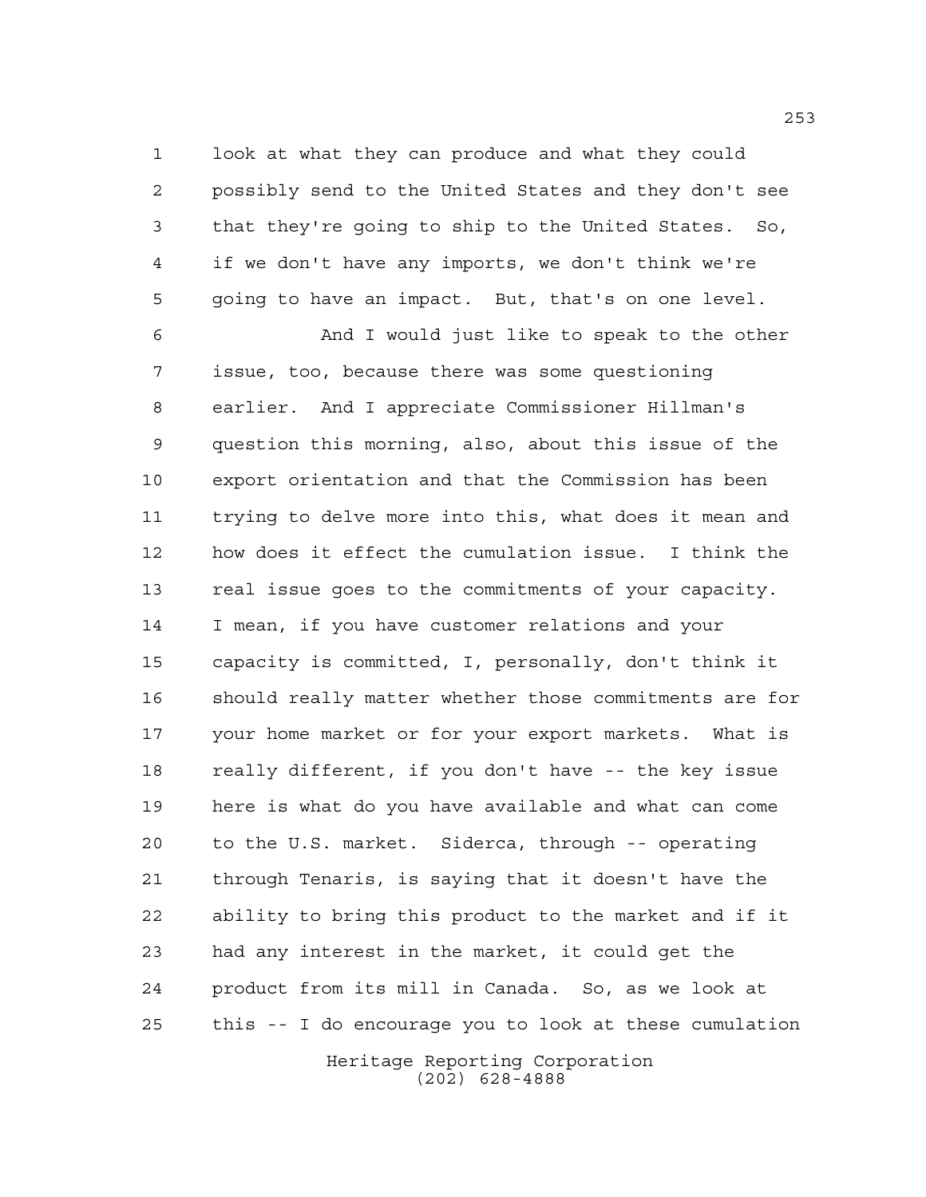look at what they can produce and what they could possibly send to the United States and they don't see that they're going to ship to the United States. So, if we don't have any imports, we don't think we're going to have an impact. But, that's on one level.

And I would just like to speak to the other issue, too, because there was some questioning earlier. And I appreciate Commissioner Hillman's question this morning, also, about this issue of the export orientation and that the Commission has been trying to delve more into this, what does it mean and how does it effect the cumulation issue. I think the real issue goes to the commitments of your capacity. I mean, if you have customer relations and your capacity is committed, I, personally, don't think it should really matter whether those commitments are for your home market or for your export markets. What is really different, if you don't have -- the key issue here is what do you have available and what can come to the U.S. market. Siderca, through -- operating through Tenaris, is saying that it doesn't have the ability to bring this product to the market and if it had any interest in the market, it could get the product from its mill in Canada. So, as we look at this -- I do encourage you to look at these cumulation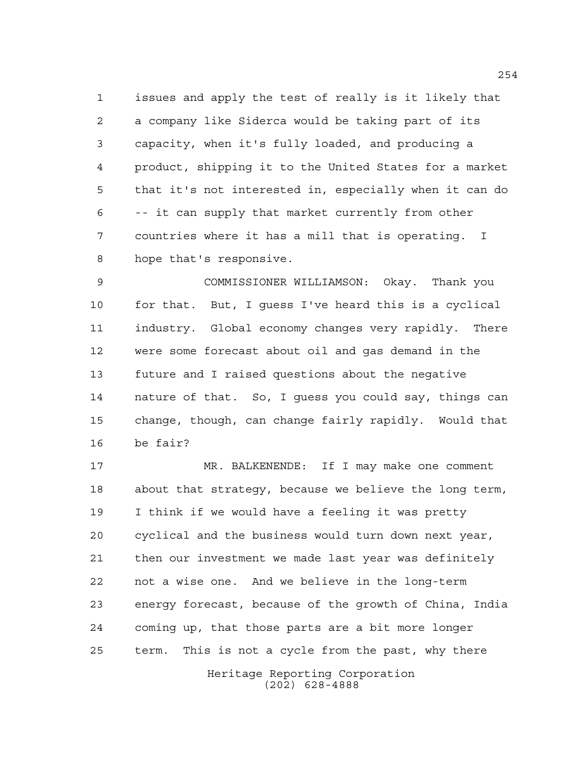issues and apply the test of really is it likely that a company like Siderca would be taking part of its capacity, when it's fully loaded, and producing a product, shipping it to the United States for a market that it's not interested in, especially when it can do -- it can supply that market currently from other countries where it has a mill that is operating. I hope that's responsive.

COMMISSIONER WILLIAMSON: Okay. Thank you for that. But, I guess I've heard this is a cyclical industry. Global economy changes very rapidly. There were some forecast about oil and gas demand in the future and I raised questions about the negative nature of that. So, I guess you could say, things can change, though, can change fairly rapidly. Would that be fair?

MR. BALKENENDE: If I may make one comment about that strategy, because we believe the long term, I think if we would have a feeling it was pretty cyclical and the business would turn down next year, then our investment we made last year was definitely not a wise one. And we believe in the long-term energy forecast, because of the growth of China, India coming up, that those parts are a bit more longer term. This is not a cycle from the past, why there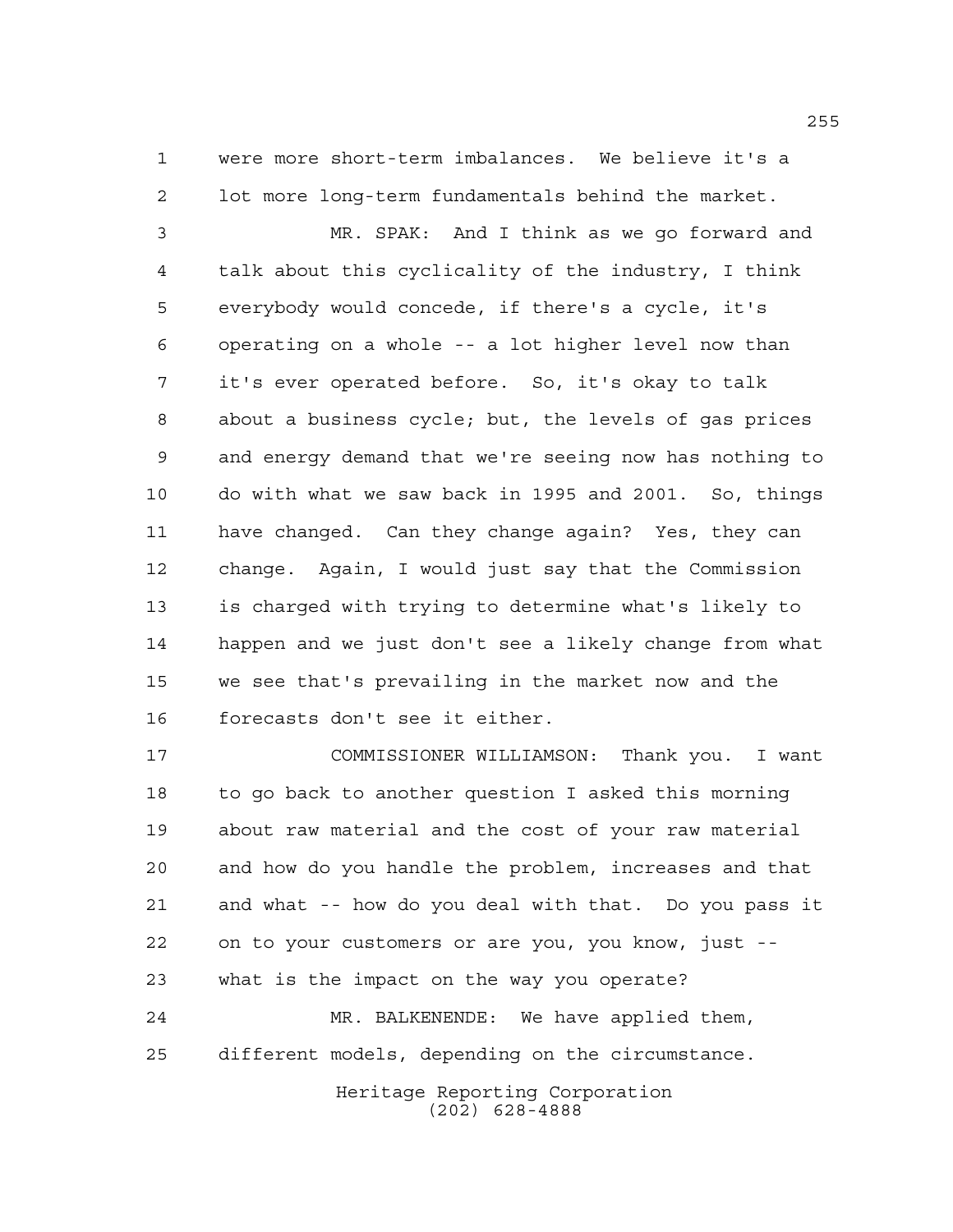were more short-term imbalances. We believe it's a lot more long-term fundamentals behind the market.

MR. SPAK: And I think as we go forward and talk about this cyclicality of the industry, I think everybody would concede, if there's a cycle, it's operating on a whole -- a lot higher level now than it's ever operated before. So, it's okay to talk about a business cycle; but, the levels of gas prices and energy demand that we're seeing now has nothing to do with what we saw back in 1995 and 2001. So, things have changed. Can they change again? Yes, they can change. Again, I would just say that the Commission is charged with trying to determine what's likely to happen and we just don't see a likely change from what we see that's prevailing in the market now and the forecasts don't see it either.

COMMISSIONER WILLIAMSON: Thank you. I want to go back to another question I asked this morning about raw material and the cost of your raw material and how do you handle the problem, increases and that and what -- how do you deal with that. Do you pass it on to your customers or are you, you know, just -- what is the impact on the way you operate?

MR. BALKENENDE: We have applied them, different models, depending on the circumstance.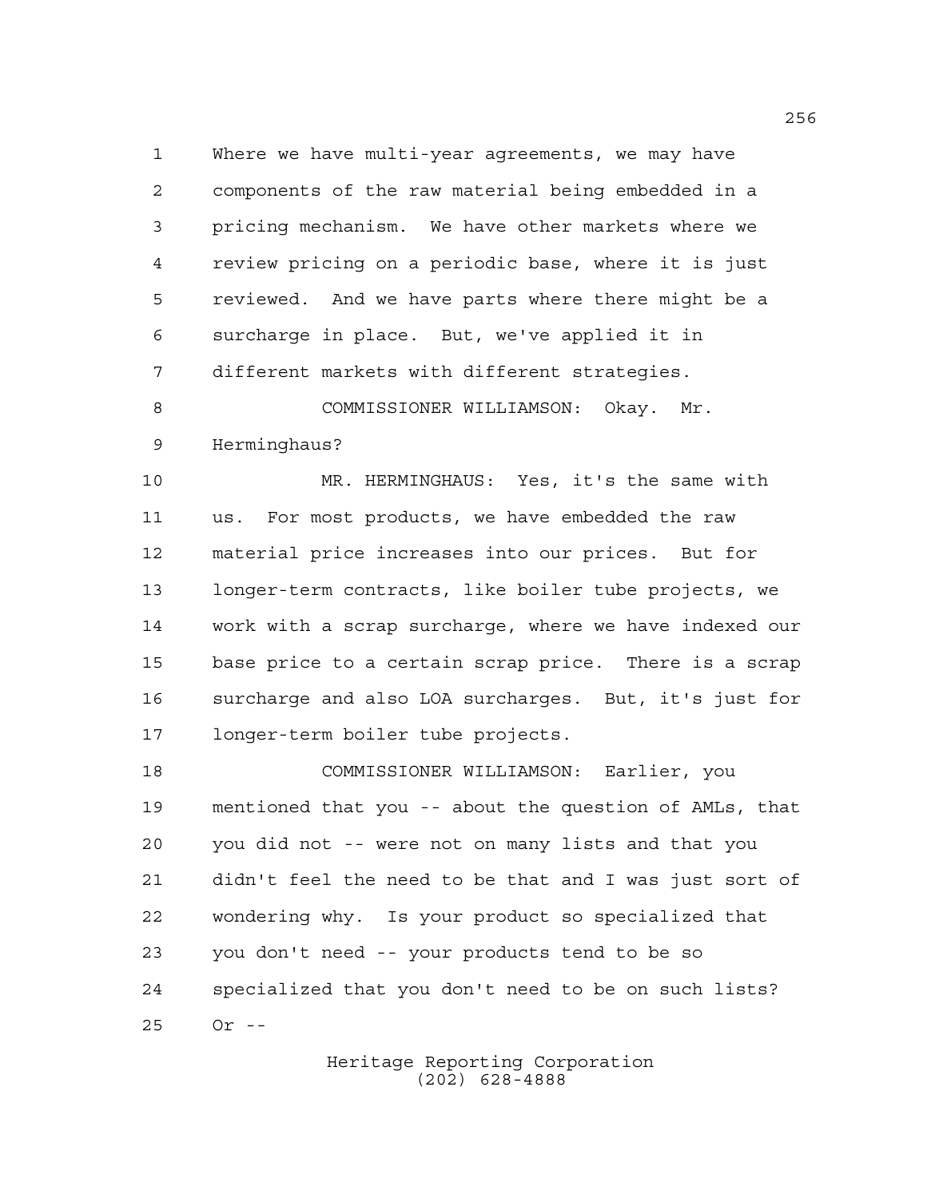Where we have multi-year agreements, we may have components of the raw material being embedded in a pricing mechanism. We have other markets where we review pricing on a periodic base, where it is just reviewed. And we have parts where there might be a surcharge in place. But, we've applied it in different markets with different strategies.

COMMISSIONER WILLIAMSON: Okay. Mr. Herminghaus?

MR. HERMINGHAUS: Yes, it's the same with us. For most products, we have embedded the raw material price increases into our prices. But for longer-term contracts, like boiler tube projects, we work with a scrap surcharge, where we have indexed our base price to a certain scrap price. There is a scrap surcharge and also LOA surcharges. But, it's just for longer-term boiler tube projects.

COMMISSIONER WILLIAMSON: Earlier, you mentioned that you -- about the question of AMLs, that you did not -- were not on many lists and that you didn't feel the need to be that and I was just sort of wondering why. Is your product so specialized that you don't need -- your products tend to be so specialized that you don't need to be on such lists? Or --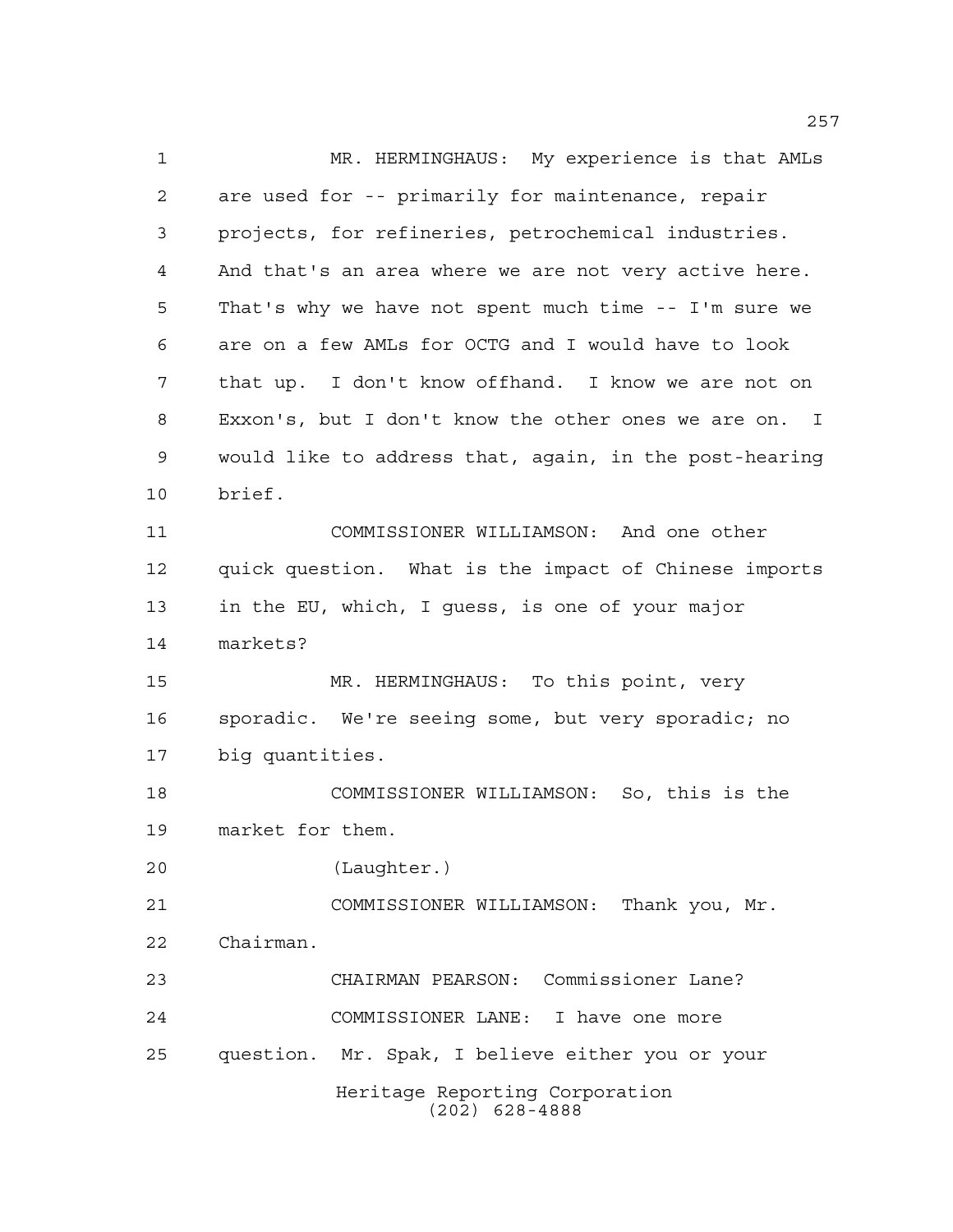MR. HERMINGHAUS: My experience is that AMLs are used for -- primarily for maintenance, repair projects, for refineries, petrochemical industries. And that's an area where we are not very active here. That's why we have not spent much time -- I'm sure we are on a few AMLs for OCTG and I would have to look that up. I don't know offhand. I know we are not on Exxon's, but I don't know the other ones we are on. I would like to address that, again, in the post-hearing brief.

COMMISSIONER WILLIAMSON: And one other quick question. What is the impact of Chinese imports in the EU, which, I guess, is one of your major markets?

MR. HERMINGHAUS: To this point, very sporadic. We're seeing some, but very sporadic; no big quantities.

COMMISSIONER WILLIAMSON: So, this is the market for them.

(Laughter.)

COMMISSIONER WILLIAMSON: Thank you, Mr. Chairman.

CHAIRMAN PEARSON: Commissioner Lane?

COMMISSIONER LANE: I have one more question. Mr. Spak, I believe either you or your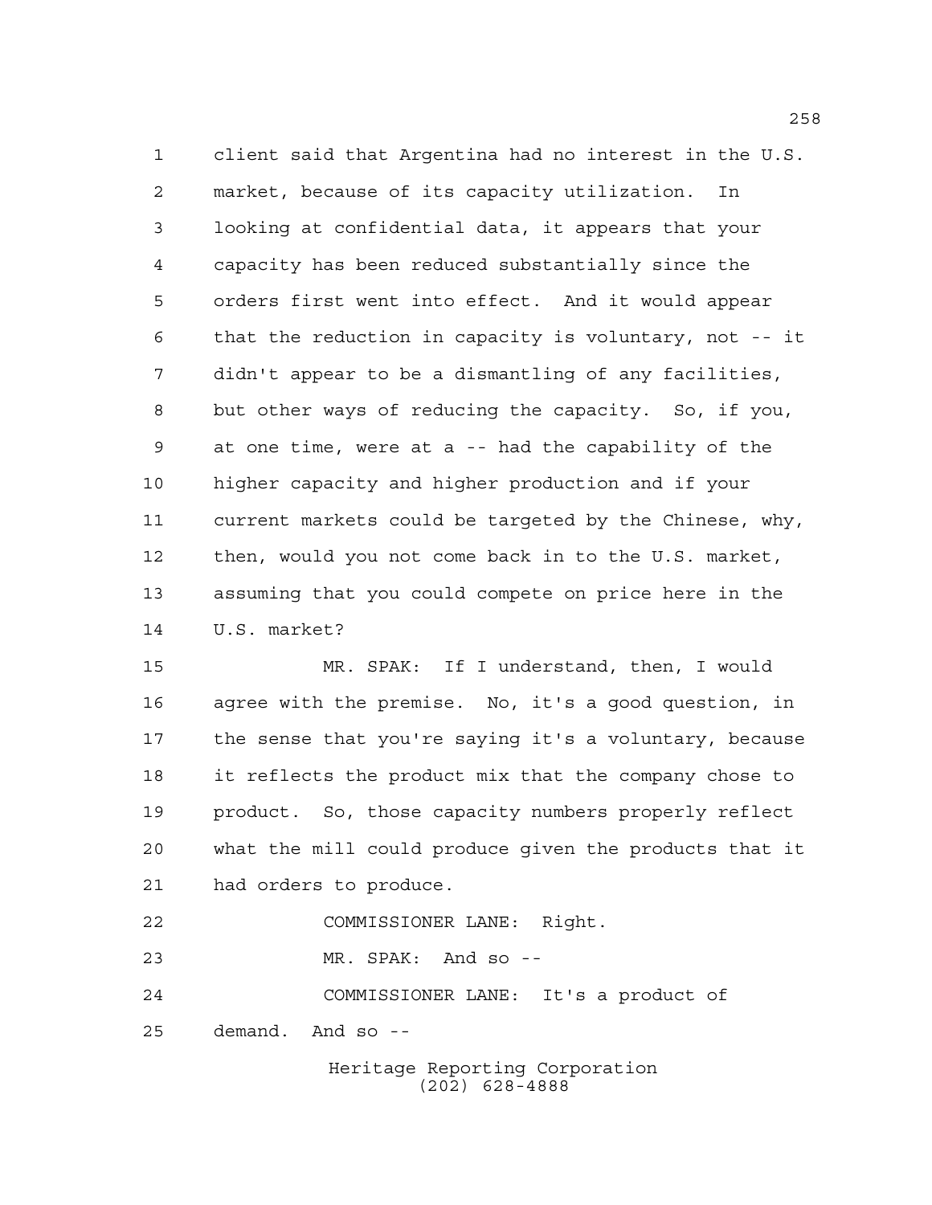client said that Argentina had no interest in the U.S. market, because of its capacity utilization. In looking at confidential data, it appears that your capacity has been reduced substantially since the orders first went into effect. And it would appear that the reduction in capacity is voluntary, not -- it didn't appear to be a dismantling of any facilities, but other ways of reducing the capacity. So, if you, at one time, were at a -- had the capability of the higher capacity and higher production and if your current markets could be targeted by the Chinese, why, then, would you not come back in to the U.S. market, assuming that you could compete on price here in the U.S. market?

MR. SPAK: If I understand, then, I would agree with the premise. No, it's a good question, in the sense that you're saying it's a voluntary, because it reflects the product mix that the company chose to product. So, those capacity numbers properly reflect what the mill could produce given the products that it had orders to produce.

COMMISSIONER LANE: Right.

MR. SPAK: And so --

COMMISSIONER LANE: It's a product of demand. And so --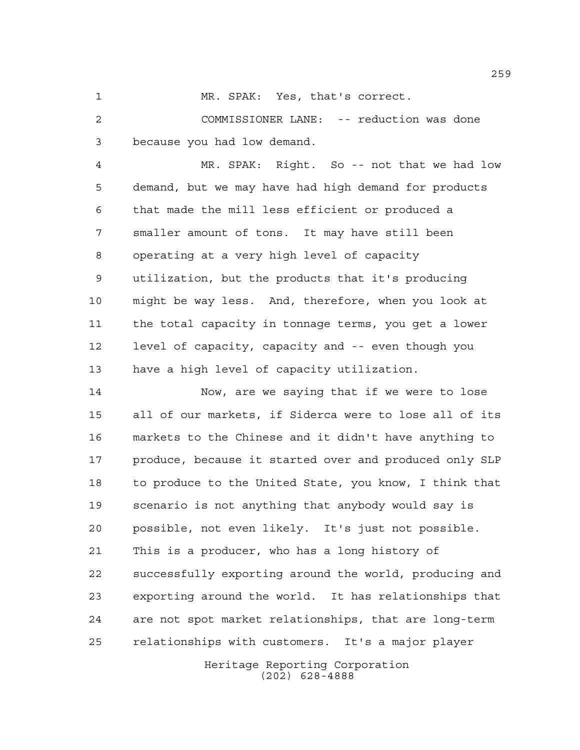MR. SPAK: Yes, that's correct.

COMMISSIONER LANE: -- reduction was done because you had low demand.

MR. SPAK: Right. So -- not that we had low demand, but we may have had high demand for products that made the mill less efficient or produced a smaller amount of tons. It may have still been operating at a very high level of capacity utilization, but the products that it's producing might be way less. And, therefore, when you look at the total capacity in tonnage terms, you get a lower level of capacity, capacity and -- even though you have a high level of capacity utilization.

Now, are we saying that if we were to lose all of our markets, if Siderca were to lose all of its markets to the Chinese and it didn't have anything to produce, because it started over and produced only SLP to produce to the United State, you know, I think that scenario is not anything that anybody would say is possible, not even likely. It's just not possible. This is a producer, who has a long history of successfully exporting around the world, producing and exporting around the world. It has relationships that are not spot market relationships, that are long-term relationships with customers. It's a major player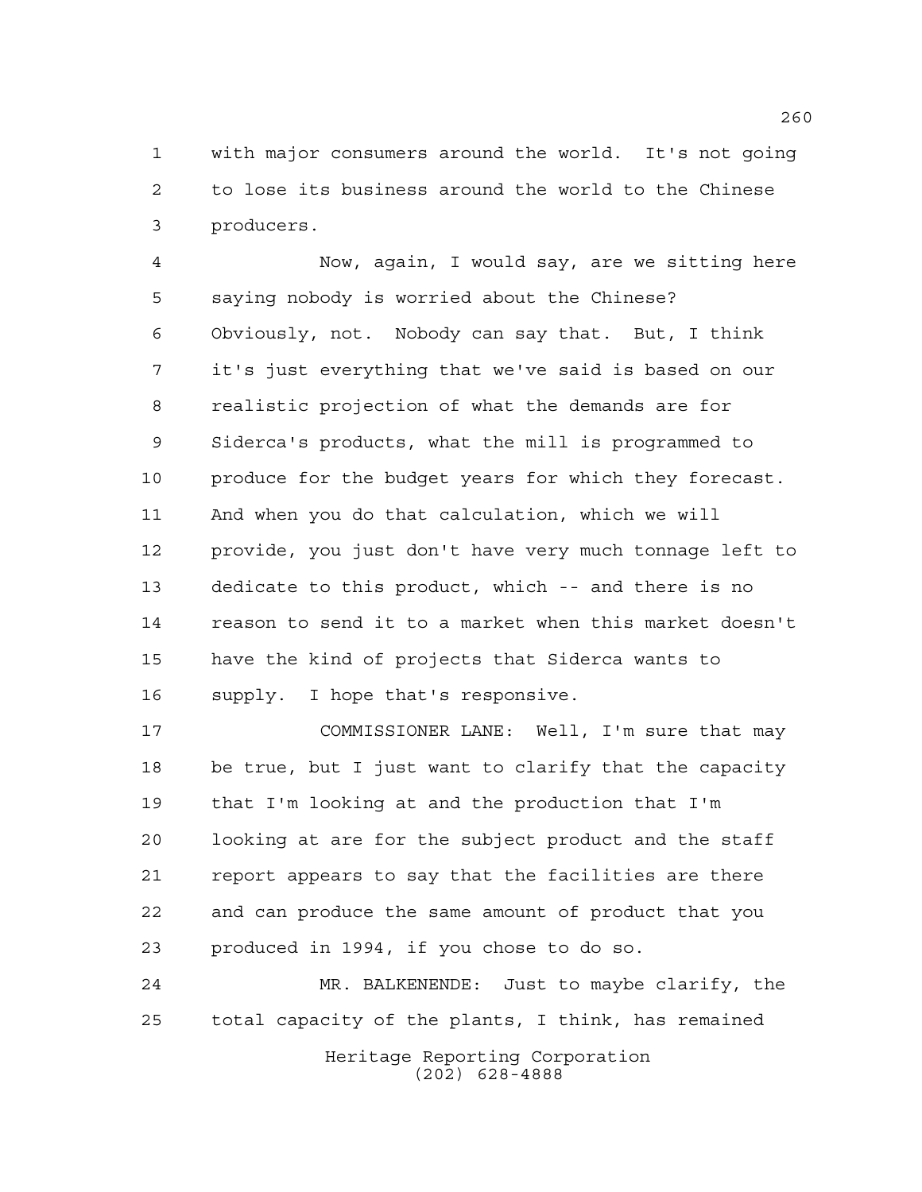with major consumers around the world. It's not going to lose its business around the world to the Chinese producers.

Now, again, I would say, are we sitting here saying nobody is worried about the Chinese? Obviously, not. Nobody can say that. But, I think it's just everything that we've said is based on our realistic projection of what the demands are for Siderca's products, what the mill is programmed to produce for the budget years for which they forecast. And when you do that calculation, which we will provide, you just don't have very much tonnage left to dedicate to this product, which -- and there is no reason to send it to a market when this market doesn't have the kind of projects that Siderca wants to supply. I hope that's responsive.

COMMISSIONER LANE: Well, I'm sure that may be true, but I just want to clarify that the capacity that I'm looking at and the production that I'm looking at are for the subject product and the staff report appears to say that the facilities are there and can produce the same amount of product that you produced in 1994, if you chose to do so.

MR. BALKENENDE: Just to maybe clarify, the total capacity of the plants, I think, has remained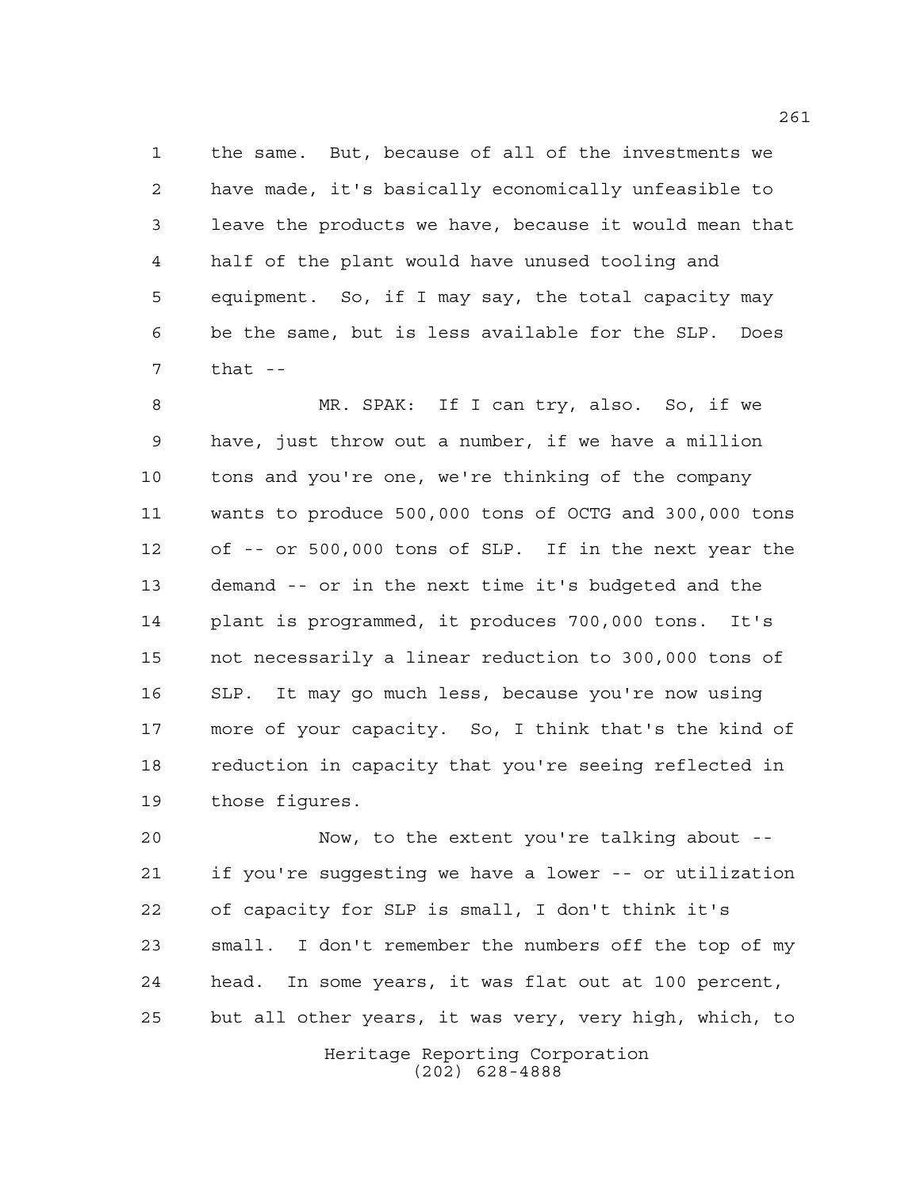the same. But, because of all of the investments we have made, it's basically economically unfeasible to leave the products we have, because it would mean that half of the plant would have unused tooling and equipment. So, if I may say, the total capacity may be the same, but is less available for the SLP. Does that --

MR. SPAK: If I can try, also. So, if we have, just throw out a number, if we have a million tons and you're one, we're thinking of the company wants to produce 500,000 tons of OCTG and 300,000 tons of -- or 500,000 tons of SLP. If in the next year the demand -- or in the next time it's budgeted and the plant is programmed, it produces 700,000 tons. It's not necessarily a linear reduction to 300,000 tons of SLP. It may go much less, because you're now using more of your capacity. So, I think that's the kind of reduction in capacity that you're seeing reflected in those figures.

Now, to the extent you're talking about -- if you're suggesting we have a lower -- or utilization of capacity for SLP is small, I don't think it's small. I don't remember the numbers off the top of my head. In some years, it was flat out at 100 percent, but all other years, it was very, very high, which, to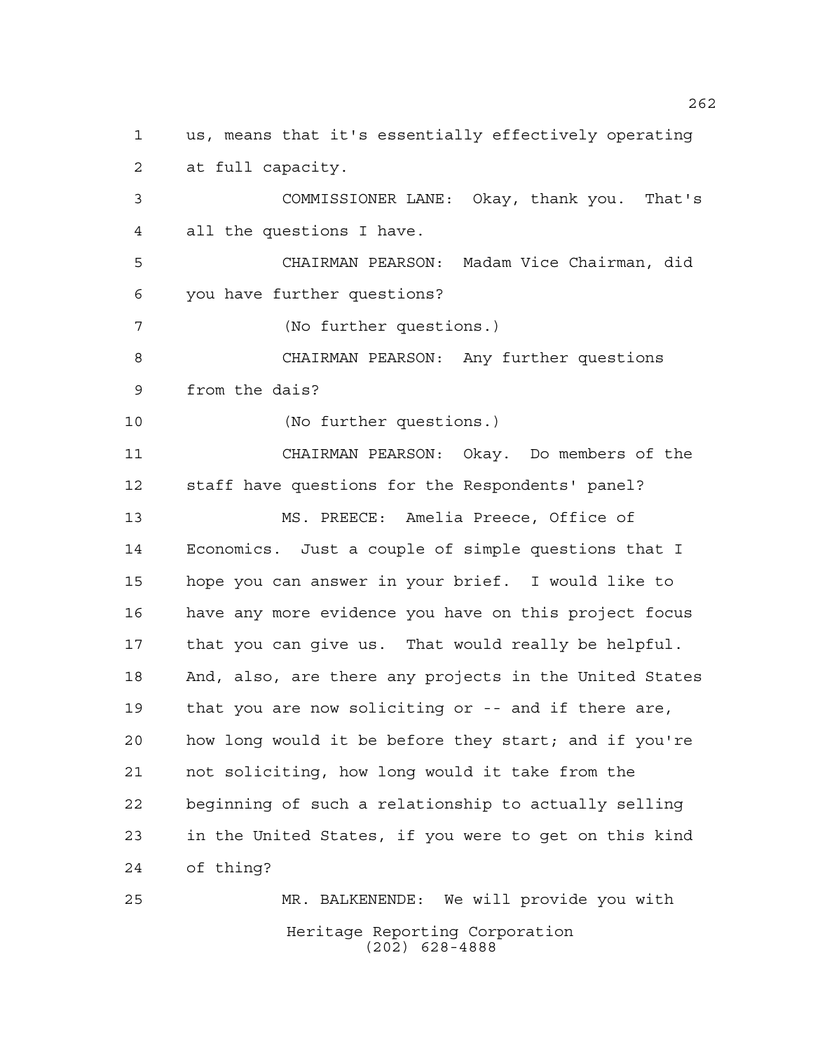us, means that it's essentially effectively operating at full capacity.

COMMISSIONER LANE: Okay, thank you. That's all the questions I have.

CHAIRMAN PEARSON: Madam Vice Chairman, did you have further questions?

(No further questions.)

CHAIRMAN PEARSON: Any further questions from the dais?

(No further questions.)

CHAIRMAN PEARSON: Okay. Do members of the staff have questions for the Respondents' panel?

MS. PREECE: Amelia Preece, Office of Economics. Just a couple of simple questions that I hope you can answer in your brief. I would like to have any more evidence you have on this project focus that you can give us. That would really be helpful. And, also, are there any projects in the United States that you are now soliciting or -- and if there are, how long would it be before they start; and if you're not soliciting, how long would it take from the beginning of such a relationship to actually selling in the United States, if you were to get on this kind of thing?

MR. BALKENENDE: We will provide you with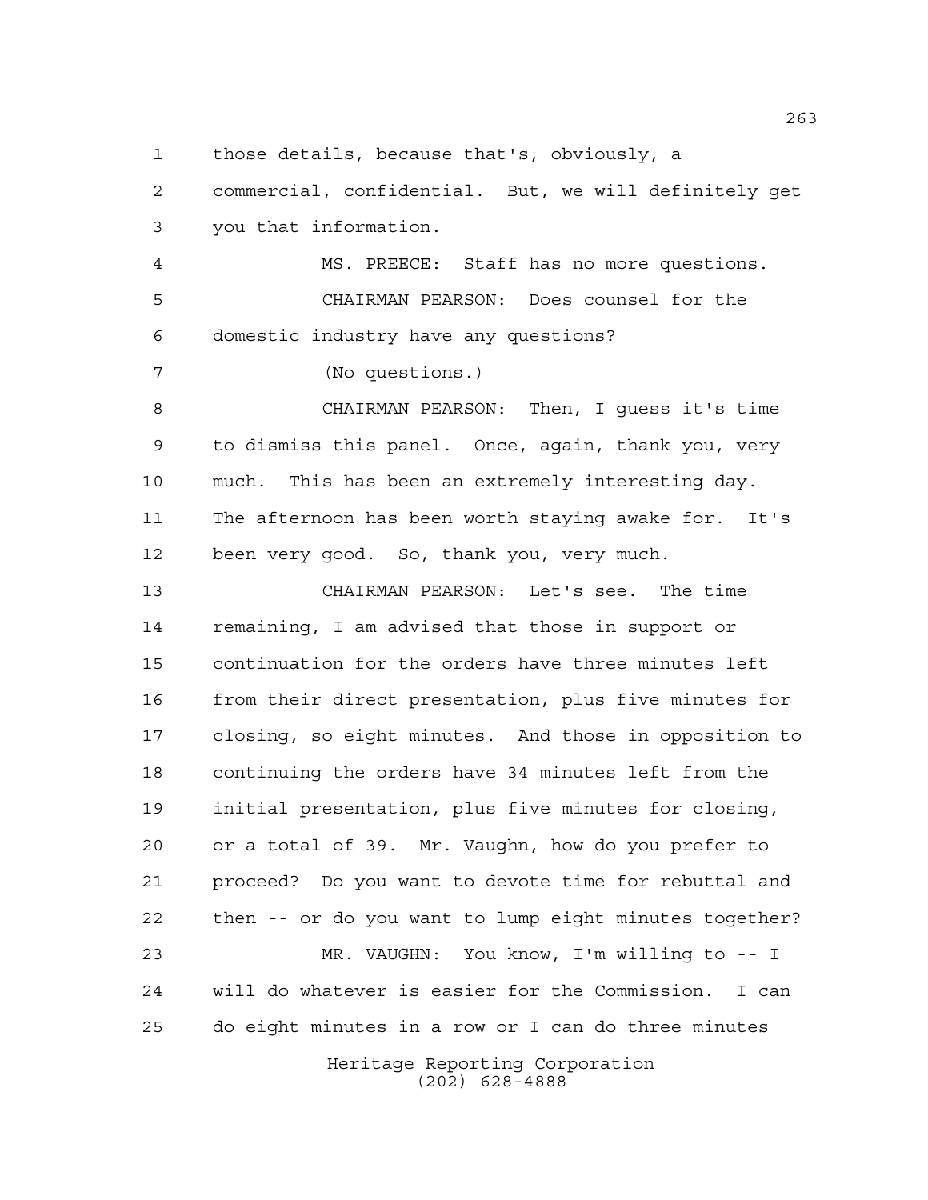those details, because that's, obviously, a commercial, confidential. But, we will definitely get you that information.

MS. PREECE: Staff has no more questions.

CHAIRMAN PEARSON: Does counsel for the domestic industry have any questions?

(No questions.)

CHAIRMAN PEARSON: Then, I guess it's time to dismiss this panel. Once, again, thank you, very much. This has been an extremely interesting day. The afternoon has been worth staying awake for. It's been very good. So, thank you, very much.

CHAIRMAN PEARSON: Let's see. The time remaining, I am advised that those in support or continuation for the orders have three minutes left from their direct presentation, plus five minutes for closing, so eight minutes. And those in opposition to continuing the orders have 34 minutes left from the initial presentation, plus five minutes for closing, or a total of 39. Mr. Vaughn, how do you prefer to proceed? Do you want to devote time for rebuttal and then -- or do you want to lump eight minutes together?

MR. VAUGHN: You know, I'm willing to -- I will do whatever is easier for the Commission. I can do eight minutes in a row or I can do three minutes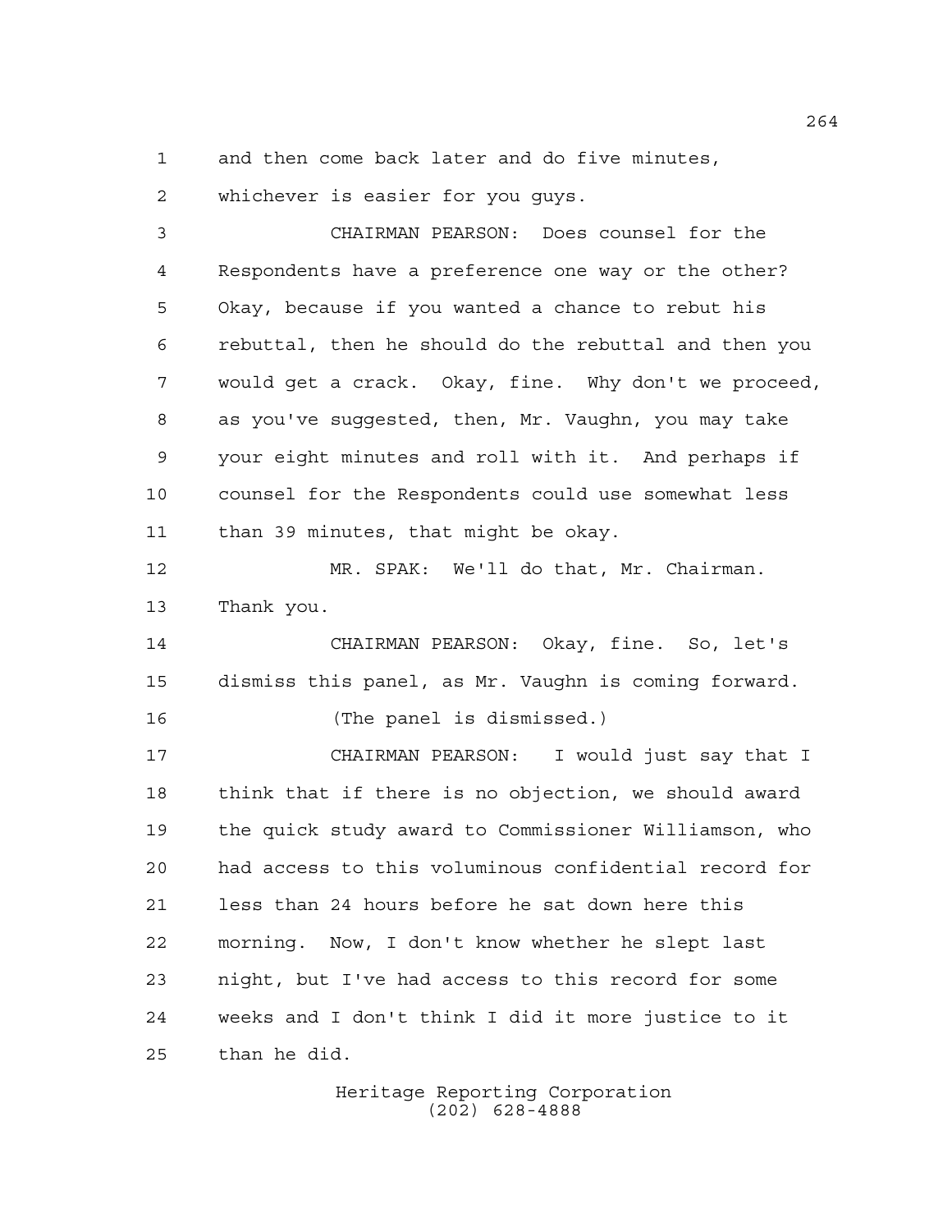and then come back later and do five minutes, whichever is easier for you guys.

CHAIRMAN PEARSON: Does counsel for the Respondents have a preference one way or the other? Okay, because if you wanted a chance to rebut his rebuttal, then he should do the rebuttal and then you would get a crack. Okay, fine. Why don't we proceed, as you've suggested, then, Mr. Vaughn, you may take your eight minutes and roll with it. And perhaps if counsel for the Respondents could use somewhat less than 39 minutes, that might be okay.

MR. SPAK: We'll do that, Mr. Chairman. Thank you.

CHAIRMAN PEARSON: Okay, fine. So, let's dismiss this panel, as Mr. Vaughn is coming forward.

(The panel is dismissed.)

CHAIRMAN PEARSON: I would just say that I think that if there is no objection, we should award the quick study award to Commissioner Williamson, who had access to this voluminous confidential record for less than 24 hours before he sat down here this morning. Now, I don't know whether he slept last night, but I've had access to this record for some weeks and I don't think I did it more justice to it than he did.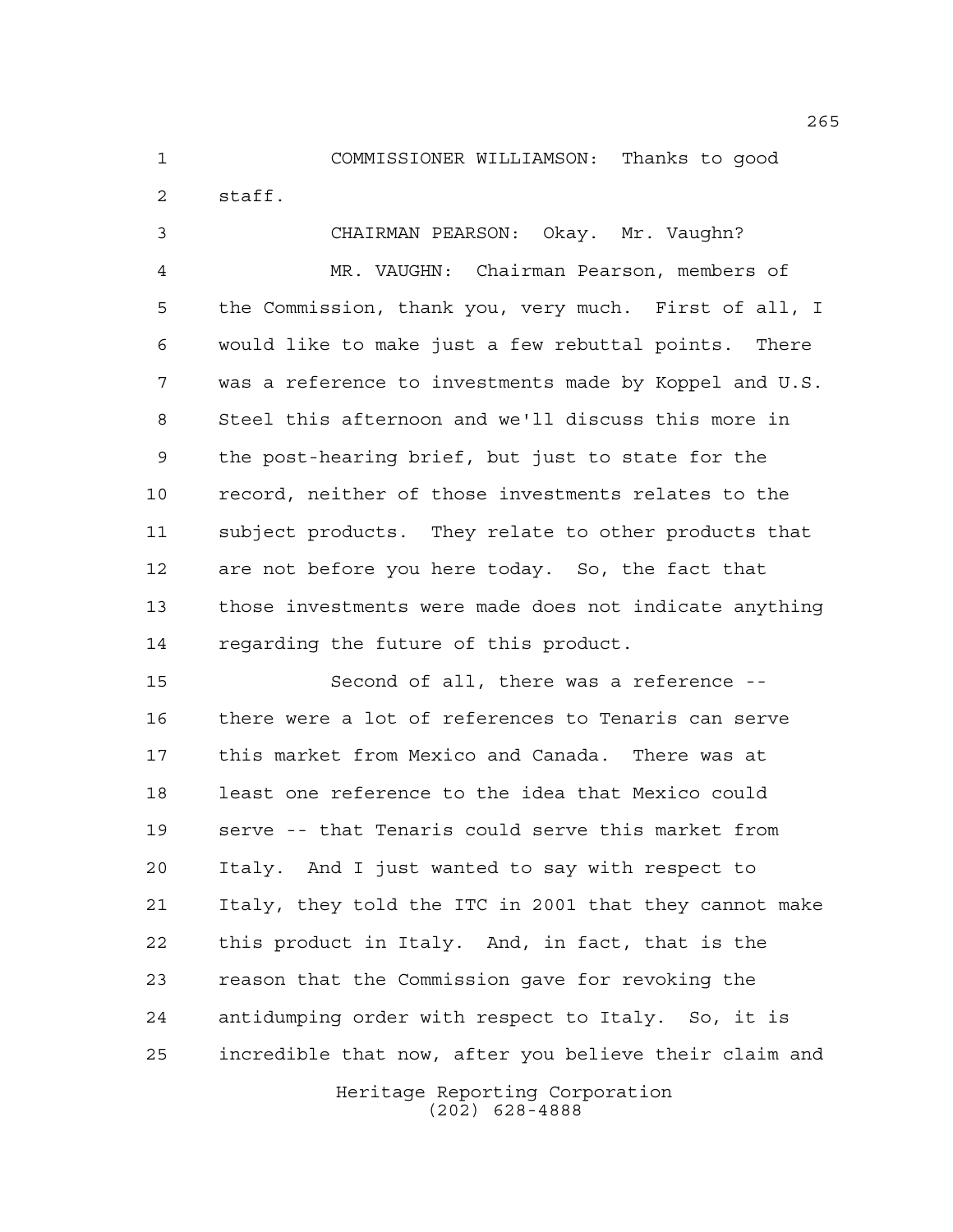COMMISSIONER WILLIAMSON: Thanks to good staff.

CHAIRMAN PEARSON: Okay. Mr. Vaughn?

MR. VAUGHN: Chairman Pearson, members of the Commission, thank you, very much. First of all, I would like to make just a few rebuttal points. There was a reference to investments made by Koppel and U.S. Steel this afternoon and we'll discuss this more in the post-hearing brief, but just to state for the record, neither of those investments relates to the subject products. They relate to other products that are not before you here today. So, the fact that those investments were made does not indicate anything regarding the future of this product.

Second of all, there was a reference -- there were a lot of references to Tenaris can serve this market from Mexico and Canada. There was at least one reference to the idea that Mexico could serve -- that Tenaris could serve this market from Italy. And I just wanted to say with respect to Italy, they told the ITC in 2001 that they cannot make this product in Italy. And, in fact, that is the reason that the Commission gave for revoking the antidumping order with respect to Italy. So, it is incredible that now, after you believe their claim and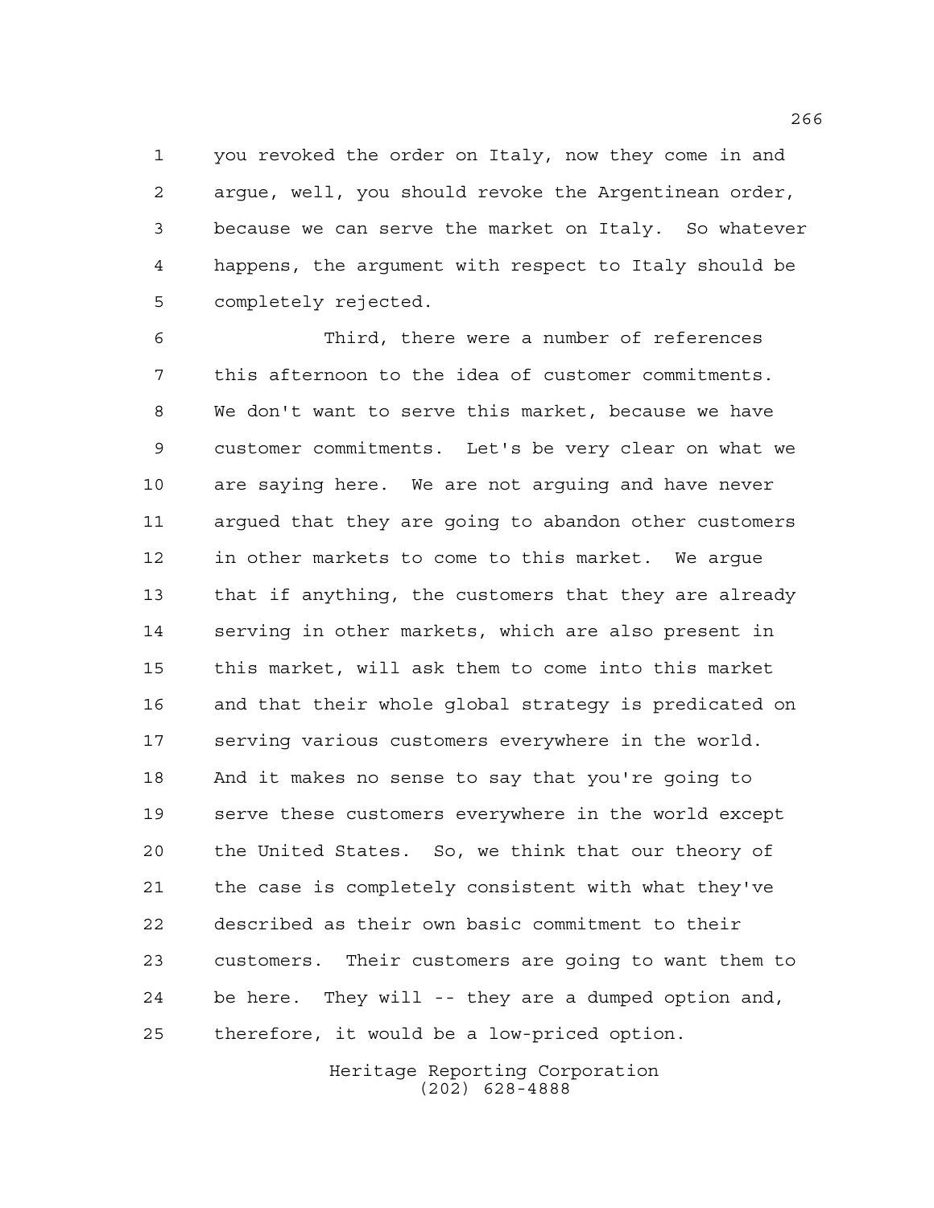you revoked the order on Italy, now they come in and argue, well, you should revoke the Argentinean order, because we can serve the market on Italy. So whatever happens, the argument with respect to Italy should be completely rejected.

Third, there were a number of references this afternoon to the idea of customer commitments. We don't want to serve this market, because we have customer commitments. Let's be very clear on what we are saying here. We are not arguing and have never argued that they are going to abandon other customers in other markets to come to this market. We argue that if anything, the customers that they are already serving in other markets, which are also present in this market, will ask them to come into this market and that their whole global strategy is predicated on serving various customers everywhere in the world. And it makes no sense to say that you're going to serve these customers everywhere in the world except the United States. So, we think that our theory of the case is completely consistent with what they've described as their own basic commitment to their customers. Their customers are going to want them to be here. They will -- they are a dumped option and, therefore, it would be a low-priced option.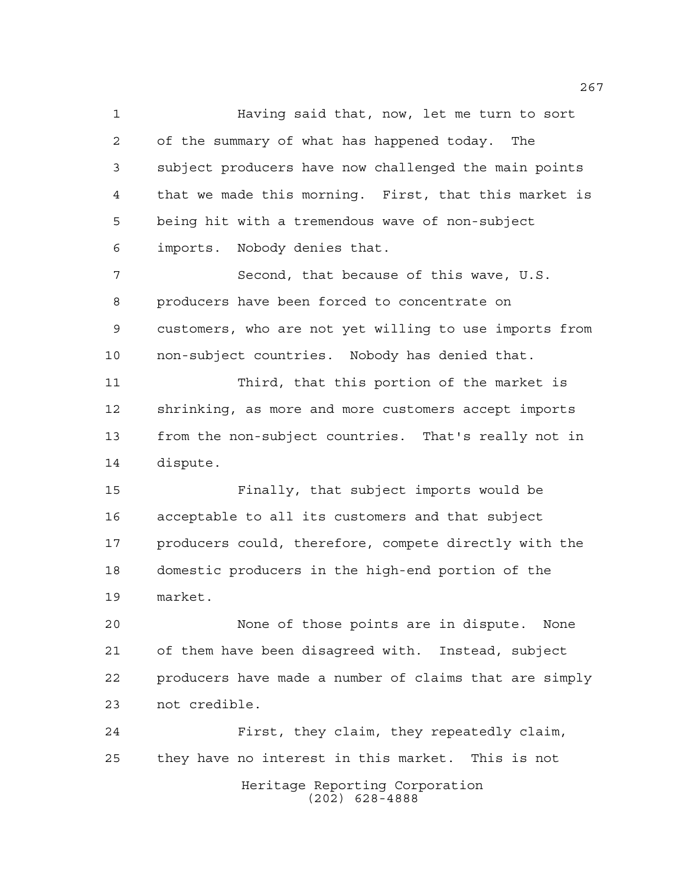Having said that, now, let me turn to sort of the summary of what has happened today. The subject producers have now challenged the main points that we made this morning. First, that this market is being hit with a tremendous wave of non-subject imports. Nobody denies that.

Second, that because of this wave, U.S. producers have been forced to concentrate on customers, who are not yet willing to use imports from non-subject countries. Nobody has denied that.

Third, that this portion of the market is shrinking, as more and more customers accept imports from the non-subject countries. That's really not in dispute.

Finally, that subject imports would be acceptable to all its customers and that subject producers could, therefore, compete directly with the domestic producers in the high-end portion of the market.

None of those points are in dispute. None of them have been disagreed with. Instead, subject producers have made a number of claims that are simply not credible.

First, they claim, they repeatedly claim, they have no interest in this market. This is not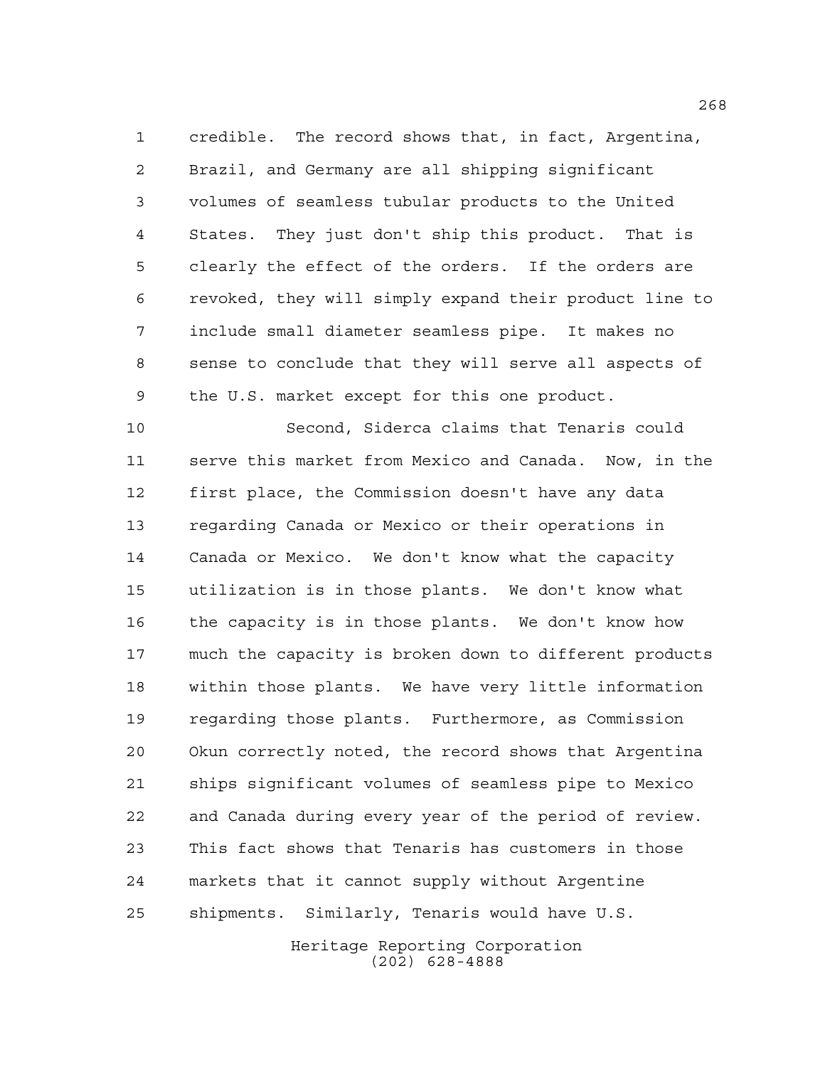credible. The record shows that, in fact, Argentina, Brazil, and Germany are all shipping significant volumes of seamless tubular products to the United States. They just don't ship this product. That is clearly the effect of the orders. If the orders are revoked, they will simply expand their product line to include small diameter seamless pipe. It makes no sense to conclude that they will serve all aspects of the U.S. market except for this one product.

Second, Siderca claims that Tenaris could serve this market from Mexico and Canada. Now, in the first place, the Commission doesn't have any data regarding Canada or Mexico or their operations in Canada or Mexico. We don't know what the capacity utilization is in those plants. We don't know what the capacity is in those plants. We don't know how much the capacity is broken down to different products within those plants. We have very little information regarding those plants. Furthermore, as Commission Okun correctly noted, the record shows that Argentina ships significant volumes of seamless pipe to Mexico and Canada during every year of the period of review. This fact shows that Tenaris has customers in those markets that it cannot supply without Argentine shipments. Similarly, Tenaris would have U.S.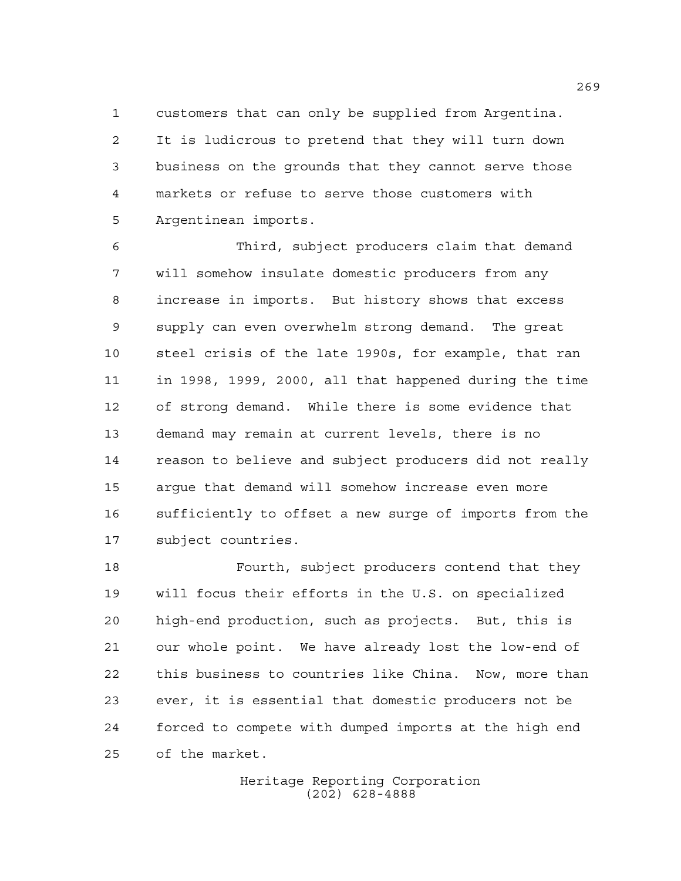customers that can only be supplied from Argentina. It is ludicrous to pretend that they will turn down business on the grounds that they cannot serve those markets or refuse to serve those customers with Argentinean imports.

Third, subject producers claim that demand will somehow insulate domestic producers from any increase in imports. But history shows that excess supply can even overwhelm strong demand. The great steel crisis of the late 1990s, for example, that ran in 1998, 1999, 2000, all that happened during the time of strong demand. While there is some evidence that demand may remain at current levels, there is no reason to believe and subject producers did not really argue that demand will somehow increase even more sufficiently to offset a new surge of imports from the subject countries.

Fourth, subject producers contend that they will focus their efforts in the U.S. on specialized high-end production, such as projects. But, this is our whole point. We have already lost the low-end of this business to countries like China. Now, more than ever, it is essential that domestic producers not be forced to compete with dumped imports at the high end of the market.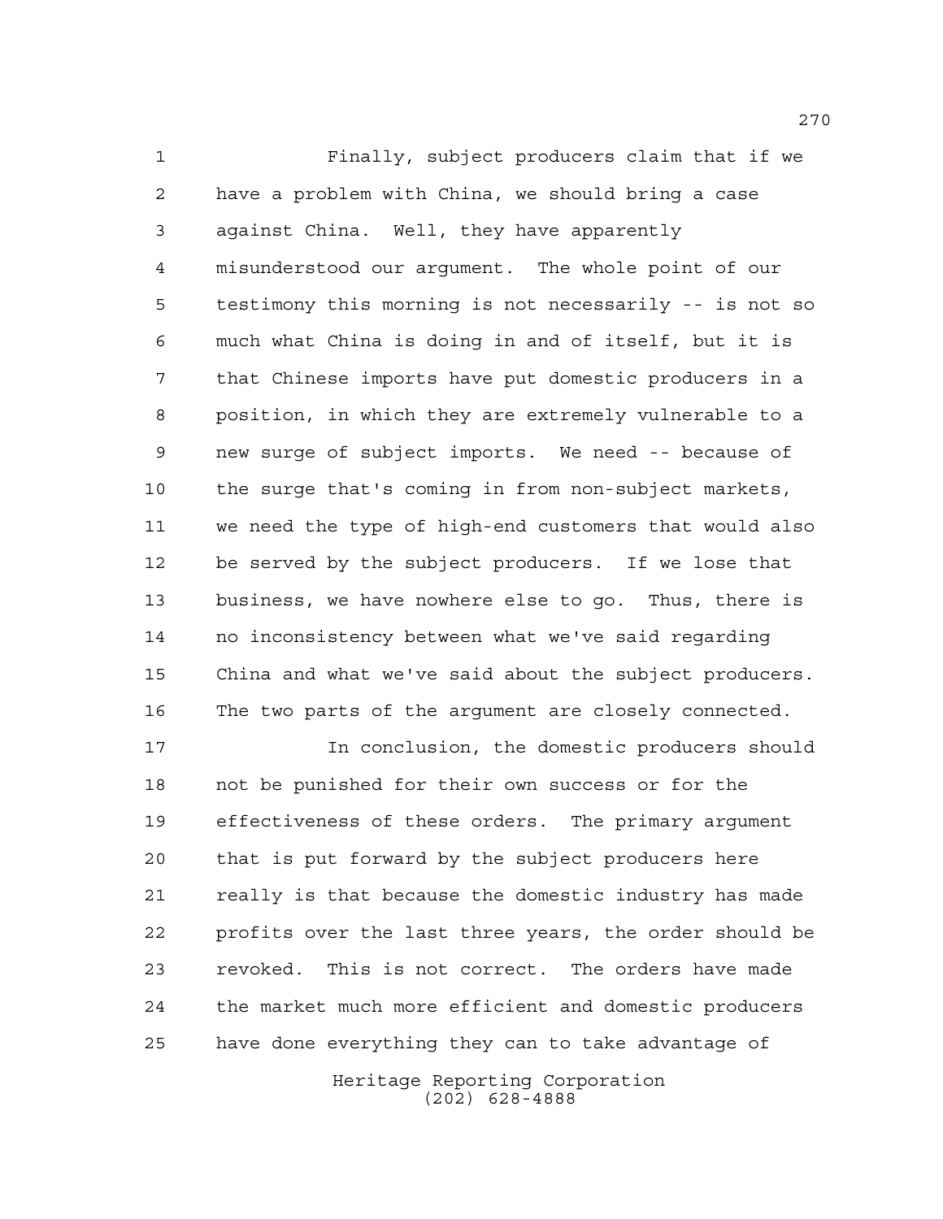Finally, subject producers claim that if we have a problem with China, we should bring a case against China. Well, they have apparently misunderstood our argument. The whole point of our testimony this morning is not necessarily -- is not so much what China is doing in and of itself, but it is that Chinese imports have put domestic producers in a position, in which they are extremely vulnerable to a new surge of subject imports. We need -- because of the surge that's coming in from non-subject markets, we need the type of high-end customers that would also be served by the subject producers. If we lose that business, we have nowhere else to go. Thus, there is no inconsistency between what we've said regarding China and what we've said about the subject producers. The two parts of the argument are closely connected.

In conclusion, the domestic producers should not be punished for their own success or for the effectiveness of these orders. The primary argument that is put forward by the subject producers here really is that because the domestic industry has made profits over the last three years, the order should be revoked. This is not correct. The orders have made the market much more efficient and domestic producers have done everything they can to take advantage of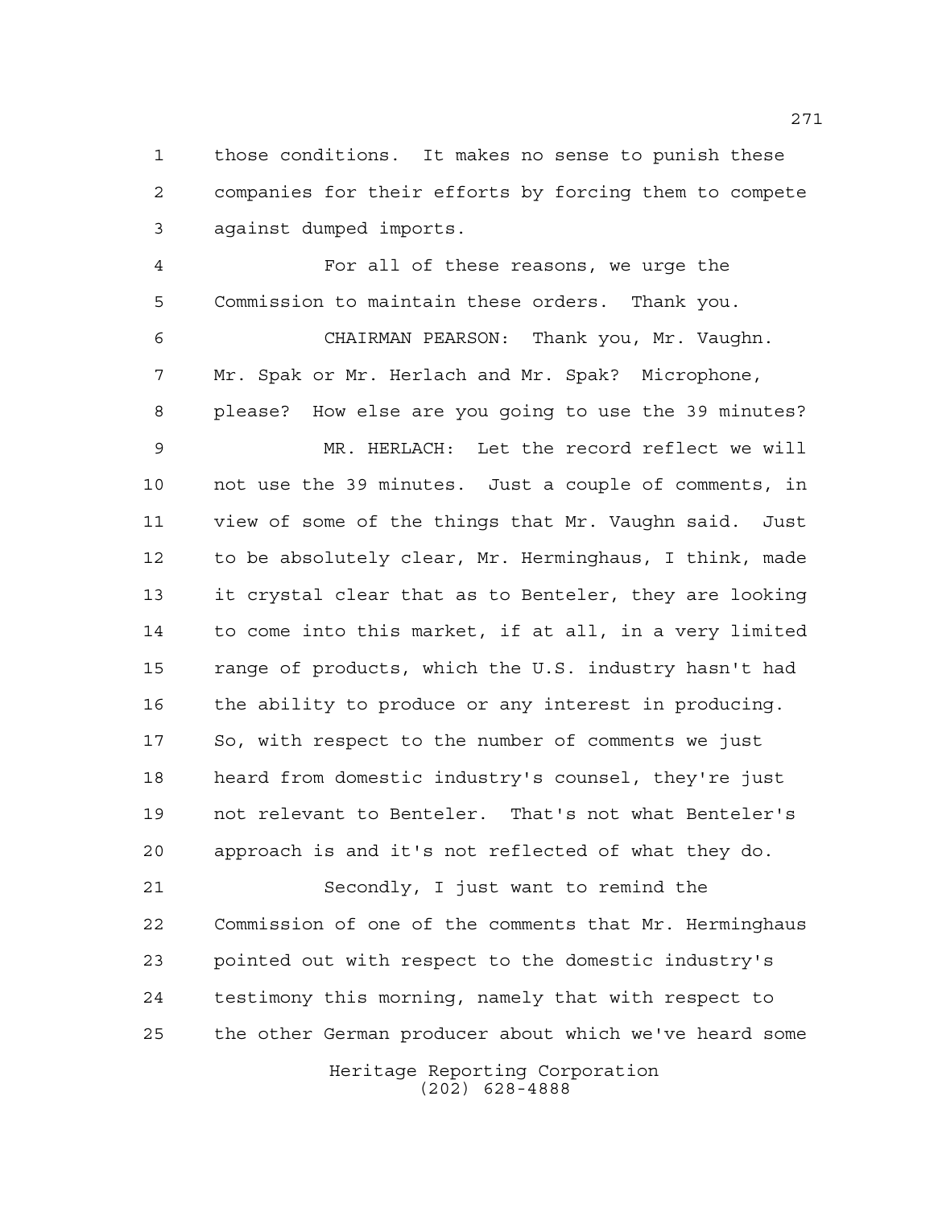those conditions. It makes no sense to punish these companies for their efforts by forcing them to compete against dumped imports.

For all of these reasons, we urge the Commission to maintain these orders. Thank you.

CHAIRMAN PEARSON: Thank you, Mr. Vaughn. Mr. Spak or Mr. Herlach and Mr. Spak? Microphone, please? How else are you going to use the 39 minutes?

MR. HERLACH: Let the record reflect we will not use the 39 minutes. Just a couple of comments, in view of some of the things that Mr. Vaughn said. Just to be absolutely clear, Mr. Herminghaus, I think, made it crystal clear that as to Benteler, they are looking to come into this market, if at all, in a very limited range of products, which the U.S. industry hasn't had the ability to produce or any interest in producing. So, with respect to the number of comments we just heard from domestic industry's counsel, they're just not relevant to Benteler. That's not what Benteler's approach is and it's not reflected of what they do.

Secondly, I just want to remind the Commission of one of the comments that Mr. Herminghaus pointed out with respect to the domestic industry's testimony this morning, namely that with respect to the other German producer about which we've heard some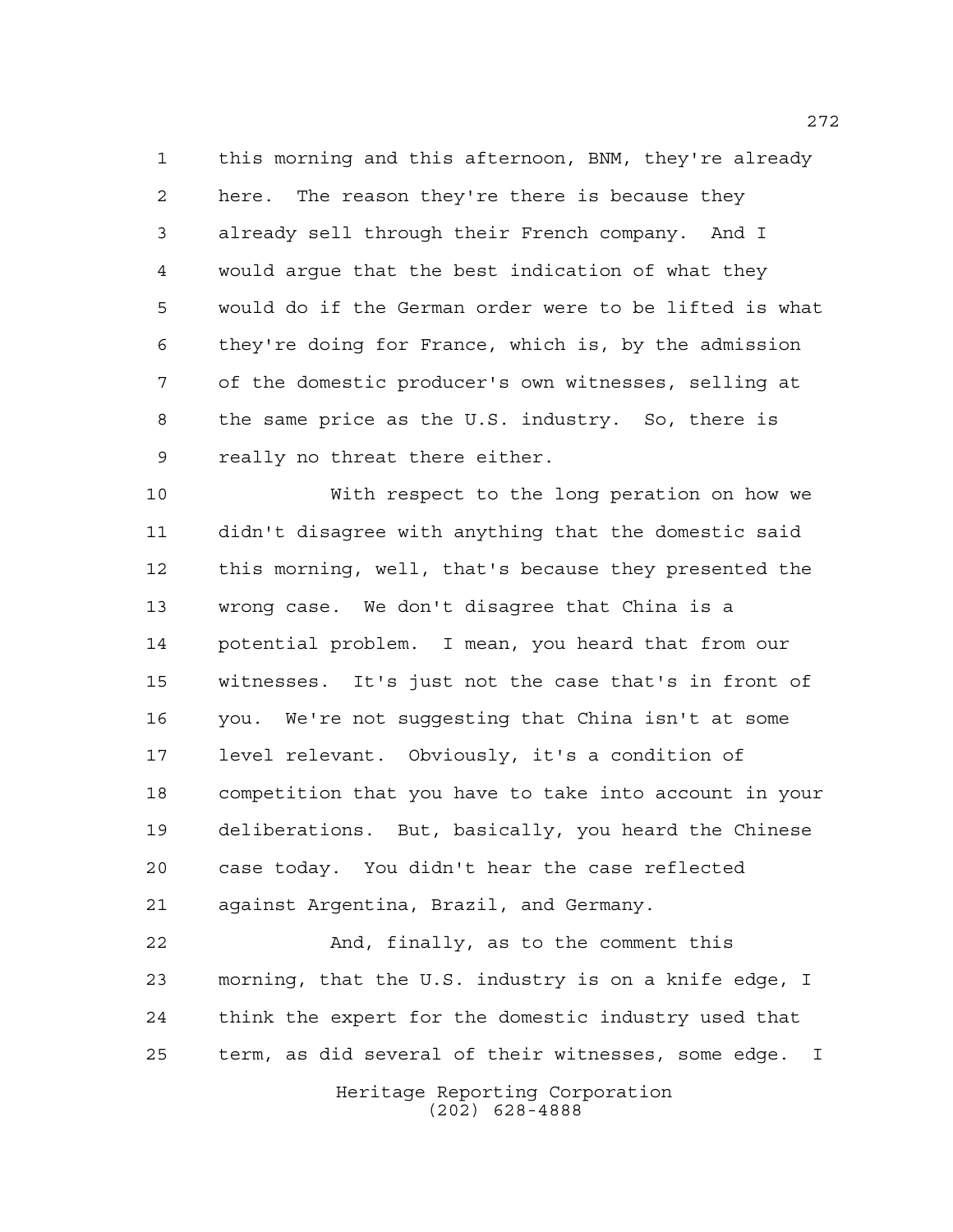this morning and this afternoon, BNM, they're already here. The reason they're there is because they already sell through their French company. And I would argue that the best indication of what they would do if the German order were to be lifted is what they're doing for France, which is, by the admission of the domestic producer's own witnesses, selling at the same price as the U.S. industry. So, there is really no threat there either.

With respect to the long peration on how we didn't disagree with anything that the domestic said this morning, well, that's because they presented the wrong case. We don't disagree that China is a potential problem. I mean, you heard that from our witnesses. It's just not the case that's in front of you. We're not suggesting that China isn't at some level relevant. Obviously, it's a condition of competition that you have to take into account in your deliberations. But, basically, you heard the Chinese case today. You didn't hear the case reflected against Argentina, Brazil, and Germany.

And, finally, as to the comment this morning, that the U.S. industry is on a knife edge, I think the expert for the domestic industry used that term, as did several of their witnesses, some edge. I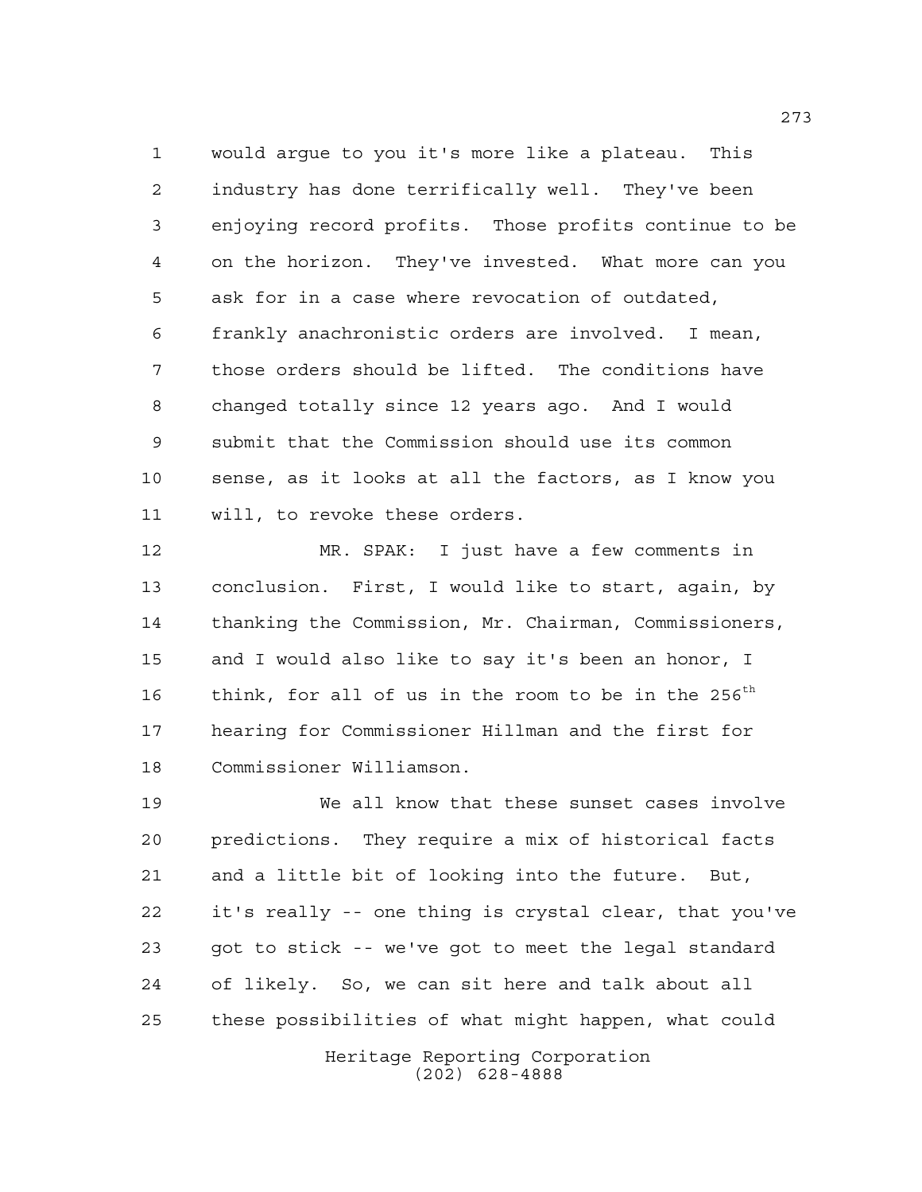would argue to you it's more like a plateau. This industry has done terrifically well. They've been enjoying record profits. Those profits continue to be on the horizon. They've invested. What more can you ask for in a case where revocation of outdated, frankly anachronistic orders are involved. I mean, those orders should be lifted. The conditions have changed totally since 12 years ago. And I would submit that the Commission should use its common sense, as it looks at all the factors, as I know you will, to revoke these orders.

MR. SPAK: I just have a few comments in conclusion. First, I would like to start, again, by thanking the Commission, Mr. Chairman, Commissioners, and I would also like to say it's been an honor, I think, for all of us in the room to be in the 256th hearing for Commissioner Hillman and the first for Commissioner Williamson.

We all know that these sunset cases involve predictions. They require a mix of historical facts and a little bit of looking into the future. But, it's really -- one thing is crystal clear, that you've got to stick -- we've got to meet the legal standard of likely. So, we can sit here and talk about all these possibilities of what might happen, what could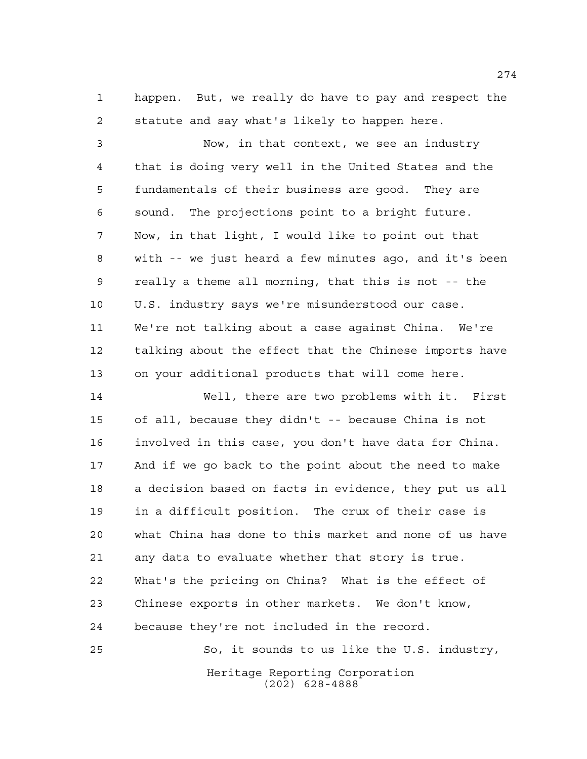happen. But, we really do have to pay and respect the statute and say what's likely to happen here.

Now, in that context, we see an industry that is doing very well in the United States and the fundamentals of their business are good. They are sound. The projections point to a bright future. Now, in that light, I would like to point out that with -- we just heard a few minutes ago, and it's been really a theme all morning, that this is not -- the U.S. industry says we're misunderstood our case. We're not talking about a case against China. We're talking about the effect that the Chinese imports have on your additional products that will come here.

Well, there are two problems with it. First of all, because they didn't -- because China is not involved in this case, you don't have data for China. And if we go back to the point about the need to make a decision based on facts in evidence, they put us all in a difficult position. The crux of their case is what China has done to this market and none of us have any data to evaluate whether that story is true. What's the pricing on China? What is the effect of Chinese exports in other markets. We don't know, because they're not included in the record.

So, it sounds to us like the U.S. industry,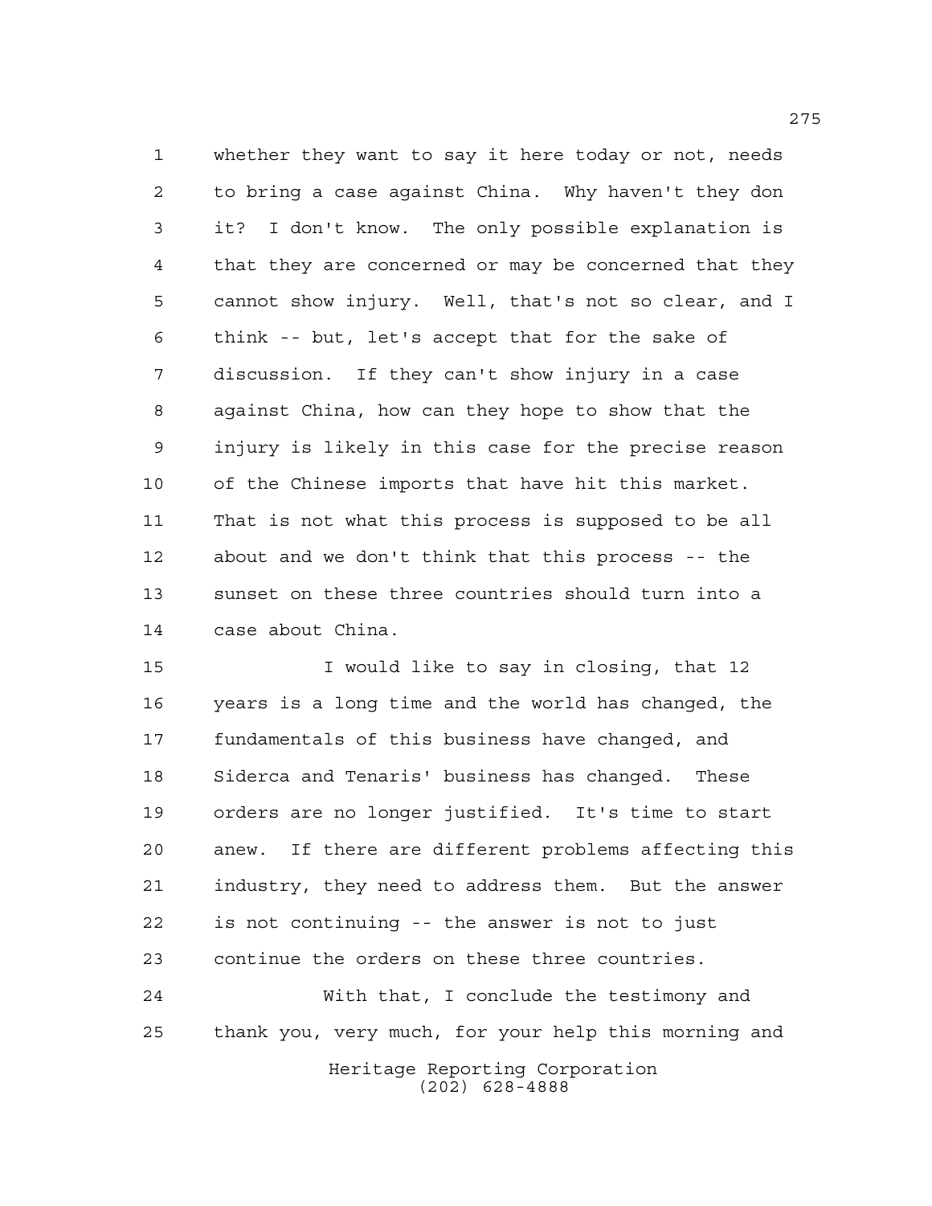whether they want to say it here today or not, needs to bring a case against China. Why haven't they don it? I don't know. The only possible explanation is that they are concerned or may be concerned that they cannot show injury. Well, that's not so clear, and I think -- but, let's accept that for the sake of discussion. If they can't show injury in a case against China, how can they hope to show that the injury is likely in this case for the precise reason of the Chinese imports that have hit this market. That is not what this process is supposed to be all about and we don't think that this process -- the sunset on these three countries should turn into a case about China.

I would like to say in closing, that 12 years is a long time and the world has changed, the fundamentals of this business have changed, and Siderca and Tenaris' business has changed. These orders are no longer justified. It's time to start anew. If there are different problems affecting this industry, they need to address them. But the answer is not continuing -- the answer is not to just continue the orders on these three countries.

With that, I conclude the testimony and thank you, very much, for your help this morning and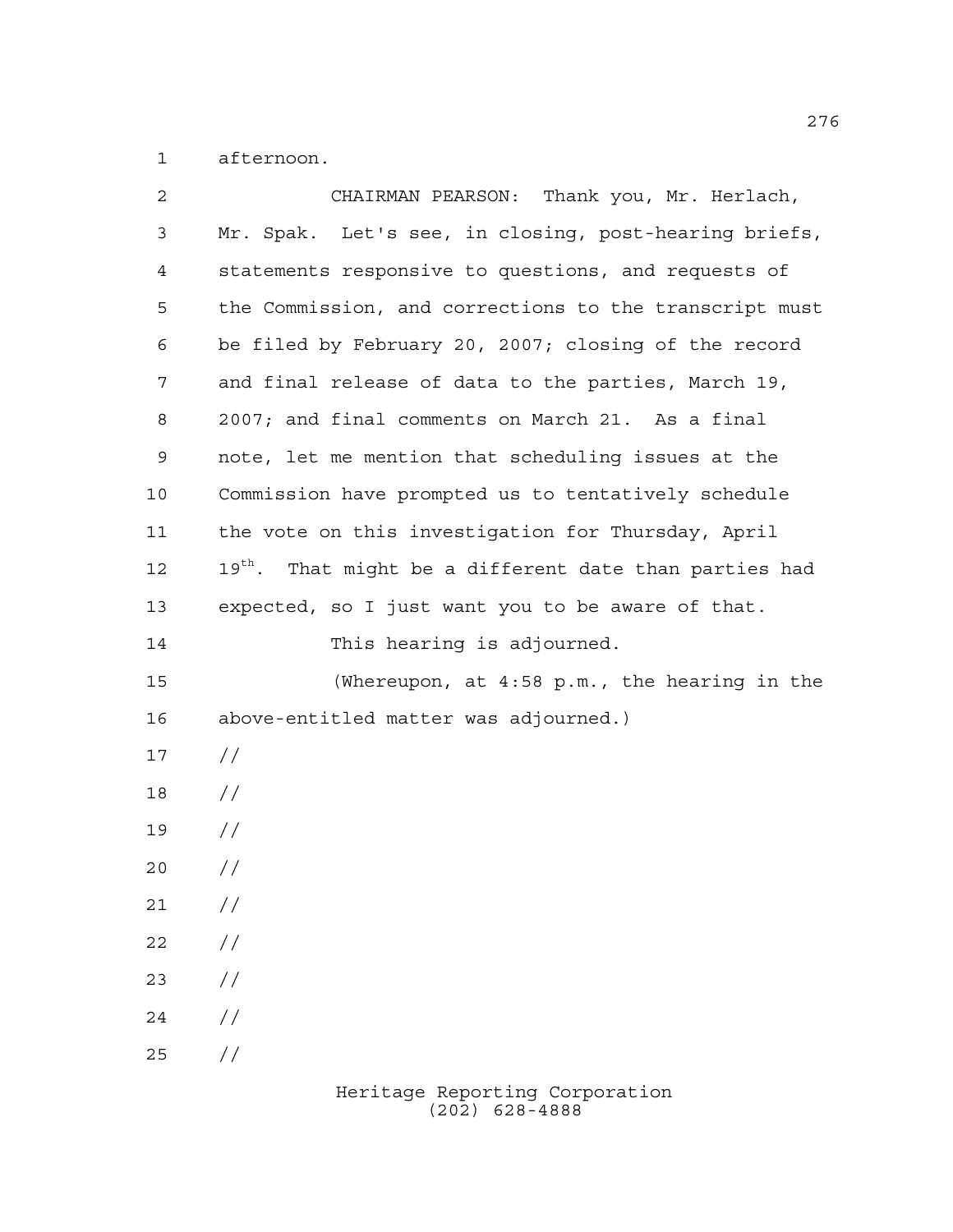afternoon.

CHAIRMAN PEARSON: Thank you, Mr. Herlach, Mr. Spak. Let's see, in closing, post-hearing briefs, statements responsive to questions, and requests of the Commission, and corrections to the transcript must be filed by February 20, 2007; closing of the record and final release of data to the parties, March 19, 2007; and final comments on March 21. As a final note, let me mention that scheduling issues at the Commission have prompted us to tentatively schedule the vote on this investigation for Thursday, April 19th. That might be a different date than parties had expected, so I just want you to be aware of that.

This hearing is adjourned.

(Whereupon, at 4:58 p.m., the hearing in the above-entitled matter was adjourned.)

//

//

//

//

//

//

//

//

//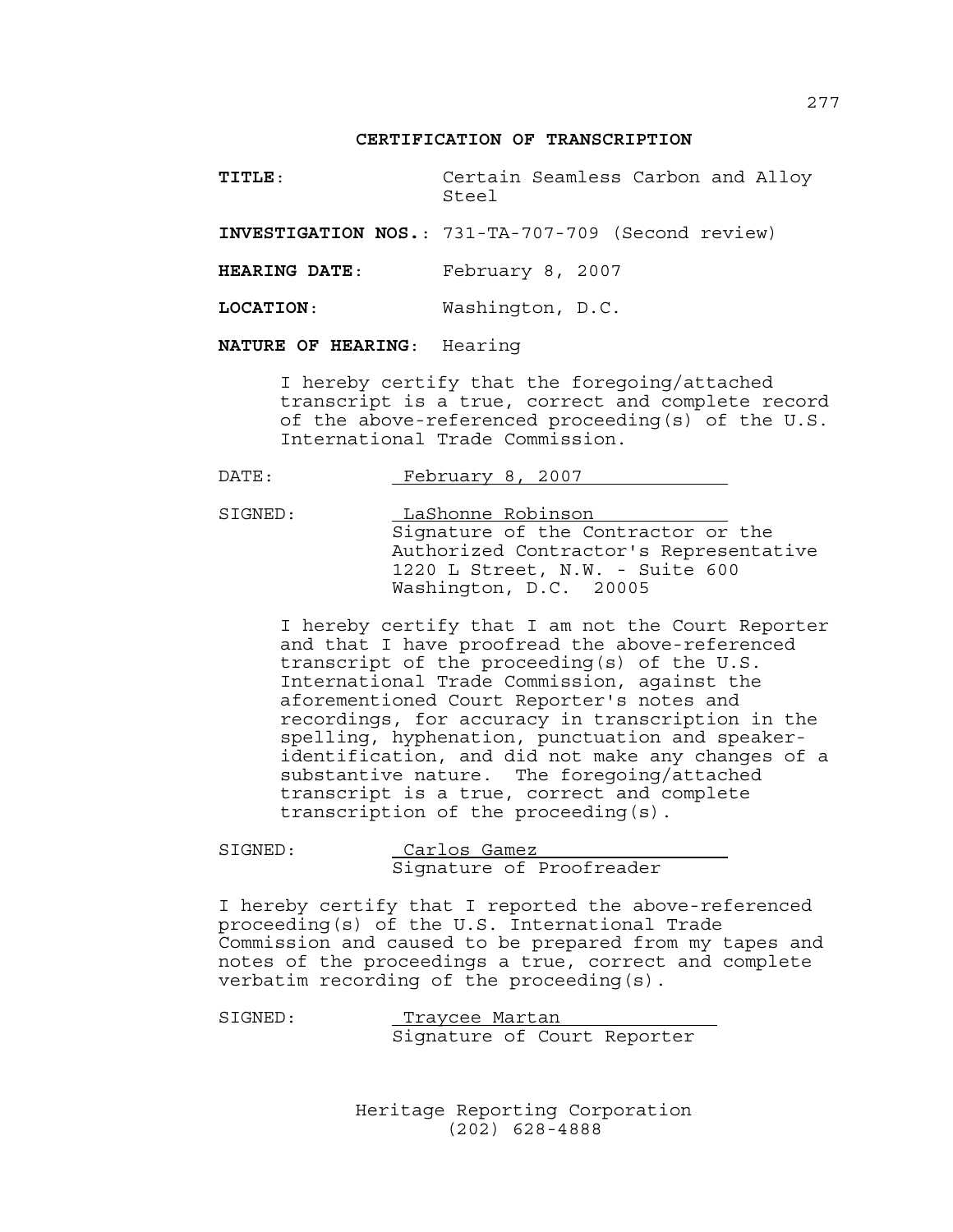**CERTIFICATION OF TRANSCRIPTION**

**TITLE**: Certain Seamless Carbon and Alloy Steel

**INVESTIGATION NOS.**: 731-TA-707-709 (Second review)

**HEARING DATE**: February 8, 2007

**LOCATION**: Washington, D.C.

**NATURE OF HEARING**: Hearing

I hereby certify that the foregoing/attached transcript is a true, correct and complete record of the above-referenced proceeding(s) of the U.S. International Trade Commission.

DATE: February 8, 2007

SIGNED: LaShonne Robinson
Signature of the Contractor or the Authorized Contractor's Representative
1220 L Street, N.W. - Suite 600
Washington, D.C. 20005

I hereby certify that I am not the Court Reporter and that I have proofread the above-referenced transcript of the proceeding(s) of the U.S. International Trade Commission, against the aforementioned Court Reporter's notes and recordings, for accuracy in transcription in the spelling, hyphenation, punctuation and speaker-identification, and did not make any changes of a substantive nature. The foregoing/attached transcript is a true, correct and complete transcription of the proceeding(s).

SIGNED: Carlos Gamez
Signature of Proofreader

I hereby certify that I reported the above-referenced proceeding(s) of the U.S. International Trade Commission and caused to be prepared from my tapes and notes of the proceedings a true, correct and complete verbatim recording of the proceeding(s).

SIGNED: Traycee Martan
Signature of Court Reporter